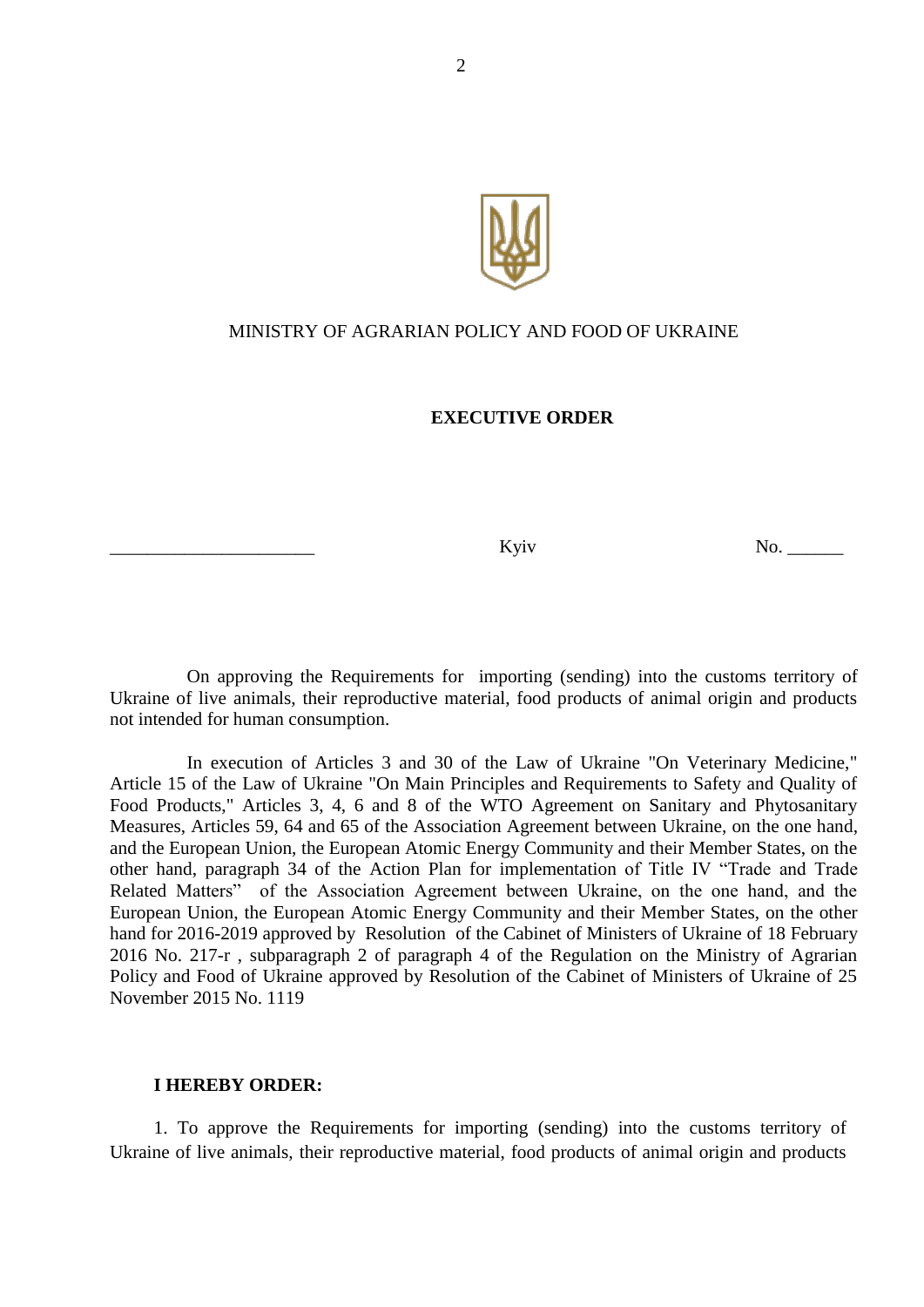MINISTRY OF AGRARIAN POLICY AND FOOD OF UKRAINE

**EXECUTIVE ORDER**

______________________ Kyiv No. ______

On approving the Requirements for importing (sending) into the customs territory of Ukraine of live animals, their reproductive material, food products of animal origin and products not intended for human consumption.

In execution of Articles 3 and 30 of the Law of Ukraine "On Veterinary Medicine," Article 15 of the Law of Ukraine "On Main Principles and Requirements to Safety and Quality of Food Products," Articles 3, 4, 6 and 8 of the WTO Agreement on Sanitary and Phytosanitary Measures, Articles 59, 64 and 65 of the Association Agreement between Ukraine, on the one hand, and the European Union, the European Atomic Energy Community and their Member States, on the other hand, paragraph 34 of the Action Plan for implementation of Title IV “Trade and Trade Related Matters” of the Association Agreement between Ukraine, on the one hand, and the European Union, the European Atomic Energy Community and their Member States, on the other hand for 2016-2019 approved by Resolution of the Cabinet of Ministers of Ukraine of 18 February 2016 No. 217-r , subparagraph 2 of paragraph 4 of the Regulation on the Ministry of Agrarian Policy and Food of Ukraine approved by Resolution of the Cabinet of Ministers of Ukraine of 25 November 2015 No. 1119

**I HEREBY ORDER:**

1. To approve the Requirements for importing (sending) into the customs territory of Ukraine of live animals, their reproductive material, food products of animal origin and products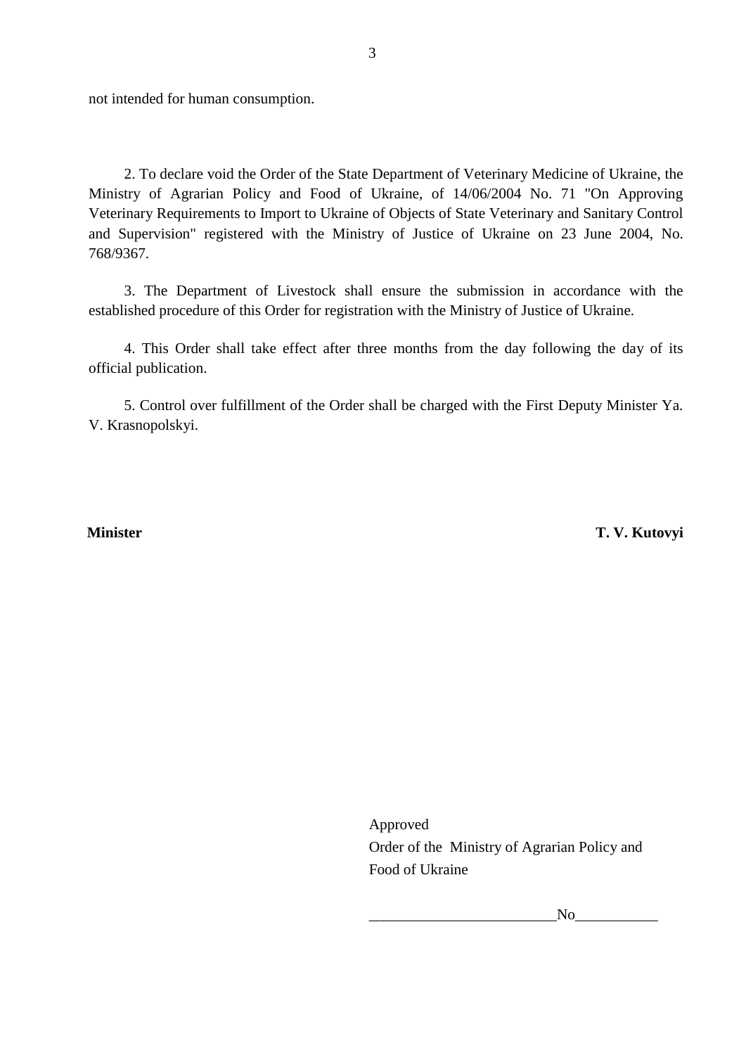not intended for human consumption.

2. To declare void the Order of the State Department of Veterinary Medicine of Ukraine, the Ministry of Agrarian Policy and Food of Ukraine, of 14/06/2004 No. 71 "On Approving Veterinary Requirements to Import to Ukraine of Objects of State Veterinary and Sanitary Control and Supervision" registered with the Ministry of Justice of Ukraine on 23 June 2004, No. 768/9367.

3. The Department of Livestock shall ensure the submission in accordance with the established procedure of this Order for registration with the Ministry of Justice of Ukraine.

4. This Order shall take effect after three months from the day following the day of its official publication.

5. Control over fulfillment of the Order shall be charged with the First Deputy Minister Ya. V. Krasnopolskyi.

**Minister** **T. V. Kutovyi**

Approved
Order of the Ministry of Agrarian Policy and Food of Ukraine

_________________________No___________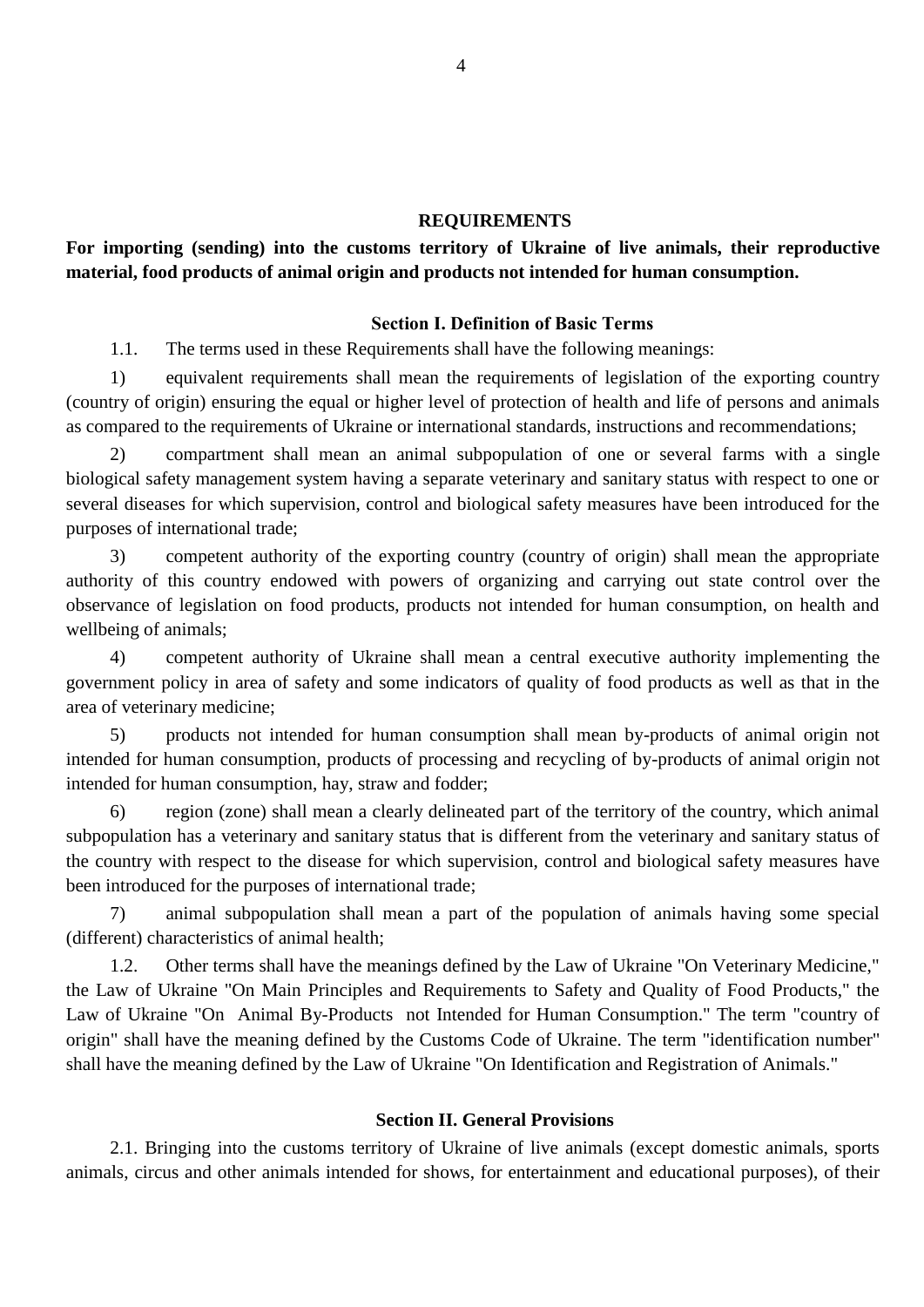# REQUIREMENTS

**For importing (sending) into the customs territory of Ukraine of live animals, their reproductive material, food products of animal origin and products not intended for human consumption.**

## Section I. Definition of Basic Terms

1.1. The terms used in these Requirements shall have the following meanings:

1) equivalent requirements shall mean the requirements of legislation of the exporting country (country of origin) ensuring the equal or higher level of protection of health and life of persons and animals as compared to the requirements of Ukraine or international standards, instructions and recommendations;

2) compartment shall mean an animal subpopulation of one or several farms with a single biological safety management system having a separate veterinary and sanitary status with respect to one or several diseases for which supervision, control and biological safety measures have been introduced for the purposes of international trade;

3) competent authority of the exporting country (country of origin) shall mean the appropriate authority of this country endowed with powers of organizing and carrying out state control over the observance of legislation on food products, products not intended for human consumption, on health and wellbeing of animals;

4) competent authority of Ukraine shall mean a central executive authority implementing the government policy in area of safety and some indicators of quality of food products as well as that in the area of veterinary medicine;

5) products not intended for human consumption shall mean by-products of animal origin not intended for human consumption, products of processing and recycling of by-products of animal origin not intended for human consumption, hay, straw and fodder;

6) region (zone) shall mean a clearly delineated part of the territory of the country, which animal subpopulation has a veterinary and sanitary status that is different from the veterinary and sanitary status of the country with respect to the disease for which supervision, control and biological safety measures have been introduced for the purposes of international trade;

7) animal subpopulation shall mean a part of the population of animals having some special (different) characteristics of animal health;

1.2. Other terms shall have the meanings defined by the Law of Ukraine "On Veterinary Medicine," the Law of Ukraine "On Main Principles and Requirements to Safety and Quality of Food Products," the Law of Ukraine "On Animal By-Products not Intended for Human Consumption." The term "country of origin" shall have the meaning defined by the Customs Code of Ukraine. The term "identification number" shall have the meaning defined by the Law of Ukraine "On Identification and Registration of Animals."

## Section II. General Provisions

2.1. Bringing into the customs territory of Ukraine of live animals (except domestic animals, sports animals, circus and other animals intended for shows, for entertainment and educational purposes), of their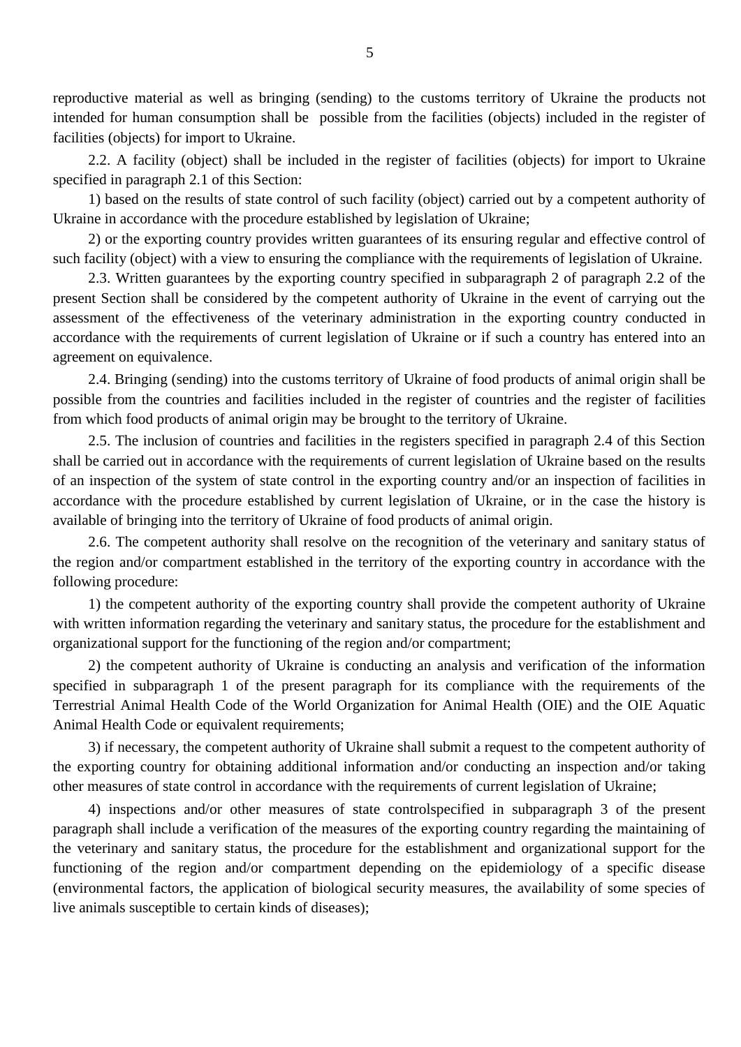reproductive material as well as bringing (sending) to the customs territory of Ukraine the products not intended for human consumption shall be possible from the facilities (objects) included in the register of facilities (objects) for import to Ukraine.

2.2. A facility (object) shall be included in the register of facilities (objects) for import to Ukraine specified in paragraph 2.1 of this Section:

1) based on the results of state control of such facility (object) carried out by a competent authority of Ukraine in accordance with the procedure established by legislation of Ukraine;

2) or the exporting country provides written guarantees of its ensuring regular and effective control of such facility (object) with a view to ensuring the compliance with the requirements of legislation of Ukraine.

2.3. Written guarantees by the exporting country specified in subparagraph 2 of paragraph 2.2 of the present Section shall be considered by the competent authority of Ukraine in the event of carrying out the assessment of the effectiveness of the veterinary administration in the exporting country conducted in accordance with the requirements of current legislation of Ukraine or if such a country has entered into an agreement on equivalence.

2.4. Bringing (sending) into the customs territory of Ukraine of food products of animal origin shall be possible from the countries and facilities included in the register of countries and the register of facilities from which food products of animal origin may be brought to the territory of Ukraine.

2.5. The inclusion of countries and facilities in the registers specified in paragraph 2.4 of this Section shall be carried out in accordance with the requirements of current legislation of Ukraine based on the results of an inspection of the system of state control in the exporting country and/or an inspection of facilities in accordance with the procedure established by current legislation of Ukraine, or in the case the history is available of bringing into the territory of Ukraine of food products of animal origin.

2.6. The competent authority shall resolve on the recognition of the veterinary and sanitary status of the region and/or compartment established in the territory of the exporting country in accordance with the following procedure:

1) the competent authority of the exporting country shall provide the competent authority of Ukraine with written information regarding the veterinary and sanitary status, the procedure for the establishment and organizational support for the functioning of the region and/or compartment;

2) the competent authority of Ukraine is conducting an analysis and verification of the information specified in subparagraph 1 of the present paragraph for its compliance with the requirements of the Terrestrial Animal Health Code of the World Organization for Animal Health (OIE) and the OIE Aquatic Animal Health Code or equivalent requirements;

3) if necessary, the competent authority of Ukraine shall submit a request to the competent authority of the exporting country for obtaining additional information and/or conducting an inspection and/or taking other measures of state control in accordance with the requirements of current legislation of Ukraine;

4) inspections and/or other measures of state controlspecified in subparagraph 3 of the present paragraph shall include a verification of the measures of the exporting country regarding the maintaining of the veterinary and sanitary status, the procedure for the establishment and organizational support for the functioning of the region and/or compartment depending on the epidemiology of a specific disease (environmental factors, the application of biological security measures, the availability of some species of live animals susceptible to certain kinds of diseases);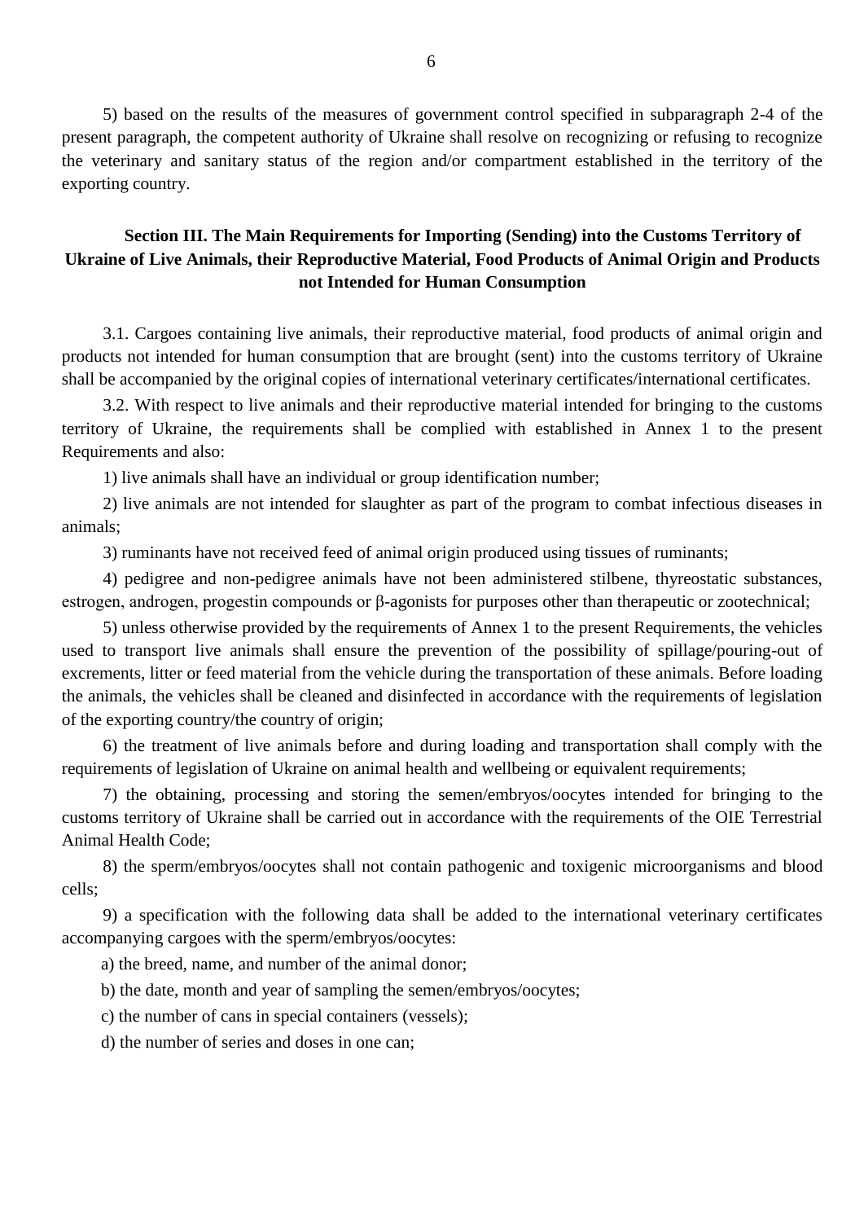5) based on the results of the measures of government control specified in subparagraph 2-4 of the present paragraph, the competent authority of Ukraine shall resolve on recognizing or refusing to recognize the veterinary and sanitary status of the region and/or compartment established in the territory of the exporting country.

## Section III. The Main Requirements for Importing (Sending) into the Customs Territory of Ukraine of Live Animals, their Reproductive Material, Food Products of Animal Origin and Products not Intended for Human Consumption

3.1. Cargoes containing live animals, their reproductive material, food products of animal origin and products not intended for human consumption that are brought (sent) into the customs territory of Ukraine shall be accompanied by the original copies of international veterinary certificates/international certificates.

3.2. With respect to live animals and their reproductive material intended for bringing to the customs territory of Ukraine, the requirements shall be complied with established in Annex 1 to the present Requirements and also:

1) live animals shall have an individual or group identification number;

2) live animals are not intended for slaughter as part of the program to combat infectious diseases in animals;

3) ruminants have not received feed of animal origin produced using tissues of ruminants;

4) pedigree and non-pedigree animals have not been administered stilbene, thyreostatic substances, estrogen, androgen, progestin compounds or β-agonists for purposes other than therapeutic or zootechnical;

5) unless otherwise provided by the requirements of Annex 1 to the present Requirements, the vehicles used to transport live animals shall ensure the prevention of the possibility of spillage/pouring-out of excrements, litter or feed material from the vehicle during the transportation of these animals. Before loading the animals, the vehicles shall be cleaned and disinfected in accordance with the requirements of legislation of the exporting country/the country of origin;

6) the treatment of live animals before and during loading and transportation shall comply with the requirements of legislation of Ukraine on animal health and wellbeing or equivalent requirements;

7) the obtaining, processing and storing the semen/embryos/oocytes intended for bringing to the customs territory of Ukraine shall be carried out in accordance with the requirements of the OIE Terrestrial Animal Health Code;

8) the sperm/embryos/oocytes shall not contain pathogenic and toxigenic microorganisms and blood cells;

9) a specification with the following data shall be added to the international veterinary certificates accompanying cargoes with the sperm/embryos/oocytes:

a) the breed, name, and number of the animal donor;

b) the date, month and year of sampling the semen/embryos/oocytes;

c) the number of cans in special containers (vessels);

d) the number of series and doses in one can;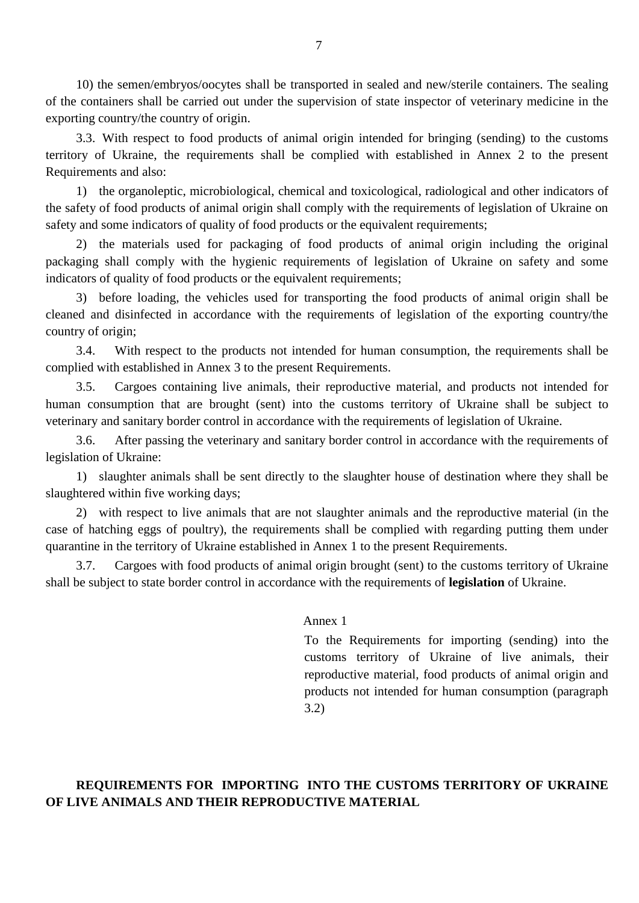10) the semen/embryos/oocytes shall be transported in sealed and new/sterile containers. The sealing of the containers shall be carried out under the supervision of state inspector of veterinary medicine in the exporting country/the country of origin.

3.3. With respect to food products of animal origin intended for bringing (sending) to the customs territory of Ukraine, the requirements shall be complied with established in Annex 2 to the present Requirements and also:

1) the organoleptic, microbiological, chemical and toxicological, radiological and other indicators of the safety of food products of animal origin shall comply with the requirements of legislation of Ukraine on safety and some indicators of quality of food products or the equivalent requirements;

2) the materials used for packaging of food products of animal origin including the original packaging shall comply with the hygienic requirements of legislation of Ukraine on safety and some indicators of quality of food products or the equivalent requirements;

3) before loading, the vehicles used for transporting the food products of animal origin shall be cleaned and disinfected in accordance with the requirements of legislation of the exporting country/the country of origin;

3.4. With respect to the products not intended for human consumption, the requirements shall be complied with established in Annex 3 to the present Requirements.

3.5. Cargoes containing live animals, their reproductive material, and products not intended for human consumption that are brought (sent) into the customs territory of Ukraine shall be subject to veterinary and sanitary border control in accordance with the requirements of legislation of Ukraine.

3.6. After passing the veterinary and sanitary border control in accordance with the requirements of legislation of Ukraine:

1) slaughter animals shall be sent directly to the slaughter house of destination where they shall be slaughtered within five working days;

2) with respect to live animals that are not slaughter animals and the reproductive material (in the case of hatching eggs of poultry), the requirements shall be complied with regarding putting them under quarantine in the territory of Ukraine established in Annex 1 to the present Requirements.

3.7. Cargoes with food products of animal origin brought (sent) to the customs territory of Ukraine shall be subject to state border control in accordance with the requirements of **legislation** of Ukraine.

Annex 1

To the Requirements for importing (sending) into the customs territory of Ukraine of live animals, their reproductive material, food products of animal origin and products not intended for human consumption (paragraph 3.2)

**REQUIREMENTS FOR IMPORTING INTO THE CUSTOMS TERRITORY OF UKRAINE OF LIVE ANIMALS AND THEIR REPRODUCTIVE MATERIAL**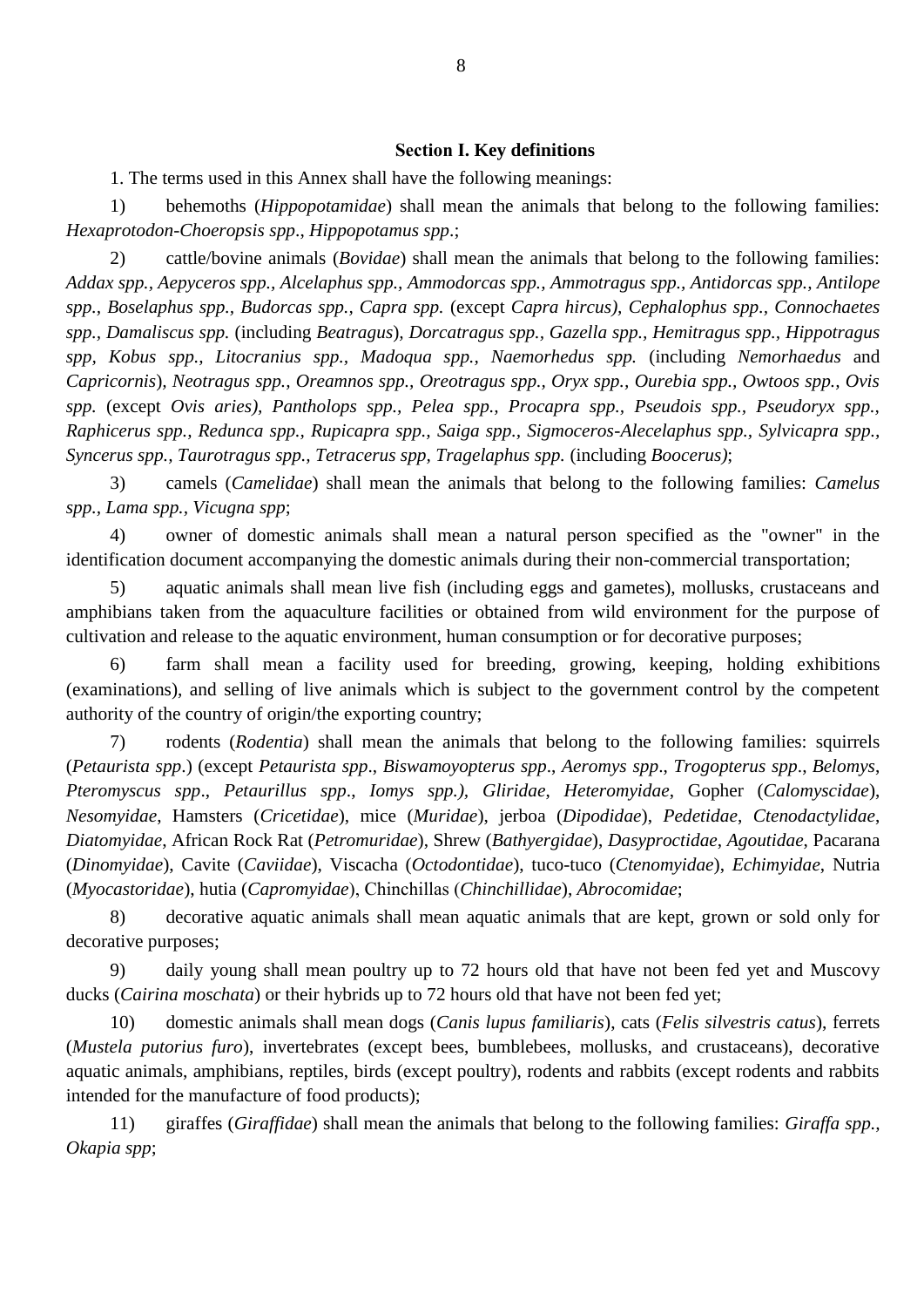### Section I. Key definitions

1. The terms used in this Annex shall have the following meanings:

1) behemoths (*Hippopotamidae*) shall mean the animals that belong to the following families: *Hexaprotodon-Choeropsis spp*., *Hippopotamus spp*.;

2) cattle/bovine animals (*Bovidae*) shall mean the animals that belong to the following families: *Addax spp., Aepyceros spp., Alcelaphus spp., Ammodorcas spp., Ammotragus spp., Antidorcas spp., Antilope spp., Boselaphus spp., Budorcas spp., Capra spp.* (except *Capra hircus), Cephalophus spp., Connochaetes spp., Damaliscus spp.* (including *Beatragus*), *Dorcatragus spp., Gazella spp., Hemitragus spp., Hippotragus spp, Kobus spp., Litocranius spp., Madoqua spp., Naemorhedus spp.* (including *Nemorhaedus* and *Capricornis*), *Neotragus spp., Oreamnos spp., Oreotragus spp., Oryx spp., Ourebia spp., Owtoos spp., Ovis spp.* (except *Ovis aries), Pantholops spp., Pelea spp., Procapra spp., Pseudois spp., Pseudoryx spp., Raphicerus spp., Redunca spp., Rupicapra spp., Saiga spp., Sigmoceros-Alecelaphus spp., Sylvicapra spp., Syncerus spp., Taurotragus spp., Tetracerus spp, Tragelaphus spp.* (including *Boocerus)*;

3) camels (*Camelidae*) shall mean the animals that belong to the following families: *Camelus spp., Lama spp., Vicugna spp*;

4) owner of domestic animals shall mean a natural person specified as the "owner" in the identification document accompanying the domestic animals during their non-commercial transportation;

5) aquatic animals shall mean live fish (including eggs and gametes), mollusks, crustaceans and amphibians taken from the aquaculture facilities or obtained from wild environment for the purpose of cultivation and release to the aquatic environment, human consumption or for decorative purposes;

6) farm shall mean a facility used for breeding, growing, keeping, holding exhibitions (examinations), and selling of live animals which is subject to the government control by the competent authority of the country of origin/the exporting country;

7) rodents (*Rodentia*) shall mean the animals that belong to the following families: squirrels (*Petaurista spp*.) (except *Petaurista spp*., *Biswamoyopterus spp*., *Aeromys spp*., *Trogopterus spp*., *Belomys*, *Pteromyscus spp*., *Petaurillus spp*., *Iomys spp.), Gliridae*, *Heteromyidae*, Gopher (*Calomyscidae*), *Nesomyidae*, Hamsters (*Cricetidae*), mice (*Muridae*), jerboa (*Dipodidae*), *Pedetidae*, *Ctenodactylidae*, *Diatomyidae*, African Rock Rat (*Petromuridae*), Shrew (*Bathyergidae*), *Dasyproctidae*, *Agoutidae*, Pacarana (*Dinomyidae*), Cavite (*Caviidae*), Viscacha (*Octodontidae*), tuco-tuco (*Ctenomyidae*), *Echimyidae*, Nutria (*Myocastoridae*), hutia (*Capromyidae*), Chinchillas (*Chinchillidae*), *Abrocomidae*;

8) decorative aquatic animals shall mean aquatic animals that are kept, grown or sold only for decorative purposes;

9) daily young shall mean poultry up to 72 hours old that have not been fed yet and Muscovy ducks (*Cairina moschata*) or their hybrids up to 72 hours old that have not been fed yet;

10) domestic animals shall mean dogs (*Canis lupus familiaris*), cats (*Felis silvestris catus*), ferrets (*Mustela putorius furo*), invertebrates (except bees, bumblebees, mollusks, and crustaceans), decorative aquatic animals, amphibians, reptiles, birds (except poultry), rodents and rabbits (except rodents and rabbits intended for the manufacture of food products);

11) giraffes (*Giraffidae*) shall mean the animals that belong to the following families: *Giraffa spp., Okapia spp*;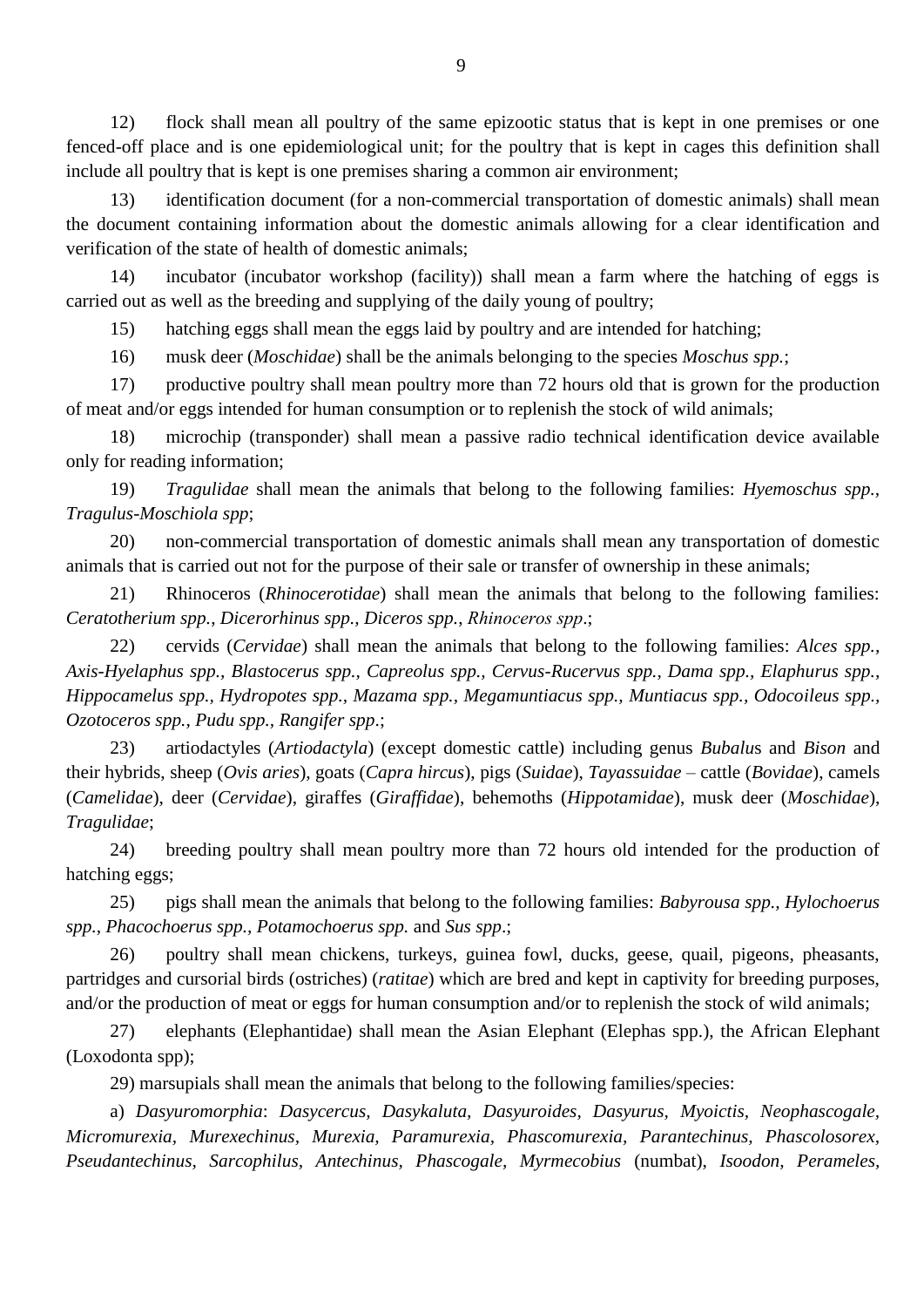12) flock shall mean all poultry of the same epizootic status that is kept in one premises or one fenced-off place and is one epidemiological unit; for the poultry that is kept in cages this definition shall include all poultry that is kept is one premises sharing a common air environment;

13) identification document (for a non-commercial transportation of domestic animals) shall mean the document containing information about the domestic animals allowing for a clear identification and verification of the state of health of domestic animals;

14) incubator (incubator workshop (facility)) shall mean a farm where the hatching of eggs is carried out as well as the breeding and supplying of the daily young of poultry;

15) hatching eggs shall mean the eggs laid by poultry and are intended for hatching;

16) musk deer (*Moschidae*) shall be the animals belonging to the species *Moschus spp.*;

17) productive poultry shall mean poultry more than 72 hours old that is grown for the production of meat and/or eggs intended for human consumption or to replenish the stock of wild animals;

18) microchip (transponder) shall mean a passive radio technical identification device available only for reading information;

19) *Tragulidae* shall mean the animals that belong to the following families: *Hyemoschus spp.*, *Tragulus-Moschiola spp*;

20) non-commercial transportation of domestic animals shall mean any transportation of domestic animals that is carried out not for the purpose of their sale or transfer of ownership in these animals;

21) Rhinoceros (*Rhinocerotidae*) shall mean the animals that belong to the following families: *Ceratotherium spp.*, *Dicerorhinus spp.*, *Diceros spp.*, *Rhinoceros spp*.;

22) cervids (*Cervidae*) shall mean the animals that belong to the following families: *Alces spp.*, *Axis-Hyelaphus spp.*, *Blastocerus spp.*, *Capreolus spp.*, *Cervus-Rucervus spp.*, *Dama spp.*, *Elaphurus spp.*, *Hippocamelus spp.*, *Hydropotes spp.*, *Mazama spp.*, *Megamuntiacus spp.*, *Muntiacus spp.*, *Odocoileus spp.*, *Ozotoceros spp.*, *Pudu spp.*, *Rangifer spp*.;

23) artiodactyles (*Artiodactyla*) (except domestic cattle) including genus *Bubalus* and *Bison* and their hybrids, sheep (*Ovis aries*), goats (*Capra hircus*), pigs (*Suidae*), *Tayassuidae* – cattle (*Bovidae*), camels (*Camelidae*), deer (*Cervidae*), giraffes (*Giraffidae*), behemoths (*Hippotamidae*), musk deer (*Moschidae*), *Tragulidae*;

24) breeding poultry shall mean poultry more than 72 hours old intended for the production of hatching eggs;

25) pigs shall mean the animals that belong to the following families: *Babyrousa spp.*, *Hylochoerus spp.*, *Phacochoerus spp.*, *Potamochoerus spp.* and *Sus spp*.;

26) poultry shall mean chickens, turkeys, guinea fowl, ducks, geese, quail, pigeons, pheasants, partridges and cursorial birds (ostriches) (*ratitae*) which are bred and kept in captivity for breeding purposes, and/or the production of meat or eggs for human consumption and/or to replenish the stock of wild animals;

27) elephants (Elephantidae) shall mean the Asian Elephant (Elephas spp.), the African Elephant (Loxodonta spp);

29) marsupials shall mean the animals that belong to the following families/species:

a) *Dasyuromorphia*: *Dasycercus, Dasykaluta, Dasyuroides, Dasyurus, Myoictis, Neophascogale, Micromurexia, Murexechinus, Murexia, Paramurexia, Phascomurexia, Parantechinus, Phascolosorex, Pseudantechinus, Sarcophilus, Antechinus, Phascogale, Myrmecobius* (numbat), *Isoodon, Perameles,*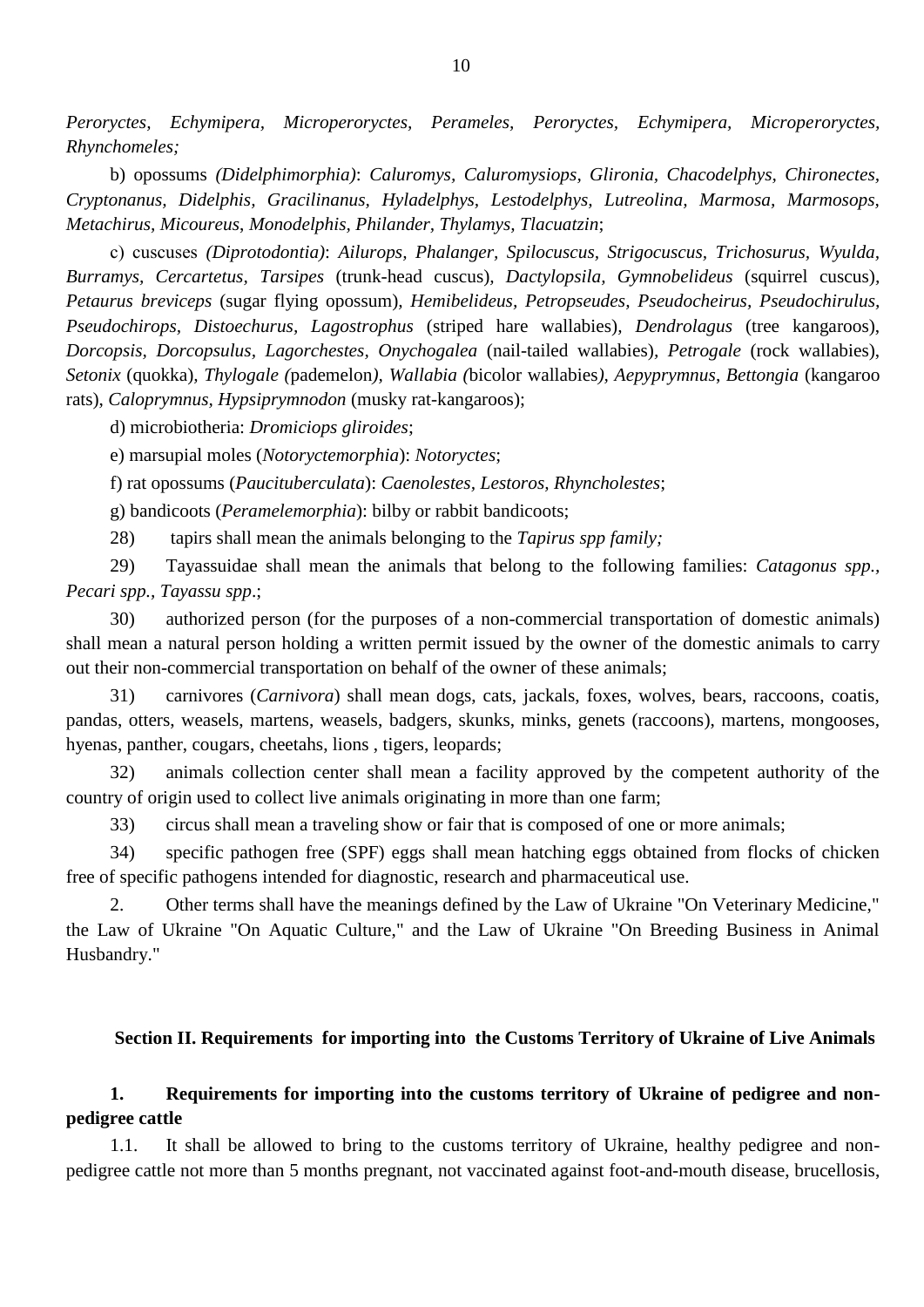*Peroryctes, Echymipera, Microperoryctes, Perameles, Peroryctes, Echymipera, Microperoryctes, Rhynchomeles;*

b) opossums *(Didelphimorphia)*: *Caluromys, Caluromysiops, Glironia, Chacodelphys, Chironectes, Cryptonanus, Didelphis, Gracilinanus, Hyladelphys, Lestodelphys, Lutreolina, Marmosa, Marmosops, Metachirus, Micoureus, Monodelphis, Philander, Thylamys, Tlacuatzin*;

c) cuscuses *(Diprotodontia)*: *Ailurops, Phalanger, Spilocuscus, Strigocuscus, Trichosurus, Wyulda, Burramys, Cercartetus, Tarsipes* (trunk-head cuscus)*, Dactylopsila, Gymnobelideus* (squirrel cuscus)*, Petaurus breviceps* (sugar flying opossum)*, Hemibelideus, Petropseudes, Pseudocheirus, Pseudochirulus, Pseudochirops, Distoechurus, Lagostrophus* (striped hare wallabies)*, Dendrolagus* (tree kangaroos)*, Dorcopsis, Dorcopsulus, Lagorchestes, Onychogalea* (nail-tailed wallabies)*, Petrogale* (rock wallabies)*, Setonix* (quokka)*, Thylogale (*pademelon*), Wallabia (*bicolor wallabies*), Aepyprymnus, Bettongia* (kangaroo rats)*, Caloprymnus, Hypsiprymnodon* (musky rat-kangaroos);

d) microbiotheria: *Dromiciops gliroides*;

e) marsupial moles (*Notoryctemorphia*): *Notoryctes*;

f) rat opossums (*Paucituberculata*): *Caenolestes, Lestoros, Rhyncholestes*;

g) bandicoots (*Peramelemorphia*): bilby or rabbit bandicoots;

28) tapirs shall mean the animals belonging to the *Tapirus spp family;*

29) Tayassuidae shall mean the animals that belong to the following families: *Catagonus spp., Pecari spp., Tayassu spp*.;

30) authorized person (for the purposes of a non-commercial transportation of domestic animals) shall mean a natural person holding a written permit issued by the owner of the domestic animals to carry out their non-commercial transportation on behalf of the owner of these animals;

31) carnivores (*Carnivora*) shall mean dogs, cats, jackals, foxes, wolves, bears, raccoons, coatis, pandas, otters, weasels, martens, weasels, badgers, skunks, minks, genets (raccoons), martens, mongooses, hyenas, panther, cougars, cheetahs, lions , tigers, leopards;

32) animals collection center shall mean a facility approved by the competent authority of the country of origin used to collect live animals originating in more than one farm;

33) circus shall mean a traveling show or fair that is composed of one or more animals;

34) specific pathogen free (SPF) eggs shall mean hatching eggs obtained from flocks of chicken free of specific pathogens intended for diagnostic, research and pharmaceutical use.

2. Other terms shall have the meanings defined by the Law of Ukraine "On Veterinary Medicine," the Law of Ukraine "On Aquatic Culture," and the Law of Ukraine "On Breeding Business in Animal Husbandry."

## Section II. Requirements for importing into the Customs Territory of Ukraine of Live Animals

### 1. Requirements for importing into the customs territory of Ukraine of pedigree and non-pedigree cattle

1.1. It shall be allowed to bring to the customs territory of Ukraine, healthy pedigree and non-pedigree cattle not more than 5 months pregnant, not vaccinated against foot-and-mouth disease, brucellosis,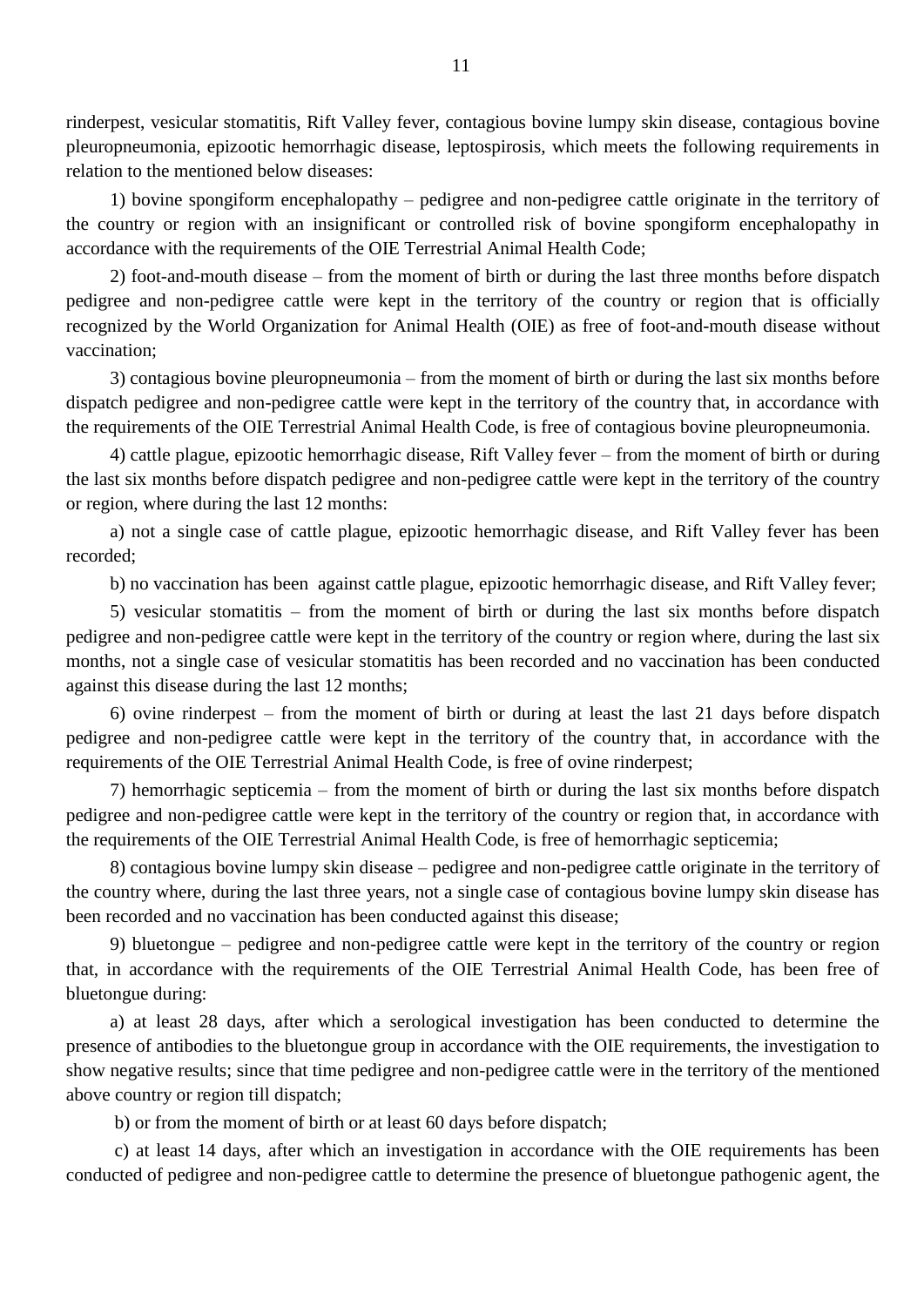rinderpest, vesicular stomatitis, Rift Valley fever, contagious bovine lumpy skin disease, contagious bovine pleuropneumonia, epizootic hemorrhagic disease, leptospirosis, which meets the following requirements in relation to the mentioned below diseases:

1) bovine spongiform encephalopathy – pedigree and non-pedigree cattle originate in the territory of the country or region with an insignificant or controlled risk of bovine spongiform encephalopathy in accordance with the requirements of the OIE Terrestrial Animal Health Code;

2) foot-and-mouth disease – from the moment of birth or during the last three months before dispatch pedigree and non-pedigree cattle were kept in the territory of the country or region that is officially recognized by the World Organization for Animal Health (OIE) as free of foot-and-mouth disease without vaccination;

3) contagious bovine pleuropneumonia – from the moment of birth or during the last six months before dispatch pedigree and non-pedigree cattle were kept in the territory of the country that, in accordance with the requirements of the OIE Terrestrial Animal Health Code, is free of contagious bovine pleuropneumonia.

4) cattle plague, epizootic hemorrhagic disease, Rift Valley fever – from the moment of birth or during the last six months before dispatch pedigree and non-pedigree cattle were kept in the territory of the country or region, where during the last 12 months:

a) not a single case of cattle plague, epizootic hemorrhagic disease, and Rift Valley fever has been recorded;

b) no vaccination has been against cattle plague, epizootic hemorrhagic disease, and Rift Valley fever;

5) vesicular stomatitis – from the moment of birth or during the last six months before dispatch pedigree and non-pedigree cattle were kept in the territory of the country or region where, during the last six months, not a single case of vesicular stomatitis has been recorded and no vaccination has been conducted against this disease during the last 12 months;

6) ovine rinderpest – from the moment of birth or during at least the last 21 days before dispatch pedigree and non-pedigree cattle were kept in the territory of the country that, in accordance with the requirements of the OIE Terrestrial Animal Health Code, is free of ovine rinderpest;

7) hemorrhagic septicemia – from the moment of birth or during the last six months before dispatch pedigree and non-pedigree cattle were kept in the territory of the country or region that, in accordance with the requirements of the OIE Terrestrial Animal Health Code, is free of hemorrhagic septicemia;

8) contagious bovine lumpy skin disease – pedigree and non-pedigree cattle originate in the territory of the country where, during the last three years, not a single case of contagious bovine lumpy skin disease has been recorded and no vaccination has been conducted against this disease;

9) bluetongue – pedigree and non-pedigree cattle were kept in the territory of the country or region that, in accordance with the requirements of the OIE Terrestrial Animal Health Code, has been free of bluetongue during:

a) at least 28 days, after which a serological investigation has been conducted to determine the presence of antibodies to the bluetongue group in accordance with the OIE requirements, the investigation to show negative results; since that time pedigree and non-pedigree cattle were in the territory of the mentioned above country or region till dispatch;

b) or from the moment of birth or at least 60 days before dispatch;

c) at least 14 days, after which an investigation in accordance with the OIE requirements has been conducted of pedigree and non-pedigree cattle to determine the presence of bluetongue pathogenic agent, the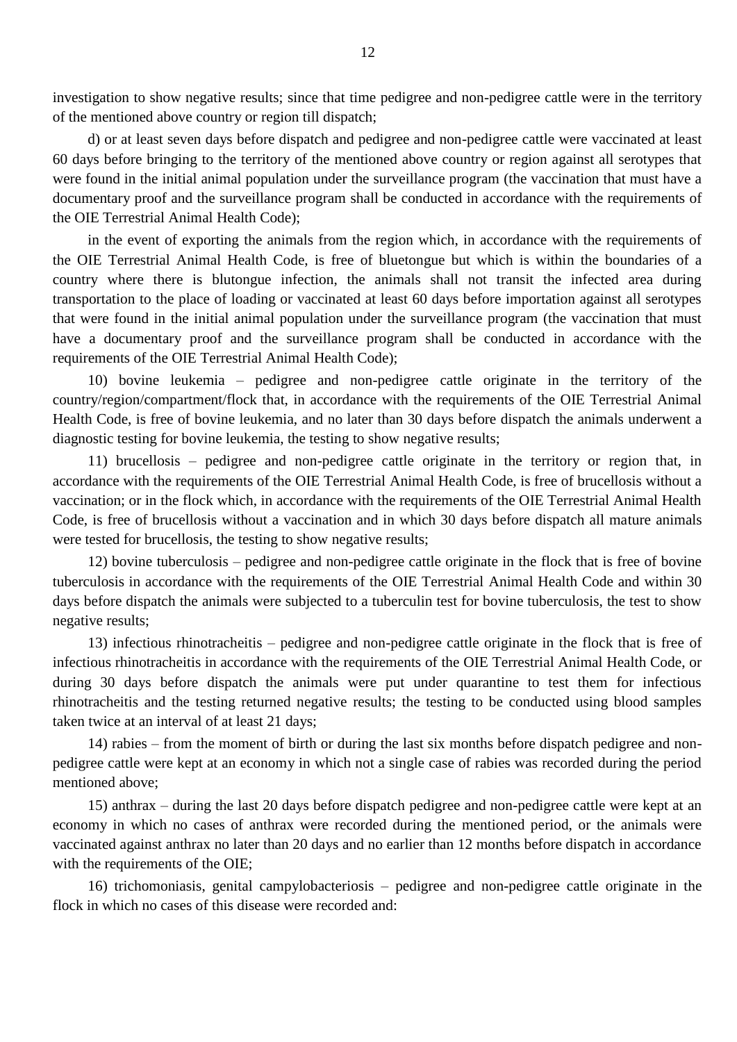investigation to show negative results; since that time pedigree and non-pedigree cattle were in the territory of the mentioned above country or region till dispatch;

d) or at least seven days before dispatch and pedigree and non-pedigree cattle were vaccinated at least 60 days before bringing to the territory of the mentioned above country or region against all serotypes that were found in the initial animal population under the surveillance program (the vaccination that must have a documentary proof and the surveillance program shall be conducted in accordance with the requirements of the OIE Terrestrial Animal Health Code);

in the event of exporting the animals from the region which, in accordance with the requirements of the OIE Terrestrial Animal Health Code, is free of bluetongue but which is within the boundaries of a country where there is blutongue infection, the animals shall not transit the infected area during transportation to the place of loading or vaccinated at least 60 days before importation against all serotypes that were found in the initial animal population under the surveillance program (the vaccination that must have a documentary proof and the surveillance program shall be conducted in accordance with the requirements of the OIE Terrestrial Animal Health Code);

10) bovine leukemia – pedigree and non-pedigree cattle originate in the territory of the country/region/compartment/flock that, in accordance with the requirements of the OIE Terrestrial Animal Health Code, is free of bovine leukemia, and no later than 30 days before dispatch the animals underwent a diagnostic testing for bovine leukemia, the testing to show negative results;

11) brucellosis – pedigree and non-pedigree cattle originate in the territory or region that, in accordance with the requirements of the OIE Terrestrial Animal Health Code, is free of brucellosis without a vaccination; or in the flock which, in accordance with the requirements of the OIE Terrestrial Animal Health Code, is free of brucellosis without a vaccination and in which 30 days before dispatch all mature animals were tested for brucellosis, the testing to show negative results;

12) bovine tuberculosis – pedigree and non-pedigree cattle originate in the flock that is free of bovine tuberculosis in accordance with the requirements of the OIE Terrestrial Animal Health Code and within 30 days before dispatch the animals were subjected to a tuberculin test for bovine tuberculosis, the test to show negative results;

13) infectious rhinotracheitis – pedigree and non-pedigree cattle originate in the flock that is free of infectious rhinotracheitis in accordance with the requirements of the OIE Terrestrial Animal Health Code, or during 30 days before dispatch the animals were put under quarantine to test them for infectious rhinotracheitis and the testing returned negative results; the testing to be conducted using blood samples taken twice at an interval of at least 21 days;

14) rabies – from the moment of birth or during the last six months before dispatch pedigree and non-pedigree cattle were kept at an economy in which not a single case of rabies was recorded during the period mentioned above;

15) anthrax – during the last 20 days before dispatch pedigree and non-pedigree cattle were kept at an economy in which no cases of anthrax were recorded during the mentioned period, or the animals were vaccinated against anthrax no later than 20 days and no earlier than 12 months before dispatch in accordance with the requirements of the OIE;

16) trichomoniasis, genital campylobacteriosis – pedigree and non-pedigree cattle originate in the flock in which no cases of this disease were recorded and: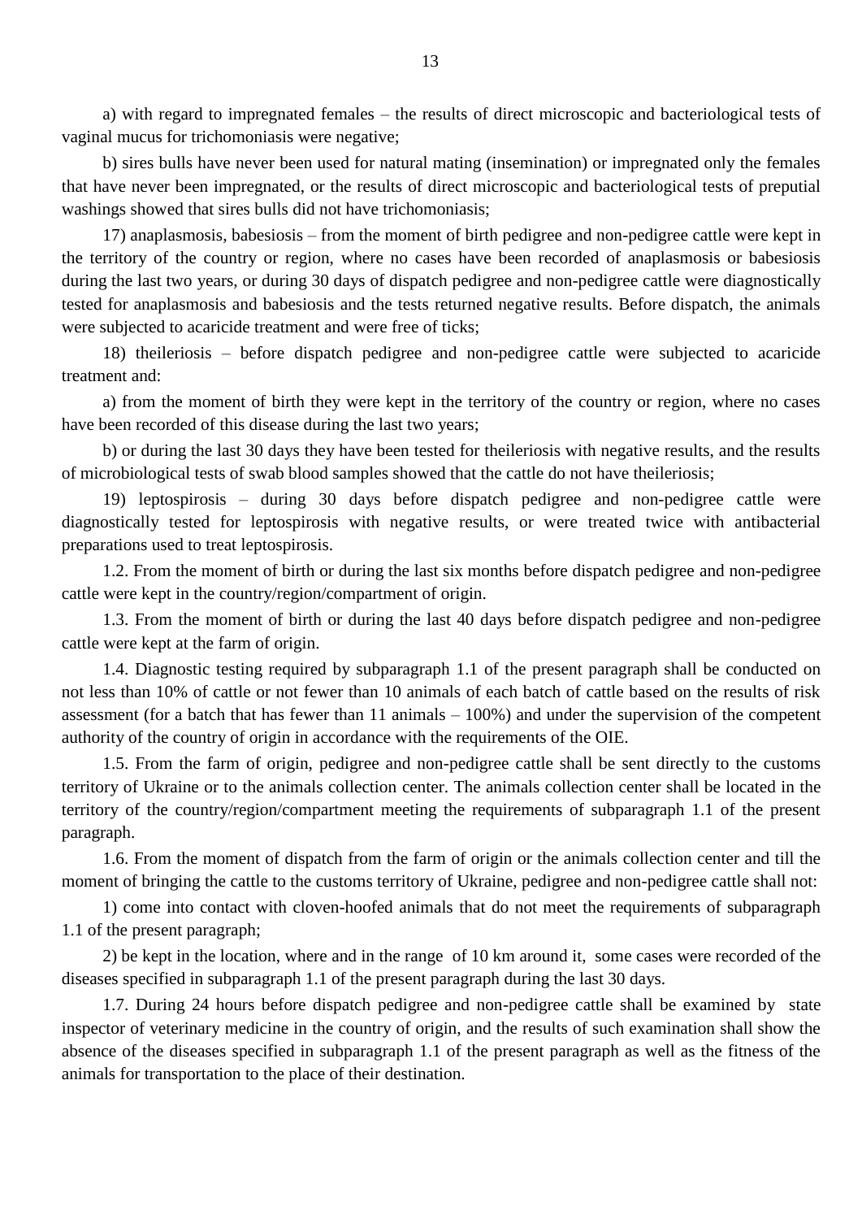a) with regard to impregnated females – the results of direct microscopic and bacteriological tests of vaginal mucus for trichomoniasis were negative;

b) sires bulls have never been used for natural mating (insemination) or impregnated only the females that have never been impregnated, or the results of direct microscopic and bacteriological tests of preputial washings showed that sires bulls did not have trichomoniasis;

17) anaplasmosis, babesiosis – from the moment of birth pedigree and non-pedigree cattle were kept in the territory of the country or region, where no cases have been recorded of anaplasmosis or babesiosis during the last two years, or during 30 days of dispatch pedigree and non-pedigree cattle were diagnostically tested for anaplasmosis and babesiosis and the tests returned negative results. Before dispatch, the animals were subjected to acaricide treatment and were free of ticks;

18) theileriosis – before dispatch pedigree and non-pedigree cattle were subjected to acaricide treatment and:

a) from the moment of birth they were kept in the territory of the country or region, where no cases have been recorded of this disease during the last two years;

b) or during the last 30 days they have been tested for theileriosis with negative results, and the results of microbiological tests of swab blood samples showed that the cattle do not have theileriosis;

19) leptospirosis – during 30 days before dispatch pedigree and non-pedigree cattle were diagnostically tested for leptospirosis with negative results, or were treated twice with antibacterial preparations used to treat leptospirosis.

1.2. From the moment of birth or during the last six months before dispatch pedigree and non-pedigree cattle were kept in the country/region/compartment of origin.

1.3. From the moment of birth or during the last 40 days before dispatch pedigree and non-pedigree cattle were kept at the farm of origin.

1.4. Diagnostic testing required by subparagraph 1.1 of the present paragraph shall be conducted on not less than 10% of cattle or not fewer than 10 animals of each batch of cattle based on the results of risk assessment (for a batch that has fewer than 11 animals – 100%) and under the supervision of the competent authority of the country of origin in accordance with the requirements of the OIE.

1.5. From the farm of origin, pedigree and non-pedigree cattle shall be sent directly to the customs territory of Ukraine or to the animals collection center. The animals collection center shall be located in the territory of the country/region/compartment meeting the requirements of subparagraph 1.1 of the present paragraph.

1.6. From the moment of dispatch from the farm of origin or the animals collection center and till the moment of bringing the cattle to the customs territory of Ukraine, pedigree and non-pedigree cattle shall not:

1) come into contact with cloven-hoofed animals that do not meet the requirements of subparagraph 1.1 of the present paragraph;

2) be kept in the location, where and in the range of 10 km around it, some cases were recorded of the diseases specified in subparagraph 1.1 of the present paragraph during the last 30 days.

1.7. During 24 hours before dispatch pedigree and non-pedigree cattle shall be examined by state inspector of veterinary medicine in the country of origin, and the results of such examination shall show the absence of the diseases specified in subparagraph 1.1 of the present paragraph as well as the fitness of the animals for transportation to the place of their destination.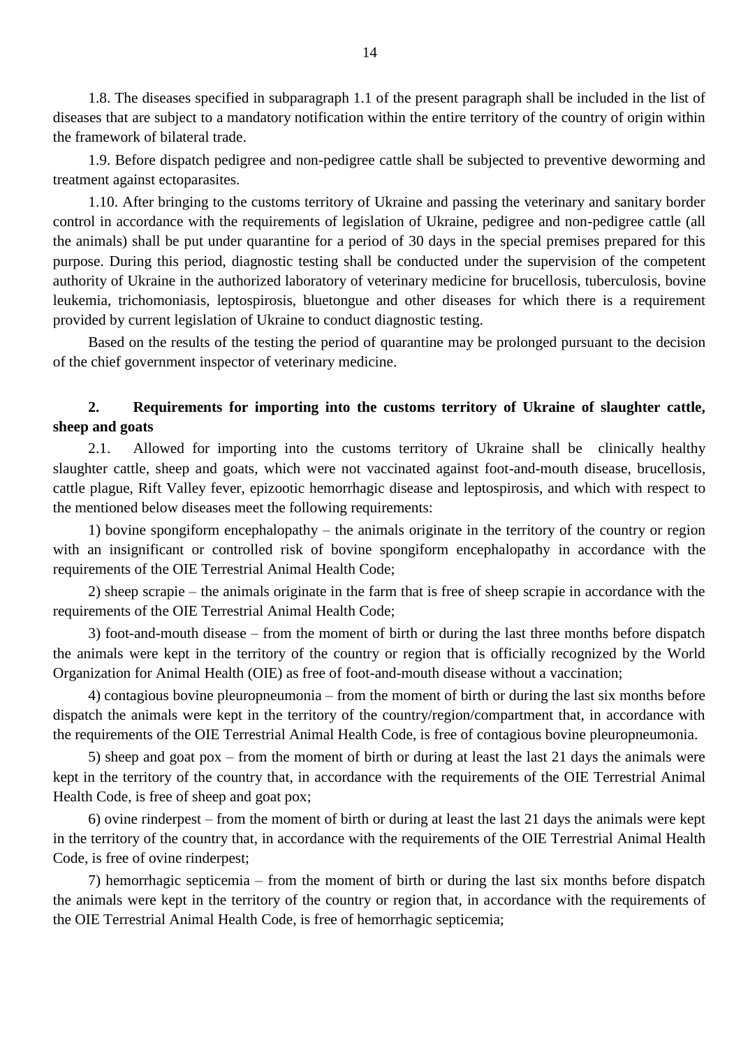1.8. The diseases specified in subparagraph 1.1 of the present paragraph shall be included in the list of diseases that are subject to a mandatory notification within the entire territory of the country of origin within the framework of bilateral trade.

1.9. Before dispatch pedigree and non-pedigree cattle shall be subjected to preventive deworming and treatment against ectoparasites.

1.10. After bringing to the customs territory of Ukraine and passing the veterinary and sanitary border control in accordance with the requirements of legislation of Ukraine, pedigree and non-pedigree cattle (all the animals) shall be put under quarantine for a period of 30 days in the special premises prepared for this purpose. During this period, diagnostic testing shall be conducted under the supervision of the competent authority of Ukraine in the authorized laboratory of veterinary medicine for brucellosis, tuberculosis, bovine leukemia, trichomoniasis, leptospirosis, bluetongue and other diseases for which there is a requirement provided by current legislation of Ukraine to conduct diagnostic testing.

Based on the results of the testing the period of quarantine may be prolonged pursuant to the decision of the chief government inspector of veterinary medicine.

## 2. Requirements for importing into the customs territory of Ukraine of slaughter cattle, sheep and goats

2.1. Allowed for importing into the customs territory of Ukraine shall be clinically healthy slaughter cattle, sheep and goats, which were not vaccinated against foot-and-mouth disease, brucellosis, cattle plague, Rift Valley fever, epizootic hemorrhagic disease and leptospirosis, and which with respect to the mentioned below diseases meet the following requirements:

1) bovine spongiform encephalopathy – the animals originate in the territory of the country or region with an insignificant or controlled risk of bovine spongiform encephalopathy in accordance with the requirements of the OIE Terrestrial Animal Health Code;

2) sheep scrapie – the animals originate in the farm that is free of sheep scrapie in accordance with the requirements of the OIE Terrestrial Animal Health Code;

3) foot-and-mouth disease – from the moment of birth or during the last three months before dispatch the animals were kept in the territory of the country or region that is officially recognized by the World Organization for Animal Health (OIE) as free of foot-and-mouth disease without a vaccination;

4) contagious bovine pleuropneumonia – from the moment of birth or during the last six months before dispatch the animals were kept in the territory of the country/region/compartment that, in accordance with the requirements of the OIE Terrestrial Animal Health Code, is free of contagious bovine pleuropneumonia.

5) sheep and goat pox – from the moment of birth or during at least the last 21 days the animals were kept in the territory of the country that, in accordance with the requirements of the OIE Terrestrial Animal Health Code, is free of sheep and goat pox;

6) ovine rinderpest – from the moment of birth or during at least the last 21 days the animals were kept in the territory of the country that, in accordance with the requirements of the OIE Terrestrial Animal Health Code, is free of ovine rinderpest;

7) hemorrhagic septicemia – from the moment of birth or during the last six months before dispatch the animals were kept in the territory of the country or region that, in accordance with the requirements of the OIE Terrestrial Animal Health Code, is free of hemorrhagic septicemia;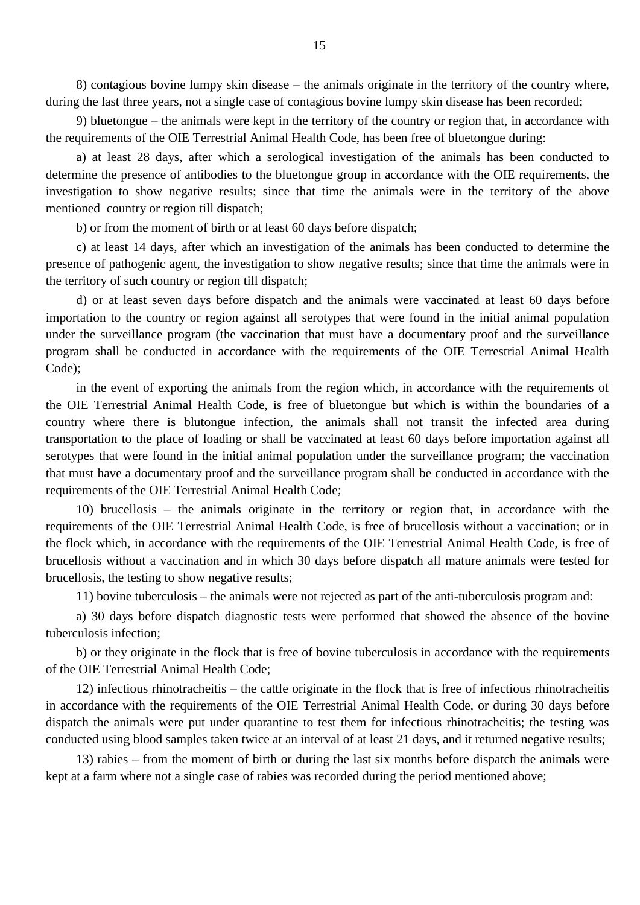8) contagious bovine lumpy skin disease – the animals originate in the territory of the country where, during the last three years, not a single case of contagious bovine lumpy skin disease has been recorded;

9) bluetongue – the animals were kept in the territory of the country or region that, in accordance with the requirements of the OIE Terrestrial Animal Health Code, has been free of bluetongue during:

a) at least 28 days, after which a serological investigation of the animals has been conducted to determine the presence of antibodies to the bluetongue group in accordance with the OIE requirements, the investigation to show negative results; since that time the animals were in the territory of the above mentioned country or region till dispatch;

b) or from the moment of birth or at least 60 days before dispatch;

c) at least 14 days, after which an investigation of the animals has been conducted to determine the presence of pathogenic agent, the investigation to show negative results; since that time the animals were in the territory of such country or region till dispatch;

d) or at least seven days before dispatch and the animals were vaccinated at least 60 days before importation to the country or region against all serotypes that were found in the initial animal population under the surveillance program (the vaccination that must have a documentary proof and the surveillance program shall be conducted in accordance with the requirements of the OIE Terrestrial Animal Health Code);

in the event of exporting the animals from the region which, in accordance with the requirements of the OIE Terrestrial Animal Health Code, is free of bluetongue but which is within the boundaries of a country where there is blutongue infection, the animals shall not transit the infected area during transportation to the place of loading or shall be vaccinated at least 60 days before importation against all serotypes that were found in the initial animal population under the surveillance program; the vaccination that must have a documentary proof and the surveillance program shall be conducted in accordance with the requirements of the OIE Terrestrial Animal Health Code;

10) brucellosis – the animals originate in the territory or region that, in accordance with the requirements of the OIE Terrestrial Animal Health Code, is free of brucellosis without a vaccination; or in the flock which, in accordance with the requirements of the OIE Terrestrial Animal Health Code, is free of brucellosis without a vaccination and in which 30 days before dispatch all mature animals were tested for brucellosis, the testing to show negative results;

11) bovine tuberculosis – the animals were not rejected as part of the anti-tuberculosis program and:

a) 30 days before dispatch diagnostic tests were performed that showed the absence of the bovine tuberculosis infection;

b) or they originate in the flock that is free of bovine tuberculosis in accordance with the requirements of the OIE Terrestrial Animal Health Code;

12) infectious rhinotracheitis – the cattle originate in the flock that is free of infectious rhinotracheitis in accordance with the requirements of the OIE Terrestrial Animal Health Code, or during 30 days before dispatch the animals were put under quarantine to test them for infectious rhinotracheitis; the testing was conducted using blood samples taken twice at an interval of at least 21 days, and it returned negative results;

13) rabies – from the moment of birth or during the last six months before dispatch the animals were kept at a farm where not a single case of rabies was recorded during the period mentioned above;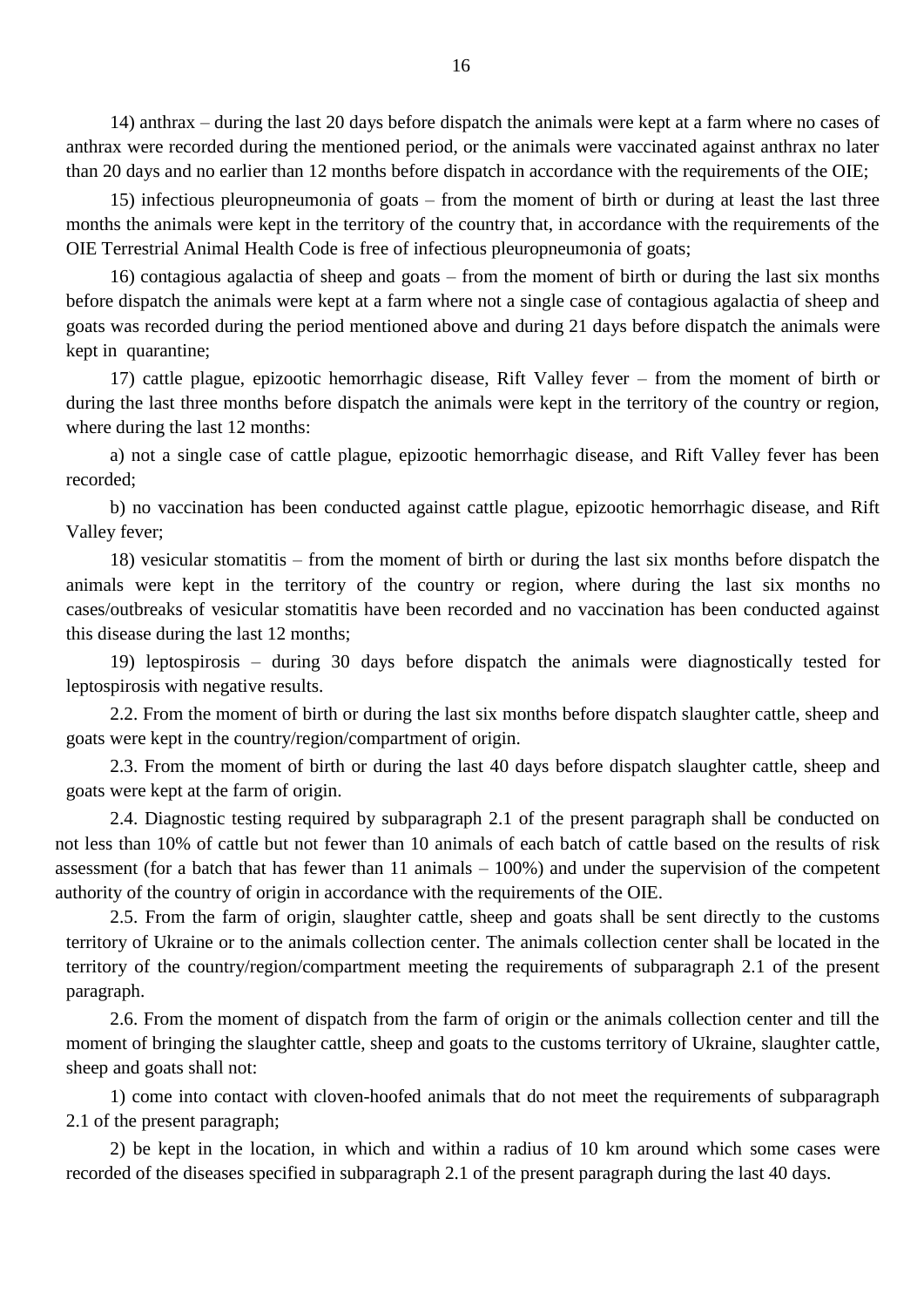14) anthrax – during the last 20 days before dispatch the animals were kept at a farm where no cases of anthrax were recorded during the mentioned period, or the animals were vaccinated against anthrax no later than 20 days and no earlier than 12 months before dispatch in accordance with the requirements of the OIE;

15) infectious pleuropneumonia of goats – from the moment of birth or during at least the last three months the animals were kept in the territory of the country that, in accordance with the requirements of the OIE Terrestrial Animal Health Code is free of infectious pleuropneumonia of goats;

16) contagious agalactia of sheep and goats – from the moment of birth or during the last six months before dispatch the animals were kept at a farm where not a single case of contagious agalactia of sheep and goats was recorded during the period mentioned above and during 21 days before dispatch the animals were kept in quarantine;

17) cattle plague, epizootic hemorrhagic disease, Rift Valley fever – from the moment of birth or during the last three months before dispatch the animals were kept in the territory of the country or region, where during the last 12 months:

a) not a single case of cattle plague, epizootic hemorrhagic disease, and Rift Valley fever has been recorded;

b) no vaccination has been conducted against cattle plague, epizootic hemorrhagic disease, and Rift Valley fever;

18) vesicular stomatitis – from the moment of birth or during the last six months before dispatch the animals were kept in the territory of the country or region, where during the last six months no cases/outbreaks of vesicular stomatitis have been recorded and no vaccination has been conducted against this disease during the last 12 months;

19) leptospirosis – during 30 days before dispatch the animals were diagnostically tested for leptospirosis with negative results.

2.2. From the moment of birth or during the last six months before dispatch slaughter cattle, sheep and goats were kept in the country/region/compartment of origin.

2.3. From the moment of birth or during the last 40 days before dispatch slaughter cattle, sheep and goats were kept at the farm of origin.

2.4. Diagnostic testing required by subparagraph 2.1 of the present paragraph shall be conducted on not less than 10% of cattle but not fewer than 10 animals of each batch of cattle based on the results of risk assessment (for a batch that has fewer than 11 animals – 100%) and under the supervision of the competent authority of the country of origin in accordance with the requirements of the OIE.

2.5. From the farm of origin, slaughter cattle, sheep and goats shall be sent directly to the customs territory of Ukraine or to the animals collection center. The animals collection center shall be located in the territory of the country/region/compartment meeting the requirements of subparagraph 2.1 of the present paragraph.

2.6. From the moment of dispatch from the farm of origin or the animals collection center and till the moment of bringing the slaughter cattle, sheep and goats to the customs territory of Ukraine, slaughter cattle, sheep and goats shall not:

1) come into contact with cloven-hoofed animals that do not meet the requirements of subparagraph 2.1 of the present paragraph;

2) be kept in the location, in which and within a radius of 10 km around which some cases were recorded of the diseases specified in subparagraph 2.1 of the present paragraph during the last 40 days.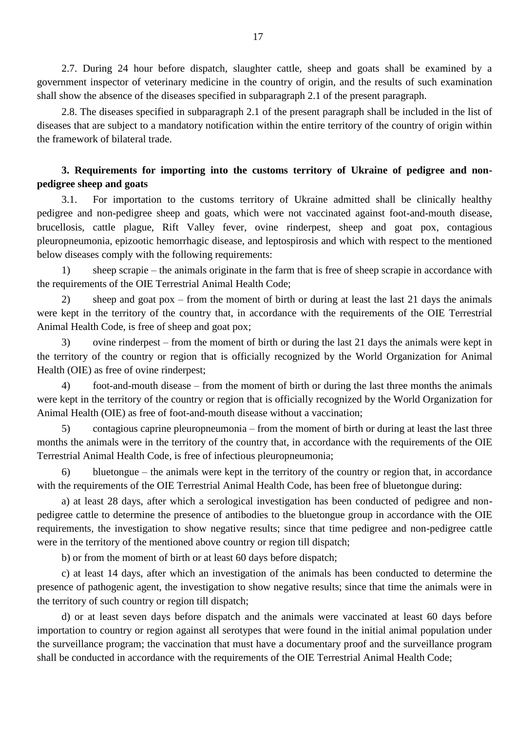2.7. During 24 hour before dispatch, slaughter cattle, sheep and goats shall be examined by a government inspector of veterinary medicine in the country of origin, and the results of such examination shall show the absence of the diseases specified in subparagraph 2.1 of the present paragraph.

2.8. The diseases specified in subparagraph 2.1 of the present paragraph shall be included in the list of diseases that are subject to a mandatory notification within the entire territory of the country of origin within the framework of bilateral trade.

### 3. Requirements for importing into the customs territory of Ukraine of pedigree and non-pedigree sheep and goats

3.1. For importation to the customs territory of Ukraine admitted shall be clinically healthy pedigree and non-pedigree sheep and goats, which were not vaccinated against foot-and-mouth disease, brucellosis, cattle plague, Rift Valley fever, ovine rinderpest, sheep and goat pox, contagious pleuropneumonia, epizootic hemorrhagic disease, and leptospirosis and which with respect to the mentioned below diseases comply with the following requirements:

1) sheep scrapie – the animals originate in the farm that is free of sheep scrapie in accordance with the requirements of the OIE Terrestrial Animal Health Code;

2) sheep and goat pox – from the moment of birth or during at least the last 21 days the animals were kept in the territory of the country that, in accordance with the requirements of the OIE Terrestrial Animal Health Code, is free of sheep and goat pox;

3) ovine rinderpest – from the moment of birth or during the last 21 days the animals were kept in the territory of the country or region that is officially recognized by the World Organization for Animal Health (OIE) as free of ovine rinderpest;

4) foot-and-mouth disease – from the moment of birth or during the last three months the animals were kept in the territory of the country or region that is officially recognized by the World Organization for Animal Health (OIE) as free of foot-and-mouth disease without a vaccination;

5) contagious caprine pleuropneumonia – from the moment of birth or during at least the last three months the animals were in the territory of the country that, in accordance with the requirements of the OIE Terrestrial Animal Health Code, is free of infectious pleuropneumonia;

6) bluetongue – the animals were kept in the territory of the country or region that, in accordance with the requirements of the OIE Terrestrial Animal Health Code, has been free of bluetongue during:

a) at least 28 days, after which a serological investigation has been conducted of pedigree and non-pedigree cattle to determine the presence of antibodies to the bluetongue group in accordance with the OIE requirements, the investigation to show negative results; since that time pedigree and non-pedigree cattle were in the territory of the mentioned above country or region till dispatch;

b) or from the moment of birth or at least 60 days before dispatch;

c) at least 14 days, after which an investigation of the animals has been conducted to determine the presence of pathogenic agent, the investigation to show negative results; since that time the animals were in the territory of such country or region till dispatch;

d) or at least seven days before dispatch and the animals were vaccinated at least 60 days before importation to country or region against all serotypes that were found in the initial animal population under the surveillance program; the vaccination that must have a documentary proof and the surveillance program shall be conducted in accordance with the requirements of the OIE Terrestrial Animal Health Code;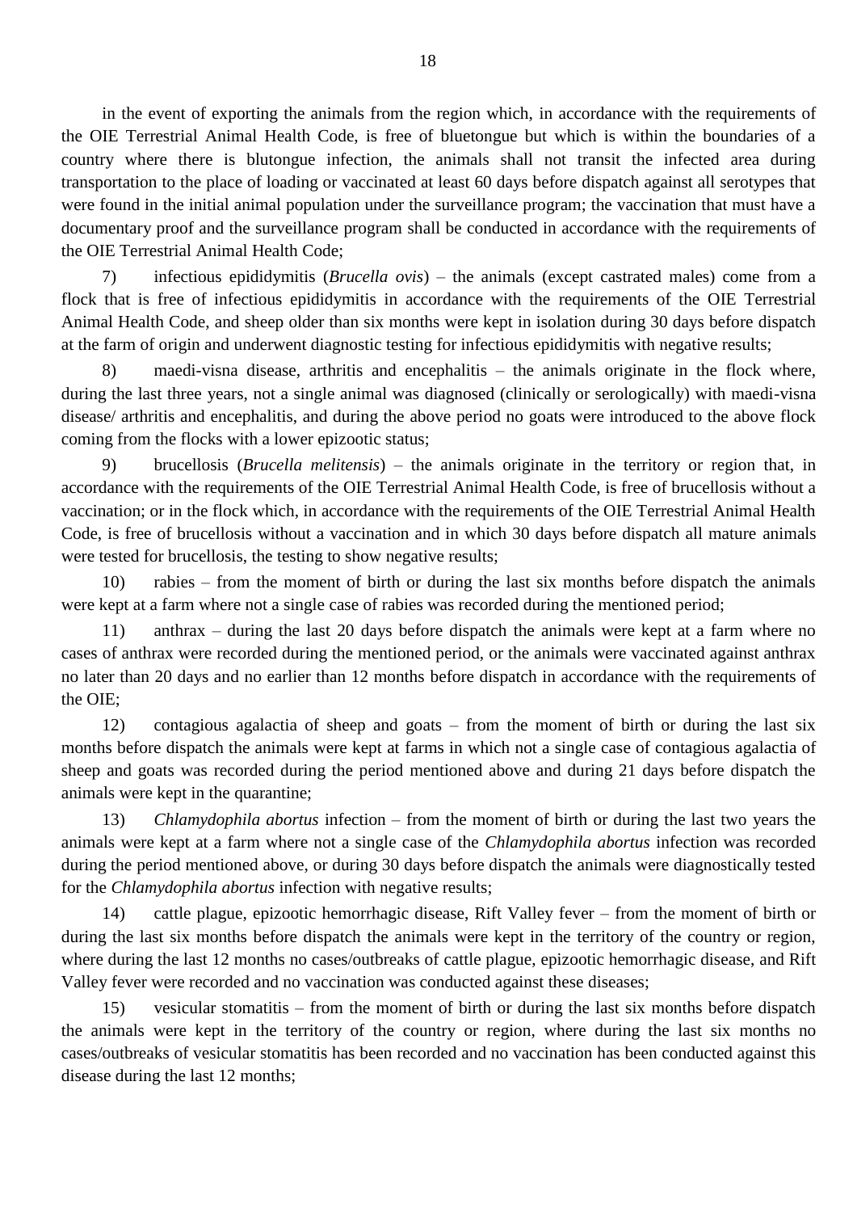in the event of exporting the animals from the region which, in accordance with the requirements of the OIE Terrestrial Animal Health Code, is free of bluetongue but which is within the boundaries of a country where there is blutongue infection, the animals shall not transit the infected area during transportation to the place of loading or vaccinated at least 60 days before dispatch against all serotypes that were found in the initial animal population under the surveillance program; the vaccination that must have a documentary proof and the surveillance program shall be conducted in accordance with the requirements of the OIE Terrestrial Animal Health Code;

7) infectious epididymitis (*Brucella ovis*) – the animals (except castrated males) come from a flock that is free of infectious epididymitis in accordance with the requirements of the OIE Terrestrial Animal Health Code, and sheep older than six months were kept in isolation during 30 days before dispatch at the farm of origin and underwent diagnostic testing for infectious epididymitis with negative results;

8) maedi-visna disease, arthritis and encephalitis – the animals originate in the flock where, during the last three years, not a single animal was diagnosed (clinically or serologically) with maedi-visna disease/ arthritis and encephalitis, and during the above period no goats were introduced to the above flock coming from the flocks with a lower epizootic status;

9) brucellosis (*Brucella melitensis*) – the animals originate in the territory or region that, in accordance with the requirements of the OIE Terrestrial Animal Health Code, is free of brucellosis without a vaccination; or in the flock which, in accordance with the requirements of the OIE Terrestrial Animal Health Code, is free of brucellosis without a vaccination and in which 30 days before dispatch all mature animals were tested for brucellosis, the testing to show negative results;

10) rabies – from the moment of birth or during the last six months before dispatch the animals were kept at a farm where not a single case of rabies was recorded during the mentioned period;

11) anthrax – during the last 20 days before dispatch the animals were kept at a farm where no cases of anthrax were recorded during the mentioned period, or the animals were vaccinated against anthrax no later than 20 days and no earlier than 12 months before dispatch in accordance with the requirements of the OIE;

12) contagious agalactia of sheep and goats – from the moment of birth or during the last six months before dispatch the animals were kept at farms in which not a single case of contagious agalactia of sheep and goats was recorded during the period mentioned above and during 21 days before dispatch the animals were kept in the quarantine;

13) *Chlamydophila abortus* infection – from the moment of birth or during the last two years the animals were kept at a farm where not a single case of the *Chlamydophila abortus* infection was recorded during the period mentioned above, or during 30 days before dispatch the animals were diagnostically tested for the *Chlamydophila abortus* infection with negative results;

14) cattle plague, epizootic hemorrhagic disease, Rift Valley fever – from the moment of birth or during the last six months before dispatch the animals were kept in the territory of the country or region, where during the last 12 months no cases/outbreaks of cattle plague, epizootic hemorrhagic disease, and Rift Valley fever were recorded and no vaccination was conducted against these diseases;

15) vesicular stomatitis – from the moment of birth or during the last six months before dispatch the animals were kept in the territory of the country or region, where during the last six months no cases/outbreaks of vesicular stomatitis has been recorded and no vaccination has been conducted against this disease during the last 12 months;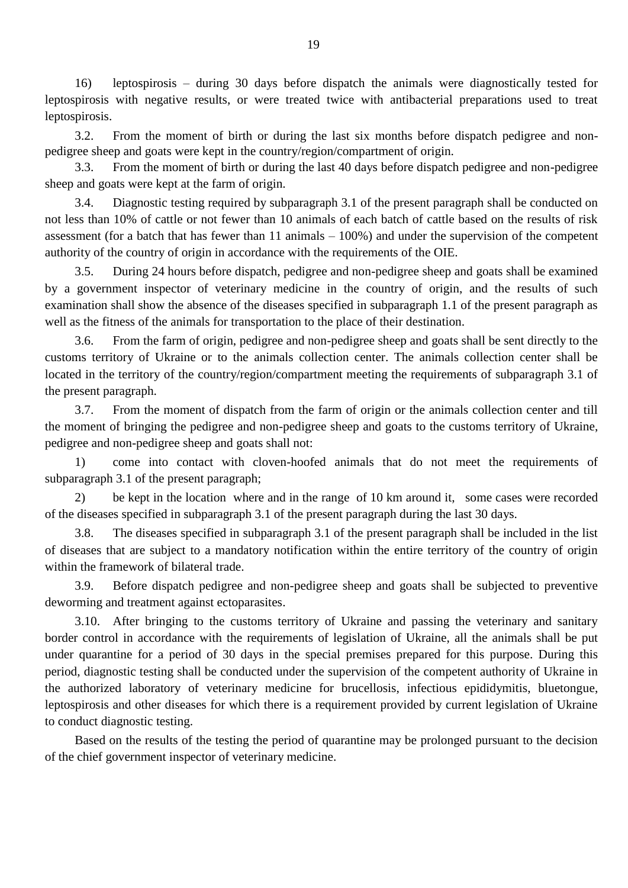16) leptospirosis – during 30 days before dispatch the animals were diagnostically tested for leptospirosis with negative results, or were treated twice with antibacterial preparations used to treat leptospirosis.

3.2. From the moment of birth or during the last six months before dispatch pedigree and non-pedigree sheep and goats were kept in the country/region/compartment of origin.

3.3. From the moment of birth or during the last 40 days before dispatch pedigree and non-pedigree sheep and goats were kept at the farm of origin.

3.4. Diagnostic testing required by subparagraph 3.1 of the present paragraph shall be conducted on not less than 10% of cattle or not fewer than 10 animals of each batch of cattle based on the results of risk assessment (for a batch that has fewer than 11 animals – 100%) and under the supervision of the competent authority of the country of origin in accordance with the requirements of the OIE.

3.5. During 24 hours before dispatch, pedigree and non-pedigree sheep and goats shall be examined by a government inspector of veterinary medicine in the country of origin, and the results of such examination shall show the absence of the diseases specified in subparagraph 1.1 of the present paragraph as well as the fitness of the animals for transportation to the place of their destination.

3.6. From the farm of origin, pedigree and non-pedigree sheep and goats shall be sent directly to the customs territory of Ukraine or to the animals collection center. The animals collection center shall be located in the territory of the country/region/compartment meeting the requirements of subparagraph 3.1 of the present paragraph.

3.7. From the moment of dispatch from the farm of origin or the animals collection center and till the moment of bringing the pedigree and non-pedigree sheep and goats to the customs territory of Ukraine, pedigree and non-pedigree sheep and goats shall not:

1) come into contact with cloven-hoofed animals that do not meet the requirements of subparagraph 3.1 of the present paragraph;

2) be kept in the location where and in the range of 10 km around it, some cases were recorded of the diseases specified in subparagraph 3.1 of the present paragraph during the last 30 days.

3.8. The diseases specified in subparagraph 3.1 of the present paragraph shall be included in the list of diseases that are subject to a mandatory notification within the entire territory of the country of origin within the framework of bilateral trade.

3.9. Before dispatch pedigree and non-pedigree sheep and goats shall be subjected to preventive deworming and treatment against ectoparasites.

3.10. After bringing to the customs territory of Ukraine and passing the veterinary and sanitary border control in accordance with the requirements of legislation of Ukraine, all the animals shall be put under quarantine for a period of 30 days in the special premises prepared for this purpose. During this period, diagnostic testing shall be conducted under the supervision of the competent authority of Ukraine in the authorized laboratory of veterinary medicine for brucellosis, infectious epididymitis, bluetongue, leptospirosis and other diseases for which there is a requirement provided by current legislation of Ukraine to conduct diagnostic testing.

Based on the results of the testing the period of quarantine may be prolonged pursuant to the decision of the chief government inspector of veterinary medicine.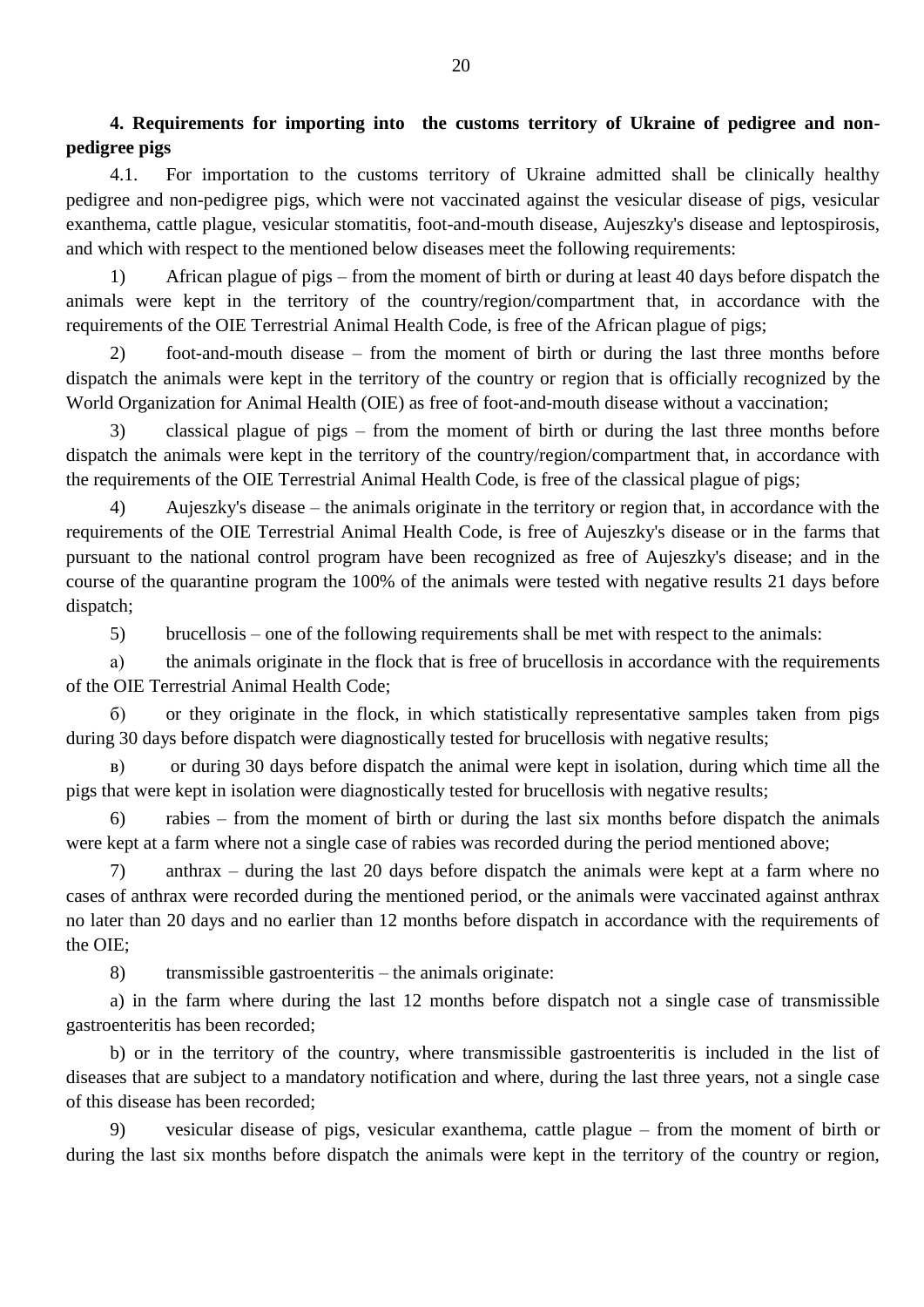**4. Requirements for importing into the customs territory of Ukraine of pedigree and non-pedigree pigs**

4.1. For importation to the customs territory of Ukraine admitted shall be clinically healthy pedigree and non-pedigree pigs, which were not vaccinated against the vesicular disease of pigs, vesicular exanthema, cattle plague, vesicular stomatitis, foot-and-mouth disease, Aujeszky's disease and leptospirosis, and which with respect to the mentioned below diseases meet the following requirements:

1) African plague of pigs – from the moment of birth or during at least 40 days before dispatch the animals were kept in the territory of the country/region/compartment that, in accordance with the requirements of the OIE Terrestrial Animal Health Code, is free of the African plague of pigs;

2) foot-and-mouth disease – from the moment of birth or during the last three months before dispatch the animals were kept in the territory of the country or region that is officially recognized by the World Organization for Animal Health (OIE) as free of foot-and-mouth disease without a vaccination;

3) classical plague of pigs – from the moment of birth or during the last three months before dispatch the animals were kept in the territory of the country/region/compartment that, in accordance with the requirements of the OIE Terrestrial Animal Health Code, is free of the classical plague of pigs;

4) Aujeszky's disease – the animals originate in the territory or region that, in accordance with the requirements of the OIE Terrestrial Animal Health Code, is free of Aujeszky's disease or in the farms that pursuant to the national control program have been recognized as free of Aujeszky's disease; and in the course of the quarantine program the 100% of the animals were tested with negative results 21 days before dispatch;

5) brucellosis – one of the following requirements shall be met with respect to the animals:

а) the animals originate in the flock that is free of brucellosis in accordance with the requirements of the OIE Terrestrial Animal Health Code;

б) or they originate in the flock, in which statistically representative samples taken from pigs during 30 days before dispatch were diagnostically tested for brucellosis with negative results;

в) or during 30 days before dispatch the animal were kept in isolation, during which time all the pigs that were kept in isolation were diagnostically tested for brucellosis with negative results;

6) rabies – from the moment of birth or during the last six months before dispatch the animals were kept at a farm where not a single case of rabies was recorded during the period mentioned above;

7) anthrax – during the last 20 days before dispatch the animals were kept at a farm where no cases of anthrax were recorded during the mentioned period, or the animals were vaccinated against anthrax no later than 20 days and no earlier than 12 months before dispatch in accordance with the requirements of the OIE;

8) transmissible gastroenteritis – the animals originate:

a) in the farm where during the last 12 months before dispatch not a single case of transmissible gastroenteritis has been recorded;

b) or in the territory of the country, where transmissible gastroenteritis is included in the list of diseases that are subject to a mandatory notification and where, during the last three years, not a single case of this disease has been recorded;

9) vesicular disease of pigs, vesicular exanthema, cattle plague – from the moment of birth or during the last six months before dispatch the animals were kept in the territory of the country or region,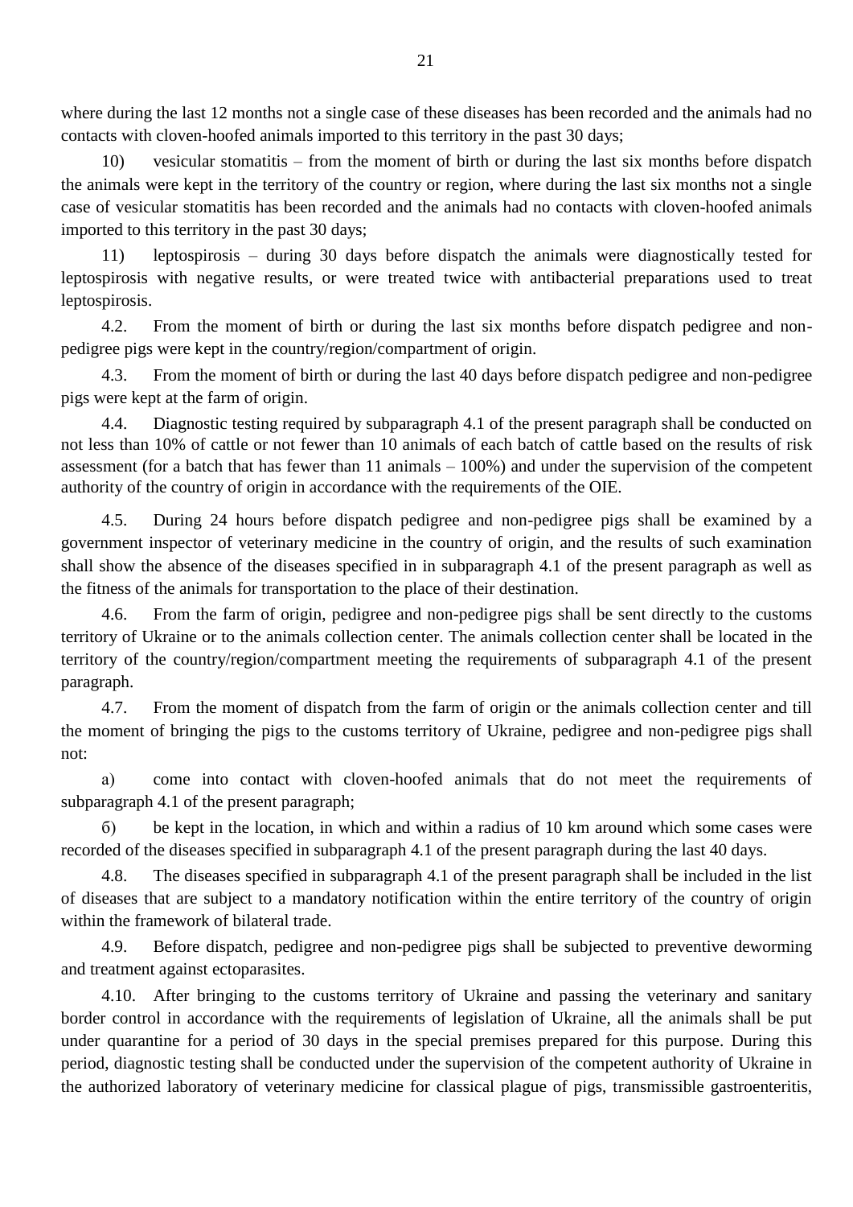where during the last 12 months not a single case of these diseases has been recorded and the animals had no contacts with cloven-hoofed animals imported to this territory in the past 30 days;

10) vesicular stomatitis – from the moment of birth or during the last six months before dispatch the animals were kept in the territory of the country or region, where during the last six months not a single case of vesicular stomatitis has been recorded and the animals had no contacts with cloven-hoofed animals imported to this territory in the past 30 days;

11) leptospirosis – during 30 days before dispatch the animals were diagnostically tested for leptospirosis with negative results, or were treated twice with antibacterial preparations used to treat leptospirosis.

4.2. From the moment of birth or during the last six months before dispatch pedigree and non-pedigree pigs were kept in the country/region/compartment of origin.

4.3. From the moment of birth or during the last 40 days before dispatch pedigree and non-pedigree pigs were kept at the farm of origin.

4.4. Diagnostic testing required by subparagraph 4.1 of the present paragraph shall be conducted on not less than 10% of cattle or not fewer than 10 animals of each batch of cattle based on the results of risk assessment (for a batch that has fewer than 11 animals – 100%) and under the supervision of the competent authority of the country of origin in accordance with the requirements of the OIE.

4.5. During 24 hours before dispatch pedigree and non-pedigree pigs shall be examined by a government inspector of veterinary medicine in the country of origin, and the results of such examination shall show the absence of the diseases specified in in subparagraph 4.1 of the present paragraph as well as the fitness of the animals for transportation to the place of their destination.

4.6. From the farm of origin, pedigree and non-pedigree pigs shall be sent directly to the customs territory of Ukraine or to the animals collection center. The animals collection center shall be located in the territory of the country/region/compartment meeting the requirements of subparagraph 4.1 of the present paragraph.

4.7. From the moment of dispatch from the farm of origin or the animals collection center and till the moment of bringing the pigs to the customs territory of Ukraine, pedigree and non-pedigree pigs shall not:

а) come into contact with cloven-hoofed animals that do not meet the requirements of subparagraph 4.1 of the present paragraph;

б) be kept in the location, in which and within a radius of 10 km around which some cases were recorded of the diseases specified in subparagraph 4.1 of the present paragraph during the last 40 days.

4.8. The diseases specified in subparagraph 4.1 of the present paragraph shall be included in the list of diseases that are subject to a mandatory notification within the entire territory of the country of origin within the framework of bilateral trade.

4.9. Before dispatch, pedigree and non-pedigree pigs shall be subjected to preventive deworming and treatment against ectoparasites.

4.10. After bringing to the customs territory of Ukraine and passing the veterinary and sanitary border control in accordance with the requirements of legislation of Ukraine, all the animals shall be put under quarantine for a period of 30 days in the special premises prepared for this purpose. During this period, diagnostic testing shall be conducted under the supervision of the competent authority of Ukraine in the authorized laboratory of veterinary medicine for classical plague of pigs, transmissible gastroenteritis,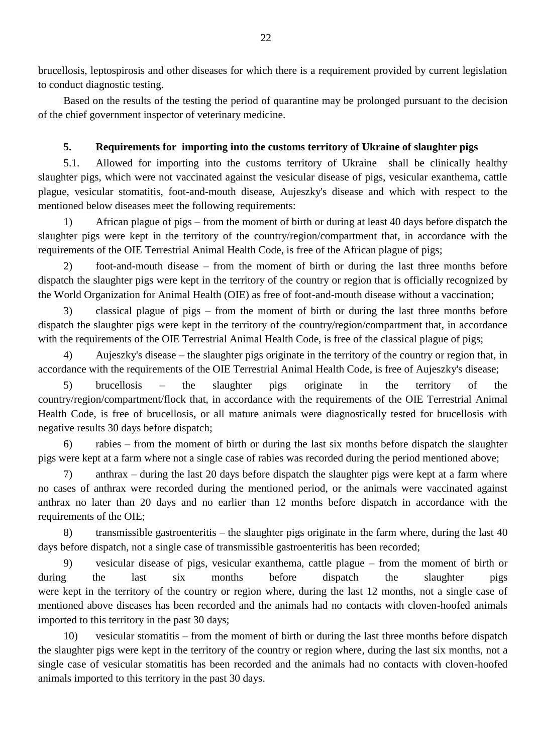brucellosis, leptospirosis and other diseases for which there is a requirement provided by current legislation to conduct diagnostic testing.

Based on the results of the testing the period of quarantine may be prolonged pursuant to the decision of the chief government inspector of veterinary medicine.

## 5. Requirements for importing into the customs territory of Ukraine of slaughter pigs

5.1. Allowed for importing into the customs territory of Ukraine shall be clinically healthy slaughter pigs, which were not vaccinated against the vesicular disease of pigs, vesicular exanthema, cattle plague, vesicular stomatitis, foot-and-mouth disease, Aujeszky's disease and which with respect to the mentioned below diseases meet the following requirements:

1) African plague of pigs – from the moment of birth or during at least 40 days before dispatch the slaughter pigs were kept in the territory of the country/region/compartment that, in accordance with the requirements of the OIE Terrestrial Animal Health Code, is free of the African plague of pigs;

2) foot-and-mouth disease – from the moment of birth or during the last three months before dispatch the slaughter pigs were kept in the territory of the country or region that is officially recognized by the World Organization for Animal Health (OIE) as free of foot-and-mouth disease without a vaccination;

3) classical plague of pigs – from the moment of birth or during the last three months before dispatch the slaughter pigs were kept in the territory of the country/region/compartment that, in accordance with the requirements of the OIE Terrestrial Animal Health Code, is free of the classical plague of pigs;

4) Aujeszky's disease – the slaughter pigs originate in the territory of the country or region that, in accordance with the requirements of the OIE Terrestrial Animal Health Code, is free of Aujeszky's disease;

5) brucellosis – the slaughter pigs originate in the territory of the country/region/compartment/flock that, in accordance with the requirements of the OIE Terrestrial Animal Health Code, is free of brucellosis, or all mature animals were diagnostically tested for brucellosis with negative results 30 days before dispatch;

6) rabies – from the moment of birth or during the last six months before dispatch the slaughter pigs were kept at a farm where not a single case of rabies was recorded during the period mentioned above;

7) anthrax – during the last 20 days before dispatch the slaughter pigs were kept at a farm where no cases of anthrax were recorded during the mentioned period, or the animals were vaccinated against anthrax no later than 20 days and no earlier than 12 months before dispatch in accordance with the requirements of the OIE;

8) transmissible gastroenteritis – the slaughter pigs originate in the farm where, during the last 40 days before dispatch, not a single case of transmissible gastroenteritis has been recorded;

9) vesicular disease of pigs, vesicular exanthema, cattle plague – from the moment of birth or during the last six months before dispatch the slaughter pigs were kept in the territory of the country or region where, during the last 12 months, not a single case of mentioned above diseases has been recorded and the animals had no contacts with cloven-hoofed animals imported to this territory in the past 30 days;

10) vesicular stomatitis – from the moment of birth or during the last three months before dispatch the slaughter pigs were kept in the territory of the country or region where, during the last six months, not a single case of vesicular stomatitis has been recorded and the animals had no contacts with cloven-hoofed animals imported to this territory in the past 30 days.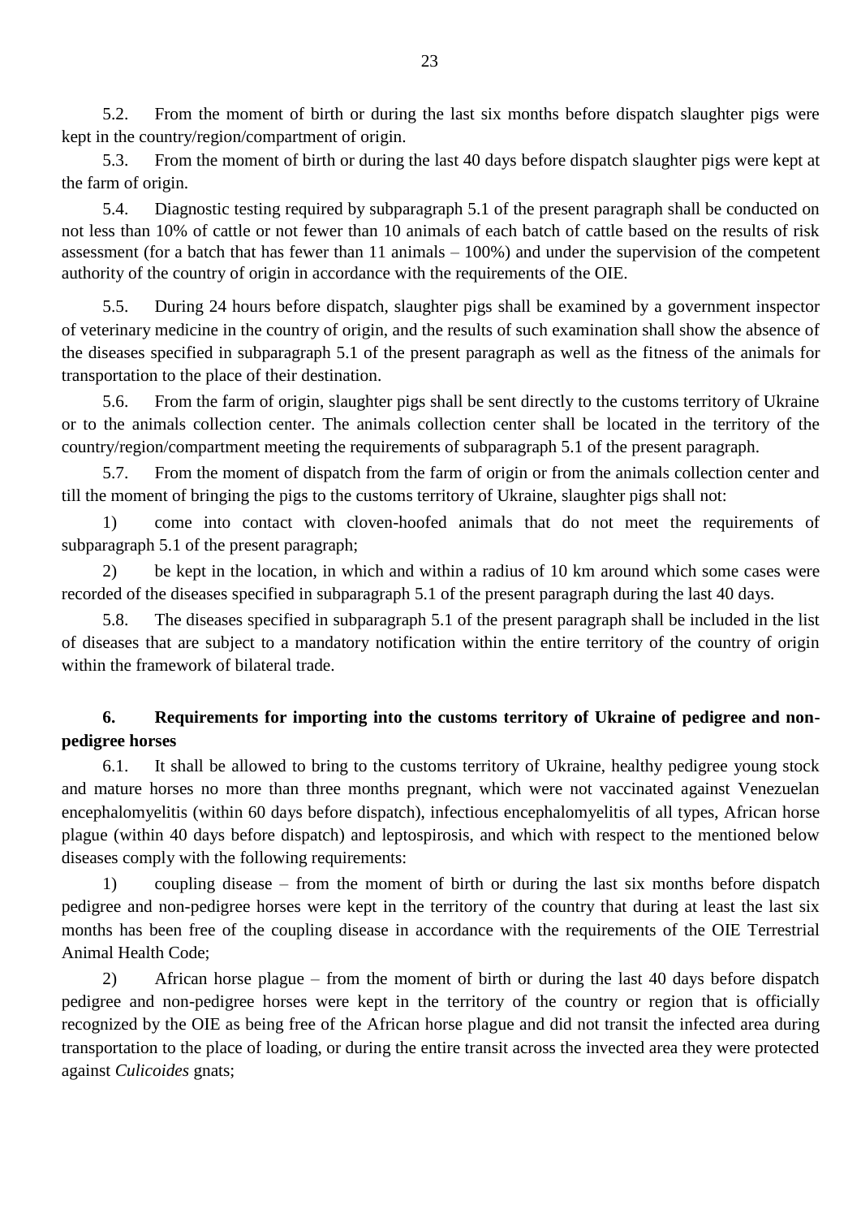5.2. From the moment of birth or during the last six months before dispatch slaughter pigs were kept in the country/region/compartment of origin.

5.3. From the moment of birth or during the last 40 days before dispatch slaughter pigs were kept at the farm of origin.

5.4. Diagnostic testing required by subparagraph 5.1 of the present paragraph shall be conducted on not less than 10% of cattle or not fewer than 10 animals of each batch of cattle based on the results of risk assessment (for a batch that has fewer than 11 animals – 100%) and under the supervision of the competent authority of the country of origin in accordance with the requirements of the OIE.

5.5. During 24 hours before dispatch, slaughter pigs shall be examined by a government inspector of veterinary medicine in the country of origin, and the results of such examination shall show the absence of the diseases specified in subparagraph 5.1 of the present paragraph as well as the fitness of the animals for transportation to the place of their destination.

5.6. From the farm of origin, slaughter pigs shall be sent directly to the customs territory of Ukraine or to the animals collection center. The animals collection center shall be located in the territory of the country/region/compartment meeting the requirements of subparagraph 5.1 of the present paragraph.

5.7. From the moment of dispatch from the farm of origin or from the animals collection center and till the moment of bringing the pigs to the customs territory of Ukraine, slaughter pigs shall not:

1) come into contact with cloven-hoofed animals that do not meet the requirements of subparagraph 5.1 of the present paragraph;

2) be kept in the location, in which and within a radius of 10 km around which some cases were recorded of the diseases specified in subparagraph 5.1 of the present paragraph during the last 40 days.

5.8. The diseases specified in subparagraph 5.1 of the present paragraph shall be included in the list of diseases that are subject to a mandatory notification within the entire territory of the country of origin within the framework of bilateral trade.

## 6. Requirements for importing into the customs territory of Ukraine of pedigree and non-pedigree horses

6.1. It shall be allowed to bring to the customs territory of Ukraine, healthy pedigree young stock and mature horses no more than three months pregnant, which were not vaccinated against Venezuelan encephalomyelitis (within 60 days before dispatch), infectious encephalomyelitis of all types, African horse plague (within 40 days before dispatch) and leptospirosis, and which with respect to the mentioned below diseases comply with the following requirements:

1) coupling disease – from the moment of birth or during the last six months before dispatch pedigree and non-pedigree horses were kept in the territory of the country that during at least the last six months has been free of the coupling disease in accordance with the requirements of the OIE Terrestrial Animal Health Code;

2) African horse plague – from the moment of birth or during the last 40 days before dispatch pedigree and non-pedigree horses were kept in the territory of the country or region that is officially recognized by the OIE as being free of the African horse plague and did not transit the infected area during transportation to the place of loading, or during the entire transit across the invected area they were protected against *Culicoides* gnats;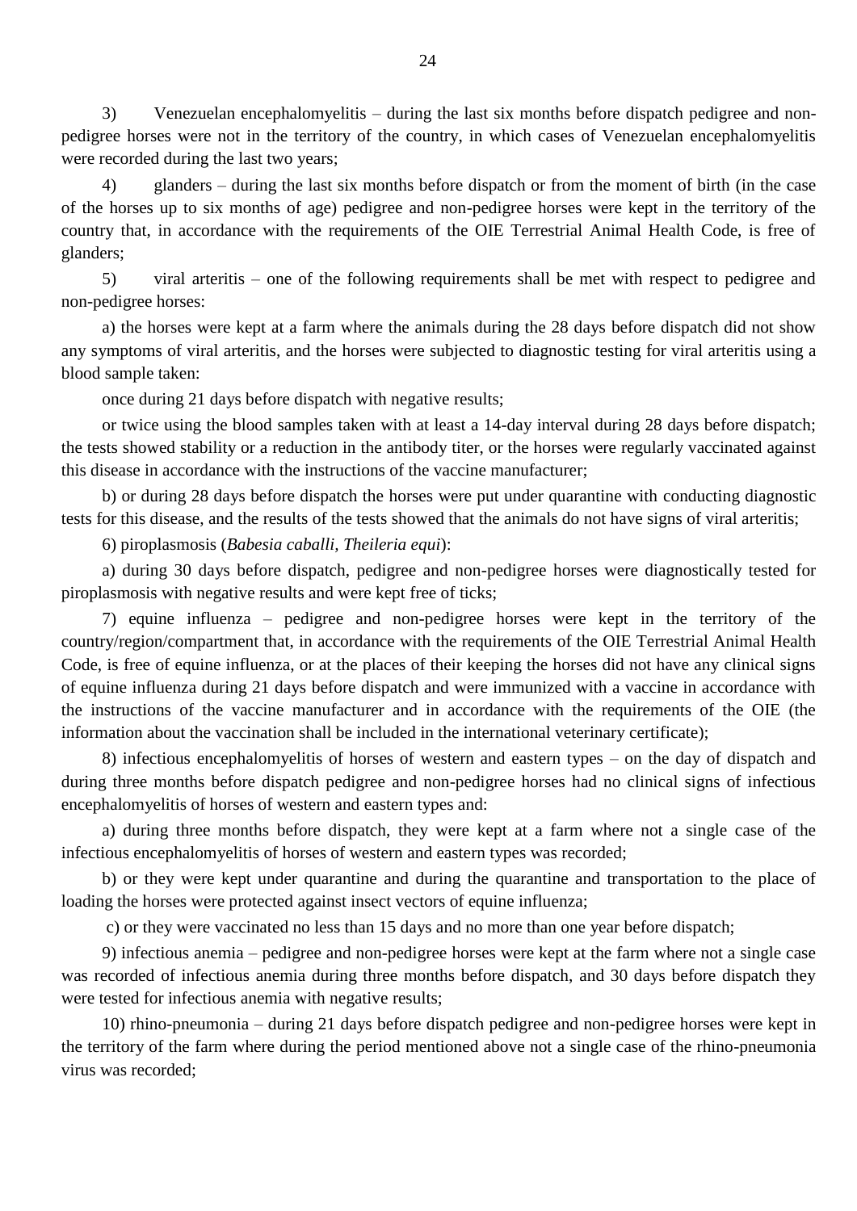3) Venezuelan encephalomyelitis – during the last six months before dispatch pedigree and non-pedigree horses were not in the territory of the country, in which cases of Venezuelan encephalomyelitis were recorded during the last two years;

4) glanders – during the last six months before dispatch or from the moment of birth (in the case of the horses up to six months of age) pedigree and non-pedigree horses were kept in the territory of the country that, in accordance with the requirements of the OIE Terrestrial Animal Health Code, is free of glanders;

5) viral arteritis – one of the following requirements shall be met with respect to pedigree and non-pedigree horses:

a) the horses were kept at a farm where the animals during the 28 days before dispatch did not show any symptoms of viral arteritis, and the horses were subjected to diagnostic testing for viral arteritis using a blood sample taken:

once during 21 days before dispatch with negative results;

or twice using the blood samples taken with at least a 14-day interval during 28 days before dispatch; the tests showed stability or a reduction in the antibody titer, or the horses were regularly vaccinated against this disease in accordance with the instructions of the vaccine manufacturer;

b) or during 28 days before dispatch the horses were put under quarantine with conducting diagnostic tests for this disease, and the results of the tests showed that the animals do not have signs of viral arteritis;

6) piroplasmosis (*Babesia caballi, Theileria equi*):

a) during 30 days before dispatch, pedigree and non-pedigree horses were diagnostically tested for piroplasmosis with negative results and were kept free of ticks;

7) equine influenza – pedigree and non-pedigree horses were kept in the territory of the country/region/compartment that, in accordance with the requirements of the OIE Terrestrial Animal Health Code, is free of equine influenza, or at the places of their keeping the horses did not have any clinical signs of equine influenza during 21 days before dispatch and were immunized with a vaccine in accordance with the instructions of the vaccine manufacturer and in accordance with the requirements of the OIE (the information about the vaccination shall be included in the international veterinary certificate);

8) infectious encephalomyelitis of horses of western and eastern types – on the day of dispatch and during three months before dispatch pedigree and non-pedigree horses had no clinical signs of infectious encephalomyelitis of horses of western and eastern types and:

a) during three months before dispatch, they were kept at a farm where not a single case of the infectious encephalomyelitis of horses of western and eastern types was recorded;

b) or they were kept under quarantine and during the quarantine and transportation to the place of loading the horses were protected against insect vectors of equine influenza;

c) or they were vaccinated no less than 15 days and no more than one year before dispatch;

9) infectious anemia – pedigree and non-pedigree horses were kept at the farm where not a single case was recorded of infectious anemia during three months before dispatch, and 30 days before dispatch they were tested for infectious anemia with negative results;

10) rhino-pneumonia – during 21 days before dispatch pedigree and non-pedigree horses were kept in the territory of the farm where during the period mentioned above not a single case of the rhino-pneumonia virus was recorded;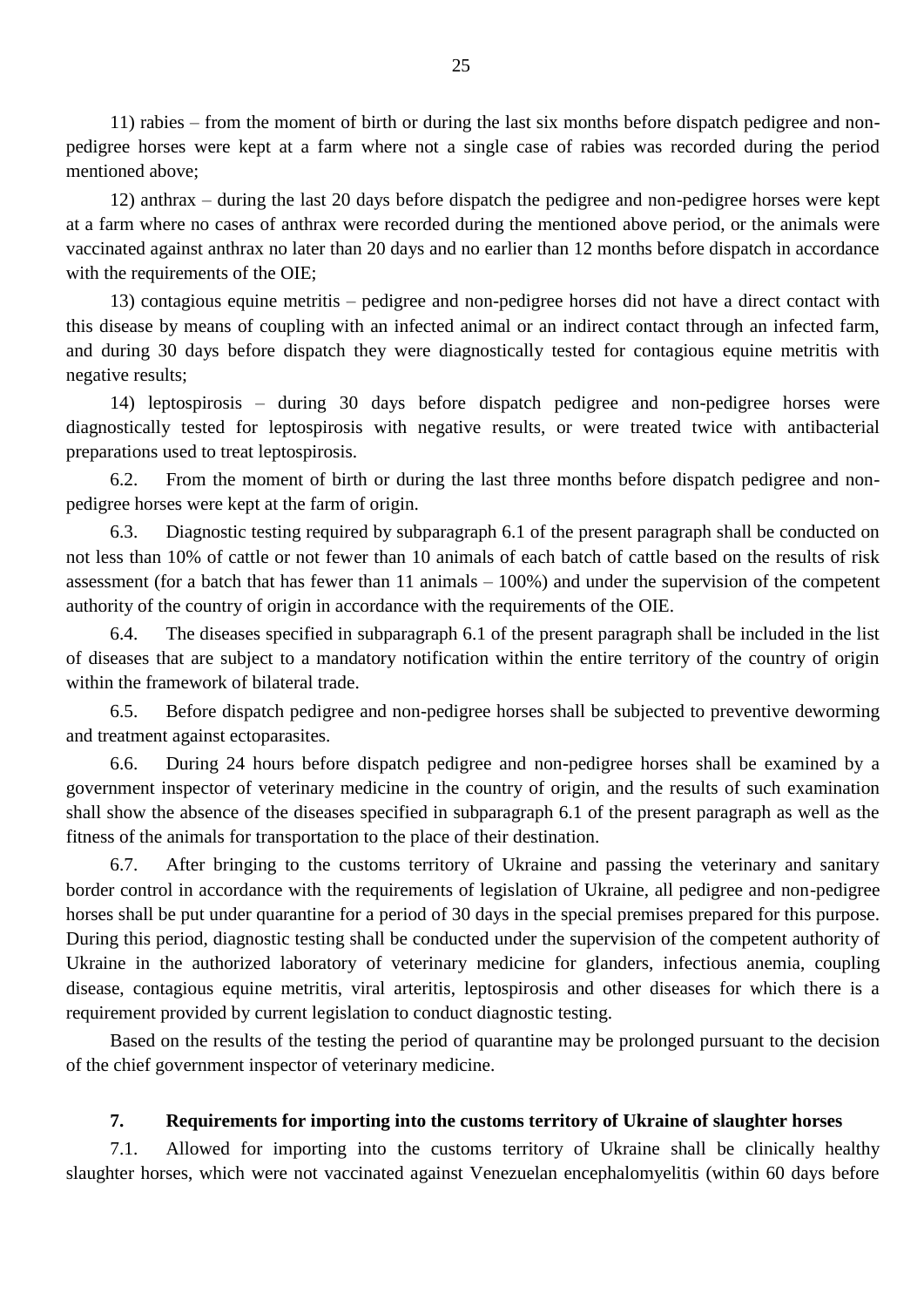11) rabies – from the moment of birth or during the last six months before dispatch pedigree and non-pedigree horses were kept at a farm where not a single case of rabies was recorded during the period mentioned above;

12) anthrax – during the last 20 days before dispatch the pedigree and non-pedigree horses were kept at a farm where no cases of anthrax were recorded during the mentioned above period, or the animals were vaccinated against anthrax no later than 20 days and no earlier than 12 months before dispatch in accordance with the requirements of the OIE;

13) contagious equine metritis – pedigree and non-pedigree horses did not have a direct contact with this disease by means of coupling with an infected animal or an indirect contact through an infected farm, and during 30 days before dispatch they were diagnostically tested for contagious equine metritis with negative results;

14) leptospirosis – during 30 days before dispatch pedigree and non-pedigree horses were diagnostically tested for leptospirosis with negative results, or were treated twice with antibacterial preparations used to treat leptospirosis.

6.2. From the moment of birth or during the last three months before dispatch pedigree and non-pedigree horses were kept at the farm of origin.

6.3. Diagnostic testing required by subparagraph 6.1 of the present paragraph shall be conducted on not less than 10% of cattle or not fewer than 10 animals of each batch of cattle based on the results of risk assessment (for a batch that has fewer than 11 animals – 100%) and under the supervision of the competent authority of the country of origin in accordance with the requirements of the OIE.

6.4. The diseases specified in subparagraph 6.1 of the present paragraph shall be included in the list of diseases that are subject to a mandatory notification within the entire territory of the country of origin within the framework of bilateral trade.

6.5. Before dispatch pedigree and non-pedigree horses shall be subjected to preventive deworming and treatment against ectoparasites.

6.6. During 24 hours before dispatch pedigree and non-pedigree horses shall be examined by a government inspector of veterinary medicine in the country of origin, and the results of such examination shall show the absence of the diseases specified in subparagraph 6.1 of the present paragraph as well as the fitness of the animals for transportation to the place of their destination.

6.7. After bringing to the customs territory of Ukraine and passing the veterinary and sanitary border control in accordance with the requirements of legislation of Ukraine, all pedigree and non-pedigree horses shall be put under quarantine for a period of 30 days in the special premises prepared for this purpose. During this period, diagnostic testing shall be conducted under the supervision of the competent authority of Ukraine in the authorized laboratory of veterinary medicine for glanders, infectious anemia, coupling disease, contagious equine metritis, viral arteritis, leptospirosis and other diseases for which there is a requirement provided by current legislation to conduct diagnostic testing.

Based on the results of the testing the period of quarantine may be prolonged pursuant to the decision of the chief government inspector of veterinary medicine.

## 7. Requirements for importing into the customs territory of Ukraine of slaughter horses

7.1. Allowed for importing into the customs territory of Ukraine shall be clinically healthy slaughter horses, which were not vaccinated against Venezuelan encephalomyelitis (within 60 days before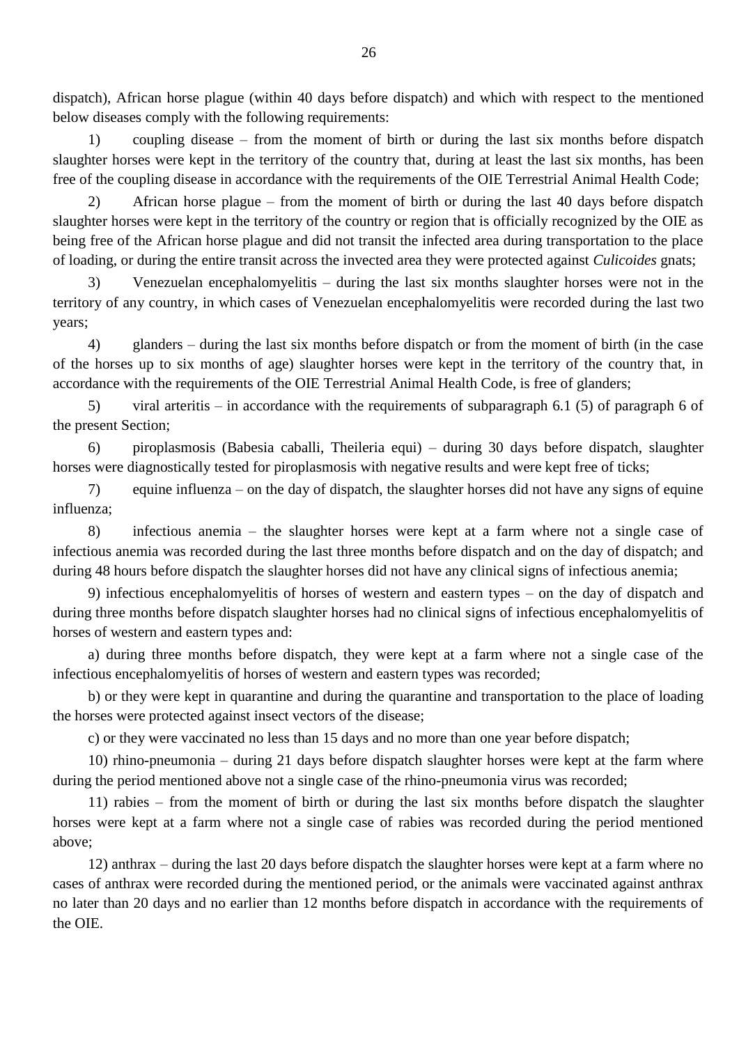dispatch), African horse plague (within 40 days before dispatch) and which with respect to the mentioned below diseases comply with the following requirements:

1) coupling disease – from the moment of birth or during the last six months before dispatch slaughter horses were kept in the territory of the country that, during at least the last six months, has been free of the coupling disease in accordance with the requirements of the OIE Terrestrial Animal Health Code;

2) African horse plague – from the moment of birth or during the last 40 days before dispatch slaughter horses were kept in the territory of the country or region that is officially recognized by the OIE as being free of the African horse plague and did not transit the infected area during transportation to the place of loading, or during the entire transit across the invected area they were protected against *Culicoides* gnats;

3) Venezuelan encephalomyelitis – during the last six months slaughter horses were not in the territory of any country, in which cases of Venezuelan encephalomyelitis were recorded during the last two years;

4) glanders – during the last six months before dispatch or from the moment of birth (in the case of the horses up to six months of age) slaughter horses were kept in the territory of the country that, in accordance with the requirements of the OIE Terrestrial Animal Health Code, is free of glanders;

5) viral arteritis – in accordance with the requirements of subparagraph 6.1 (5) of paragraph 6 of the present Section;

6) piroplasmosis (Babesia caballi, Theileria equi) – during 30 days before dispatch, slaughter horses were diagnostically tested for piroplasmosis with negative results and were kept free of ticks;

7) equine influenza – on the day of dispatch, the slaughter horses did not have any signs of equine influenza;

8) infectious anemia – the slaughter horses were kept at a farm where not a single case of infectious anemia was recorded during the last three months before dispatch and on the day of dispatch; and during 48 hours before dispatch the slaughter horses did not have any clinical signs of infectious anemia;

9) infectious encephalomyelitis of horses of western and eastern types – on the day of dispatch and during three months before dispatch slaughter horses had no clinical signs of infectious encephalomyelitis of horses of western and eastern types and:

a) during three months before dispatch, they were kept at a farm where not a single case of the infectious encephalomyelitis of horses of western and eastern types was recorded;

b) or they were kept in quarantine and during the quarantine and transportation to the place of loading the horses were protected against insect vectors of the disease;

c) or they were vaccinated no less than 15 days and no more than one year before dispatch;

10) rhino-pneumonia – during 21 days before dispatch slaughter horses were kept at the farm where during the period mentioned above not a single case of the rhino-pneumonia virus was recorded;

11) rabies – from the moment of birth or during the last six months before dispatch the slaughter horses were kept at a farm where not a single case of rabies was recorded during the period mentioned above;

12) anthrax – during the last 20 days before dispatch the slaughter horses were kept at a farm where no cases of anthrax were recorded during the mentioned period, or the animals were vaccinated against anthrax no later than 20 days and no earlier than 12 months before dispatch in accordance with the requirements of the OIE.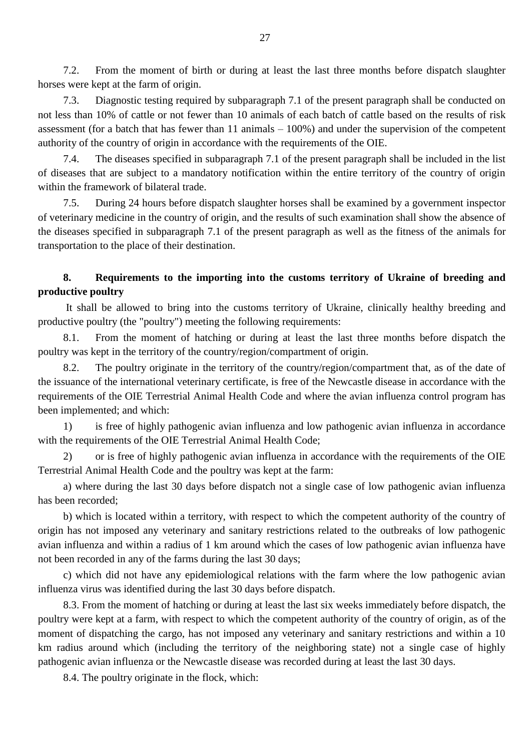7.2. From the moment of birth or during at least the last three months before dispatch slaughter horses were kept at the farm of origin.

7.3. Diagnostic testing required by subparagraph 7.1 of the present paragraph shall be conducted on not less than 10% of cattle or not fewer than 10 animals of each batch of cattle based on the results of risk assessment (for a batch that has fewer than 11 animals – 100%) and under the supervision of the competent authority of the country of origin in accordance with the requirements of the OIE.

7.4. The diseases specified in subparagraph 7.1 of the present paragraph shall be included in the list of diseases that are subject to a mandatory notification within the entire territory of the country of origin within the framework of bilateral trade.

7.5. During 24 hours before dispatch slaughter horses shall be examined by a government inspector of veterinary medicine in the country of origin, and the results of such examination shall show the absence of the diseases specified in subparagraph 7.1 of the present paragraph as well as the fitness of the animals for transportation to the place of their destination.

## 8. Requirements to the importing into the customs territory of Ukraine of breeding and productive poultry

It shall be allowed to bring into the customs territory of Ukraine, clinically healthy breeding and productive poultry (the "poultry") meeting the following requirements:

8.1. From the moment of hatching or during at least the last three months before dispatch the poultry was kept in the territory of the country/region/compartment of origin.

8.2. The poultry originate in the territory of the country/region/compartment that, as of the date of the issuance of the international veterinary certificate, is free of the Newcastle disease in accordance with the requirements of the OIE Terrestrial Animal Health Code and where the avian influenza control program has been implemented; and which:

1) is free of highly pathogenic avian influenza and low pathogenic avian influenza in accordance with the requirements of the OIE Terrestrial Animal Health Code;

2) or is free of highly pathogenic avian influenza in accordance with the requirements of the OIE Terrestrial Animal Health Code and the poultry was kept at the farm:

a) where during the last 30 days before dispatch not a single case of low pathogenic avian influenza has been recorded;

b) which is located within a territory, with respect to which the competent authority of the country of origin has not imposed any veterinary and sanitary restrictions related to the outbreaks of low pathogenic avian influenza and within a radius of 1 km around which the cases of low pathogenic avian influenza have not been recorded in any of the farms during the last 30 days;

c) which did not have any epidemiological relations with the farm where the low pathogenic avian influenza virus was identified during the last 30 days before dispatch.

8.3. From the moment of hatching or during at least the last six weeks immediately before dispatch, the poultry were kept at a farm, with respect to which the competent authority of the country of origin, as of the moment of dispatching the cargo, has not imposed any veterinary and sanitary restrictions and within a 10 km radius around which (including the territory of the neighboring state) not a single case of highly pathogenic avian influenza or the Newcastle disease was recorded during at least the last 30 days.

8.4. The poultry originate in the flock, which: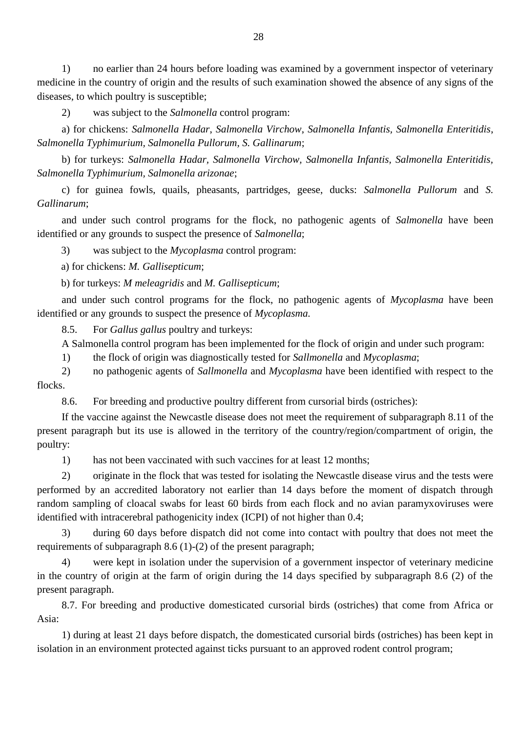1) no earlier than 24 hours before loading was examined by a government inspector of veterinary medicine in the country of origin and the results of such examination showed the absence of any signs of the diseases, to which poultry is susceptible;

2) was subject to the *Salmonella* control program:

a) for chickens: *Salmonella Hadar*, *Salmonella Virchow*, *Salmonella Infantis*, *Salmonella Enteritidis*, *Salmonella Typhimurium*, *Salmonella Pullorum*, *S. Gallinarum*;

b) for turkeys: *Salmonella Hadar*, *Salmonella Virchow*, *Salmonella Infantis*, *Salmonella Enteritidis*, *Salmonella Typhimurium*, *Salmonella arizonae*;

c) for guinea fowls, quails, pheasants, partridges, geese, ducks: *Salmonella Pullorum* and *S. Gallinarum*;

and under such control programs for the flock, no pathogenic agents of *Salmonella* have been identified or any grounds to suspect the presence of *Salmonella*;

3) was subject to the *Mycoplasma* control program:

a) for chickens: *M. Gallisepticum*;

b) for turkeys: *M meleagridis* and *M. Gallisepticum*;

and under such control programs for the flock, no pathogenic agents of *Mycoplasma* have been identified or any grounds to suspect the presence of *Mycoplasma.*

8.5. For *Gallus gallus* poultry and turkeys:

A Salmonella control program has been implemented for the flock of origin and under such program:

1) the flock of origin was diagnostically tested for *Sallmonella* and *Mycoplasma*;

2) no pathogenic agents of *Sallmonella* and *Mycoplasma* have been identified with respect to the flocks.

8.6. For breeding and productive poultry different from cursorial birds (ostriches):

If the vaccine against the Newcastle disease does not meet the requirement of subparagraph 8.11 of the present paragraph but its use is allowed in the territory of the country/region/compartment of origin, the poultry:

1) has not been vaccinated with such vaccines for at least 12 months;

2) originate in the flock that was tested for isolating the Newcastle disease virus and the tests were performed by an accredited laboratory not earlier than 14 days before the moment of dispatch through random sampling of cloacal swabs for least 60 birds from each flock and no avian paramyxoviruses were identified with intracerebral pathogenicity index (ICPI) of not higher than 0.4;

3) during 60 days before dispatch did not come into contact with poultry that does not meet the requirements of subparagraph 8.6 (1)-(2) of the present paragraph;

4) were kept in isolation under the supervision of a government inspector of veterinary medicine in the country of origin at the farm of origin during the 14 days specified by subparagraph 8.6 (2) of the present paragraph.

8.7. For breeding and productive domesticated cursorial birds (ostriches) that come from Africa or Asia:

1) during at least 21 days before dispatch, the domesticated cursorial birds (ostriches) has been kept in isolation in an environment protected against ticks pursuant to an approved rodent control program;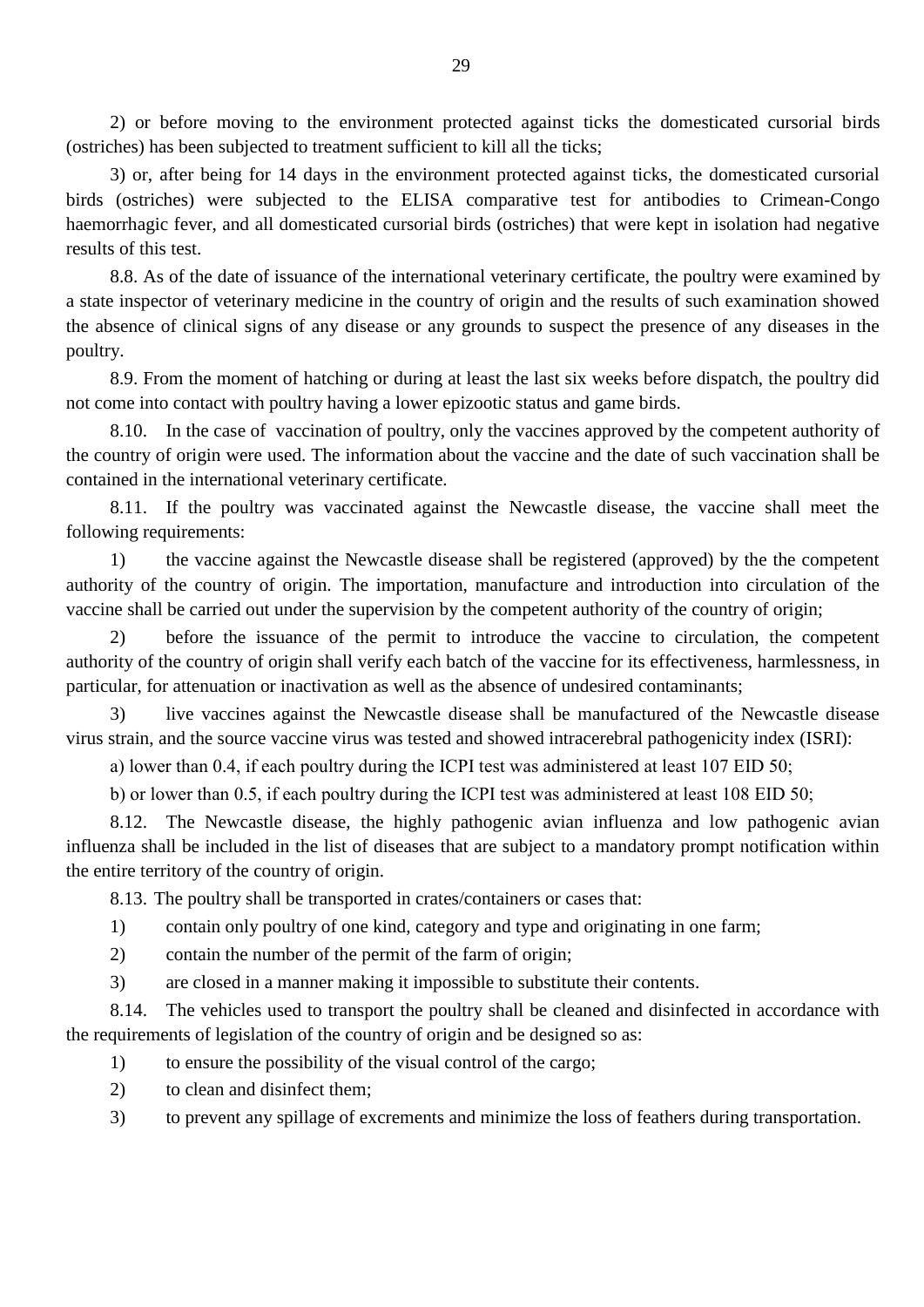2) or before moving to the environment protected against ticks the domesticated cursorial birds (ostriches) has been subjected to treatment sufficient to kill all the ticks;

3) or, after being for 14 days in the environment protected against ticks, the domesticated cursorial birds (ostriches) were subjected to the ELISA comparative test for antibodies to Crimean-Congo haemorrhagic fever, and all domesticated cursorial birds (ostriches) that were kept in isolation had negative results of this test.

8.8. As of the date of issuance of the international veterinary certificate, the poultry were examined by a state inspector of veterinary medicine in the country of origin and the results of such examination showed the absence of clinical signs of any disease or any grounds to suspect the presence of any diseases in the poultry.

8.9. From the moment of hatching or during at least the last six weeks before dispatch, the poultry did not come into contact with poultry having a lower epizootic status and game birds.

8.10. In the case of vaccination of poultry, only the vaccines approved by the competent authority of the country of origin were used. The information about the vaccine and the date of such vaccination shall be contained in the international veterinary certificate.

8.11. If the poultry was vaccinated against the Newcastle disease, the vaccine shall meet the following requirements:

1) the vaccine against the Newcastle disease shall be registered (approved) by the the competent authority of the country of origin. The importation, manufacture and introduction into circulation of the vaccine shall be carried out under the supervision by the competent authority of the country of origin;

2) before the issuance of the permit to introduce the vaccine to circulation, the competent authority of the country of origin shall verify each batch of the vaccine for its effectiveness, harmlessness, in particular, for attenuation or inactivation as well as the absence of undesired contaminants;

3) live vaccines against the Newcastle disease shall be manufactured of the Newcastle disease virus strain, and the source vaccine virus was tested and showed intracerebral pathogenicity index (ISRI):

a) lower than 0.4, if each poultry during the ICPI test was administered at least 107 EID 50;

b) or lower than 0.5, if each poultry during the ICPI test was administered at least 108 EID 50;

8.12. The Newcastle disease, the highly pathogenic avian influenza and low pathogenic avian influenza shall be included in the list of diseases that are subject to a mandatory prompt notification within the entire territory of the country of origin.

8.13. The poultry shall be transported in crates/containers or cases that:

1) contain only poultry of one kind, category and type and originating in one farm;

2) contain the number of the permit of the farm of origin;

3) are closed in a manner making it impossible to substitute their contents.

8.14. The vehicles used to transport the poultry shall be cleaned and disinfected in accordance with the requirements of legislation of the country of origin and be designed so as:

1) to ensure the possibility of the visual control of the cargo;

2) to clean and disinfect them;

3) to prevent any spillage of excrements and minimize the loss of feathers during transportation.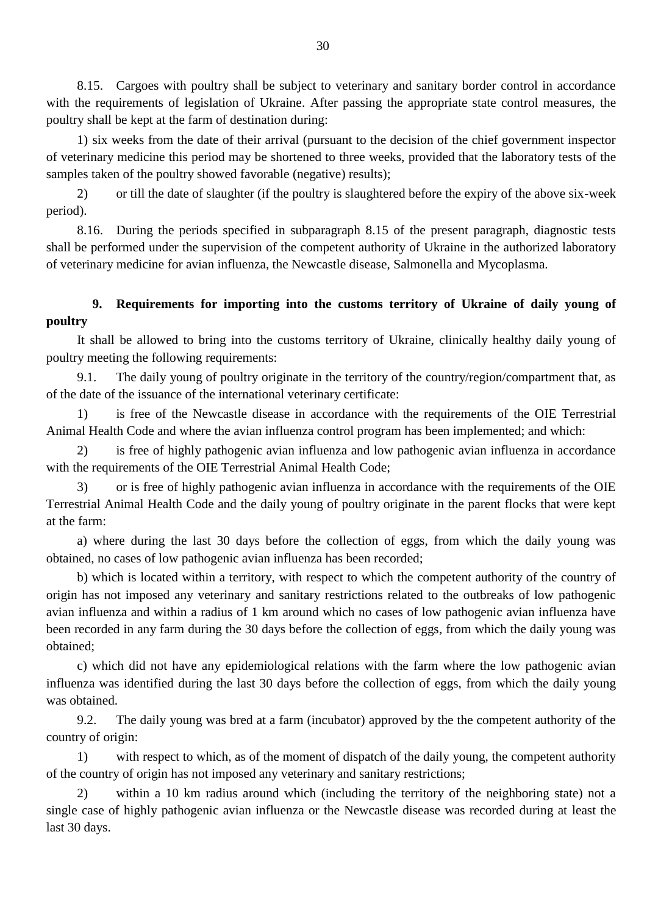8.15. Cargoes with poultry shall be subject to veterinary and sanitary border control in accordance with the requirements of legislation of Ukraine. After passing the appropriate state control measures, the poultry shall be kept at the farm of destination during:

1) six weeks from the date of their arrival (pursuant to the decision of the chief government inspector of veterinary medicine this period may be shortened to three weeks, provided that the laboratory tests of the samples taken of the poultry showed favorable (negative) results);

2) or till the date of slaughter (if the poultry is slaughtered before the expiry of the above six-week period).

8.16. During the periods specified in subparagraph 8.15 of the present paragraph, diagnostic tests shall be performed under the supervision of the competent authority of Ukraine in the authorized laboratory of veterinary medicine for avian influenza, the Newcastle disease, Salmonella and Mycoplasma.

## 9. Requirements for importing into the customs territory of Ukraine of daily young of poultry

It shall be allowed to bring into the customs territory of Ukraine, clinically healthy daily young of poultry meeting the following requirements:

9.1. The daily young of poultry originate in the territory of the country/region/compartment that, as of the date of the issuance of the international veterinary certificate:

1) is free of the Newcastle disease in accordance with the requirements of the OIE Terrestrial Animal Health Code and where the avian influenza control program has been implemented; and which:

2) is free of highly pathogenic avian influenza and low pathogenic avian influenza in accordance with the requirements of the OIE Terrestrial Animal Health Code;

3) or is free of highly pathogenic avian influenza in accordance with the requirements of the OIE Terrestrial Animal Health Code and the daily young of poultry originate in the parent flocks that were kept at the farm:

a) where during the last 30 days before the collection of eggs, from which the daily young was obtained, no cases of low pathogenic avian influenza has been recorded;

b) which is located within a territory, with respect to which the competent authority of the country of origin has not imposed any veterinary and sanitary restrictions related to the outbreaks of low pathogenic avian influenza and within a radius of 1 km around which no cases of low pathogenic avian influenza have been recorded in any farm during the 30 days before the collection of eggs, from which the daily young was obtained;

c) which did not have any epidemiological relations with the farm where the low pathogenic avian influenza was identified during the last 30 days before the collection of eggs, from which the daily young was obtained.

9.2. The daily young was bred at a farm (incubator) approved by the the competent authority of the country of origin:

1) with respect to which, as of the moment of dispatch of the daily young, the competent authority of the country of origin has not imposed any veterinary and sanitary restrictions;

2) within a 10 km radius around which (including the territory of the neighboring state) not a single case of highly pathogenic avian influenza or the Newcastle disease was recorded during at least the last 30 days.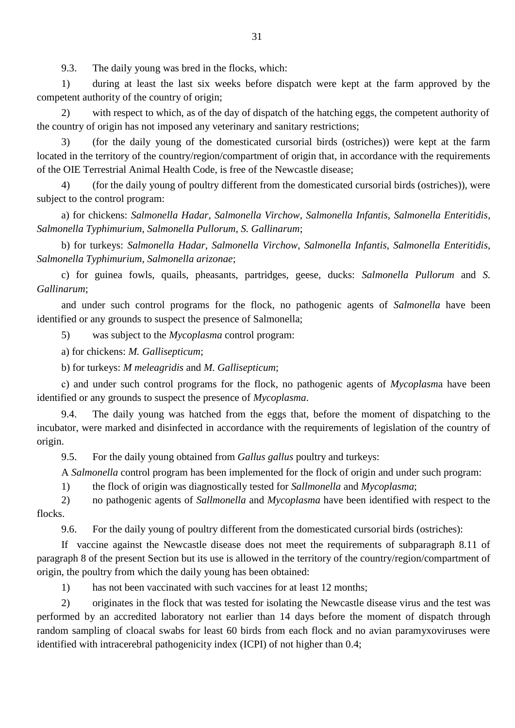9.3. The daily young was bred in the flocks, which:

1) during at least the last six weeks before dispatch were kept at the farm approved by the competent authority of the country of origin;

2) with respect to which, as of the day of dispatch of the hatching eggs, the competent authority of the country of origin has not imposed any veterinary and sanitary restrictions;

3) (for the daily young of the domesticated cursorial birds (ostriches)) were kept at the farm located in the territory of the country/region/compartment of origin that, in accordance with the requirements of the OIE Terrestrial Animal Health Code, is free of the Newcastle disease;

4) (for the daily young of poultry different from the domesticated cursorial birds (ostriches)), were subject to the control program:

a) for chickens: *Salmonella Hadar*, *Salmonella Virchow*, *Salmonella Infantis*, *Salmonella Enteritidis*, *Salmonella Typhimurium*, *Salmonella Pullorum*, *S. Gallinarum*;

b) for turkeys: *Salmonella Hadar, Salmonella Virchow, Salmonella Infantis, Salmonella Enteritidis, Salmonella Typhimurium, Salmonella arizonae*;

c) for guinea fowls, quails, pheasants, partridges, geese, ducks: *Salmonella Pullorum* and *S. Gallinarum*;

and under such control programs for the flock, no pathogenic agents of *Salmonella* have been identified or any grounds to suspect the presence of Salmonella;

5) was subject to the *Mycoplasma* control program:

a) for chickens: *M. Gallisepticum*;

b) for turkeys: *M meleagridis* and *M. Gallisepticum*;

c) and under such control programs for the flock, no pathogenic agents of *Mycoplasm*a have been identified or any grounds to suspect the presence of *Mycoplasma*.

9.4. The daily young was hatched from the eggs that, before the moment of dispatching to the incubator, were marked and disinfected in accordance with the requirements of legislation of the country of origin.

9.5. For the daily young obtained from *Gallus gallus* poultry and turkeys:

A *Salmonella* control program has been implemented for the flock of origin and under such program:

1) the flock of origin was diagnostically tested for *Sallmonella* and *Mycoplasma*;

2) no pathogenic agents of *Sallmonella* and *Mycoplasma* have been identified with respect to the flocks.

9.6. For the daily young of poultry different from the domesticated cursorial birds (ostriches):

If vaccine against the Newcastle disease does not meet the requirements of subparagraph 8.11 of paragraph 8 of the present Section but its use is allowed in the territory of the country/region/compartment of origin, the poultry from which the daily young has been obtained:

1) has not been vaccinated with such vaccines for at least 12 months;

2) originates in the flock that was tested for isolating the Newcastle disease virus and the test was performed by an accredited laboratory not earlier than 14 days before the moment of dispatch through random sampling of cloacal swabs for least 60 birds from each flock and no avian paramyxoviruses were identified with intracerebral pathogenicity index (ICPI) of not higher than 0.4;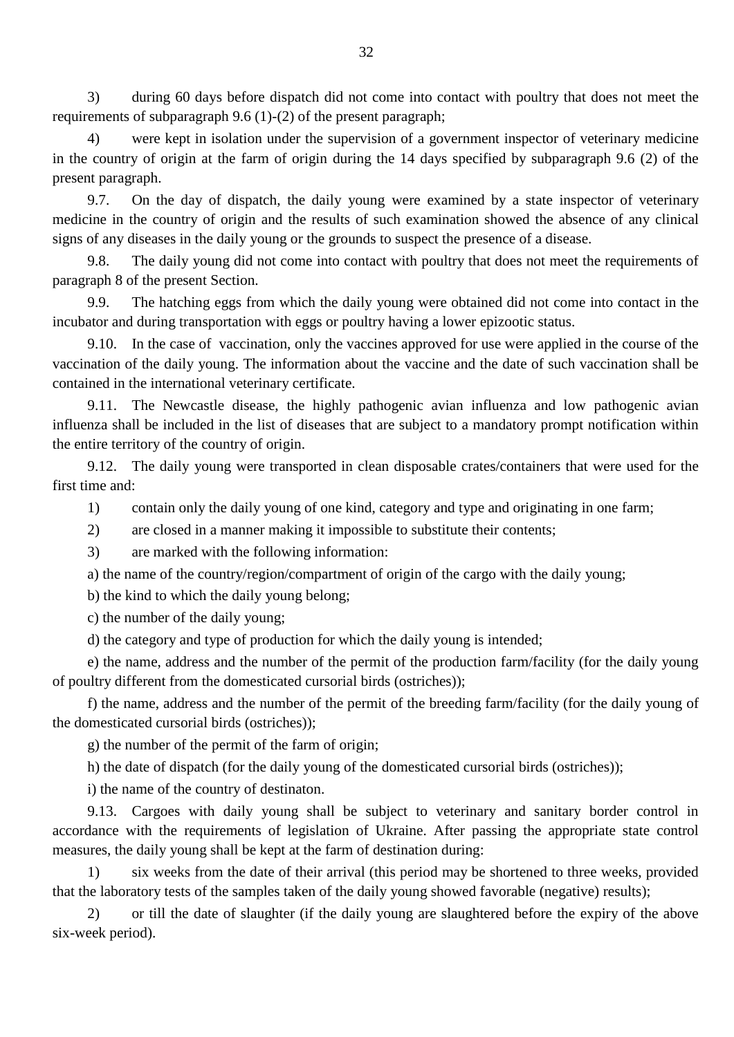3) during 60 days before dispatch did not come into contact with poultry that does not meet the requirements of subparagraph 9.6 (1)-(2) of the present paragraph;

4) were kept in isolation under the supervision of a government inspector of veterinary medicine in the country of origin at the farm of origin during the 14 days specified by subparagraph 9.6 (2) of the present paragraph.

9.7. On the day of dispatch, the daily young were examined by a state inspector of veterinary medicine in the country of origin and the results of such examination showed the absence of any clinical signs of any diseases in the daily young or the grounds to suspect the presence of a disease.

9.8. The daily young did not come into contact with poultry that does not meet the requirements of paragraph 8 of the present Section.

9.9. The hatching eggs from which the daily young were obtained did not come into contact in the incubator and during transportation with eggs or poultry having a lower epizootic status.

9.10. In the case of vaccination, only the vaccines approved for use were applied in the course of the vaccination of the daily young. The information about the vaccine and the date of such vaccination shall be contained in the international veterinary certificate.

9.11. The Newcastle disease, the highly pathogenic avian influenza and low pathogenic avian influenza shall be included in the list of diseases that are subject to a mandatory prompt notification within the entire territory of the country of origin.

9.12. The daily young were transported in clean disposable crates/containers that were used for the first time and:

1) contain only the daily young of one kind, category and type and originating in one farm;

2) are closed in a manner making it impossible to substitute their contents;

3) are marked with the following information:

a) the name of the country/region/compartment of origin of the cargo with the daily young;

b) the kind to which the daily young belong;

c) the number of the daily young;

d) the category and type of production for which the daily young is intended;

e) the name, address and the number of the permit of the production farm/facility (for the daily young of poultry different from the domesticated cursorial birds (ostriches));

f) the name, address and the number of the permit of the breeding farm/facility (for the daily young of the domesticated cursorial birds (ostriches));

g) the number of the permit of the farm of origin;

h) the date of dispatch (for the daily young of the domesticated cursorial birds (ostriches));

i) the name of the country of destinaton.

9.13. Cargoes with daily young shall be subject to veterinary and sanitary border control in accordance with the requirements of legislation of Ukraine. After passing the appropriate state control measures, the daily young shall be kept at the farm of destination during:

1) six weeks from the date of their arrival (this period may be shortened to three weeks, provided that the laboratory tests of the samples taken of the daily young showed favorable (negative) results);

2) or till the date of slaughter (if the daily young are slaughtered before the expiry of the above six-week period).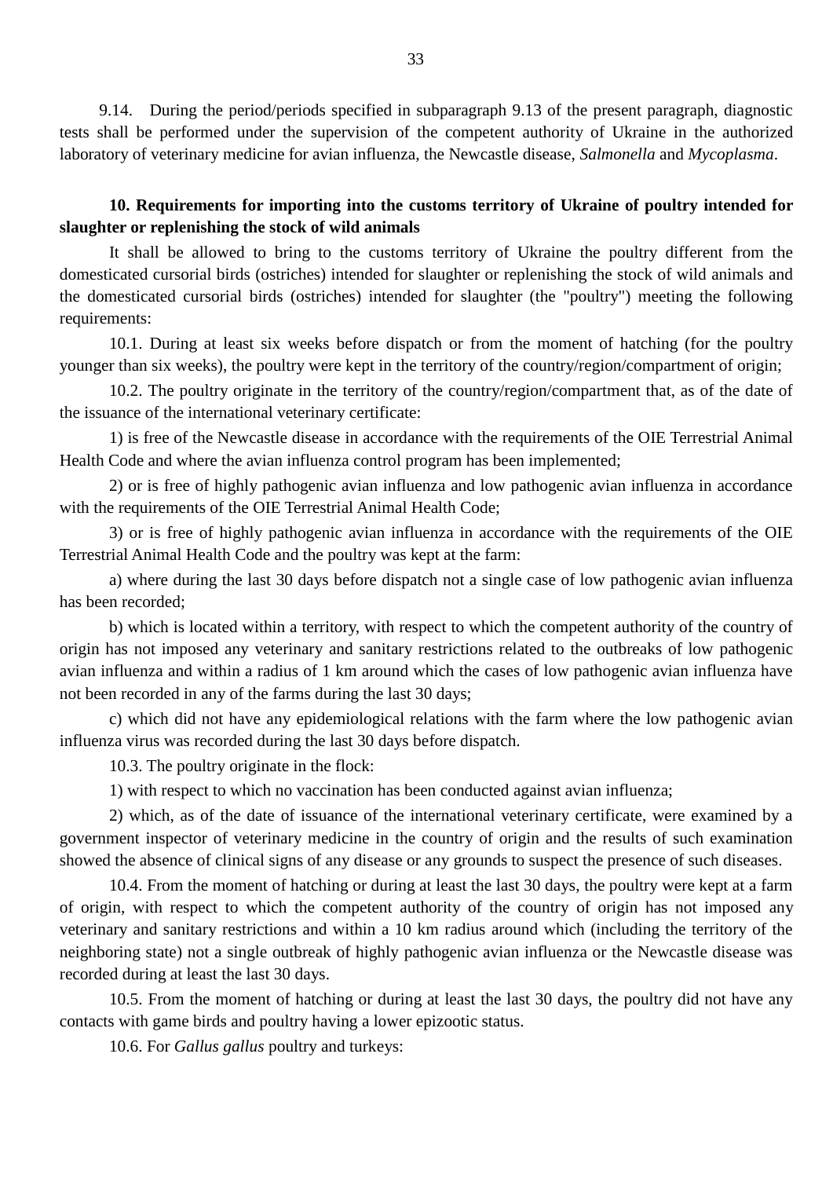9.14. During the period/periods specified in subparagraph 9.13 of the present paragraph, diagnostic tests shall be performed under the supervision of the competent authority of Ukraine in the authorized laboratory of veterinary medicine for avian influenza, the Newcastle disease, *Salmonella* and *Mycoplasma*.

**10. Requirements for importing into the customs territory of Ukraine of poultry intended for slaughter or replenishing the stock of wild animals**

It shall be allowed to bring to the customs territory of Ukraine the poultry different from the domesticated cursorial birds (ostriches) intended for slaughter or replenishing the stock of wild animals and the domesticated cursorial birds (ostriches) intended for slaughter (the "poultry") meeting the following requirements:

10.1. During at least six weeks before dispatch or from the moment of hatching (for the poultry younger than six weeks), the poultry were kept in the territory of the country/region/compartment of origin;

10.2. The poultry originate in the territory of the country/region/compartment that, as of the date of the issuance of the international veterinary certificate:

1) is free of the Newcastle disease in accordance with the requirements of the OIE Terrestrial Animal Health Code and where the avian influenza control program has been implemented;

2) or is free of highly pathogenic avian influenza and low pathogenic avian influenza in accordance with the requirements of the OIE Terrestrial Animal Health Code;

3) or is free of highly pathogenic avian influenza in accordance with the requirements of the OIE Terrestrial Animal Health Code and the poultry was kept at the farm:

a) where during the last 30 days before dispatch not a single case of low pathogenic avian influenza has been recorded;

b) which is located within a territory, with respect to which the competent authority of the country of origin has not imposed any veterinary and sanitary restrictions related to the outbreaks of low pathogenic avian influenza and within a radius of 1 km around which the cases of low pathogenic avian influenza have not been recorded in any of the farms during the last 30 days;

c) which did not have any epidemiological relations with the farm where the low pathogenic avian influenza virus was recorded during the last 30 days before dispatch.

10.3. The poultry originate in the flock:

1) with respect to which no vaccination has been conducted against avian influenza;

2) which, as of the date of issuance of the international veterinary certificate, were examined by a government inspector of veterinary medicine in the country of origin and the results of such examination showed the absence of clinical signs of any disease or any grounds to suspect the presence of such diseases.

10.4. From the moment of hatching or during at least the last 30 days, the poultry were kept at a farm of origin, with respect to which the competent authority of the country of origin has not imposed any veterinary and sanitary restrictions and within a 10 km radius around which (including the territory of the neighboring state) not a single outbreak of highly pathogenic avian influenza or the Newcastle disease was recorded during at least the last 30 days.

10.5. From the moment of hatching or during at least the last 30 days, the poultry did not have any contacts with game birds and poultry having a lower epizootic status.

10.6. For *Gallus gallus* poultry and turkeys: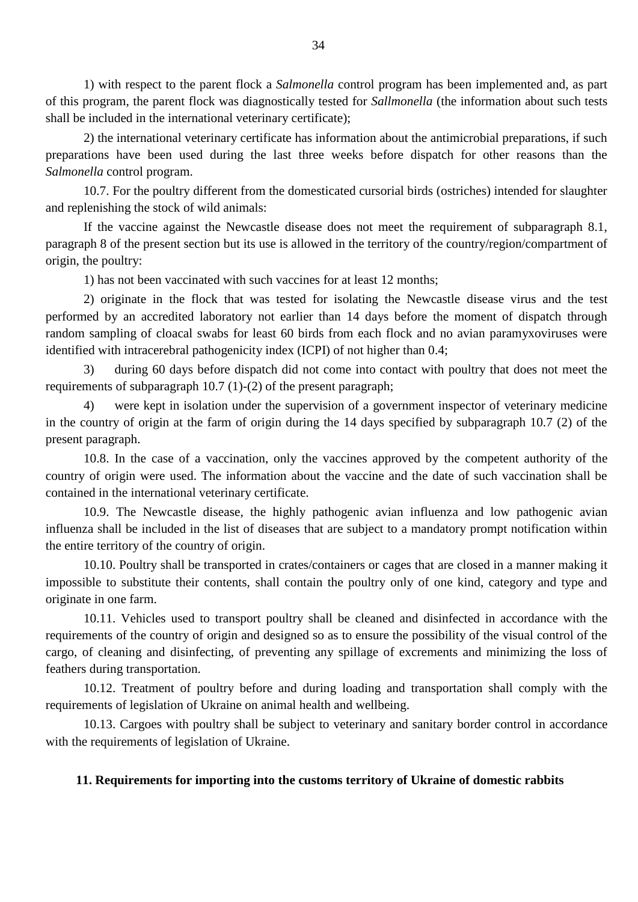1) with respect to the parent flock a *Salmonella* control program has been implemented and, as part of this program, the parent flock was diagnostically tested for *Sallmonella* (the information about such tests shall be included in the international veterinary certificate);

2) the international veterinary certificate has information about the antimicrobial preparations, if such preparations have been used during the last three weeks before dispatch for other reasons than the *Salmonella* control program.

10.7. For the poultry different from the domesticated cursorial birds (ostriches) intended for slaughter and replenishing the stock of wild animals:

If the vaccine against the Newcastle disease does not meet the requirement of subparagraph 8.1, paragraph 8 of the present section but its use is allowed in the territory of the country/region/compartment of origin, the poultry:

1) has not been vaccinated with such vaccines for at least 12 months;

2) originate in the flock that was tested for isolating the Newcastle disease virus and the test performed by an accredited laboratory not earlier than 14 days before the moment of dispatch through random sampling of cloacal swabs for least 60 birds from each flock and no avian paramyxoviruses were identified with intracerebral pathogenicity index (ICPI) of not higher than 0.4;

3) during 60 days before dispatch did not come into contact with poultry that does not meet the requirements of subparagraph 10.7 (1)-(2) of the present paragraph;

4) were kept in isolation under the supervision of a government inspector of veterinary medicine in the country of origin at the farm of origin during the 14 days specified by subparagraph 10.7 (2) of the present paragraph.

10.8. In the case of a vaccination, only the vaccines approved by the competent authority of the country of origin were used. The information about the vaccine and the date of such vaccination shall be contained in the international veterinary certificate.

10.9. The Newcastle disease, the highly pathogenic avian influenza and low pathogenic avian influenza shall be included in the list of diseases that are subject to a mandatory prompt notification within the entire territory of the country of origin.

10.10. Poultry shall be transported in crates/containers or cages that are closed in a manner making it impossible to substitute their contents, shall contain the poultry only of one kind, category and type and originate in one farm.

10.11. Vehicles used to transport poultry shall be cleaned and disinfected in accordance with the requirements of the country of origin and designed so as to ensure the possibility of the visual control of the cargo, of cleaning and disinfecting, of preventing any spillage of excrements and minimizing the loss of feathers during transportation.

10.12. Treatment of poultry before and during loading and transportation shall comply with the requirements of legislation of Ukraine on animal health and wellbeing.

10.13. Cargoes with poultry shall be subject to veterinary and sanitary border control in accordance with the requirements of legislation of Ukraine.

## 11. Requirements for importing into the customs territory of Ukraine of domestic rabbits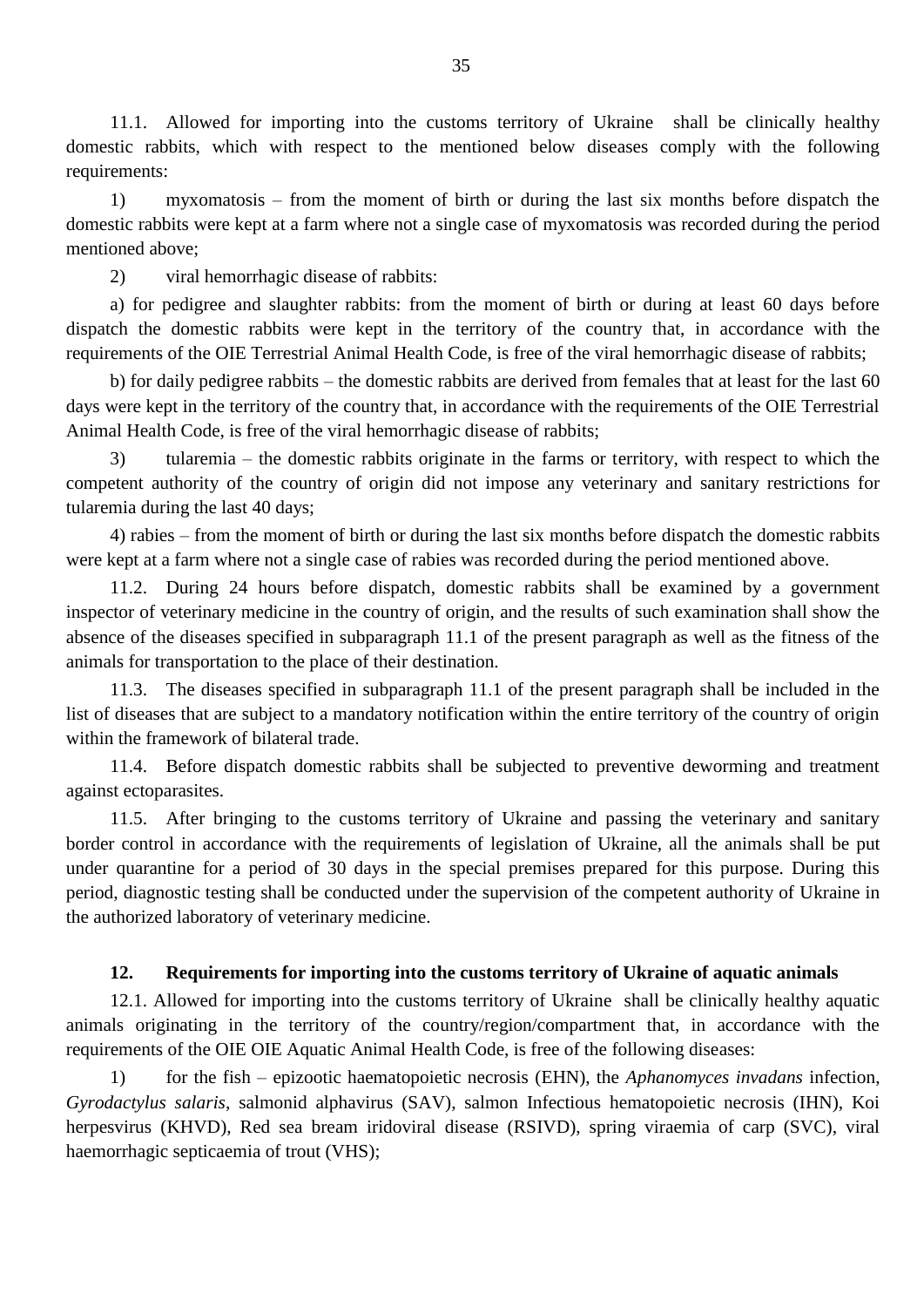11.1. Allowed for importing into the customs territory of Ukraine shall be clinically healthy domestic rabbits, which with respect to the mentioned below diseases comply with the following requirements:

1) myxomatosis – from the moment of birth or during the last six months before dispatch the domestic rabbits were kept at a farm where not a single case of myxomatosis was recorded during the period mentioned above;

2) viral hemorrhagic disease of rabbits:

a) for pedigree and slaughter rabbits: from the moment of birth or during at least 60 days before dispatch the domestic rabbits were kept in the territory of the country that, in accordance with the requirements of the OIE Terrestrial Animal Health Code, is free of the viral hemorrhagic disease of rabbits;

b) for daily pedigree rabbits – the domestic rabbits are derived from females that at least for the last 60 days were kept in the territory of the country that, in accordance with the requirements of the OIE Terrestrial Animal Health Code, is free of the viral hemorrhagic disease of rabbits;

3) tularemia – the domestic rabbits originate in the farms or territory, with respect to which the competent authority of the country of origin did not impose any veterinary and sanitary restrictions for tularemia during the last 40 days;

4) rabies – from the moment of birth or during the last six months before dispatch the domestic rabbits were kept at a farm where not a single case of rabies was recorded during the period mentioned above.

11.2. During 24 hours before dispatch, domestic rabbits shall be examined by a government inspector of veterinary medicine in the country of origin, and the results of such examination shall show the absence of the diseases specified in subparagraph 11.1 of the present paragraph as well as the fitness of the animals for transportation to the place of their destination.

11.3. The diseases specified in subparagraph 11.1 of the present paragraph shall be included in the list of diseases that are subject to a mandatory notification within the entire territory of the country of origin within the framework of bilateral trade.

11.4. Before dispatch domestic rabbits shall be subjected to preventive deworming and treatment against ectoparasites.

11.5. After bringing to the customs territory of Ukraine and passing the veterinary and sanitary border control in accordance with the requirements of legislation of Ukraine, all the animals shall be put under quarantine for a period of 30 days in the special premises prepared for this purpose. During this period, diagnostic testing shall be conducted under the supervision of the competent authority of Ukraine in the authorized laboratory of veterinary medicine.

## 12. Requirements for importing into the customs territory of Ukraine of aquatic animals

12.1. Allowed for importing into the customs territory of Ukraine shall be clinically healthy aquatic animals originating in the territory of the country/region/compartment that, in accordance with the requirements of the OIE OIE Aquatic Animal Health Code, is free of the following diseases:

1) for the fish – epizootic haematopoietic necrosis (EHN), the *Aphanomyces invadans* infection, *Gyrodactylus salaris*, salmonid alphavirus (SAV), salmon Infectious hematopoietic necrosis (IHN), Koi herpesvirus (KHVD), Red sea bream iridoviral disease (RSIVD), spring viraemia of carp (SVC), viral haemorrhagic septicaemia of trout (VHS);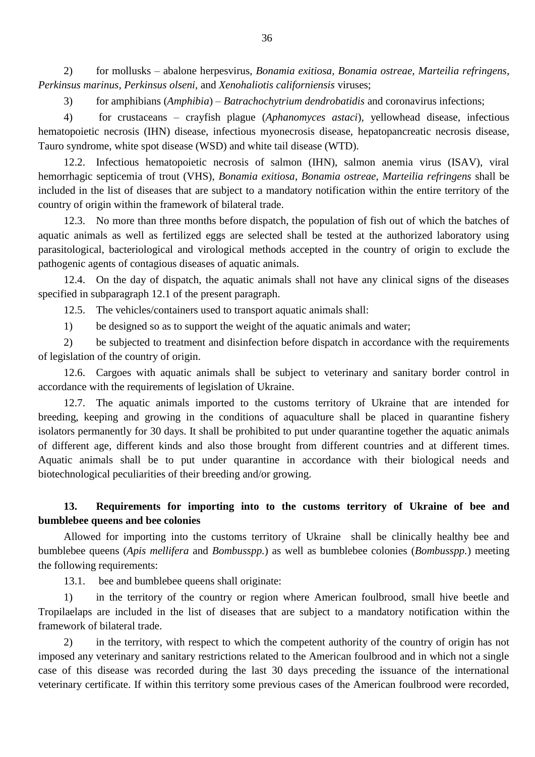2) for mollusks – abalone herpesvirus, *Bonamia exitiosa, Bonamia ostreae, Marteilia refringens, Perkinsus marinus, Perkinsus olseni,* and *Xenohaliotis californiensis* viruses;

3) for amphibians (*Amphibia*) – *Batrachochytrium dendrobatidis* and coronavirus infections;

4) for crustaceans – crayfish plague (*Aphanomyces astaci*), yellowhead disease, infectious hematopoietic necrosis (IHN) disease, infectious myonecrosis disease, hepatopancreatic necrosis disease, Tauro syndrome, white spot disease (WSD) and white tail disease (WTD).

12.2. Infectious hematopoietic necrosis of salmon (IHN), salmon anemia virus (ISAV), viral hemorrhagic septicemia of trout (VHS), *Bonamia exitiosa*, *Bonamia ostreae*, *Marteilia refringens* shall be included in the list of diseases that are subject to a mandatory notification within the entire territory of the country of origin within the framework of bilateral trade.

12.3. No more than three months before dispatch, the population of fish out of which the batches of aquatic animals as well as fertilized eggs are selected shall be tested at the authorized laboratory using parasitological, bacteriological and virological methods accepted in the country of origin to exclude the pathogenic agents of contagious diseases of aquatic animals.

12.4. On the day of dispatch, the aquatic animals shall not have any clinical signs of the diseases specified in subparagraph 12.1 of the present paragraph.

12.5. The vehicles/containers used to transport aquatic animals shall:

1) be designed so as to support the weight of the aquatic animals and water;

2) be subjected to treatment and disinfection before dispatch in accordance with the requirements of legislation of the country of origin.

12.6. Cargoes with aquatic animals shall be subject to veterinary and sanitary border control in accordance with the requirements of legislation of Ukraine.

12.7. The aquatic animals imported to the customs territory of Ukraine that are intended for breeding, keeping and growing in the conditions of aquaculture shall be placed in quarantine fishery isolators permanently for 30 days. It shall be prohibited to put under quarantine together the aquatic animals of different age, different kinds and also those brought from different countries and at different times. Aquatic animals shall be to put under quarantine in accordance with their biological needs and biotechnological peculiarities of their breeding and/or growing.

## 13. Requirements for importing into to the customs territory of Ukraine of bee and bumblebee queens and bee colonies

Allowed for importing into the customs territory of Ukraine shall be clinically healthy bee and bumblebee queens (*Apis mellifera* and *Bombusspp.*) as well as bumblebee colonies (*Bombusspp.*) meeting the following requirements:

13.1. bee and bumblebee queens shall originate:

1) in the territory of the country or region where American foulbrood, small hive beetle and Tropilaelaps are included in the list of diseases that are subject to a mandatory notification within the framework of bilateral trade.

2) in the territory, with respect to which the competent authority of the country of origin has not imposed any veterinary and sanitary restrictions related to the American foulbrood and in which not a single case of this disease was recorded during the last 30 days preceding the issuance of the international veterinary certificate. If within this territory some previous cases of the American foulbrood were recorded,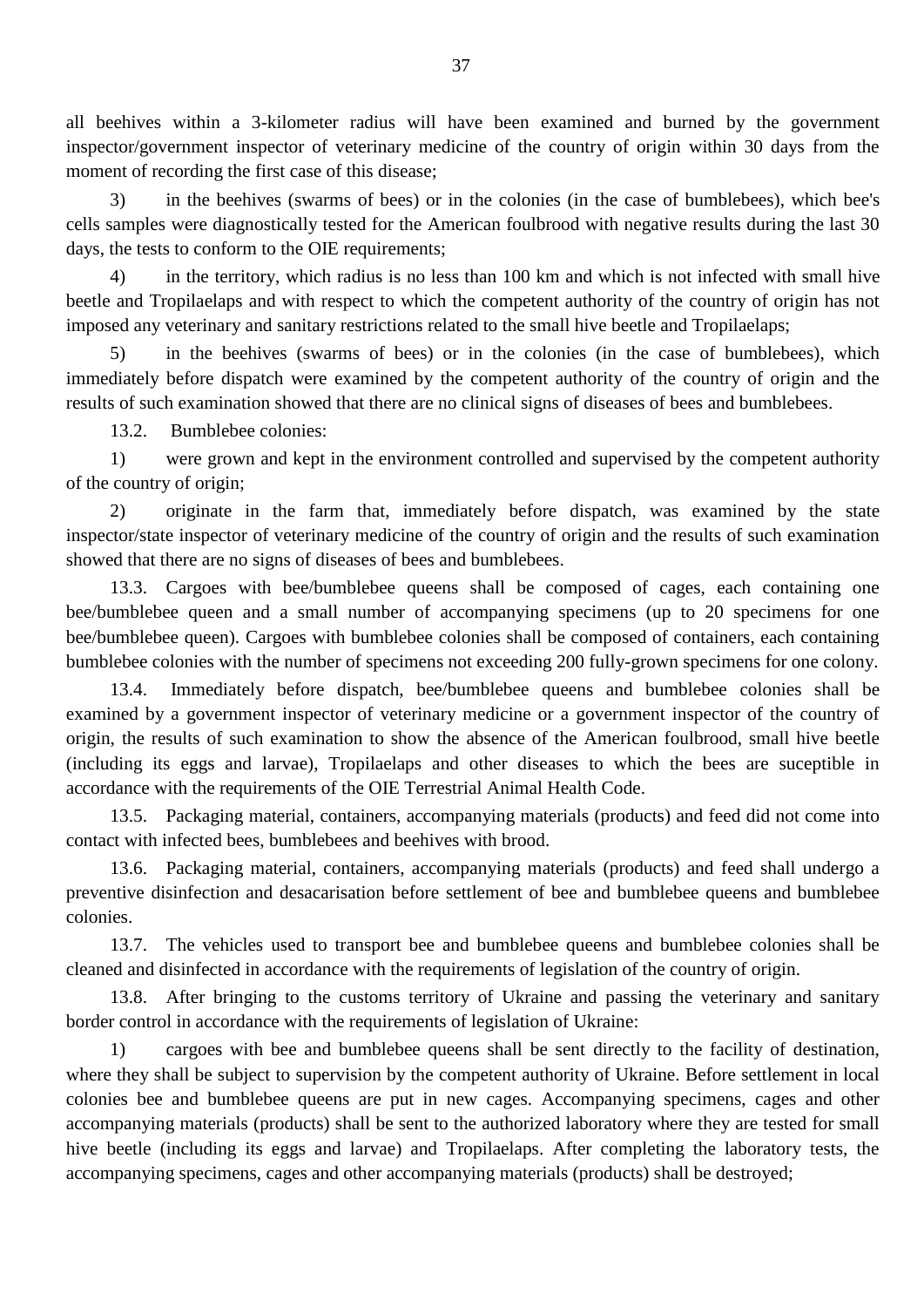all beehives within a 3-kilometer radius will have been examined and burned by the government inspector/government inspector of veterinary medicine of the country of origin within 30 days from the moment of recording the first case of this disease;

3) in the beehives (swarms of bees) or in the colonies (in the case of bumblebees), which bee's cells samples were diagnostically tested for the American foulbrood with negative results during the last 30 days, the tests to conform to the OIE requirements;

4) in the territory, which radius is no less than 100 km and which is not infected with small hive beetle and Tropilaelaps and with respect to which the competent authority of the country of origin has not imposed any veterinary and sanitary restrictions related to the small hive beetle and Tropilaelaps;

5) in the beehives (swarms of bees) or in the colonies (in the case of bumblebees), which immediately before dispatch were examined by the competent authority of the country of origin and the results of such examination showed that there are no clinical signs of diseases of bees and bumblebees.

13.2. Bumblebee colonies:

1) were grown and kept in the environment controlled and supervised by the competent authority of the country of origin;

2) originate in the farm that, immediately before dispatch, was examined by the state inspector/state inspector of veterinary medicine of the country of origin and the results of such examination showed that there are no signs of diseases of bees and bumblebees.

13.3. Cargoes with bee/bumblebee queens shall be composed of cages, each containing one bee/bumblebee queen and a small number of accompanying specimens (up to 20 specimens for one bee/bumblebee queen). Cargoes with bumblebee colonies shall be composed of containers, each containing bumblebee colonies with the number of specimens not exceeding 200 fully-grown specimens for one colony.

13.4. Immediately before dispatch, bee/bumblebee queens and bumblebee colonies shall be examined by a government inspector of veterinary medicine or a government inspector of the country of origin, the results of such examination to show the absence of the American foulbrood, small hive beetle (including its eggs and larvae), Tropilaelaps and other diseases to which the bees are suceptible in accordance with the requirements of the OIE Terrestrial Animal Health Code.

13.5. Packaging material, containers, accompanying materials (products) and feed did not come into contact with infected bees, bumblebees and beehives with brood.

13.6. Packaging material, containers, accompanying materials (products) and feed shall undergo a preventive disinfection and desacarisation before settlement of bee and bumblebee queens and bumblebee colonies.

13.7. The vehicles used to transport bee and bumblebee queens and bumblebee colonies shall be cleaned and disinfected in accordance with the requirements of legislation of the country of origin.

13.8. After bringing to the customs territory of Ukraine and passing the veterinary and sanitary border control in accordance with the requirements of legislation of Ukraine:

1) cargoes with bee and bumblebee queens shall be sent directly to the facility of destination, where they shall be subject to supervision by the competent authority of Ukraine. Before settlement in local colonies bee and bumblebee queens are put in new cages. Accompanying specimens, cages and other accompanying materials (products) shall be sent to the authorized laboratory where they are tested for small hive beetle (including its eggs and larvae) and Tropilaelaps. After completing the laboratory tests, the accompanying specimens, cages and other accompanying materials (products) shall be destroyed;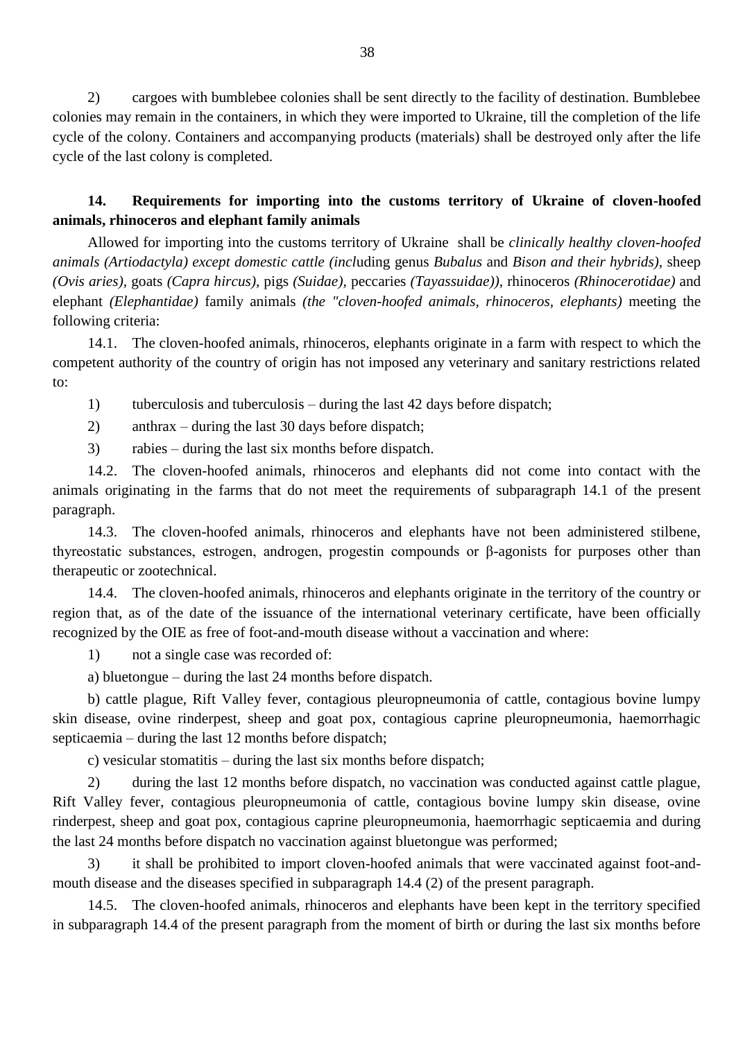2) cargoes with bumblebee colonies shall be sent directly to the facility of destination. Bumblebee colonies may remain in the containers, in which they were imported to Ukraine, till the completion of the life cycle of the colony. Containers and accompanying products (materials) shall be destroyed only after the life cycle of the last colony is completed.

## 14. Requirements for importing into the customs territory of Ukraine of cloven-hoofed animals, rhinoceros and elephant family animals

Allowed for importing into the customs territory of Ukraine shall be *clinically healthy cloven-hoofed animals (Artiodactyla) except domestic cattle (incl*uding genus *Bubalus* and *Bison and their hybrids),* sheep *(Ovis aries)*, goats *(Capra hircus),* pigs *(Suidae),* peccaries *(Tayassuidae)),* rhinoceros *(Rhinocerotidae)* and elephant *(Elephantidae)* family animals *(the "cloven-hoofed animals, rhinoceros, elephants)* meeting the following criteria:

14.1. The cloven-hoofed animals, rhinoceros, elephants originate in a farm with respect to which the competent authority of the country of origin has not imposed any veterinary and sanitary restrictions related to:

1) tuberculosis and tuberculosis – during the last 42 days before dispatch;

2) anthrax – during the last 30 days before dispatch;

3) rabies – during the last six months before dispatch.

14.2. The cloven-hoofed animals, rhinoceros and elephants did not come into contact with the animals originating in the farms that do not meet the requirements of subparagraph 14.1 of the present paragraph.

14.3. The cloven-hoofed animals, rhinoceros and elephants have not been administered stilbene, thyreostatic substances, estrogen, androgen, progestin compounds or β-agonists for purposes other than therapeutic or zootechnical.

14.4. The cloven-hoofed animals, rhinoceros and elephants originate in the territory of the country or region that, as of the date of the issuance of the international veterinary certificate, have been officially recognized by the OIE as free of foot-and-mouth disease without a vaccination and where:

1) not a single case was recorded of:

a) bluetongue – during the last 24 months before dispatch.

b) cattle plague, Rift Valley fever, contagious pleuropneumonia of cattle, contagious bovine lumpy skin disease, ovine rinderpest, sheep and goat pox, contagious caprine pleuropneumonia, haemorrhagic septicaemia – during the last 12 months before dispatch;

c) vesicular stomatitis – during the last six months before dispatch;

2) during the last 12 months before dispatch, no vaccination was conducted against cattle plague, Rift Valley fever, contagious pleuropneumonia of cattle, contagious bovine lumpy skin disease, ovine rinderpest, sheep and goat pox, contagious caprine pleuropneumonia, haemorrhagic septicaemia and during the last 24 months before dispatch no vaccination against bluetongue was performed;

3) it shall be prohibited to import cloven-hoofed animals that were vaccinated against foot-and-mouth disease and the diseases specified in subparagraph 14.4 (2) of the present paragraph.

14.5. The cloven-hoofed animals, rhinoceros and elephants have been kept in the territory specified in subparagraph 14.4 of the present paragraph from the moment of birth or during the last six months before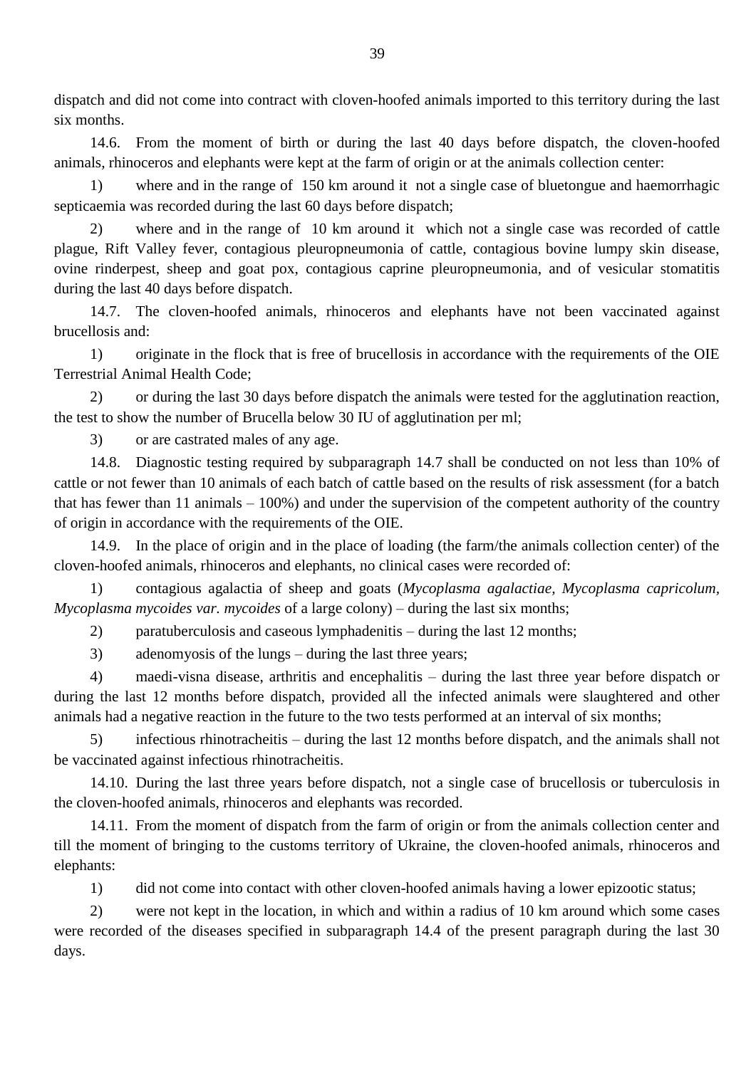dispatch and did not come into contract with cloven-hoofed animals imported to this territory during the last six months.

14.6. From the moment of birth or during the last 40 days before dispatch, the cloven-hoofed animals, rhinoceros and elephants were kept at the farm of origin or at the animals collection center:

1) where and in the range of 150 km around it not a single case of bluetongue and haemorrhagic septicaemia was recorded during the last 60 days before dispatch;

2) where and in the range of 10 km around it which not a single case was recorded of cattle plague, Rift Valley fever, contagious pleuropneumonia of cattle, contagious bovine lumpy skin disease, ovine rinderpest, sheep and goat pox, contagious caprine pleuropneumonia, and of vesicular stomatitis during the last 40 days before dispatch.

14.7. The cloven-hoofed animals, rhinoceros and elephants have not been vaccinated against brucellosis and:

1) originate in the flock that is free of brucellosis in accordance with the requirements of the OIE Terrestrial Animal Health Code;

2) or during the last 30 days before dispatch the animals were tested for the agglutination reaction, the test to show the number of Brucella below 30 IU of agglutination per ml;

3) or are castrated males of any age.

14.8. Diagnostic testing required by subparagraph 14.7 shall be conducted on not less than 10% of cattle or not fewer than 10 animals of each batch of cattle based on the results of risk assessment (for a batch that has fewer than 11 animals – 100%) and under the supervision of the competent authority of the country of origin in accordance with the requirements of the OIE.

14.9. In the place of origin and in the place of loading (the farm/the animals collection center) of the cloven-hoofed animals, rhinoceros and elephants, no clinical cases were recorded of:

1) contagious agalactia of sheep and goats (*Mycoplasma agalactiae, Mycoplasma capricolum, Mycoplasma mycoides var. mycoides* of a large colony) – during the last six months;

2) paratuberculosis and caseous lymphadenitis – during the last 12 months;

3) adenomyosis of the lungs – during the last three years;

4) maedi-visna disease, arthritis and encephalitis – during the last three year before dispatch or during the last 12 months before dispatch, provided all the infected animals were slaughtered and other animals had a negative reaction in the future to the two tests performed at an interval of six months;

5) infectious rhinotracheitis – during the last 12 months before dispatch, and the animals shall not be vaccinated against infectious rhinotracheitis.

14.10. During the last three years before dispatch, not a single case of brucellosis or tuberculosis in the cloven-hoofed animals, rhinoceros and elephants was recorded.

14.11. From the moment of dispatch from the farm of origin or from the animals collection center and till the moment of bringing to the customs territory of Ukraine, the cloven-hoofed animals, rhinoceros and elephants:

1) did not come into contact with other cloven-hoofed animals having a lower epizootic status;

2) were not kept in the location, in which and within a radius of 10 km around which some cases were recorded of the diseases specified in subparagraph 14.4 of the present paragraph during the last 30 days.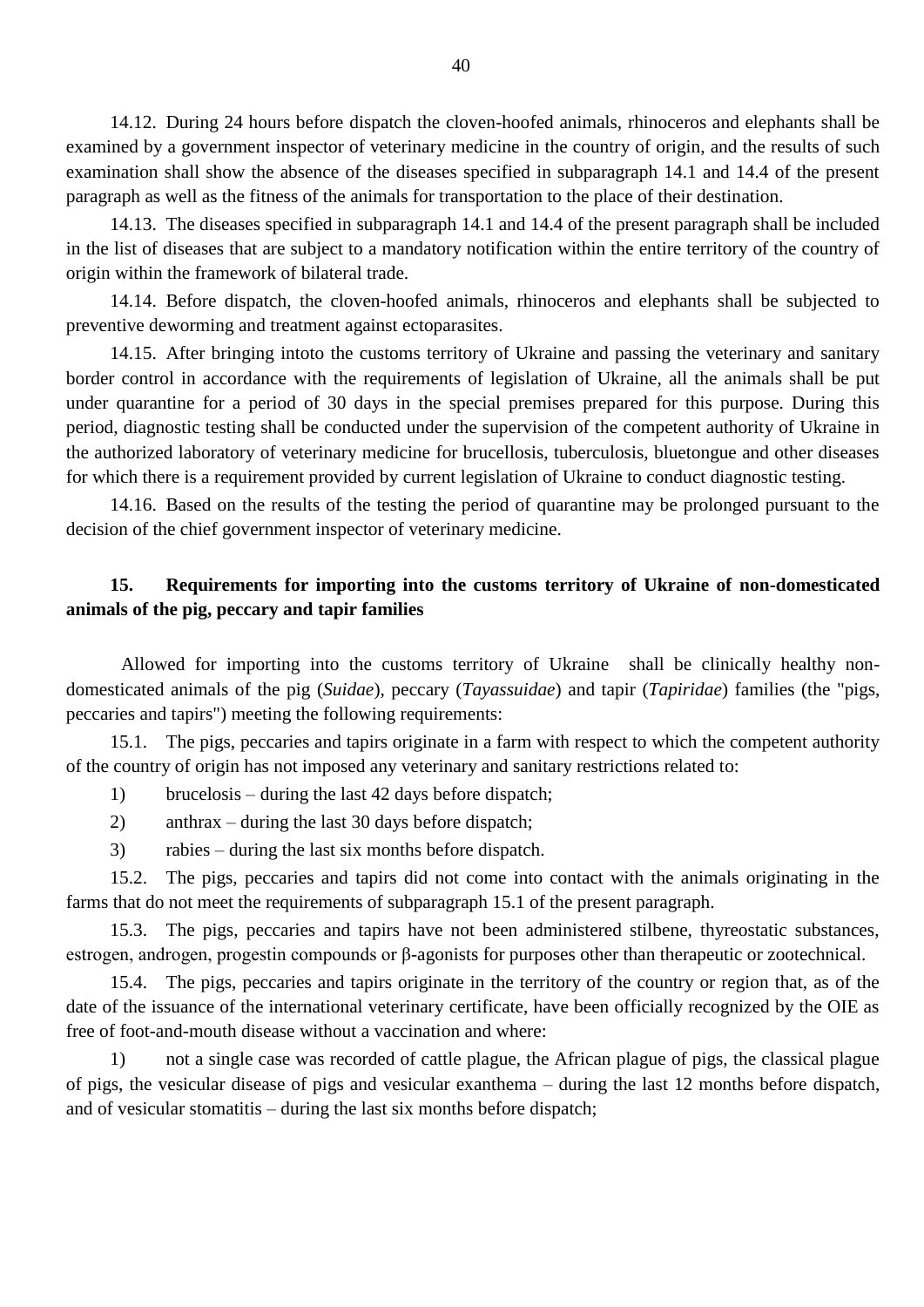14.12. During 24 hours before dispatch the cloven-hoofed animals, rhinoceros and elephants shall be examined by a government inspector of veterinary medicine in the country of origin, and the results of such examination shall show the absence of the diseases specified in subparagraph 14.1 and 14.4 of the present paragraph as well as the fitness of the animals for transportation to the place of their destination.

14.13. The diseases specified in subparagraph 14.1 and 14.4 of the present paragraph shall be included in the list of diseases that are subject to a mandatory notification within the entire territory of the country of origin within the framework of bilateral trade.

14.14. Before dispatch, the cloven-hoofed animals, rhinoceros and elephants shall be subjected to preventive deworming and treatment against ectoparasites.

14.15. After bringing intoto the customs territory of Ukraine and passing the veterinary and sanitary border control in accordance with the requirements of legislation of Ukraine, all the animals shall be put under quarantine for a period of 30 days in the special premises prepared for this purpose. During this period, diagnostic testing shall be conducted under the supervision of the competent authority of Ukraine in the authorized laboratory of veterinary medicine for brucellosis, tuberculosis, bluetongue and other diseases for which there is a requirement provided by current legislation of Ukraine to conduct diagnostic testing.

14.16. Based on the results of the testing the period of quarantine may be prolonged pursuant to the decision of the chief government inspector of veterinary medicine.

## 15. Requirements for importing into the customs territory of Ukraine of non-domesticated animals of the pig, peccary and tapir families

Allowed for importing into the customs territory of Ukraine shall be clinically healthy non-domesticated animals of the pig (*Suidae*), peccary (*Tayassuidae*) and tapir (*Tapiridae*) families (the "pigs, peccaries and tapirs") meeting the following requirements:

15.1. The pigs, peccaries and tapirs originate in a farm with respect to which the competent authority of the country of origin has not imposed any veterinary and sanitary restrictions related to:

1) brucelosis – during the last 42 days before dispatch;

2) anthrax – during the last 30 days before dispatch;

3) rabies – during the last six months before dispatch.

15.2. The pigs, peccaries and tapirs did not come into contact with the animals originating in the farms that do not meet the requirements of subparagraph 15.1 of the present paragraph.

15.3. The pigs, peccaries and tapirs have not been administered stilbene, thyreostatic substances, estrogen, androgen, progestin compounds or β-agonists for purposes other than therapeutic or zootechnical.

15.4. The pigs, peccaries and tapirs originate in the territory of the country or region that, as of the date of the issuance of the international veterinary certificate, have been officially recognized by the OIE as free of foot-and-mouth disease without a vaccination and where:

1) not a single case was recorded of cattle plague, the African plague of pigs, the classical plague of pigs, the vesicular disease of pigs and vesicular exanthema – during the last 12 months before dispatch, and of vesicular stomatitis – during the last six months before dispatch;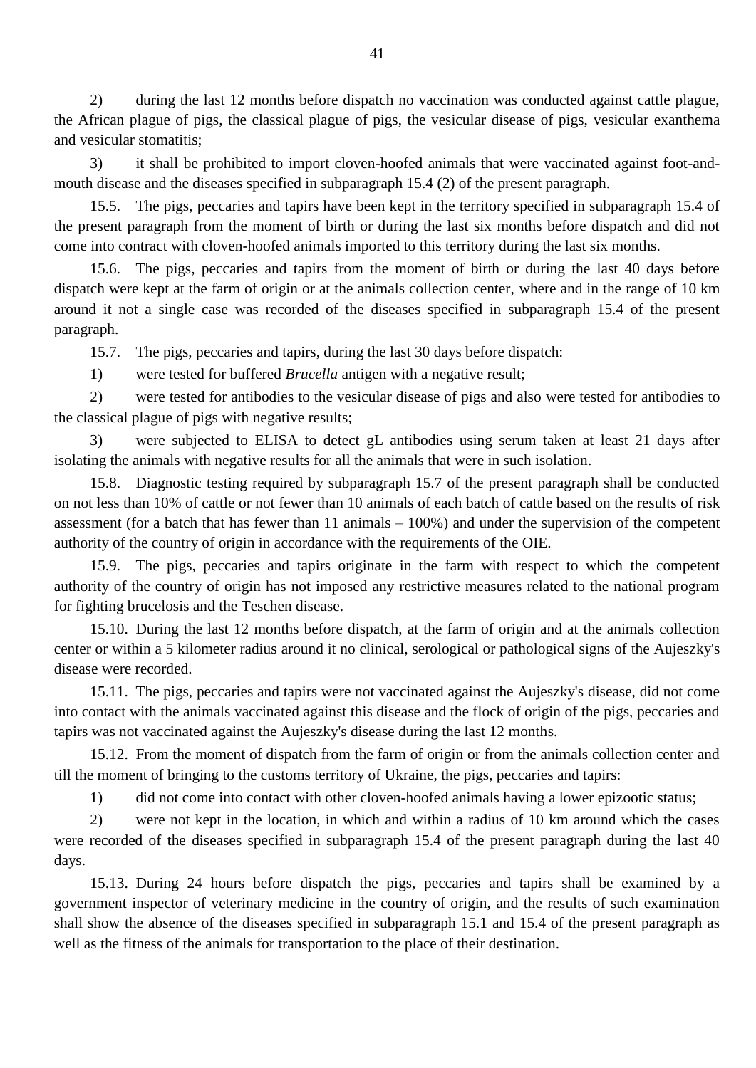2) during the last 12 months before dispatch no vaccination was conducted against cattle plague, the African plague of pigs, the classical plague of pigs, the vesicular disease of pigs, vesicular exanthema and vesicular stomatitis;

3) it shall be prohibited to import cloven-hoofed animals that were vaccinated against foot-and-mouth disease and the diseases specified in subparagraph 15.4 (2) of the present paragraph.

15.5. The pigs, peccaries and tapirs have been kept in the territory specified in subparagraph 15.4 of the present paragraph from the moment of birth or during the last six months before dispatch and did not come into contract with cloven-hoofed animals imported to this territory during the last six months.

15.6. The pigs, peccaries and tapirs from the moment of birth or during the last 40 days before dispatch were kept at the farm of origin or at the animals collection center, where and in the range of 10 km around it not a single case was recorded of the diseases specified in subparagraph 15.4 of the present paragraph.

15.7. The pigs, peccaries and tapirs, during the last 30 days before dispatch:

1) were tested for buffered *Brucella* antigen with a negative result;

2) were tested for antibodies to the vesicular disease of pigs and also were tested for antibodies to the classical plague of pigs with negative results;

3) were subjected to ELISA to detect gL antibodies using serum taken at least 21 days after isolating the animals with negative results for all the animals that were in such isolation.

15.8. Diagnostic testing required by subparagraph 15.7 of the present paragraph shall be conducted on not less than 10% of cattle or not fewer than 10 animals of each batch of cattle based on the results of risk assessment (for a batch that has fewer than 11 animals – 100%) and under the supervision of the competent authority of the country of origin in accordance with the requirements of the OIE.

15.9. The pigs, peccaries and tapirs originate in the farm with respect to which the competent authority of the country of origin has not imposed any restrictive measures related to the national program for fighting brucelosis and the Teschen disease.

15.10. During the last 12 months before dispatch, at the farm of origin and at the animals collection center or within a 5 kilometer radius around it no clinical, serological or pathological signs of the Aujeszky's disease were recorded.

15.11. The pigs, peccaries and tapirs were not vaccinated against the Aujeszky's disease, did not come into contact with the animals vaccinated against this disease and the flock of origin of the pigs, peccaries and tapirs was not vaccinated against the Aujeszky's disease during the last 12 months.

15.12. From the moment of dispatch from the farm of origin or from the animals collection center and till the moment of bringing to the customs territory of Ukraine, the pigs, peccaries and tapirs:

1) did not come into contact with other cloven-hoofed animals having a lower epizootic status;

2) were not kept in the location, in which and within a radius of 10 km around which the cases were recorded of the diseases specified in subparagraph 15.4 of the present paragraph during the last 40 days.

15.13. During 24 hours before dispatch the pigs, peccaries and tapirs shall be examined by a government inspector of veterinary medicine in the country of origin, and the results of such examination shall show the absence of the diseases specified in subparagraph 15.1 and 15.4 of the present paragraph as well as the fitness of the animals for transportation to the place of their destination.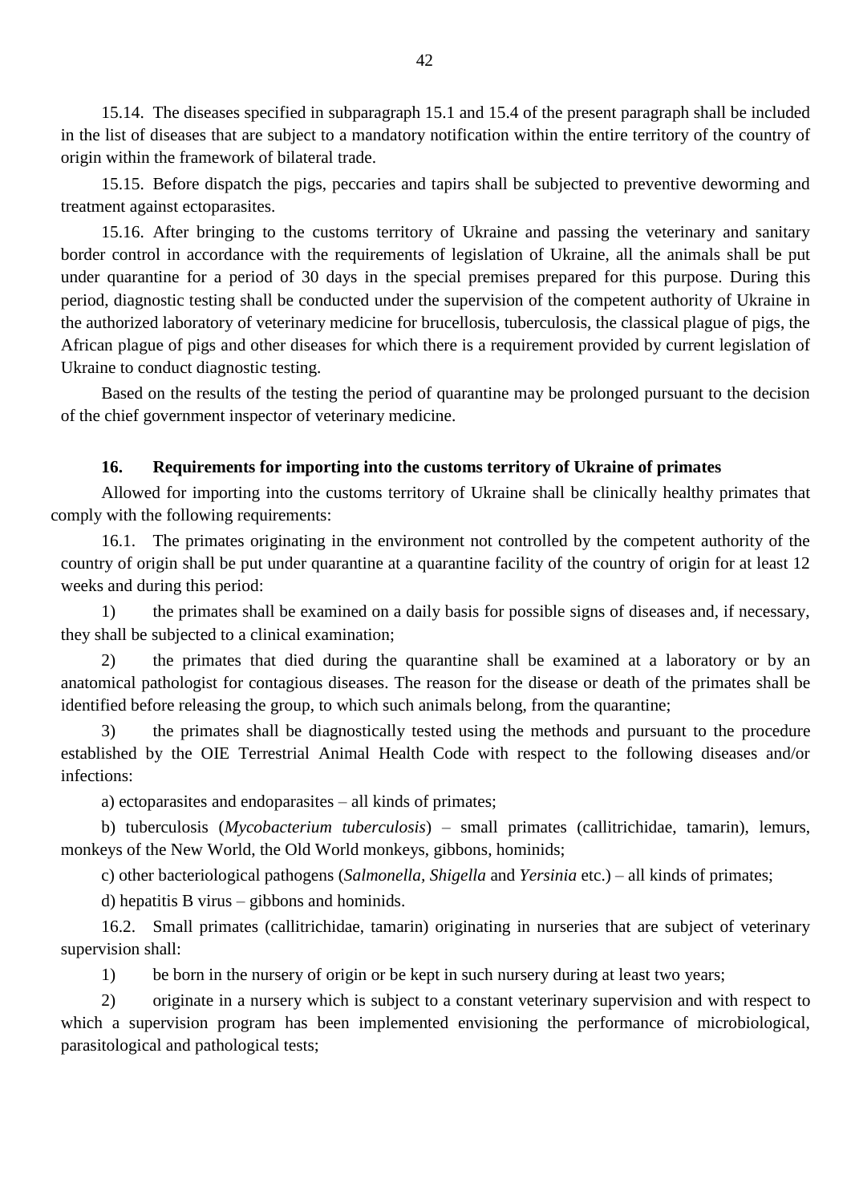15.14. The diseases specified in subparagraph 15.1 and 15.4 of the present paragraph shall be included in the list of diseases that are subject to a mandatory notification within the entire territory of the country of origin within the framework of bilateral trade.

15.15. Before dispatch the pigs, peccaries and tapirs shall be subjected to preventive deworming and treatment against ectoparasites.

15.16. After bringing to the customs territory of Ukraine and passing the veterinary and sanitary border control in accordance with the requirements of legislation of Ukraine, all the animals shall be put under quarantine for a period of 30 days in the special premises prepared for this purpose. During this period, diagnostic testing shall be conducted under the supervision of the competent authority of Ukraine in the authorized laboratory of veterinary medicine for brucellosis, tuberculosis, the classical plague of pigs, the African plague of pigs and other diseases for which there is a requirement provided by current legislation of Ukraine to conduct diagnostic testing.

Based on the results of the testing the period of quarantine may be prolonged pursuant to the decision of the chief government inspector of veterinary medicine.

## 16. Requirements for importing into the customs territory of Ukraine of primates

Allowed for importing into the customs territory of Ukraine shall be clinically healthy primates that comply with the following requirements:

16.1. The primates originating in the environment not controlled by the competent authority of the country of origin shall be put under quarantine at a quarantine facility of the country of origin for at least 12 weeks and during this period:

1) the primates shall be examined on a daily basis for possible signs of diseases and, if necessary, they shall be subjected to a clinical examination;

2) the primates that died during the quarantine shall be examined at a laboratory or by an anatomical pathologist for contagious diseases. The reason for the disease or death of the primates shall be identified before releasing the group, to which such animals belong, from the quarantine;

3) the primates shall be diagnostically tested using the methods and pursuant to the procedure established by the OIE Terrestrial Animal Health Code with respect to the following diseases and/or infections:

a) ectoparasites and endoparasites – all kinds of primates;

b) tuberculosis (*Mycobacterium tuberculosis*) – small primates (callitrichidae, tamarin), lemurs, monkeys of the New World, the Old World monkeys, gibbons, hominids;

c) other bacteriological pathogens (*Salmonella, Shigella* and *Yersinia* etc.) – all kinds of primates;

d) hepatitis B virus – gibbons and hominids.

16.2. Small primates (callitrichidae, tamarin) originating in nurseries that are subject of veterinary supervision shall:

1) be born in the nursery of origin or be kept in such nursery during at least two years;

2) originate in a nursery which is subject to a constant veterinary supervision and with respect to which a supervision program has been implemented envisioning the performance of microbiological, parasitological and pathological tests;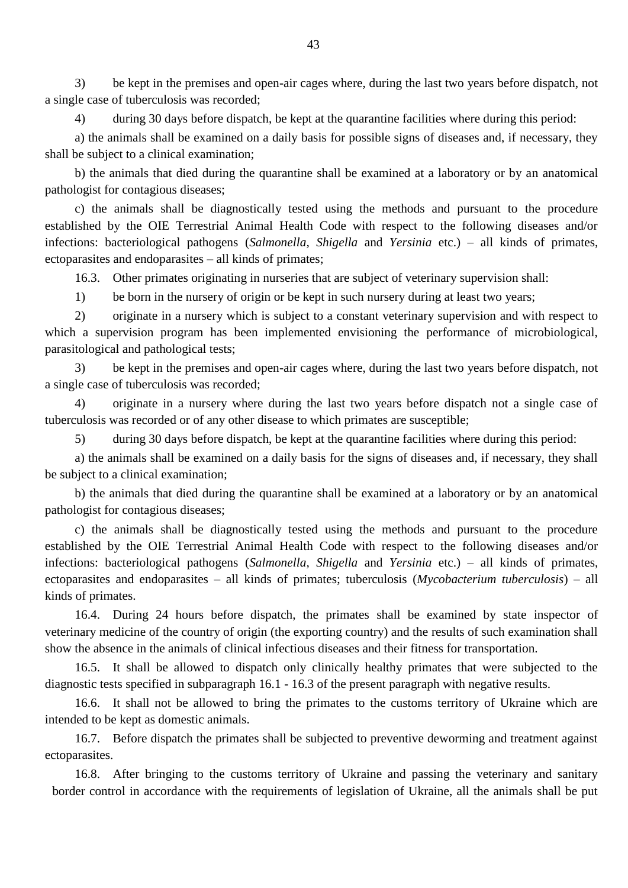3) be kept in the premises and open-air cages where, during the last two years before dispatch, not a single case of tuberculosis was recorded;

4) during 30 days before dispatch, be kept at the quarantine facilities where during this period:

a) the animals shall be examined on a daily basis for possible signs of diseases and, if necessary, they shall be subject to a clinical examination;

b) the animals that died during the quarantine shall be examined at a laboratory or by an anatomical pathologist for contagious diseases;

c) the animals shall be diagnostically tested using the methods and pursuant to the procedure established by the OIE Terrestrial Animal Health Code with respect to the following diseases and/or infections: bacteriological pathogens (*Salmonella*, *Shigella* and *Yersinia* etc.) – all kinds of primates, ectoparasites and endoparasites – all kinds of primates;

16.3. Other primates originating in nurseries that are subject of veterinary supervision shall:

1) be born in the nursery of origin or be kept in such nursery during at least two years;

2) originate in a nursery which is subject to a constant veterinary supervision and with respect to which a supervision program has been implemented envisioning the performance of microbiological, parasitological and pathological tests;

3) be kept in the premises and open-air cages where, during the last two years before dispatch, not a single case of tuberculosis was recorded;

4) originate in a nursery where during the last two years before dispatch not a single case of tuberculosis was recorded or of any other disease to which primates are susceptible;

5) during 30 days before dispatch, be kept at the quarantine facilities where during this period:

a) the animals shall be examined on a daily basis for the signs of diseases and, if necessary, they shall be subject to a clinical examination;

b) the animals that died during the quarantine shall be examined at a laboratory or by an anatomical pathologist for contagious diseases;

c) the animals shall be diagnostically tested using the methods and pursuant to the procedure established by the OIE Terrestrial Animal Health Code with respect to the following diseases and/or infections: bacteriological pathogens (*Salmonella*, *Shigella* and *Yersinia* etc.) – all kinds of primates, ectoparasites and endoparasites – all kinds of primates; tuberculosis (*Mycobacterium tuberculosis*) – all kinds of primates.

16.4. During 24 hours before dispatch, the primates shall be examined by state inspector of veterinary medicine of the country of origin (the exporting country) and the results of such examination shall show the absence in the animals of clinical infectious diseases and their fitness for transportation.

16.5. It shall be allowed to dispatch only clinically healthy primates that were subjected to the diagnostic tests specified in subparagraph 16.1 - 16.3 of the present paragraph with negative results.

16.6. It shall not be allowed to bring the primates to the customs territory of Ukraine which are intended to be kept as domestic animals.

16.7. Before dispatch the primates shall be subjected to preventive deworming and treatment against ectoparasites.

16.8. After bringing to the customs territory of Ukraine and passing the veterinary and sanitary border control in accordance with the requirements of legislation of Ukraine, all the animals shall be put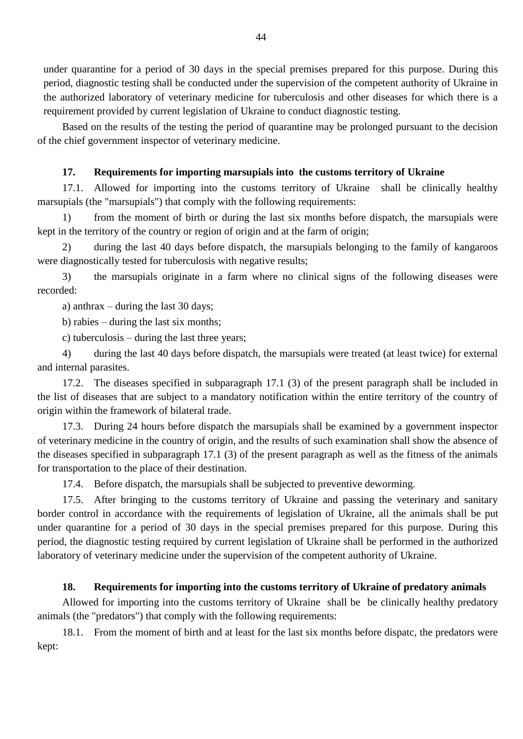under quarantine for a period of 30 days in the special premises prepared for this purpose. During this period, diagnostic testing shall be conducted under the supervision of the competent authority of Ukraine in the authorized laboratory of veterinary medicine for tuberculosis and other diseases for which there is a requirement provided by current legislation of Ukraine to conduct diagnostic testing.

Based on the results of the testing the period of quarantine may be prolonged pursuant to the decision of the chief government inspector of veterinary medicine.

**17. Requirements for importing marsupials into the customs territory of Ukraine**

17.1. Allowed for importing into the customs territory of Ukraine shall be clinically healthy marsupials (the "marsupials") that comply with the following requirements:

1) from the moment of birth or during the last six months before dispatch, the marsupials were kept in the territory of the country or region of origin and at the farm of origin;

2) during the last 40 days before dispatch, the marsupials belonging to the family of kangaroos were diagnostically tested for tuberculosis with negative results;

3) the marsupials originate in a farm where no clinical signs of the following diseases were recorded:

a) anthrax – during the last 30 days;

b) rabies – during the last six months;

c) tuberculosis – during the last three years;

4) during the last 40 days before dispatch, the marsupials were treated (at least twice) for external and internal parasites.

17.2. The diseases specified in subparagraph 17.1 (3) of the present paragraph shall be included in the list of diseases that are subject to a mandatory notification within the entire territory of the country of origin within the framework of bilateral trade.

17.3. During 24 hours before dispatch the marsupials shall be examined by a government inspector of veterinary medicine in the country of origin, and the results of such examination shall show the absence of the diseases specified in subparagraph 17.1 (3) of the present paragraph as well as the fitness of the animals for transportation to the place of their destination.

17.4. Before dispatch, the marsupials shall be subjected to preventive deworming.

17.5. After bringing to the customs territory of Ukraine and passing the veterinary and sanitary border control in accordance with the requirements of legislation of Ukraine, all the animals shall be put under quarantine for a period of 30 days in the special premises prepared for this purpose. During this period, the diagnostic testing required by current legislation of Ukraine shall be performed in the authorized laboratory of veterinary medicine under the supervision of the competent authority of Ukraine.

**18. Requirements for importing into the customs territory of Ukraine of predatory animals**

Allowed for importing into the customs territory of Ukraine shall be be clinically healthy predatory animals (the "predators") that comply with the following requirements:

18.1. From the moment of birth and at least for the last six months before dispatc, the predators were kept: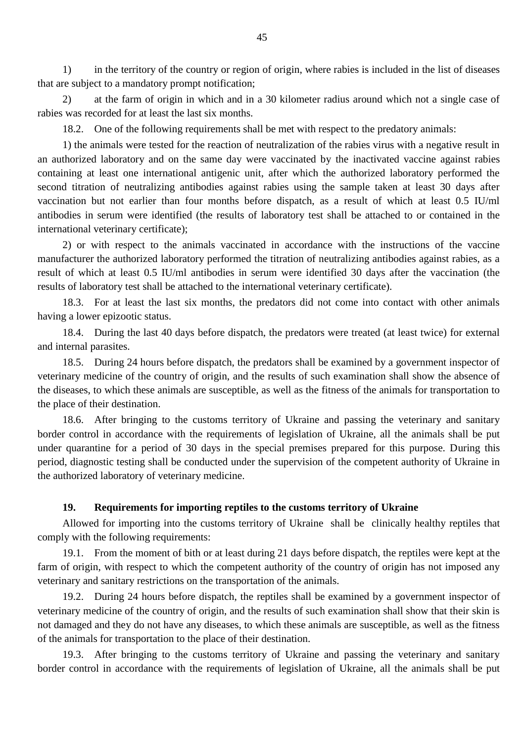1) in the territory of the country or region of origin, where rabies is included in the list of diseases that are subject to a mandatory prompt notification;

2) at the farm of origin in which and in a 30 kilometer radius around which not a single case of rabies was recorded for at least the last six months.

18.2. One of the following requirements shall be met with respect to the predatory animals:

1) the animals were tested for the reaction of neutralization of the rabies virus with a negative result in an authorized laboratory and on the same day were vaccinated by the inactivated vaccine against rabies containing at least one international antigenic unit, after which the authorized laboratory performed the second titration of neutralizing antibodies against rabies using the sample taken at least 30 days after vaccination but not earlier than four months before dispatch, as a result of which at least 0.5 IU/ml antibodies in serum were identified (the results of laboratory test shall be attached to or contained in the international veterinary certificate);

2) or with respect to the animals vaccinated in accordance with the instructions of the vaccine manufacturer the authorized laboratory performed the titration of neutralizing antibodies against rabies, as a result of which at least 0.5 IU/ml antibodies in serum were identified 30 days after the vaccination (the results of laboratory test shall be attached to the international veterinary certificate).

18.3. For at least the last six months, the predators did not come into contact with other animals having a lower epizootic status.

18.4. During the last 40 days before dispatch, the predators were treated (at least twice) for external and internal parasites.

18.5. During 24 hours before dispatch, the predators shall be examined by a government inspector of veterinary medicine of the country of origin, and the results of such examination shall show the absence of the diseases, to which these animals are susceptible, as well as the fitness of the animals for transportation to the place of their destination.

18.6. After bringing to the customs territory of Ukraine and passing the veterinary and sanitary border control in accordance with the requirements of legislation of Ukraine, all the animals shall be put under quarantine for a period of 30 days in the special premises prepared for this purpose. During this period, diagnostic testing shall be conducted under the supervision of the competent authority of Ukraine in the authorized laboratory of veterinary medicine.

### 19. Requirements for importing reptiles to the customs territory of Ukraine

Allowed for importing into the customs territory of Ukraine shall be clinically healthy reptiles that comply with the following requirements:

19.1. From the moment of bith or at least during 21 days before dispatch, the reptiles were kept at the farm of origin, with respect to which the competent authority of the country of origin has not imposed any veterinary and sanitary restrictions on the transportation of the animals.

19.2. During 24 hours before dispatch, the reptiles shall be examined by a government inspector of veterinary medicine of the country of origin, and the results of such examination shall show that their skin is not damaged and they do not have any diseases, to which these animals are susceptible, as well as the fitness of the animals for transportation to the place of their destination.

19.3. After bringing to the customs territory of Ukraine and passing the veterinary and sanitary border control in accordance with the requirements of legislation of Ukraine, all the animals shall be put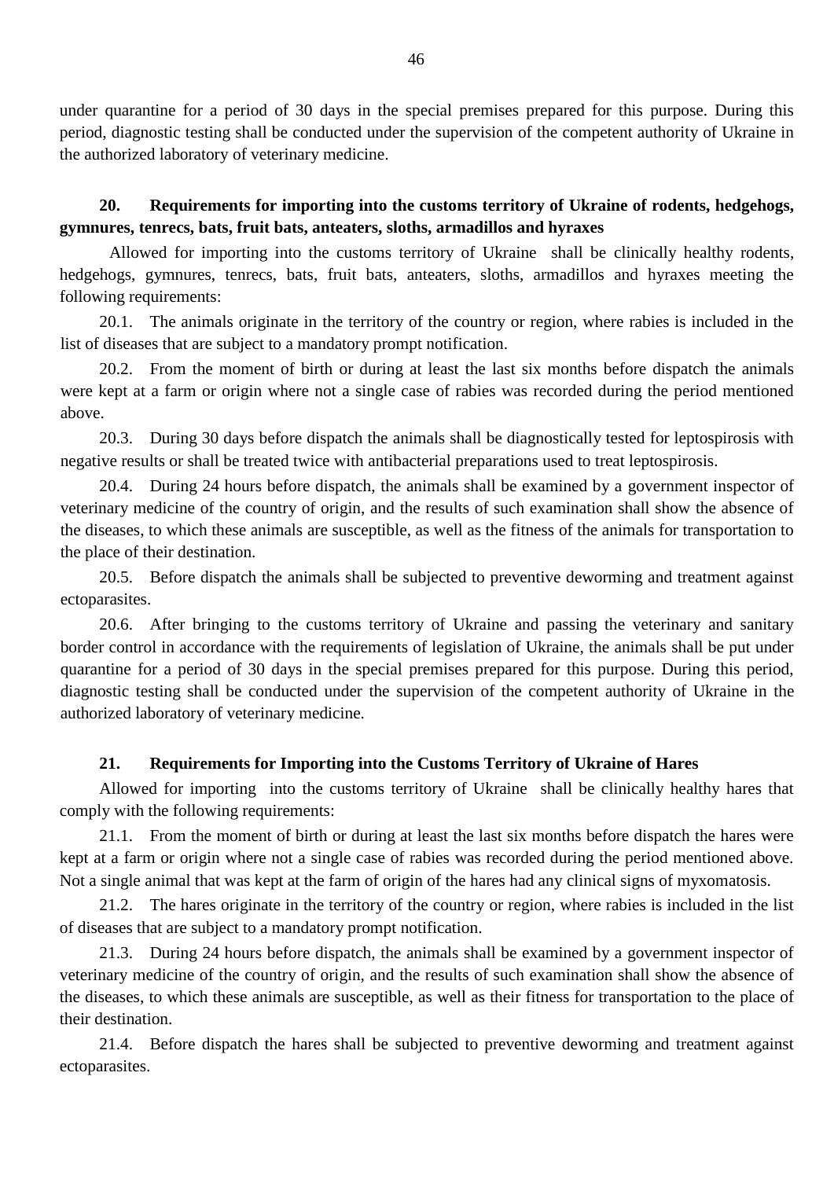under quarantine for a period of 30 days in the special premises prepared for this purpose. During this period, diagnostic testing shall be conducted under the supervision of the competent authority of Ukraine in the authorized laboratory of veterinary medicine.

### 20. Requirements for importing into the customs territory of Ukraine of rodents, hedgehogs, gymnures, tenrecs, bats, fruit bats, anteaters, sloths, armadillos and hyraxes

Allowed for importing into the customs territory of Ukraine shall be clinically healthy rodents, hedgehogs, gymnures, tenrecs, bats, fruit bats, anteaters, sloths, armadillos and hyraxes meeting the following requirements:

20.1. The animals originate in the territory of the country or region, where rabies is included in the list of diseases that are subject to a mandatory prompt notification.

20.2. From the moment of birth or during at least the last six months before dispatch the animals were kept at a farm or origin where not a single case of rabies was recorded during the period mentioned above.

20.3. During 30 days before dispatch the animals shall be diagnostically tested for leptospirosis with negative results or shall be treated twice with antibacterial preparations used to treat leptospirosis.

20.4. During 24 hours before dispatch, the animals shall be examined by a government inspector of veterinary medicine of the country of origin, and the results of such examination shall show the absence of the diseases, to which these animals are susceptible, as well as the fitness of the animals for transportation to the place of their destination.

20.5. Before dispatch the animals shall be subjected to preventive deworming and treatment against ectoparasites.

20.6. After bringing to the customs territory of Ukraine and passing the veterinary and sanitary border control in accordance with the requirements of legislation of Ukraine, the animals shall be put under quarantine for a period of 30 days in the special premises prepared for this purpose. During this period, diagnostic testing shall be conducted under the supervision of the competent authority of Ukraine in the authorized laboratory of veterinary medicine.

### 21. Requirements for Importing into the Customs Territory of Ukraine of Hares

Allowed for importing into the customs territory of Ukraine shall be clinically healthy hares that comply with the following requirements:

21.1. From the moment of birth or during at least the last six months before dispatch the hares were kept at a farm or origin where not a single case of rabies was recorded during the period mentioned above. Not a single animal that was kept at the farm of origin of the hares had any clinical signs of myxomatosis.

21.2. The hares originate in the territory of the country or region, where rabies is included in the list of diseases that are subject to a mandatory prompt notification.

21.3. During 24 hours before dispatch, the animals shall be examined by a government inspector of veterinary medicine of the country of origin, and the results of such examination shall show the absence of the diseases, to which these animals are susceptible, as well as their fitness for transportation to the place of their destination.

21.4. Before dispatch the hares shall be subjected to preventive deworming and treatment against ectoparasites.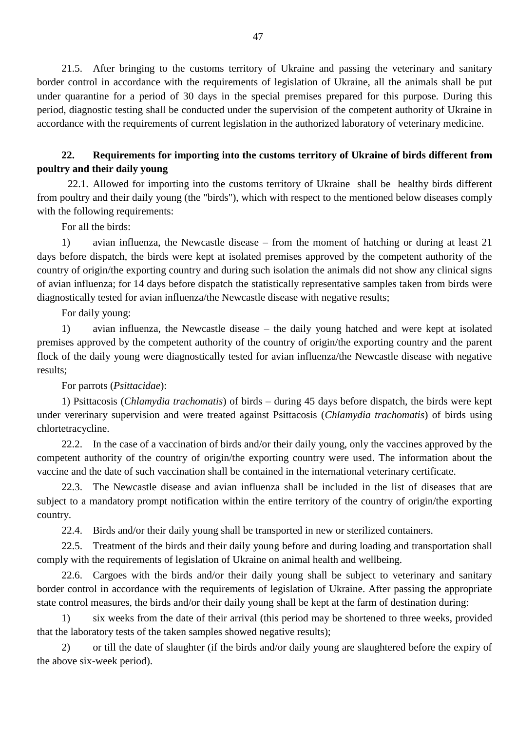21.5. After bringing to the customs territory of Ukraine and passing the veterinary and sanitary border control in accordance with the requirements of legislation of Ukraine, all the animals shall be put under quarantine for a period of 30 days in the special premises prepared for this purpose. During this period, diagnostic testing shall be conducted under the supervision of the competent authority of Ukraine in accordance with the requirements of current legislation in the authorized laboratory of veterinary medicine.

## 22. Requirements for importing into the customs territory of Ukraine of birds different from poultry and their daily young

22.1. Allowed for importing into the customs territory of Ukraine shall be healthy birds different from poultry and their daily young (the "birds"), which with respect to the mentioned below diseases comply with the following requirements:

For all the birds:

1) avian influenza, the Newcastle disease – from the moment of hatching or during at least 21 days before dispatch, the birds were kept at isolated premises approved by the competent authority of the country of origin/the exporting country and during such isolation the animals did not show any clinical signs of avian influenza; for 14 days before dispatch the statistically representative samples taken from birds were diagnostically tested for avian influenza/the Newcastle disease with negative results;

For daily young:

1) avian influenza, the Newcastle disease – the daily young hatched and were kept at isolated premises approved by the competent authority of the country of origin/the exporting country and the parent flock of the daily young were diagnostically tested for avian influenza/the Newcastle disease with negative results;

For parrots (*Psittacidae*):

1) Psittacosis (*Chlamydia trachomatis*) of birds – during 45 days before dispatch, the birds were kept under vererinary supervision and were treated against Psittacosis (*Chlamydia trachomatis*) of birds using chlortetracycline.

22.2. In the case of a vaccination of birds and/or their daily young, only the vaccines approved by the competent authority of the country of origin/the exporting country were used. The information about the vaccine and the date of such vaccination shall be contained in the international veterinary certificate.

22.3. The Newcastle disease and avian influenza shall be included in the list of diseases that are subject to a mandatory prompt notification within the entire territory of the country of origin/the exporting country.

22.4. Birds and/or their daily young shall be transported in new or sterilized containers.

22.5. Treatment of the birds and their daily young before and during loading and transportation shall comply with the requirements of legislation of Ukraine on animal health and wellbeing.

22.6. Cargoes with the birds and/or their daily young shall be subject to veterinary and sanitary border control in accordance with the requirements of legislation of Ukraine. After passing the appropriate state control measures, the birds and/or their daily young shall be kept at the farm of destination during:

1) six weeks from the date of their arrival (this period may be shortened to three weeks, provided that the laboratory tests of the taken samples showed negative results);

2) or till the date of slaughter (if the birds and/or daily young are slaughtered before the expiry of the above six-week period).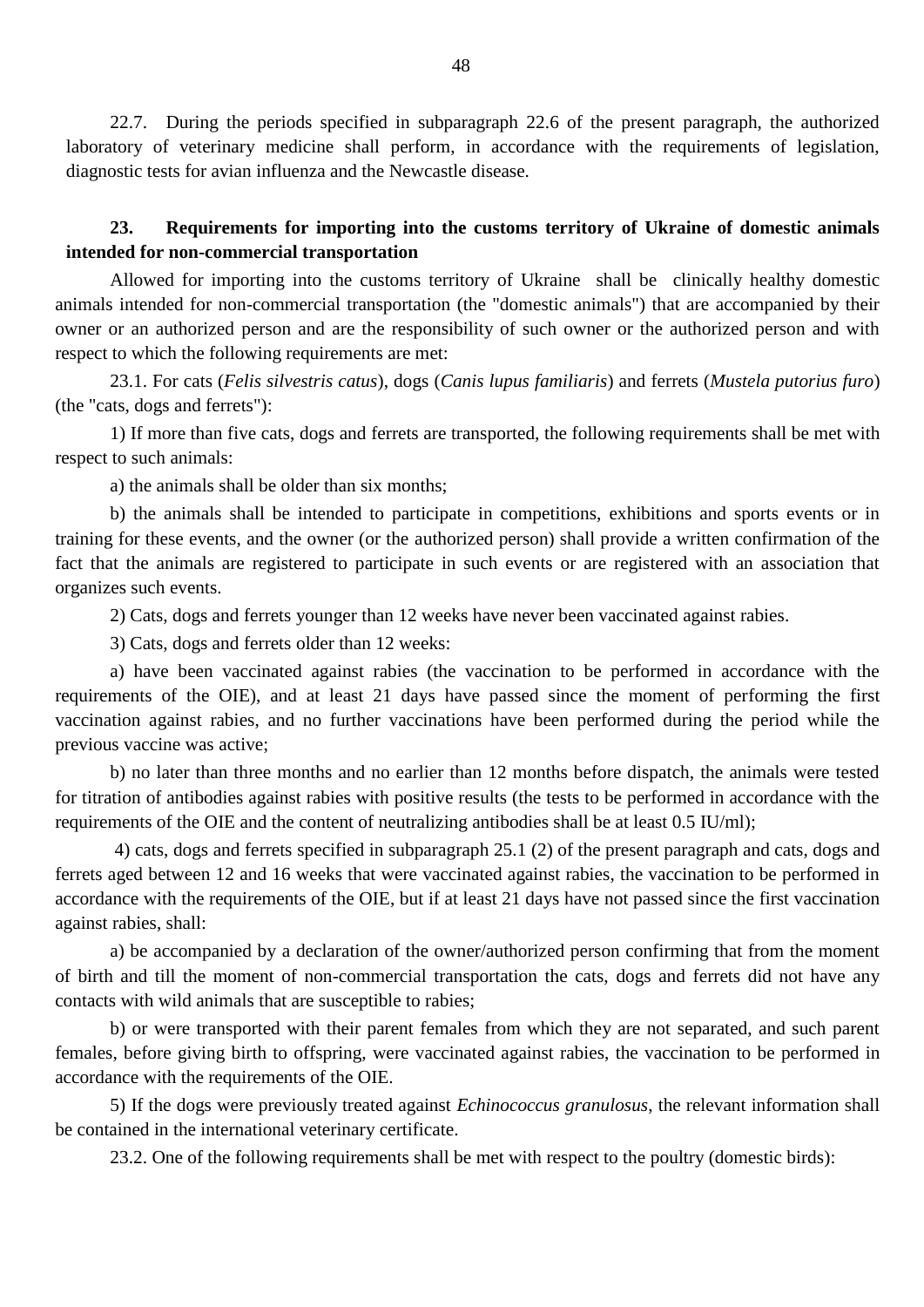22.7. During the periods specified in subparagraph 22.6 of the present paragraph, the authorized laboratory of veterinary medicine shall perform, in accordance with the requirements of legislation, diagnostic tests for avian influenza and the Newcastle disease.

**23. Requirements for importing into the customs territory of Ukraine of domestic animals intended for non-commercial transportation**

Allowed for importing into the customs territory of Ukraine shall be clinically healthy domestic animals intended for non-commercial transportation (the "domestic animals") that are accompanied by their owner or an authorized person and are the responsibility of such owner or the authorized person and with respect to which the following requirements are met:

23.1. For cats (*Felis silvestris catus*), dogs (*Canis lupus familiaris*) and ferrets (*Mustela putorius furo*) (the "cats, dogs and ferrets"):

1) If more than five cats, dogs and ferrets are transported, the following requirements shall be met with respect to such animals:

a) the animals shall be older than six months;

b) the animals shall be intended to participate in competitions, exhibitions and sports events or in training for these events, and the owner (or the authorized person) shall provide a written confirmation of the fact that the animals are registered to participate in such events or are registered with an association that organizes such events.

2) Cats, dogs and ferrets younger than 12 weeks have never been vaccinated against rabies.

3) Cats, dogs and ferrets older than 12 weeks:

a) have been vaccinated against rabies (the vaccination to be performed in accordance with the requirements of the OIE), and at least 21 days have passed since the moment of performing the first vaccination against rabies, and no further vaccinations have been performed during the period while the previous vaccine was active;

b) no later than three months and no earlier than 12 months before dispatch, the animals were tested for titration of antibodies against rabies with positive results (the tests to be performed in accordance with the requirements of the OIE and the content of neutralizing antibodies shall be at least 0.5 IU/ml);

4) cats, dogs and ferrets specified in subparagraph 25.1 (2) of the present paragraph and cats, dogs and ferrets aged between 12 and 16 weeks that were vaccinated against rabies, the vaccination to be performed in accordance with the requirements of the OIE, but if at least 21 days have not passed since the first vaccination against rabies, shall:

a) be accompanied by a declaration of the owner/authorized person confirming that from the moment of birth and till the moment of non-commercial transportation the cats, dogs and ferrets did not have any contacts with wild animals that are susceptible to rabies;

b) or were transported with their parent females from which they are not separated, and such parent females, before giving birth to offspring, were vaccinated against rabies, the vaccination to be performed in accordance with the requirements of the OIE.

5) If the dogs were previously treated against *Echinococcus granulosus*, the relevant information shall be contained in the international veterinary certificate.

23.2. One of the following requirements shall be met with respect to the poultry (domestic birds):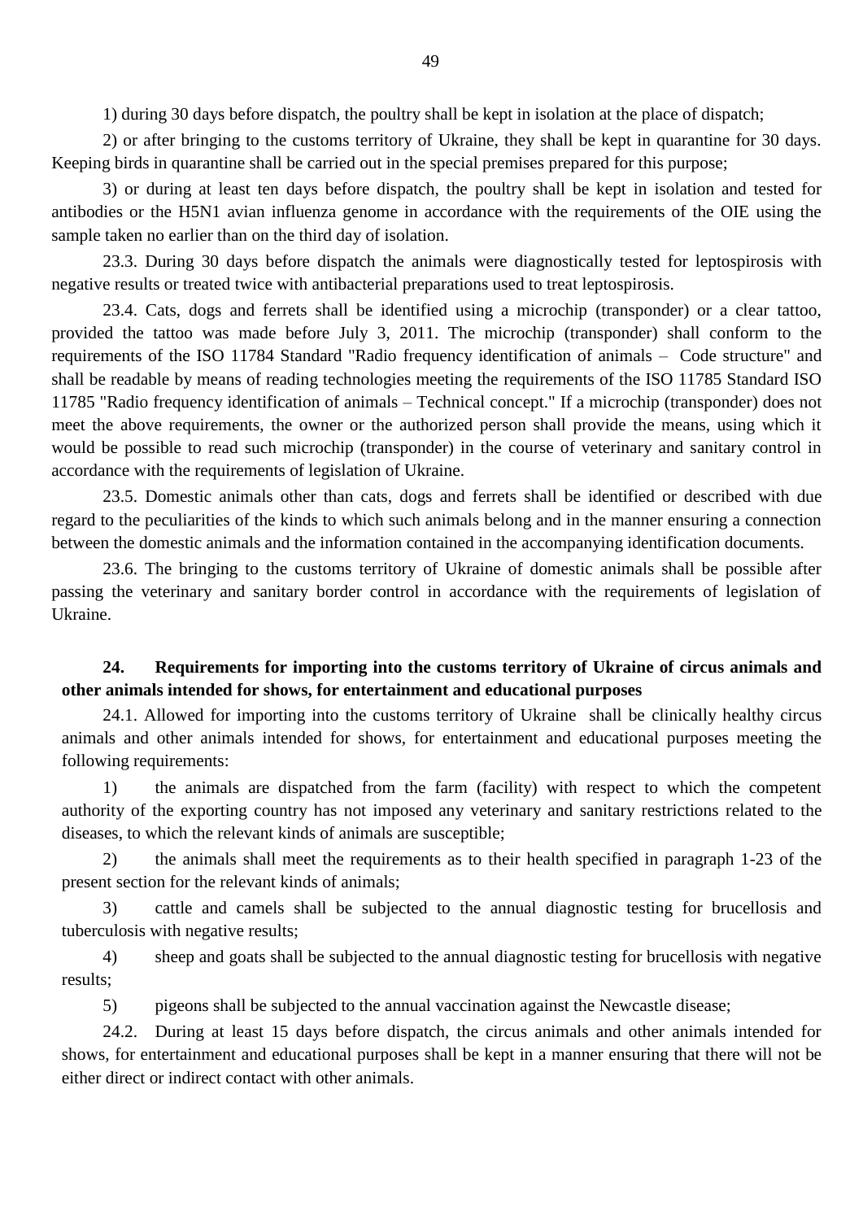1) during 30 days before dispatch, the poultry shall be kept in isolation at the place of dispatch;

2) or after bringing to the customs territory of Ukraine, they shall be kept in quarantine for 30 days. Keeping birds in quarantine shall be carried out in the special premises prepared for this purpose;

3) or during at least ten days before dispatch, the poultry shall be kept in isolation and tested for antibodies or the H5N1 avian influenza genome in accordance with the requirements of the OIE using the sample taken no earlier than on the third day of isolation.

23.3. During 30 days before dispatch the animals were diagnostically tested for leptospirosis with negative results or treated twice with antibacterial preparations used to treat leptospirosis.

23.4. Cats, dogs and ferrets shall be identified using a microchip (transponder) or a clear tattoo, provided the tattoo was made before July 3, 2011. The microchip (transponder) shall conform to the requirements of the ISO 11784 Standard "Radio frequency identification of animals – Code structure" and shall be readable by means of reading technologies meeting the requirements of the ISO 11785 Standard ISO 11785 "Radio frequency identification of animals – Technical concept." If a microchip (transponder) does not meet the above requirements, the owner or the authorized person shall provide the means, using which it would be possible to read such microchip (transponder) in the course of veterinary and sanitary control in accordance with the requirements of legislation of Ukraine.

23.5. Domestic animals other than cats, dogs and ferrets shall be identified or described with due regard to the peculiarities of the kinds to which such animals belong and in the manner ensuring a connection between the domestic animals and the information contained in the accompanying identification documents.

23.6. The bringing to the customs territory of Ukraine of domestic animals shall be possible after passing the veterinary and sanitary border control in accordance with the requirements of legislation of Ukraine.

**24. Requirements for importing into the customs territory of Ukraine of circus animals and other animals intended for shows, for entertainment and educational purposes**

24.1. Allowed for importing into the customs territory of Ukraine shall be clinically healthy circus animals and other animals intended for shows, for entertainment and educational purposes meeting the following requirements:

1) the animals are dispatched from the farm (facility) with respect to which the competent authority of the exporting country has not imposed any veterinary and sanitary restrictions related to the diseases, to which the relevant kinds of animals are susceptible;

2) the animals shall meet the requirements as to their health specified in paragraph 1-23 of the present section for the relevant kinds of animals;

3) cattle and camels shall be subjected to the annual diagnostic testing for brucellosis and tuberculosis with negative results;

4) sheep and goats shall be subjected to the annual diagnostic testing for brucellosis with negative results;

5) pigeons shall be subjected to the annual vaccination against the Newcastle disease;

24.2. During at least 15 days before dispatch, the circus animals and other animals intended for shows, for entertainment and educational purposes shall be kept in a manner ensuring that there will not be either direct or indirect contact with other animals.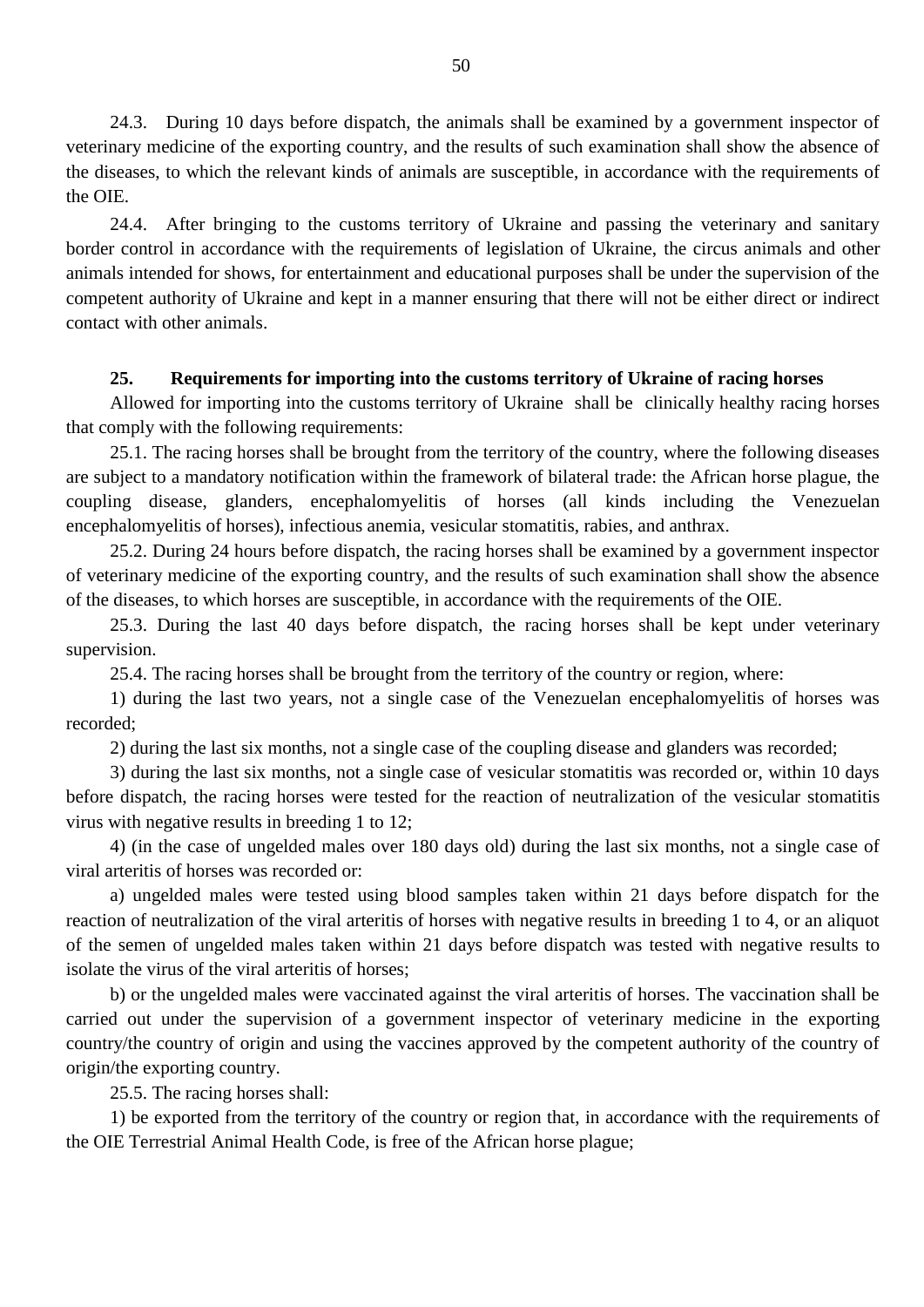24.3. During 10 days before dispatch, the animals shall be examined by a government inspector of veterinary medicine of the exporting country, and the results of such examination shall show the absence of the diseases, to which the relevant kinds of animals are susceptible, in accordance with the requirements of the OIE.

24.4. After bringing to the customs territory of Ukraine and passing the veterinary and sanitary border control in accordance with the requirements of legislation of Ukraine, the circus animals and other animals intended for shows, for entertainment and educational purposes shall be under the supervision of the competent authority of Ukraine and kept in a manner ensuring that there will not be either direct or indirect contact with other animals.

**25. Requirements for importing into the customs territory of Ukraine of racing horses**

Allowed for importing into the customs territory of Ukraine shall be clinically healthy racing horses that comply with the following requirements:

25.1. The racing horses shall be brought from the territory of the country, where the following diseases are subject to a mandatory notification within the framework of bilateral trade: the African horse plague, the coupling disease, glanders, encephalomyelitis of horses (all kinds including the Venezuelan encephalomyelitis of horses), infectious anemia, vesicular stomatitis, rabies, and anthrax.

25.2. During 24 hours before dispatch, the racing horses shall be examined by a government inspector of veterinary medicine of the exporting country, and the results of such examination shall show the absence of the diseases, to which horses are susceptible, in accordance with the requirements of the OIE.

25.3. During the last 40 days before dispatch, the racing horses shall be kept under veterinary supervision.

25.4. The racing horses shall be brought from the territory of the country or region, where:

1) during the last two years, not a single case of the Venezuelan encephalomyelitis of horses was recorded;

2) during the last six months, not a single case of the coupling disease and glanders was recorded;

3) during the last six months, not a single case of vesicular stomatitis was recorded or, within 10 days before dispatch, the racing horses were tested for the reaction of neutralization of the vesicular stomatitis virus with negative results in breeding 1 to 12;

4) (in the case of ungelded males over 180 days old) during the last six months, not a single case of viral arteritis of horses was recorded or:

a) ungelded males were tested using blood samples taken within 21 days before dispatch for the reaction of neutralization of the viral arteritis of horses with negative results in breeding 1 to 4, or an aliquot of the semen of ungelded males taken within 21 days before dispatch was tested with negative results to isolate the virus of the viral arteritis of horses;

b) or the ungelded males were vaccinated against the viral arteritis of horses. The vaccination shall be carried out under the supervision of a government inspector of veterinary medicine in the exporting country/the country of origin and using the vaccines approved by the competent authority of the country of origin/the exporting country.

25.5. The racing horses shall:

1) be exported from the territory of the country or region that, in accordance with the requirements of the OIE Terrestrial Animal Health Code, is free of the African horse plague;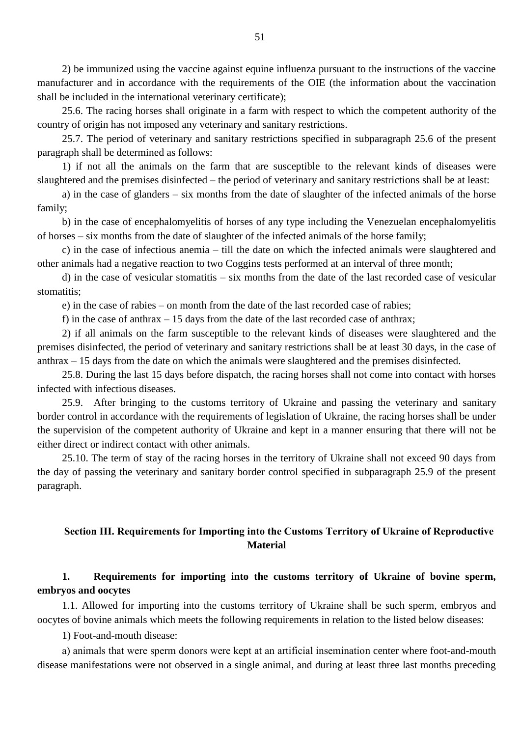2) be immunized using the vaccine against equine influenza pursuant to the instructions of the vaccine manufacturer and in accordance with the requirements of the OIE (the information about the vaccination shall be included in the international veterinary certificate);

25.6. The racing horses shall originate in a farm with respect to which the competent authority of the country of origin has not imposed any veterinary and sanitary restrictions.

25.7. The period of veterinary and sanitary restrictions specified in subparagraph 25.6 of the present paragraph shall be determined as follows:

1) if not all the animals on the farm that are susceptible to the relevant kinds of diseases were slaughtered and the premises disinfected – the period of veterinary and sanitary restrictions shall be at least:

a) in the case of glanders – six months from the date of slaughter of the infected animals of the horse family;

b) in the case of encephalomyelitis of horses of any type including the Venezuelan encephalomyelitis of horses – six months from the date of slaughter of the infected animals of the horse family;

c) in the case of infectious anemia – till the date on which the infected animals were slaughtered and other animals had a negative reaction to two Coggins tests performed at an interval of three month;

d) in the case of vesicular stomatitis – six months from the date of the last recorded case of vesicular stomatitis;

e) in the case of rabies – on month from the date of the last recorded case of rabies;

f) in the case of anthrax – 15 days from the date of the last recorded case of anthrax;

2) if all animals on the farm susceptible to the relevant kinds of diseases were slaughtered and the premises disinfected, the period of veterinary and sanitary restrictions shall be at least 30 days, in the case of anthrax – 15 days from the date on which the animals were slaughtered and the premises disinfected.

25.8. During the last 15 days before dispatch, the racing horses shall not come into contact with horses infected with infectious diseases.

25.9. After bringing to the customs territory of Ukraine and passing the veterinary and sanitary border control in accordance with the requirements of legislation of Ukraine, the racing horses shall be under the supervision of the competent authority of Ukraine and kept in a manner ensuring that there will not be either direct or indirect contact with other animals.

25.10. The term of stay of the racing horses in the territory of Ukraine shall not exceed 90 days from the day of passing the veterinary and sanitary border control specified in subparagraph 25.9 of the present paragraph.

## Section III. Requirements for Importing into the Customs Territory of Ukraine of Reproductive Material

### 1. Requirements for importing into the customs territory of Ukraine of bovine sperm, embryos and oocytes

1.1. Allowed for importing into the customs territory of Ukraine shall be such sperm, embryos and oocytes of bovine animals which meets the following requirements in relation to the listed below diseases:

1) Foot-and-mouth disease:

a) animals that were sperm donors were kept at an artificial insemination center where foot-and-mouth disease manifestations were not observed in a single animal, and during at least three last months preceding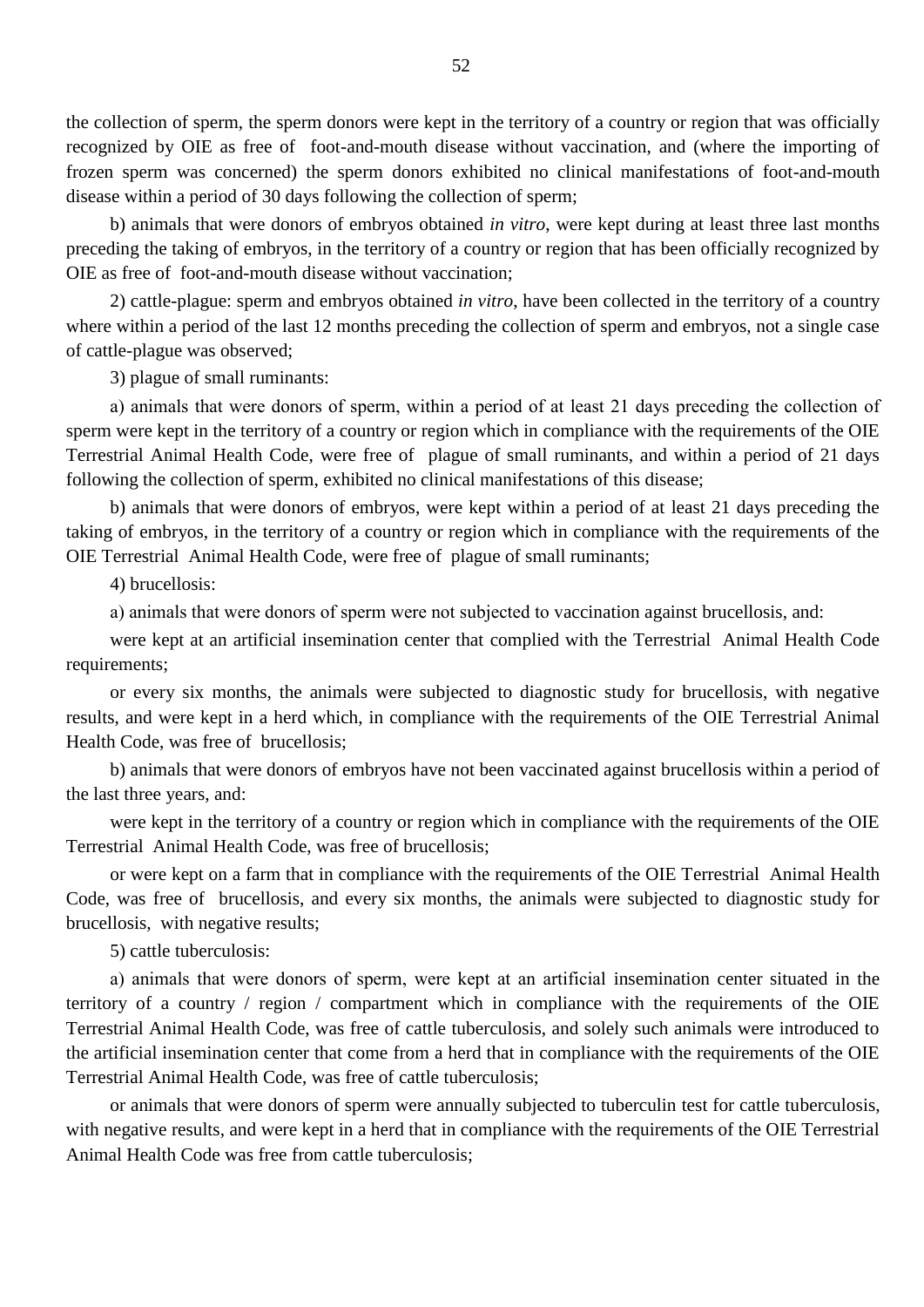the collection of sperm, the sperm donors were kept in the territory of a country or region that was officially recognized by OIE as free of foot-and-mouth disease without vaccination, and (where the importing of frozen sperm was concerned) the sperm donors exhibited no clinical manifestations of foot-and-mouth disease within a period of 30 days following the collection of sperm;

b) animals that were donors of embryos obtained *in vitro*, were kept during at least three last months preceding the taking of embryos, in the territory of a country or region that has been officially recognized by OIE as free of foot-and-mouth disease without vaccination;

2) cattle-plague: sperm and embryos obtained *in vitro*, have been collected in the territory of a country where within a period of the last 12 months preceding the collection of sperm and embryos, not a single case of cattle-plague was observed;

3) plague of small ruminants:

a) animals that were donors of sperm, within a period of at least 21 days preceding the collection of sperm were kept in the territory of a country or region which in compliance with the requirements of the OIE Terrestrial Animal Health Code, were free of plague of small ruminants, and within a period of 21 days following the collection of sperm, exhibited no clinical manifestations of this disease;

b) animals that were donors of embryos, were kept within a period of at least 21 days preceding the taking of embryos, in the territory of a country or region which in compliance with the requirements of the OIE Terrestrial Animal Health Code, were free of plague of small ruminants;

4) brucellosis:

a) animals that were donors of sperm were not subjected to vaccination against brucellosis, and:

were kept at an artificial insemination center that complied with the Terrestrial Animal Health Code requirements;

or every six months, the animals were subjected to diagnostic study for brucellosis, with negative results, and were kept in a herd which, in compliance with the requirements of the OIE Terrestrial Animal Health Code, was free of brucellosis;

b) animals that were donors of embryos have not been vaccinated against brucellosis within a period of the last three years, and:

were kept in the territory of a country or region which in compliance with the requirements of the OIE Terrestrial Animal Health Code, was free of brucellosis;

or were kept on a farm that in compliance with the requirements of the OIE Terrestrial Animal Health Code, was free of brucellosis, and every six months, the animals were subjected to diagnostic study for brucellosis, with negative results;

5) cattle tuberculosis:

a) animals that were donors of sperm, were kept at an artificial insemination center situated in the territory of a country / region / compartment which in compliance with the requirements of the OIE Terrestrial Animal Health Code, was free of cattle tuberculosis, and solely such animals were introduced to the artificial insemination center that come from a herd that in compliance with the requirements of the OIE Terrestrial Animal Health Code, was free of cattle tuberculosis;

or animals that were donors of sperm were annually subjected to tuberculin test for cattle tuberculosis, with negative results, and were kept in a herd that in compliance with the requirements of the OIE Terrestrial Animal Health Code was free from cattle tuberculosis;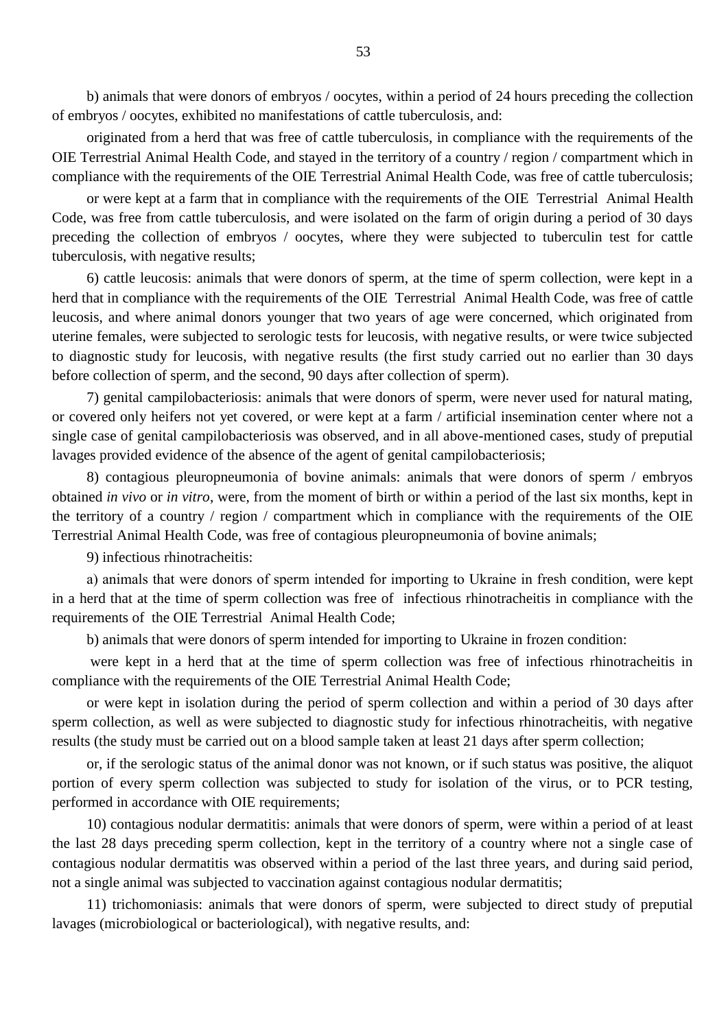b) animals that were donors of embryos / oocytes, within a period of 24 hours preceding the collection of embryos / oocytes, exhibited no manifestations of cattle tuberculosis, and:

originated from a herd that was free of cattle tuberculosis, in compliance with the requirements of the OIE Terrestrial Animal Health Code, and stayed in the territory of a country / region / compartment which in compliance with the requirements of the OIE Terrestrial Animal Health Code, was free of cattle tuberculosis;

or were kept at a farm that in compliance with the requirements of the OIE Terrestrial Animal Health Code, was free from cattle tuberculosis, and were isolated on the farm of origin during a period of 30 days preceding the collection of embryos / oocytes, where they were subjected to tuberculin test for cattle tuberculosis, with negative results;

6) cattle leucosis: animals that were donors of sperm, at the time of sperm collection, were kept in a herd that in compliance with the requirements of the OIE Terrestrial Animal Health Code, was free of cattle leucosis, and where animal donors younger that two years of age were concerned, which originated from uterine females, were subjected to serologic tests for leucosis, with negative results, or were twice subjected to diagnostic study for leucosis, with negative results (the first study carried out no earlier than 30 days before collection of sperm, and the second, 90 days after collection of sperm).

7) genital campilobacteriosis: animals that were donors of sperm, were never used for natural mating, or covered only heifers not yet covered, or were kept at a farm / artificial insemination center where not a single case of genital campilobacteriosis was observed, and in all above-mentioned cases, study of preputial lavages provided evidence of the absence of the agent of genital campilobacteriosis;

8) contagious pleuropneumonia of bovine animals: animals that were donors of sperm / embryos obtained *in vivo* or *in vitro*, were, from the moment of birth or within a period of the last six months, kept in the territory of a country / region / compartment which in compliance with the requirements of the OIE Terrestrial Animal Health Code, was free of contagious pleuropneumonia of bovine animals;

9) infectious rhinotracheitis:

a) animals that were donors of sperm intended for importing to Ukraine in fresh condition, were kept in a herd that at the time of sperm collection was free of infectious rhinotracheitis in compliance with the requirements of the OIE Terrestrial Animal Health Code;

b) animals that were donors of sperm intended for importing to Ukraine in frozen condition:

were kept in a herd that at the time of sperm collection was free of infectious rhinotracheitis in compliance with the requirements of the OIE Terrestrial Animal Health Code;

or were kept in isolation during the period of sperm collection and within a period of 30 days after sperm collection, as well as were subjected to diagnostic study for infectious rhinotracheitis, with negative results (the study must be carried out on a blood sample taken at least 21 days after sperm collection;

or, if the serologic status of the animal donor was not known, or if such status was positive, the aliquot portion of every sperm collection was subjected to study for isolation of the virus, or to PCR testing, performed in accordance with OIE requirements;

10) contagious nodular dermatitis: animals that were donors of sperm, were within a period of at least the last 28 days preceding sperm collection, kept in the territory of a country where not a single case of contagious nodular dermatitis was observed within a period of the last three years, and during said period, not a single animal was subjected to vaccination against contagious nodular dermatitis;

11) trichomoniasis: animals that were donors of sperm, were subjected to direct study of preputial lavages (microbiological or bacteriological), with negative results, and: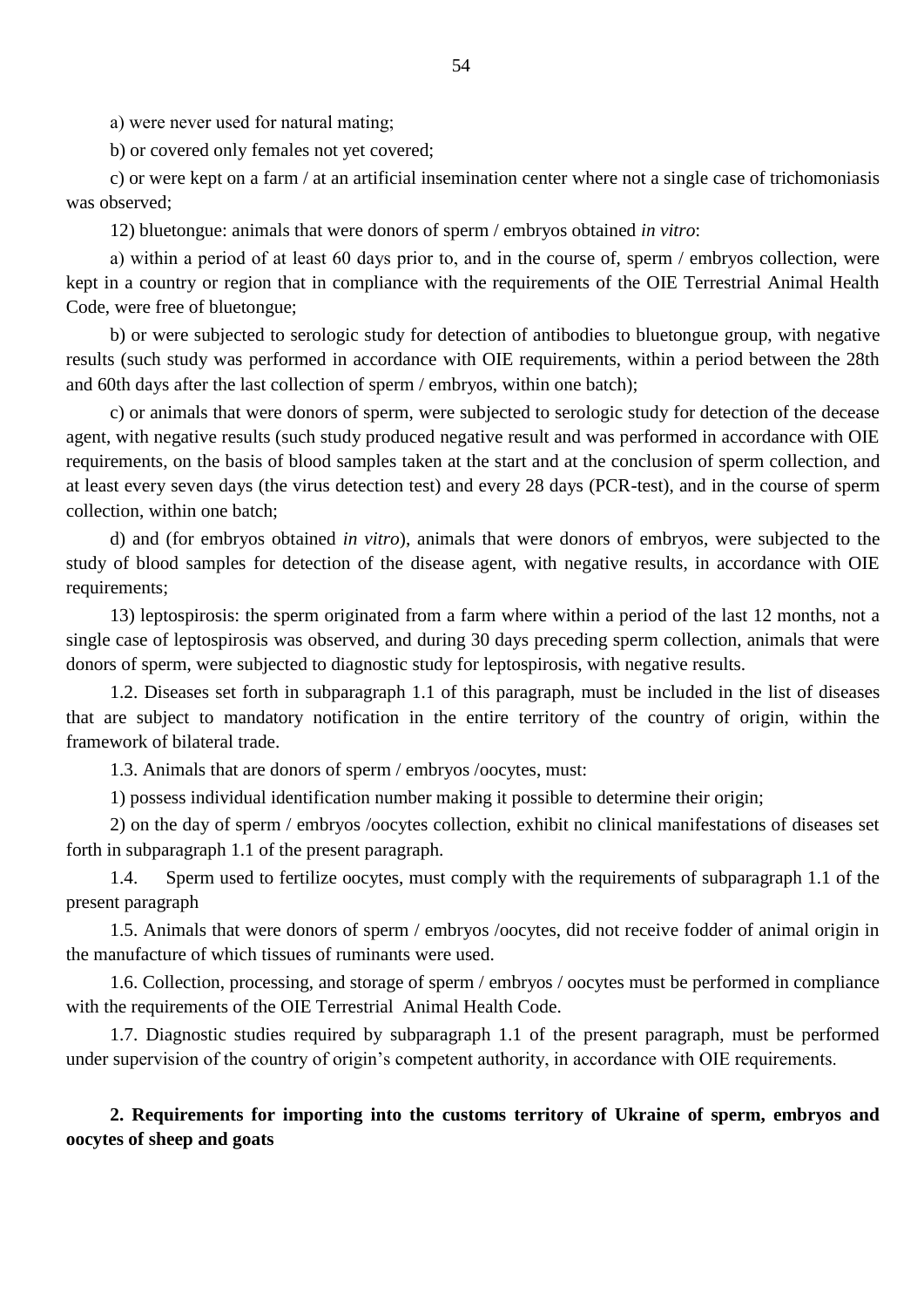a) were never used for natural mating;

b) or covered only females not yet covered;

c) or were kept on a farm / at an artificial insemination center where not a single case of trichomoniasis was observed;

12) bluetongue: animals that were donors of sperm / embryos obtained *in vitro*:

a) within a period of at least 60 days prior to, and in the course of, sperm / embryos collection, were kept in a country or region that in compliance with the requirements of the OIE Terrestrial Animal Health Code, were free of bluetongue;

b) or were subjected to serologic study for detection of antibodies to bluetongue group, with negative results (such study was performed in accordance with OIE requirements, within a period between the 28th and 60th days after the last collection of sperm / embryos, within one batch);

c) or animals that were donors of sperm, were subjected to serologic study for detection of the decease agent, with negative results (such study produced negative result and was performed in accordance with OIE requirements, on the basis of blood samples taken at the start and at the conclusion of sperm collection, and at least every seven days (the virus detection test) and every 28 days (PCR-test), and in the course of sperm collection, within one batch;

d) and (for embryos obtained *in vitro*), animals that were donors of embryos, were subjected to the study of blood samples for detection of the disease agent, with negative results, in accordance with OIE requirements;

13) leptospirosis: the sperm originated from a farm where within a period of the last 12 months, not a single case of leptospirosis was observed, and during 30 days preceding sperm collection, animals that were donors of sperm, were subjected to diagnostic study for leptospirosis, with negative results.

1.2. Diseases set forth in subparagraph 1.1 of this paragraph, must be included in the list of diseases that are subject to mandatory notification in the entire territory of the country of origin, within the framework of bilateral trade.

1.3. Animals that are donors of sperm / embryos /oocytes, must:

1) possess individual identification number making it possible to determine their origin;

2) on the day of sperm / embryos /oocytes collection, exhibit no clinical manifestations of diseases set forth in subparagraph 1.1 of the present paragraph.

1.4. Sperm used to fertilize oocytes, must comply with the requirements of subparagraph 1.1 of the present paragraph

1.5. Animals that were donors of sperm / embryos /oocytes, did not receive fodder of animal origin in the manufacture of which tissues of ruminants were used.

1.6. Collection, processing, and storage of sperm / embryos / oocytes must be performed in compliance with the requirements of the OIE Terrestrial Animal Health Code.

1.7. Diagnostic studies required by subparagraph 1.1 of the present paragraph, must be performed under supervision of the country of origin's competent authority, in accordance with OIE requirements.

**2. Requirements for importing into the customs territory of Ukraine of sperm, embryos and oocytes of sheep and goats**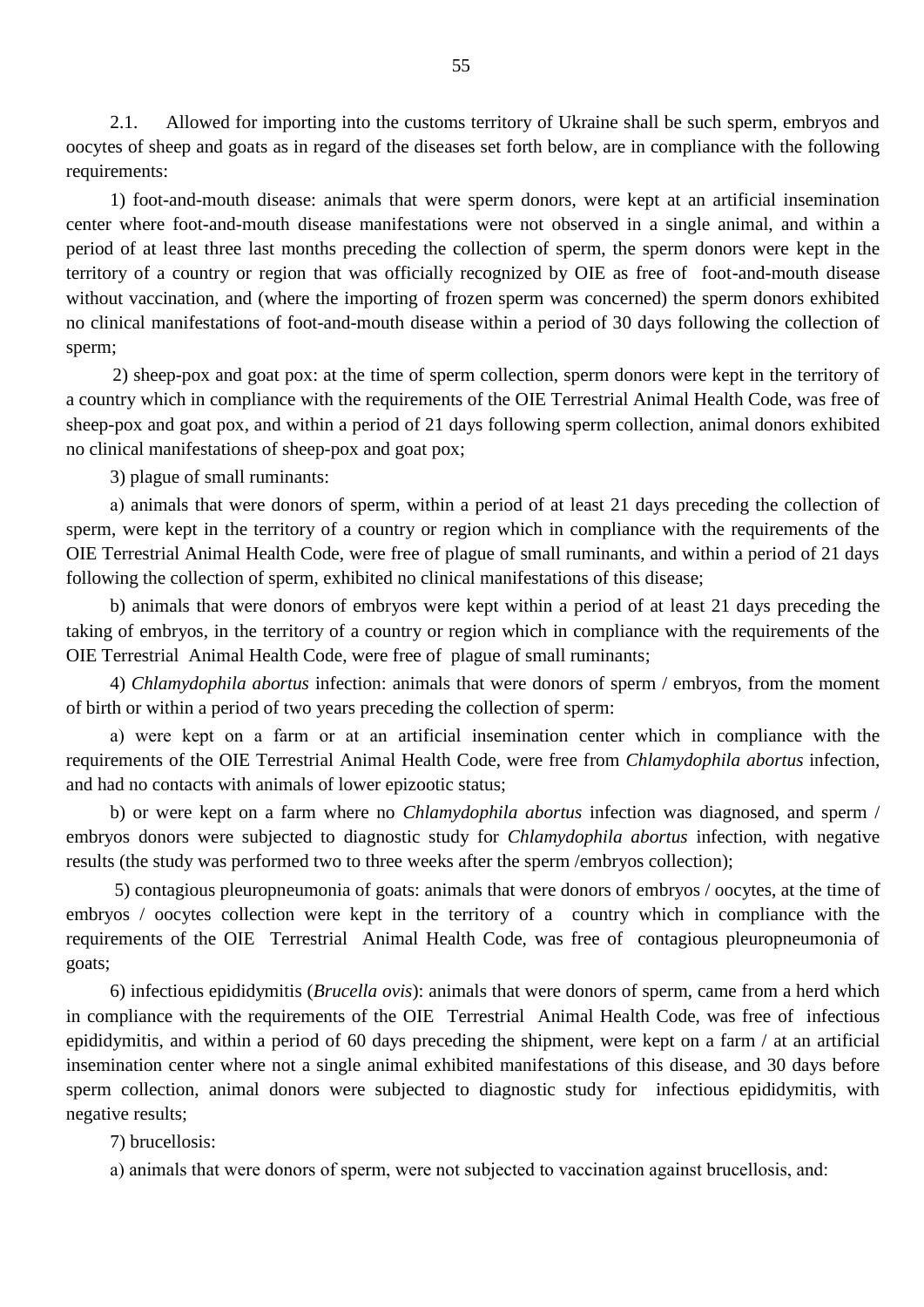2.1. Allowed for importing into the customs territory of Ukraine shall be such sperm, embryos and oocytes of sheep and goats as in regard of the diseases set forth below, are in compliance with the following requirements:

1) foot-and-mouth disease: animals that were sperm donors, were kept at an artificial insemination center where foot-and-mouth disease manifestations were not observed in a single animal, and within a period of at least three last months preceding the collection of sperm, the sperm donors were kept in the territory of a country or region that was officially recognized by OIE as free of foot-and-mouth disease without vaccination, and (where the importing of frozen sperm was concerned) the sperm donors exhibited no clinical manifestations of foot-and-mouth disease within a period of 30 days following the collection of sperm;

2) sheep-pox and goat pox: at the time of sperm collection, sperm donors were kept in the territory of a country which in compliance with the requirements of the OIE Terrestrial Animal Health Code, was free of sheep-pox and goat pox, and within a period of 21 days following sperm collection, animal donors exhibited no clinical manifestations of sheep-pox and goat pox;

3) plague of small ruminants:

a) animals that were donors of sperm, within a period of at least 21 days preceding the collection of sperm, were kept in the territory of a country or region which in compliance with the requirements of the OIE Terrestrial Animal Health Code, were free of plague of small ruminants, and within a period of 21 days following the collection of sperm, exhibited no clinical manifestations of this disease;

b) animals that were donors of embryos were kept within a period of at least 21 days preceding the taking of embryos, in the territory of a country or region which in compliance with the requirements of the OIE Terrestrial Animal Health Code, were free of plague of small ruminants;

4) *Chlamydophila abortus* infection: animals that were donors of sperm / embryos, from the moment of birth or within a period of two years preceding the collection of sperm:

a) were kept on a farm or at an artificial insemination center which in compliance with the requirements of the OIE Terrestrial Animal Health Code, were free from *Chlamydophila abortus* infection, and had no contacts with animals of lower epizootic status;

b) or were kept on a farm where no *Chlamydophila abortus* infection was diagnosed, and sperm / embryos donors were subjected to diagnostic study for *Chlamydophila abortus* infection, with negative results (the study was performed two to three weeks after the sperm /embryos collection);

5) contagious pleuropneumonia of goats: animals that were donors of embryos / oocytes, at the time of embryos / oocytes collection were kept in the territory of a country which in compliance with the requirements of the OIE Terrestrial Animal Health Code, was free of contagious pleuropneumonia of goats;

6) infectious epididymitis (*Brucella ovis*): animals that were donors of sperm, came from a herd which in compliance with the requirements of the OIE Terrestrial Animal Health Code, was free of infectious epididymitis, and within a period of 60 days preceding the shipment, were kept on a farm / at an artificial insemination center where not a single animal exhibited manifestations of this disease, and 30 days before sperm collection, animal donors were subjected to diagnostic study for infectious epididymitis, with negative results;

7) brucellosis:

a) animals that were donors of sperm, were not subjected to vaccination against brucellosis, and: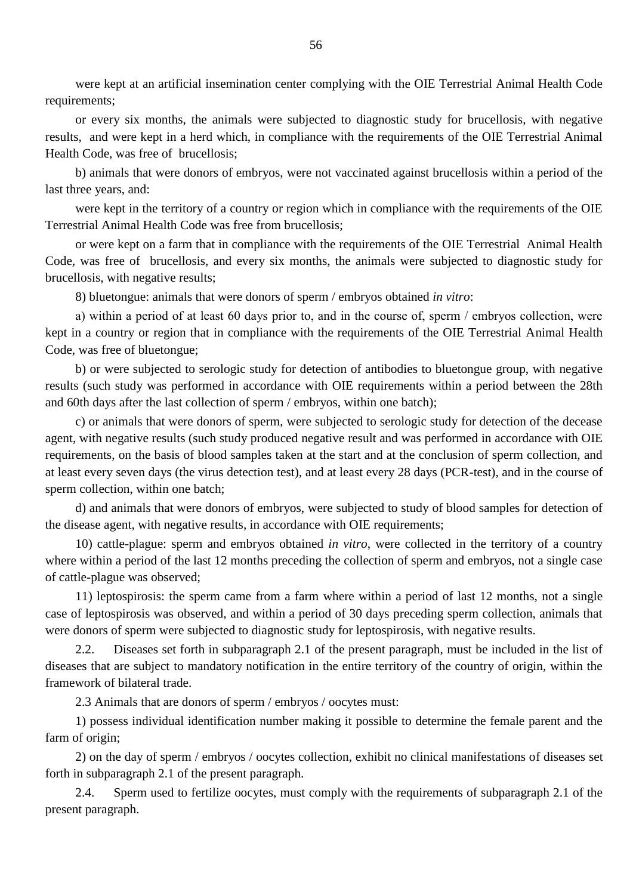were kept at an artificial insemination center complying with the OIE Terrestrial Animal Health Code requirements;

or every six months, the animals were subjected to diagnostic study for brucellosis, with negative results, and were kept in a herd which, in compliance with the requirements of the OIE Terrestrial Animal Health Code, was free of brucellosis;

b) animals that were donors of embryos, were not vaccinated against brucellosis within a period of the last three years, and:

were kept in the territory of a country or region which in compliance with the requirements of the OIE Terrestrial Animal Health Code was free from brucellosis;

or were kept on a farm that in compliance with the requirements of the OIE Terrestrial Animal Health Code, was free of brucellosis, and every six months, the animals were subjected to diagnostic study for brucellosis, with negative results;

8) bluetongue: animals that were donors of sperm / embryos obtained *in vitro*:

a) within a period of at least 60 days prior to, and in the course of, sperm / embryos collection, were kept in a country or region that in compliance with the requirements of the OIE Terrestrial Animal Health Code, was free of bluetongue;

b) or were subjected to serologic study for detection of antibodies to bluetongue group, with negative results (such study was performed in accordance with OIE requirements within a period between the 28th and 60th days after the last collection of sperm / embryos, within one batch);

c) or animals that were donors of sperm, were subjected to serologic study for detection of the decease agent, with negative results (such study produced negative result and was performed in accordance with OIE requirements, on the basis of blood samples taken at the start and at the conclusion of sperm collection, and at least every seven days (the virus detection test), and at least every 28 days (PCR-test), and in the course of sperm collection, within one batch;

d) and animals that were donors of embryos, were subjected to study of blood samples for detection of the disease agent, with negative results, in accordance with OIE requirements;

10) cattle-plague: sperm and embryos obtained *in vitro*, were collected in the territory of a country where within a period of the last 12 months preceding the collection of sperm and embryos, not a single case of cattle-plague was observed;

11) leptospirosis: the sperm came from a farm where within a period of last 12 months, not a single case of leptospirosis was observed, and within a period of 30 days preceding sperm collection, animals that were donors of sperm were subjected to diagnostic study for leptospirosis, with negative results.

2.2. Diseases set forth in subparagraph 2.1 of the present paragraph, must be included in the list of diseases that are subject to mandatory notification in the entire territory of the country of origin, within the framework of bilateral trade.

2.3 Animals that are donors of sperm / embryos / oocytes must:

1) possess individual identification number making it possible to determine the female parent and the farm of origin;

2) on the day of sperm / embryos / oocytes collection, exhibit no clinical manifestations of diseases set forth in subparagraph 2.1 of the present paragraph.

2.4. Sperm used to fertilize oocytes, must comply with the requirements of subparagraph 2.1 of the present paragraph.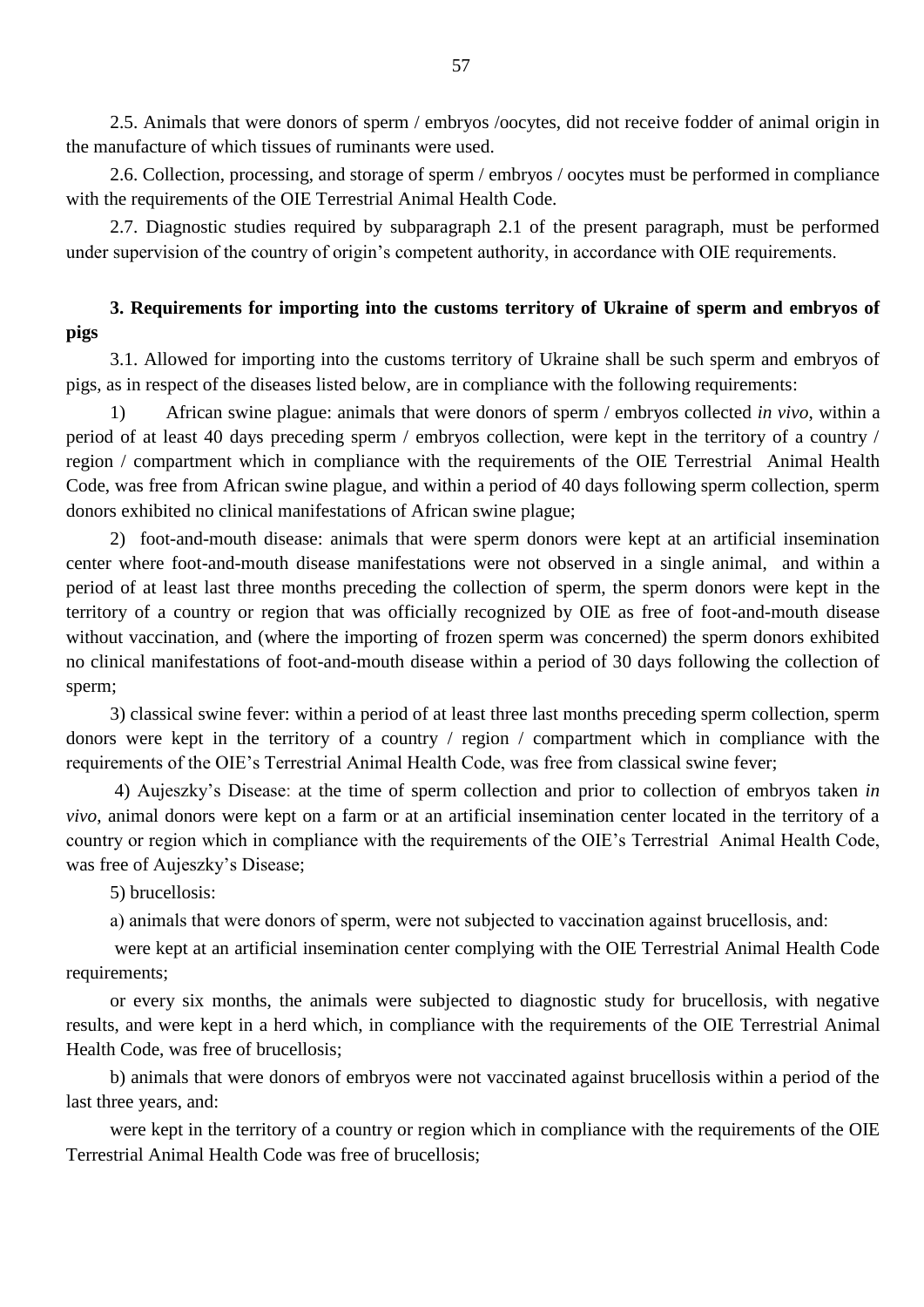2.5. Animals that were donors of sperm / embryos /oocytes, did not receive fodder of animal origin in the manufacture of which tissues of ruminants were used.

2.6. Collection, processing, and storage of sperm / embryos / oocytes must be performed in compliance with the requirements of the OIE Terrestrial Animal Health Code.

2.7. Diagnostic studies required by subparagraph 2.1 of the present paragraph, must be performed under supervision of the country of origin's competent authority, in accordance with OIE requirements.

**3. Requirements for importing into the customs territory of Ukraine of sperm and embryos of pigs**

3.1. Allowed for importing into the customs territory of Ukraine shall be such sperm and embryos of pigs, as in respect of the diseases listed below, are in compliance with the following requirements:

1) African swine plague: animals that were donors of sperm / embryos collected *in vivo*, within a period of at least 40 days preceding sperm / embryos collection, were kept in the territory of a country / region / compartment which in compliance with the requirements of the OIE Terrestrial Animal Health Code, was free from African swine plague, and within a period of 40 days following sperm collection, sperm donors exhibited no clinical manifestations of African swine plague;

2) foot-and-mouth disease: animals that were sperm donors were kept at an artificial insemination center where foot-and-mouth disease manifestations were not observed in a single animal, and within a period of at least last three months preceding the collection of sperm, the sperm donors were kept in the territory of a country or region that was officially recognized by OIE as free of foot-and-mouth disease without vaccination, and (where the importing of frozen sperm was concerned) the sperm donors exhibited no clinical manifestations of foot-and-mouth disease within a period of 30 days following the collection of sperm;

3) classical swine fever: within a period of at least three last months preceding sperm collection, sperm donors were kept in the territory of a country / region / compartment which in compliance with the requirements of the OIE's Terrestrial Animal Health Code, was free from classical swine fever;

4) Aujeszky's Disease: at the time of sperm collection and prior to collection of embryos taken *in vivo*, animal donors were kept on a farm or at an artificial insemination center located in the territory of a country or region which in compliance with the requirements of the OIE's Terrestrial Animal Health Code, was free of Aujeszky's Disease;

5) brucellosis:

a) animals that were donors of sperm, were not subjected to vaccination against brucellosis, and:

were kept at an artificial insemination center complying with the OIE Terrestrial Animal Health Code requirements;

or every six months, the animals were subjected to diagnostic study for brucellosis, with negative results, and were kept in a herd which, in compliance with the requirements of the OIE Terrestrial Animal Health Code, was free of brucellosis;

b) animals that were donors of embryos were not vaccinated against brucellosis within a period of the last three years, and:

were kept in the territory of a country or region which in compliance with the requirements of the OIE Terrestrial Animal Health Code was free of brucellosis;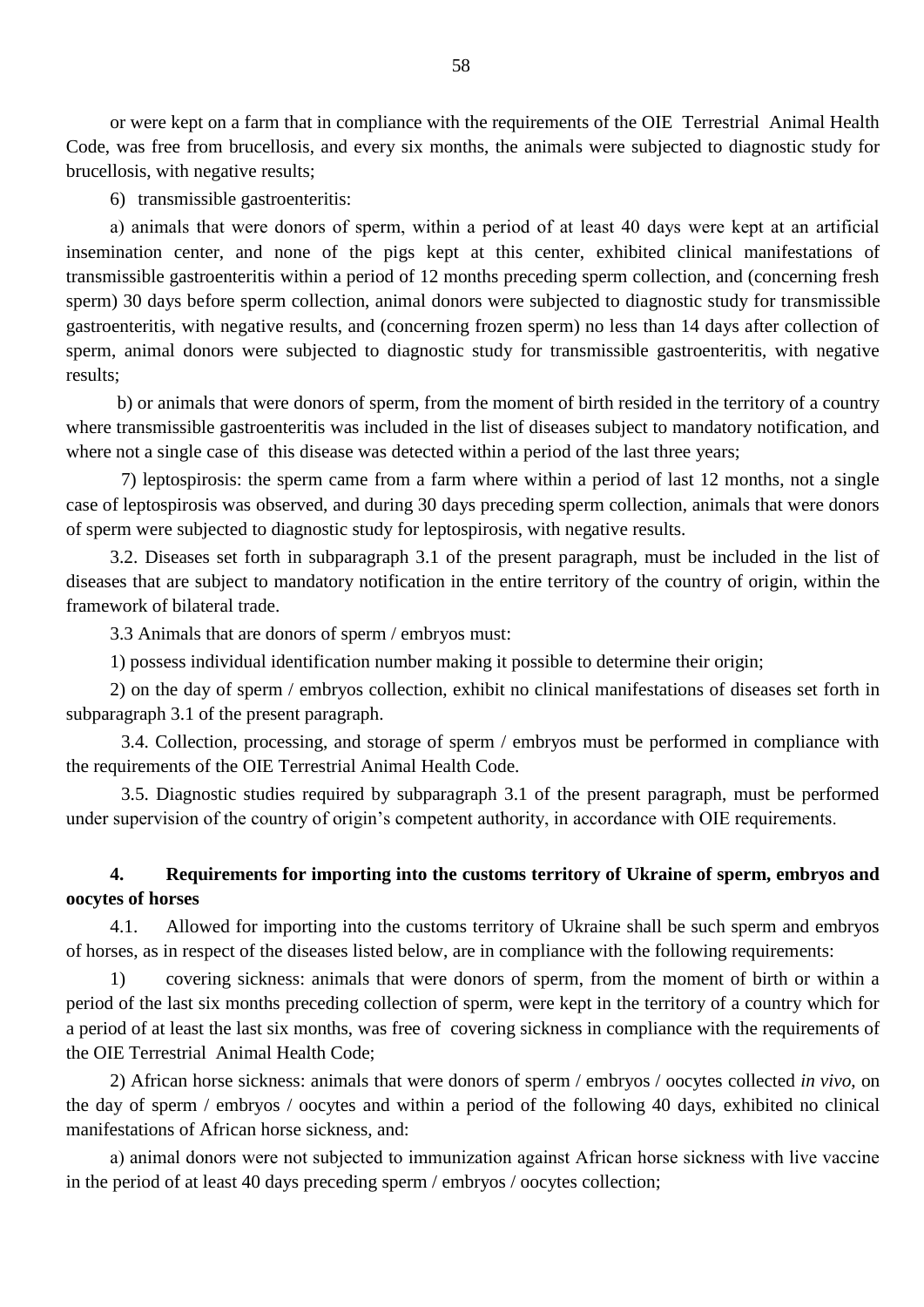or were kept on a farm that in compliance with the requirements of the OIE Terrestrial Animal Health Code, was free from brucellosis, and every six months, the animals were subjected to diagnostic study for brucellosis, with negative results;

6) transmissible gastroenteritis:

a) animals that were donors of sperm, within a period of at least 40 days were kept at an artificial insemination center, and none of the pigs kept at this center, exhibited clinical manifestations of transmissible gastroenteritis within a period of 12 months preceding sperm collection, and (concerning fresh sperm) 30 days before sperm collection, animal donors were subjected to diagnostic study for transmissible gastroenteritis, with negative results, and (concerning frozen sperm) no less than 14 days after collection of sperm, animal donors were subjected to diagnostic study for transmissible gastroenteritis, with negative results;

b) or animals that were donors of sperm, from the moment of birth resided in the territory of a country where transmissible gastroenteritis was included in the list of diseases subject to mandatory notification, and where not a single case of this disease was detected within a period of the last three years;

7) leptospirosis: the sperm came from a farm where within a period of last 12 months, not a single case of leptospirosis was observed, and during 30 days preceding sperm collection, animals that were donors of sperm were subjected to diagnostic study for leptospirosis, with negative results.

3.2. Diseases set forth in subparagraph 3.1 of the present paragraph, must be included in the list of diseases that are subject to mandatory notification in the entire territory of the country of origin, within the framework of bilateral trade.

3.3 Animals that are donors of sperm / embryos must:

1) possess individual identification number making it possible to determine their origin;

2) on the day of sperm / embryos collection, exhibit no clinical manifestations of diseases set forth in subparagraph 3.1 of the present paragraph.

3.4. Collection, processing, and storage of sperm / embryos must be performed in compliance with the requirements of the OIE Terrestrial Animal Health Code.

3.5. Diagnostic studies required by subparagraph 3.1 of the present paragraph, must be performed under supervision of the country of origin's competent authority, in accordance with OIE requirements.

**4. Requirements for importing into the customs territory of Ukraine of sperm, embryos and oocytes of horses**

4.1. Allowed for importing into the customs territory of Ukraine shall be such sperm and embryos of horses, as in respect of the diseases listed below, are in compliance with the following requirements:

1) covering sickness: animals that were donors of sperm, from the moment of birth or within a period of the last six months preceding collection of sperm, were kept in the territory of a country which for a period of at least the last six months, was free of covering sickness in compliance with the requirements of the OIE Terrestrial Animal Health Code;

2) African horse sickness: animals that were donors of sperm / embryos / oocytes collected *in vivo*, on the day of sperm / embryos / oocytes and within a period of the following 40 days, exhibited no clinical manifestations of African horse sickness, and:

a) animal donors were not subjected to immunization against African horse sickness with live vaccine in the period of at least 40 days preceding sperm / embryos / oocytes collection;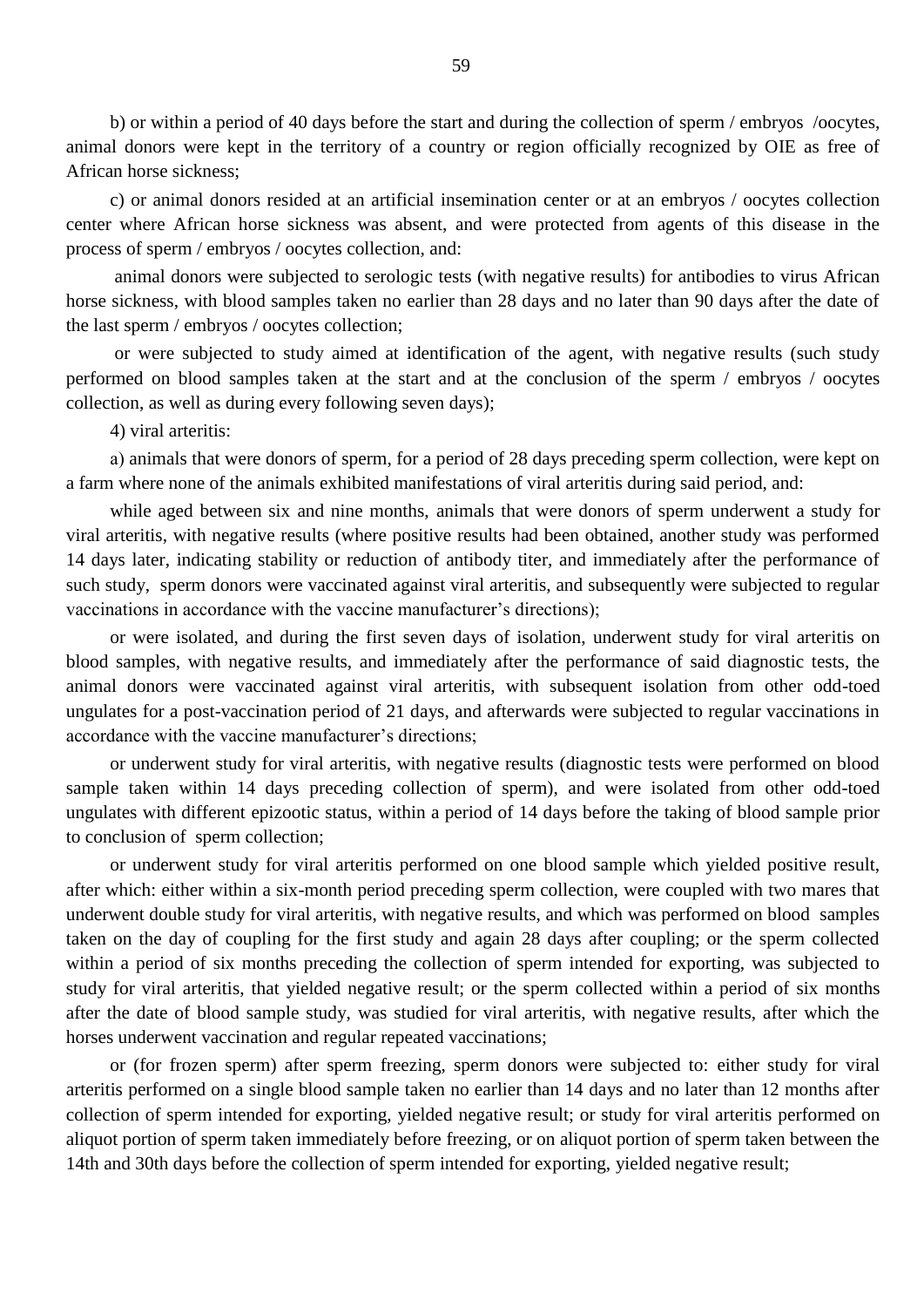b) or within a period of 40 days before the start and during the collection of sperm / embryos /oocytes, animal donors were kept in the territory of a country or region officially recognized by OIE as free of African horse sickness;

c) or animal donors resided at an artificial insemination center or at an embryos / oocytes collection center where African horse sickness was absent, and were protected from agents of this disease in the process of sperm / embryos / oocytes collection, and:

animal donors were subjected to serologic tests (with negative results) for antibodies to virus African horse sickness, with blood samples taken no earlier than 28 days and no later than 90 days after the date of the last sperm / embryos / oocytes collection;

or were subjected to study aimed at identification of the agent, with negative results (such study performed on blood samples taken at the start and at the conclusion of the sperm / embryos / oocytes collection, as well as during every following seven days);

4) viral arteritis:

a) animals that were donors of sperm, for a period of 28 days preceding sperm collection, were kept on a farm where none of the animals exhibited manifestations of viral arteritis during said period, and:

while aged between six and nine months, animals that were donors of sperm underwent a study for viral arteritis, with negative results (where positive results had been obtained, another study was performed 14 days later, indicating stability or reduction of antibody titer, and immediately after the performance of such study, sperm donors were vaccinated against viral arteritis, and subsequently were subjected to regular vaccinations in accordance with the vaccine manufacturer's directions);

or were isolated, and during the first seven days of isolation, underwent study for viral arteritis on blood samples, with negative results, and immediately after the performance of said diagnostic tests, the animal donors were vaccinated against viral arteritis, with subsequent isolation from other odd-toed ungulates for a post-vaccination period of 21 days, and afterwards were subjected to regular vaccinations in accordance with the vaccine manufacturer's directions;

or underwent study for viral arteritis, with negative results (diagnostic tests were performed on blood sample taken within 14 days preceding collection of sperm), and were isolated from other odd-toed ungulates with different epizootic status, within a period of 14 days before the taking of blood sample prior to conclusion of sperm collection;

or underwent study for viral arteritis performed on one blood sample which yielded positive result, after which: either within a six-month period preceding sperm collection, were coupled with two mares that underwent double study for viral arteritis, with negative results, and which was performed on blood samples taken on the day of coupling for the first study and again 28 days after coupling; or the sperm collected within a period of six months preceding the collection of sperm intended for exporting, was subjected to study for viral arteritis, that yielded negative result; or the sperm collected within a period of six months after the date of blood sample study, was studied for viral arteritis, with negative results, after which the horses underwent vaccination and regular repeated vaccinations;

or (for frozen sperm) after sperm freezing, sperm donors were subjected to: either study for viral arteritis performed on a single blood sample taken no earlier than 14 days and no later than 12 months after collection of sperm intended for exporting, yielded negative result; or study for viral arteritis performed on aliquot portion of sperm taken immediately before freezing, or on aliquot portion of sperm taken between the 14th and 30th days before the collection of sperm intended for exporting, yielded negative result;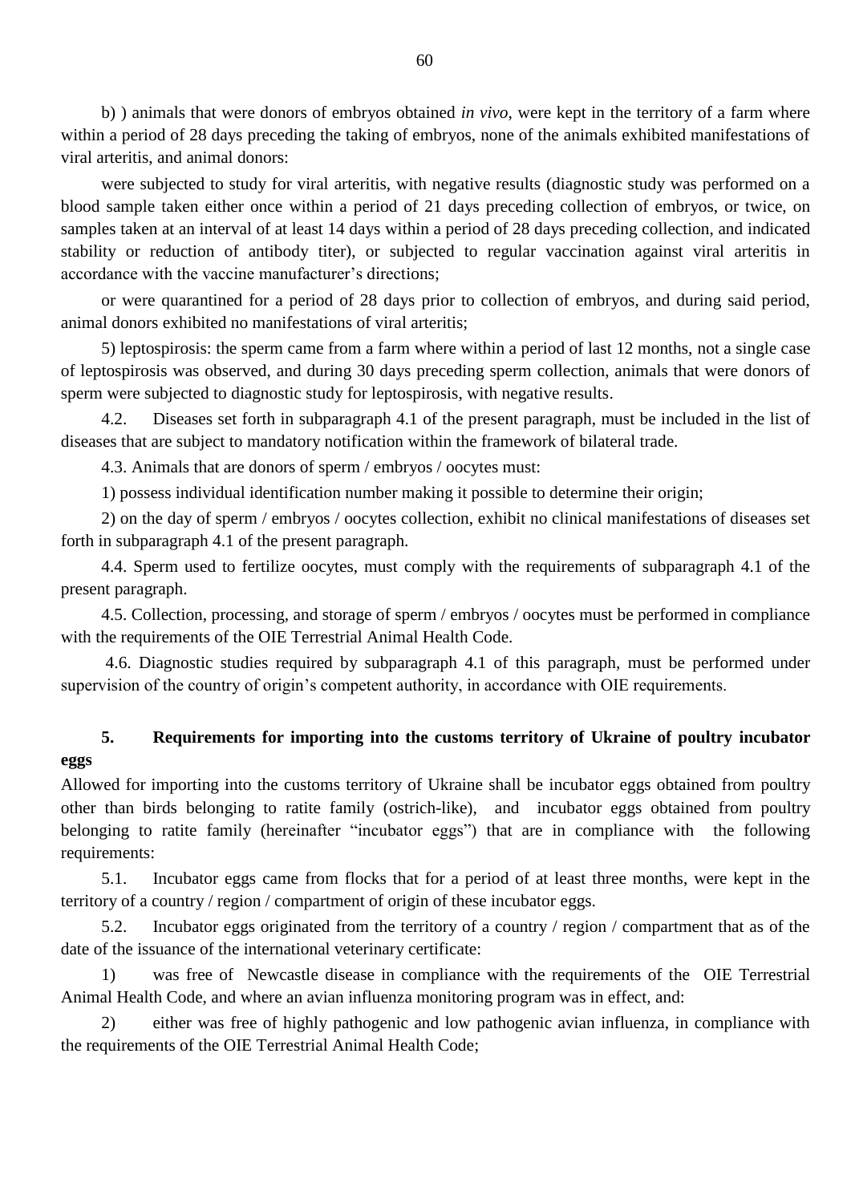b) ) animals that were donors of embryos obtained *in vivo*, were kept in the territory of a farm where within a period of 28 days preceding the taking of embryos, none of the animals exhibited manifestations of viral arteritis, and animal donors:

were subjected to study for viral arteritis, with negative results (diagnostic study was performed on a blood sample taken either once within a period of 21 days preceding collection of embryos, or twice, on samples taken at an interval of at least 14 days within a period of 28 days preceding collection, and indicated stability or reduction of antibody titer), or subjected to regular vaccination against viral arteritis in accordance with the vaccine manufacturer's directions;

or were quarantined for a period of 28 days prior to collection of embryos, and during said period, animal donors exhibited no manifestations of viral arteritis;

5) leptospirosis: the sperm came from a farm where within a period of last 12 months, not a single case of leptospirosis was observed, and during 30 days preceding sperm collection, animals that were donors of sperm were subjected to diagnostic study for leptospirosis, with negative results.

4.2. Diseases set forth in subparagraph 4.1 of the present paragraph, must be included in the list of diseases that are subject to mandatory notification within the framework of bilateral trade.

4.3. Animals that are donors of sperm / embryos / oocytes must:

1) possess individual identification number making it possible to determine their origin;

2) on the day of sperm / embryos / oocytes collection, exhibit no clinical manifestations of diseases set forth in subparagraph 4.1 of the present paragraph.

4.4. Sperm used to fertilize oocytes, must comply with the requirements of subparagraph 4.1 of the present paragraph.

4.5. Collection, processing, and storage of sperm / embryos / oocytes must be performed in compliance with the requirements of the OIE Terrestrial Animal Health Code.

4.6. Diagnostic studies required by subparagraph 4.1 of this paragraph, must be performed under supervision of the country of origin's competent authority, in accordance with OIE requirements.

## 5. Requirements for importing into the customs territory of Ukraine of poultry incubator eggs

Allowed for importing into the customs territory of Ukraine shall be incubator eggs obtained from poultry other than birds belonging to ratite family (ostrich-like), and incubator eggs obtained from poultry belonging to ratite family (hereinafter "incubator eggs") that are in compliance with the following requirements:

5.1. Incubator eggs came from flocks that for a period of at least three months, were kept in the territory of a country / region / compartment of origin of these incubator eggs.

5.2. Incubator eggs originated from the territory of a country / region / compartment that as of the date of the issuance of the international veterinary certificate:

1) was free of Newcastle disease in compliance with the requirements of the OIE Terrestrial Animal Health Code, and where an avian influenza monitoring program was in effect, and:

2) either was free of highly pathogenic and low pathogenic avian influenza, in compliance with the requirements of the OIE Terrestrial Animal Health Code;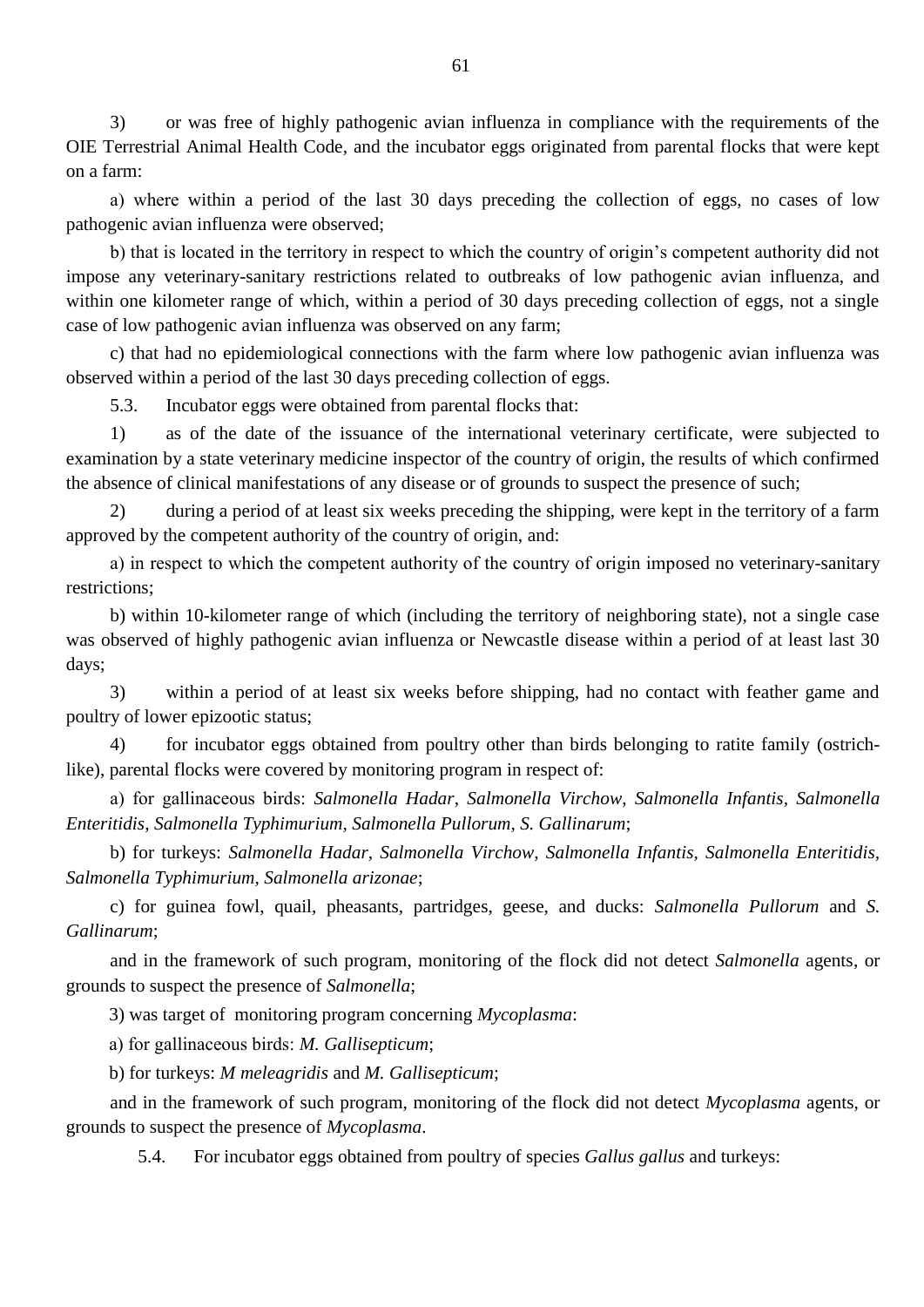3) or was free of highly pathogenic avian influenza in compliance with the requirements of the OIE Terrestrial Animal Health Code, and the incubator eggs originated from parental flocks that were kept on a farm:

a) where within a period of the last 30 days preceding the collection of eggs, no cases of low pathogenic avian influenza were observed;

b) that is located in the territory in respect to which the country of origin's competent authority did not impose any veterinary-sanitary restrictions related to outbreaks of low pathogenic avian influenza, and within one kilometer range of which, within a period of 30 days preceding collection of eggs, not a single case of low pathogenic avian influenza was observed on any farm;

c) that had no epidemiological connections with the farm where low pathogenic avian influenza was observed within a period of the last 30 days preceding collection of eggs.

5.3. Incubator eggs were obtained from parental flocks that:

1) as of the date of the issuance of the international veterinary certificate, were subjected to examination by a state veterinary medicine inspector of the country of origin, the results of which confirmed the absence of clinical manifestations of any disease or of grounds to suspect the presence of such;

2) during a period of at least six weeks preceding the shipping, were kept in the territory of a farm approved by the competent authority of the country of origin, and:

a) in respect to which the competent authority of the country of origin imposed no veterinary-sanitary restrictions;

b) within 10-kilometer range of which (including the territory of neighboring state), not a single case was observed of highly pathogenic avian influenza or Newcastle disease within a period of at least last 30 days;

3) within a period of at least six weeks before shipping, had no contact with feather game and poultry of lower epizootic status;

4) for incubator eggs obtained from poultry other than birds belonging to ratite family (ostrich-like), parental flocks were covered by monitoring program in respect of:

a) for gallinaceous birds: *Salmonella Hadar*, *Salmonella Virchow*, *Salmonella Infantis*, *Salmonella Enteritidis*, *Salmonella Typhimurium*, *Salmonella Pullorum*, *S. Gallinarum*;

b) for turkeys: *Salmonella Hadar, Salmonella Virchow*, *Salmonella Infantis*, *Salmonella Enteritidis, Salmonella Typhimurium*, *Salmonella arizonae*;

c) for guinea fowl, quail, pheasants, partridges, geese, and ducks: *Salmonella Pullorum* and *S. Gallinarum*;

and in the framework of such program, monitoring of the flock did not detect *Salmonella* agents, or grounds to suspect the presence of *Salmonella*;

3) was target of monitoring program concerning *Mycoplasma*:

a) for gallinaceous birds: *M. Gallisepticum*;

b) for turkeys: *M meleagridis* and *M. Gallisepticum*;

and in the framework of such program, monitoring of the flock did not detect *Mycoplasma* agents, or grounds to suspect the presence of *Mycoplasma*.

5.4. For incubator eggs obtained from poultry of species *Gallus gallus* and turkeys: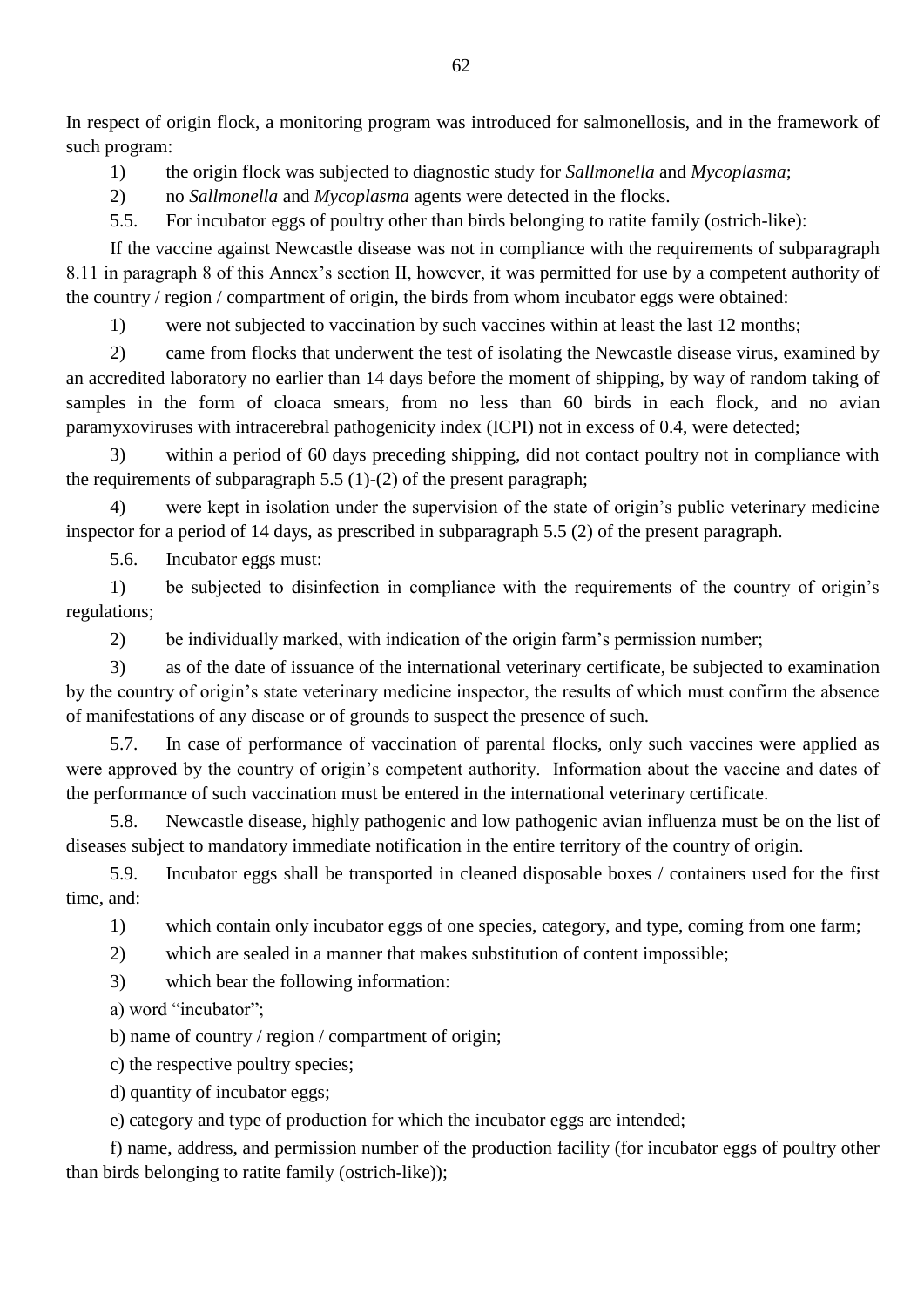In respect of origin flock, a monitoring program was introduced for salmonellosis, and in the framework of such program:

1) the origin flock was subjected to diagnostic study for *Sallmonella* and *Mycoplasma*;

2) no *Sallmonella* and *Mycoplasma* agents were detected in the flocks.

5.5. For incubator eggs of poultry other than birds belonging to ratite family (ostrich-like):

If the vaccine against Newcastle disease was not in compliance with the requirements of subparagraph 8.11 in paragraph 8 of this Annex's section II, however, it was permitted for use by a competent authority of the country / region / compartment of origin, the birds from whom incubator eggs were obtained:

1) were not subjected to vaccination by such vaccines within at least the last 12 months;

2) came from flocks that underwent the test of isolating the Newcastle disease virus, examined by an accredited laboratory no earlier than 14 days before the moment of shipping, by way of random taking of samples in the form of cloaca smears, from no less than 60 birds in each flock, and no avian paramyxoviruses with intracerebral pathogenicity index (ICPI) not in excess of 0.4, were detected;

3) within a period of 60 days preceding shipping, did not contact poultry not in compliance with the requirements of subparagraph 5.5 (1)-(2) of the present paragraph;

4) were kept in isolation under the supervision of the state of origin's public veterinary medicine inspector for a period of 14 days, as prescribed in subparagraph 5.5 (2) of the present paragraph.

5.6. Incubator eggs must:

1) be subjected to disinfection in compliance with the requirements of the country of origin's regulations;

2) be individually marked, with indication of the origin farm's permission number;

3) as of the date of issuance of the international veterinary certificate, be subjected to examination by the country of origin's state veterinary medicine inspector, the results of which must confirm the absence of manifestations of any disease or of grounds to suspect the presence of such.

5.7. In case of performance of vaccination of parental flocks, only such vaccines were applied as were approved by the country of origin's competent authority. Information about the vaccine and dates of the performance of such vaccination must be entered in the international veterinary certificate.

5.8. Newcastle disease, highly pathogenic and low pathogenic avian influenza must be on the list of diseases subject to mandatory immediate notification in the entire territory of the country of origin.

5.9. Incubator eggs shall be transported in cleaned disposable boxes / containers used for the first time, and:

1) which contain only incubator eggs of one species, category, and type, coming from one farm;

2) which are sealed in a manner that makes substitution of content impossible;

3) which bear the following information:

a) word "incubator";

b) name of country / region / compartment of origin;

c) the respective poultry species;

d) quantity of incubator eggs;

e) category and type of production for which the incubator eggs are intended;

f) name, address, and permission number of the production facility (for incubator eggs of poultry other than birds belonging to ratite family (ostrich-like));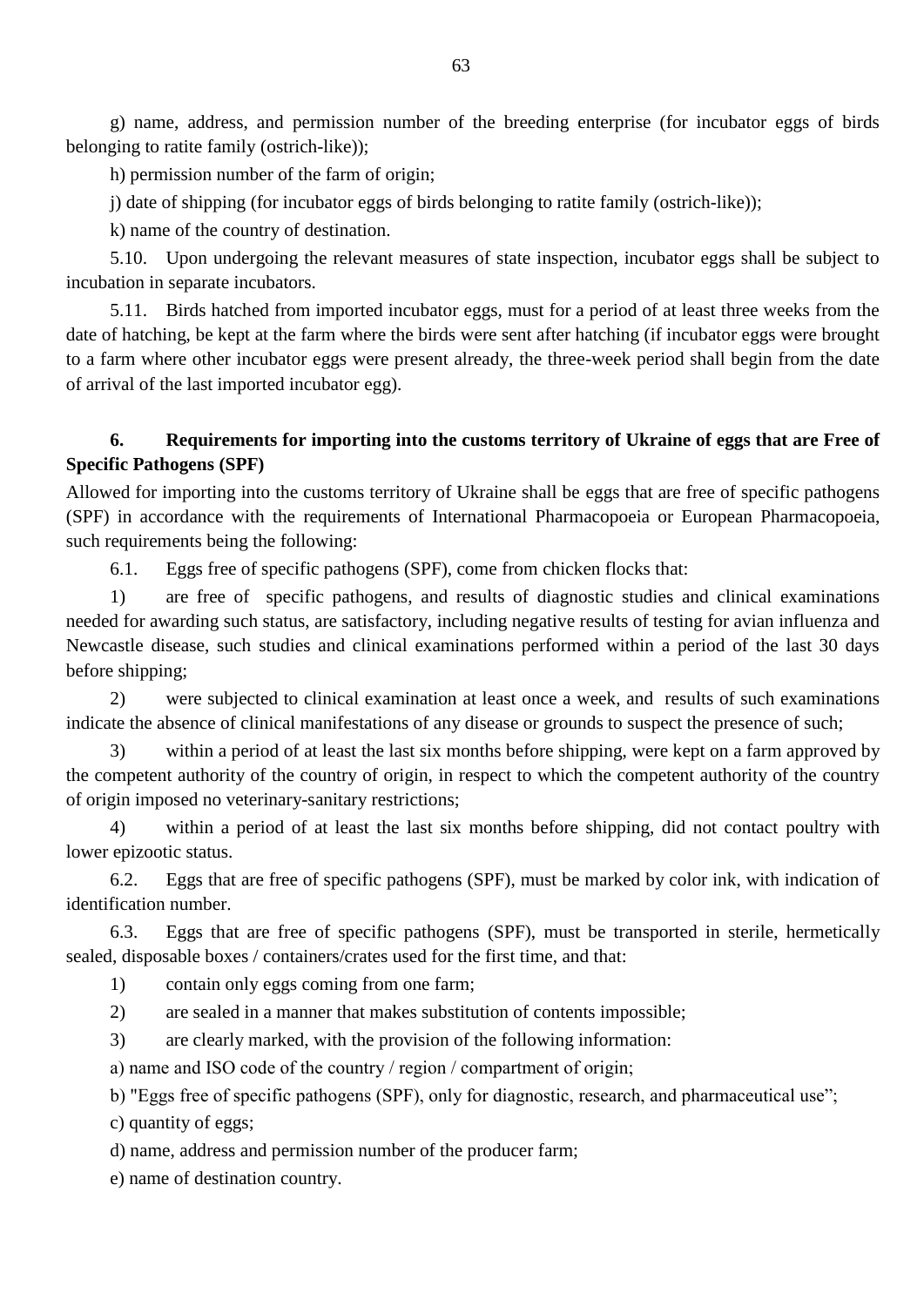g) name, address, and permission number of the breeding enterprise (for incubator eggs of birds belonging to ratite family (ostrich-like));

h) permission number of the farm of origin;

j) date of shipping (for incubator eggs of birds belonging to ratite family (ostrich-like));

k) name of the country of destination.

5.10. Upon undergoing the relevant measures of state inspection, incubator eggs shall be subject to incubation in separate incubators.

5.11. Birds hatched from imported incubator eggs, must for a period of at least three weeks from the date of hatching, be kept at the farm where the birds were sent after hatching (if incubator eggs were brought to a farm where other incubator eggs were present already, the three-week period shall begin from the date of arrival of the last imported incubator egg).

## 6. Requirements for importing into the customs territory of Ukraine of eggs that are Free of Specific Pathogens (SPF)

Allowed for importing into the customs territory of Ukraine shall be eggs that are free of specific pathogens (SPF) in accordance with the requirements of International Pharmacopoeia or European Pharmacopoeia, such requirements being the following:

6.1. Eggs free of specific pathogens (SPF), come from chicken flocks that:

1) are free of specific pathogens, and results of diagnostic studies and clinical examinations needed for awarding such status, are satisfactory, including negative results of testing for avian influenza and Newcastle disease, such studies and clinical examinations performed within a period of the last 30 days before shipping;

2) were subjected to clinical examination at least once a week, and results of such examinations indicate the absence of clinical manifestations of any disease or grounds to suspect the presence of such;

3) within a period of at least the last six months before shipping, were kept on a farm approved by the competent authority of the country of origin, in respect to which the competent authority of the country of origin imposed no veterinary-sanitary restrictions;

4) within a period of at least the last six months before shipping, did not contact poultry with lower epizootic status.

6.2. Eggs that are free of specific pathogens (SPF), must be marked by color ink, with indication of identification number.

6.3. Eggs that are free of specific pathogens (SPF), must be transported in sterile, hermetically sealed, disposable boxes / containers/crates used for the first time, and that:

1) contain only eggs coming from one farm;

2) are sealed in a manner that makes substitution of contents impossible;

3) are clearly marked, with the provision of the following information:

a) name and ISO code of the country / region / compartment of origin;

b) "Eggs free of specific pathogens (SPF), only for diagnostic, research, and pharmaceutical use";

c) quantity of eggs;

d) name, address and permission number of the producer farm;

e) name of destination country.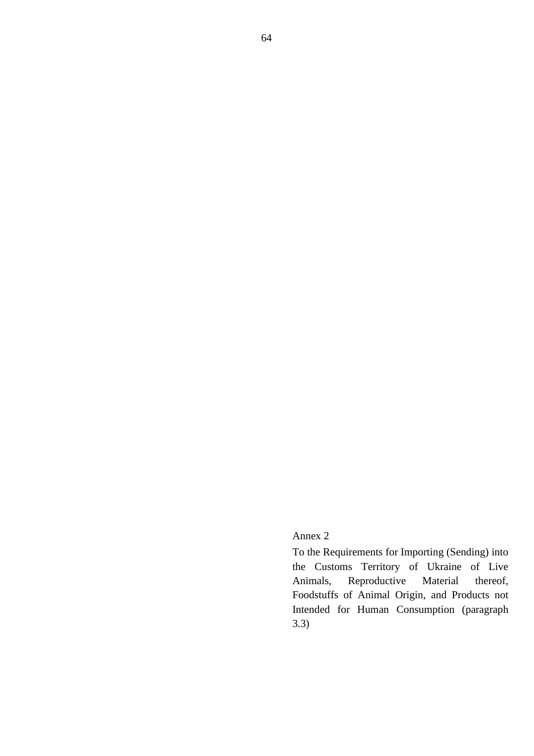Annex 2

To the Requirements for Importing (Sending) into the Customs Territory of Ukraine of Live Animals, Reproductive Material thereof, Foodstuffs of Animal Origin, and Products not Intended for Human Consumption (paragraph 3.3)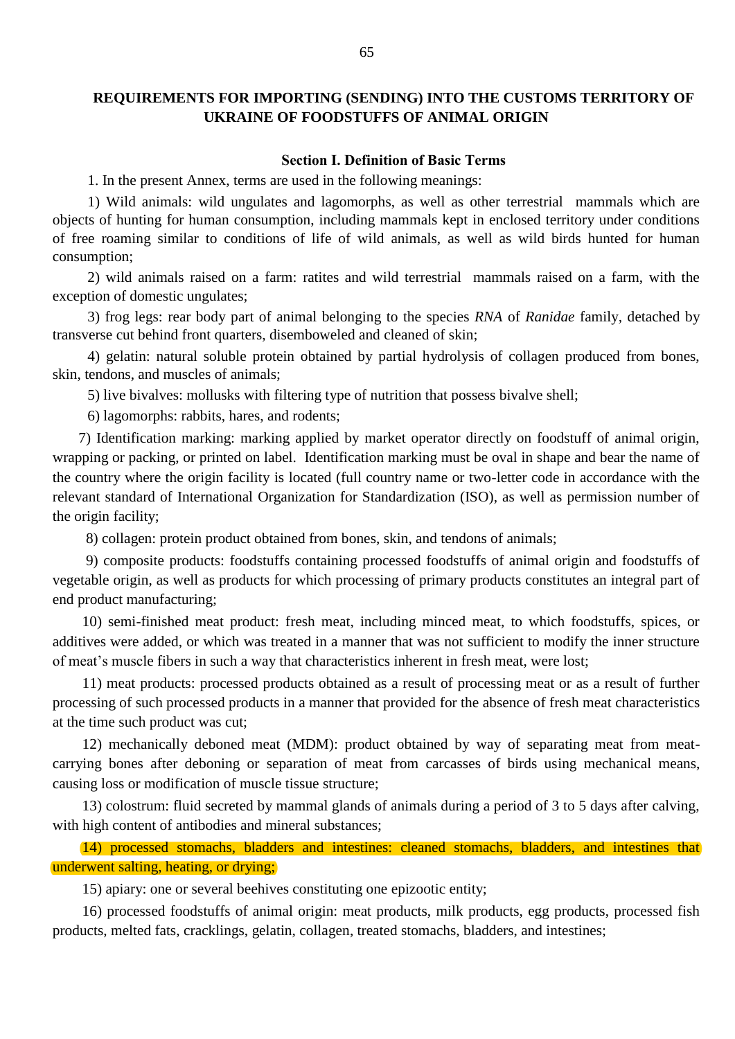## REQUIREMENTS FOR IMPORTING (SENDING) INTO THE CUSTOMS TERRITORY OF UKRAINE OF FOODSTUFFS OF ANIMAL ORIGIN

### Section I. Definition of Basic Terms

1. In the present Annex, terms are used in the following meanings:

1) Wild animals: wild ungulates and lagomorphs, as well as other terrestrial mammals which are objects of hunting for human consumption, including mammals kept in enclosed territory under conditions of free roaming similar to conditions of life of wild animals, as well as wild birds hunted for human consumption;

2) wild animals raised on a farm: ratites and wild terrestrial mammals raised on a farm, with the exception of domestic ungulates;

3) frog legs: rear body part of animal belonging to the species *RNA* of *Ranidae* family, detached by transverse cut behind front quarters, disemboweled and cleaned of skin;

4) gelatin: natural soluble protein obtained by partial hydrolysis of collagen produced from bones, skin, tendons, and muscles of animals;

5) live bivalves: mollusks with filtering type of nutrition that possess bivalve shell;

6) lagomorphs: rabbits, hares, and rodents;

7) Identification marking: marking applied by market operator directly on foodstuff of animal origin, wrapping or packing, or printed on label. Identification marking must be oval in shape and bear the name of the country where the origin facility is located (full country name or two-letter code in accordance with the relevant standard of International Organization for Standardization (ISO), as well as permission number of the origin facility;

8) collagen: protein product obtained from bones, skin, and tendons of animals;

9) composite products: foodstuffs containing processed foodstuffs of animal origin and foodstuffs of vegetable origin, as well as products for which processing of primary products constitutes an integral part of end product manufacturing;

10) semi-finished meat product: fresh meat, including minced meat, to which foodstuffs, spices, or additives were added, or which was treated in a manner that was not sufficient to modify the inner structure of meat's muscle fibers in such a way that characteristics inherent in fresh meat, were lost;

11) meat products: processed products obtained as a result of processing meat or as a result of further processing of such processed products in a manner that provided for the absence of fresh meat characteristics at the time such product was cut;

12) mechanically deboned meat (MDM): product obtained by way of separating meat from meat-carrying bones after deboning or separation of meat from carcasses of birds using mechanical means, causing loss or modification of muscle tissue structure;

13) colostrum: fluid secreted by mammal glands of animals during a period of 3 to 5 days after calving, with high content of antibodies and mineral substances;

14) processed stomachs, bladders and intestines: cleaned stomachs, bladders, and intestines that underwent salting, heating, or drying;

15) apiary: one or several beehives constituting one epizootic entity;

16) processed foodstuffs of animal origin: meat products, milk products, egg products, processed fish products, melted fats, cracklings, gelatin, collagen, treated stomachs, bladders, and intestines;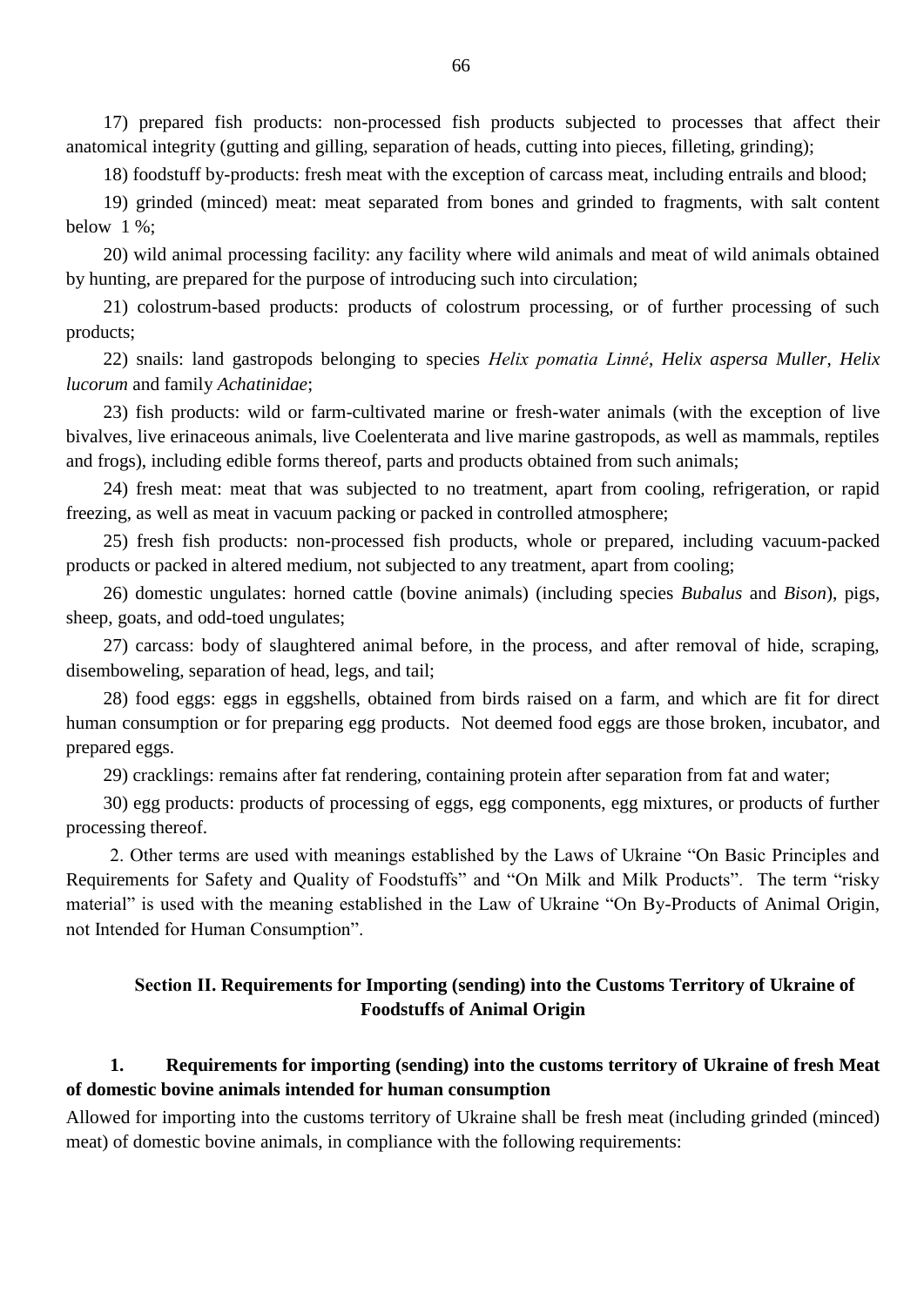17) prepared fish products: non-processed fish products subjected to processes that affect their anatomical integrity (gutting and gilling, separation of heads, cutting into pieces, filleting, grinding);

18) foodstuff by-products: fresh meat with the exception of carcass meat, including entrails and blood;

19) grinded (minced) meat: meat separated from bones and grinded to fragments, with salt content below 1 %;

20) wild animal processing facility: any facility where wild animals and meat of wild animals obtained by hunting, are prepared for the purpose of introducing such into circulation;

21) colostrum-based products: products of colostrum processing, or of further processing of such products;

22) snails: land gastropods belonging to species *Helix pomatia Linné*, *Helix aspersa Muller*, *Helix lucorum* and family *Achatinidae*;

23) fish products: wild or farm-cultivated marine or fresh-water animals (with the exception of live bivalves, live erinaceous animals, live Coelenterata and live marine gastropods, as well as mammals, reptiles and frogs), including edible forms thereof, parts and products obtained from such animals;

24) fresh meat: meat that was subjected to no treatment, apart from cooling, refrigeration, or rapid freezing, as well as meat in vacuum packing or packed in controlled atmosphere;

25) fresh fish products: non-processed fish products, whole or prepared, including vacuum-packed products or packed in altered medium, not subjected to any treatment, apart from cooling;

26) domestic ungulates: horned cattle (bovine animals) (including species *Bubalus* and *Bison*), pigs, sheep, goats, and odd-toed ungulates;

27) carcass: body of slaughtered animal before, in the process, and after removal of hide, scraping, disemboweling, separation of head, legs, and tail;

28) food eggs: eggs in eggshells, obtained from birds raised on a farm, and which are fit for direct human consumption or for preparing egg products. Not deemed food eggs are those broken, incubator, and prepared eggs.

29) cracklings: remains after fat rendering, containing protein after separation from fat and water;

30) egg products: products of processing of eggs, egg components, egg mixtures, or products of further processing thereof.

2. Other terms are used with meanings established by the Laws of Ukraine "On Basic Principles and Requirements for Safety and Quality of Foodstuffs" and "On Milk and Milk Products". The term "risky material" is used with the meaning established in the Law of Ukraine "On By-Products of Animal Origin, not Intended for Human Consumption".

## Section II. Requirements for Importing (sending) into the Customs Territory of Ukraine of Foodstuffs of Animal Origin

### 1. Requirements for importing (sending) into the customs territory of Ukraine of fresh Meat of domestic bovine animals intended for human consumption

Allowed for importing into the customs territory of Ukraine shall be fresh meat (including grinded (minced) meat) of domestic bovine animals, in compliance with the following requirements: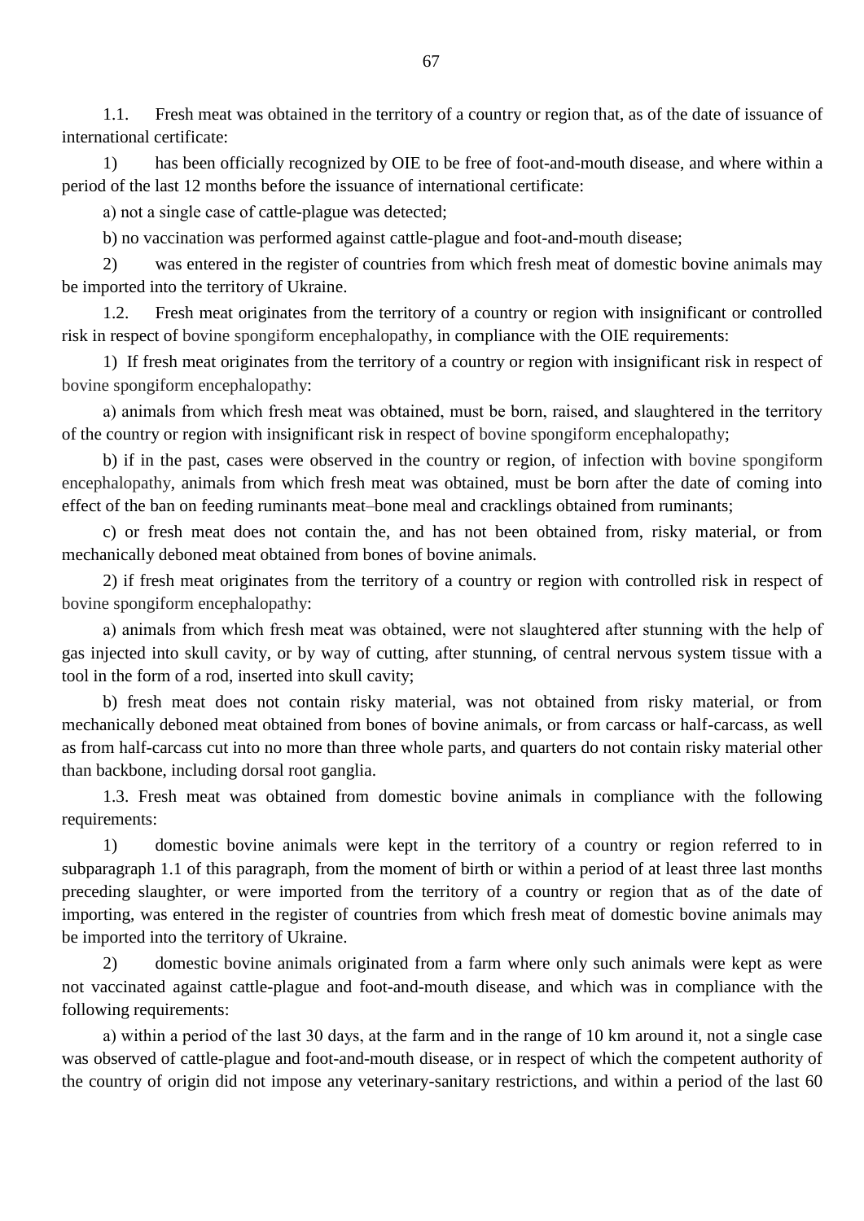1.1. Fresh meat was obtained in the territory of a country or region that, as of the date of issuance of international certificate:

1) has been officially recognized by OIE to be free of foot-and-mouth disease, and where within a period of the last 12 months before the issuance of international certificate:

a) not a single case of cattle-plague was detected;

b) no vaccination was performed against cattle-plague and foot-and-mouth disease;

2) was entered in the register of countries from which fresh meat of domestic bovine animals may be imported into the territory of Ukraine.

1.2. Fresh meat originates from the territory of a country or region with insignificant or controlled risk in respect of bovine spongiform encephalopathy, in compliance with the OIE requirements:

1) If fresh meat originates from the territory of a country or region with insignificant risk in respect of bovine spongiform encephalopathy:

a) animals from which fresh meat was obtained, must be born, raised, and slaughtered in the territory of the country or region with insignificant risk in respect of bovine spongiform encephalopathy;

b) if in the past, cases were observed in the country or region, of infection with bovine spongiform encephalopathy, animals from which fresh meat was obtained, must be born after the date of coming into effect of the ban on feeding ruminants meat–bone meal and cracklings obtained from ruminants;

c) or fresh meat does not contain the, and has not been obtained from, risky material, or from mechanically deboned meat obtained from bones of bovine animals.

2) if fresh meat originates from the territory of a country or region with controlled risk in respect of bovine spongiform encephalopathy:

a) animals from which fresh meat was obtained, were not slaughtered after stunning with the help of gas injected into skull cavity, or by way of cutting, after stunning, of central nervous system tissue with a tool in the form of a rod, inserted into skull cavity;

b) fresh meat does not contain risky material, was not obtained from risky material, or from mechanically deboned meat obtained from bones of bovine animals, or from carcass or half-carcass, as well as from half-carcass cut into no more than three whole parts, and quarters do not contain risky material other than backbone, including dorsal root ganglia.

1.3. Fresh meat was obtained from domestic bovine animals in compliance with the following requirements:

1) domestic bovine animals were kept in the territory of a country or region referred to in subparagraph 1.1 of this paragraph, from the moment of birth or within a period of at least three last months preceding slaughter, or were imported from the territory of a country or region that as of the date of importing, was entered in the register of countries from which fresh meat of domestic bovine animals may be imported into the territory of Ukraine.

2) domestic bovine animals originated from a farm where only such animals were kept as were not vaccinated against cattle-plague and foot-and-mouth disease, and which was in compliance with the following requirements:

a) within a period of the last 30 days, at the farm and in the range of 10 km around it, not a single case was observed of cattle-plague and foot-and-mouth disease, or in respect of which the competent authority of the country of origin did not impose any veterinary-sanitary restrictions, and within a period of the last 60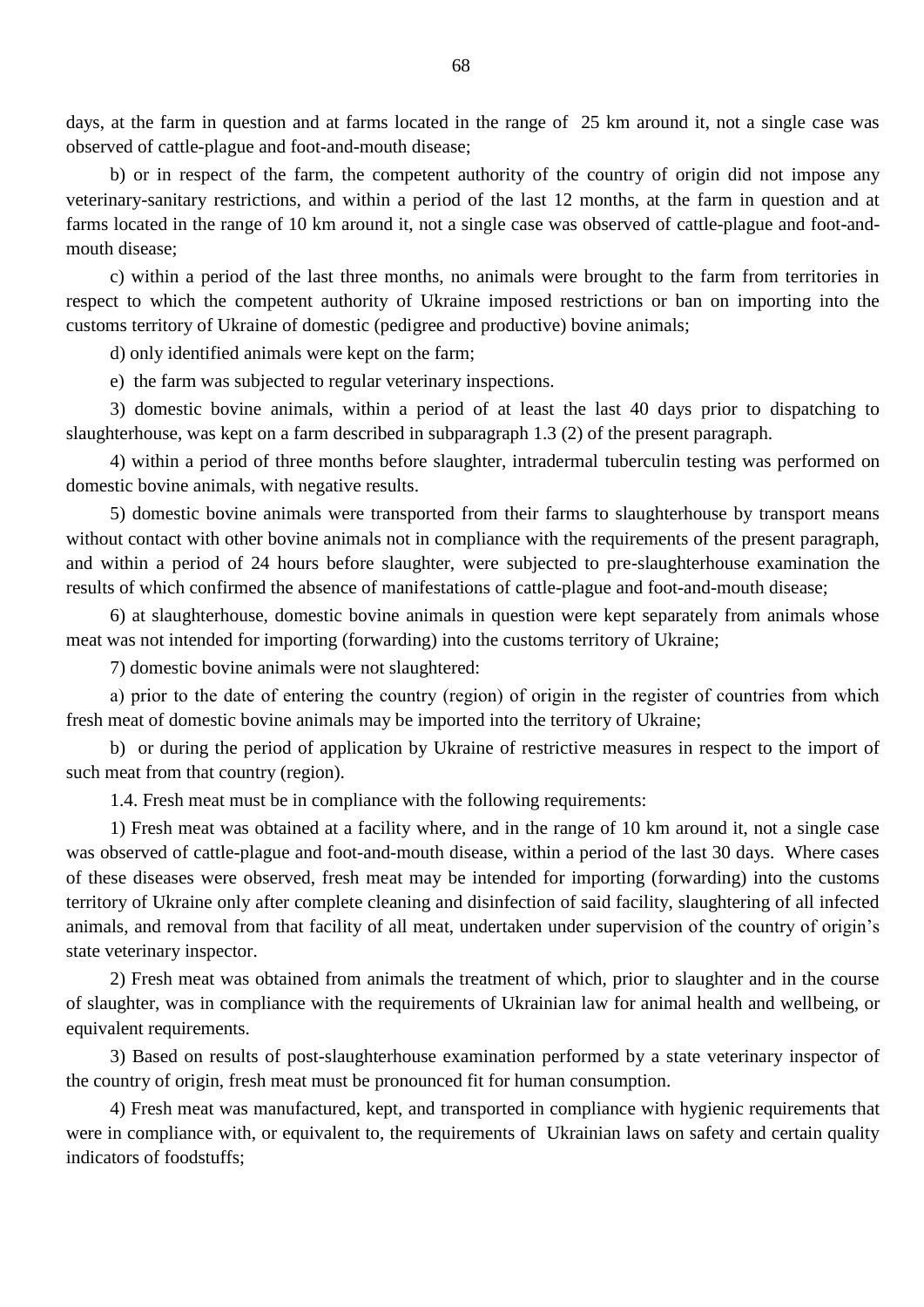days, at the farm in question and at farms located in the range of 25 km around it, not a single case was observed of cattle-plague and foot-and-mouth disease;

b) or in respect of the farm, the competent authority of the country of origin did not impose any veterinary-sanitary restrictions, and within a period of the last 12 months, at the farm in question and at farms located in the range of 10 km around it, not a single case was observed of cattle-plague and foot-and-mouth disease;

c) within a period of the last three months, no animals were brought to the farm from territories in respect to which the competent authority of Ukraine imposed restrictions or ban on importing into the customs territory of Ukraine of domestic (pedigree and productive) bovine animals;

d) only identified animals were kept on the farm;

e) the farm was subjected to regular veterinary inspections.

3) domestic bovine animals, within a period of at least the last 40 days prior to dispatching to slaughterhouse, was kept on a farm described in subparagraph 1.3 (2) of the present paragraph.

4) within a period of three months before slaughter, intradermal tuberculin testing was performed on domestic bovine animals, with negative results.

5) domestic bovine animals were transported from their farms to slaughterhouse by transport means without contact with other bovine animals not in compliance with the requirements of the present paragraph, and within a period of 24 hours before slaughter, were subjected to pre-slaughterhouse examination the results of which confirmed the absence of manifestations of cattle-plague and foot-and-mouth disease;

6) at slaughterhouse, domestic bovine animals in question were kept separately from animals whose meat was not intended for importing (forwarding) into the customs territory of Ukraine;

7) domestic bovine animals were not slaughtered:

a) prior to the date of entering the country (region) of origin in the register of countries from which fresh meat of domestic bovine animals may be imported into the territory of Ukraine;

b) or during the period of application by Ukraine of restrictive measures in respect to the import of such meat from that country (region).

1.4. Fresh meat must be in compliance with the following requirements:

1) Fresh meat was obtained at a facility where, and in the range of 10 km around it, not a single case was observed of cattle-plague and foot-and-mouth disease, within a period of the last 30 days. Where cases of these diseases were observed, fresh meat may be intended for importing (forwarding) into the customs territory of Ukraine only after complete cleaning and disinfection of said facility, slaughtering of all infected animals, and removal from that facility of all meat, undertaken under supervision of the country of origin's state veterinary inspector.

2) Fresh meat was obtained from animals the treatment of which, prior to slaughter and in the course of slaughter, was in compliance with the requirements of Ukrainian law for animal health and wellbeing, or equivalent requirements.

3) Based on results of post-slaughterhouse examination performed by a state veterinary inspector of the country of origin, fresh meat must be pronounced fit for human consumption.

4) Fresh meat was manufactured, kept, and transported in compliance with hygienic requirements that were in compliance with, or equivalent to, the requirements of Ukrainian laws on safety and certain quality indicators of foodstuffs;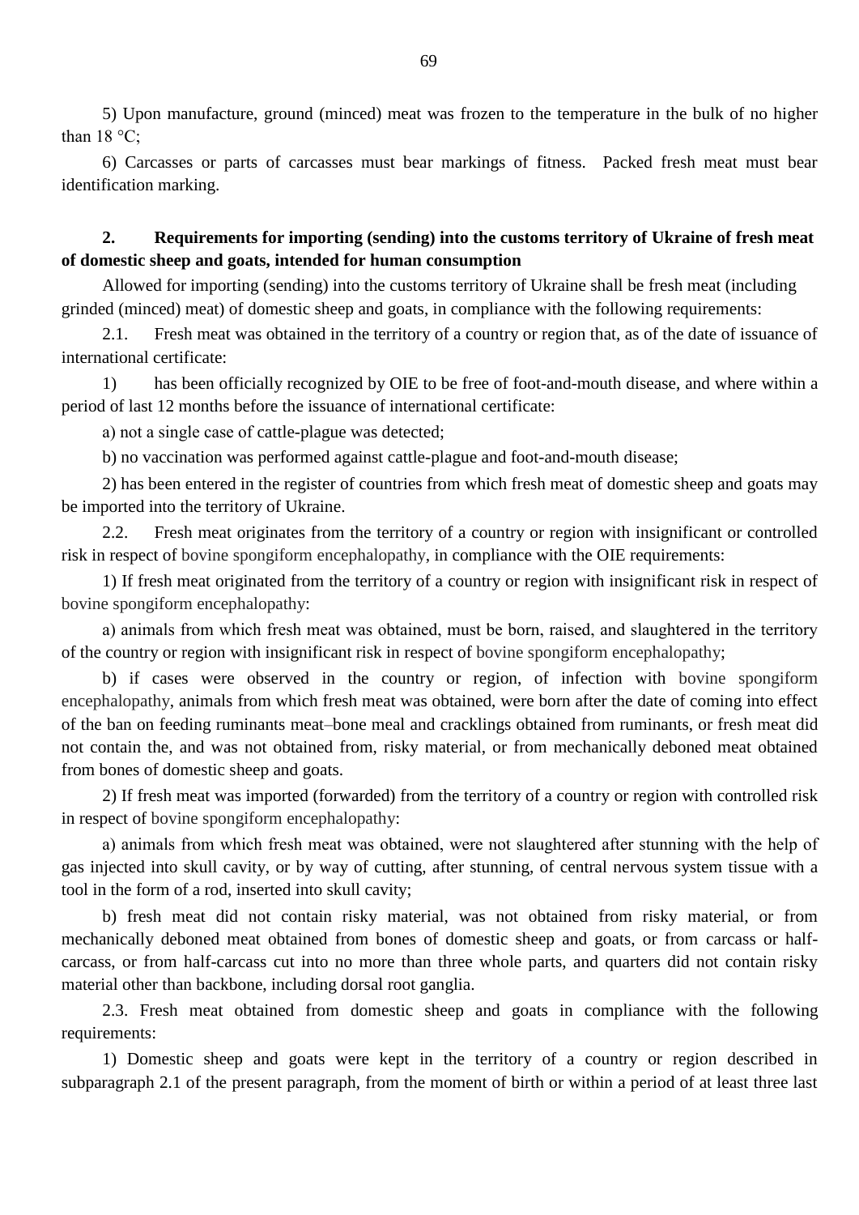5) Upon manufacture, ground (minced) meat was frozen to the temperature in the bulk of no higher than 18 °C;

6) Carcasses or parts of carcasses must bear markings of fitness. Packed fresh meat must bear identification marking.

**2. Requirements for importing (sending) into the customs territory of Ukraine of fresh meat of domestic sheep and goats, intended for human consumption**

Allowed for importing (sending) into the customs territory of Ukraine shall be fresh meat (including grinded (minced) meat) of domestic sheep and goats, in compliance with the following requirements:

2.1. Fresh meat was obtained in the territory of a country or region that, as of the date of issuance of international certificate:

1) has been officially recognized by OIE to be free of foot-and-mouth disease, and where within a period of last 12 months before the issuance of international certificate:

a) not a single case of cattle-plague was detected;

b) no vaccination was performed against cattle-plague and foot-and-mouth disease;

2) has been entered in the register of countries from which fresh meat of domestic sheep and goats may be imported into the territory of Ukraine.

2.2. Fresh meat originates from the territory of a country or region with insignificant or controlled risk in respect of bovine spongiform encephalopathy, in compliance with the OIE requirements:

1) If fresh meat originated from the territory of a country or region with insignificant risk in respect of bovine spongiform encephalopathy:

a) animals from which fresh meat was obtained, must be born, raised, and slaughtered in the territory of the country or region with insignificant risk in respect of bovine spongiform encephalopathy;

b) if cases were observed in the country or region, of infection with bovine spongiform encephalopathy, animals from which fresh meat was obtained, were born after the date of coming into effect of the ban on feeding ruminants meat–bone meal and cracklings obtained from ruminants, or fresh meat did not contain the, and was not obtained from, risky material, or from mechanically deboned meat obtained from bones of domestic sheep and goats.

2) If fresh meat was imported (forwarded) from the territory of a country or region with controlled risk in respect of bovine spongiform encephalopathy:

a) animals from which fresh meat was obtained, were not slaughtered after stunning with the help of gas injected into skull cavity, or by way of cutting, after stunning, of central nervous system tissue with a tool in the form of a rod, inserted into skull cavity;

b) fresh meat did not contain risky material, was not obtained from risky material, or from mechanically deboned meat obtained from bones of domestic sheep and goats, or from carcass or half-carcass, or from half-carcass cut into no more than three whole parts, and quarters did not contain risky material other than backbone, including dorsal root ganglia.

2.3. Fresh meat obtained from domestic sheep and goats in compliance with the following requirements:

1) Domestic sheep and goats were kept in the territory of a country or region described in subparagraph 2.1 of the present paragraph, from the moment of birth or within a period of at least three last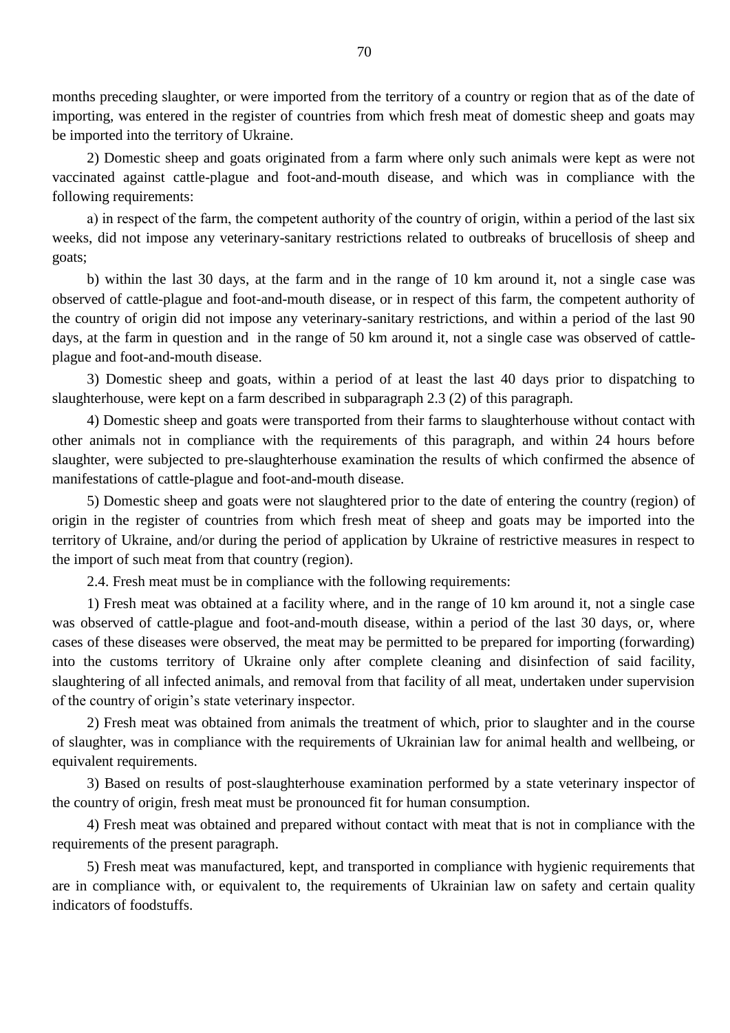months preceding slaughter, or were imported from the territory of a country or region that as of the date of importing, was entered in the register of countries from which fresh meat of domestic sheep and goats may be imported into the territory of Ukraine.

2) Domestic sheep and goats originated from a farm where only such animals were kept as were not vaccinated against cattle-plague and foot-and-mouth disease, and which was in compliance with the following requirements:

a) in respect of the farm, the competent authority of the country of origin, within a period of the last six weeks, did not impose any veterinary-sanitary restrictions related to outbreaks of brucellosis of sheep and goats;

b) within the last 30 days, at the farm and in the range of 10 km around it, not a single case was observed of cattle-plague and foot-and-mouth disease, or in respect of this farm, the competent authority of the country of origin did not impose any veterinary-sanitary restrictions, and within a period of the last 90 days, at the farm in question and in the range of 50 km around it, not a single case was observed of cattle-plague and foot-and-mouth disease.

3) Domestic sheep and goats, within a period of at least the last 40 days prior to dispatching to slaughterhouse, were kept on a farm described in subparagraph 2.3 (2) of this paragraph.

4) Domestic sheep and goats were transported from their farms to slaughterhouse without contact with other animals not in compliance with the requirements of this paragraph, and within 24 hours before slaughter, were subjected to pre-slaughterhouse examination the results of which confirmed the absence of manifestations of cattle-plague and foot-and-mouth disease.

5) Domestic sheep and goats were not slaughtered prior to the date of entering the country (region) of origin in the register of countries from which fresh meat of sheep and goats may be imported into the territory of Ukraine, and/or during the period of application by Ukraine of restrictive measures in respect to the import of such meat from that country (region).

2.4. Fresh meat must be in compliance with the following requirements:

1) Fresh meat was obtained at a facility where, and in the range of 10 km around it, not a single case was observed of cattle-plague and foot-and-mouth disease, within a period of the last 30 days, or, where cases of these diseases were observed, the meat may be permitted to be prepared for importing (forwarding) into the customs territory of Ukraine only after complete cleaning and disinfection of said facility, slaughtering of all infected animals, and removal from that facility of all meat, undertaken under supervision of the country of origin's state veterinary inspector.

2) Fresh meat was obtained from animals the treatment of which, prior to slaughter and in the course of slaughter, was in compliance with the requirements of Ukrainian law for animal health and wellbeing, or equivalent requirements.

3) Based on results of post-slaughterhouse examination performed by a state veterinary inspector of the country of origin, fresh meat must be pronounced fit for human consumption.

4) Fresh meat was obtained and prepared without contact with meat that is not in compliance with the requirements of the present paragraph.

5) Fresh meat was manufactured, kept, and transported in compliance with hygienic requirements that are in compliance with, or equivalent to, the requirements of Ukrainian law on safety and certain quality indicators of foodstuffs.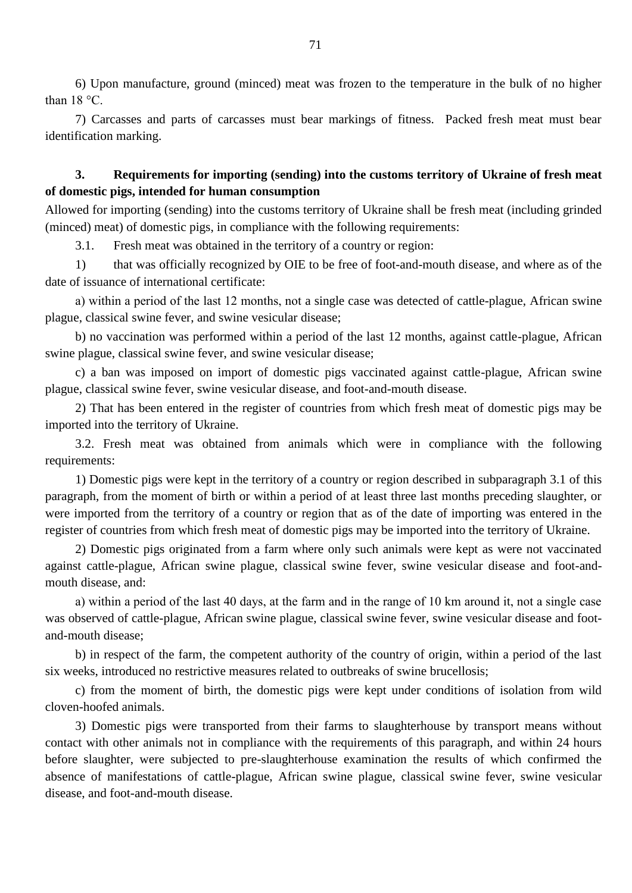6) Upon manufacture, ground (minced) meat was frozen to the temperature in the bulk of no higher than 18 °C.

7) Carcasses and parts of carcasses must bear markings of fitness. Packed fresh meat must bear identification marking.

**3. Requirements for importing (sending) into the customs territory of Ukraine of fresh meat of domestic pigs, intended for human consumption**

Allowed for importing (sending) into the customs territory of Ukraine shall be fresh meat (including grinded (minced) meat) of domestic pigs, in compliance with the following requirements:

3.1. Fresh meat was obtained in the territory of a country or region:

1) that was officially recognized by OIE to be free of foot-and-mouth disease, and where as of the date of issuance of international certificate:

a) within a period of the last 12 months, not a single case was detected of cattle-plague, African swine plague, classical swine fever, and swine vesicular disease;

b) no vaccination was performed within a period of the last 12 months, against cattle-plague, African swine plague, classical swine fever, and swine vesicular disease;

c) a ban was imposed on import of domestic pigs vaccinated against cattle-plague, African swine plague, classical swine fever, swine vesicular disease, and foot-and-mouth disease.

2) That has been entered in the register of countries from which fresh meat of domestic pigs may be imported into the territory of Ukraine.

3.2. Fresh meat was obtained from animals which were in compliance with the following requirements:

1) Domestic pigs were kept in the territory of a country or region described in subparagraph 3.1 of this paragraph, from the moment of birth or within a period of at least three last months preceding slaughter, or were imported from the territory of a country or region that as of the date of importing was entered in the register of countries from which fresh meat of domestic pigs may be imported into the territory of Ukraine.

2) Domestic pigs originated from a farm where only such animals were kept as were not vaccinated against cattle-plague, African swine plague, classical swine fever, swine vesicular disease and foot-and-mouth disease, and:

a) within a period of the last 40 days, at the farm and in the range of 10 km around it, not a single case was observed of cattle-plague, African swine plague, classical swine fever, swine vesicular disease and foot-and-mouth disease;

b) in respect of the farm, the competent authority of the country of origin, within a period of the last six weeks, introduced no restrictive measures related to outbreaks of swine brucellosis;

c) from the moment of birth, the domestic pigs were kept under conditions of isolation from wild cloven-hoofed animals.

3) Domestic pigs were transported from their farms to slaughterhouse by transport means without contact with other animals not in compliance with the requirements of this paragraph, and within 24 hours before slaughter, were subjected to pre-slaughterhouse examination the results of which confirmed the absence of manifestations of cattle-plague, African swine plague, classical swine fever, swine vesicular disease, and foot-and-mouth disease.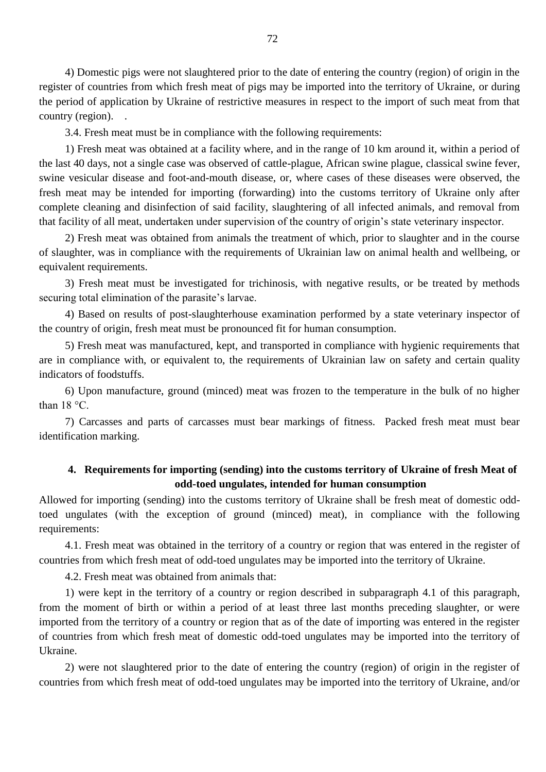4) Domestic pigs were not slaughtered prior to the date of entering the country (region) of origin in the register of countries from which fresh meat of pigs may be imported into the territory of Ukraine, or during the period of application by Ukraine of restrictive measures in respect to the import of such meat from that country (region).   .

3.4. Fresh meat must be in compliance with the following requirements:

1) Fresh meat was obtained at a facility where, and in the range of 10 km around it, within a period of the last 40 days, not a single case was observed of cattle-plague, African swine plague, classical swine fever, swine vesicular disease and foot-and-mouth disease, or, where cases of these diseases were observed, the fresh meat may be intended for importing (forwarding) into the customs territory of Ukraine only after complete cleaning and disinfection of said facility, slaughtering of all infected animals, and removal from that facility of all meat, undertaken under supervision of the country of origin's state veterinary inspector.

2) Fresh meat was obtained from animals the treatment of which, prior to slaughter and in the course of slaughter, was in compliance with the requirements of Ukrainian law on animal health and wellbeing, or equivalent requirements.

3) Fresh meat must be investigated for trichinosis, with negative results, or be treated by methods securing total elimination of the parasite's larvae.

4) Based on results of post-slaughterhouse examination performed by a state veterinary inspector of the country of origin, fresh meat must be pronounced fit for human consumption.

5) Fresh meat was manufactured, kept, and transported in compliance with hygienic requirements that are in compliance with, or equivalent to, the requirements of Ukrainian law on safety and certain quality indicators of foodstuffs.

6) Upon manufacture, ground (minced) meat was frozen to the temperature in the bulk of no higher than 18 °C.

7) Carcasses and parts of carcasses must bear markings of fitness.  Packed fresh meat must bear identification marking.

## 4. Requirements for importing (sending) into the customs territory of Ukraine of fresh Meat of odd-toed ungulates, intended for human consumption

Allowed for importing (sending) into the customs territory of Ukraine shall be fresh meat of domestic odd-toed ungulates (with the exception of ground (minced) meat), in compliance with the following requirements:

4.1. Fresh meat was obtained in the territory of a country or region that was entered in the register of countries from which fresh meat of odd-toed ungulates may be imported into the territory of Ukraine.

4.2. Fresh meat was obtained from animals that:

1) were kept in the territory of a country or region described in subparagraph 4.1 of this paragraph, from the moment of birth or within a period of at least three last months preceding slaughter, or were imported from the territory of a country or region that as of the date of importing was entered in the register of countries from which fresh meat of domestic odd-toed ungulates may be imported into the territory of Ukraine.

2) were not slaughtered prior to the date of entering the country (region) of origin in the register of countries from which fresh meat of odd-toed ungulates may be imported into the territory of Ukraine, and/or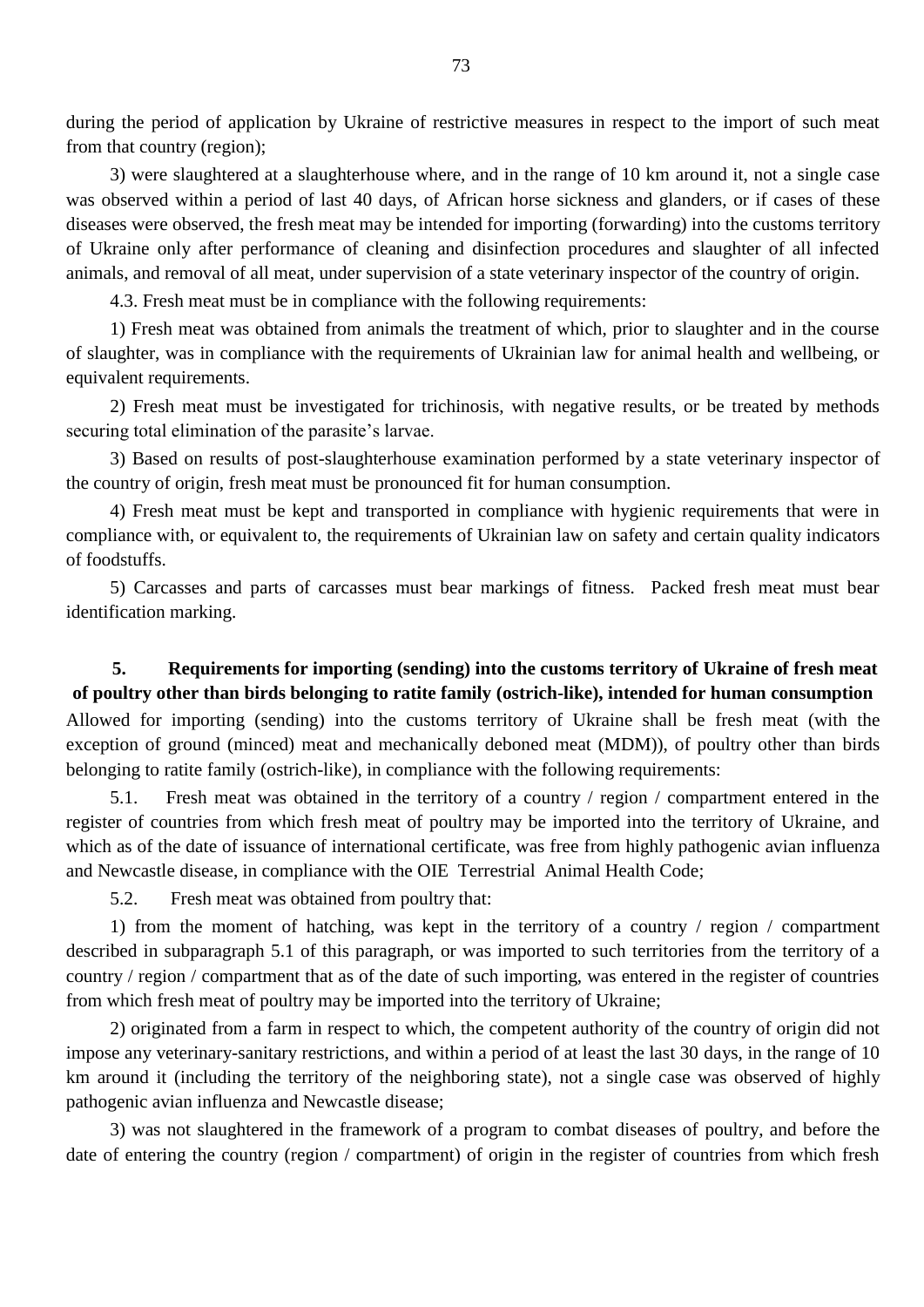during the period of application by Ukraine of restrictive measures in respect to the import of such meat from that country (region);

3) were slaughtered at a slaughterhouse where, and in the range of 10 km around it, not a single case was observed within a period of last 40 days, of African horse sickness and glanders, or if cases of these diseases were observed, the fresh meat may be intended for importing (forwarding) into the customs territory of Ukraine only after performance of cleaning and disinfection procedures and slaughter of all infected animals, and removal of all meat, under supervision of a state veterinary inspector of the country of origin.

4.3. Fresh meat must be in compliance with the following requirements:

1) Fresh meat was obtained from animals the treatment of which, prior to slaughter and in the course of slaughter, was in compliance with the requirements of Ukrainian law for animal health and wellbeing, or equivalent requirements.

2) Fresh meat must be investigated for trichinosis, with negative results, or be treated by methods securing total elimination of the parasite's larvae.

3) Based on results of post-slaughterhouse examination performed by a state veterinary inspector of the country of origin, fresh meat must be pronounced fit for human consumption.

4) Fresh meat must be kept and transported in compliance with hygienic requirements that were in compliance with, or equivalent to, the requirements of Ukrainian law on safety and certain quality indicators of foodstuffs.

5) Carcasses and parts of carcasses must bear markings of fitness. Packed fresh meat must bear identification marking.

## 5. Requirements for importing (sending) into the customs territory of Ukraine of fresh meat of poultry other than birds belonging to ratite family (ostrich-like), intended for human consumption

Allowed for importing (sending) into the customs territory of Ukraine shall be fresh meat (with the exception of ground (minced) meat and mechanically deboned meat (MDM)), of poultry other than birds belonging to ratite family (ostrich-like), in compliance with the following requirements:

5.1. Fresh meat was obtained in the territory of a country / region / compartment entered in the register of countries from which fresh meat of poultry may be imported into the territory of Ukraine, and which as of the date of issuance of international certificate, was free from highly pathogenic avian influenza and Newcastle disease, in compliance with the OIE Terrestrial Animal Health Code;

5.2. Fresh meat was obtained from poultry that:

1) from the moment of hatching, was kept in the territory of a country / region / compartment described in subparagraph 5.1 of this paragraph, or was imported to such territories from the territory of a country / region / compartment that as of the date of such importing, was entered in the register of countries from which fresh meat of poultry may be imported into the territory of Ukraine;

2) originated from a farm in respect to which, the competent authority of the country of origin did not impose any veterinary-sanitary restrictions, and within a period of at least the last 30 days, in the range of 10 km around it (including the territory of the neighboring state), not a single case was observed of highly pathogenic avian influenza and Newcastle disease;

3) was not slaughtered in the framework of a program to combat diseases of poultry, and before the date of entering the country (region / compartment) of origin in the register of countries from which fresh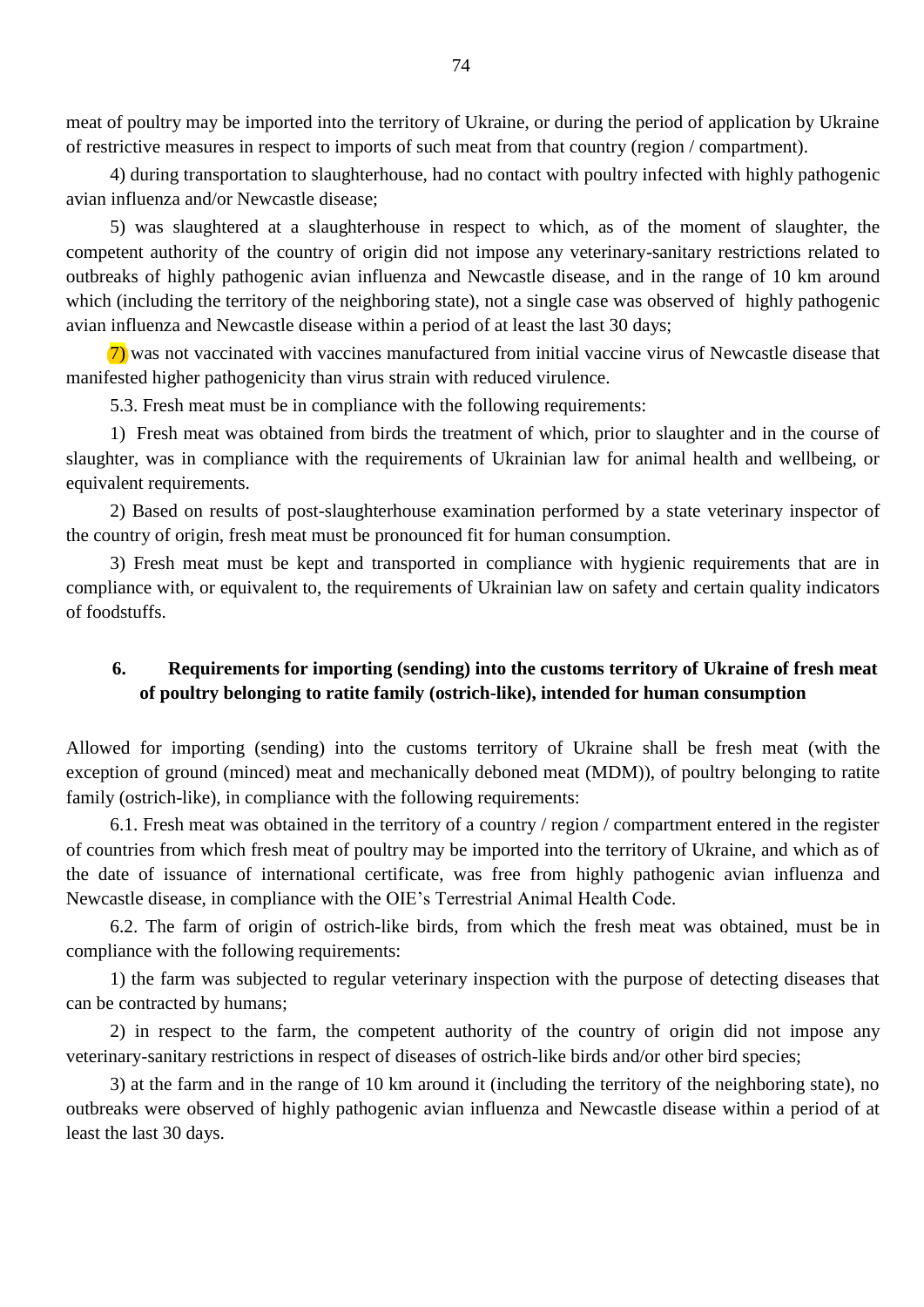meat of poultry may be imported into the territory of Ukraine, or during the period of application by Ukraine of restrictive measures in respect to imports of such meat from that country (region / compartment).

4) during transportation to slaughterhouse, had no contact with poultry infected with highly pathogenic avian influenza and/or Newcastle disease;

5) was slaughtered at a slaughterhouse in respect to which, as of the moment of slaughter, the competent authority of the country of origin did not impose any veterinary-sanitary restrictions related to outbreaks of highly pathogenic avian influenza and Newcastle disease, and in the range of 10 km around which (including the territory of the neighboring state), not a single case was observed of highly pathogenic avian influenza and Newcastle disease within a period of at least the last 30 days;

7) was not vaccinated with vaccines manufactured from initial vaccine virus of Newcastle disease that manifested higher pathogenicity than virus strain with reduced virulence.

5.3. Fresh meat must be in compliance with the following requirements:

1) Fresh meat was obtained from birds the treatment of which, prior to slaughter and in the course of slaughter, was in compliance with the requirements of Ukrainian law for animal health and wellbeing, or equivalent requirements.

2) Based on results of post-slaughterhouse examination performed by a state veterinary inspector of the country of origin, fresh meat must be pronounced fit for human consumption.

3) Fresh meat must be kept and transported in compliance with hygienic requirements that are in compliance with, or equivalent to, the requirements of Ukrainian law on safety and certain quality indicators of foodstuffs.

## 6. Requirements for importing (sending) into the customs territory of Ukraine of fresh meat of poultry belonging to ratite family (ostrich-like), intended for human consumption

Allowed for importing (sending) into the customs territory of Ukraine shall be fresh meat (with the exception of ground (minced) meat and mechanically deboned meat (MDM)), of poultry belonging to ratite family (ostrich-like), in compliance with the following requirements:

6.1. Fresh meat was obtained in the territory of a country / region / compartment entered in the register of countries from which fresh meat of poultry may be imported into the territory of Ukraine, and which as of the date of issuance of international certificate, was free from highly pathogenic avian influenza and Newcastle disease, in compliance with the OIE's Terrestrial Animal Health Code.

6.2. The farm of origin of ostrich-like birds, from which the fresh meat was obtained, must be in compliance with the following requirements:

1) the farm was subjected to regular veterinary inspection with the purpose of detecting diseases that can be contracted by humans;

2) in respect to the farm, the competent authority of the country of origin did not impose any veterinary-sanitary restrictions in respect of diseases of ostrich-like birds and/or other bird species;

3) at the farm and in the range of 10 km around it (including the territory of the neighboring state), no outbreaks were observed of highly pathogenic avian influenza and Newcastle disease within a period of at least the last 30 days.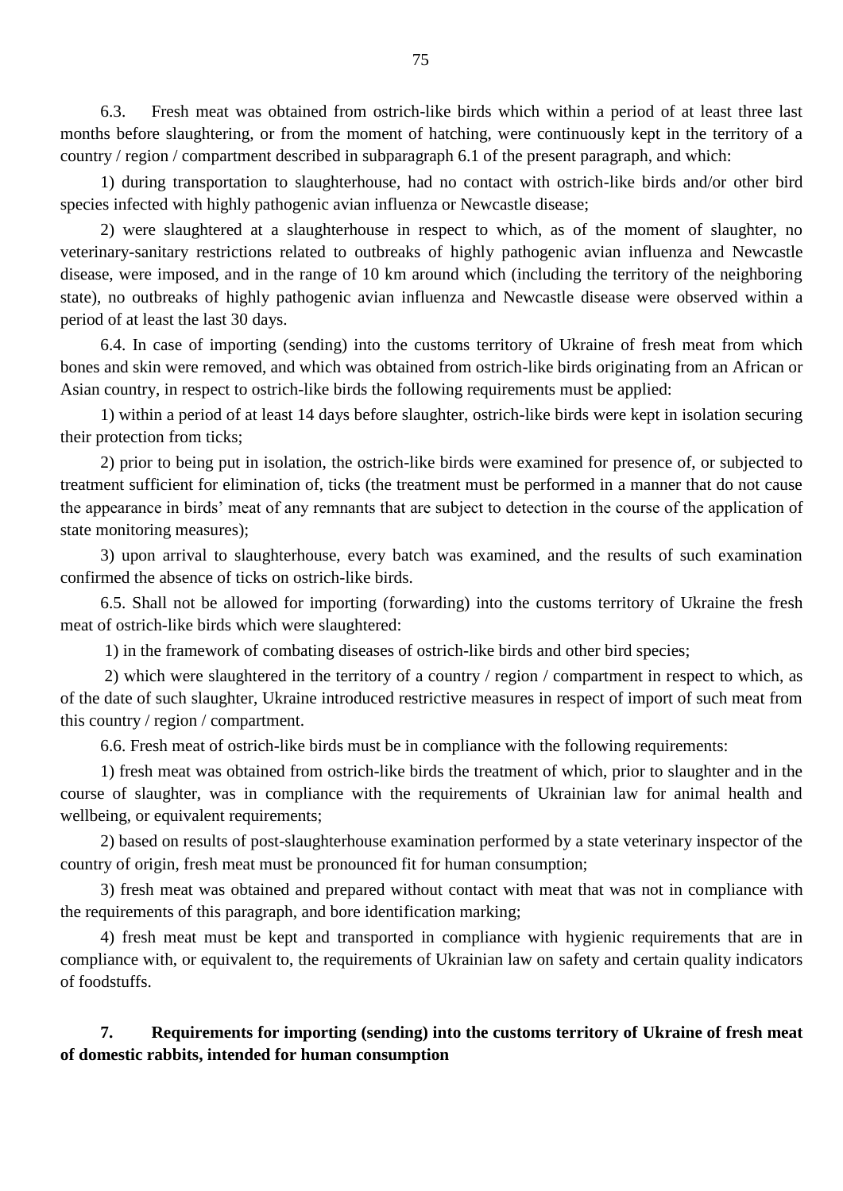6.3. Fresh meat was obtained from ostrich-like birds which within a period of at least three last months before slaughtering, or from the moment of hatching, were continuously kept in the territory of a country / region / compartment described in subparagraph 6.1 of the present paragraph, and which:

1) during transportation to slaughterhouse, had no contact with ostrich-like birds and/or other bird species infected with highly pathogenic avian influenza or Newcastle disease;

2) were slaughtered at a slaughterhouse in respect to which, as of the moment of slaughter, no veterinary-sanitary restrictions related to outbreaks of highly pathogenic avian influenza and Newcastle disease, were imposed, and in the range of 10 km around which (including the territory of the neighboring state), no outbreaks of highly pathogenic avian influenza and Newcastle disease were observed within a period of at least the last 30 days.

6.4. In case of importing (sending) into the customs territory of Ukraine of fresh meat from which bones and skin were removed, and which was obtained from ostrich-like birds originating from an African or Asian country, in respect to ostrich-like birds the following requirements must be applied:

1) within a period of at least 14 days before slaughter, ostrich-like birds were kept in isolation securing their protection from ticks;

2) prior to being put in isolation, the ostrich-like birds were examined for presence of, or subjected to treatment sufficient for elimination of, ticks (the treatment must be performed in a manner that do not cause the appearance in birds' meat of any remnants that are subject to detection in the course of the application of state monitoring measures);

3) upon arrival to slaughterhouse, every batch was examined, and the results of such examination confirmed the absence of ticks on ostrich-like birds.

6.5. Shall not be allowed for importing (forwarding) into the customs territory of Ukraine the fresh meat of ostrich-like birds which were slaughtered:

1) in the framework of combating diseases of ostrich-like birds and other bird species;

2) which were slaughtered in the territory of a country / region / compartment in respect to which, as of the date of such slaughter, Ukraine introduced restrictive measures in respect of import of such meat from this country / region / compartment.

6.6. Fresh meat of ostrich-like birds must be in compliance with the following requirements:

1) fresh meat was obtained from ostrich-like birds the treatment of which, prior to slaughter and in the course of slaughter, was in compliance with the requirements of Ukrainian law for animal health and wellbeing, or equivalent requirements;

2) based on results of post-slaughterhouse examination performed by a state veterinary inspector of the country of origin, fresh meat must be pronounced fit for human consumption;

3) fresh meat was obtained and prepared without contact with meat that was not in compliance with the requirements of this paragraph, and bore identification marking;

4) fresh meat must be kept and transported in compliance with hygienic requirements that are in compliance with, or equivalent to, the requirements of Ukrainian law on safety and certain quality indicators of foodstuffs.

## 7. Requirements for importing (sending) into the customs territory of Ukraine of fresh meat of domestic rabbits, intended for human consumption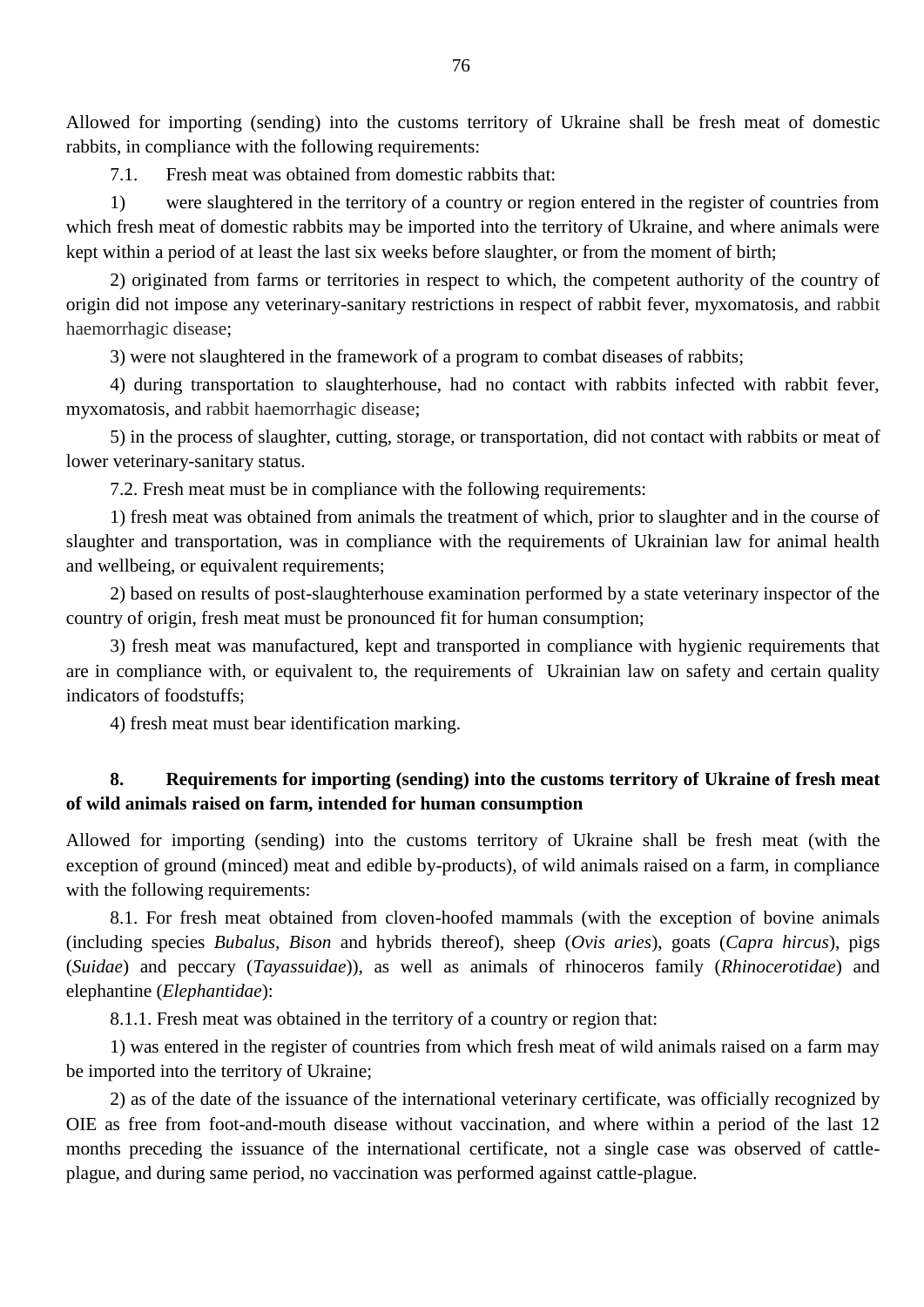Allowed for importing (sending) into the customs territory of Ukraine shall be fresh meat of domestic rabbits, in compliance with the following requirements:

7.1. Fresh meat was obtained from domestic rabbits that:

1) were slaughtered in the territory of a country or region entered in the register of countries from which fresh meat of domestic rabbits may be imported into the territory of Ukraine, and where animals were kept within a period of at least the last six weeks before slaughter, or from the moment of birth;

2) originated from farms or territories in respect to which, the competent authority of the country of origin did not impose any veterinary-sanitary restrictions in respect of rabbit fever, myxomatosis, and rabbit haemorrhagic disease;

3) were not slaughtered in the framework of a program to combat diseases of rabbits;

4) during transportation to slaughterhouse, had no contact with rabbits infected with rabbit fever, myxomatosis, and rabbit haemorrhagic disease;

5) in the process of slaughter, cutting, storage, or transportation, did not contact with rabbits or meat of lower veterinary-sanitary status.

7.2. Fresh meat must be in compliance with the following requirements:

1) fresh meat was obtained from animals the treatment of which, prior to slaughter and in the course of slaughter and transportation, was in compliance with the requirements of Ukrainian law for animal health and wellbeing, or equivalent requirements;

2) based on results of post-slaughterhouse examination performed by a state veterinary inspector of the country of origin, fresh meat must be pronounced fit for human consumption;

3) fresh meat was manufactured, kept and transported in compliance with hygienic requirements that are in compliance with, or equivalent to, the requirements of Ukrainian law on safety and certain quality indicators of foodstuffs;

4) fresh meat must bear identification marking.

### 8. Requirements for importing (sending) into the customs territory of Ukraine of fresh meat of wild animals raised on farm, intended for human consumption

Allowed for importing (sending) into the customs territory of Ukraine shall be fresh meat (with the exception of ground (minced) meat and edible by-products), of wild animals raised on a farm, in compliance with the following requirements:

8.1. For fresh meat obtained from cloven-hoofed mammals (with the exception of bovine animals (including species *Bubalus*, *Bison* and hybrids thereof), sheep (*Ovis aries*), goats (*Capra hircus*), pigs (*Suidae*) and peccary (*Tayassuidae*)), as well as animals of rhinoceros family (*Rhinocerotidae*) and elephantine (*Elephantidae*):

8.1.1. Fresh meat was obtained in the territory of a country or region that:

1) was entered in the register of countries from which fresh meat of wild animals raised on a farm may be imported into the territory of Ukraine;

2) as of the date of the issuance of the international veterinary certificate, was officially recognized by OIE as free from foot-and-mouth disease without vaccination, and where within a period of the last 12 months preceding the issuance of the international certificate, not a single case was observed of cattle-plague, and during same period, no vaccination was performed against cattle-plague.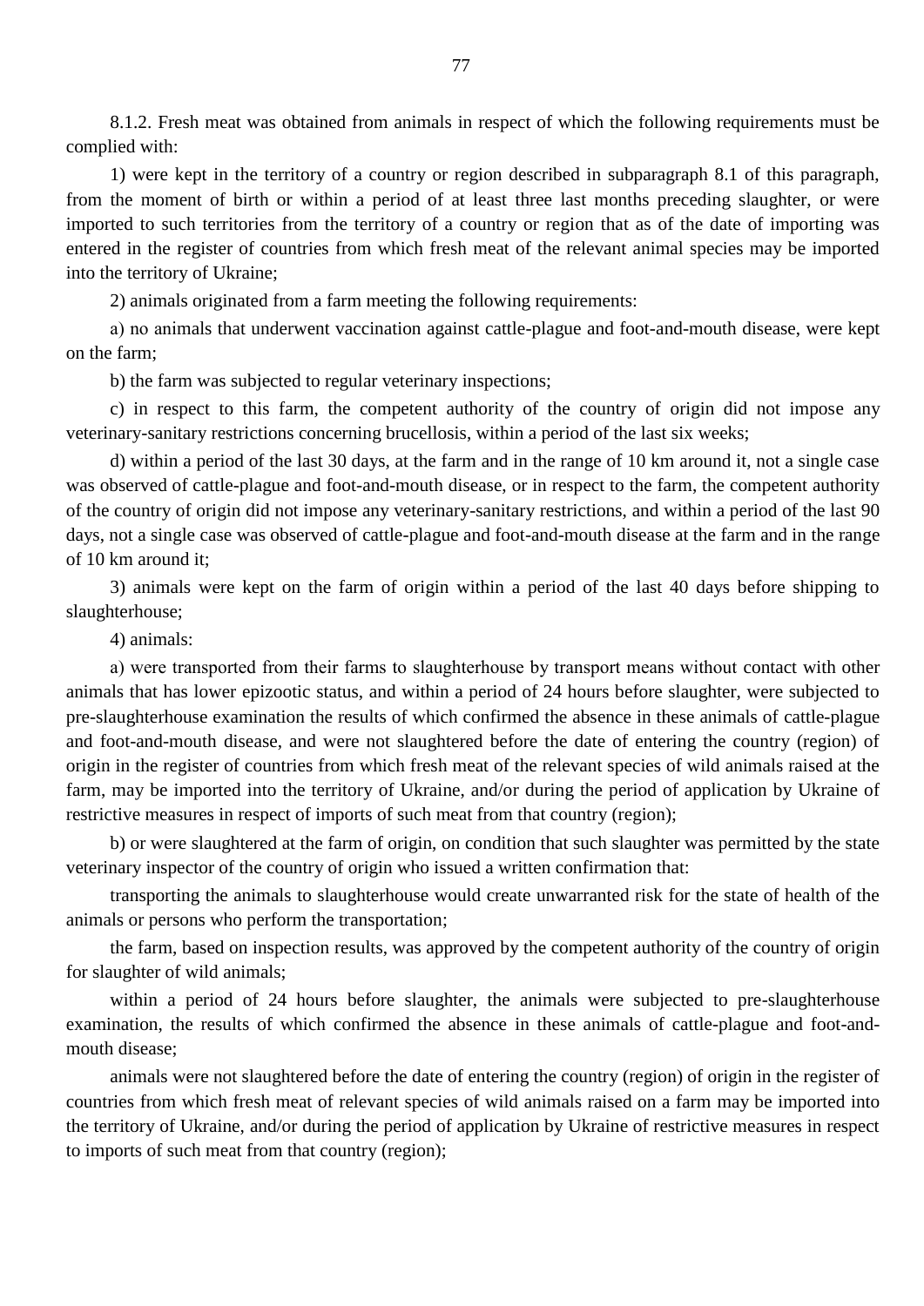8.1.2. Fresh meat was obtained from animals in respect of which the following requirements must be complied with:

1) were kept in the territory of a country or region described in subparagraph 8.1 of this paragraph, from the moment of birth or within a period of at least three last months preceding slaughter, or were imported to such territories from the territory of a country or region that as of the date of importing was entered in the register of countries from which fresh meat of the relevant animal species may be imported into the territory of Ukraine;

2) animals originated from a farm meeting the following requirements:

a) no animals that underwent vaccination against cattle-plague and foot-and-mouth disease, were kept on the farm;

b) the farm was subjected to regular veterinary inspections;

c) in respect to this farm, the competent authority of the country of origin did not impose any veterinary-sanitary restrictions concerning brucellosis, within a period of the last six weeks;

d) within a period of the last 30 days, at the farm and in the range of 10 km around it, not a single case was observed of cattle-plague and foot-and-mouth disease, or in respect to the farm, the competent authority of the country of origin did not impose any veterinary-sanitary restrictions, and within a period of the last 90 days, not a single case was observed of cattle-plague and foot-and-mouth disease at the farm and in the range of 10 km around it;

3) animals were kept on the farm of origin within a period of the last 40 days before shipping to slaughterhouse;

4) animals:

a) were transported from their farms to slaughterhouse by transport means without contact with other animals that has lower epizootic status, and within a period of 24 hours before slaughter, were subjected to pre-slaughterhouse examination the results of which confirmed the absence in these animals of cattle-plague and foot-and-mouth disease, and were not slaughtered before the date of entering the country (region) of origin in the register of countries from which fresh meat of the relevant species of wild animals raised at the farm, may be imported into the territory of Ukraine, and/or during the period of application by Ukraine of restrictive measures in respect of imports of such meat from that country (region);

b) or were slaughtered at the farm of origin, on condition that such slaughter was permitted by the state veterinary inspector of the country of origin who issued a written confirmation that:

transporting the animals to slaughterhouse would create unwarranted risk for the state of health of the animals or persons who perform the transportation;

the farm, based on inspection results, was approved by the competent authority of the country of origin for slaughter of wild animals;

within a period of 24 hours before slaughter, the animals were subjected to pre-slaughterhouse examination, the results of which confirmed the absence in these animals of cattle-plague and foot-and-mouth disease;

animals were not slaughtered before the date of entering the country (region) of origin in the register of countries from which fresh meat of relevant species of wild animals raised on a farm may be imported into the territory of Ukraine, and/or during the period of application by Ukraine of restrictive measures in respect to imports of such meat from that country (region);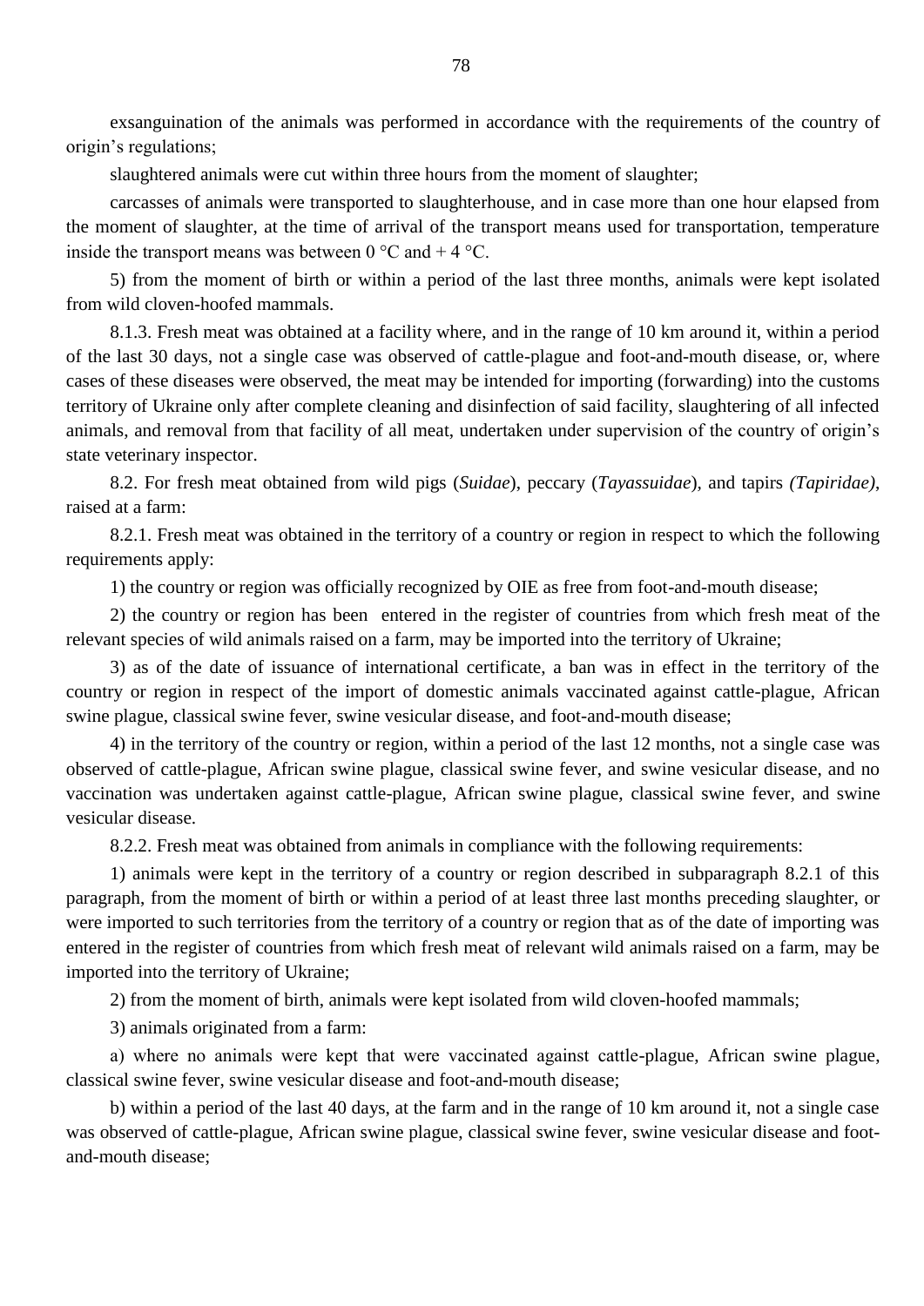exsanguination of the animals was performed in accordance with the requirements of the country of origin's regulations;

slaughtered animals were cut within three hours from the moment of slaughter;

carcasses of animals were transported to slaughterhouse, and in case more than one hour elapsed from the moment of slaughter, at the time of arrival of the transport means used for transportation, temperature inside the transport means was between 0 °C and + 4 °C.

5) from the moment of birth or within a period of the last three months, animals were kept isolated from wild cloven-hoofed mammals.

8.1.3. Fresh meat was obtained at a facility where, and in the range of 10 km around it, within a period of the last 30 days, not a single case was observed of cattle-plague and foot-and-mouth disease, or, where cases of these diseases were observed, the meat may be intended for importing (forwarding) into the customs territory of Ukraine only after complete cleaning and disinfection of said facility, slaughtering of all infected animals, and removal from that facility of all meat, undertaken under supervision of the country of origin's state veterinary inspector.

8.2. For fresh meat obtained from wild pigs (*Suidae*), peccary (*Tayassuidae*), and tapirs *(Tapiridae)*, raised at a farm:

8.2.1. Fresh meat was obtained in the territory of a country or region in respect to which the following requirements apply:

1) the country or region was officially recognized by OIE as free from foot-and-mouth disease;

2) the country or region has been entered in the register of countries from which fresh meat of the relevant species of wild animals raised on a farm, may be imported into the territory of Ukraine;

3) as of the date of issuance of international certificate, a ban was in effect in the territory of the country or region in respect of the import of domestic animals vaccinated against cattle-plague, African swine plague, classical swine fever, swine vesicular disease, and foot-and-mouth disease;

4) in the territory of the country or region, within a period of the last 12 months, not a single case was observed of cattle-plague, African swine plague, classical swine fever, and swine vesicular disease, and no vaccination was undertaken against cattle-plague, African swine plague, classical swine fever, and swine vesicular disease.

8.2.2. Fresh meat was obtained from animals in compliance with the following requirements:

1) animals were kept in the territory of a country or region described in subparagraph 8.2.1 of this paragraph, from the moment of birth or within a period of at least three last months preceding slaughter, or were imported to such territories from the territory of a country or region that as of the date of importing was entered in the register of countries from which fresh meat of relevant wild animals raised on a farm, may be imported into the territory of Ukraine;

2) from the moment of birth, animals were kept isolated from wild cloven-hoofed mammals;

3) animals originated from a farm:

a) where no animals were kept that were vaccinated against cattle-plague, African swine plague, classical swine fever, swine vesicular disease and foot-and-mouth disease;

b) within a period of the last 40 days, at the farm and in the range of 10 km around it, not a single case was observed of cattle-plague, African swine plague, classical swine fever, swine vesicular disease and foot-and-mouth disease;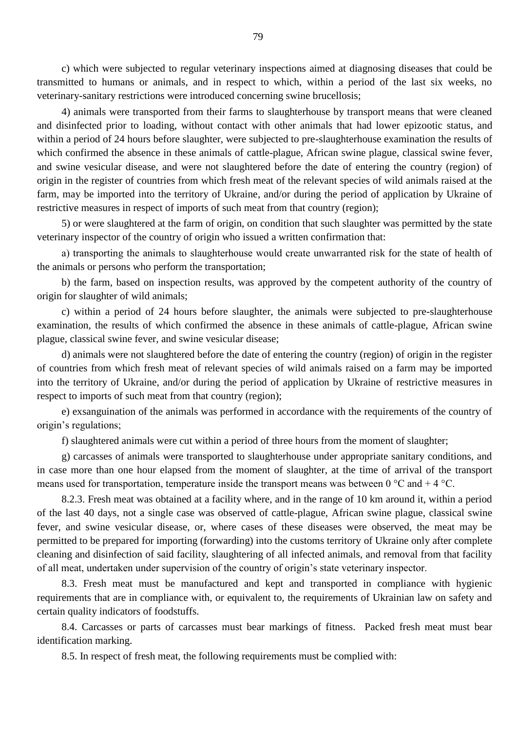c) which were subjected to regular veterinary inspections aimed at diagnosing diseases that could be transmitted to humans or animals, and in respect to which, within a period of the last six weeks, no veterinary-sanitary restrictions were introduced concerning swine brucellosis;

4) animals were transported from their farms to slaughterhouse by transport means that were cleaned and disinfected prior to loading, without contact with other animals that had lower epizootic status, and within a period of 24 hours before slaughter, were subjected to pre-slaughterhouse examination the results of which confirmed the absence in these animals of cattle-plague, African swine plague, classical swine fever, and swine vesicular disease, and were not slaughtered before the date of entering the country (region) of origin in the register of countries from which fresh meat of the relevant species of wild animals raised at the farm, may be imported into the territory of Ukraine, and/or during the period of application by Ukraine of restrictive measures in respect of imports of such meat from that country (region);

5) or were slaughtered at the farm of origin, on condition that such slaughter was permitted by the state veterinary inspector of the country of origin who issued a written confirmation that:

a) transporting the animals to slaughterhouse would create unwarranted risk for the state of health of the animals or persons who perform the transportation;

b) the farm, based on inspection results, was approved by the competent authority of the country of origin for slaughter of wild animals;

c) within a period of 24 hours before slaughter, the animals were subjected to pre-slaughterhouse examination, the results of which confirmed the absence in these animals of cattle-plague, African swine plague, classical swine fever, and swine vesicular disease;

d) animals were not slaughtered before the date of entering the country (region) of origin in the register of countries from which fresh meat of relevant species of wild animals raised on a farm may be imported into the territory of Ukraine, and/or during the period of application by Ukraine of restrictive measures in respect to imports of such meat from that country (region);

e) exsanguination of the animals was performed in accordance with the requirements of the country of origin's regulations;

f) slaughtered animals were cut within a period of three hours from the moment of slaughter;

g) carcasses of animals were transported to slaughterhouse under appropriate sanitary conditions, and in case more than one hour elapsed from the moment of slaughter, at the time of arrival of the transport means used for transportation, temperature inside the transport means was between 0 °C and + 4 °C.

8.2.3. Fresh meat was obtained at a facility where, and in the range of 10 km around it, within a period of the last 40 days, not a single case was observed of cattle-plague, African swine plague, classical swine fever, and swine vesicular disease, or, where cases of these diseases were observed, the meat may be permitted to be prepared for importing (forwarding) into the customs territory of Ukraine only after complete cleaning and disinfection of said facility, slaughtering of all infected animals, and removal from that facility of all meat, undertaken under supervision of the country of origin's state veterinary inspector.

8.3. Fresh meat must be manufactured and kept and transported in compliance with hygienic requirements that are in compliance with, or equivalent to, the requirements of Ukrainian law on safety and certain quality indicators of foodstuffs.

8.4. Carcasses or parts of carcasses must bear markings of fitness. Packed fresh meat must bear identification marking.

8.5. In respect of fresh meat, the following requirements must be complied with: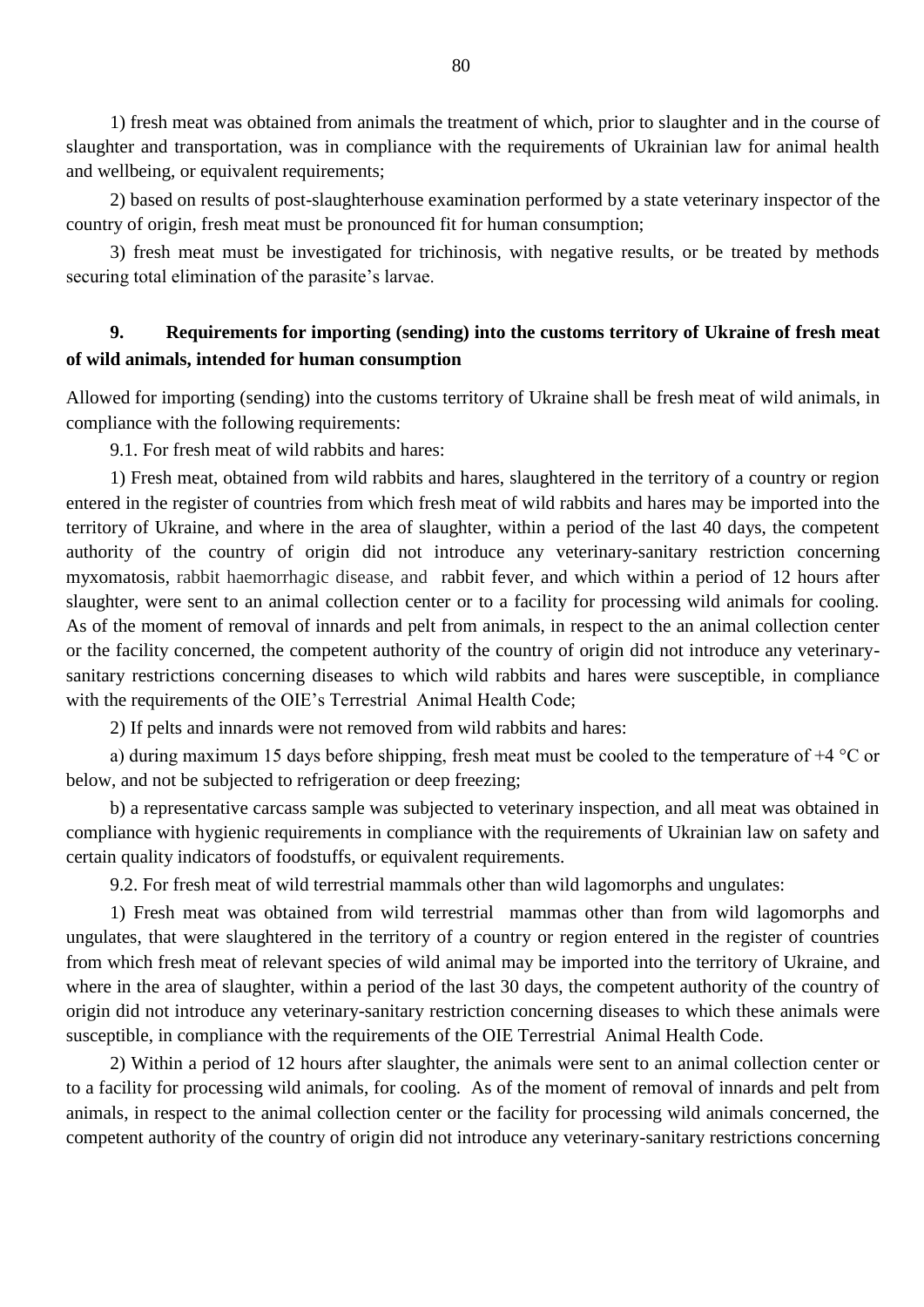1) fresh meat was obtained from animals the treatment of which, prior to slaughter and in the course of slaughter and transportation, was in compliance with the requirements of Ukrainian law for animal health and wellbeing, or equivalent requirements;

2) based on results of post-slaughterhouse examination performed by a state veterinary inspector of the country of origin, fresh meat must be pronounced fit for human consumption;

3) fresh meat must be investigated for trichinosis, with negative results, or be treated by methods securing total elimination of the parasite's larvae.

## 9. Requirements for importing (sending) into the customs territory of Ukraine of fresh meat of wild animals, intended for human consumption

Allowed for importing (sending) into the customs territory of Ukraine shall be fresh meat of wild animals, in compliance with the following requirements:

9.1. For fresh meat of wild rabbits and hares:

1) Fresh meat, obtained from wild rabbits and hares, slaughtered in the territory of a country or region entered in the register of countries from which fresh meat of wild rabbits and hares may be imported into the territory of Ukraine, and where in the area of slaughter, within a period of the last 40 days, the competent authority of the country of origin did not introduce any veterinary-sanitary restriction concerning myxomatosis, rabbit haemorrhagic disease, and rabbit fever, and which within a period of 12 hours after slaughter, were sent to an animal collection center or to a facility for processing wild animals for cooling. As of the moment of removal of innards and pelt from animals, in respect to the an animal collection center or the facility concerned, the competent authority of the country of origin did not introduce any veterinary-sanitary restrictions concerning diseases to which wild rabbits and hares were susceptible, in compliance with the requirements of the OIE's Terrestrial Animal Health Code;

2) If pelts and innards were not removed from wild rabbits and hares:

a) during maximum 15 days before shipping, fresh meat must be cooled to the temperature of +4 °C or below, and not be subjected to refrigeration or deep freezing;

b) a representative carcass sample was subjected to veterinary inspection, and all meat was obtained in compliance with hygienic requirements in compliance with the requirements of Ukrainian law on safety and certain quality indicators of foodstuffs, or equivalent requirements.

9.2. For fresh meat of wild terrestrial mammals other than wild lagomorphs and ungulates:

1) Fresh meat was obtained from wild terrestrial mammas other than from wild lagomorphs and ungulates, that were slaughtered in the territory of a country or region entered in the register of countries from which fresh meat of relevant species of wild animal may be imported into the territory of Ukraine, and where in the area of slaughter, within a period of the last 30 days, the competent authority of the country of origin did not introduce any veterinary-sanitary restriction concerning diseases to which these animals were susceptible, in compliance with the requirements of the OIE Terrestrial Animal Health Code.

2) Within a period of 12 hours after slaughter, the animals were sent to an animal collection center or to a facility for processing wild animals, for cooling. As of the moment of removal of innards and pelt from animals, in respect to the animal collection center or the facility for processing wild animals concerned, the competent authority of the country of origin did not introduce any veterinary-sanitary restrictions concerning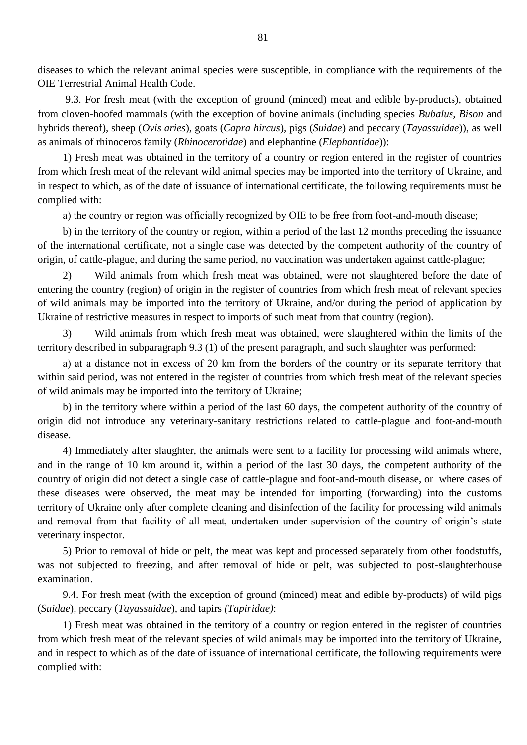diseases to which the relevant animal species were susceptible, in compliance with the requirements of the OIE Terrestrial Animal Health Code.

9.3. For fresh meat (with the exception of ground (minced) meat and edible by-products), obtained from cloven-hoofed mammals (with the exception of bovine animals (including species *Bubalus, Bison* and hybrids thereof), sheep (*Ovis aries*), goats (*Capra hircus*), pigs (*Suidae*) and peccary (*Tayassuidae*)), as well as animals of rhinoceros family (*Rhinocerotidae*) and elephantine (*Elephantidae*)):

1) Fresh meat was obtained in the territory of a country or region entered in the register of countries from which fresh meat of the relevant wild animal species may be imported into the territory of Ukraine, and in respect to which, as of the date of issuance of international certificate, the following requirements must be complied with:

a) the country or region was officially recognized by OIE to be free from foot-and-mouth disease;

b) in the territory of the country or region, within a period of the last 12 months preceding the issuance of the international certificate, not a single case was detected by the competent authority of the country of origin, of cattle-plague, and during the same period, no vaccination was undertaken against cattle-plague;

2) Wild animals from which fresh meat was obtained, were not slaughtered before the date of entering the country (region) of origin in the register of countries from which fresh meat of relevant species of wild animals may be imported into the territory of Ukraine, and/or during the period of application by Ukraine of restrictive measures in respect to imports of such meat from that country (region).

3) Wild animals from which fresh meat was obtained, were slaughtered within the limits of the territory described in subparagraph 9.3 (1) of the present paragraph, and such slaughter was performed:

a) at a distance not in excess of 20 km from the borders of the country or its separate territory that within said period, was not entered in the register of countries from which fresh meat of the relevant species of wild animals may be imported into the territory of Ukraine;

b) in the territory where within a period of the last 60 days, the competent authority of the country of origin did not introduce any veterinary-sanitary restrictions related to cattle-plague and foot-and-mouth disease.

4) Immediately after slaughter, the animals were sent to a facility for processing wild animals where, and in the range of 10 km around it, within a period of the last 30 days, the competent authority of the country of origin did not detect a single case of cattle-plague and foot-and-mouth disease, or where cases of these diseases were observed, the meat may be intended for importing (forwarding) into the customs territory of Ukraine only after complete cleaning and disinfection of the facility for processing wild animals and removal from that facility of all meat, undertaken under supervision of the country of origin's state veterinary inspector.

5) Prior to removal of hide or pelt, the meat was kept and processed separately from other foodstuffs, was not subjected to freezing, and after removal of hide or pelt, was subjected to post-slaughterhouse examination.

9.4. For fresh meat (with the exception of ground (minced) meat and edible by-products) of wild pigs (*Suidae*), peccary (*Tayassuidae*), and tapirs *(Tapiridae)*:

1) Fresh meat was obtained in the territory of a country or region entered in the register of countries from which fresh meat of the relevant species of wild animals may be imported into the territory of Ukraine, and in respect to which as of the date of issuance of international certificate, the following requirements were complied with: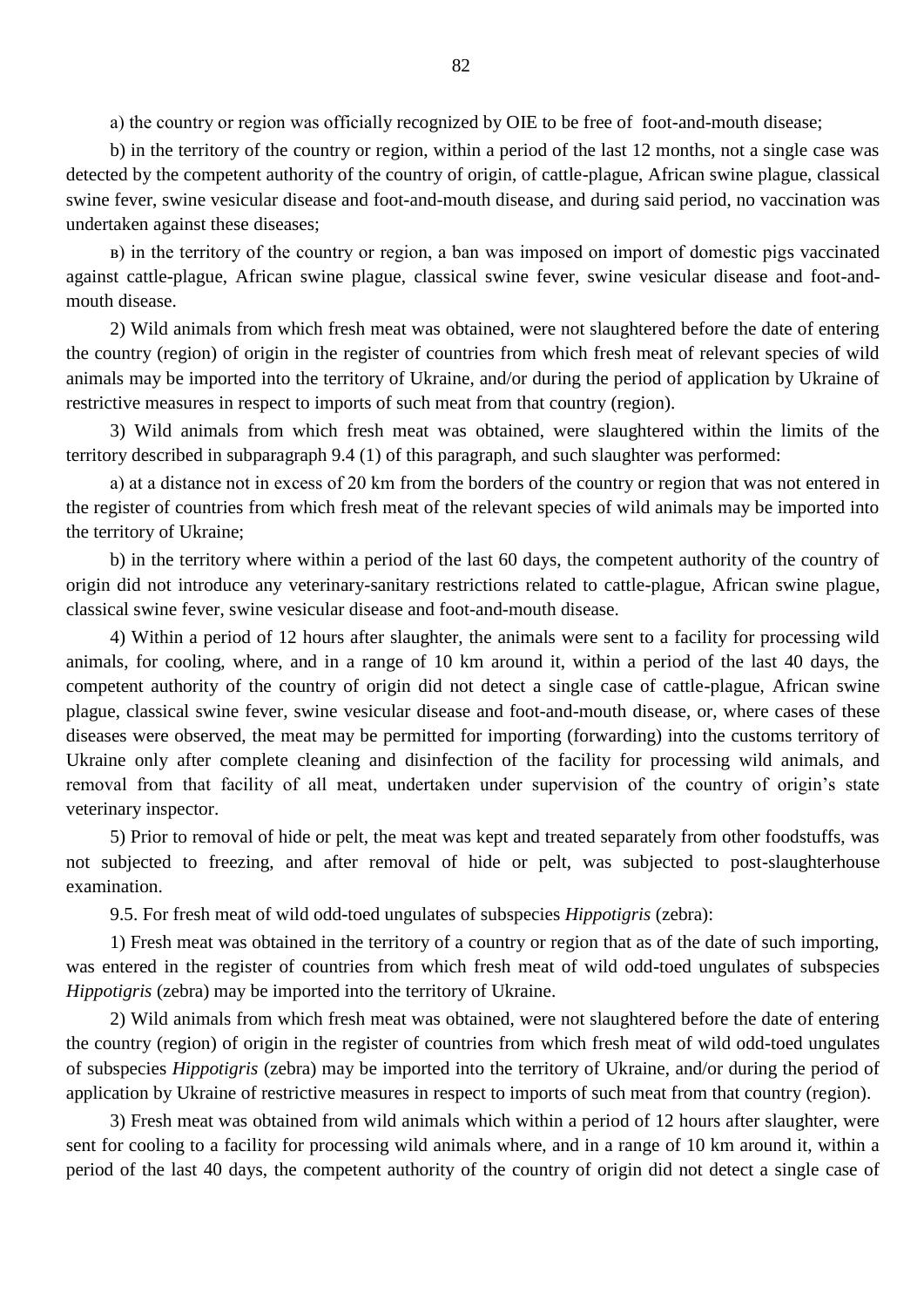a) the country or region was officially recognized by OIE to be free of foot-and-mouth disease;

b) in the territory of the country or region, within a period of the last 12 months, not a single case was detected by the competent authority of the country of origin, of cattle-plague, African swine plague, classical swine fever, swine vesicular disease and foot-and-mouth disease, and during said period, no vaccination was undertaken against these diseases;

в) in the territory of the country or region, a ban was imposed on import of domestic pigs vaccinated against cattle-plague, African swine plague, classical swine fever, swine vesicular disease and foot-and-mouth disease.

2) Wild animals from which fresh meat was obtained, were not slaughtered before the date of entering the country (region) of origin in the register of countries from which fresh meat of relevant species of wild animals may be imported into the territory of Ukraine, and/or during the period of application by Ukraine of restrictive measures in respect to imports of such meat from that country (region).

3) Wild animals from which fresh meat was obtained, were slaughtered within the limits of the territory described in subparagraph 9.4 (1) of this paragraph, and such slaughter was performed:

a) at a distance not in excess of 20 km from the borders of the country or region that was not entered in the register of countries from which fresh meat of the relevant species of wild animals may be imported into the territory of Ukraine;

b) in the territory where within a period of the last 60 days, the competent authority of the country of origin did not introduce any veterinary-sanitary restrictions related to cattle-plague, African swine plague, classical swine fever, swine vesicular disease and foot-and-mouth disease.

4) Within a period of 12 hours after slaughter, the animals were sent to a facility for processing wild animals, for cooling, where, and in a range of 10 km around it, within a period of the last 40 days, the competent authority of the country of origin did not detect a single case of cattle-plague, African swine plague, classical swine fever, swine vesicular disease and foot-and-mouth disease, or, where cases of these diseases were observed, the meat may be permitted for importing (forwarding) into the customs territory of Ukraine only after complete cleaning and disinfection of the facility for processing wild animals, and removal from that facility of all meat, undertaken under supervision of the country of origin's state veterinary inspector.

5) Prior to removal of hide or pelt, the meat was kept and treated separately from other foodstuffs, was not subjected to freezing, and after removal of hide or pelt, was subjected to post-slaughterhouse examination.

9.5. For fresh meat of wild odd-toed ungulates of subspecies *Hippotigris* (zebra):

1) Fresh meat was obtained in the territory of a country or region that as of the date of such importing, was entered in the register of countries from which fresh meat of wild odd-toed ungulates of subspecies *Hippotigris* (zebra) may be imported into the territory of Ukraine.

2) Wild animals from which fresh meat was obtained, were not slaughtered before the date of entering the country (region) of origin in the register of countries from which fresh meat of wild odd-toed ungulates of subspecies *Hippotigris* (zebra) may be imported into the territory of Ukraine, and/or during the period of application by Ukraine of restrictive measures in respect to imports of such meat from that country (region).

3) Fresh meat was obtained from wild animals which within a period of 12 hours after slaughter, were sent for cooling to a facility for processing wild animals where, and in a range of 10 km around it, within a period of the last 40 days, the competent authority of the country of origin did not detect a single case of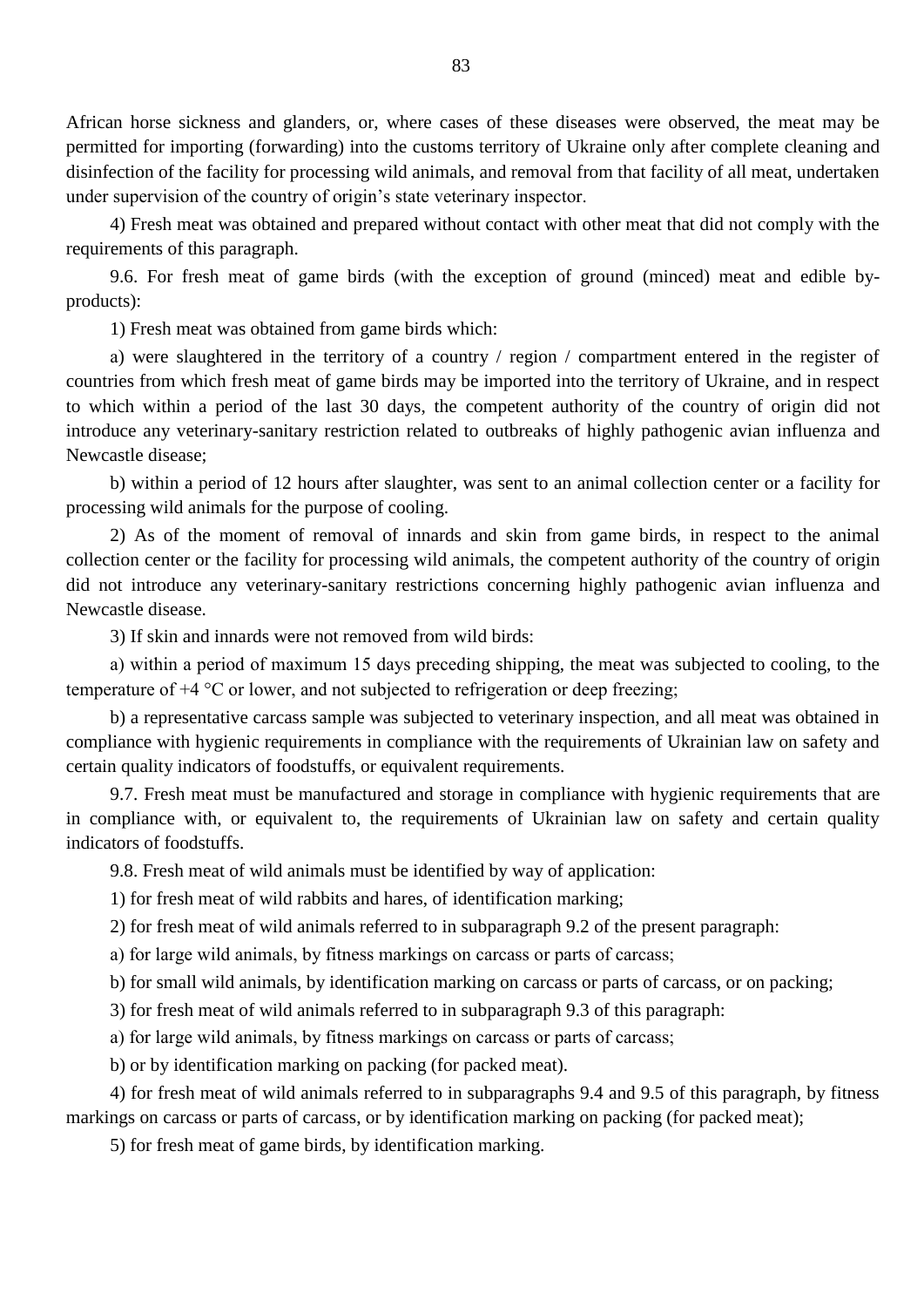African horse sickness and glanders, or, where cases of these diseases were observed, the meat may be permitted for importing (forwarding) into the customs territory of Ukraine only after complete cleaning and disinfection of the facility for processing wild animals, and removal from that facility of all meat, undertaken under supervision of the country of origin's state veterinary inspector.

4) Fresh meat was obtained and prepared without contact with other meat that did not comply with the requirements of this paragraph.

9.6. For fresh meat of game birds (with the exception of ground (minced) meat and edible by-products):

1) Fresh meat was obtained from game birds which:

a) were slaughtered in the territory of a country / region / compartment entered in the register of countries from which fresh meat of game birds may be imported into the territory of Ukraine, and in respect to which within a period of the last 30 days, the competent authority of the country of origin did not introduce any veterinary-sanitary restriction related to outbreaks of highly pathogenic avian influenza and Newcastle disease;

b) within a period of 12 hours after slaughter, was sent to an animal collection center or a facility for processing wild animals for the purpose of cooling.

2) As of the moment of removal of innards and skin from game birds, in respect to the animal collection center or the facility for processing wild animals, the competent authority of the country of origin did not introduce any veterinary-sanitary restrictions concerning highly pathogenic avian influenza and Newcastle disease.

3) If skin and innards were not removed from wild birds:

a) within a period of maximum 15 days preceding shipping, the meat was subjected to cooling, to the temperature of +4 °C or lower, and not subjected to refrigeration or deep freezing;

b) a representative carcass sample was subjected to veterinary inspection, and all meat was obtained in compliance with hygienic requirements in compliance with the requirements of Ukrainian law on safety and certain quality indicators of foodstuffs, or equivalent requirements.

9.7. Fresh meat must be manufactured and storage in compliance with hygienic requirements that are in compliance with, or equivalent to, the requirements of Ukrainian law on safety and certain quality indicators of foodstuffs.

9.8. Fresh meat of wild animals must be identified by way of application:

1) for fresh meat of wild rabbits and hares, of identification marking;

2) for fresh meat of wild animals referred to in subparagraph 9.2 of the present paragraph:

a) for large wild animals, by fitness markings on carcass or parts of carcass;

b) for small wild animals, by identification marking on carcass or parts of carcass, or on packing;

3) for fresh meat of wild animals referred to in subparagraph 9.3 of this paragraph:

a) for large wild animals, by fitness markings on carcass or parts of carcass;

b) or by identification marking on packing (for packed meat).

4) for fresh meat of wild animals referred to in subparagraphs 9.4 and 9.5 of this paragraph, by fitness markings on carcass or parts of carcass, or by identification marking on packing (for packed meat);

5) for fresh meat of game birds, by identification marking.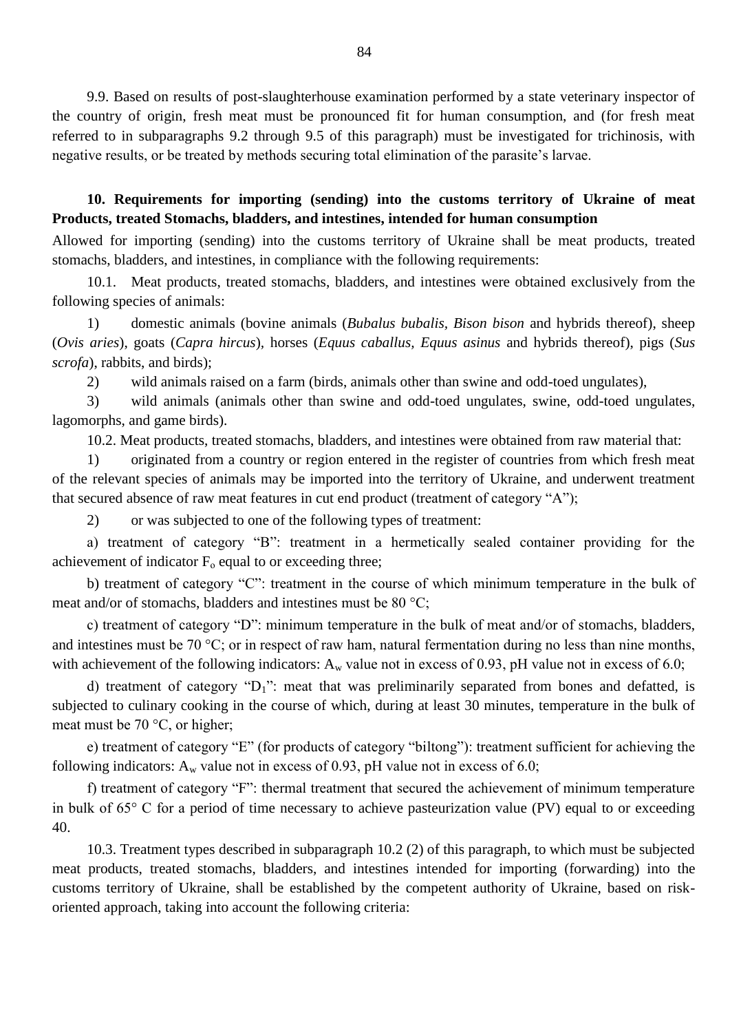9.9. Based on results of post-slaughterhouse examination performed by a state veterinary inspector of the country of origin, fresh meat must be pronounced fit for human consumption, and (for fresh meat referred to in subparagraphs 9.2 through 9.5 of this paragraph) must be investigated for trichinosis, with negative results, or be treated by methods securing total elimination of the parasite's larvae.

**10. Requirements for importing (sending) into the customs territory of Ukraine of meat Products, treated Stomachs, bladders, and intestines, intended for human consumption**

Allowed for importing (sending) into the customs territory of Ukraine shall be meat products, treated stomachs, bladders, and intestines, in compliance with the following requirements:

10.1. Meat products, treated stomachs, bladders, and intestines were obtained exclusively from the following species of animals:

1) domestic animals (bovine animals (*Bubalus bubalis*, *Bison bison* and hybrids thereof), sheep (*Ovis aries*), goats (*Capra hircus*), horses (*Equus caballus*, *Equus asinus* and hybrids thereof), pigs (*Sus scrofa*), rabbits, and birds);

2) wild animals raised on a farm (birds, animals other than swine and odd-toed ungulates),

3) wild animals (animals other than swine and odd-toed ungulates, swine, odd-toed ungulates, lagomorphs, and game birds).

10.2. Meat products, treated stomachs, bladders, and intestines were obtained from raw material that:

1) originated from a country or region entered in the register of countries from which fresh meat of the relevant species of animals may be imported into the territory of Ukraine, and underwent treatment that secured absence of raw meat features in cut end product (treatment of category "A");

2) or was subjected to one of the following types of treatment:

a) treatment of category "B": treatment in a hermetically sealed container providing for the achievement of indicator $F_o$ equal to or exceeding three;

b) treatment of category "C": treatment in the course of which minimum temperature in the bulk of meat and/or of stomachs, bladders and intestines must be 80 °C;

c) treatment of category "D": minimum temperature in the bulk of meat and/or of stomachs, bladders, and intestines must be 70 °C; or in respect of raw ham, natural fermentation during no less than nine months, with achievement of the following indicators: $A_w$ value not in excess of 0.93, pH value not in excess of 6.0;

d) treatment of category "$D_1$": meat that was preliminarily separated from bones and defatted, is subjected to culinary cooking in the course of which, during at least 30 minutes, temperature in the bulk of meat must be 70 °C, or higher;

e) treatment of category "E" (for products of category "biltong"): treatment sufficient for achieving the following indicators: $A_w$ value not in excess of 0.93, pH value not in excess of 6.0;

f) treatment of category "F": thermal treatment that secured the achievement of minimum temperature in bulk of 65° C for a period of time necessary to achieve pasteurization value (PV) equal to or exceeding 40.

10.3. Treatment types described in subparagraph 10.2 (2) of this paragraph, to which must be subjected meat products, treated stomachs, bladders, and intestines intended for importing (forwarding) into the customs territory of Ukraine, shall be established by the competent authority of Ukraine, based on risk-oriented approach, taking into account the following criteria: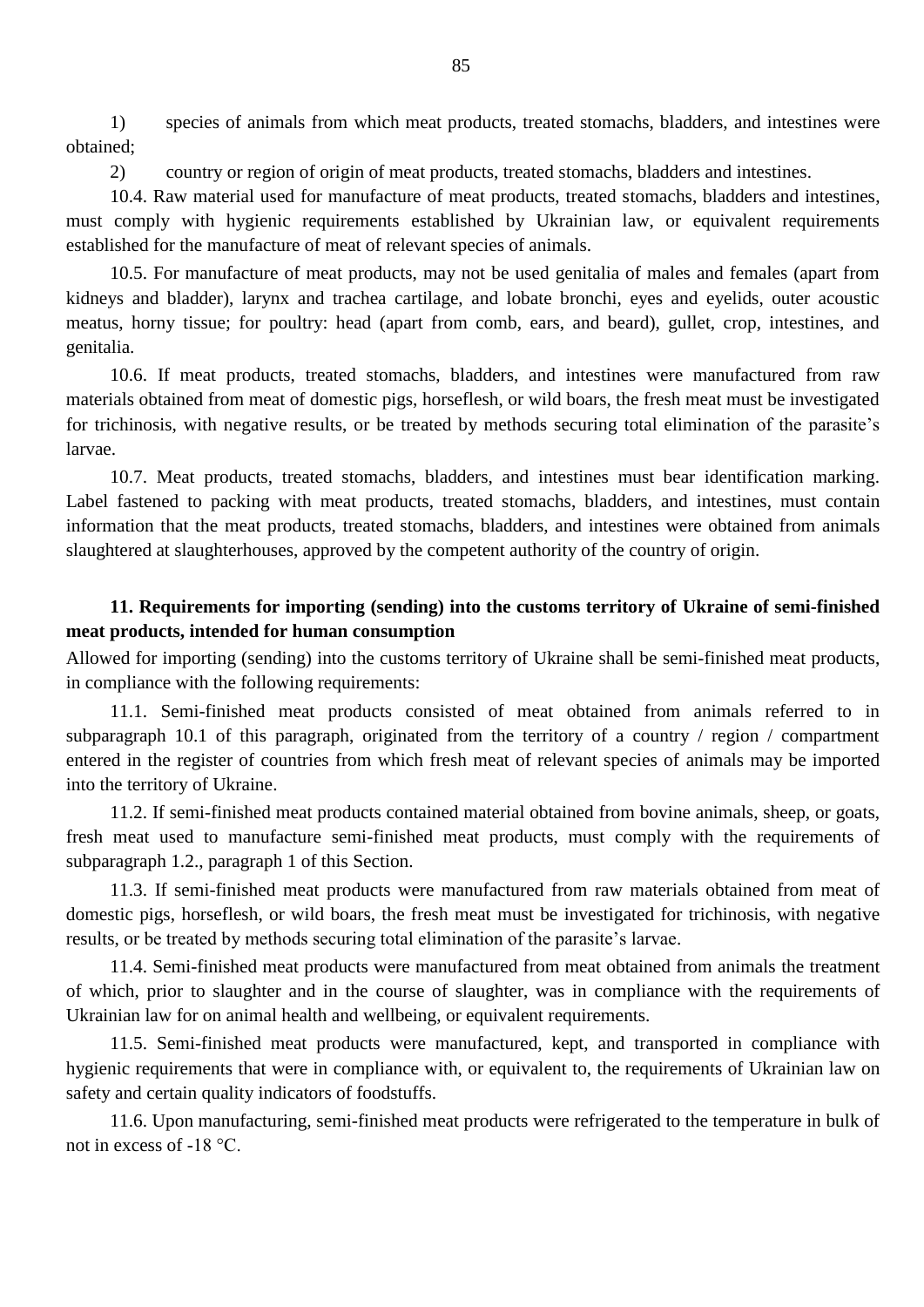1) species of animals from which meat products, treated stomachs, bladders, and intestines were obtained;

2) country or region of origin of meat products, treated stomachs, bladders and intestines.

10.4. Raw material used for manufacture of meat products, treated stomachs, bladders and intestines, must comply with hygienic requirements established by Ukrainian law, or equivalent requirements established for the manufacture of meat of relevant species of animals.

10.5. For manufacture of meat products, may not be used genitalia of males and females (apart from kidneys and bladder), larynx and trachea cartilage, and lobate bronchi, eyes and eyelids, outer acoustic meatus, horny tissue; for poultry: head (apart from comb, ears, and beard), gullet, crop, intestines, and genitalia.

10.6. If meat products, treated stomachs, bladders, and intestines were manufactured from raw materials obtained from meat of domestic pigs, horseflesh, or wild boars, the fresh meat must be investigated for trichinosis, with negative results, or be treated by methods securing total elimination of the parasite's larvae.

10.7. Meat products, treated stomachs, bladders, and intestines must bear identification marking. Label fastened to packing with meat products, treated stomachs, bladders, and intestines, must contain information that the meat products, treated stomachs, bladders, and intestines were obtained from animals slaughtered at slaughterhouses, approved by the competent authority of the country of origin.

**11. Requirements for importing (sending) into the customs territory of Ukraine of semi-finished meat products, intended for human consumption**

Allowed for importing (sending) into the customs territory of Ukraine shall be semi-finished meat products, in compliance with the following requirements:

11.1. Semi-finished meat products consisted of meat obtained from animals referred to in subparagraph 10.1 of this paragraph, originated from the territory of a country / region / compartment entered in the register of countries from which fresh meat of relevant species of animals may be imported into the territory of Ukraine.

11.2. If semi-finished meat products contained material obtained from bovine animals, sheep, or goats, fresh meat used to manufacture semi-finished meat products, must comply with the requirements of subparagraph 1.2., paragraph 1 of this Section.

11.3. If semi-finished meat products were manufactured from raw materials obtained from meat of domestic pigs, horseflesh, or wild boars, the fresh meat must be investigated for trichinosis, with negative results, or be treated by methods securing total elimination of the parasite's larvae.

11.4. Semi-finished meat products were manufactured from meat obtained from animals the treatment of which, prior to slaughter and in the course of slaughter, was in compliance with the requirements of Ukrainian law for on animal health and wellbeing, or equivalent requirements.

11.5. Semi-finished meat products were manufactured, kept, and transported in compliance with hygienic requirements that were in compliance with, or equivalent to, the requirements of Ukrainian law on safety and certain quality indicators of foodstuffs.

11.6. Upon manufacturing, semi-finished meat products were refrigerated to the temperature in bulk of not in excess of -18 °C.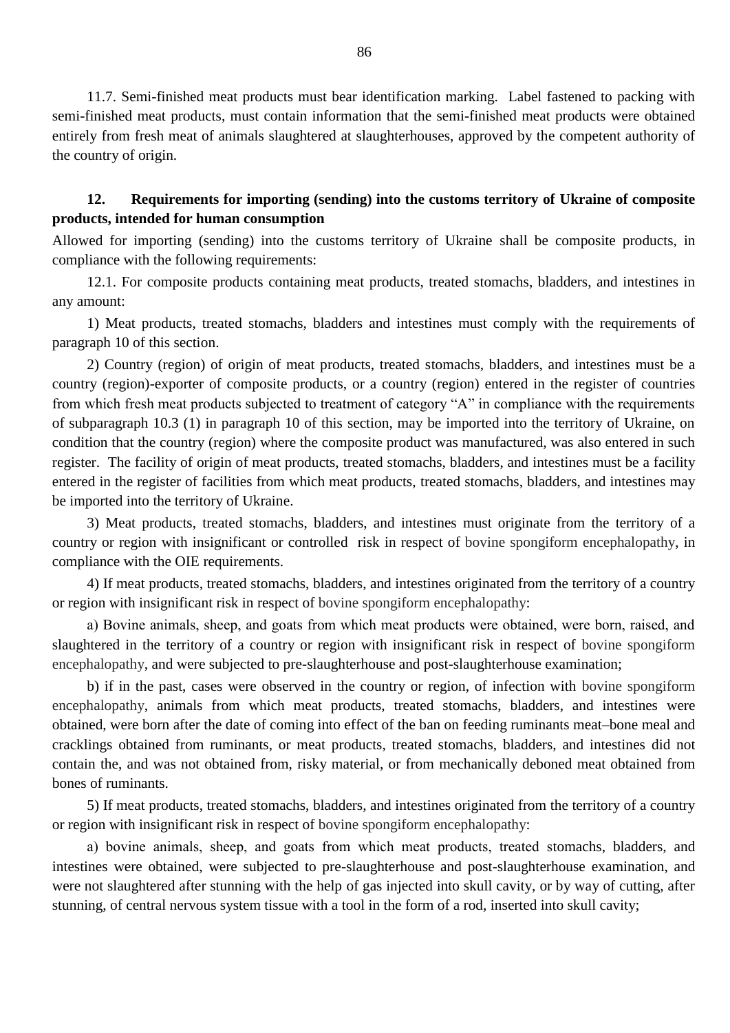11.7. Semi-finished meat products must bear identification marking. Label fastened to packing with semi-finished meat products, must contain information that the semi-finished meat products were obtained entirely from fresh meat of animals slaughtered at slaughterhouses, approved by the competent authority of the country of origin.

### 12. Requirements for importing (sending) into the customs territory of Ukraine of composite products, intended for human consumption

Allowed for importing (sending) into the customs territory of Ukraine shall be composite products, in compliance with the following requirements:

12.1. For composite products containing meat products, treated stomachs, bladders, and intestines in any amount:

1) Meat products, treated stomachs, bladders and intestines must comply with the requirements of paragraph 10 of this section.

2) Country (region) of origin of meat products, treated stomachs, bladders, and intestines must be a country (region)-exporter of composite products, or a country (region) entered in the register of countries from which fresh meat products subjected to treatment of category "A" in compliance with the requirements of subparagraph 10.3 (1) in paragraph 10 of this section, may be imported into the territory of Ukraine, on condition that the country (region) where the composite product was manufactured, was also entered in such register. The facility of origin of meat products, treated stomachs, bladders, and intestines must be a facility entered in the register of facilities from which meat products, treated stomachs, bladders, and intestines may be imported into the territory of Ukraine.

3) Meat products, treated stomachs, bladders, and intestines must originate from the territory of a country or region with insignificant or controlled risk in respect of bovine spongiform encephalopathy, in compliance with the OIE requirements.

4) If meat products, treated stomachs, bladders, and intestines originated from the territory of a country or region with insignificant risk in respect of bovine spongiform encephalopathy:

a) Bovine animals, sheep, and goats from which meat products were obtained, were born, raised, and slaughtered in the territory of a country or region with insignificant risk in respect of bovine spongiform encephalopathy, and were subjected to pre-slaughterhouse and post-slaughterhouse examination;

b) if in the past, cases were observed in the country or region, of infection with bovine spongiform encephalopathy, animals from which meat products, treated stomachs, bladders, and intestines were obtained, were born after the date of coming into effect of the ban on feeding ruminants meat–bone meal and cracklings obtained from ruminants, or meat products, treated stomachs, bladders, and intestines did not contain the, and was not obtained from, risky material, or from mechanically deboned meat obtained from bones of ruminants.

5) If meat products, treated stomachs, bladders, and intestines originated from the territory of a country or region with insignificant risk in respect of bovine spongiform encephalopathy:

a) bovine animals, sheep, and goats from which meat products, treated stomachs, bladders, and intestines were obtained, were subjected to pre-slaughterhouse and post-slaughterhouse examination, and were not slaughtered after stunning with the help of gas injected into skull cavity, or by way of cutting, after stunning, of central nervous system tissue with a tool in the form of a rod, inserted into skull cavity;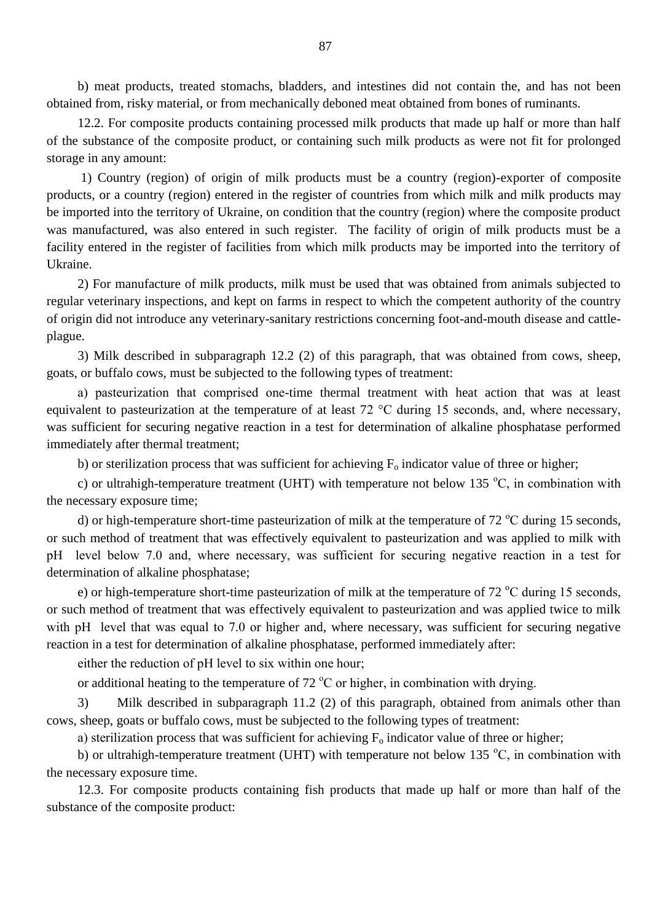b) meat products, treated stomachs, bladders, and intestines did not contain the, and has not been obtained from, risky material, or from mechanically deboned meat obtained from bones of ruminants.

12.2. For composite products containing processed milk products that made up half or more than half of the substance of the composite product, or containing such milk products as were not fit for prolonged storage in any amount:

1) Country (region) of origin of milk products must be a country (region)-exporter of composite products, or a country (region) entered in the register of countries from which milk and milk products may be imported into the territory of Ukraine, on condition that the country (region) where the composite product was manufactured, was also entered in such register. The facility of origin of milk products must be a facility entered in the register of facilities from which milk products may be imported into the territory of Ukraine.

2) For manufacture of milk products, milk must be used that was obtained from animals subjected to regular veterinary inspections, and kept on farms in respect to which the competent authority of the country of origin did not introduce any veterinary-sanitary restrictions concerning foot-and-mouth disease and cattle-plague.

3) Milk described in subparagraph 12.2 (2) of this paragraph, that was obtained from cows, sheep, goats, or buffalo cows, must be subjected to the following types of treatment:

a) pasteurization that comprised one-time thermal treatment with heat action that was at least equivalent to pasteurization at the temperature of at least 72 °C during 15 seconds, and, where necessary, was sufficient for securing negative reaction in a test for determination of alkaline phosphatase performed immediately after thermal treatment;

b) or sterilization process that was sufficient for achieving $F_o$ indicator value of three or higher;

c) or ultrahigh-temperature treatment (UHT) with temperature not below 135 °C, in combination with the necessary exposure time;

d) or high-temperature short-time pasteurization of milk at the temperature of 72 °C during 15 seconds, or such method of treatment that was effectively equivalent to pasteurization and was applied to milk with pH level below 7.0 and, where necessary, was sufficient for securing negative reaction in a test for determination of alkaline phosphatase;

e) or high-temperature short-time pasteurization of milk at the temperature of 72 °C during 15 seconds, or such method of treatment that was effectively equivalent to pasteurization and was applied twice to milk with pH level that was equal to 7.0 or higher and, where necessary, was sufficient for securing negative reaction in a test for determination of alkaline phosphatase, performed immediately after:

either the reduction of pH level to six within one hour;

or additional heating to the temperature of 72 °C or higher, in combination with drying.

3) Milk described in subparagraph 11.2 (2) of this paragraph, obtained from animals other than cows, sheep, goats or buffalo cows, must be subjected to the following types of treatment:

a) sterilization process that was sufficient for achieving $F_o$ indicator value of three or higher;

b) or ultrahigh-temperature treatment (UHT) with temperature not below 135 °C, in combination with the necessary exposure time.

12.3. For composite products containing fish products that made up half or more than half of the substance of the composite product: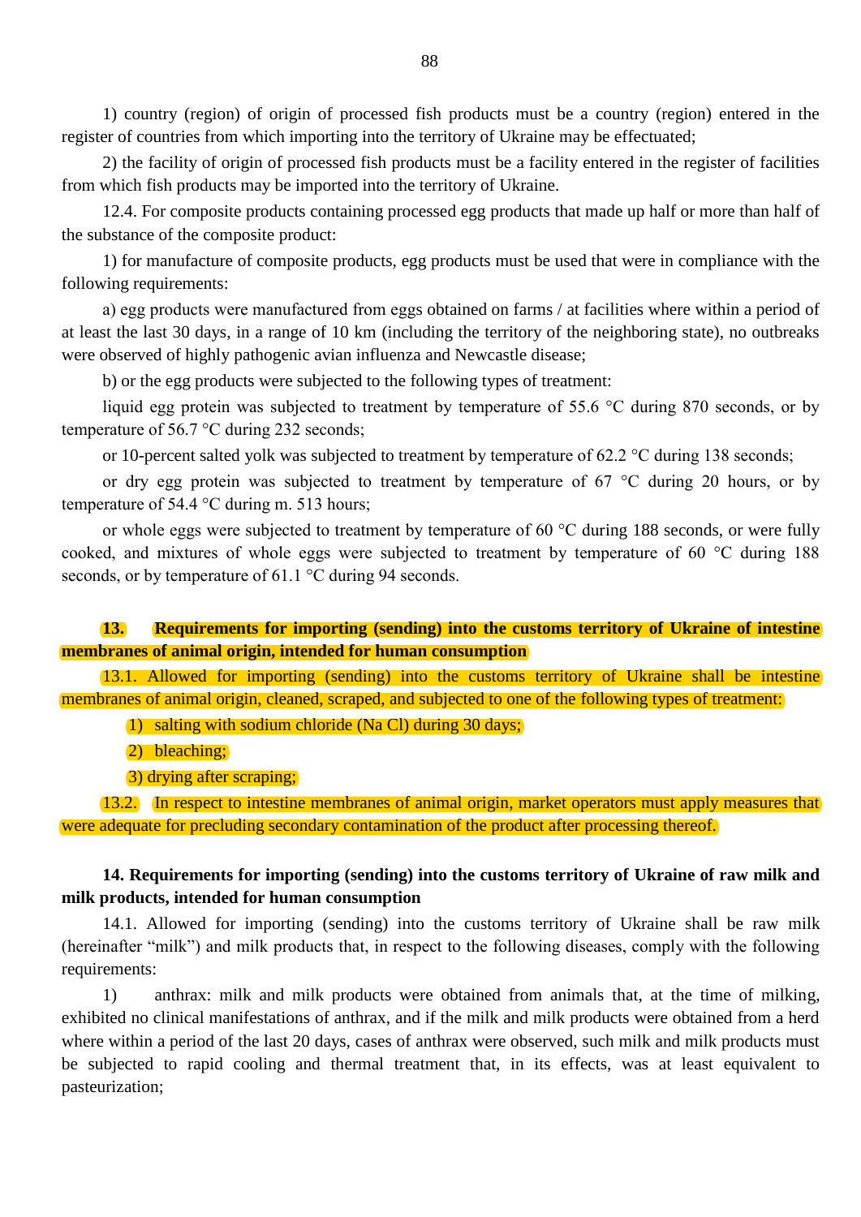1) country (region) of origin of processed fish products must be a country (region) entered in the register of countries from which importing into the territory of Ukraine may be effectuated;

2) the facility of origin of processed fish products must be a facility entered in the register of facilities from which fish products may be imported into the territory of Ukraine.

12.4. For composite products containing processed egg products that made up half or more than half of the substance of the composite product:

1) for manufacture of composite products, egg products must be used that were in compliance with the following requirements:

a) egg products were manufactured from eggs obtained on farms / at facilities where within a period of at least the last 30 days, in a range of 10 km (including the territory of the neighboring state), no outbreaks were observed of highly pathogenic avian influenza and Newcastle disease;

b) or the egg products were subjected to the following types of treatment:

liquid egg protein was subjected to treatment by temperature of 55.6 °C during 870 seconds, or by temperature of 56.7 °C during 232 seconds;

or 10-percent salted yolk was subjected to treatment by temperature of 62.2 °C during 138 seconds;

or dry egg protein was subjected to treatment by temperature of 67 °C during 20 hours, or by temperature of 54.4 °C during m. 513 hours;

or whole eggs were subjected to treatment by temperature of 60 °C during 188 seconds, or were fully cooked, and mixtures of whole eggs were subjected to treatment by temperature of 60 °C during 188 seconds, or by temperature of 61.1 °C during 94 seconds.

**13. Requirements for importing (sending) into the customs territory of Ukraine of intestine membranes of animal origin, intended for human consumption**

13.1. Allowed for importing (sending) into the customs territory of Ukraine shall be intestine membranes of animal origin, cleaned, scraped, and subjected to one of the following types of treatment:

1) salting with sodium chloride (Na Cl) during 30 days;

2) bleaching;

3) drying after scraping;

13.2. In respect to intestine membranes of animal origin, market operators must apply measures that were adequate for precluding secondary contamination of the product after processing thereof.

**14. Requirements for importing (sending) into the customs territory of Ukraine of raw milk and milk products, intended for human consumption**

14.1. Allowed for importing (sending) into the customs territory of Ukraine shall be raw milk (hereinafter "milk") and milk products that, in respect to the following diseases, comply with the following requirements:

1) anthrax: milk and milk products were obtained from animals that, at the time of milking, exhibited no clinical manifestations of anthrax, and if the milk and milk products were obtained from a herd where within a period of the last 20 days, cases of anthrax were observed, such milk and milk products must be subjected to rapid cooling and thermal treatment that, in its effects, was at least equivalent to pasteurization;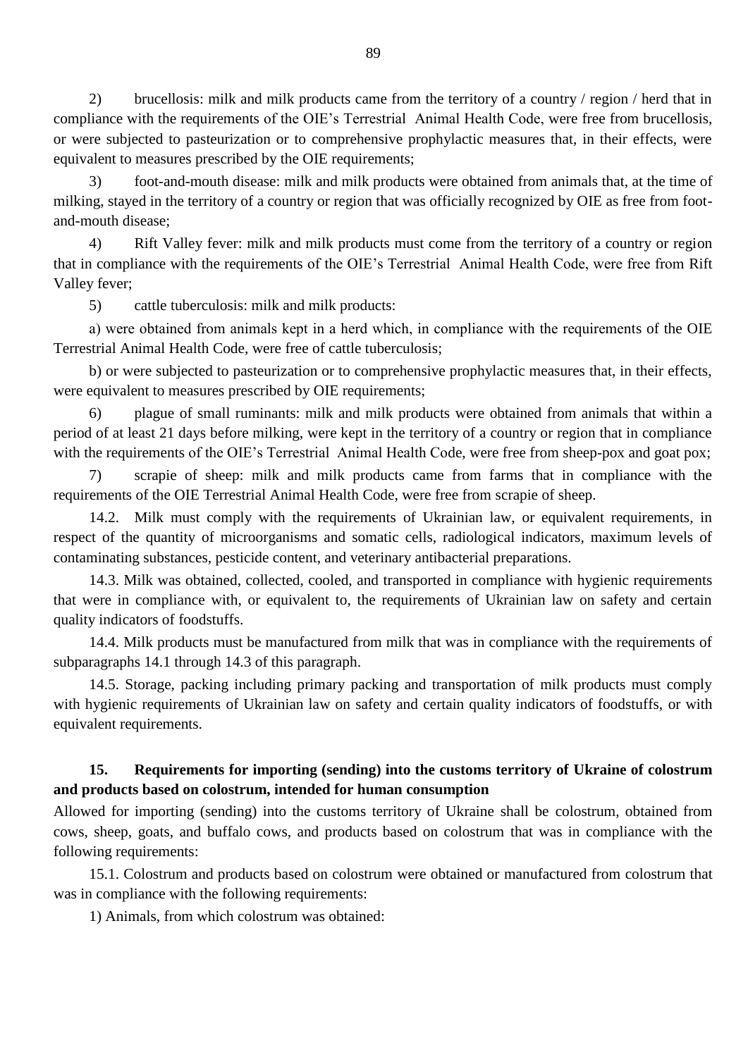2) brucellosis: milk and milk products came from the territory of a country / region / herd that in compliance with the requirements of the OIE's Terrestrial Animal Health Code, were free from brucellosis, or were subjected to pasteurization or to comprehensive prophylactic measures that, in their effects, were equivalent to measures prescribed by the OIE requirements;

3) foot-and-mouth disease: milk and milk products were obtained from animals that, at the time of milking, stayed in the territory of a country or region that was officially recognized by OIE as free from foot-and-mouth disease;

4) Rift Valley fever: milk and milk products must come from the territory of a country or region that in compliance with the requirements of the OIE's Terrestrial Animal Health Code, were free from Rift Valley fever;

5) cattle tuberculosis: milk and milk products:

a) were obtained from animals kept in a herd which, in compliance with the requirements of the OIE Terrestrial Animal Health Code, were free of cattle tuberculosis;

b) or were subjected to pasteurization or to comprehensive prophylactic measures that, in their effects, were equivalent to measures prescribed by OIE requirements;

6) plague of small ruminants: milk and milk products were obtained from animals that within a period of at least 21 days before milking, were kept in the territory of a country or region that in compliance with the requirements of the OIE's Terrestrial Animal Health Code, were free from sheep-pox and goat pox;

7) scrapie of sheep: milk and milk products came from farms that in compliance with the requirements of the OIE Terrestrial Animal Health Code, were free from scrapie of sheep.

14.2. Milk must comply with the requirements of Ukrainian law, or equivalent requirements, in respect of the quantity of microorganisms and somatic cells, radiological indicators, maximum levels of contaminating substances, pesticide content, and veterinary antibacterial preparations.

14.3. Milk was obtained, collected, cooled, and transported in compliance with hygienic requirements that were in compliance with, or equivalent to, the requirements of Ukrainian law on safety and certain quality indicators of foodstuffs.

14.4. Milk products must be manufactured from milk that was in compliance with the requirements of subparagraphs 14.1 through 14.3 of this paragraph.

14.5. Storage, packing including primary packing and transportation of milk products must comply with hygienic requirements of Ukrainian law on safety and certain quality indicators of foodstuffs, or with equivalent requirements.

**15. Requirements for importing (sending) into the customs territory of Ukraine of colostrum and products based on colostrum, intended for human consumption**

Allowed for importing (sending) into the customs territory of Ukraine shall be colostrum, obtained from cows, sheep, goats, and buffalo cows, and products based on colostrum that was in compliance with the following requirements:

15.1. Colostrum and products based on colostrum were obtained or manufactured from colostrum that was in compliance with the following requirements:

1) Animals, from which colostrum was obtained: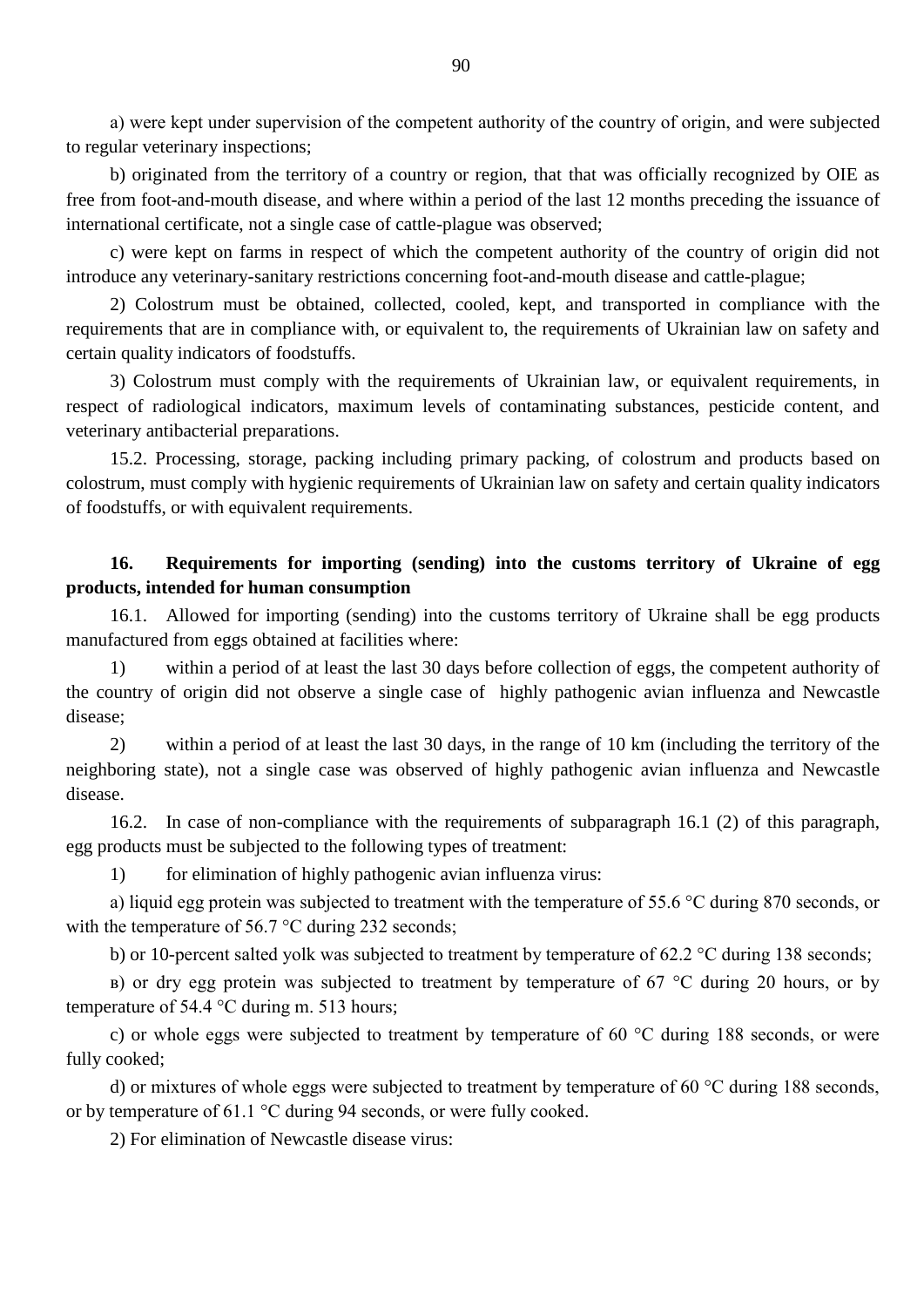a) were kept under supervision of the competent authority of the country of origin, and were subjected to regular veterinary inspections;

b) originated from the territory of a country or region, that that was officially recognized by OIE as free from foot-and-mouth disease, and where within a period of the last 12 months preceding the issuance of international certificate, not a single case of cattle-plague was observed;

c) were kept on farms in respect of which the competent authority of the country of origin did not introduce any veterinary-sanitary restrictions concerning foot-and-mouth disease and cattle-plague;

2) Colostrum must be obtained, collected, cooled, kept, and transported in compliance with the requirements that are in compliance with, or equivalent to, the requirements of Ukrainian law on safety and certain quality indicators of foodstuffs.

3) Colostrum must comply with the requirements of Ukrainian law, or equivalent requirements, in respect of radiological indicators, maximum levels of contaminating substances, pesticide content, and veterinary antibacterial preparations.

15.2. Processing, storage, packing including primary packing, of colostrum and products based on colostrum, must comply with hygienic requirements of Ukrainian law on safety and certain quality indicators of foodstuffs, or with equivalent requirements.

## 16. Requirements for importing (sending) into the customs territory of Ukraine of egg products, intended for human consumption

16.1. Allowed for importing (sending) into the customs territory of Ukraine shall be egg products manufactured from eggs obtained at facilities where:

1) within a period of at least the last 30 days before collection of eggs, the competent authority of the country of origin did not observe a single case of highly pathogenic avian influenza and Newcastle disease;

2) within a period of at least the last 30 days, in the range of 10 km (including the territory of the neighboring state), not a single case was observed of highly pathogenic avian influenza and Newcastle disease.

16.2. In case of non-compliance with the requirements of subparagraph 16.1 (2) of this paragraph, egg products must be subjected to the following types of treatment:

1) for elimination of highly pathogenic avian influenza virus:

a) liquid egg protein was subjected to treatment with the temperature of 55.6 °C during 870 seconds, or with the temperature of 56.7 °C during 232 seconds;

b) or 10-percent salted yolk was subjected to treatment by temperature of 62.2 °C during 138 seconds;

в) or dry egg protein was subjected to treatment by temperature of 67 °C during 20 hours, or by temperature of 54.4 °C during m. 513 hours;

c) or whole eggs were subjected to treatment by temperature of 60 °C during 188 seconds, or were fully cooked;

d) or mixtures of whole eggs were subjected to treatment by temperature of 60 °C during 188 seconds, or by temperature of 61.1 °C during 94 seconds, or were fully cooked.

2) For elimination of Newcastle disease virus: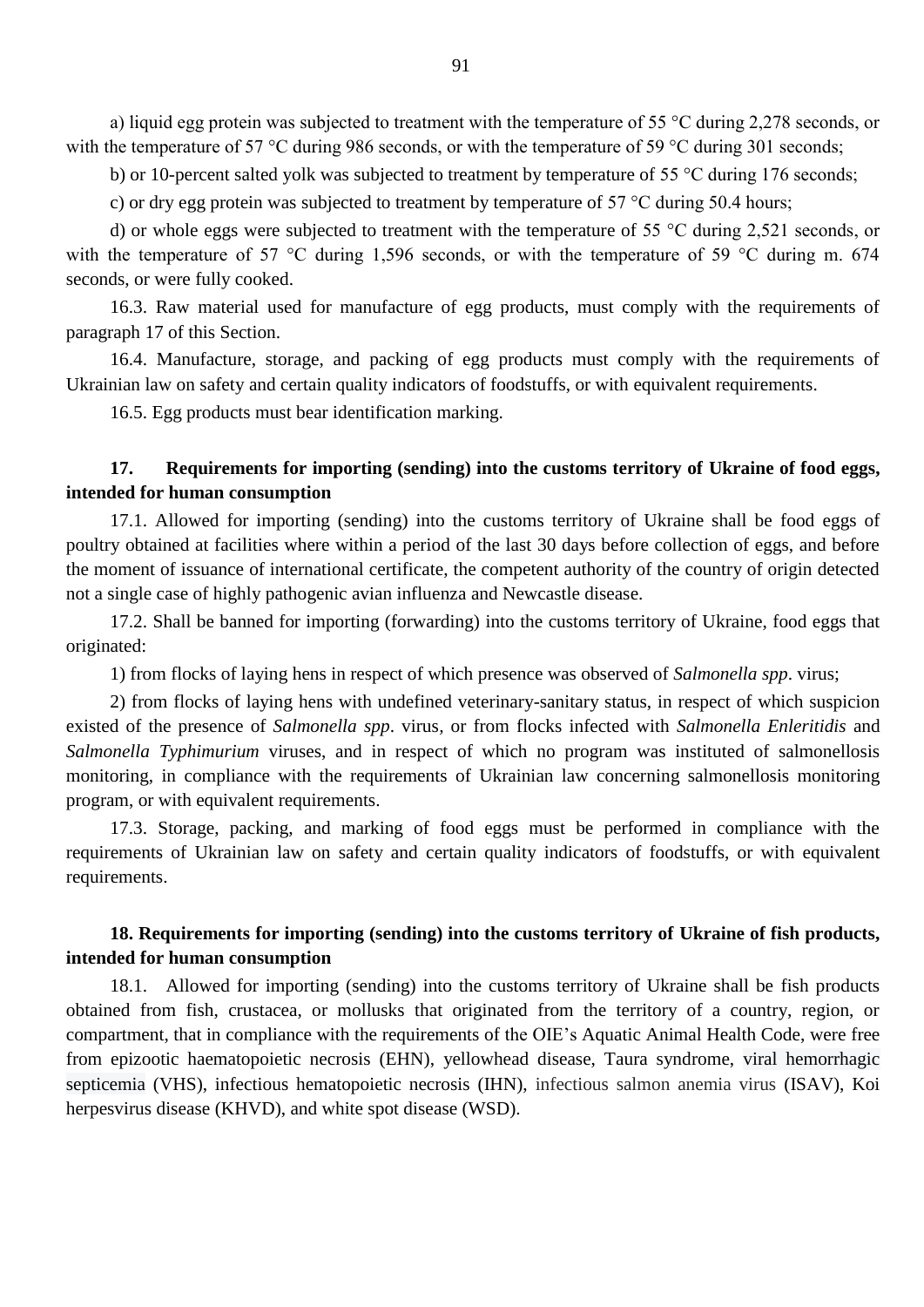a) liquid egg protein was subjected to treatment with the temperature of 55 °C during 2,278 seconds, or with the temperature of 57 °C during 986 seconds, or with the temperature of 59 °C during 301 seconds;

b) or 10-percent salted yolk was subjected to treatment by temperature of 55 °C during 176 seconds;

c) or dry egg protein was subjected to treatment by temperature of 57 °C during 50.4 hours;

d) or whole eggs were subjected to treatment with the temperature of 55 °C during 2,521 seconds, or with the temperature of 57 °C during 1,596 seconds, or with the temperature of 59 °C during m. 674 seconds, or were fully cooked.

16.3. Raw material used for manufacture of egg products, must comply with the requirements of paragraph 17 of this Section.

16.4. Manufacture, storage, and packing of egg products must comply with the requirements of Ukrainian law on safety and certain quality indicators of foodstuffs, or with equivalent requirements.

16.5. Egg products must bear identification marking.

**17. Requirements for importing (sending) into the customs territory of Ukraine of food eggs, intended for human consumption**

17.1. Allowed for importing (sending) into the customs territory of Ukraine shall be food eggs of poultry obtained at facilities where within a period of the last 30 days before collection of eggs, and before the moment of issuance of international certificate, the competent authority of the country of origin detected not a single case of highly pathogenic avian influenza and Newcastle disease.

17.2. Shall be banned for importing (forwarding) into the customs territory of Ukraine, food eggs that originated:

1) from flocks of laying hens in respect of which presence was observed of *Salmonella spp*. virus;

2) from flocks of laying hens with undefined veterinary-sanitary status, in respect of which suspicion existed of the presence of *Salmonella spp*. virus, or from flocks infected with *Salmonella Enleritidis* and *Salmonella Typhimurium* viruses, and in respect of which no program was instituted of salmonellosis monitoring, in compliance with the requirements of Ukrainian law concerning salmonellosis monitoring program, or with equivalent requirements.

17.3. Storage, packing, and marking of food eggs must be performed in compliance with the requirements of Ukrainian law on safety and certain quality indicators of foodstuffs, or with equivalent requirements.

**18. Requirements for importing (sending) into the customs territory of Ukraine of fish products, intended for human consumption**

18.1. Allowed for importing (sending) into the customs territory of Ukraine shall be fish products obtained from fish, crustacea, or mollusks that originated from the territory of a country, region, or compartment, that in compliance with the requirements of the OIE's Aquatic Animal Health Code, were free from epizootic haematopoietic necrosis (EHN), yellowhead disease, Taura syndrome, viral hemorrhagic septicemia (VHS), infectious hematopoietic necrosis (IHN), infectious salmon anemia virus (ISAV), Koi herpesvirus disease (KHVD), and white spot disease (WSD).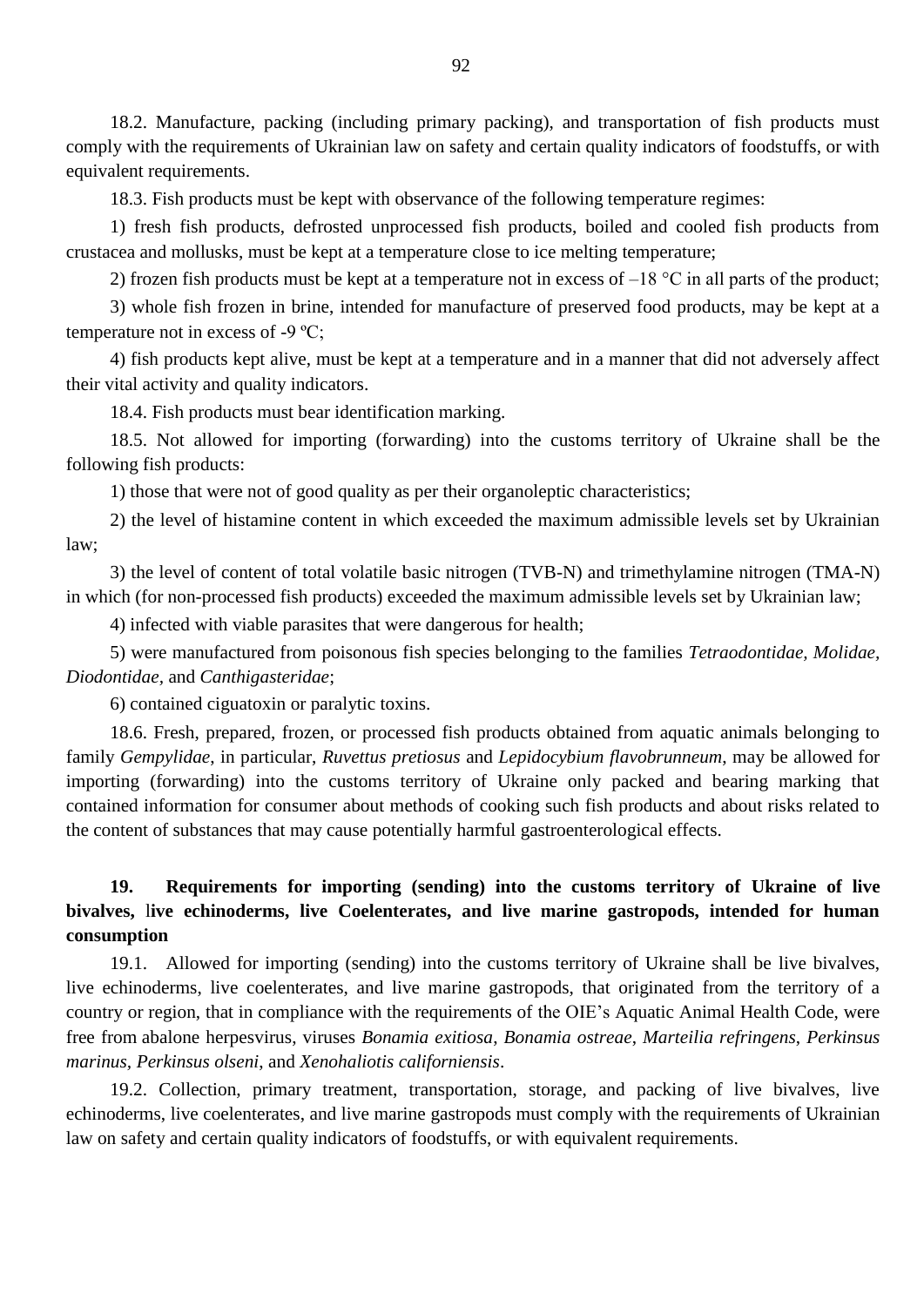18.2. Manufacture, packing (including primary packing), and transportation of fish products must comply with the requirements of Ukrainian law on safety and certain quality indicators of foodstuffs, or with equivalent requirements.

18.3. Fish products must be kept with observance of the following temperature regimes:

1) fresh fish products, defrosted unprocessed fish products, boiled and cooled fish products from crustacea and mollusks, must be kept at a temperature close to ice melting temperature;

2) frozen fish products must be kept at a temperature not in excess of –18 °C in all parts of the product;

3) whole fish frozen in brine, intended for manufacture of preserved food products, may be kept at a temperature not in excess of -9 ºC;

4) fish products kept alive, must be kept at a temperature and in a manner that did not adversely affect their vital activity and quality indicators.

18.4. Fish products must bear identification marking.

18.5. Not allowed for importing (forwarding) into the customs territory of Ukraine shall be the following fish products:

1) those that were not of good quality as per their organoleptic characteristics;

2) the level of histamine content in which exceeded the maximum admissible levels set by Ukrainian law;

3) the level of content of total volatile basic nitrogen (TVB-N) and trimethylamine nitrogen (TMA-N) in which (for non-processed fish products) exceeded the maximum admissible levels set by Ukrainian law;

4) infected with viable parasites that were dangerous for health;

5) were manufactured from poisonous fish species belonging to the families *Tetraodontidae*, *Molidae*, *Diodontidae*, and *Canthigasteridae*;

6) contained ciguatoxin or paralytic toxins.

18.6. Fresh, prepared, frozen, or processed fish products obtained from aquatic animals belonging to family *Gempylidae*, in particular, *Ruvettus pretiosus* and *Lepidocybium flavobrunneum*, may be allowed for importing (forwarding) into the customs territory of Ukraine only packed and bearing marking that contained information for consumer about methods of cooking such fish products and about risks related to the content of substances that may cause potentially harmful gastroenterological effects.

## 19. Requirements for importing (sending) into the customs territory of Ukraine of live bivalves, live echinoderms, live Coelenterates, and live marine gastropods, intended for human consumption

19.1. Allowed for importing (sending) into the customs territory of Ukraine shall be live bivalves, live echinoderms, live coelenterates, and live marine gastropods, that originated from the territory of a country or region, that in compliance with the requirements of the OIE's Aquatic Animal Health Code, were free from abalone herpesvirus, viruses *Bonamia exitiosa*, *Bonamia ostreae*, *Marteilia refringens*, *Perkinsus marinus*, *Perkinsus olseni*, and *Xenohaliotis californiensis*.

19.2. Collection, primary treatment, transportation, storage, and packing of live bivalves, live echinoderms, live coelenterates, and live marine gastropods must comply with the requirements of Ukrainian law on safety and certain quality indicators of foodstuffs, or with equivalent requirements.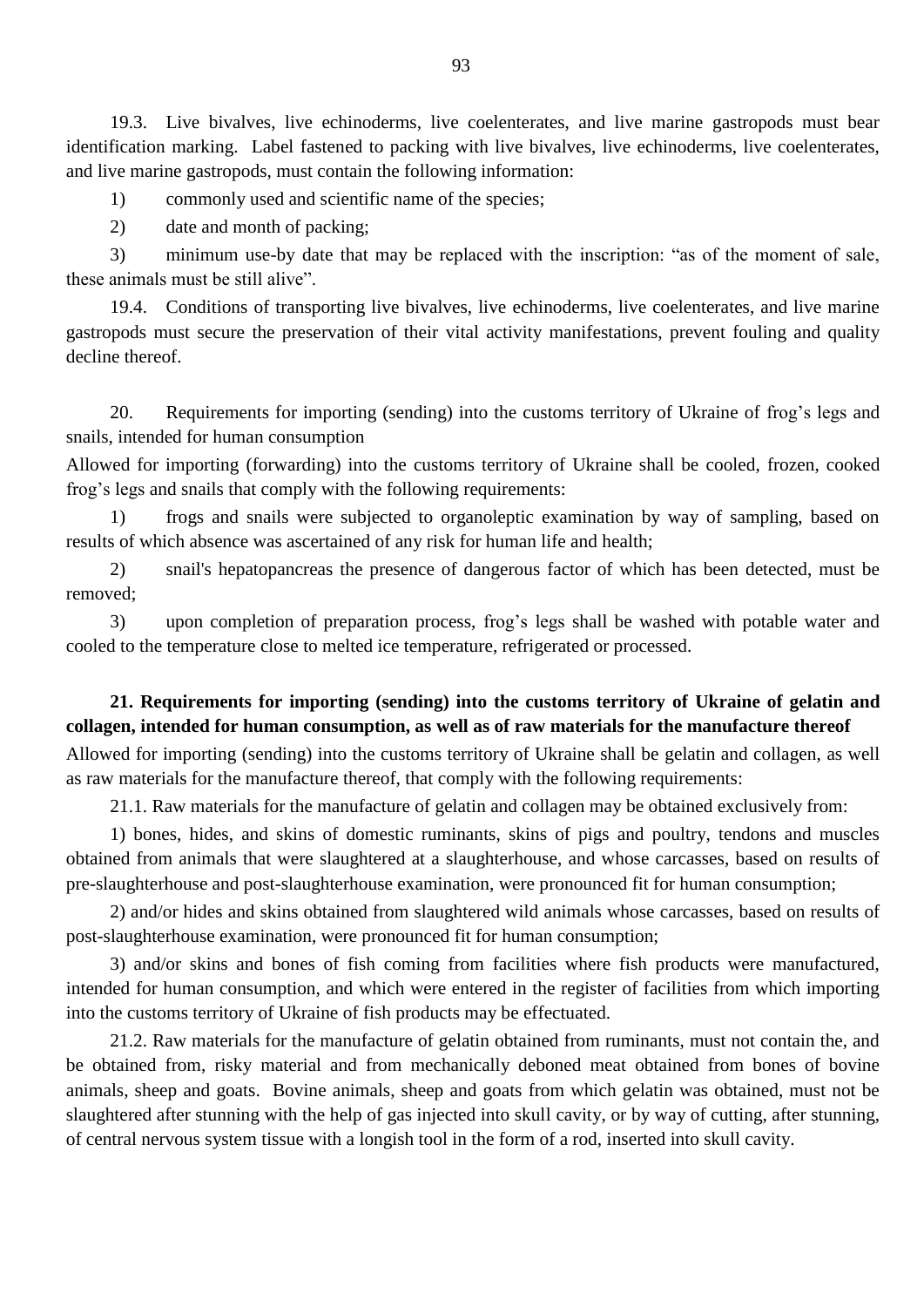19.3. Live bivalves, live echinoderms, live coelenterates, and live marine gastropods must bear identification marking. Label fastened to packing with live bivalves, live echinoderms, live coelenterates, and live marine gastropods, must contain the following information:

1) commonly used and scientific name of the species;

2) date and month of packing;

3) minimum use-by date that may be replaced with the inscription: "as of the moment of sale, these animals must be still alive".

19.4. Conditions of transporting live bivalves, live echinoderms, live coelenterates, and live marine gastropods must secure the preservation of their vital activity manifestations, prevent fouling and quality decline thereof.

20. Requirements for importing (sending) into the customs territory of Ukraine of frog's legs and snails, intended for human consumption

Allowed for importing (forwarding) into the customs territory of Ukraine shall be cooled, frozen, cooked frog's legs and snails that comply with the following requirements:

1) frogs and snails were subjected to organoleptic examination by way of sampling, based on results of which absence was ascertained of any risk for human life and health;

2) snail's hepatopancreas the presence of dangerous factor of which has been detected, must be removed;

3) upon completion of preparation process, frog's legs shall be washed with potable water and cooled to the temperature close to melted ice temperature, refrigerated or processed.

**21. Requirements for importing (sending) into the customs territory of Ukraine of gelatin and collagen, intended for human consumption, as well as of raw materials for the manufacture thereof**

Allowed for importing (sending) into the customs territory of Ukraine shall be gelatin and collagen, as well as raw materials for the manufacture thereof, that comply with the following requirements:

21.1. Raw materials for the manufacture of gelatin and collagen may be obtained exclusively from:

1) bones, hides, and skins of domestic ruminants, skins of pigs and poultry, tendons and muscles obtained from animals that were slaughtered at a slaughterhouse, and whose carcasses, based on results of pre-slaughterhouse and post-slaughterhouse examination, were pronounced fit for human consumption;

2) and/or hides and skins obtained from slaughtered wild animals whose carcasses, based on results of post-slaughterhouse examination, were pronounced fit for human consumption;

3) and/or skins and bones of fish coming from facilities where fish products were manufactured, intended for human consumption, and which were entered in the register of facilities from which importing into the customs territory of Ukraine of fish products may be effectuated.

21.2. Raw materials for the manufacture of gelatin obtained from ruminants, must not contain the, and be obtained from, risky material and from mechanically deboned meat obtained from bones of bovine animals, sheep and goats. Bovine animals, sheep and goats from which gelatin was obtained, must not be slaughtered after stunning with the help of gas injected into skull cavity, or by way of cutting, after stunning, of central nervous system tissue with a longish tool in the form of a rod, inserted into skull cavity.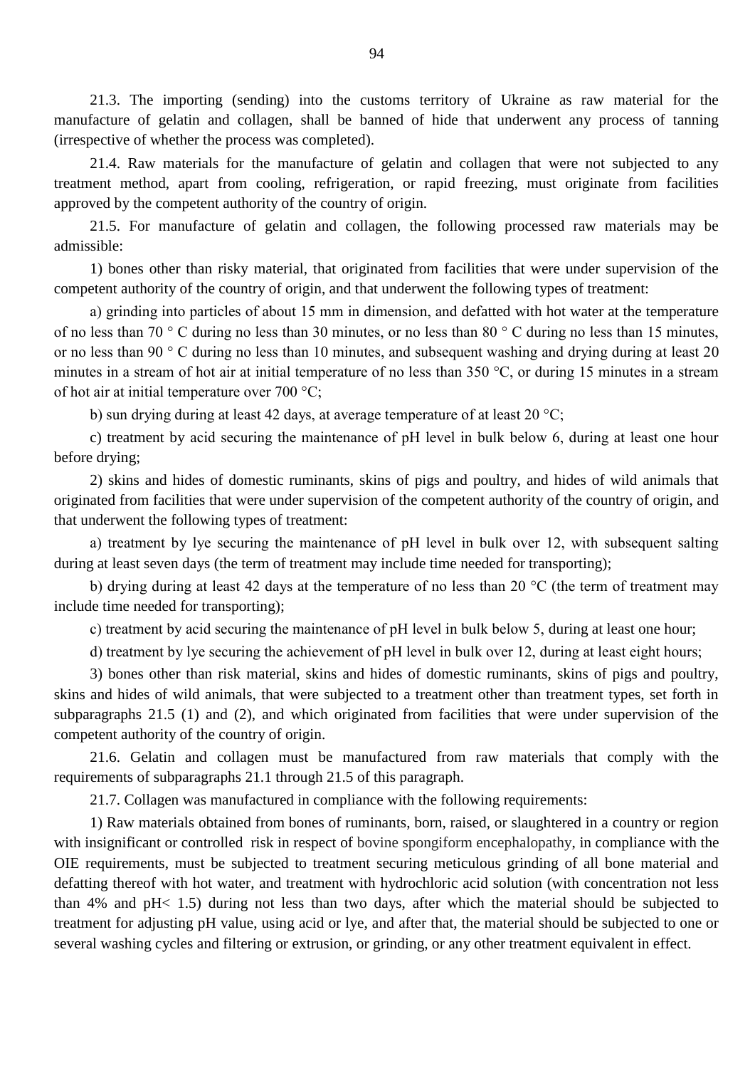21.3. The importing (sending) into the customs territory of Ukraine as raw material for the manufacture of gelatin and collagen, shall be banned of hide that underwent any process of tanning (irrespective of whether the process was completed).

21.4. Raw materials for the manufacture of gelatin and collagen that were not subjected to any treatment method, apart from cooling, refrigeration, or rapid freezing, must originate from facilities approved by the competent authority of the country of origin.

21.5. For manufacture of gelatin and collagen, the following processed raw materials may be admissible:

1) bones other than risky material, that originated from facilities that were under supervision of the competent authority of the country of origin, and that underwent the following types of treatment:

a) grinding into particles of about 15 mm in dimension, and defatted with hot water at the temperature of no less than 70 ° C during no less than 30 minutes, or no less than 80 ° C during no less than 15 minutes, or no less than 90 ° C during no less than 10 minutes, and subsequent washing and drying during at least 20 minutes in a stream of hot air at initial temperature of no less than 350 °C, or during 15 minutes in a stream of hot air at initial temperature over 700 °C;

b) sun drying during at least 42 days, at average temperature of at least 20 °C;

c) treatment by acid securing the maintenance of pH level in bulk below 6, during at least one hour before drying;

2) skins and hides of domestic ruminants, skins of pigs and poultry, and hides of wild animals that originated from facilities that were under supervision of the competent authority of the country of origin, and that underwent the following types of treatment:

a) treatment by lye securing the maintenance of pH level in bulk over 12, with subsequent salting during at least seven days (the term of treatment may include time needed for transporting);

b) drying during at least 42 days at the temperature of no less than 20 °C (the term of treatment may include time needed for transporting);

c) treatment by acid securing the maintenance of pH level in bulk below 5, during at least one hour;

d) treatment by lye securing the achievement of pH level in bulk over 12, during at least eight hours;

3) bones other than risk material, skins and hides of domestic ruminants, skins of pigs and poultry, skins and hides of wild animals, that were subjected to a treatment other than treatment types, set forth in subparagraphs 21.5 (1) and (2), and which originated from facilities that were under supervision of the competent authority of the country of origin.

21.6. Gelatin and collagen must be manufactured from raw materials that comply with the requirements of subparagraphs 21.1 through 21.5 of this paragraph.

21.7. Collagen was manufactured in compliance with the following requirements:

1) Raw materials obtained from bones of ruminants, born, raised, or slaughtered in a country or region with insignificant or controlled risk in respect of bovine spongiform encephalopathy, in compliance with the OIE requirements, must be subjected to treatment securing meticulous grinding of all bone material and defatting thereof with hot water, and treatment with hydrochloric acid solution (with concentration not less than 4% and pH< 1.5) during not less than two days, after which the material should be subjected to treatment for adjusting pH value, using acid or lye, and after that, the material should be subjected to one or several washing cycles and filtering or extrusion, or grinding, or any other treatment equivalent in effect.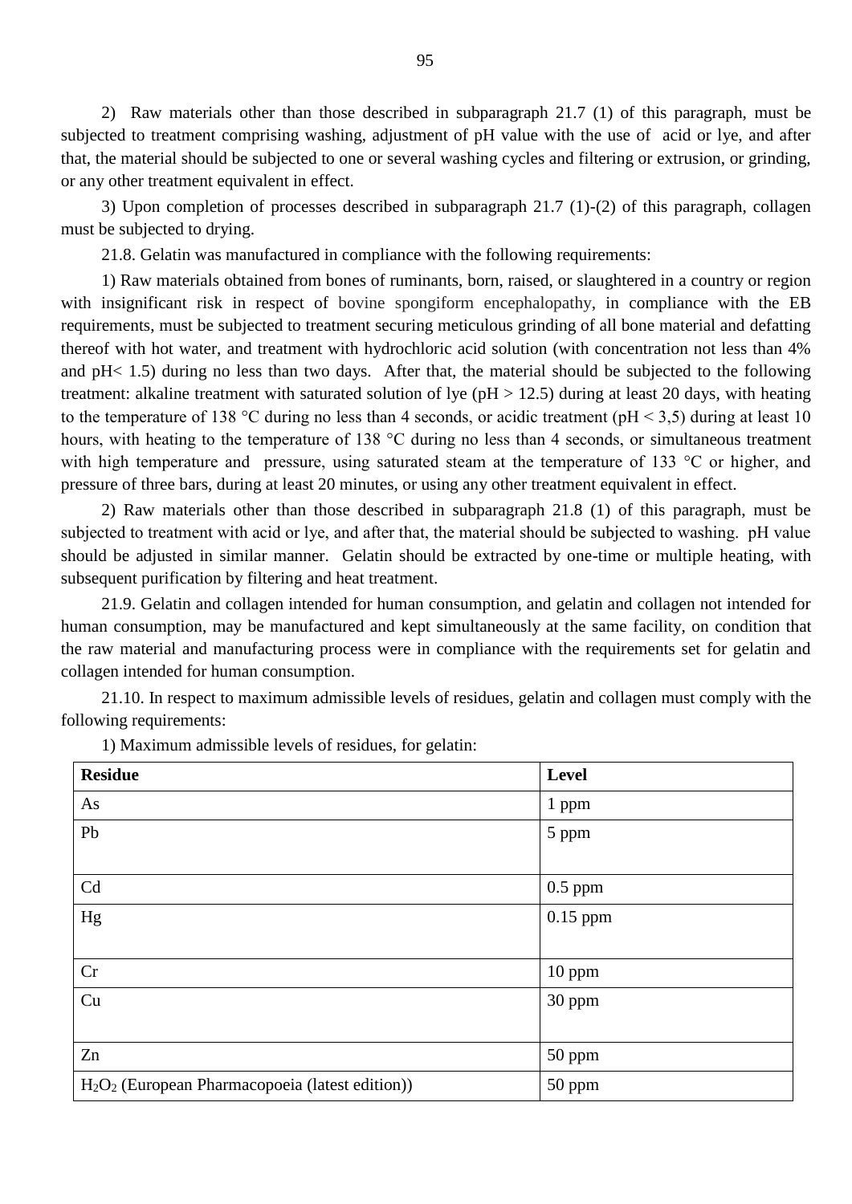2) Raw materials other than those described in subparagraph 21.7 (1) of this paragraph, must be subjected to treatment comprising washing, adjustment of pH value with the use of acid or lye, and after that, the material should be subjected to one or several washing cycles and filtering or extrusion, or grinding, or any other treatment equivalent in effect.

3) Upon completion of processes described in subparagraph 21.7 (1)-(2) of this paragraph, collagen must be subjected to drying.

21.8. Gelatin was manufactured in compliance with the following requirements:

1) Raw materials obtained from bones of ruminants, born, raised, or slaughtered in a country or region with insignificant risk in respect of bovine spongiform encephalopathy, in compliance with the EB requirements, must be subjected to treatment securing meticulous grinding of all bone material and defatting thereof with hot water, and treatment with hydrochloric acid solution (with concentration not less than 4% and pH< 1.5) during no less than two days. After that, the material should be subjected to the following treatment: alkaline treatment with saturated solution of lye (pH > 12.5) during at least 20 days, with heating to the temperature of 138 °C during no less than 4 seconds, or acidic treatment (pH < 3,5) during at least 10 hours, with heating to the temperature of 138 °C during no less than 4 seconds, or simultaneous treatment with high temperature and pressure, using saturated steam at the temperature of 133 °C or higher, and pressure of three bars, during at least 20 minutes, or using any other treatment equivalent in effect.

2) Raw materials other than those described in subparagraph 21.8 (1) of this paragraph, must be subjected to treatment with acid or lye, and after that, the material should be subjected to washing. pH value should be adjusted in similar manner. Gelatin should be extracted by one-time or multiple heating, with subsequent purification by filtering and heat treatment.

21.9. Gelatin and collagen intended for human consumption, and gelatin and collagen not intended for human consumption, may be manufactured and kept simultaneously at the same facility, on condition that the raw material and manufacturing process were in compliance with the requirements set for gelatin and collagen intended for human consumption.

21.10. In respect to maximum admissible levels of residues, gelatin and collagen must comply with the following requirements:

1) Maximum admissible levels of residues, for gelatin:

| **Residue** | **Level** |
|---|---|
| As | 1 ppm |
| Pb | 5 ppm |
| Cd | 0.5 ppm |
| Hg | 0.15 ppm |
| Cr | 10 ppm |
| Cu | 30 ppm |
| Zn | 50 ppm |
| $H_2O_2$ (European Pharmacopoeia (latest edition)) | 50 ppm |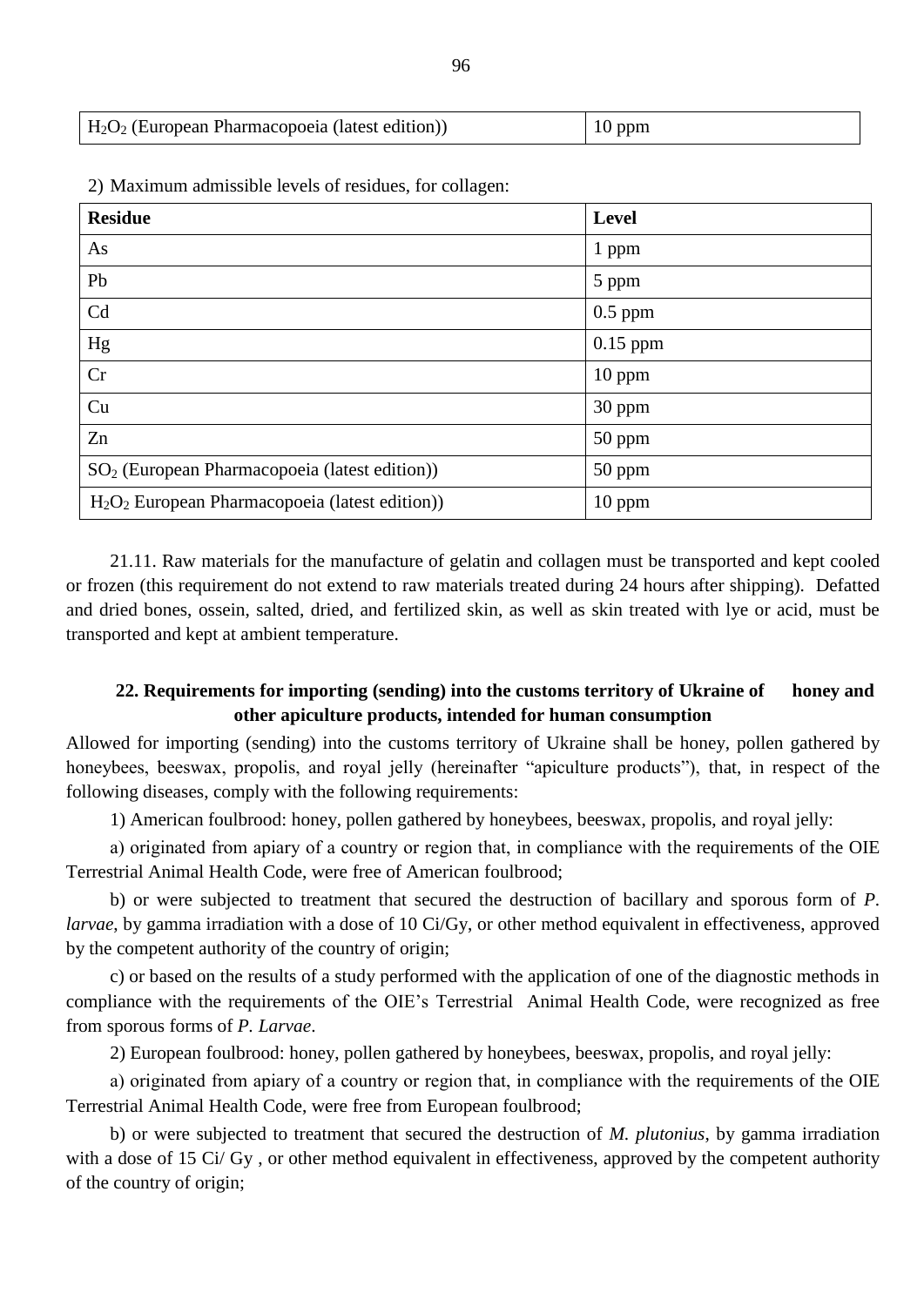| $H_2O_2$ (European Pharmacopoeia (latest edition)) | 10 ppm |
|---|---|

2) Maximum admissible levels of residues, for collagen:

| **Residue** | **Level** |
|---|---|
| As | 1 ppm |
| Pb | 5 ppm |
| Cd | 0.5 ppm |
| Hg | 0.15 ppm |
| Cr | 10 ppm |
| Cu | 30 ppm |
| Zn | 50 ppm |
| $SO_2$ (European Pharmacopoeia (latest edition)) | 50 ppm |
| $H_2O_2$ European Pharmacopoeia (latest edition)) | 10 ppm |

21.11. Raw materials for the manufacture of gelatin and collagen must be transported and kept cooled or frozen (this requirement do not extend to raw materials treated during 24 hours after shipping). Defatted and dried bones, ossein, salted, dried, and fertilized skin, as well as skin treated with lye or acid, must be transported and kept at ambient temperature.

### 22. Requirements for importing (sending) into the customs territory of Ukraine of honey and other apiculture products, intended for human consumption

Allowed for importing (sending) into the customs territory of Ukraine shall be honey, pollen gathered by honeybees, beeswax, propolis, and royal jelly (hereinafter "apiculture products"), that, in respect of the following diseases, comply with the following requirements:

1) American foulbrood: honey, pollen gathered by honeybees, beeswax, propolis, and royal jelly:

a) originated from apiary of a country or region that, in compliance with the requirements of the OIE Terrestrial Animal Health Code, were free of American foulbrood;

b) or were subjected to treatment that secured the destruction of bacillary and sporous form of *P. larvae*, by gamma irradiation with a dose of 10 Ci/Gy, or other method equivalent in effectiveness, approved by the competent authority of the country of origin;

c) or based on the results of a study performed with the application of one of the diagnostic methods in compliance with the requirements of the OIE's Terrestrial Animal Health Code, were recognized as free from sporous forms of *P. Larvae*.

2) European foulbrood: honey, pollen gathered by honeybees, beeswax, propolis, and royal jelly:

a) originated from apiary of a country or region that, in compliance with the requirements of the OIE Terrestrial Animal Health Code, were free from European foulbrood;

b) or were subjected to treatment that secured the destruction of *M. plutonius*, by gamma irradiation with a dose of 15 Ci/ Gy , or other method equivalent in effectiveness, approved by the competent authority of the country of origin;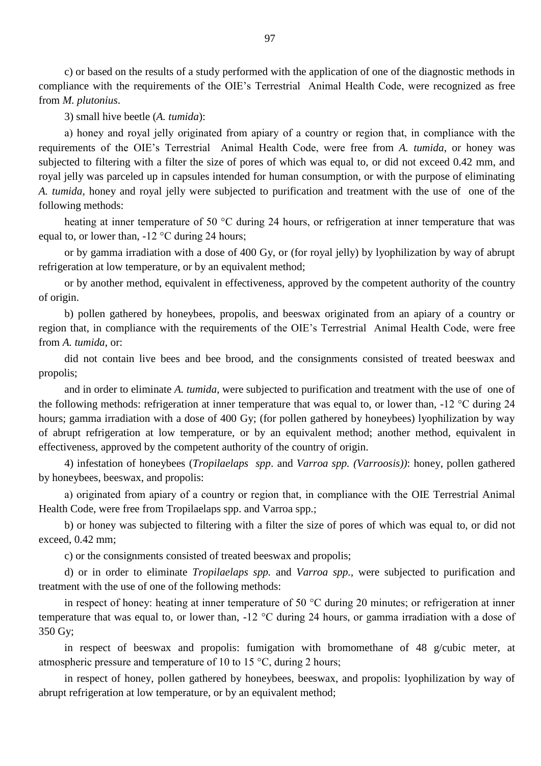c) or based on the results of a study performed with the application of one of the diagnostic methods in compliance with the requirements of the OIE's Terrestrial Animal Health Code, were recognized as free from *M. plutonius*.

3) small hive beetle (*A. tumida*):

a) honey and royal jelly originated from apiary of a country or region that, in compliance with the requirements of the OIE's Terrestrial Animal Health Code, were free from *A. tumida*, or honey was subjected to filtering with a filter the size of pores of which was equal to, or did not exceed 0.42 mm, and royal jelly was parceled up in capsules intended for human consumption, or with the purpose of eliminating *A. tumida*, honey and royal jelly were subjected to purification and treatment with the use of one of the following methods:

heating at inner temperature of 50 °C during 24 hours, or refrigeration at inner temperature that was equal to, or lower than, -12 °C during 24 hours;

or by gamma irradiation with a dose of 400 Gy, or (for royal jelly) by lyophilization by way of abrupt refrigeration at low temperature, or by an equivalent method;

or by another method, equivalent in effectiveness, approved by the competent authority of the country of origin.

b) pollen gathered by honeybees, propolis, and beeswax originated from an apiary of a country or region that, in compliance with the requirements of the OIE's Terrestrial Animal Health Code, were free from *A. tumida*, or:

did not contain live bees and bee brood, and the consignments consisted of treated beeswax and propolis;

and in order to eliminate *A. tumida*, were subjected to purification and treatment with the use of one of the following methods: refrigeration at inner temperature that was equal to, or lower than, -12 °C during 24 hours; gamma irradiation with a dose of 400 Gy; (for pollen gathered by honeybees) lyophilization by way of abrupt refrigeration at low temperature, or by an equivalent method; another method, equivalent in effectiveness, approved by the competent authority of the country of origin.

4) infestation of honeybees (*Tropilaelaps spp*. and *Varroa spp. (Varroosis)*): honey, pollen gathered by honeybees, beeswax, and propolis:

a) originated from apiary of a country or region that, in compliance with the OIE Terrestrial Animal Health Code, were free from Tropilaelaps spp. and Varroa spp.;

b) or honey was subjected to filtering with a filter the size of pores of which was equal to, or did not exceed, 0.42 mm;

c) or the consignments consisted of treated beeswax and propolis;

d) or in order to eliminate *Tropilaelaps spp.* and *Varroa spp.*, were subjected to purification and treatment with the use of one of the following methods:

in respect of honey: heating at inner temperature of 50 °C during 20 minutes; or refrigeration at inner temperature that was equal to, or lower than, -12 °C during 24 hours, or gamma irradiation with a dose of 350 Gy;

in respect of beeswax and propolis: fumigation with bromomethane of 48 g/cubic meter, at atmospheric pressure and temperature of 10 to 15 °C, during 2 hours;

in respect of honey, pollen gathered by honeybees, beeswax, and propolis: lyophilization by way of abrupt refrigeration at low temperature, or by an equivalent method;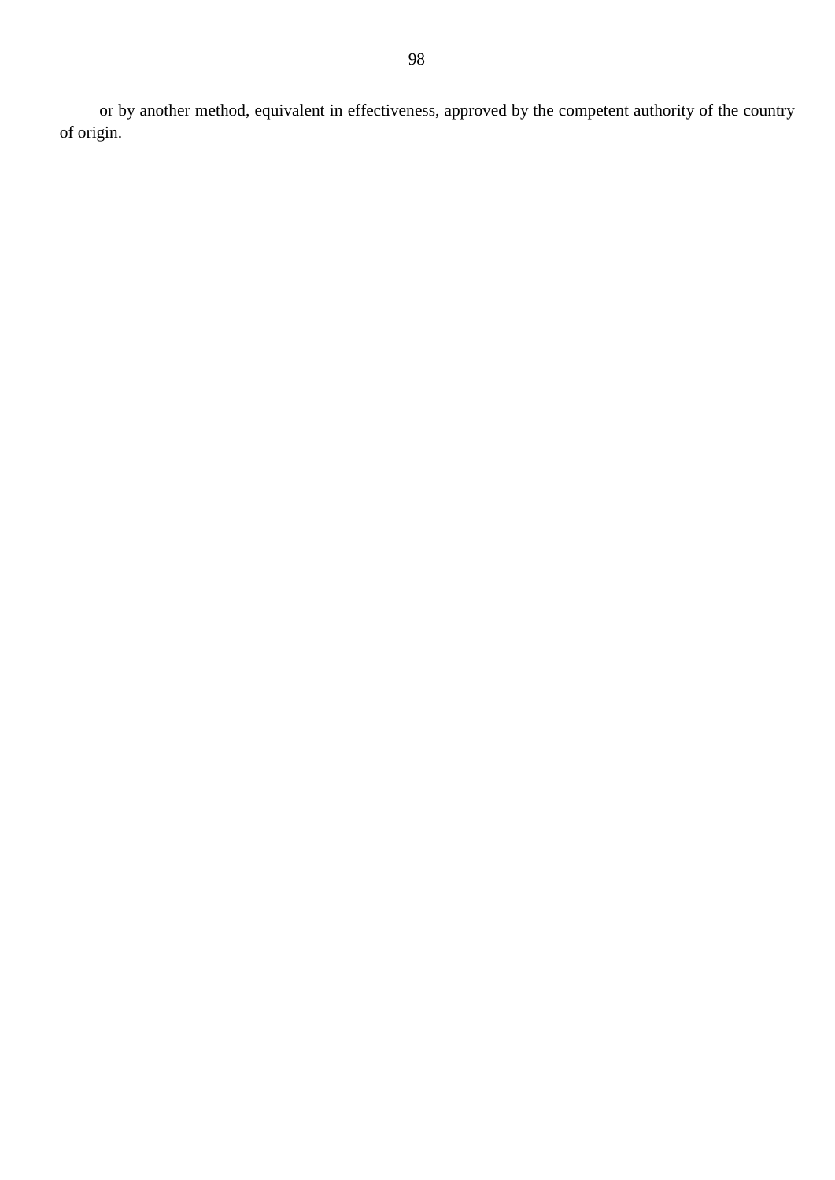or by another method, equivalent in effectiveness, approved by the competent authority of the country of origin.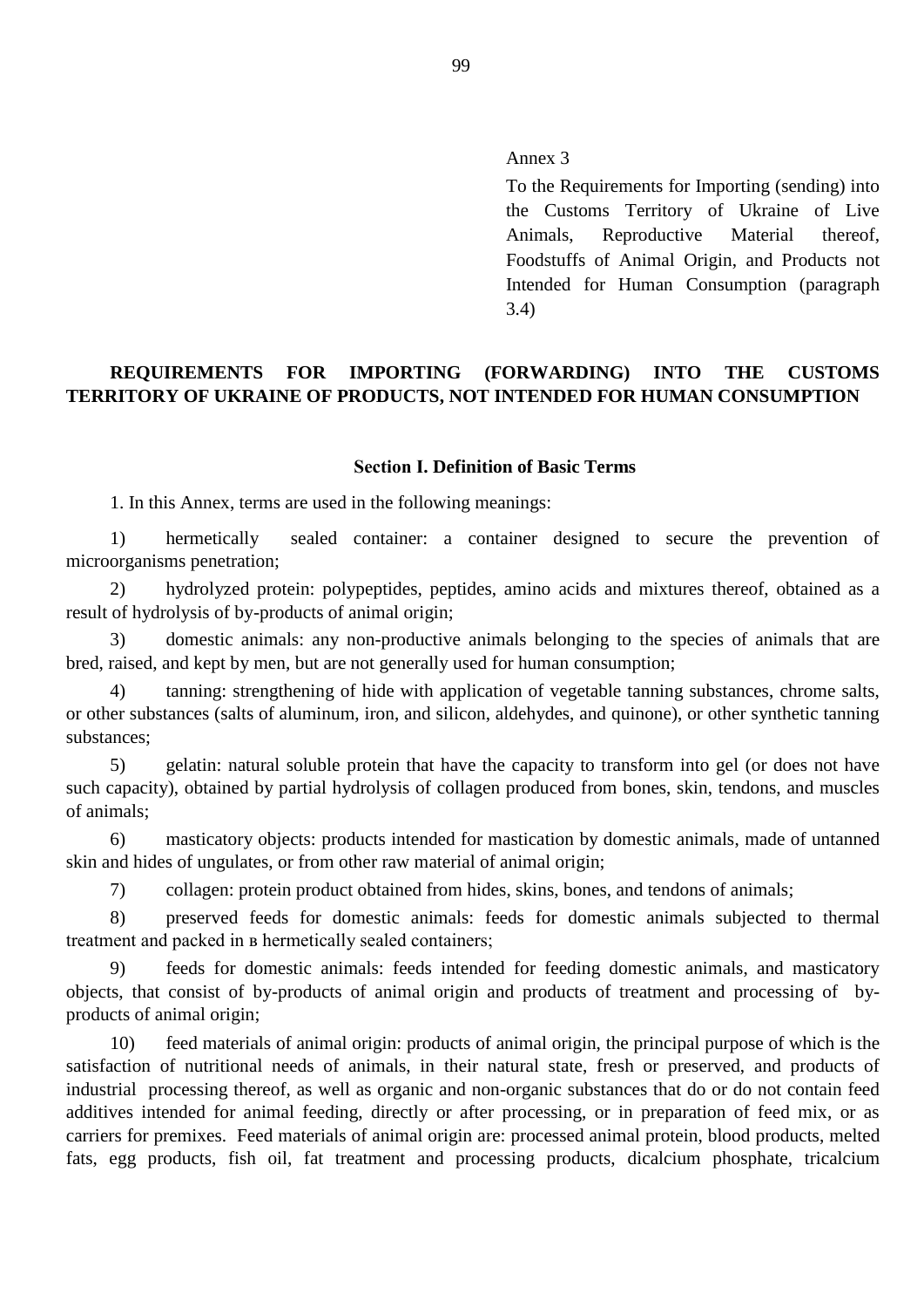Annex 3

To the Requirements for Importing (sending) into the Customs Territory of Ukraine of Live Animals, Reproductive Material thereof, Foodstuffs of Animal Origin, and Products not Intended for Human Consumption (paragraph 3.4)

**REQUIREMENTS FOR IMPORTING (FORWARDING) INTO THE CUSTOMS TERRITORY OF UKRAINE OF PRODUCTS, NOT INTENDED FOR HUMAN CONSUMPTION**

**Section I. Definition of Basic Terms**

1. In this Annex, terms are used in the following meanings:

1) hermetically sealed container: a container designed to secure the prevention of microorganisms penetration;

2) hydrolyzed protein: polypeptides, peptides, amino acids and mixtures thereof, obtained as a result of hydrolysis of by-products of animal origin;

3) domestic animals: any non-productive animals belonging to the species of animals that are bred, raised, and kept by men, but are not generally used for human consumption;

4) tanning: strengthening of hide with application of vegetable tanning substances, chrome salts, or other substances (salts of aluminum, iron, and silicon, aldehydes, and quinone), or other synthetic tanning substances;

5) gelatin: natural soluble protein that have the capacity to transform into gel (or does not have such capacity), obtained by partial hydrolysis of collagen produced from bones, skin, tendons, and muscles of animals;

6) masticatory objects: products intended for mastication by domestic animals, made of untanned skin and hides of ungulates, or from other raw material of animal origin;

7) collagen: protein product obtained from hides, skins, bones, and tendons of animals;

8) preserved feeds for domestic animals: feeds for domestic animals subjected to thermal treatment and packed in в hermetically sealed containers;

9) feeds for domestic animals: feeds intended for feeding domestic animals, and masticatory objects, that consist of by-products of animal origin and products of treatment and processing of by-products of animal origin;

10) feed materials of animal origin: products of animal origin, the principal purpose of which is the satisfaction of nutritional needs of animals, in their natural state, fresh or preserved, and products of industrial processing thereof, as well as organic and non-organic substances that do or do not contain feed additives intended for animal feeding, directly or after processing, or in preparation of feed mix, or as carriers for premixes. Feed materials of animal origin are: processed animal protein, blood products, melted fats, egg products, fish oil, fat treatment and processing products, dicalcium phosphate, tricalcium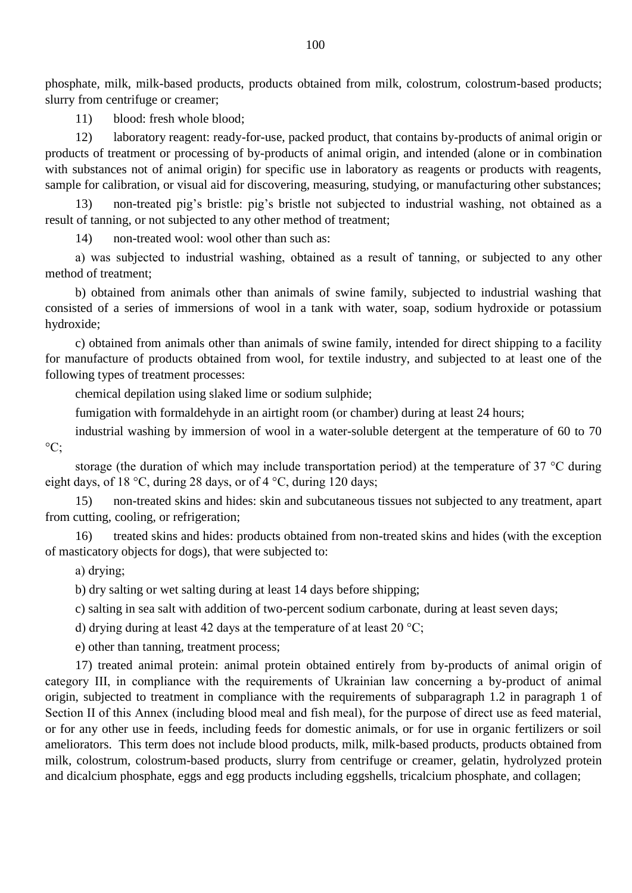phosphate, milk, milk-based products, products obtained from milk, colostrum, colostrum-based products; slurry from centrifuge or creamer;

11) blood: fresh whole blood;

12) laboratory reagent: ready-for-use, packed product, that contains by-products of animal origin or products of treatment or processing of by-products of animal origin, and intended (alone or in combination with substances not of animal origin) for specific use in laboratory as reagents or products with reagents, sample for calibration, or visual aid for discovering, measuring, studying, or manufacturing other substances;

13) non-treated pig's bristle: pig's bristle not subjected to industrial washing, not obtained as a result of tanning, or not subjected to any other method of treatment;

14) non-treated wool: wool other than such as:

a) was subjected to industrial washing, obtained as a result of tanning, or subjected to any other method of treatment;

b) obtained from animals other than animals of swine family, subjected to industrial washing that consisted of a series of immersions of wool in a tank with water, soap, sodium hydroxide or potassium hydroxide;

c) obtained from animals other than animals of swine family, intended for direct shipping to a facility for manufacture of products obtained from wool, for textile industry, and subjected to at least one of the following types of treatment processes:

chemical depilation using slaked lime or sodium sulphide;

fumigation with formaldehyde in an airtight room (or chamber) during at least 24 hours;

industrial washing by immersion of wool in a water-soluble detergent at the temperature of 60 to 70 °C;

storage (the duration of which may include transportation period) at the temperature of 37 °C during eight days, of 18 °C, during 28 days, or of 4 °C, during 120 days;

15) non-treated skins and hides: skin and subcutaneous tissues not subjected to any treatment, apart from cutting, cooling, or refrigeration;

16) treated skins and hides: products obtained from non-treated skins and hides (with the exception of masticatory objects for dogs), that were subjected to:

a) drying;

b) dry salting or wet salting during at least 14 days before shipping;

c) salting in sea salt with addition of two-percent sodium carbonate, during at least seven days;

d) drying during at least 42 days at the temperature of at least 20 °C;

e) other than tanning, treatment process;

17) treated animal protein: animal protein obtained entirely from by-products of animal origin of category III, in compliance with the requirements of Ukrainian law concerning a by-product of animal origin, subjected to treatment in compliance with the requirements of subparagraph 1.2 in paragraph 1 of Section II of this Annex (including blood meal and fish meal), for the purpose of direct use as feed material, or for any other use in feeds, including feeds for domestic animals, or for use in organic fertilizers or soil ameliorators. This term does not include blood products, milk, milk-based products, products obtained from milk, colostrum, colostrum-based products, slurry from centrifuge or creamer, gelatin, hydrolyzed protein and dicalcium phosphate, eggs and egg products including eggshells, tricalcium phosphate, and collagen;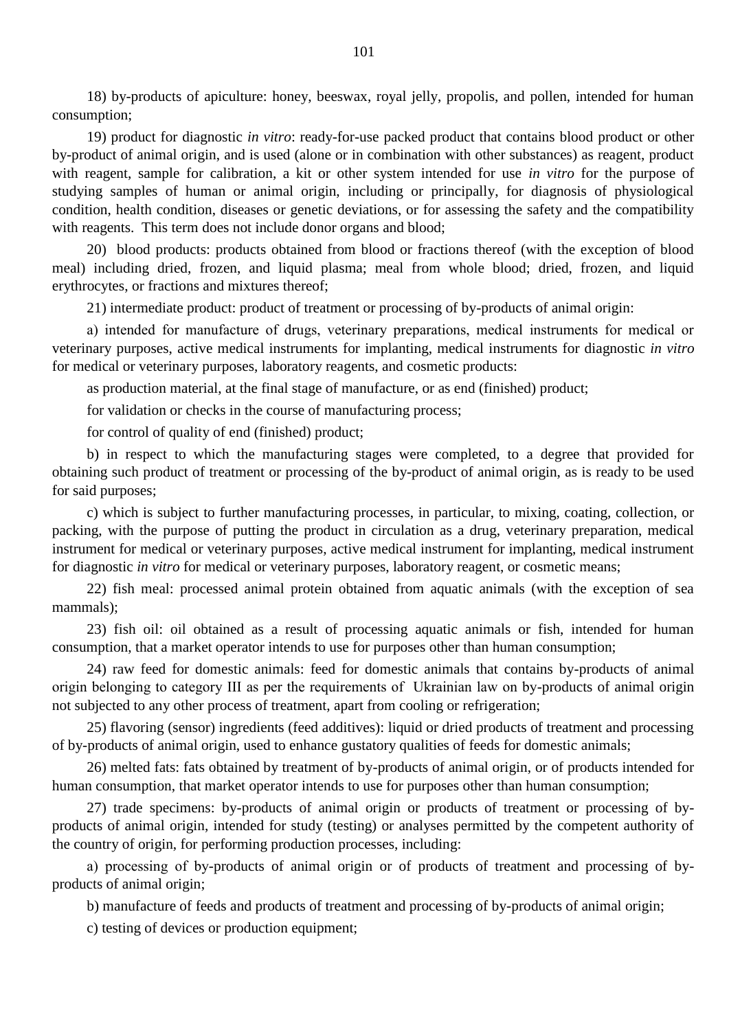18) by-products of apiculture: honey, beeswax, royal jelly, propolis, and pollen, intended for human consumption;

19) product for diagnostic *in vitro*: ready-for-use packed product that contains blood product or other by-product of animal origin, and is used (alone or in combination with other substances) as reagent, product with reagent, sample for calibration, a kit or other system intended for use *in vitro* for the purpose of studying samples of human or animal origin, including or principally, for diagnosis of physiological condition, health condition, diseases or genetic deviations, or for assessing the safety and the compatibility with reagents. This term does not include donor organs and blood;

20) blood products: products obtained from blood or fractions thereof (with the exception of blood meal) including dried, frozen, and liquid plasma; meal from whole blood; dried, frozen, and liquid erythrocytes, or fractions and mixtures thereof;

21) intermediate product: product of treatment or processing of by-products of animal origin:

a) intended for manufacture of drugs, veterinary preparations, medical instruments for medical or veterinary purposes, active medical instruments for implanting, medical instruments for diagnostic *in vitro* for medical or veterinary purposes, laboratory reagents, and cosmetic products:

as production material, at the final stage of manufacture, or as end (finished) product;

for validation or checks in the course of manufacturing process;

for control of quality of end (finished) product;

b) in respect to which the manufacturing stages were completed, to a degree that provided for obtaining such product of treatment or processing of the by-product of animal origin, as is ready to be used for said purposes;

c) which is subject to further manufacturing processes, in particular, to mixing, coating, collection, or packing, with the purpose of putting the product in circulation as a drug, veterinary preparation, medical instrument for medical or veterinary purposes, active medical instrument for implanting, medical instrument for diagnostic *in vitro* for medical or veterinary purposes, laboratory reagent, or cosmetic means;

22) fish meal: processed animal protein obtained from aquatic animals (with the exception of sea mammals);

23) fish oil: oil obtained as a result of processing aquatic animals or fish, intended for human consumption, that a market operator intends to use for purposes other than human consumption;

24) raw feed for domestic animals: feed for domestic animals that contains by-products of animal origin belonging to category III as per the requirements of Ukrainian law on by-products of animal origin not subjected to any other process of treatment, apart from cooling or refrigeration;

25) flavoring (sensor) ingredients (feed additives): liquid or dried products of treatment and processing of by-products of animal origin, used to enhance gustatory qualities of feeds for domestic animals;

26) melted fats: fats obtained by treatment of by-products of animal origin, or of products intended for human consumption, that market operator intends to use for purposes other than human consumption;

27) trade specimens: by-products of animal origin or products of treatment or processing of by-products of animal origin, intended for study (testing) or analyses permitted by the competent authority of the country of origin, for performing production processes, including:

a) processing of by-products of animal origin or of products of treatment and processing of by-products of animal origin;

b) manufacture of feeds and products of treatment and processing of by-products of animal origin;

c) testing of devices or production equipment;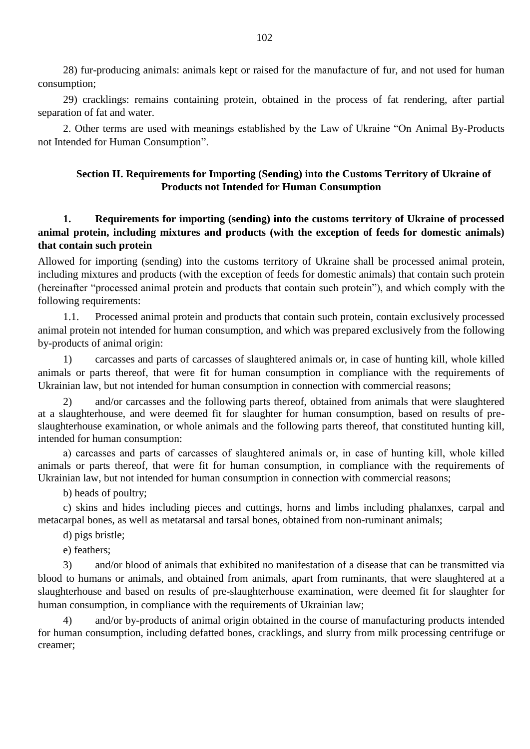28) fur-producing animals: animals kept or raised for the manufacture of fur, and not used for human consumption;

29) cracklings: remains containing protein, obtained in the process of fat rendering, after partial separation of fat and water.

2. Other terms are used with meanings established by the Law of Ukraine "On Animal By-Products not Intended for Human Consumption".

## Section II. Requirements for Importing (Sending) into the Customs Territory of Ukraine of Products not Intended for Human Consumption

### 1. Requirements for importing (sending) into the customs territory of Ukraine of processed animal protein, including mixtures and products (with the exception of feeds for domestic animals) that contain such protein

Allowed for importing (sending) into the customs territory of Ukraine shall be processed animal protein, including mixtures and products (with the exception of feeds for domestic animals) that contain such protein (hereinafter "processed animal protein and products that contain such protein"), and which comply with the following requirements:

1.1. Processed animal protein and products that contain such protein, contain exclusively processed animal protein not intended for human consumption, and which was prepared exclusively from the following by-products of animal origin:

1) carcasses and parts of carcasses of slaughtered animals or, in case of hunting kill, whole killed animals or parts thereof, that were fit for human consumption in compliance with the requirements of Ukrainian law, but not intended for human consumption in connection with commercial reasons;

2) and/or carcasses and the following parts thereof, obtained from animals that were slaughtered at a slaughterhouse, and were deemed fit for slaughter for human consumption, based on results of pre-slaughterhouse examination, or whole animals and the following parts thereof, that constituted hunting kill, intended for human consumption:

a) carcasses and parts of carcasses of slaughtered animals or, in case of hunting kill, whole killed animals or parts thereof, that were fit for human consumption, in compliance with the requirements of Ukrainian law, but not intended for human consumption in connection with commercial reasons;

b) heads of poultry;

c) skins and hides including pieces and cuttings, horns and limbs including phalanxes, carpal and metacarpal bones, as well as metatarsal and tarsal bones, obtained from non-ruminant animals;

d) pigs bristle;

e) feathers;

3) and/or blood of animals that exhibited no manifestation of a disease that can be transmitted via blood to humans or animals, and obtained from animals, apart from ruminants, that were slaughtered at a slaughterhouse and based on results of pre-slaughterhouse examination, were deemed fit for slaughter for human consumption, in compliance with the requirements of Ukrainian law;

4) and/or by-products of animal origin obtained in the course of manufacturing products intended for human consumption, including defatted bones, cracklings, and slurry from milk processing centrifuge or creamer;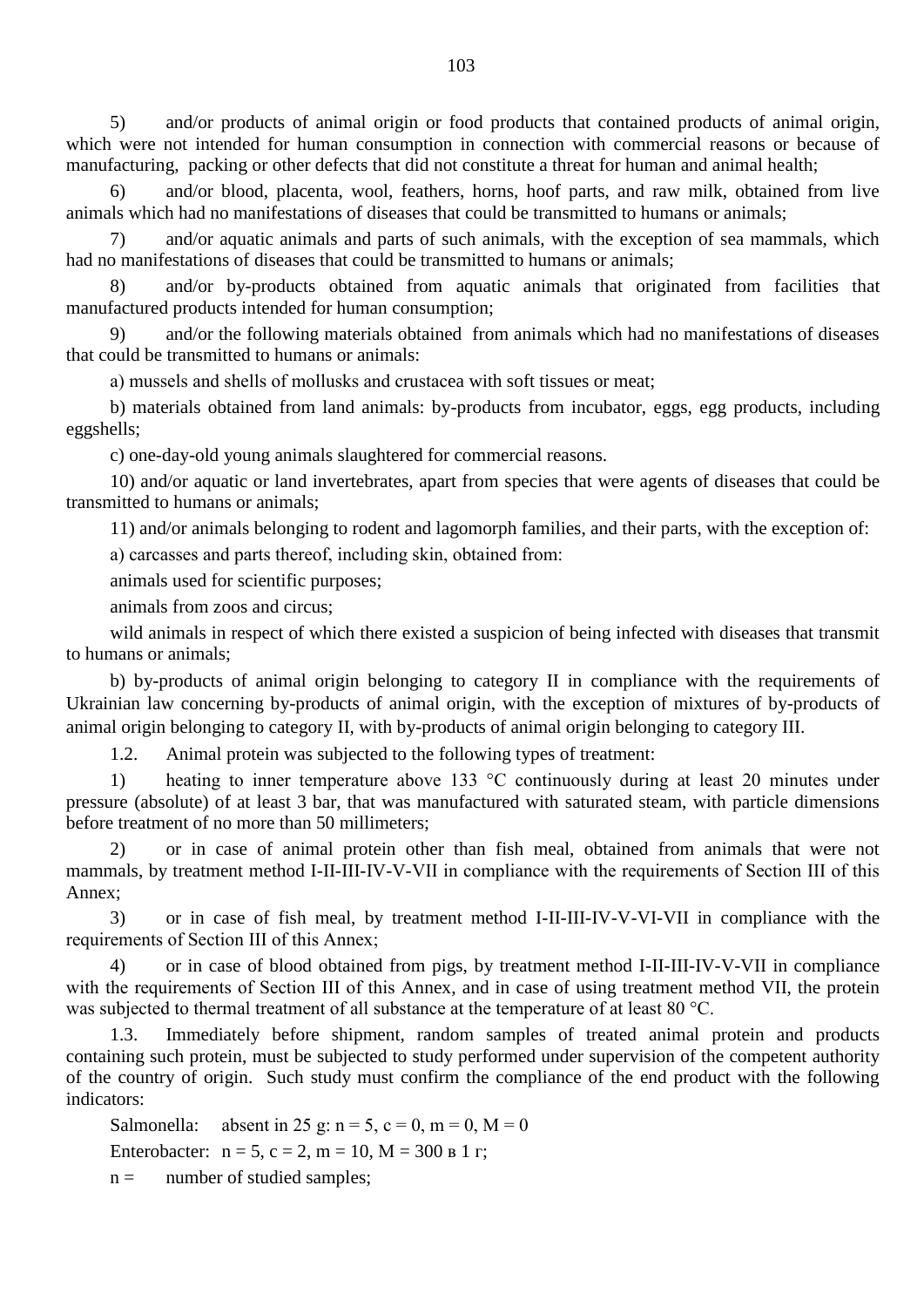5) and/or products of animal origin or food products that contained products of animal origin, which were not intended for human consumption in connection with commercial reasons or because of manufacturing, packing or other defects that did not constitute a threat for human and animal health;

6) and/or blood, placenta, wool, feathers, horns, hoof parts, and raw milk, obtained from live animals which had no manifestations of diseases that could be transmitted to humans or animals;

7) and/or aquatic animals and parts of such animals, with the exception of sea mammals, which had no manifestations of diseases that could be transmitted to humans or animals;

8) and/or by-products obtained from aquatic animals that originated from facilities that manufactured products intended for human consumption;

9) and/or the following materials obtained from animals which had no manifestations of diseases that could be transmitted to humans or animals:

a) mussels and shells of mollusks and crustacea with soft tissues or meat;

b) materials obtained from land animals: by-products from incubator, eggs, egg products, including eggshells;

c) one-day-old young animals slaughtered for commercial reasons.

10) and/or aquatic or land invertebrates, apart from species that were agents of diseases that could be transmitted to humans or animals;

11) and/or animals belonging to rodent and lagomorph families, and their parts, with the exception of:

a) carcasses and parts thereof, including skin, obtained from:

animals used for scientific purposes;

animals from zoos and circus;

wild animals in respect of which there existed a suspicion of being infected with diseases that transmit to humans or animals;

b) by-products of animal origin belonging to category II in compliance with the requirements of Ukrainian law concerning by-products of animal origin, with the exception of mixtures of by-products of animal origin belonging to category II, with by-products of animal origin belonging to category III.

1.2. Animal protein was subjected to the following types of treatment:

1) heating to inner temperature above 133 °C continuously during at least 20 minutes under pressure (absolute) of at least 3 bar, that was manufactured with saturated steam, with particle dimensions before treatment of no more than 50 millimeters;

2) or in case of animal protein other than fish meal, obtained from animals that were not mammals, by treatment method I-II-III-IV-V-VII in compliance with the requirements of Section III of this Annex;

3) or in case of fish meal, by treatment method I-II-III-IV-V-VI-VII in compliance with the requirements of Section III of this Annex;

4) or in case of blood obtained from pigs, by treatment method I-II-III-IV-V-VII in compliance with the requirements of Section III of this Annex, and in case of using treatment method VII, the protein was subjected to thermal treatment of all substance at the temperature of at least 80 °C.

1.3. Immediately before shipment, random samples of treated animal protein and products containing such protein, must be subjected to study performed under supervision of the competent authority of the country of origin. Such study must confirm the compliance of the end product with the following indicators:

Salmonella: absent in 25 g: $n = 5$, $c = 0$, $m = 0$, $M = 0$

Enterobacter: $n = 5$, $c = 2$, $m = 10$, $M = 300$ в 1 г;

$n =$ number of studied samples;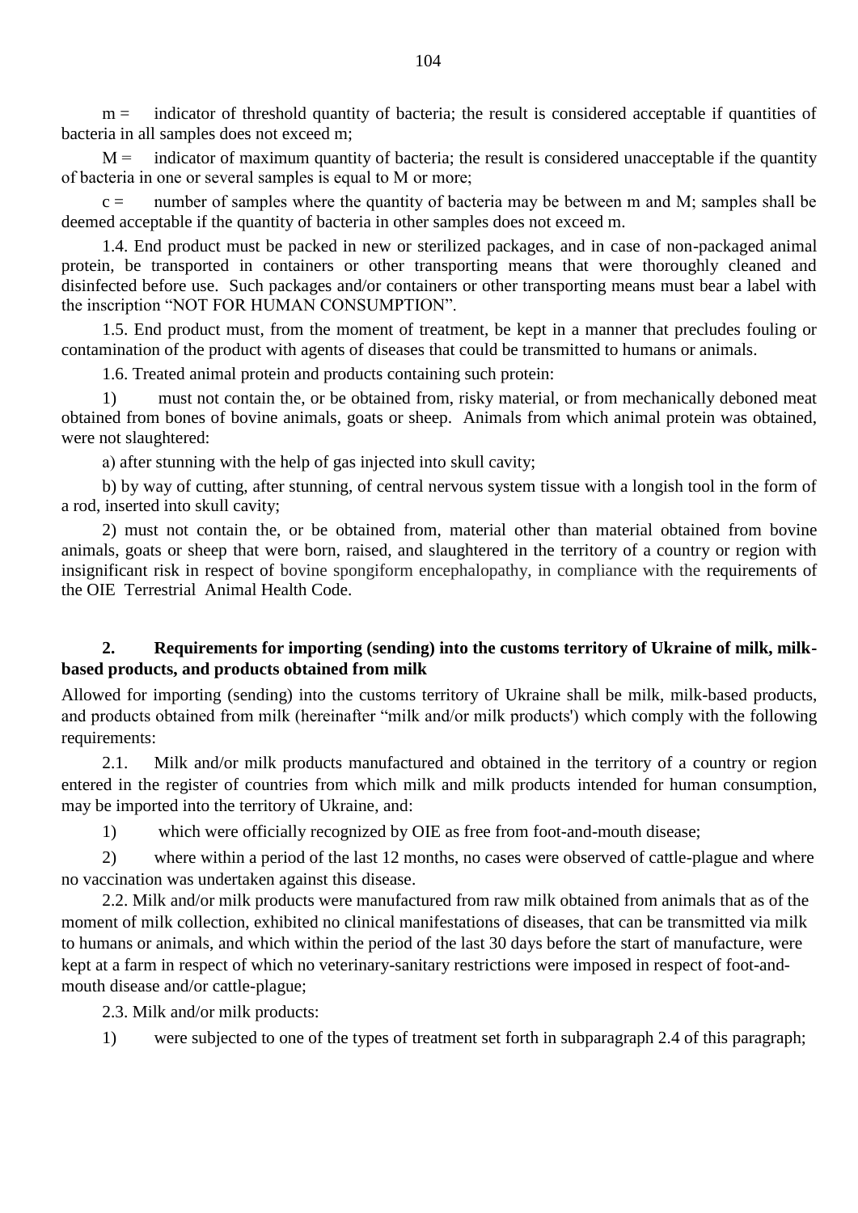m = indicator of threshold quantity of bacteria; the result is considered acceptable if quantities of bacteria in all samples does not exceed m;

M = indicator of maximum quantity of bacteria; the result is considered unacceptable if the quantity of bacteria in one or several samples is equal to M or more;

c = number of samples where the quantity of bacteria may be between m and M; samples shall be deemed acceptable if the quantity of bacteria in other samples does not exceed m.

1.4. End product must be packed in new or sterilized packages, and in case of non-packaged animal protein, be transported in containers or other transporting means that were thoroughly cleaned and disinfected before use. Such packages and/or containers or other transporting means must bear a label with the inscription "NOT FOR HUMAN CONSUMPTION".

1.5. End product must, from the moment of treatment, be kept in a manner that precludes fouling or contamination of the product with agents of diseases that could be transmitted to humans or animals.

1.6. Treated animal protein and products containing such protein:

1) must not contain the, or be obtained from, risky material, or from mechanically deboned meat obtained from bones of bovine animals, goats or sheep. Animals from which animal protein was obtained, were not slaughtered:

a) after stunning with the help of gas injected into skull cavity;

b) by way of cutting, after stunning, of central nervous system tissue with a longish tool in the form of a rod, inserted into skull cavity;

2) must not contain the, or be obtained from, material other than material obtained from bovine animals, goats or sheep that were born, raised, and slaughtered in the territory of a country or region with insignificant risk in respect of bovine spongiform encephalopathy, in compliance with the requirements of the OIE Terrestrial Animal Health Code.

## 2. Requirements for importing (sending) into the customs territory of Ukraine of milk, milk-based products, and products obtained from milk

Allowed for importing (sending) into the customs territory of Ukraine shall be milk, milk-based products, and products obtained from milk (hereinafter "milk and/or milk products') which comply with the following requirements:

2.1. Milk and/or milk products manufactured and obtained in the territory of a country or region entered in the register of countries from which milk and milk products intended for human consumption, may be imported into the territory of Ukraine, and:

1) which were officially recognized by OIE as free from foot-and-mouth disease;

2) where within a period of the last 12 months, no cases were observed of cattle-plague and where no vaccination was undertaken against this disease.

2.2. Milk and/or milk products were manufactured from raw milk obtained from animals that as of the moment of milk collection, exhibited no clinical manifestations of diseases, that can be transmitted via milk to humans or animals, and which within the period of the last 30 days before the start of manufacture, were kept at a farm in respect of which no veterinary-sanitary restrictions were imposed in respect of foot-and-mouth disease and/or cattle-plague;

2.3. Milk and/or milk products:

1) were subjected to one of the types of treatment set forth in subparagraph 2.4 of this paragraph;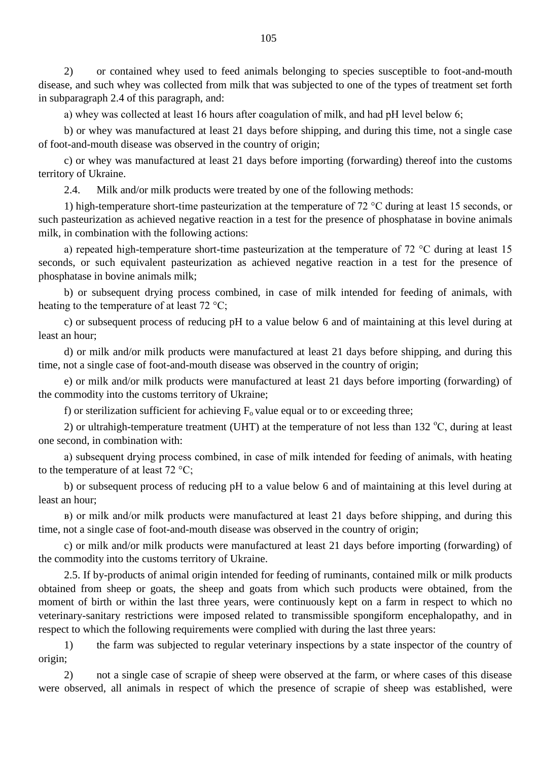2) or contained whey used to feed animals belonging to species susceptible to foot-and-mouth disease, and such whey was collected from milk that was subjected to one of the types of treatment set forth in subparagraph 2.4 of this paragraph, and:

a) whey was collected at least 16 hours after coagulation of milk, and had pH level below 6;

b) or whey was manufactured at least 21 days before shipping, and during this time, not a single case of foot-and-mouth disease was observed in the country of origin;

c) or whey was manufactured at least 21 days before importing (forwarding) thereof into the customs territory of Ukraine.

2.4. Milk and/or milk products were treated by one of the following methods:

1) high-temperature short-time pasteurization at the temperature of 72 °C during at least 15 seconds, or such pasteurization as achieved negative reaction in a test for the presence of phosphatase in bovine animals milk, in combination with the following actions:

a) repeated high-temperature short-time pasteurization at the temperature of 72 °C during at least 15 seconds, or such equivalent pasteurization as achieved negative reaction in a test for the presence of phosphatase in bovine animals milk;

b) or subsequent drying process combined, in case of milk intended for feeding of animals, with heating to the temperature of at least 72 °C;

c) or subsequent process of reducing pH to a value below 6 and of maintaining at this level during at least an hour;

d) or milk and/or milk products were manufactured at least 21 days before shipping, and during this time, not a single case of foot-and-mouth disease was observed in the country of origin;

e) or milk and/or milk products were manufactured at least 21 days before importing (forwarding) of the commodity into the customs territory of Ukraine;

f) or sterilization sufficient for achieving $F_o$ value equal or to or exceeding three;

2) or ultrahigh-temperature treatment (UHT) at the temperature of not less than 132 °C, during at least one second, in combination with:

a) subsequent drying process combined, in case of milk intended for feeding of animals, with heating to the temperature of at least 72 °C;

b) or subsequent process of reducing pH to a value below 6 and of maintaining at this level during at least an hour;

в) or milk and/or milk products were manufactured at least 21 days before shipping, and during this time, not a single case of foot-and-mouth disease was observed in the country of origin;

c) or milk and/or milk products were manufactured at least 21 days before importing (forwarding) of the commodity into the customs territory of Ukraine.

2.5. If by-products of animal origin intended for feeding of ruminants, contained milk or milk products obtained from sheep or goats, the sheep and goats from which such products were obtained, from the moment of birth or within the last three years, were continuously kept on a farm in respect to which no veterinary-sanitary restrictions were imposed related to transmissible spongiform encephalopathy, and in respect to which the following requirements were complied with during the last three years:

1) the farm was subjected to regular veterinary inspections by a state inspector of the country of origin;

2) not a single case of scrapie of sheep were observed at the farm, or where cases of this disease were observed, all animals in respect of which the presence of scrapie of sheep was established, were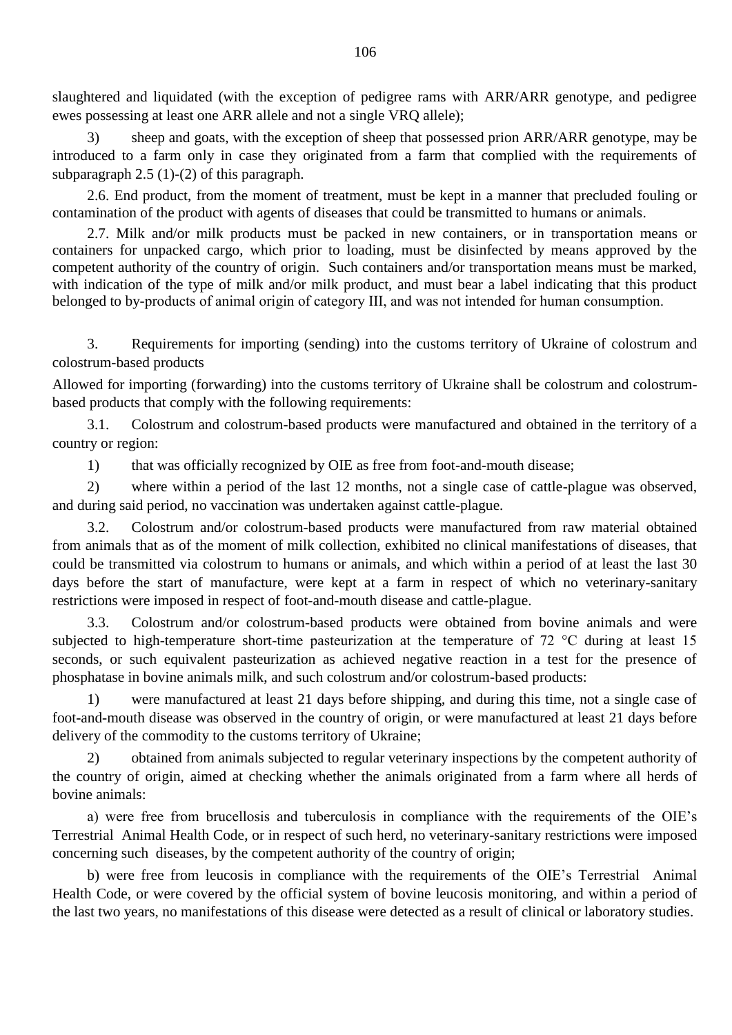slaughtered and liquidated (with the exception of pedigree rams with ARR/ARR genotype, and pedigree ewes possessing at least one ARR allele and not a single VRQ allele);

3) sheep and goats, with the exception of sheep that possessed prion ARR/ARR genotype, may be introduced to a farm only in case they originated from a farm that complied with the requirements of subparagraph 2.5 (1)-(2) of this paragraph.

2.6. End product, from the moment of treatment, must be kept in a manner that precluded fouling or contamination of the product with agents of diseases that could be transmitted to humans or animals.

2.7. Milk and/or milk products must be packed in new containers, or in transportation means or containers for unpacked cargo, which prior to loading, must be disinfected by means approved by the competent authority of the country of origin. Such containers and/or transportation means must be marked, with indication of the type of milk and/or milk product, and must bear a label indicating that this product belonged to by-products of animal origin of category III, and was not intended for human consumption.

3. Requirements for importing (sending) into the customs territory of Ukraine of colostrum and colostrum-based products

Allowed for importing (forwarding) into the customs territory of Ukraine shall be colostrum and colostrum-based products that comply with the following requirements:

3.1. Colostrum and colostrum-based products were manufactured and obtained in the territory of a country or region:

1) that was officially recognized by OIE as free from foot-and-mouth disease;

2) where within a period of the last 12 months, not a single case of cattle-plague was observed, and during said period, no vaccination was undertaken against cattle-plague.

3.2. Colostrum and/or colostrum-based products were manufactured from raw material obtained from animals that as of the moment of milk collection, exhibited no clinical manifestations of diseases, that could be transmitted via colostrum to humans or animals, and which within a period of at least the last 30 days before the start of manufacture, were kept at a farm in respect of which no veterinary-sanitary restrictions were imposed in respect of foot-and-mouth disease and cattle-plague.

3.3. Colostrum and/or colostrum-based products were obtained from bovine animals and were subjected to high-temperature short-time pasteurization at the temperature of 72 °C during at least 15 seconds, or such equivalent pasteurization as achieved negative reaction in a test for the presence of phosphatase in bovine animals milk, and such colostrum and/or colostrum-based products:

1) were manufactured at least 21 days before shipping, and during this time, not a single case of foot-and-mouth disease was observed in the country of origin, or were manufactured at least 21 days before delivery of the commodity to the customs territory of Ukraine;

2) obtained from animals subjected to regular veterinary inspections by the competent authority of the country of origin, aimed at checking whether the animals originated from a farm where all herds of bovine animals:

a) were free from brucellosis and tuberculosis in compliance with the requirements of the OIE's Terrestrial Animal Health Code, or in respect of such herd, no veterinary-sanitary restrictions were imposed concerning such diseases, by the competent authority of the country of origin;

b) were free from leucosis in compliance with the requirements of the OIE's Terrestrial Animal Health Code, or were covered by the official system of bovine leucosis monitoring, and within a period of the last two years, no manifestations of this disease were detected as a result of clinical or laboratory studies.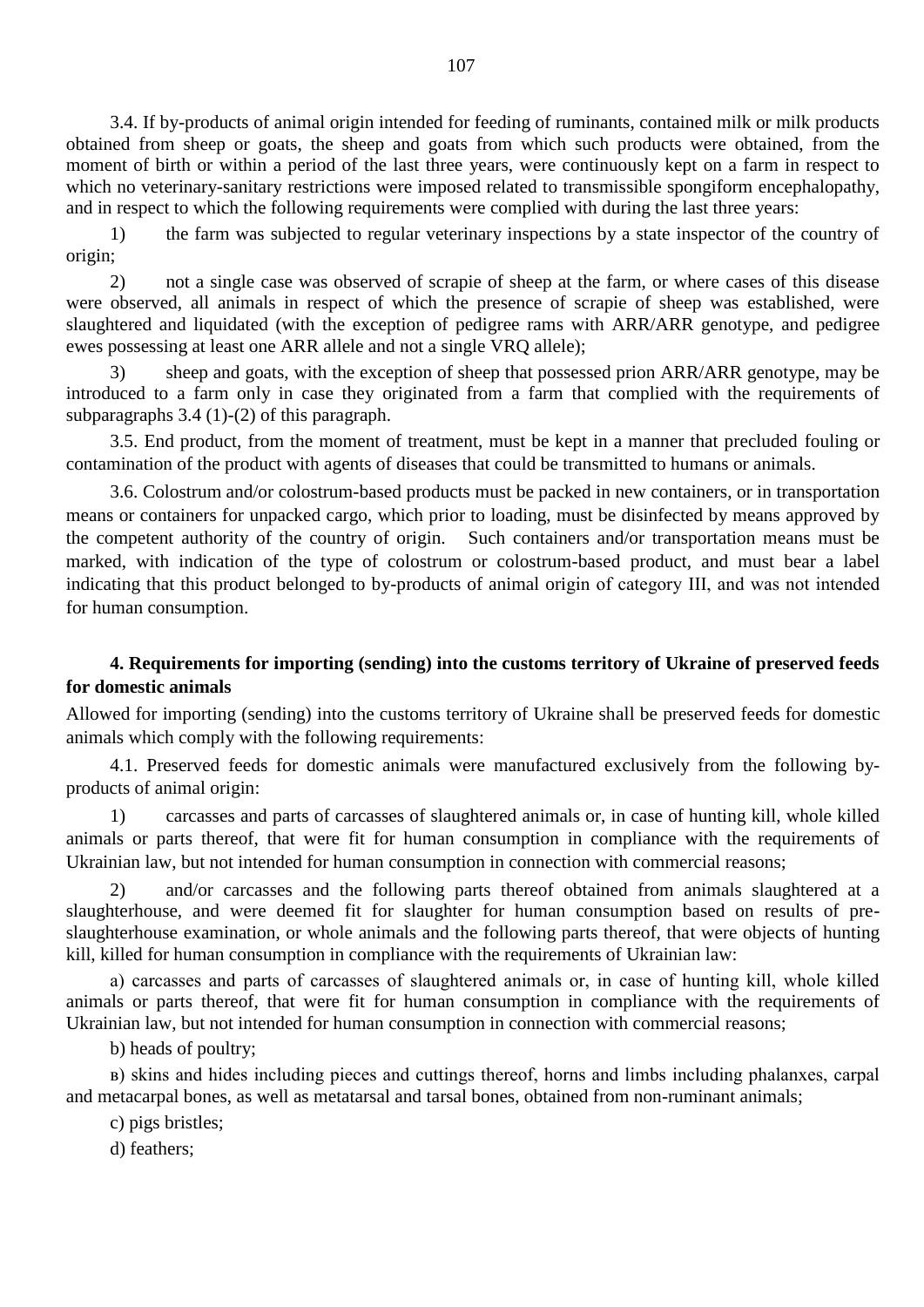3.4. If by-products of animal origin intended for feeding of ruminants, contained milk or milk products obtained from sheep or goats, the sheep and goats from which such products were obtained, from the moment of birth or within a period of the last three years, were continuously kept on a farm in respect to which no veterinary-sanitary restrictions were imposed related to transmissible spongiform encephalopathy, and in respect to which the following requirements were complied with during the last three years:

1) the farm was subjected to regular veterinary inspections by a state inspector of the country of origin;

2) not a single case was observed of scrapie of sheep at the farm, or where cases of this disease were observed, all animals in respect of which the presence of scrapie of sheep was established, were slaughtered and liquidated (with the exception of pedigree rams with ARR/ARR genotype, and pedigree ewes possessing at least one ARR allele and not a single VRQ allele);

3) sheep and goats, with the exception of sheep that possessed prion ARR/ARR genotype, may be introduced to a farm only in case they originated from a farm that complied with the requirements of subparagraphs 3.4 (1)-(2) of this paragraph.

3.5. End product, from the moment of treatment, must be kept in a manner that precluded fouling or contamination of the product with agents of diseases that could be transmitted to humans or animals.

3.6. Colostrum and/or colostrum-based products must be packed in new containers, or in transportation means or containers for unpacked cargo, which prior to loading, must be disinfected by means approved by the competent authority of the country of origin. Such containers and/or transportation means must be marked, with indication of the type of colostrum or colostrum-based product, and must bear a label indicating that this product belonged to by-products of animal origin of category III, and was not intended for human consumption.

**4. Requirements for importing (sending) into the customs territory of Ukraine of preserved feeds for domestic animals**

Allowed for importing (sending) into the customs territory of Ukraine shall be preserved feeds for domestic animals which comply with the following requirements:

4.1. Preserved feeds for domestic animals were manufactured exclusively from the following by-products of animal origin:

1) carcasses and parts of carcasses of slaughtered animals or, in case of hunting kill, whole killed animals or parts thereof, that were fit for human consumption in compliance with the requirements of Ukrainian law, but not intended for human consumption in connection with commercial reasons;

2) and/or carcasses and the following parts thereof obtained from animals slaughtered at a slaughterhouse, and were deemed fit for slaughter for human consumption based on results of pre-slaughterhouse examination, or whole animals and the following parts thereof, that were objects of hunting kill, killed for human consumption in compliance with the requirements of Ukrainian law:

a) carcasses and parts of carcasses of slaughtered animals or, in case of hunting kill, whole killed animals or parts thereof, that were fit for human consumption in compliance with the requirements of Ukrainian law, but not intended for human consumption in connection with commercial reasons;

b) heads of poultry;

в) skins and hides including pieces and cuttings thereof, horns and limbs including phalanxes, carpal and metacarpal bones, as well as metatarsal and tarsal bones, obtained from non-ruminant animals;

c) pigs bristles;

d) feathers;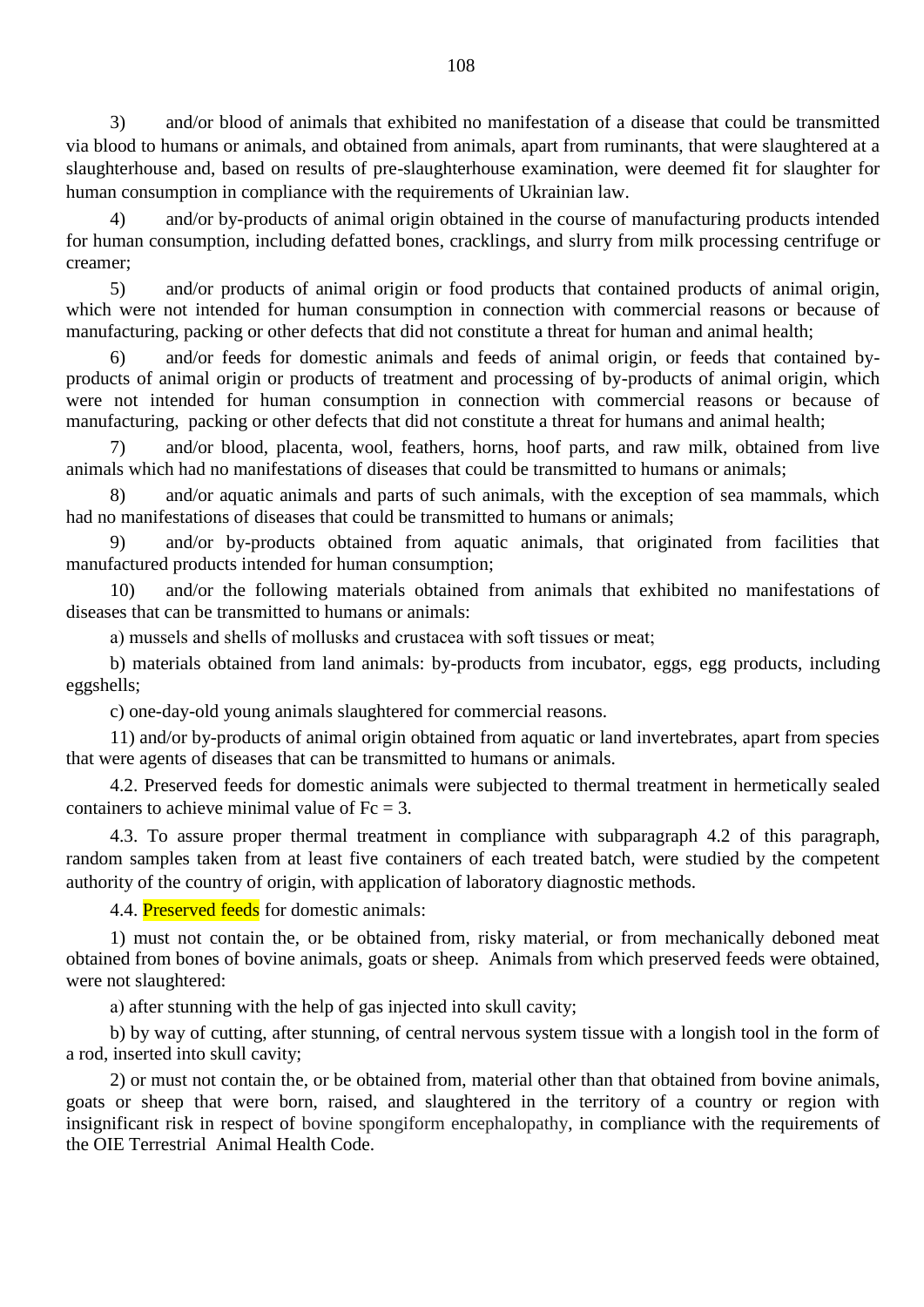3) and/or blood of animals that exhibited no manifestation of a disease that could be transmitted via blood to humans or animals, and obtained from animals, apart from ruminants, that were slaughtered at a slaughterhouse and, based on results of pre-slaughterhouse examination, were deemed fit for slaughter for human consumption in compliance with the requirements of Ukrainian law.

4) and/or by-products of animal origin obtained in the course of manufacturing products intended for human consumption, including defatted bones, cracklings, and slurry from milk processing centrifuge or creamer;

5) and/or products of animal origin or food products that contained products of animal origin, which were not intended for human consumption in connection with commercial reasons or because of manufacturing, packing or other defects that did not constitute a threat for human and animal health;

6) and/or feeds for domestic animals and feeds of animal origin, or feeds that contained by-products of animal origin or products of treatment and processing of by-products of animal origin, which were not intended for human consumption in connection with commercial reasons or because of manufacturing, packing or other defects that did not constitute a threat for humans and animal health;

7) and/or blood, placenta, wool, feathers, horns, hoof parts, and raw milk, obtained from live animals which had no manifestations of diseases that could be transmitted to humans or animals;

8) and/or aquatic animals and parts of such animals, with the exception of sea mammals, which had no manifestations of diseases that could be transmitted to humans or animals;

9) and/or by-products obtained from aquatic animals, that originated from facilities that manufactured products intended for human consumption;

10) and/or the following materials obtained from animals that exhibited no manifestations of diseases that can be transmitted to humans or animals:

a) mussels and shells of mollusks and crustacea with soft tissues or meat;

b) materials obtained from land animals: by-products from incubator, eggs, egg products, including eggshells;

c) one-day-old young animals slaughtered for commercial reasons.

11) and/or by-products of animal origin obtained from aquatic or land invertebrates, apart from species that were agents of diseases that can be transmitted to humans or animals.

4.2. Preserved feeds for domestic animals were subjected to thermal treatment in hermetically sealed containers to achieve minimal value of $Fc = 3$.

4.3. To assure proper thermal treatment in compliance with subparagraph 4.2 of this paragraph, random samples taken from at least five containers of each treated batch, were studied by the competent authority of the country of origin, with application of laboratory diagnostic methods.

4.4. Preserved feeds for domestic animals:

1) must not contain the, or be obtained from, risky material, or from mechanically deboned meat obtained from bones of bovine animals, goats or sheep. Animals from which preserved feeds were obtained, were not slaughtered:

a) after stunning with the help of gas injected into skull cavity;

b) by way of cutting, after stunning, of central nervous system tissue with a longish tool in the form of a rod, inserted into skull cavity;

2) or must not contain the, or be obtained from, material other than that obtained from bovine animals, goats or sheep that were born, raised, and slaughtered in the territory of a country or region with insignificant risk in respect of bovine spongiform encephalopathy, in compliance with the requirements of the OIE Terrestrial Animal Health Code.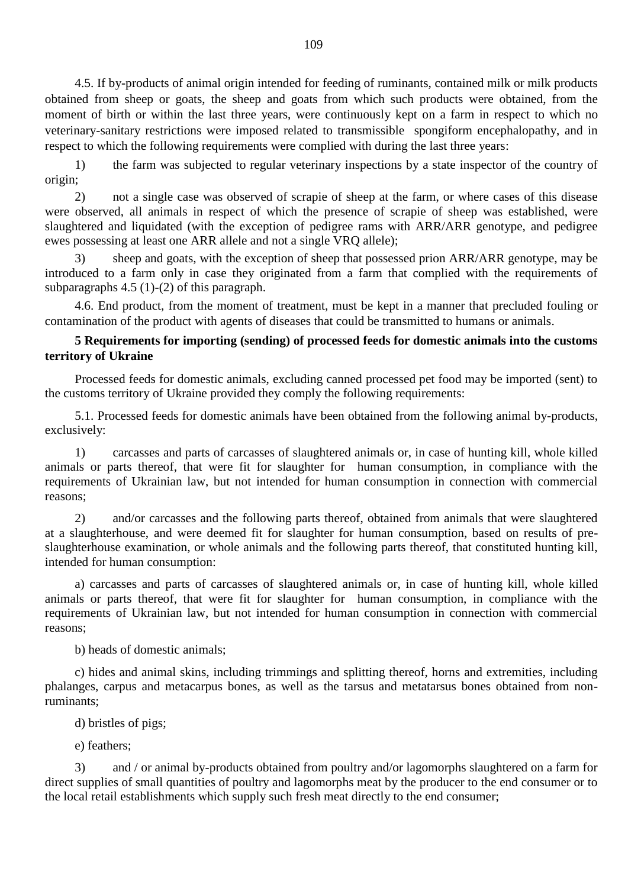4.5. If by-products of animal origin intended for feeding of ruminants, contained milk or milk products obtained from sheep or goats, the sheep and goats from which such products were obtained, from the moment of birth or within the last three years, were continuously kept on a farm in respect to which no veterinary-sanitary restrictions were imposed related to transmissible spongiform encephalopathy, and in respect to which the following requirements were complied with during the last three years:

1) the farm was subjected to regular veterinary inspections by a state inspector of the country of origin;

2) not a single case was observed of scrapie of sheep at the farm, or where cases of this disease were observed, all animals in respect of which the presence of scrapie of sheep was established, were slaughtered and liquidated (with the exception of pedigree rams with ARR/ARR genotype, and pedigree ewes possessing at least one ARR allele and not a single VRQ allele);

3) sheep and goats, with the exception of sheep that possessed prion ARR/ARR genotype, may be introduced to a farm only in case they originated from a farm that complied with the requirements of subparagraphs 4.5 (1)-(2) of this paragraph.

4.6. End product, from the moment of treatment, must be kept in a manner that precluded fouling or contamination of the product with agents of diseases that could be transmitted to humans or animals.

## 5 Requirements for importing (sending) of processed feeds for domestic animals into the customs territory of Ukraine

Processed feeds for domestic animals, excluding canned processed pet food may be imported (sent) to the customs territory of Ukraine provided they comply the following requirements:

5.1. Processed feeds for domestic animals have been obtained from the following animal by-products, exclusively:

1) carcasses and parts of carcasses of slaughtered animals or, in case of hunting kill, whole killed animals or parts thereof, that were fit for slaughter for human consumption, in compliance with the requirements of Ukrainian law, but not intended for human consumption in connection with commercial reasons;

2) and/or carcasses and the following parts thereof, obtained from animals that were slaughtered at a slaughterhouse, and were deemed fit for slaughter for human consumption, based on results of pre-slaughterhouse examination, or whole animals and the following parts thereof, that constituted hunting kill, intended for human consumption:

a) carcasses and parts of carcasses of slaughtered animals or, in case of hunting kill, whole killed animals or parts thereof, that were fit for slaughter for human consumption, in compliance with the requirements of Ukrainian law, but not intended for human consumption in connection with commercial reasons;

b) heads of domestic animals;

c) hides and animal skins, including trimmings and splitting thereof, horns and extremities, including phalanges, carpus and metacarpus bones, as well as the tarsus and metatarsus bones obtained from non-ruminants;

d) bristles of pigs;

e) feathers;

3) and / or animal by-products obtained from poultry and/or lagomorphs slaughtered on a farm for direct supplies of small quantities of poultry and lagomorphs meat by the producer to the end consumer or to the local retail establishments which supply such fresh meat directly to the end consumer;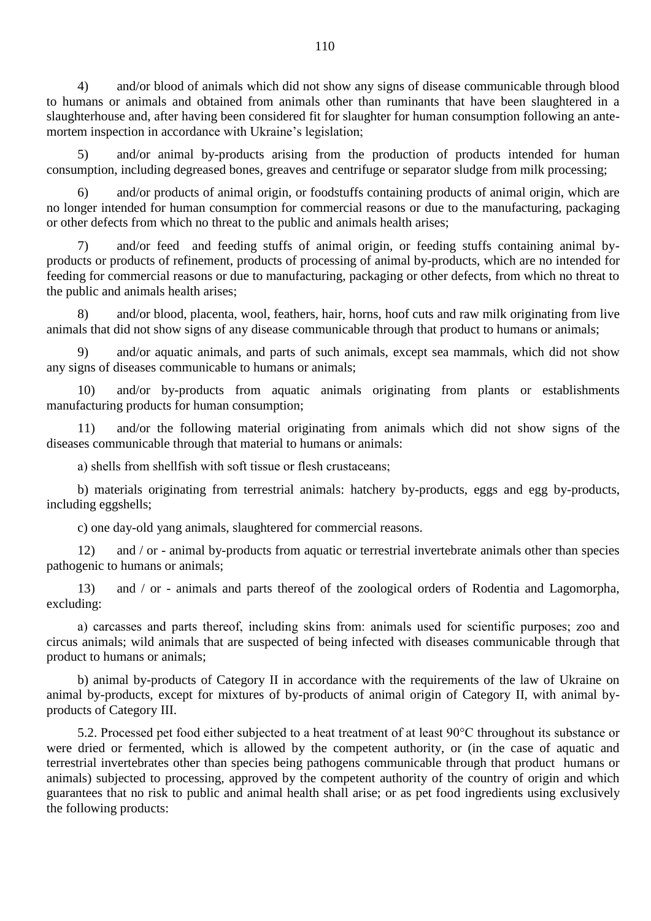4) and/or blood of animals which did not show any signs of disease communicable through blood to humans or animals and obtained from animals other than ruminants that have been slaughtered in a slaughterhouse and, after having been considered fit for slaughter for human consumption following an ante-mortem inspection in accordance with Ukraine's legislation;

5) and/or animal by-products arising from the production of products intended for human consumption, including degreased bones, greaves and centrifuge or separator sludge from milk processing;

6) and/or products of animal origin, or foodstuffs containing products of animal origin, which are no longer intended for human consumption for commercial reasons or due to the manufacturing, packaging or other defects from which no threat to the public and animals health arises;

7) and/or feed and feeding stuffs of animal origin, or feeding stuffs containing animal by-products or products of refinement, products of processing of animal by-products, which are no intended for feeding for commercial reasons or due to manufacturing, packaging or other defects, from which no threat to the public and animals health arises;

8) and/or blood, placenta, wool, feathers, hair, horns, hoof cuts and raw milk originating from live animals that did not show signs of any disease communicable through that product to humans or animals;

9) and/or aquatic animals, and parts of such animals, except sea mammals, which did not show any signs of diseases communicable to humans or animals;

10) and/or by-products from aquatic animals originating from plants or establishments manufacturing products for human consumption;

11) and/or the following material originating from animals which did not show signs of the diseases communicable through that material to humans or animals:

a) shells from shellfish with soft tissue or flesh crustaceans;

b) materials originating from terrestrial animals: hatchery by-products, eggs and egg by-products, including eggshells;

c) one day-old yang animals, slaughtered for commercial reasons.

12) and / or - animal by-products from aquatic or terrestrial invertebrate animals other than species pathogenic to humans or animals;

13) and / or - animals and parts thereof of the zoological orders of Rodentia and Lagomorpha, excluding:

a) carcasses and parts thereof, including skins from: animals used for scientific purposes; zoo and circus animals; wild animals that are suspected of being infected with diseases communicable through that product to humans or animals;

b) animal by-products of Category II in accordance with the requirements of the law of Ukraine on animal by-products, except for mixtures of by-products of animal origin of Category II, with animal by-products of Category III.

5.2. Processed pet food either subjected to a heat treatment of at least 90°C throughout its substance or were dried or fermented, which is allowed by the competent authority, or (in the case of aquatic and terrestrial invertebrates other than species being pathogens communicable through that product humans or animals) subjected to processing, approved by the competent authority of the country of origin and which guarantees that no risk to public and animal health shall arise; or as pet food ingredients using exclusively the following products: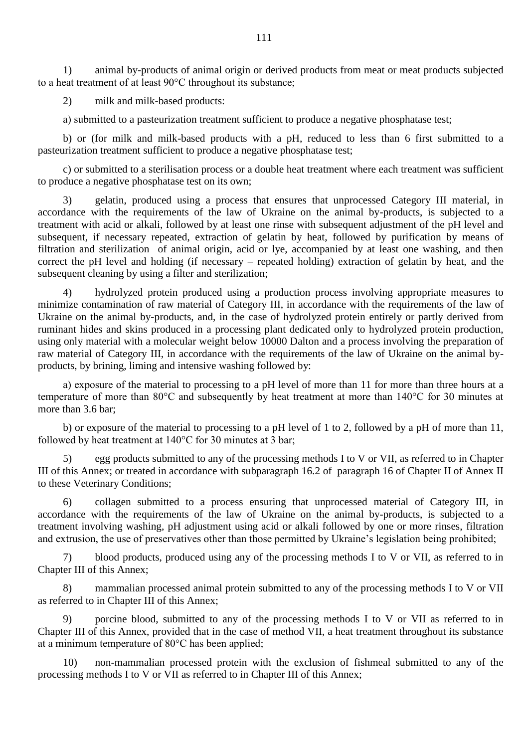1) animal by-products of animal origin or derived products from meat or meat products subjected to a heat treatment of at least 90°C throughout its substance;

2) milk and milk-based products:

a) submitted to a pasteurization treatment sufficient to produce a negative phosphatase test;

b) or (for milk and milk-based products with a pH, reduced to less than 6 first submitted to a pasteurization treatment sufficient to produce a negative phosphatase test;

c) or submitted to a sterilisation process or a double heat treatment where each treatment was sufficient to produce a negative phosphatase test on its own;

3) gelatin, produced using a process that ensures that unprocessed Category III material, in accordance with the requirements of the law of Ukraine on the animal by-products, is subjected to a treatment with acid or alkali, followed by at least one rinse with subsequent adjustment of the pH level and subsequent, if necessary repeated, extraction of gelatin by heat, followed by purification by means of filtration and sterilization of animal origin, acid or lye, accompanied by at least one washing, and then correct the pH level and holding (if necessary – repeated holding) extraction of gelatin by heat, and the subsequent cleaning by using a filter and sterilization;

4) hydrolyzed protein produced using a production process involving appropriate measures to minimize contamination of raw material of Category III, in accordance with the requirements of the law of Ukraine on the animal by-products, and, in the case of hydrolyzed protein entirely or partly derived from ruminant hides and skins produced in a processing plant dedicated only to hydrolyzed protein production, using only material with a molecular weight below 10000 Dalton and a process involving the preparation of raw material of Category III, in accordance with the requirements of the law of Ukraine on the animal by-products, by brining, liming and intensive washing followed by:

a) exposure of the material to processing to a pH level of more than 11 for more than three hours at a temperature of more than 80°C and subsequently by heat treatment at more than 140°C for 30 minutes at more than 3.6 bar;

b) or exposure of the material to processing to a pH level of 1 to 2, followed by a pH of more than 11, followed by heat treatment at 140°C for 30 minutes at 3 bar;

5) egg products submitted to any of the processing methods I to V or VII, as referred to in Chapter III of this Annex; or treated in accordance with subparagraph 16.2 of paragraph 16 of Chapter II of Annex II to these Veterinary Conditions;

6) collagen submitted to a process ensuring that unprocessed material of Category III, in accordance with the requirements of the law of Ukraine on the animal by-products, is subjected to a treatment involving washing, pH adjustment using acid or alkali followed by one or more rinses, filtration and extrusion, the use of preservatives other than those permitted by Ukraine's legislation being prohibited;

7) blood products, produced using any of the processing methods I to V or VII, as referred to in Chapter III of this Annex;

8) mammalian processed animal protein submitted to any of the processing methods I to V or VII as referred to in Chapter III of this Annex;

9) porcine blood, submitted to any of the processing methods I to V or VII as referred to in Chapter III of this Annex, provided that in the case of method VII, a heat treatment throughout its substance at a minimum temperature of 80°C has been applied;

10) non-mammalian processed protein with the exclusion of fishmeal submitted to any of the processing methods I to V or VII as referred to in Chapter III of this Annex;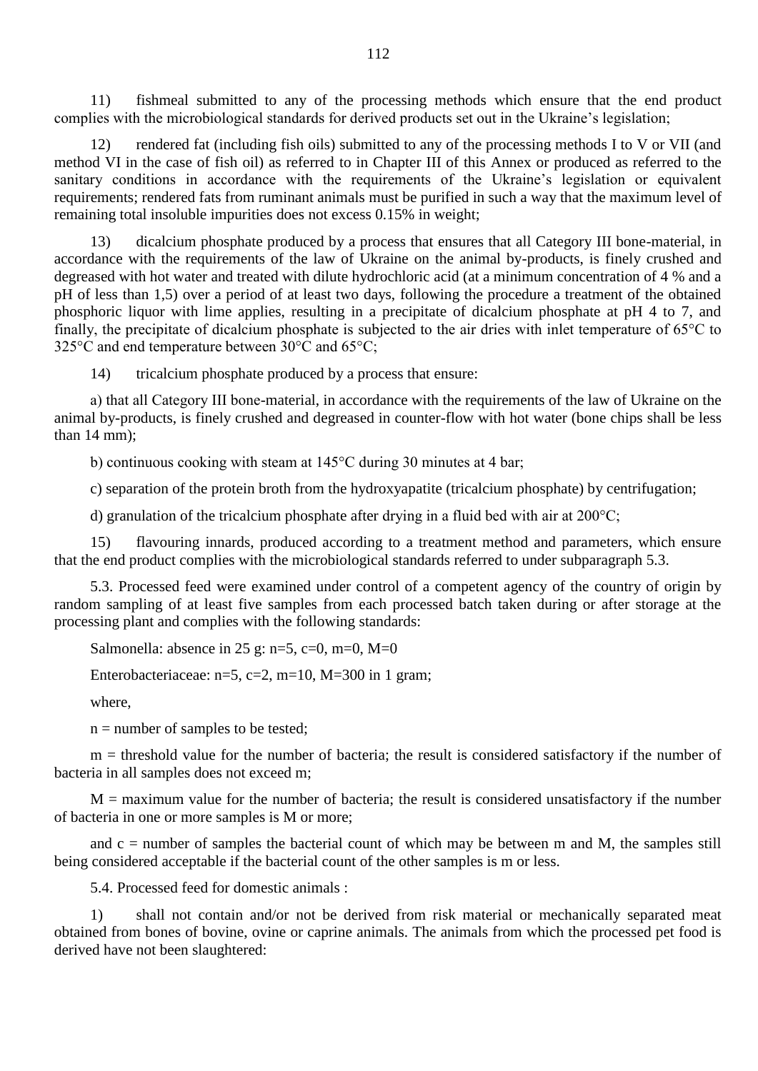11) fishmeal submitted to any of the processing methods which ensure that the end product complies with the microbiological standards for derived products set out in the Ukraine's legislation;

12) rendered fat (including fish oils) submitted to any of the processing methods I to V or VII (and method VI in the case of fish oil) as referred to in Chapter III of this Annex or produced as referred to the sanitary conditions in accordance with the requirements of the Ukraine's legislation or equivalent requirements; rendered fats from ruminant animals must be purified in such a way that the maximum level of remaining total insoluble impurities does not excess 0.15% in weight;

13) dicalcium phosphate produced by a process that ensures that all Category III bone-material, in accordance with the requirements of the law of Ukraine on the animal by-products, is finely crushed and degreased with hot water and treated with dilute hydrochloric acid (at a minimum concentration of 4 % and a pH of less than 1,5) over a period of at least two days, following the procedure a treatment of the obtained phosphoric liquor with lime applies, resulting in a precipitate of dicalcium phosphate at pH 4 to 7, and finally, the precipitate of dicalcium phosphate is subjected to the air dries with inlet temperature of 65°C to 325°C and end temperature between 30°C and 65°C;

14) tricalcium phosphate produced by a process that ensure:

a) that all Category III bone-material, in accordance with the requirements of the law of Ukraine on the animal by-products, is finely crushed and degreased in counter-flow with hot water (bone chips shall be less than 14 mm);

b) continuous cooking with steam at 145°C during 30 minutes at 4 bar;

c) separation of the protein broth from the hydroxyapatite (tricalcium phosphate) by centrifugation;

d) granulation of the tricalcium phosphate after drying in a fluid bed with air at 200°C;

15) flavouring innards, produced according to a treatment method and parameters, which ensure that the end product complies with the microbiological standards referred to under subparagraph 5.3.

5.3. Processed feed were examined under control of a competent agency of the country of origin by random sampling of at least five samples from each processed batch taken during or after storage at the processing plant and complies with the following standards:

Salmonella: absence in 25 g: n=5, c=0, m=0, M=0

Enterobacteriaceae: n=5, c=2, m=10, M=300 in 1 gram;

where,

n = number of samples to be tested;

m = threshold value for the number of bacteria; the result is considered satisfactory if the number of bacteria in all samples does not exceed m;

M = maximum value for the number of bacteria; the result is considered unsatisfactory if the number of bacteria in one or more samples is M or more;

and c = number of samples the bacterial count of which may be between m and M, the samples still being considered acceptable if the bacterial count of the other samples is m or less.

5.4. Processed feed for domestic animals :

1) shall not contain and/or not be derived from risk material or mechanically separated meat obtained from bones of bovine, ovine or caprine animals. The animals from which the processed pet food is derived have not been slaughtered: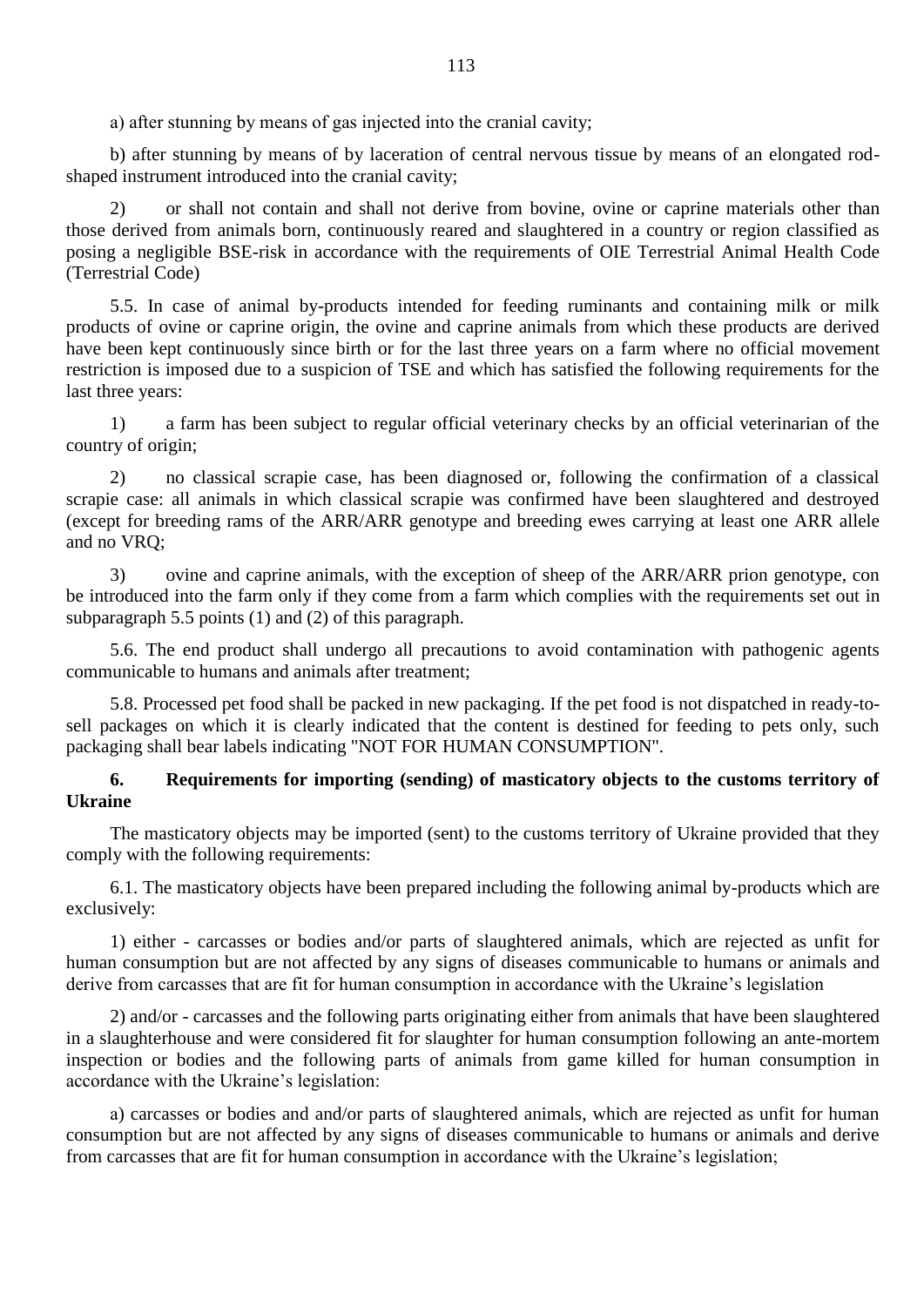a) after stunning by means of gas injected into the cranial cavity;

b) after stunning by means of by laceration of central nervous tissue by means of an elongated rod-shaped instrument introduced into the cranial cavity;

2) or shall not contain and shall not derive from bovine, ovine or caprine materials other than those derived from animals born, continuously reared and slaughtered in a country or region classified as posing a negligible BSE-risk in accordance with the requirements of OIE Terrestrial Animal Health Code (Terrestrial Code)

5.5. In case of animal by-products intended for feeding ruminants and containing milk or milk products of ovine or caprine origin, the ovine and caprine animals from which these products are derived have been kept continuously since birth or for the last three years on a farm where no official movement restriction is imposed due to a suspicion of TSE and which has satisfied the following requirements for the last three years:

1) a farm has been subject to regular official veterinary checks by an official veterinarian of the country of origin;

2) no classical scrapie case, has been diagnosed or, following the confirmation of a classical scrapie case: all animals in which classical scrapie was confirmed have been slaughtered and destroyed (except for breeding rams of the ARR/ARR genotype and breeding ewes carrying at least one ARR allele and no VRQ;

3) ovine and caprine animals, with the exception of sheep of the ARR/ARR prion genotype, con be introduced into the farm only if they come from a farm which complies with the requirements set out in subparagraph 5.5 points (1) and (2) of this paragraph.

5.6. The end product shall undergo all precautions to avoid contamination with pathogenic agents communicable to humans and animals after treatment;

5.8. Processed pet food shall be packed in new packaging. If the pet food is not dispatched in ready-to-sell packages on which it is clearly indicated that the content is destined for feeding to pets only, such packaging shall bear labels indicating "NOT FOR HUMAN CONSUMPTION".

## 6. Requirements for importing (sending) of masticatory objects to the customs territory of Ukraine

The masticatory objects may be imported (sent) to the customs territory of Ukraine provided that they comply with the following requirements:

6.1. The masticatory objects have been prepared including the following animal by-products which are exclusively:

1) either - carcasses or bodies and/or parts of slaughtered animals, which are rejected as unfit for human consumption but are not affected by any signs of diseases communicable to humans or animals and derive from carcasses that are fit for human consumption in accordance with the Ukraine's legislation

2) and/or - carcasses and the following parts originating either from animals that have been slaughtered in a slaughterhouse and were considered fit for slaughter for human consumption following an ante-mortem inspection or bodies and the following parts of animals from game killed for human consumption in accordance with the Ukraine's legislation:

a) carcasses or bodies and and/or parts of slaughtered animals, which are rejected as unfit for human consumption but are not affected by any signs of diseases communicable to humans or animals and derive from carcasses that are fit for human consumption in accordance with the Ukraine's legislation;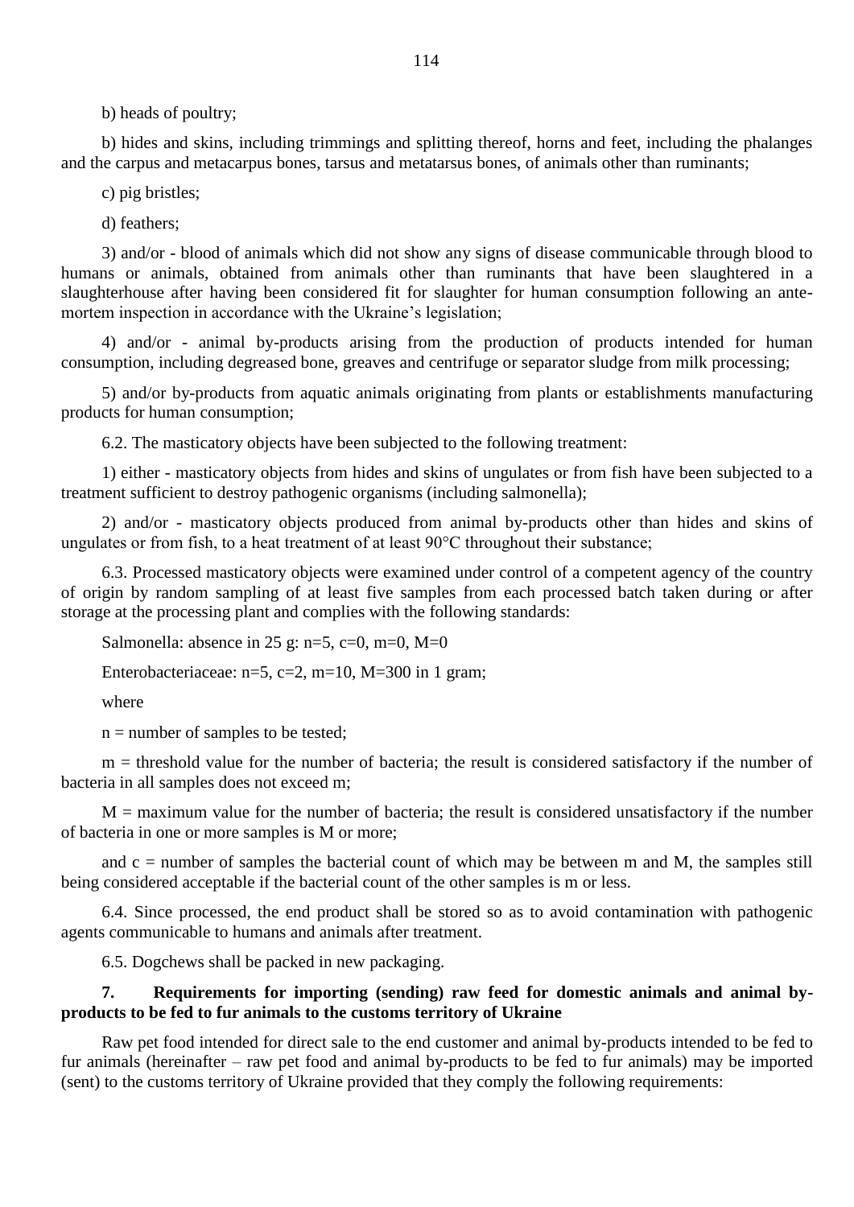b) heads of poultry;

b) hides and skins, including trimmings and splitting thereof, horns and feet, including the phalanges and the carpus and metacarpus bones, tarsus and metatarsus bones, of animals other than ruminants;

c) pig bristles;

d) feathers;

3) and/or - blood of animals which did not show any signs of disease communicable through blood to humans or animals, obtained from animals other than ruminants that have been slaughtered in a slaughterhouse after having been considered fit for slaughter for human consumption following an ante-mortem inspection in accordance with the Ukraine's legislation;

4) and/or - animal by-products arising from the production of products intended for human consumption, including degreased bone, greaves and centrifuge or separator sludge from milk processing;

5) and/or by-products from aquatic animals originating from plants or establishments manufacturing products for human consumption;

6.2. The masticatory objects have been subjected to the following treatment:

1) either - masticatory objects from hides and skins of ungulates or from fish have been subjected to a treatment sufficient to destroy pathogenic organisms (including salmonella);

2) and/or - masticatory objects produced from animal by-products other than hides and skins of ungulates or from fish, to a heat treatment of at least 90°C throughout their substance;

6.3. Processed masticatory objects were examined under control of a competent agency of the country of origin by random sampling of at least five samples from each processed batch taken during or after storage at the processing plant and complies with the following standards:

Salmonella: absence in 25 g: n=5, c=0, m=0, M=0

Enterobacteriaceae: n=5, c=2, m=10, M=300 in 1 gram;

where

n = number of samples to be tested;

m = threshold value for the number of bacteria; the result is considered satisfactory if the number of bacteria in all samples does not exceed m;

M = maximum value for the number of bacteria; the result is considered unsatisfactory if the number of bacteria in one or more samples is M or more;

and c = number of samples the bacterial count of which may be between m and M, the samples still being considered acceptable if the bacterial count of the other samples is m or less.

6.4. Since processed, the end product shall be stored so as to avoid contamination with pathogenic agents communicable to humans and animals after treatment.

6.5. Dogchews shall be packed in new packaging.

## 7. Requirements for importing (sending) raw feed for domestic animals and animal by-products to be fed to fur animals to the customs territory of Ukraine

Raw pet food intended for direct sale to the end customer and animal by-products intended to be fed to fur animals (hereinafter – raw pet food and animal by-products to be fed to fur animals) may be imported (sent) to the customs territory of Ukraine provided that they comply the following requirements: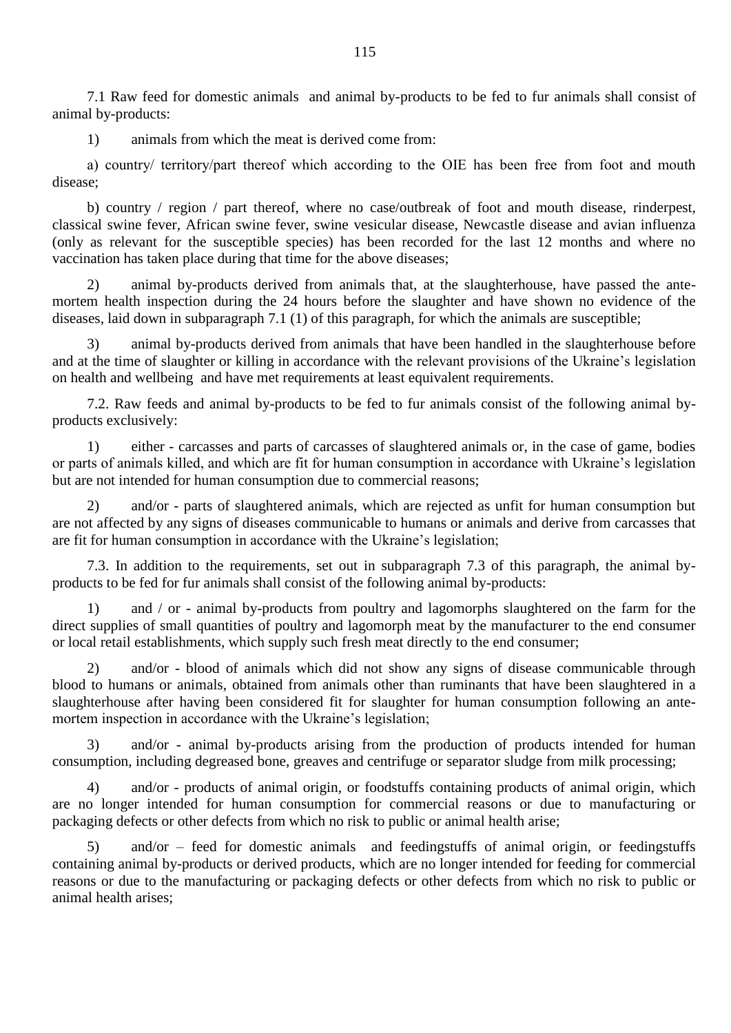7.1 Raw feed for domestic animals and animal by-products to be fed to fur animals shall consist of animal by-products:

1) animals from which the meat is derived come from:

a) country/ territory/part thereof which according to the OIE has been free from foot and mouth disease;

b) country / region / part thereof, where no case/outbreak of foot and mouth disease, rinderpest, classical swine fever, African swine fever, swine vesicular disease, Newcastle disease and avian influenza (only as relevant for the susceptible species) has been recorded for the last 12 months and where no vaccination has taken place during that time for the above diseases;

2) animal by-products derived from animals that, at the slaughterhouse, have passed the ante-mortem health inspection during the 24 hours before the slaughter and have shown no evidence of the diseases, laid down in subparagraph 7.1 (1) of this paragraph, for which the animals are susceptible;

3) animal by-products derived from animals that have been handled in the slaughterhouse before and at the time of slaughter or killing in accordance with the relevant provisions of the Ukraine's legislation on health and wellbeing and have met requirements at least equivalent requirements.

7.2. Raw feeds and animal by-products to be fed to fur animals consist of the following animal by-products exclusively:

1) either - carcasses and parts of carcasses of slaughtered animals or, in the case of game, bodies or parts of animals killed, and which are fit for human consumption in accordance with Ukraine's legislation but are not intended for human consumption due to commercial reasons;

2) and/or - parts of slaughtered animals, which are rejected as unfit for human consumption but are not affected by any signs of diseases communicable to humans or animals and derive from carcasses that are fit for human consumption in accordance with the Ukraine's legislation;

7.3. In addition to the requirements, set out in subparagraph 7.3 of this paragraph, the animal by-products to be fed for fur animals shall consist of the following animal by-products:

1) and / or - animal by-products from poultry and lagomorphs slaughtered on the farm for the direct supplies of small quantities of poultry and lagomorph meat by the manufacturer to the end consumer or local retail establishments, which supply such fresh meat directly to the end consumer;

2) and/or - blood of animals which did not show any signs of disease communicable through blood to humans or animals, obtained from animals other than ruminants that have been slaughtered in a slaughterhouse after having been considered fit for slaughter for human consumption following an ante-mortem inspection in accordance with the Ukraine's legislation;

3) and/or - animal by-products arising from the production of products intended for human consumption, including degreased bone, greaves and centrifuge or separator sludge from milk processing;

4) and/or - products of animal origin, or foodstuffs containing products of animal origin, which are no longer intended for human consumption for commercial reasons or due to manufacturing or packaging defects or other defects from which no risk to public or animal health arise;

5) and/or – feed for domestic animals and feedingstuffs of animal origin, or feedingstuffs containing animal by-products or derived products, which are no longer intended for feeding for commercial reasons or due to the manufacturing or packaging defects or other defects from which no risk to public or animal health arises;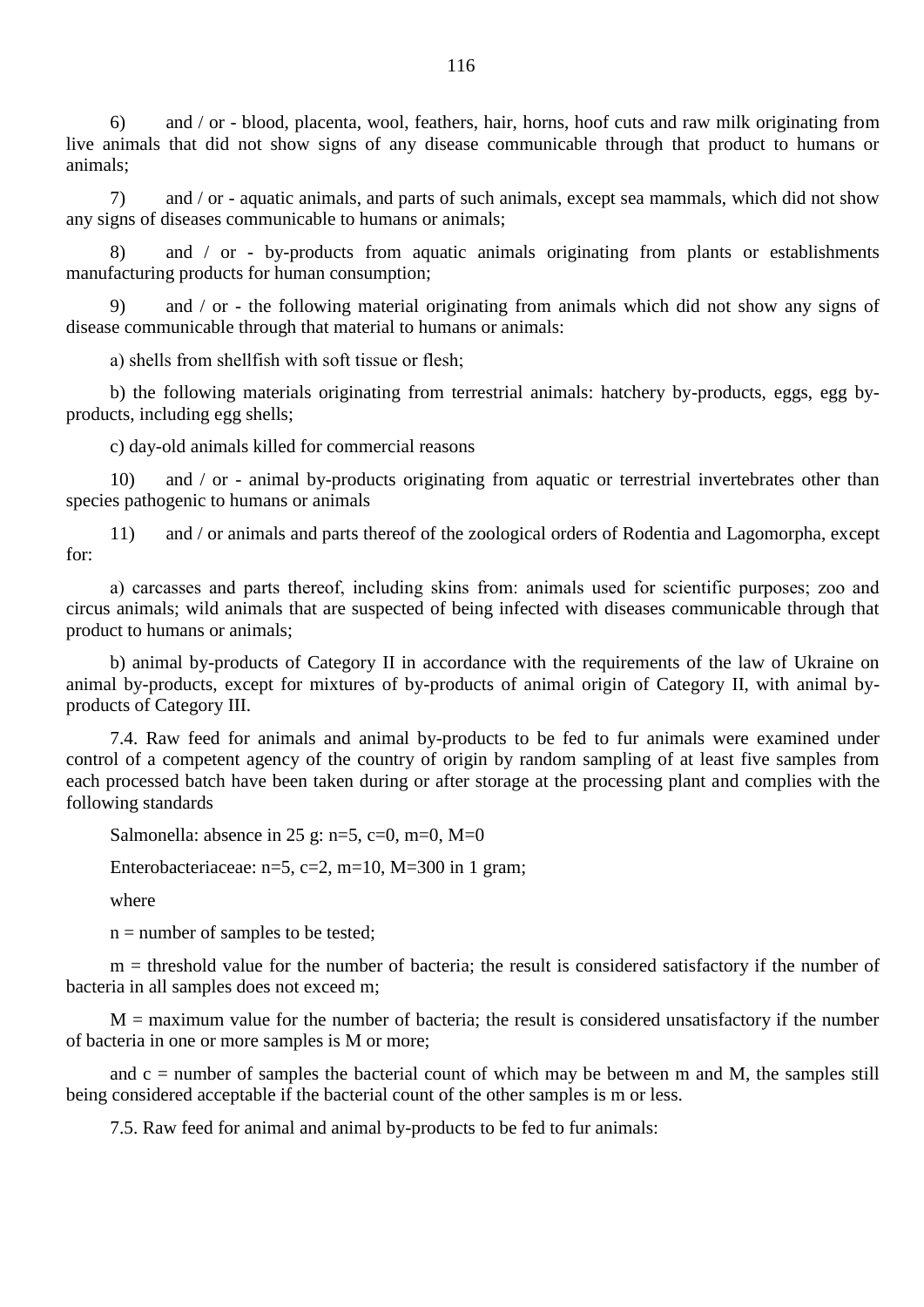6) and / or - blood, placenta, wool, feathers, hair, horns, hoof cuts and raw milk originating from live animals that did not show signs of any disease communicable through that product to humans or animals;

7) and / or - aquatic animals, and parts of such animals, except sea mammals, which did not show any signs of diseases communicable to humans or animals;

8) and / or - by-products from aquatic animals originating from plants or establishments manufacturing products for human consumption;

9) and / or - the following material originating from animals which did not show any signs of disease communicable through that material to humans or animals:

a) shells from shellfish with soft tissue or flesh;

b) the following materials originating from terrestrial animals: hatchery by-products, eggs, egg by-products, including egg shells;

c) day-old animals killed for commercial reasons

10) and / or - animal by-products originating from aquatic or terrestrial invertebrates other than species pathogenic to humans or animals

11) and / or animals and parts thereof of the zoological orders of Rodentia and Lagomorpha, except for:

a) carcasses and parts thereof, including skins from: animals used for scientific purposes; zoo and circus animals; wild animals that are suspected of being infected with diseases communicable through that product to humans or animals;

b) animal by-products of Category II in accordance with the requirements of the law of Ukraine on animal by-products, except for mixtures of by-products of animal origin of Category II, with animal by-products of Category III.

7.4. Raw feed for animals and animal by-products to be fed to fur animals were examined under control of a competent agency of the country of origin by random sampling of at least five samples from each processed batch have been taken during or after storage at the processing plant and complies with the following standards

Salmonella: absence in 25 g: n=5, c=0, m=0, M=0

Enterobacteriaceae: n=5, c=2, m=10, M=300 in 1 gram;

where

n = number of samples to be tested;

m = threshold value for the number of bacteria; the result is considered satisfactory if the number of bacteria in all samples does not exceed m;

M = maximum value for the number of bacteria; the result is considered unsatisfactory if the number of bacteria in one or more samples is M or more;

and c = number of samples the bacterial count of which may be between m and M, the samples still being considered acceptable if the bacterial count of the other samples is m or less.

7.5. Raw feed for animal and animal by-products to be fed to fur animals: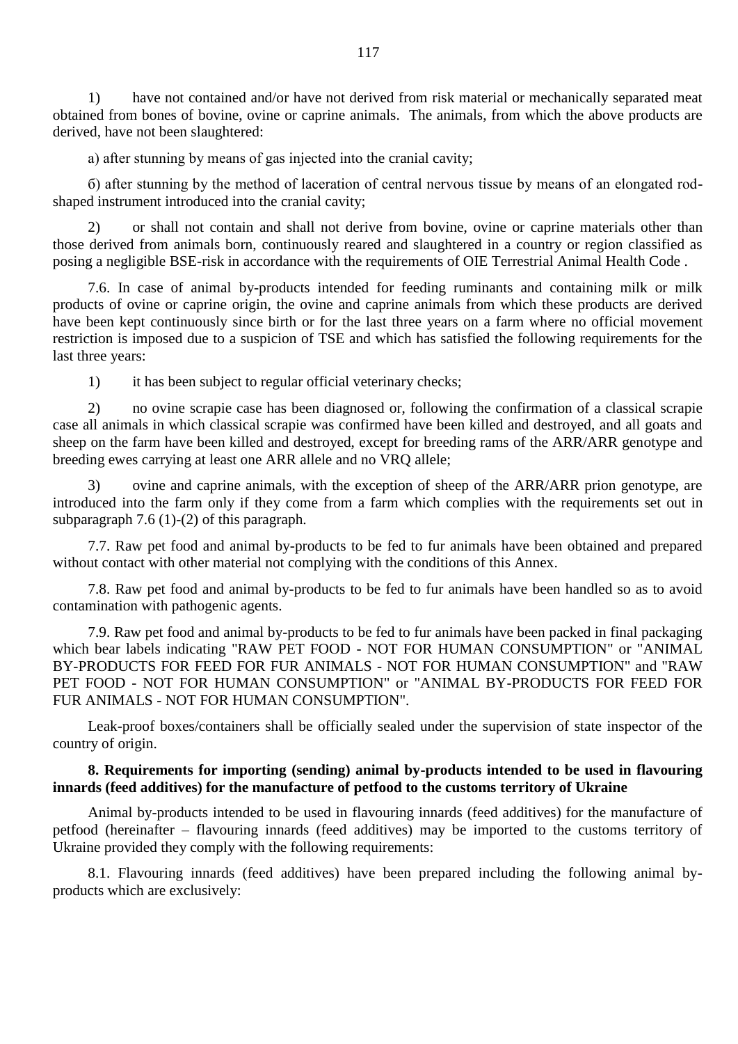1) have not contained and/or have not derived from risk material or mechanically separated meat obtained from bones of bovine, ovine or caprine animals. The animals, from which the above products are derived, have not been slaughtered:

а) after stunning by means of gas injected into the cranial cavity;

б) after stunning by the method of laceration of central nervous tissue by means of an elongated rod-shaped instrument introduced into the cranial cavity;

2) or shall not contain and shall not derive from bovine, ovine or caprine materials other than those derived from animals born, continuously reared and slaughtered in a country or region classified as posing a negligible BSE-risk in accordance with the requirements of OIE Terrestrial Animal Health Code .

7.6. In case of animal by-products intended for feeding ruminants and containing milk or milk products of ovine or caprine origin, the ovine and caprine animals from which these products are derived have been kept continuously since birth or for the last three years on a farm where no official movement restriction is imposed due to a suspicion of TSE and which has satisfied the following requirements for the last three years:

1) it has been subject to regular official veterinary checks;

2) no ovine scrapie case has been diagnosed or, following the confirmation of a classical scrapie case all animals in which classical scrapie was confirmed have been killed and destroyed, and all goats and sheep on the farm have been killed and destroyed, except for breeding rams of the ARR/ARR genotype and breeding ewes carrying at least one ARR allele and no VRQ allele;

3) ovine and caprine animals, with the exception of sheep of the ARR/ARR prion genotype, are introduced into the farm only if they come from a farm which complies with the requirements set out in subparagraph 7.6 (1)-(2) of this paragraph.

7.7. Raw pet food and animal by-products to be fed to fur animals have been obtained and prepared without contact with other material not complying with the conditions of this Annex.

7.8. Raw pet food and animal by-products to be fed to fur animals have been handled so as to avoid contamination with pathogenic agents.

7.9. Raw pet food and animal by-products to be fed to fur animals have been packed in final packaging which bear labels indicating "RAW PET FOOD - NOT FOR HUMAN CONSUMPTION" or "ANIMAL BY-PRODUCTS FOR FEED FOR FUR ANIMALS - NOT FOR HUMAN CONSUMPTION" and "RAW PET FOOD - NOT FOR HUMAN CONSUMPTION" or "ANIMAL BY-PRODUCTS FOR FEED FOR FUR ANIMALS - NOT FOR HUMAN CONSUMPTION".

Leak-proof boxes/containers shall be officially sealed under the supervision of state inspector of the country of origin.

**8. Requirements for importing (sending) animal by-products intended to be used in flavouring innards (feed additives) for the manufacture of petfood to the customs territory of Ukraine**

Animal by-products intended to be used in flavouring innards (feed additives) for the manufacture of petfood (hereinafter – flavouring innards (feed additives) may be imported to the customs territory of Ukraine provided they comply with the following requirements:

8.1. Flavouring innards (feed additives) have been prepared including the following animal by-products which are exclusively: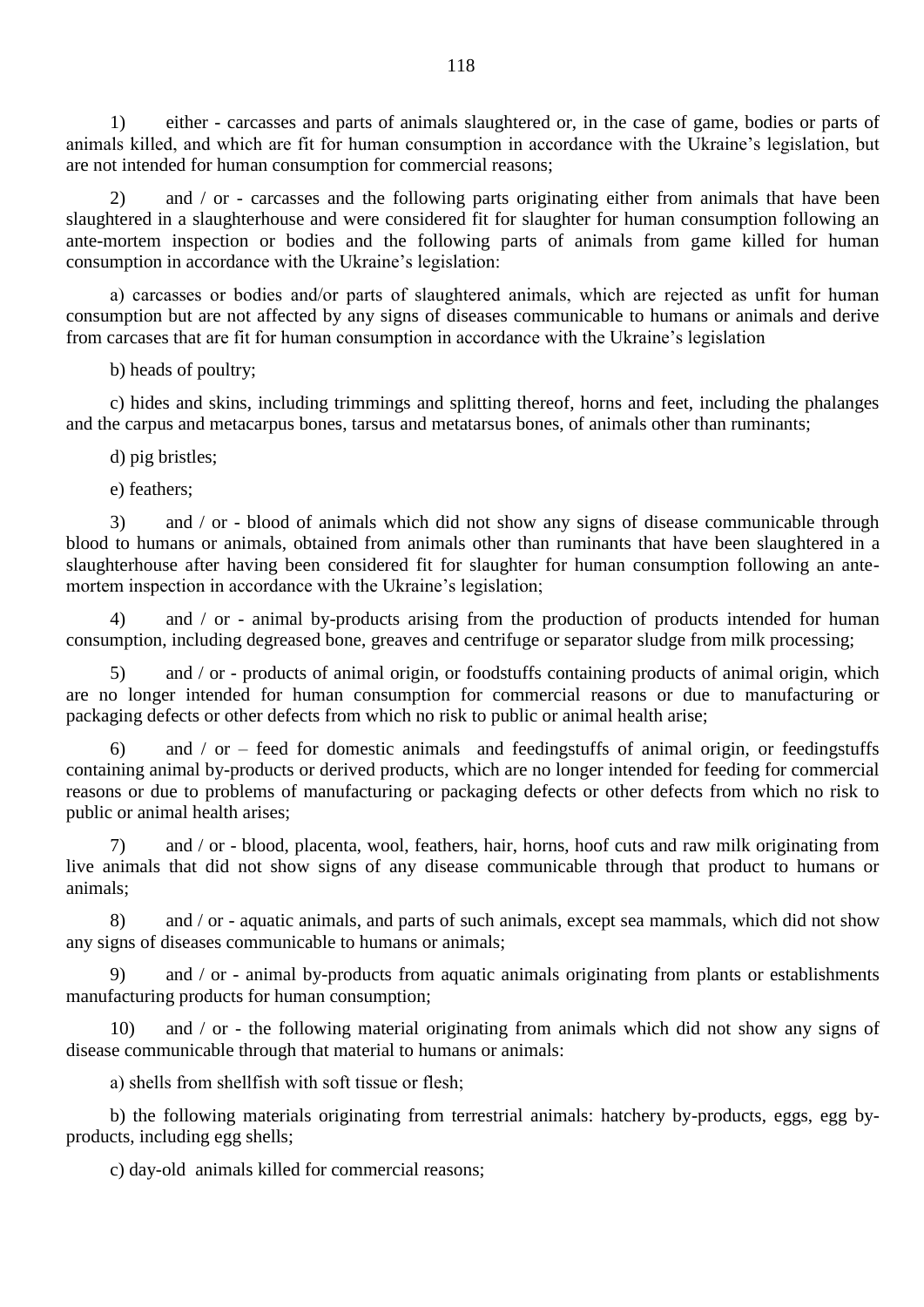1) either - carcasses and parts of animals slaughtered or, in the case of game, bodies or parts of animals killed, and which are fit for human consumption in accordance with the Ukraine's legislation, but are not intended for human consumption for commercial reasons;

2) and / or - carcasses and the following parts originating either from animals that have been slaughtered in a slaughterhouse and were considered fit for slaughter for human consumption following an ante-mortem inspection or bodies and the following parts of animals from game killed for human consumption in accordance with the Ukraine's legislation:

a) carcasses or bodies and/or parts of slaughtered animals, which are rejected as unfit for human consumption but are not affected by any signs of diseases communicable to humans or animals and derive from carcases that are fit for human consumption in accordance with the Ukraine's legislation

b) heads of poultry;

c) hides and skins, including trimmings and splitting thereof, horns and feet, including the phalanges and the carpus and metacarpus bones, tarsus and metatarsus bones, of animals other than ruminants;

d) pig bristles;

e) feathers;

3) and / or - blood of animals which did not show any signs of disease communicable through blood to humans or animals, obtained from animals other than ruminants that have been slaughtered in a slaughterhouse after having been considered fit for slaughter for human consumption following an ante-mortem inspection in accordance with the Ukraine's legislation;

4) and / or - animal by-products arising from the production of products intended for human consumption, including degreased bone, greaves and centrifuge or separator sludge from milk processing;

5) and / or - products of animal origin, or foodstuffs containing products of animal origin, which are no longer intended for human consumption for commercial reasons or due to manufacturing or packaging defects or other defects from which no risk to public or animal health arise;

6) and / or – feed for domestic animals and feedingstuffs of animal origin, or feedingstuffs containing animal by-products or derived products, which are no longer intended for feeding for commercial reasons or due to problems of manufacturing or packaging defects or other defects from which no risk to public or animal health arises;

7) and / or - blood, placenta, wool, feathers, hair, horns, hoof cuts and raw milk originating from live animals that did not show signs of any disease communicable through that product to humans or animals;

8) and / or - aquatic animals, and parts of such animals, except sea mammals, which did not show any signs of diseases communicable to humans or animals;

9) and / or - animal by-products from aquatic animals originating from plants or establishments manufacturing products for human consumption;

10) and / or - the following material originating from animals which did not show any signs of disease communicable through that material to humans or animals:

a) shells from shellfish with soft tissue or flesh;

b) the following materials originating from terrestrial animals: hatchery by-products, eggs, egg by-products, including egg shells;

c) day-old animals killed for commercial reasons;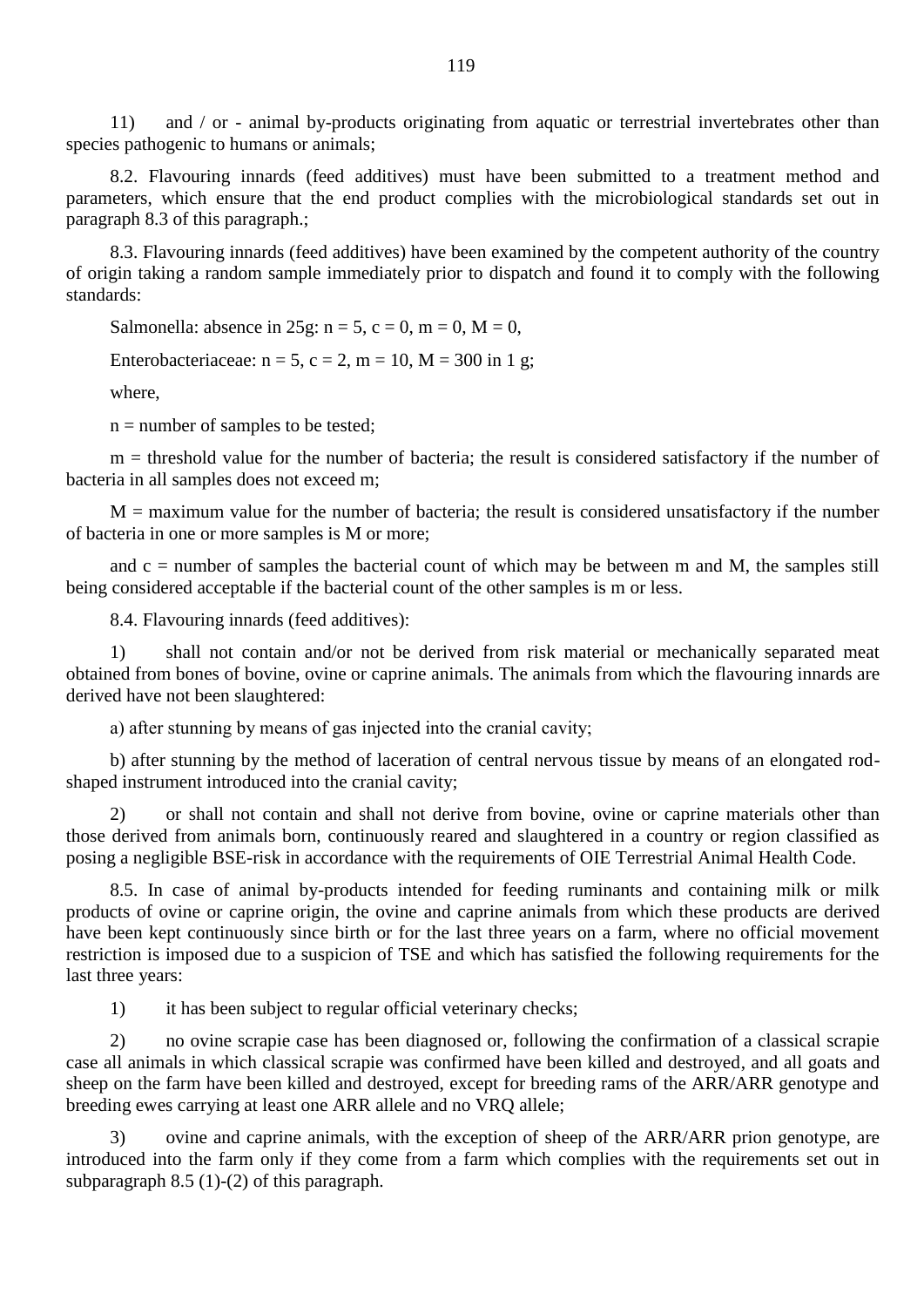11) and / or - animal by-products originating from aquatic or terrestrial invertebrates other than species pathogenic to humans or animals;

8.2. Flavouring innards (feed additives) must have been submitted to a treatment method and parameters, which ensure that the end product complies with the microbiological standards set out in paragraph 8.3 of this paragraph.;

8.3. Flavouring innards (feed additives) have been examined by the competent authority of the country of origin taking a random sample immediately prior to dispatch and found it to comply with the following standards:

Salmonella: absence in 25g: $n = 5$, $c = 0$, $m = 0$, $M = 0$,

Enterobacteriaceae: $n = 5$, $c = 2$, $m = 10$, $M = 300$ in 1 g;

where,

$n$ = number of samples to be tested;

$m$ = threshold value for the number of bacteria; the result is considered satisfactory if the number of bacteria in all samples does not exceed $m$;

$M$ = maximum value for the number of bacteria; the result is considered unsatisfactory if the number of bacteria in one or more samples is $M$ or more;

and $c$ = number of samples the bacterial count of which may be between $m$ and $M$, the samples still being considered acceptable if the bacterial count of the other samples is $m$ or less.

8.4. Flavouring innards (feed additives):

1) shall not contain and/or not be derived from risk material or mechanically separated meat obtained from bones of bovine, ovine or caprine animals. The animals from which the flavouring innards are derived have not been slaughtered:

a) after stunning by means of gas injected into the cranial cavity;

b) after stunning by the method of laceration of central nervous tissue by means of an elongated rod-shaped instrument introduced into the cranial cavity;

2) or shall not contain and shall not derive from bovine, ovine or caprine materials other than those derived from animals born, continuously reared and slaughtered in a country or region classified as posing a negligible BSE-risk in accordance with the requirements of OIE Terrestrial Animal Health Code.

8.5. In case of animal by-products intended for feeding ruminants and containing milk or milk products of ovine or caprine origin, the ovine and caprine animals from which these products are derived have been kept continuously since birth or for the last three years on a farm, where no official movement restriction is imposed due to a suspicion of TSE and which has satisfied the following requirements for the last three years:

1) it has been subject to regular official veterinary checks;

2) no ovine scrapie case has been diagnosed or, following the confirmation of a classical scrapie case all animals in which classical scrapie was confirmed have been killed and destroyed, and all goats and sheep on the farm have been killed and destroyed, except for breeding rams of the ARR/ARR genotype and breeding ewes carrying at least one ARR allele and no VRQ allele;

3) ovine and caprine animals, with the exception of sheep of the ARR/ARR prion genotype, are introduced into the farm only if they come from a farm which complies with the requirements set out in subparagraph 8.5 (1)-(2) of this paragraph.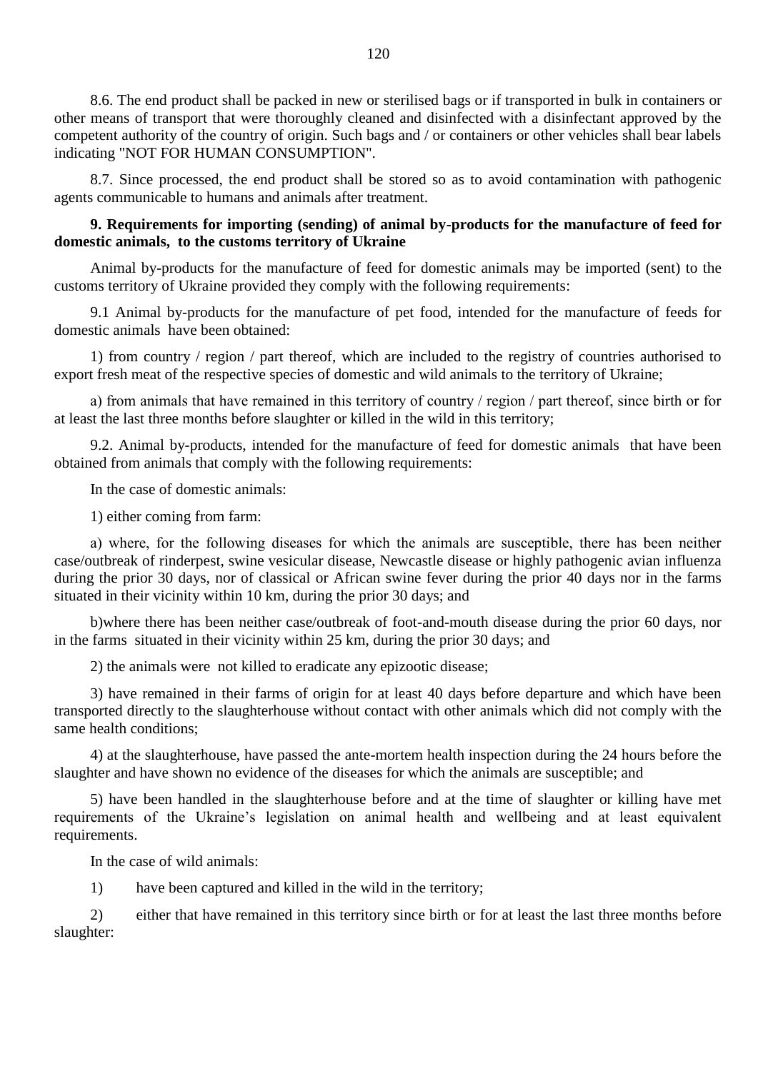8.6. The end product shall be packed in new or sterilised bags or if transported in bulk in containers or other means of transport that were thoroughly cleaned and disinfected with a disinfectant approved by the competent authority of the country of origin. Such bags and / or containers or other vehicles shall bear labels indicating "NOT FOR HUMAN CONSUMPTION".

8.7. Since processed, the end product shall be stored so as to avoid contamination with pathogenic agents communicable to humans and animals after treatment.

**9. Requirements for importing (sending) of animal by-products for the manufacture of feed for domestic animals, to the customs territory of Ukraine**

Animal by-products for the manufacture of feed for domestic animals may be imported (sent) to the customs territory of Ukraine provided they comply with the following requirements:

9.1 Animal by-products for the manufacture of pet food, intended for the manufacture of feeds for domestic animals have been obtained:

1) from country / region / part thereof, which are included to the registry of countries authorised to export fresh meat of the respective species of domestic and wild animals to the territory of Ukraine;

a) from animals that have remained in this territory of country / region / part thereof, since birth or for at least the last three months before slaughter or killed in the wild in this territory;

9.2. Animal by-products, intended for the manufacture of feed for domestic animals that have been obtained from animals that comply with the following requirements:

In the case of domestic animals:

1) either coming from farm:

a) where, for the following diseases for which the animals are susceptible, there has been neither case/outbreak of rinderpest, swine vesicular disease, Newcastle disease or highly pathogenic avian influenza during the prior 30 days, nor of classical or African swine fever during the prior 40 days nor in the farms situated in their vicinity within 10 km, during the prior 30 days; and

b)where there has been neither case/outbreak of foot-and-mouth disease during the prior 60 days, nor in the farms situated in their vicinity within 25 km, during the prior 30 days; and

2) the animals were not killed to eradicate any epizootic disease;

3) have remained in their farms of origin for at least 40 days before departure and which have been transported directly to the slaughterhouse without contact with other animals which did not comply with the same health conditions;

4) at the slaughterhouse, have passed the ante-mortem health inspection during the 24 hours before the slaughter and have shown no evidence of the diseases for which the animals are susceptible; and

5) have been handled in the slaughterhouse before and at the time of slaughter or killing have met requirements of the Ukraine's legislation on animal health and wellbeing and at least equivalent requirements.

In the case of wild animals:

1) have been captured and killed in the wild in the territory;

2) either that have remained in this territory since birth or for at least the last three months before slaughter: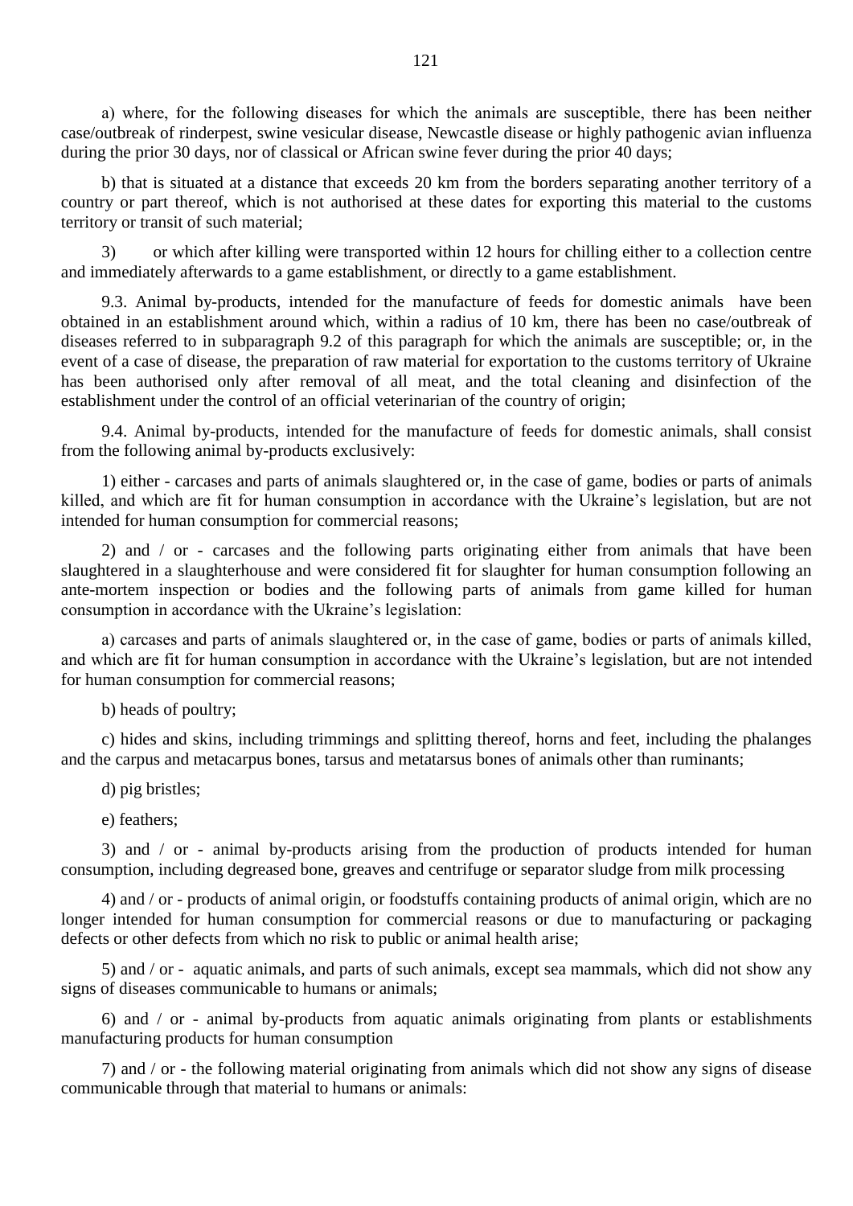a) where, for the following diseases for which the animals are susceptible, there has been neither case/outbreak of rinderpest, swine vesicular disease, Newcastle disease or highly pathogenic avian influenza during the prior 30 days, nor of classical or African swine fever during the prior 40 days;

b) that is situated at a distance that exceeds 20 km from the borders separating another territory of a country or part thereof, which is not authorised at these dates for exporting this material to the customs territory or transit of such material;

3) or which after killing were transported within 12 hours for chilling either to a collection centre and immediately afterwards to a game establishment, or directly to a game establishment.

9.3. Animal by-products, intended for the manufacture of feeds for domestic animals have been obtained in an establishment around which, within a radius of 10 km, there has been no case/outbreak of diseases referred to in subparagraph 9.2 of this paragraph for which the animals are susceptible; or, in the event of a case of disease, the preparation of raw material for exportation to the customs territory of Ukraine has been authorised only after removal of all meat, and the total cleaning and disinfection of the establishment under the control of an official veterinarian of the country of origin;

9.4. Animal by-products, intended for the manufacture of feeds for domestic animals, shall consist from the following animal by-products exclusively:

1) either - carcases and parts of animals slaughtered or, in the case of game, bodies or parts of animals killed, and which are fit for human consumption in accordance with the Ukraine's legislation, but are not intended for human consumption for commercial reasons;

2) and / or - carcases and the following parts originating either from animals that have been slaughtered in a slaughterhouse and were considered fit for slaughter for human consumption following an ante-mortem inspection or bodies and the following parts of animals from game killed for human consumption in accordance with the Ukraine's legislation:

a) carcases and parts of animals slaughtered or, in the case of game, bodies or parts of animals killed, and which are fit for human consumption in accordance with the Ukraine's legislation, but are not intended for human consumption for commercial reasons;

b) heads of poultry;

c) hides and skins, including trimmings and splitting thereof, horns and feet, including the phalanges and the carpus and metacarpus bones, tarsus and metatarsus bones of animals other than ruminants;

d) pig bristles;

e) feathers;

3) and / or - animal by-products arising from the production of products intended for human consumption, including degreased bone, greaves and centrifuge or separator sludge from milk processing

4) and / or - products of animal origin, or foodstuffs containing products of animal origin, which are no longer intended for human consumption for commercial reasons or due to manufacturing or packaging defects or other defects from which no risk to public or animal health arise;

5) and / or - aquatic animals, and parts of such animals, except sea mammals, which did not show any signs of diseases communicable to humans or animals;

6) and / or - animal by-products from aquatic animals originating from plants or establishments manufacturing products for human consumption

7) and / or - the following material originating from animals which did not show any signs of disease communicable through that material to humans or animals: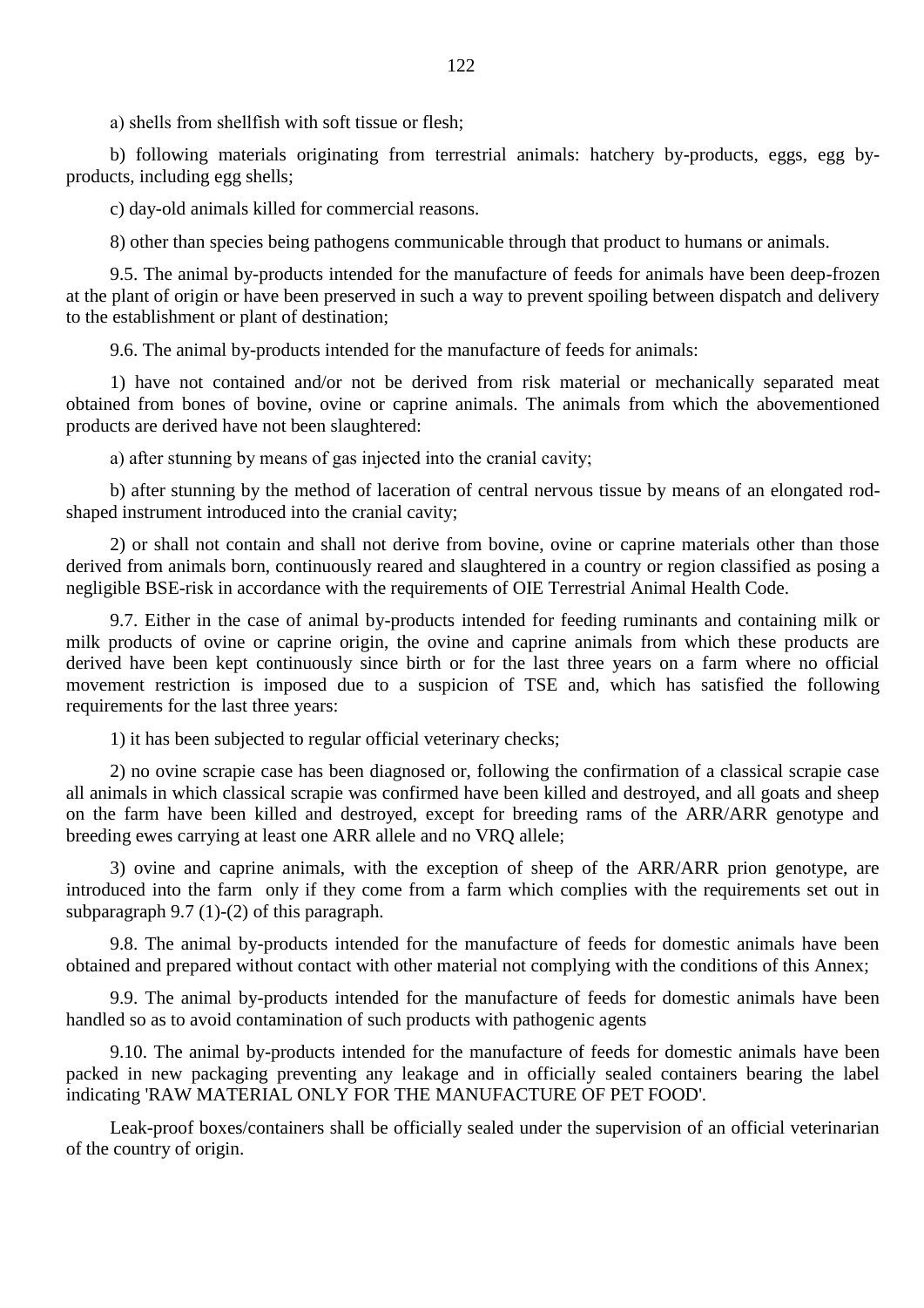a) shells from shellfish with soft tissue or flesh;

b) following materials originating from terrestrial animals: hatchery by-products, eggs, egg by-products, including egg shells;

c) day-old animals killed for commercial reasons.

8) other than species being pathogens communicable through that product to humans or animals.

9.5. The animal by-products intended for the manufacture of feeds for animals have been deep-frozen at the plant of origin or have been preserved in such a way to prevent spoiling between dispatch and delivery to the establishment or plant of destination;

9.6. The animal by-products intended for the manufacture of feeds for animals:

1) have not contained and/or not be derived from risk material or mechanically separated meat obtained from bones of bovine, ovine or caprine animals. The animals from which the abovementioned products are derived have not been slaughtered:

a) after stunning by means of gas injected into the cranial cavity;

b) after stunning by the method of laceration of central nervous tissue by means of an elongated rod-shaped instrument introduced into the cranial cavity;

2) or shall not contain and shall not derive from bovine, ovine or caprine materials other than those derived from animals born, continuously reared and slaughtered in a country or region classified as posing a negligible BSE-risk in accordance with the requirements of OIE Terrestrial Animal Health Code.

9.7. Either in the case of animal by-products intended for feeding ruminants and containing milk or milk products of ovine or caprine origin, the ovine and caprine animals from which these products are derived have been kept continuously since birth or for the last three years on a farm where no official movement restriction is imposed due to a suspicion of TSE and, which has satisfied the following requirements for the last three years:

1) it has been subjected to regular official veterinary checks;

2) no ovine scrapie case has been diagnosed or, following the confirmation of a classical scrapie case all animals in which classical scrapie was confirmed have been killed and destroyed, and all goats and sheep on the farm have been killed and destroyed, except for breeding rams of the ARR/ARR genotype and breeding ewes carrying at least one ARR allele and no VRQ allele;

3) ovine and caprine animals, with the exception of sheep of the ARR/ARR prion genotype, are introduced into the farm only if they come from a farm which complies with the requirements set out in subparagraph 9.7 (1)-(2) of this paragraph.

9.8. The animal by-products intended for the manufacture of feeds for domestic animals have been obtained and prepared without contact with other material not complying with the conditions of this Annex;

9.9. The animal by-products intended for the manufacture of feeds for domestic animals have been handled so as to avoid contamination of such products with pathogenic agents

9.10. The animal by-products intended for the manufacture of feeds for domestic animals have been packed in new packaging preventing any leakage and in officially sealed containers bearing the label indicating 'RAW MATERIAL ONLY FOR THE MANUFACTURE OF PET FOOD'.

Leak-proof boxes/containers shall be officially sealed under the supervision of an official veterinarian of the country of origin.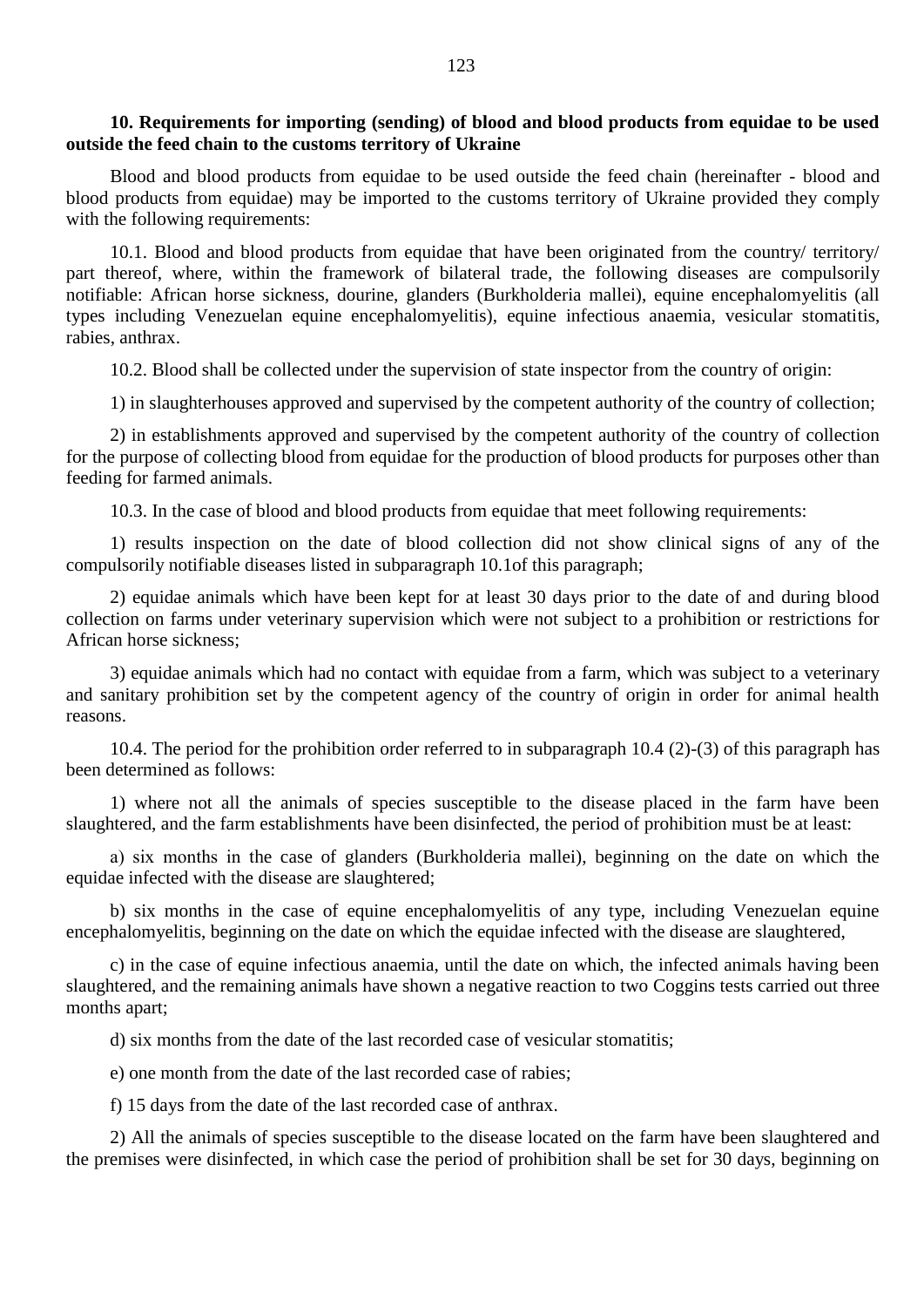**10. Requirements for importing (sending) of blood and blood products from equidae to be used outside the feed chain to the customs territory of Ukraine**

Blood and blood products from equidae to be used outside the feed chain (hereinafter - blood and blood products from equidae) may be imported to the customs territory of Ukraine provided they comply with the following requirements:

10.1. Blood and blood products from equidae that have been originated from the country/ territory/ part thereof, where, within the framework of bilateral trade, the following diseases are compulsorily notifiable: African horse sickness, dourine, glanders (Burkholderia mallei), equine encephalomyelitis (all types including Venezuelan equine encephalomyelitis), equine infectious anaemia, vesicular stomatitis, rabies, anthrax.

10.2. Blood shall be collected under the supervision of state inspector from the country of origin:

1) in slaughterhouses approved and supervised by the competent authority of the country of collection;

2) in establishments approved and supervised by the competent authority of the country of collection for the purpose of collecting blood from equidae for the production of blood products for purposes other than feeding for farmed animals.

10.3. In the case of blood and blood products from equidae that meet following requirements:

1) results inspection on the date of blood collection did not show clinical signs of any of the compulsorily notifiable diseases listed in subparagraph 10.1of this paragraph;

2) equidae animals which have been kept for at least 30 days prior to the date of and during blood collection on farms under veterinary supervision which were not subject to a prohibition or restrictions for African horse sickness;

3) equidae animals which had no contact with equidae from a farm, which was subject to a veterinary and sanitary prohibition set by the competent agency of the country of origin in order for animal health reasons.

10.4. The period for the prohibition order referred to in subparagraph 10.4 (2)-(3) of this paragraph has been determined as follows:

1) where not all the animals of species susceptible to the disease placed in the farm have been slaughtered, and the farm establishments have been disinfected, the period of prohibition must be at least:

a) six months in the case of glanders (Burkholderia mallei), beginning on the date on which the equidae infected with the disease are slaughtered;

b) six months in the case of equine encephalomyelitis of any type, including Venezuelan equine encephalomyelitis, beginning on the date on which the equidae infected with the disease are slaughtered,

c) in the case of equine infectious anaemia, until the date on which, the infected animals having been slaughtered, and the remaining animals have shown a negative reaction to two Coggins tests carried out three months apart;

d) six months from the date of the last recorded case of vesicular stomatitis;

e) one month from the date of the last recorded case of rabies;

f) 15 days from the date of the last recorded case of anthrax.

2) All the animals of species susceptible to the disease located on the farm have been slaughtered and the premises were disinfected, in which case the period of prohibition shall be set for 30 days, beginning on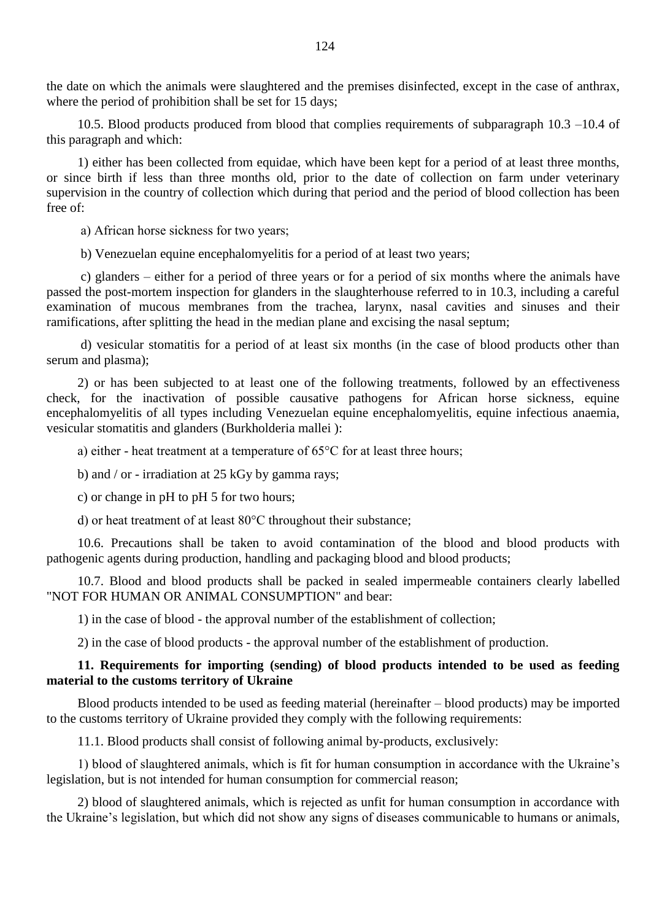the date on which the animals were slaughtered and the premises disinfected, except in the case of anthrax, where the period of prohibition shall be set for 15 days;

10.5. Blood products produced from blood that complies requirements of subparagraph 10.3 –10.4 of this paragraph and which:

1) either has been collected from equidae, which have been kept for a period of at least three months, or since birth if less than three months old, prior to the date of collection on farm under veterinary supervision in the country of collection which during that period and the period of blood collection has been free of:

a) African horse sickness for two years;

b) Venezuelan equine encephalomyelitis for a period of at least two years;

c) glanders – either for a period of three years or for a period of six months where the animals have passed the post-mortem inspection for glanders in the slaughterhouse referred to in 10.3, including a careful examination of mucous membranes from the trachea, larynx, nasal cavities and sinuses and their ramifications, after splitting the head in the median plane and excising the nasal septum;

d) vesicular stomatitis for a period of at least six months (in the case of blood products other than serum and plasma);

2) or has been subjected to at least one of the following treatments, followed by an effectiveness check, for the inactivation of possible causative pathogens for African horse sickness, equine encephalomyelitis of all types including Venezuelan equine encephalomyelitis, equine infectious anaemia, vesicular stomatitis and glanders (Burkholderia mallei ):

a) either - heat treatment at a temperature of 65°C for at least three hours;

b) and / or - irradiation at 25 kGy by gamma rays;

c) or change in pH to pH 5 for two hours;

d) or heat treatment of at least 80°C throughout their substance;

10.6. Precautions shall be taken to avoid contamination of the blood and blood products with pathogenic agents during production, handling and packaging blood and blood products;

10.7. Blood and blood products shall be packed in sealed impermeable containers clearly labelled "NOT FOR HUMAN OR ANIMAL CONSUMPTION" and bear:

1) in the case of blood - the approval number of the establishment of collection;

2) in the case of blood products - the approval number of the establishment of production.

**11. Requirements for importing (sending) of blood products intended to be used as feeding material to the customs territory of Ukraine**

Blood products intended to be used as feeding material (hereinafter – blood products) may be imported to the customs territory of Ukraine provided they comply with the following requirements:

11.1. Blood products shall consist of following animal by-products, exclusively:

1) blood of slaughtered animals, which is fit for human consumption in accordance with the Ukraine's legislation, but is not intended for human consumption for commercial reason;

2) blood of slaughtered animals, which is rejected as unfit for human consumption in accordance with the Ukraine's legislation, but which did not show any signs of diseases communicable to humans or animals,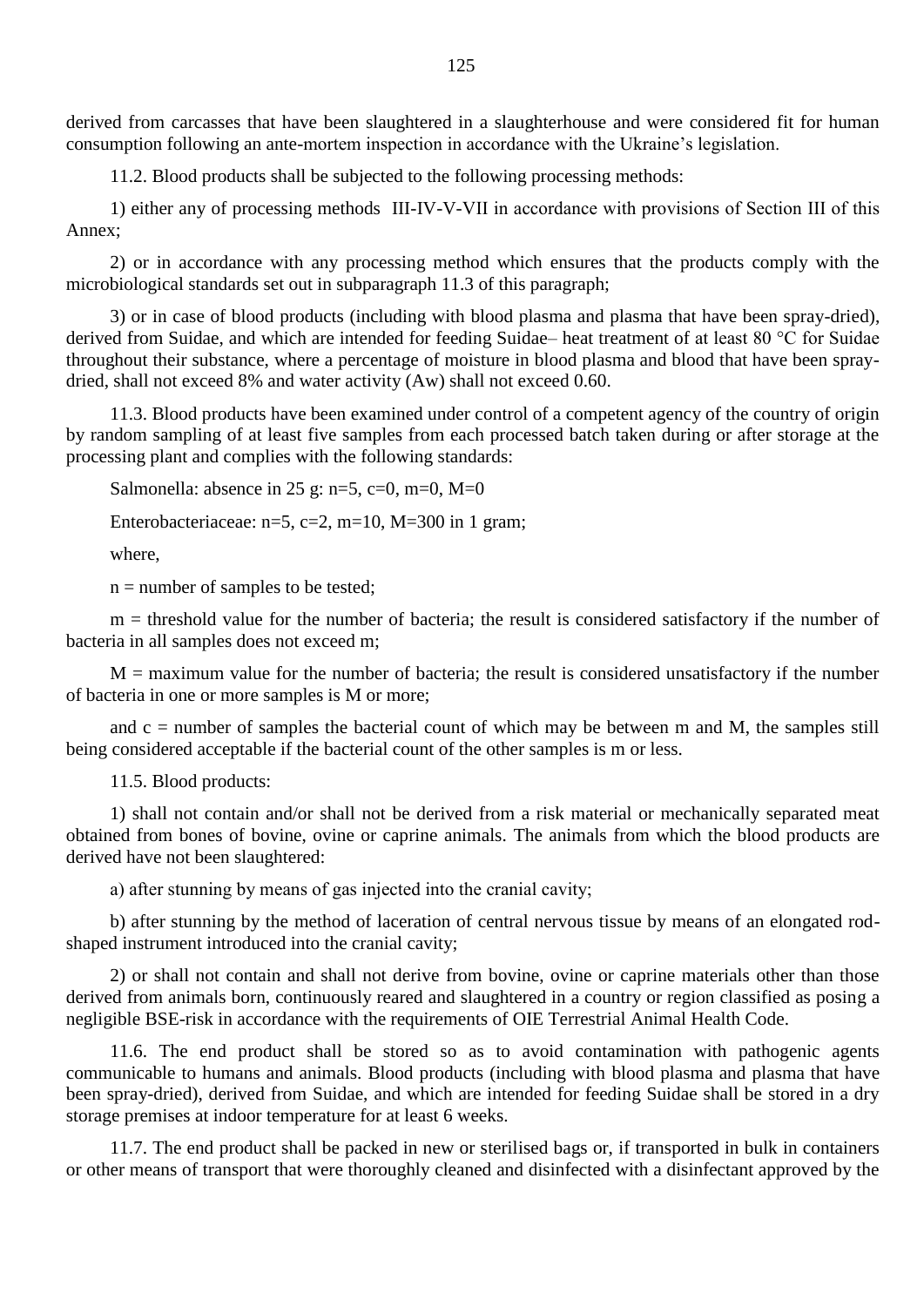derived from carcasses that have been slaughtered in a slaughterhouse and were considered fit for human consumption following an ante-mortem inspection in accordance with the Ukraine's legislation.

11.2. Blood products shall be subjected to the following processing methods:

1) either any of processing methods III-IV-V-VII in accordance with provisions of Section III of this Annex;

2) or in accordance with any processing method which ensures that the products comply with the microbiological standards set out in subparagraph 11.3 of this paragraph;

3) or in case of blood products (including with blood plasma and plasma that have been spray-dried), derived from Suidae, and which are intended for feeding Suidae– heat treatment of at least 80 °C for Suidae throughout their substance, where a percentage of moisture in blood plasma and blood that have been spray-dried, shall not exceed 8% and water activity (Aw) shall not exceed 0.60.

11.3. Blood products have been examined under control of a competent agency of the country of origin by random sampling of at least five samples from each processed batch taken during or after storage at the processing plant and complies with the following standards:

Salmonella: absence in 25 g: n=5, c=0, m=0, M=0

Enterobacteriaceae: n=5, c=2, m=10, M=300 in 1 gram;

where,

n = number of samples to be tested;

m = threshold value for the number of bacteria; the result is considered satisfactory if the number of bacteria in all samples does not exceed m;

M = maximum value for the number of bacteria; the result is considered unsatisfactory if the number of bacteria in one or more samples is M or more;

and c = number of samples the bacterial count of which may be between m and M, the samples still being considered acceptable if the bacterial count of the other samples is m or less.

11.5. Blood products:

1) shall not contain and/or shall not be derived from a risk material or mechanically separated meat obtained from bones of bovine, ovine or caprine animals. The animals from which the blood products are derived have not been slaughtered:

a) after stunning by means of gas injected into the cranial cavity;

b) after stunning by the method of laceration of central nervous tissue by means of an elongated rod-shaped instrument introduced into the cranial cavity;

2) or shall not contain and shall not derive from bovine, ovine or caprine materials other than those derived from animals born, continuously reared and slaughtered in a country or region classified as posing a negligible BSE-risk in accordance with the requirements of OIE Terrestrial Animal Health Code.

11.6. The end product shall be stored so as to avoid contamination with pathogenic agents communicable to humans and animals. Blood products (including with blood plasma and plasma that have been spray-dried), derived from Suidae, and which are intended for feeding Suidae shall be stored in a dry storage premises at indoor temperature for at least 6 weeks.

11.7. The end product shall be packed in new or sterilised bags or, if transported in bulk in containers or other means of transport that were thoroughly cleaned and disinfected with a disinfectant approved by the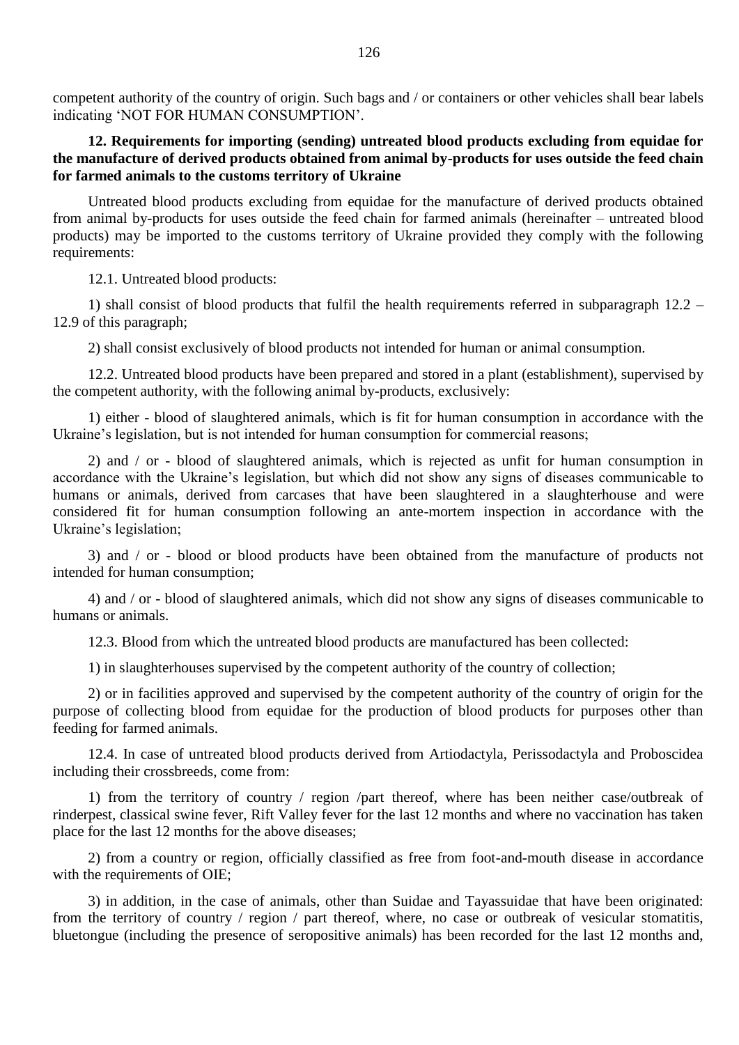competent authority of the country of origin. Such bags and / or containers or other vehicles shall bear labels indicating 'NOT FOR HUMAN CONSUMPTION'.

**12. Requirements for importing (sending) untreated blood products excluding from equidae for the manufacture of derived products obtained from animal by-products for uses outside the feed chain for farmed animals to the customs territory of Ukraine**

Untreated blood products excluding from equidae for the manufacture of derived products obtained from animal by-products for uses outside the feed chain for farmed animals (hereinafter – untreated blood products) may be imported to the customs territory of Ukraine provided they comply with the following requirements:

12.1. Untreated blood products:

1) shall consist of blood products that fulfil the health requirements referred in subparagraph 12.2 – 12.9 of this paragraph;

2) shall consist exclusively of blood products not intended for human or animal consumption.

12.2. Untreated blood products have been prepared and stored in a plant (establishment), supervised by the competent authority, with the following animal by-products, exclusively:

1) either - blood of slaughtered animals, which is fit for human consumption in accordance with the Ukraine's legislation, but is not intended for human consumption for commercial reasons;

2) and / or - blood of slaughtered animals, which is rejected as unfit for human consumption in accordance with the Ukraine's legislation, but which did not show any signs of diseases communicable to humans or animals, derived from carcases that have been slaughtered in a slaughterhouse and were considered fit for human consumption following an ante-mortem inspection in accordance with the Ukraine's legislation;

3) and / or - blood or blood products have been obtained from the manufacture of products not intended for human consumption;

4) and / or - blood of slaughtered animals, which did not show any signs of diseases communicable to humans or animals.

12.3. Blood from which the untreated blood products are manufactured has been collected:

1) in slaughterhouses supervised by the competent authority of the country of collection;

2) or in facilities approved and supervised by the competent authority of the country of origin for the purpose of collecting blood from equidae for the production of blood products for purposes other than feeding for farmed animals.

12.4. In case of untreated blood products derived from Artiodactyla, Perissodactyla and Proboscidea including their crossbreeds, come from:

1) from the territory of country / region /part thereof, where has been neither case/outbreak of rinderpest, classical swine fever, Rift Valley fever for the last 12 months and where no vaccination has taken place for the last 12 months for the above diseases;

2) from a country or region, officially classified as free from foot-and-mouth disease in accordance with the requirements of OIE;

3) in addition, in the case of animals, other than Suidae and Tayassuidae that have been originated: from the territory of country / region / part thereof, where, no case or outbreak of vesicular stomatitis, bluetongue (including the presence of seropositive animals) has been recorded for the last 12 months and,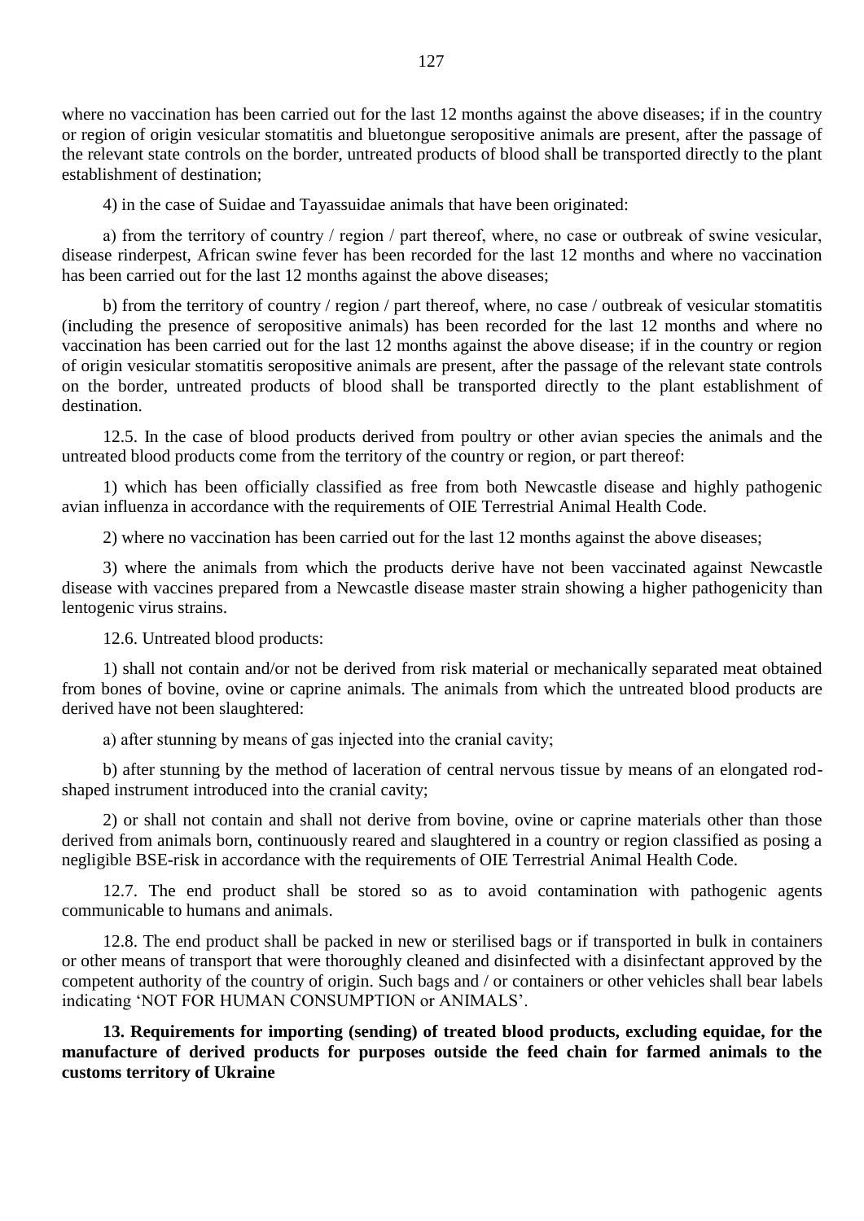where no vaccination has been carried out for the last 12 months against the above diseases; if in the country or region of origin vesicular stomatitis and bluetongue seropositive animals are present, after the passage of the relevant state controls on the border, untreated products of blood shall be transported directly to the plant establishment of destination;

4) in the case of Suidae and Tayassuidae animals that have been originated:

a) from the territory of country / region / part thereof, where, no case or outbreak of swine vesicular, disease rinderpest, African swine fever has been recorded for the last 12 months and where no vaccination has been carried out for the last 12 months against the above diseases;

b) from the territory of country / region / part thereof, where, no case / outbreak of vesicular stomatitis (including the presence of seropositive animals) has been recorded for the last 12 months and where no vaccination has been carried out for the last 12 months against the above disease; if in the country or region of origin vesicular stomatitis seropositive animals are present, after the passage of the relevant state controls on the border, untreated products of blood shall be transported directly to the plant establishment of destination.

12.5. In the case of blood products derived from poultry or other avian species the animals and the untreated blood products come from the territory of the country or region, or part thereof:

1) which has been officially classified as free from both Newcastle disease and highly pathogenic avian influenza in accordance with the requirements of OIE Terrestrial Animal Health Code.

2) where no vaccination has been carried out for the last 12 months against the above diseases;

3) where the animals from which the products derive have not been vaccinated against Newcastle disease with vaccines prepared from a Newcastle disease master strain showing a higher pathogenicity than lentogenic virus strains.

12.6. Untreated blood products:

1) shall not contain and/or not be derived from risk material or mechanically separated meat obtained from bones of bovine, ovine or caprine animals. The animals from which the untreated blood products are derived have not been slaughtered:

a) after stunning by means of gas injected into the cranial cavity;

b) after stunning by the method of laceration of central nervous tissue by means of an elongated rod-shaped instrument introduced into the cranial cavity;

2) or shall not contain and shall not derive from bovine, ovine or caprine materials other than those derived from animals born, continuously reared and slaughtered in a country or region classified as posing a negligible BSE-risk in accordance with the requirements of OIE Terrestrial Animal Health Code.

12.7. The end product shall be stored so as to avoid contamination with pathogenic agents communicable to humans and animals.

12.8. The end product shall be packed in new or sterilised bags or if transported in bulk in containers or other means of transport that were thoroughly cleaned and disinfected with a disinfectant approved by the competent authority of the country of origin. Such bags and / or containers or other vehicles shall bear labels indicating 'NOT FOR HUMAN CONSUMPTION or ANIMALS'.

**13. Requirements for importing (sending) of treated blood products, excluding equidae, for the manufacture of derived products for purposes outside the feed chain for farmed animals to the customs territory of Ukraine**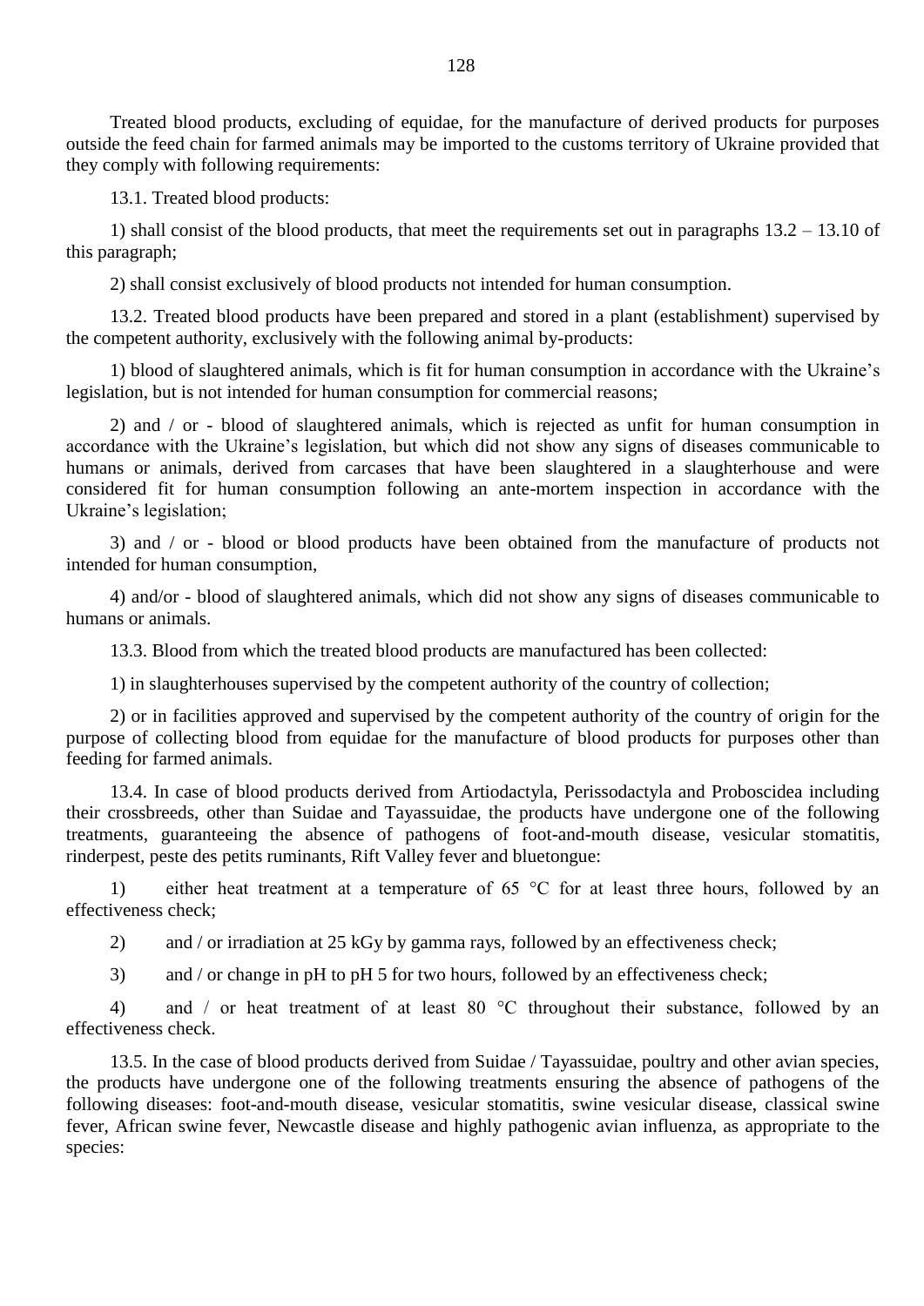Treated blood products, excluding of equidae, for the manufacture of derived products for purposes outside the feed chain for farmed animals may be imported to the customs territory of Ukraine provided that they comply with following requirements:

13.1. Treated blood products:

1) shall consist of the blood products, that meet the requirements set out in paragraphs 13.2 – 13.10 of this paragraph;

2) shall consist exclusively of blood products not intended for human consumption.

13.2. Treated blood products have been prepared and stored in a plant (establishment) supervised by the competent authority, exclusively with the following animal by-products:

1) blood of slaughtered animals, which is fit for human consumption in accordance with the Ukraine's legislation, but is not intended for human consumption for commercial reasons;

2) and / or - blood of slaughtered animals, which is rejected as unfit for human consumption in accordance with the Ukraine's legislation, but which did not show any signs of diseases communicable to humans or animals, derived from carcases that have been slaughtered in a slaughterhouse and were considered fit for human consumption following an ante-mortem inspection in accordance with the Ukraine's legislation;

3) and / or - blood or blood products have been obtained from the manufacture of products not intended for human consumption,

4) and/or - blood of slaughtered animals, which did not show any signs of diseases communicable to humans or animals.

13.3. Blood from which the treated blood products are manufactured has been collected:

1) in slaughterhouses supervised by the competent authority of the country of collection;

2) or in facilities approved and supervised by the competent authority of the country of origin for the purpose of collecting blood from equidae for the manufacture of blood products for purposes other than feeding for farmed animals.

13.4. In case of blood products derived from Artiodactyla, Perissodactyla and Proboscidea including their crossbreeds, other than Suidae and Tayassuidae, the products have undergone one of the following treatments, guaranteeing the absence of pathogens of foot-and-mouth disease, vesicular stomatitis, rinderpest, peste des petits ruminants, Rift Valley fever and bluetongue:

1) either heat treatment at a temperature of 65 °C for at least three hours, followed by an effectiveness check;

2) and / or irradiation at 25 kGy by gamma rays, followed by an effectiveness check;

3) and / or change in pH to pH 5 for two hours, followed by an effectiveness check;

4) and / or heat treatment of at least 80 °C throughout their substance, followed by an effectiveness check.

13.5. In the case of blood products derived from Suidae / Tayassuidae, poultry and other avian species, the products have undergone one of the following treatments ensuring the absence of pathogens of the following diseases: foot-and-mouth disease, vesicular stomatitis, swine vesicular disease, classical swine fever, African swine fever, Newcastle disease and highly pathogenic avian influenza, as appropriate to the species: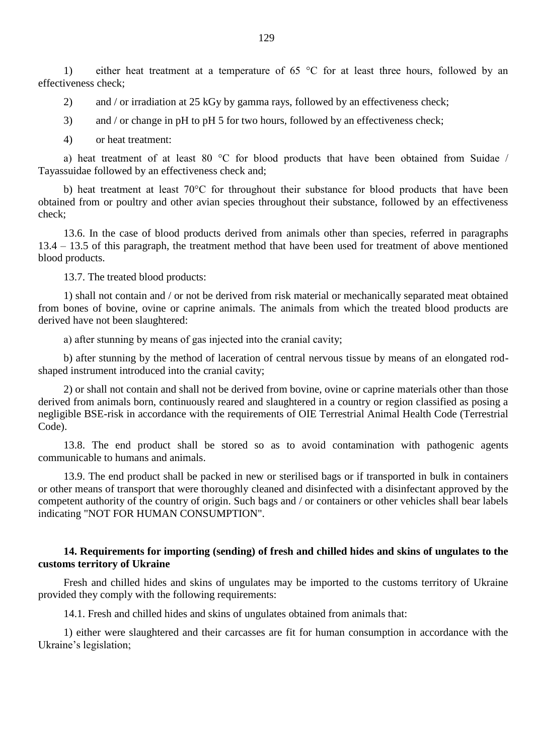1) either heat treatment at a temperature of 65 °C for at least three hours, followed by an effectiveness check;

2) and / or irradiation at 25 kGy by gamma rays, followed by an effectiveness check;

3) and / or change in pH to pH 5 for two hours, followed by an effectiveness check;

4) or heat treatment:

a) heat treatment of at least 80 °C for blood products that have been obtained from Suidae / Tayassuidae followed by an effectiveness check and;

b) heat treatment at least 70°C for throughout their substance for blood products that have been obtained from or poultry and other avian species throughout their substance, followed by an effectiveness check;

13.6. In the case of blood products derived from animals other than species, referred in paragraphs 13.4 – 13.5 of this paragraph, the treatment method that have been used for treatment of above mentioned blood products.

13.7. The treated blood products:

1) shall not contain and / or not be derived from risk material or mechanically separated meat obtained from bones of bovine, ovine or caprine animals. The animals from which the treated blood products are derived have not been slaughtered:

a) after stunning by means of gas injected into the cranial cavity;

b) after stunning by the method of laceration of central nervous tissue by means of an elongated rod-shaped instrument introduced into the cranial cavity;

2) or shall not contain and shall not be derived from bovine, ovine or caprine materials other than those derived from animals born, continuously reared and slaughtered in a country or region classified as posing a negligible BSE-risk in accordance with the requirements of OIE Terrestrial Animal Health Code (Terrestrial Code).

13.8. The end product shall be stored so as to avoid contamination with pathogenic agents communicable to humans and animals.

13.9. The end product shall be packed in new or sterilised bags or if transported in bulk in containers or other means of transport that were thoroughly cleaned and disinfected with a disinfectant approved by the competent authority of the country of origin. Such bags and / or containers or other vehicles shall bear labels indicating "NOT FOR HUMAN CONSUMPTION".

**14. Requirements for importing (sending) of fresh and chilled hides and skins of ungulates to the customs territory of Ukraine**

Fresh and chilled hides and skins of ungulates may be imported to the customs territory of Ukraine provided they comply with the following requirements:

14.1. Fresh and chilled hides and skins of ungulates obtained from animals that:

1) either were slaughtered and their carcasses are fit for human consumption in accordance with the Ukraine's legislation;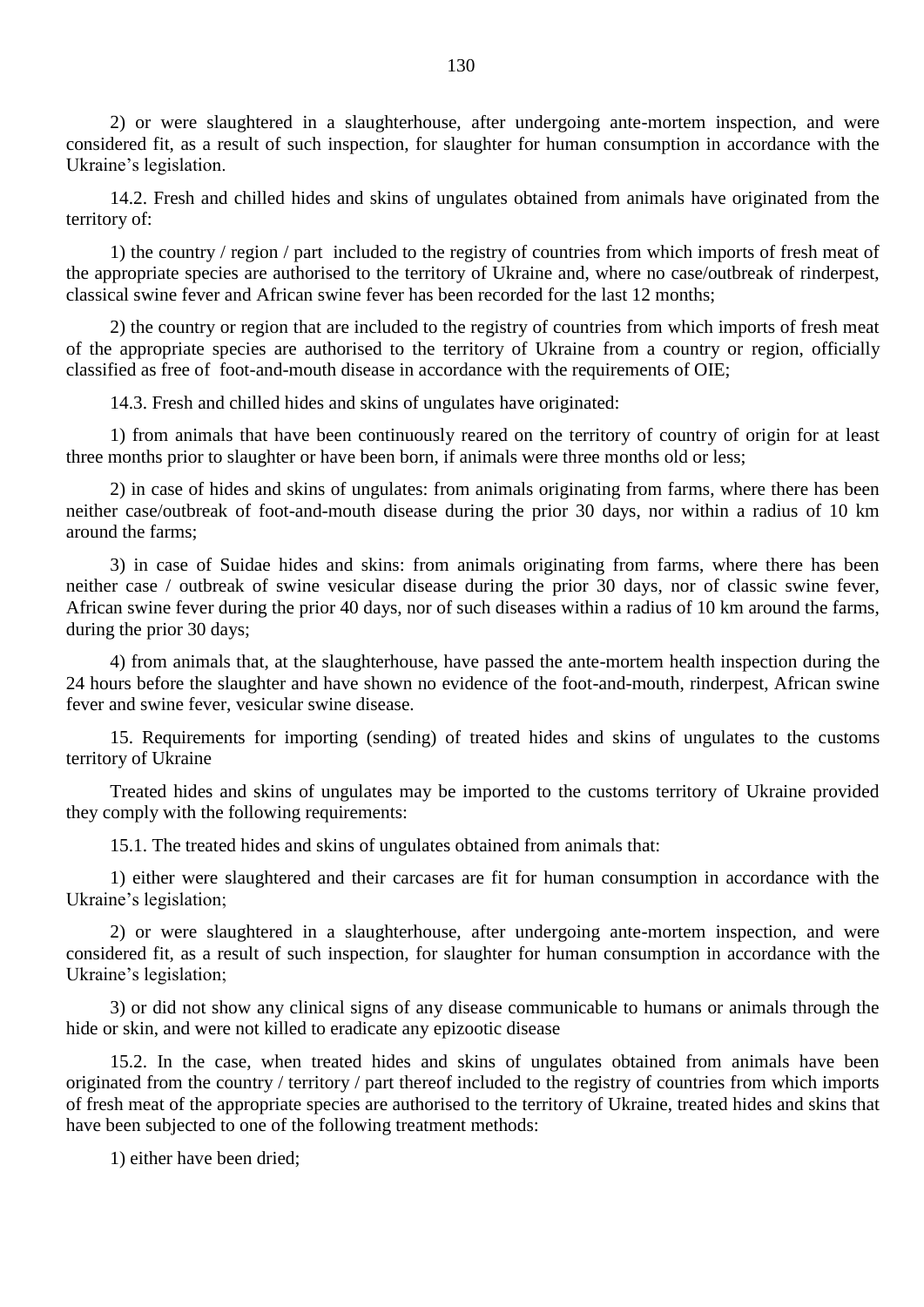2) or were slaughtered in a slaughterhouse, after undergoing ante-mortem inspection, and were considered fit, as a result of such inspection, for slaughter for human consumption in accordance with the Ukraine's legislation.

14.2. Fresh and chilled hides and skins of ungulates obtained from animals have originated from the territory of:

1) the country / region / part included to the registry of countries from which imports of fresh meat of the appropriate species are authorised to the territory of Ukraine and, where no case/outbreak of rinderpest, classical swine fever and African swine fever has been recorded for the last 12 months;

2) the country or region that are included to the registry of countries from which imports of fresh meat of the appropriate species are authorised to the territory of Ukraine from a country or region, officially classified as free of foot-and-mouth disease in accordance with the requirements of OIE;

14.3. Fresh and chilled hides and skins of ungulates have originated:

1) from animals that have been continuously reared on the territory of country of origin for at least three months prior to slaughter or have been born, if animals were three months old or less;

2) in case of hides and skins of ungulates: from animals originating from farms, where there has been neither case/outbreak of foot-and-mouth disease during the prior 30 days, nor within a radius of 10 km around the farms;

3) in case of Suidae hides and skins: from animals originating from farms, where there has been neither case / outbreak of swine vesicular disease during the prior 30 days, nor of classic swine fever, African swine fever during the prior 40 days, nor of such diseases within a radius of 10 km around the farms, during the prior 30 days;

4) from animals that, at the slaughterhouse, have passed the ante-mortem health inspection during the 24 hours before the slaughter and have shown no evidence of the foot-and-mouth, rinderpest, African swine fever and swine fever, vesicular swine disease.

15. Requirements for importing (sending) of treated hides and skins of ungulates to the customs territory of Ukraine

Treated hides and skins of ungulates may be imported to the customs territory of Ukraine provided they comply with the following requirements:

15.1. The treated hides and skins of ungulates obtained from animals that:

1) either were slaughtered and their carcases are fit for human consumption in accordance with the Ukraine's legislation;

2) or were slaughtered in a slaughterhouse, after undergoing ante-mortem inspection, and were considered fit, as a result of such inspection, for slaughter for human consumption in accordance with the Ukraine's legislation;

3) or did not show any clinical signs of any disease communicable to humans or animals through the hide or skin, and were not killed to eradicate any epizootic disease

15.2. In the case, when treated hides and skins of ungulates obtained from animals have been originated from the country / territory / part thereof included to the registry of countries from which imports of fresh meat of the appropriate species are authorised to the territory of Ukraine, treated hides and skins that have been subjected to one of the following treatment methods:

1) either have been dried;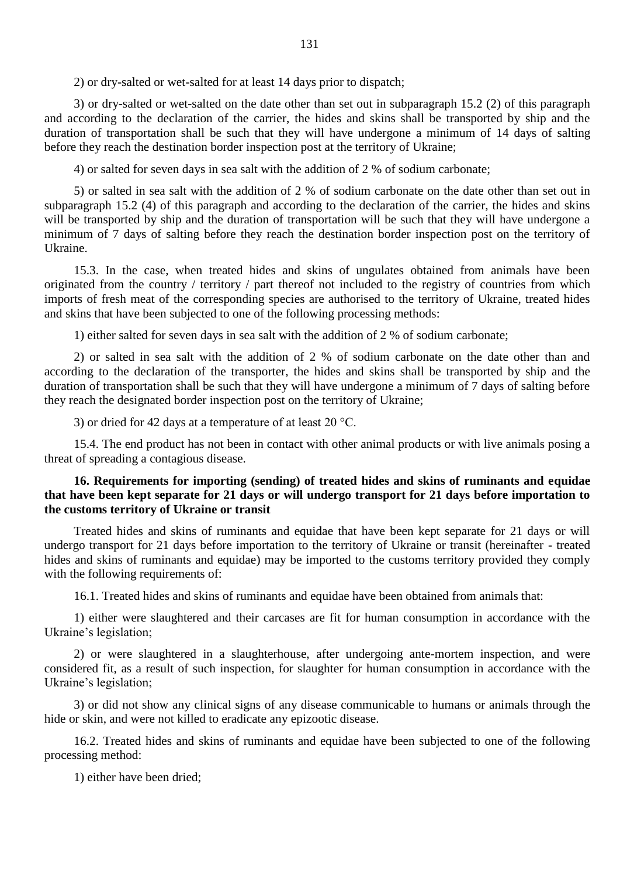2) or dry-salted or wet-salted for at least 14 days prior to dispatch;

3) or dry-salted or wet-salted on the date other than set out in subparagraph 15.2 (2) of this paragraph and according to the declaration of the carrier, the hides and skins shall be transported by ship and the duration of transportation shall be such that they will have undergone a minimum of 14 days of salting before they reach the destination border inspection post at the territory of Ukraine;

4) or salted for seven days in sea salt with the addition of 2 % of sodium carbonate;

5) or salted in sea salt with the addition of 2 % of sodium carbonate on the date other than set out in subparagraph 15.2 (4) of this paragraph and according to the declaration of the carrier, the hides and skins will be transported by ship and the duration of transportation will be such that they will have undergone a minimum of 7 days of salting before they reach the destination border inspection post on the territory of Ukraine.

15.3. In the case, when treated hides and skins of ungulates obtained from animals have been originated from the country / territory / part thereof not included to the registry of countries from which imports of fresh meat of the corresponding species are authorised to the territory of Ukraine, treated hides and skins that have been subjected to one of the following processing methods:

1) either salted for seven days in sea salt with the addition of 2 % of sodium carbonate;

2) or salted in sea salt with the addition of 2 % of sodium carbonate on the date other than and according to the declaration of the transporter, the hides and skins shall be transported by ship and the duration of transportation shall be such that they will have undergone a minimum of 7 days of salting before they reach the designated border inspection post on the territory of Ukraine;

3) or dried for 42 days at a temperature of at least 20 °C.

15.4. The end product has not been in contact with other animal products or with live animals posing a threat of spreading a contagious disease.

**16. Requirements for importing (sending) of treated hides and skins of ruminants and equidae that have been kept separate for 21 days or will undergo transport for 21 days before importation to the customs territory of Ukraine or transit**

Treated hides and skins of ruminants and equidae that have been kept separate for 21 days or will undergo transport for 21 days before importation to the territory of Ukraine or transit (hereinafter - treated hides and skins of ruminants and equidae) may be imported to the customs territory provided they comply with the following requirements of:

16.1. Treated hides and skins of ruminants and equidae have been obtained from animals that:

1) either were slaughtered and their carcases are fit for human consumption in accordance with the Ukraine's legislation;

2) or were slaughtered in a slaughterhouse, after undergoing ante-mortem inspection, and were considered fit, as a result of such inspection, for slaughter for human consumption in accordance with the Ukraine's legislation;

3) or did not show any clinical signs of any disease communicable to humans or animals through the hide or skin, and were not killed to eradicate any epizootic disease.

16.2. Treated hides and skins of ruminants and equidae have been subjected to one of the following processing method:

1) either have been dried;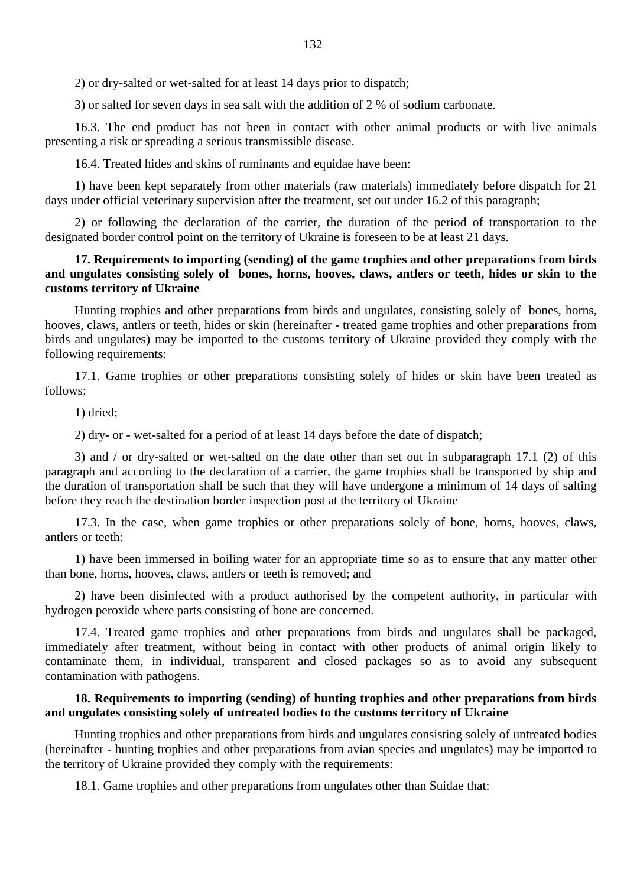2) or dry-salted or wet-salted for at least 14 days prior to dispatch;

3) or salted for seven days in sea salt with the addition of 2 % of sodium carbonate.

16.3. The end product has not been in contact with other animal products or with live animals presenting a risk or spreading a serious transmissible disease.

16.4. Treated hides and skins of ruminants and equidae have been:

1) have been kept separately from other materials (raw materials) immediately before dispatch for 21 days under official veterinary supervision after the treatment, set out under 16.2 of this paragraph;

2) or following the declaration of the carrier, the duration of the period of transportation to the designated border control point on the territory of Ukraine is foreseen to be at least 21 days.

**17. Requirements to importing (sending) of the game trophies and other preparations from birds and ungulates consisting solely of bones, horns, hooves, claws, antlers or teeth, hides or skin to the customs territory of Ukraine**

Hunting trophies and other preparations from birds and ungulates, consisting solely of bones, horns, hooves, claws, antlers or teeth, hides or skin (hereinafter - treated game trophies and other preparations from birds and ungulates) may be imported to the customs territory of Ukraine provided they comply with the following requirements:

17.1. Game trophies or other preparations consisting solely of hides or skin have been treated as follows:

1) dried;

2) dry- or - wet-salted for a period of at least 14 days before the date of dispatch;

3) and / or dry-salted or wet-salted on the date other than set out in subparagraph 17.1 (2) of this paragraph and according to the declaration of a carrier, the game trophies shall be transported by ship and the duration of transportation shall be such that they will have undergone a minimum of 14 days of salting before they reach the destination border inspection post at the territory of Ukraine

17.3. In the case, when game trophies or other preparations solely of bone, horns, hooves, claws, antlers or teeth:

1) have been immersed in boiling water for an appropriate time so as to ensure that any matter other than bone, horns, hooves, claws, antlers or teeth is removed; and

2) have been disinfected with a product authorised by the competent authority, in particular with hydrogen peroxide where parts consisting of bone are concerned.

17.4. Treated game trophies and other preparations from birds and ungulates shall be packaged, immediately after treatment, without being in contact with other products of animal origin likely to contaminate them, in individual, transparent and closed packages so as to avoid any subsequent contamination with pathogens.

**18. Requirements to importing (sending) of hunting trophies and other preparations from birds and ungulates consisting solely of untreated bodies to the customs territory of Ukraine**

Hunting trophies and other preparations from birds and ungulates consisting solely of untreated bodies (hereinafter - hunting trophies and other preparations from avian species and ungulates) may be imported to the territory of Ukraine provided they comply with the requirements:

18.1. Game trophies and other preparations from ungulates other than Suidae that: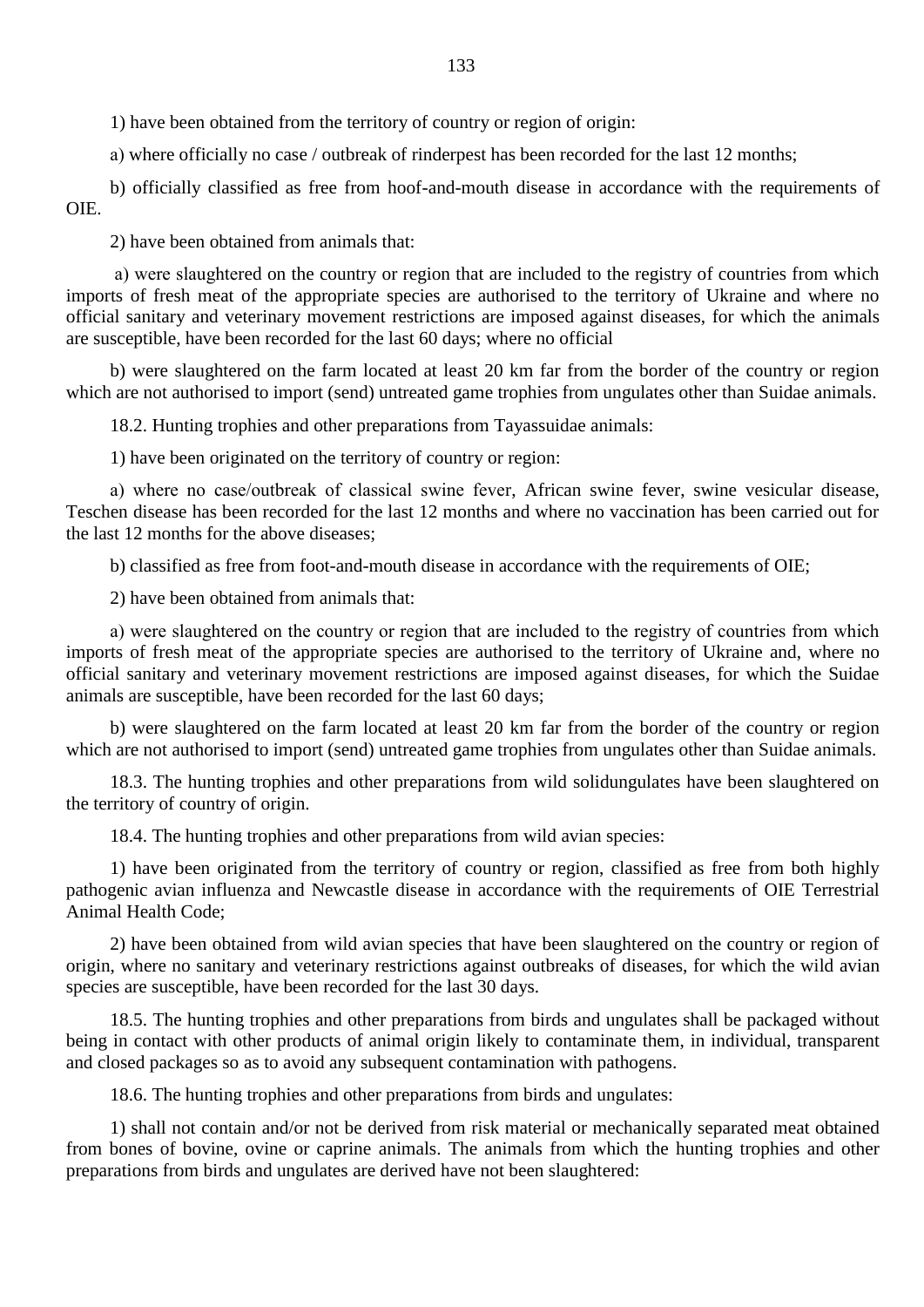1) have been obtained from the territory of country or region of origin:

a) where officially no case / outbreak of rinderpest has been recorded for the last 12 months;

b) officially classified as free from hoof-and-mouth disease in accordance with the requirements of OIE.

2) have been obtained from animals that:

a) were slaughtered on the country or region that are included to the registry of countries from which imports of fresh meat of the appropriate species are authorised to the territory of Ukraine and where no official sanitary and veterinary movement restrictions are imposed against diseases, for which the animals are susceptible, have been recorded for the last 60 days; where no official

b) were slaughtered on the farm located at least 20 km far from the border of the country or region which are not authorised to import (send) untreated game trophies from ungulates other than Suidae animals.

18.2. Hunting trophies and other preparations from Tayassuidae animals:

1) have been originated on the territory of country or region:

a) where no case/outbreak of classical swine fever, African swine fever, swine vesicular disease, Teschen disease has been recorded for the last 12 months and where no vaccination has been carried out for the last 12 months for the above diseases;

b) classified as free from foot-and-mouth disease in accordance with the requirements of OIE;

2) have been obtained from animals that:

a) were slaughtered on the country or region that are included to the registry of countries from which imports of fresh meat of the appropriate species are authorised to the territory of Ukraine and, where no official sanitary and veterinary movement restrictions are imposed against diseases, for which the Suidae animals are susceptible, have been recorded for the last 60 days;

b) were slaughtered on the farm located at least 20 km far from the border of the country or region which are not authorised to import (send) untreated game trophies from ungulates other than Suidae animals.

18.3. The hunting trophies and other preparations from wild solidungulates have been slaughtered on the territory of country of origin.

18.4. The hunting trophies and other preparations from wild avian species:

1) have been originated from the territory of country or region, classified as free from both highly pathogenic avian influenza and Newcastle disease in accordance with the requirements of OIE Terrestrial Animal Health Code;

2) have been obtained from wild avian species that have been slaughtered on the country or region of origin, where no sanitary and veterinary restrictions against outbreaks of diseases, for which the wild avian species are susceptible, have been recorded for the last 30 days.

18.5. The hunting trophies and other preparations from birds and ungulates shall be packaged without being in contact with other products of animal origin likely to contaminate them, in individual, transparent and closed packages so as to avoid any subsequent contamination with pathogens.

18.6. The hunting trophies and other preparations from birds and ungulates:

1) shall not contain and/or not be derived from risk material or mechanically separated meat obtained from bones of bovine, ovine or caprine animals. The animals from which the hunting trophies and other preparations from birds and ungulates are derived have not been slaughtered: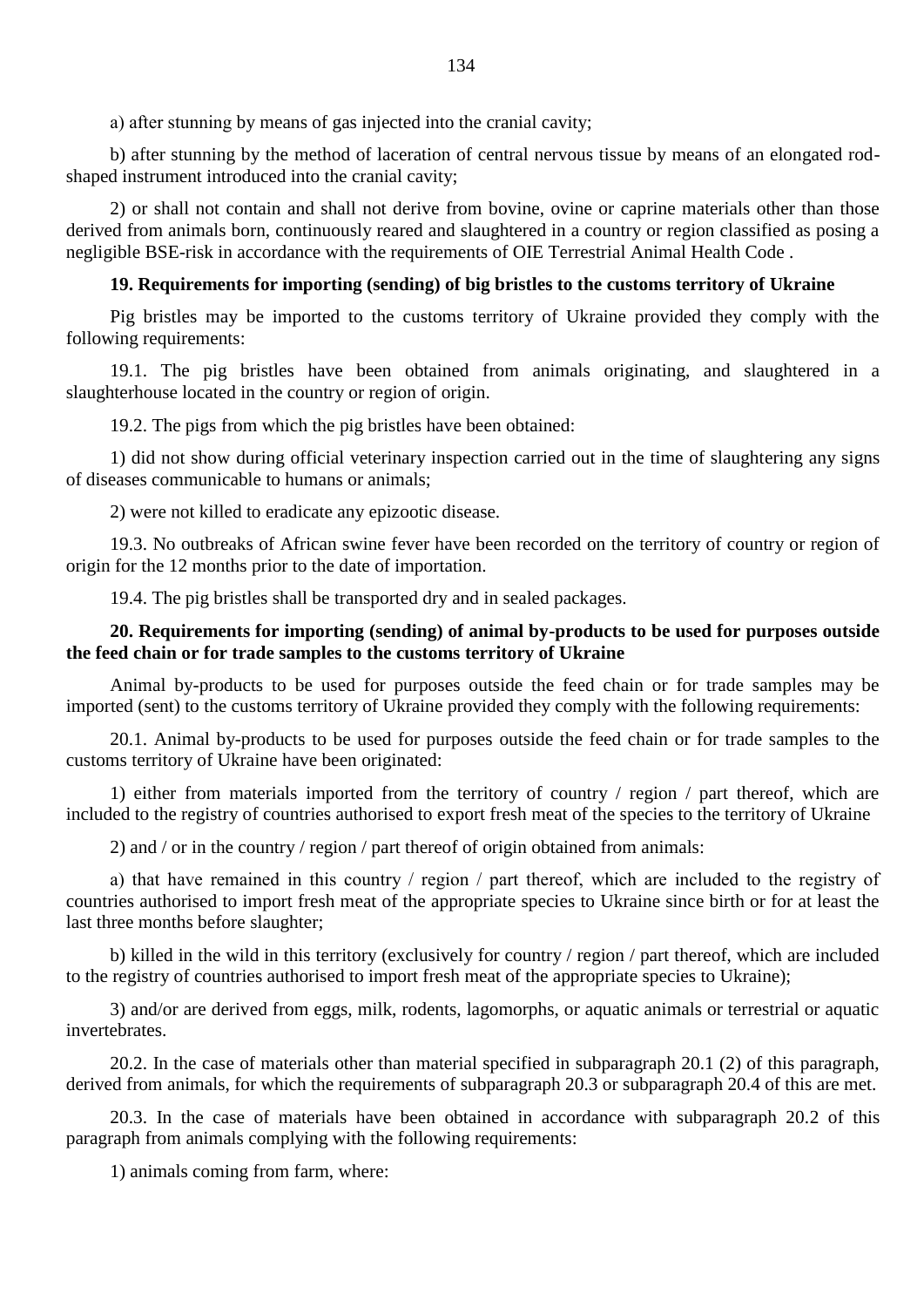a) after stunning by means of gas injected into the cranial cavity;

b) after stunning by the method of laceration of central nervous tissue by means of an elongated rod-shaped instrument introduced into the cranial cavity;

2) or shall not contain and shall not derive from bovine, ovine or caprine materials other than those derived from animals born, continuously reared and slaughtered in a country or region classified as posing a negligible BSE-risk in accordance with the requirements of OIE Terrestrial Animal Health Code .

**19. Requirements for importing (sending) of big bristles to the customs territory of Ukraine**

Pig bristles may be imported to the customs territory of Ukraine provided they comply with the following requirements:

19.1. The pig bristles have been obtained from animals originating, and slaughtered in a slaughterhouse located in the country or region of origin.

19.2. The pigs from which the pig bristles have been obtained:

1) did not show during official veterinary inspection carried out in the time of slaughtering any signs of diseases communicable to humans or animals;

2) were not killed to eradicate any epizootic disease.

19.3. No outbreaks of African swine fever have been recorded on the territory of country or region of origin for the 12 months prior to the date of importation.

19.4. The pig bristles shall be transported dry and in sealed packages.

**20. Requirements for importing (sending) of animal by-products to be used for purposes outside the feed chain or for trade samples to the customs territory of Ukraine**

Animal by-products to be used for purposes outside the feed chain or for trade samples may be imported (sent) to the customs territory of Ukraine provided they comply with the following requirements:

20.1. Animal by-products to be used for purposes outside the feed chain or for trade samples to the customs territory of Ukraine have been originated:

1) either from materials imported from the territory of country / region / part thereof, which are included to the registry of countries authorised to export fresh meat of the species to the territory of Ukraine

2) and / or in the country / region / part thereof of origin obtained from animals:

a) that have remained in this country / region / part thereof, which are included to the registry of countries authorised to import fresh meat of the appropriate species to Ukraine since birth or for at least the last three months before slaughter;

b) killed in the wild in this territory (exclusively for country / region / part thereof, which are included to the registry of countries authorised to import fresh meat of the appropriate species to Ukraine);

3) and/or are derived from eggs, milk, rodents, lagomorphs, or aquatic animals or terrestrial or aquatic invertebrates.

20.2. In the case of materials other than material specified in subparagraph 20.1 (2) of this paragraph, derived from animals, for which the requirements of subparagraph 20.3 or subparagraph 20.4 of this are met.

20.3. In the case of materials have been obtained in accordance with subparagraph 20.2 of this paragraph from animals complying with the following requirements:

1) animals coming from farm, where: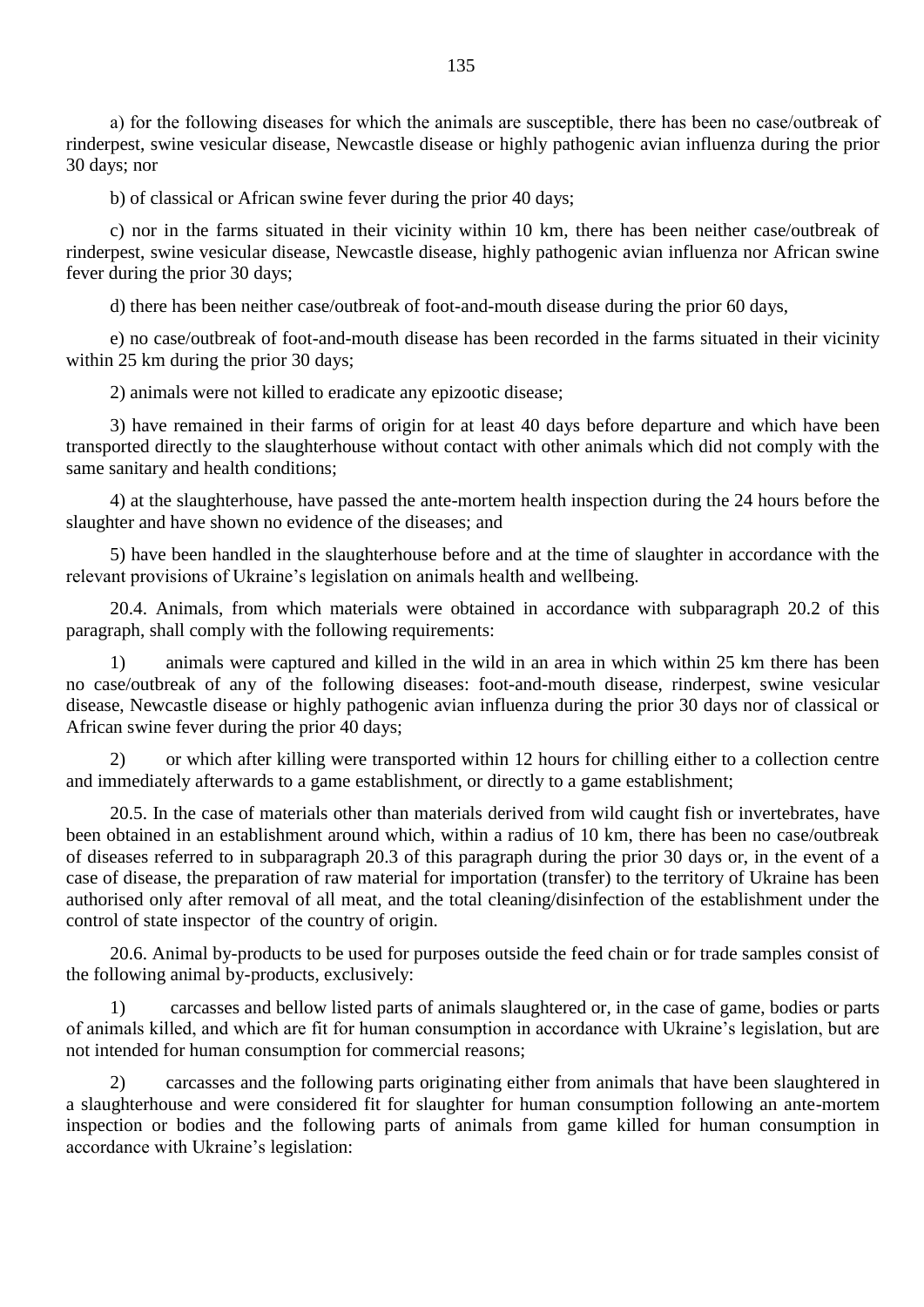a) for the following diseases for which the animals are susceptible, there has been no case/outbreak of rinderpest, swine vesicular disease, Newcastle disease or highly pathogenic avian influenza during the prior 30 days; nor

b) of classical or African swine fever during the prior 40 days;

c) nor in the farms situated in their vicinity within 10 km, there has been neither case/outbreak of rinderpest, swine vesicular disease, Newcastle disease, highly pathogenic avian influenza nor African swine fever during the prior 30 days;

d) there has been neither case/outbreak of foot-and-mouth disease during the prior 60 days,

e) no case/outbreak of foot-and-mouth disease has been recorded in the farms situated in their vicinity within 25 km during the prior 30 days;

2) animals were not killed to eradicate any epizootic disease;

3) have remained in their farms of origin for at least 40 days before departure and which have been transported directly to the slaughterhouse without contact with other animals which did not comply with the same sanitary and health conditions;

4) at the slaughterhouse, have passed the ante-mortem health inspection during the 24 hours before the slaughter and have shown no evidence of the diseases; and

5) have been handled in the slaughterhouse before and at the time of slaughter in accordance with the relevant provisions of Ukraine's legislation on animals health and wellbeing.

20.4. Animals, from which materials were obtained in accordance with subparagraph 20.2 of this paragraph, shall comply with the following requirements:

1) animals were captured and killed in the wild in an area in which within 25 km there has been no case/outbreak of any of the following diseases: foot-and-mouth disease, rinderpest, swine vesicular disease, Newcastle disease or highly pathogenic avian influenza during the prior 30 days nor of classical or African swine fever during the prior 40 days;

2) or which after killing were transported within 12 hours for chilling either to a collection centre and immediately afterwards to a game establishment, or directly to a game establishment;

20.5. In the case of materials other than materials derived from wild caught fish or invertebrates, have been obtained in an establishment around which, within a radius of 10 km, there has been no case/outbreak of diseases referred to in subparagraph 20.3 of this paragraph during the prior 30 days or, in the event of a case of disease, the preparation of raw material for importation (transfer) to the territory of Ukraine has been authorised only after removal of all meat, and the total cleaning/disinfection of the establishment under the control of state inspector of the country of origin.

20.6. Animal by-products to be used for purposes outside the feed chain or for trade samples consist of the following animal by-products, exclusively:

1) carcasses and bellow listed parts of animals slaughtered or, in the case of game, bodies or parts of animals killed, and which are fit for human consumption in accordance with Ukraine's legislation, but are not intended for human consumption for commercial reasons;

2) carcasses and the following parts originating either from animals that have been slaughtered in a slaughterhouse and were considered fit for slaughter for human consumption following an ante-mortem inspection or bodies and the following parts of animals from game killed for human consumption in accordance with Ukraine's legislation: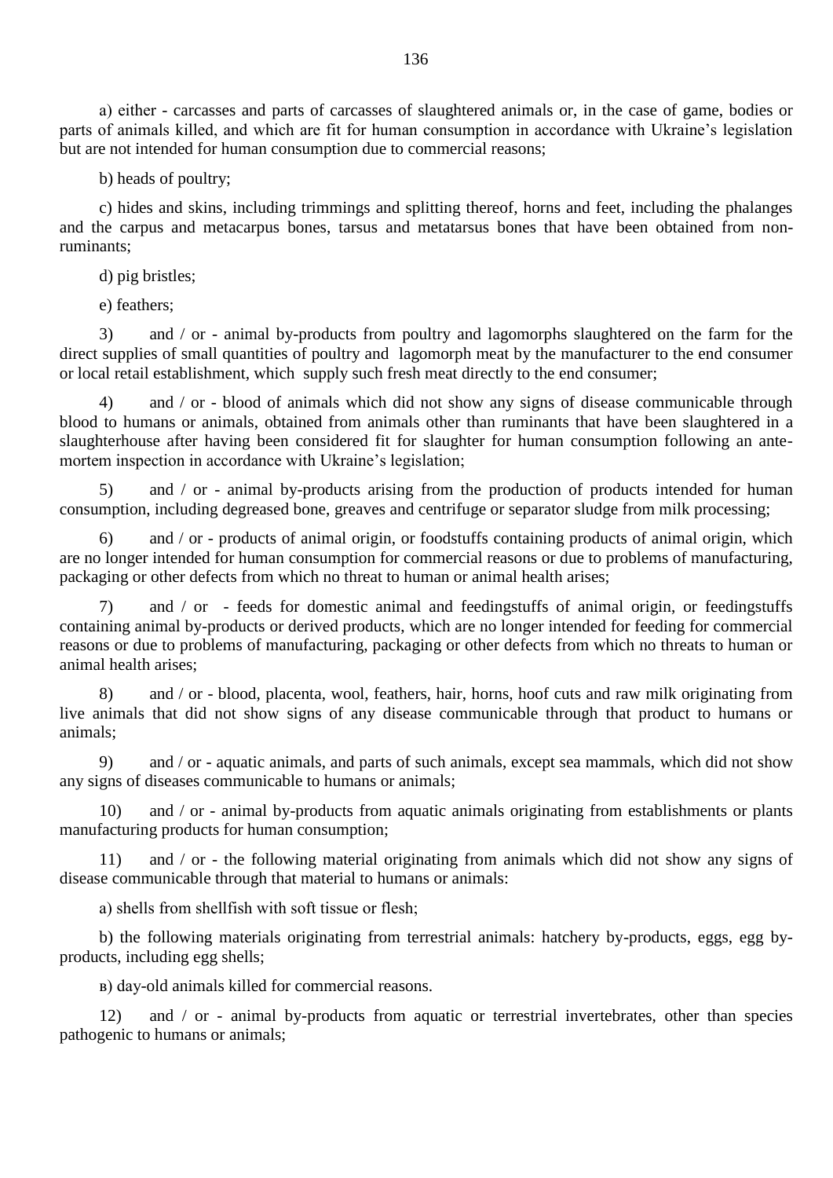a) either - carcasses and parts of carcasses of slaughtered animals or, in the case of game, bodies or parts of animals killed, and which are fit for human consumption in accordance with Ukraine's legislation but are not intended for human consumption due to commercial reasons;

b) heads of poultry;

c) hides and skins, including trimmings and splitting thereof, horns and feet, including the phalanges and the carpus and metacarpus bones, tarsus and metatarsus bones that have been obtained from non-ruminants;

d) pig bristles;

e) feathers;

3) and / or - animal by-products from poultry and lagomorphs slaughtered on the farm for the direct supplies of small quantities of poultry and lagomorph meat by the manufacturer to the end consumer or local retail establishment, which supply such fresh meat directly to the end consumer;

4) and / or - blood of animals which did not show any signs of disease communicable through blood to humans or animals, obtained from animals other than ruminants that have been slaughtered in a slaughterhouse after having been considered fit for slaughter for human consumption following an ante-mortem inspection in accordance with Ukraine's legislation;

5) and / or - animal by-products arising from the production of products intended for human consumption, including degreased bone, greaves and centrifuge or separator sludge from milk processing;

6) and / or - products of animal origin, or foodstuffs containing products of animal origin, which are no longer intended for human consumption for commercial reasons or due to problems of manufacturing, packaging or other defects from which no threat to human or animal health arises;

7) and / or - feeds for domestic animal and feedingstuffs of animal origin, or feedingstuffs containing animal by-products or derived products, which are no longer intended for feeding for commercial reasons or due to problems of manufacturing, packaging or other defects from which no threats to human or animal health arises;

8) and / or - blood, placenta, wool, feathers, hair, horns, hoof cuts and raw milk originating from live animals that did not show signs of any disease communicable through that product to humans or animals;

9) and / or - aquatic animals, and parts of such animals, except sea mammals, which did not show any signs of diseases communicable to humans or animals;

10) and / or - animal by-products from aquatic animals originating from establishments or plants manufacturing products for human consumption;

11) and / or - the following material originating from animals which did not show any signs of disease communicable through that material to humans or animals:

a) shells from shellfish with soft tissue or flesh;

b) the following materials originating from terrestrial animals: hatchery by-products, eggs, egg by-products, including egg shells;

в) day-old animals killed for commercial reasons.

12) and / or - animal by-products from aquatic or terrestrial invertebrates, other than species pathogenic to humans or animals;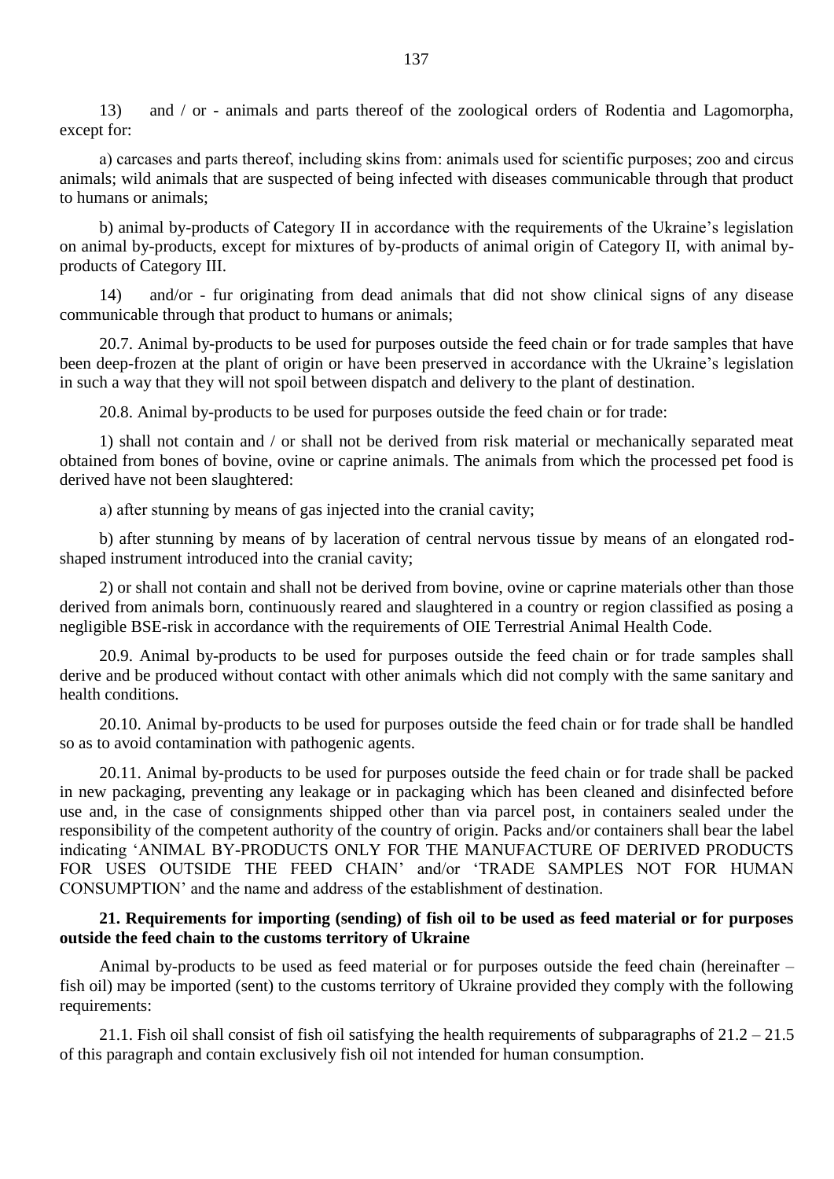13) and / or - animals and parts thereof of the zoological orders of Rodentia and Lagomorpha, except for:

a) carcases and parts thereof, including skins from: animals used for scientific purposes; zoo and circus animals; wild animals that are suspected of being infected with diseases communicable through that product to humans or animals;

b) animal by-products of Category II in accordance with the requirements of the Ukraine's legislation on animal by-products, except for mixtures of by-products of animal origin of Category II, with animal by-products of Category III.

14) and/or - fur originating from dead animals that did not show clinical signs of any disease communicable through that product to humans or animals;

20.7. Animal by-products to be used for purposes outside the feed chain or for trade samples that have been deep-frozen at the plant of origin or have been preserved in accordance with the Ukraine's legislation in such a way that they will not spoil between dispatch and delivery to the plant of destination.

20.8. Animal by-products to be used for purposes outside the feed chain or for trade:

1) shall not contain and / or shall not be derived from risk material or mechanically separated meat obtained from bones of bovine, ovine or caprine animals. The animals from which the processed pet food is derived have not been slaughtered:

a) after stunning by means of gas injected into the cranial cavity;

b) after stunning by means of by laceration of central nervous tissue by means of an elongated rod-shaped instrument introduced into the cranial cavity;

2) or shall not contain and shall not be derived from bovine, ovine or caprine materials other than those derived from animals born, continuously reared and slaughtered in a country or region classified as posing a negligible BSE-risk in accordance with the requirements of OIE Terrestrial Animal Health Code.

20.9. Animal by-products to be used for purposes outside the feed chain or for trade samples shall derive and be produced without contact with other animals which did not comply with the same sanitary and health conditions.

20.10. Animal by-products to be used for purposes outside the feed chain or for trade shall be handled so as to avoid contamination with pathogenic agents.

20.11. Animal by-products to be used for purposes outside the feed chain or for trade shall be packed in new packaging, preventing any leakage or in packaging which has been cleaned and disinfected before use and, in the case of consignments shipped other than via parcel post, in containers sealed under the responsibility of the competent authority of the country of origin. Packs and/or containers shall bear the label indicating 'ANIMAL BY-PRODUCTS ONLY FOR THE MANUFACTURE OF DERIVED PRODUCTS FOR USES OUTSIDE THE FEED CHAIN' and/or 'TRADE SAMPLES NOT FOR HUMAN CONSUMPTION' and the name and address of the establishment of destination.

**21. Requirements for importing (sending) of fish oil to be used as feed material or for purposes outside the feed chain to the customs territory of Ukraine**

Animal by-products to be used as feed material or for purposes outside the feed chain (hereinafter – fish oil) may be imported (sent) to the customs territory of Ukraine provided they comply with the following requirements:

21.1. Fish oil shall consist of fish oil satisfying the health requirements of subparagraphs of 21.2 – 21.5 of this paragraph and contain exclusively fish oil not intended for human consumption.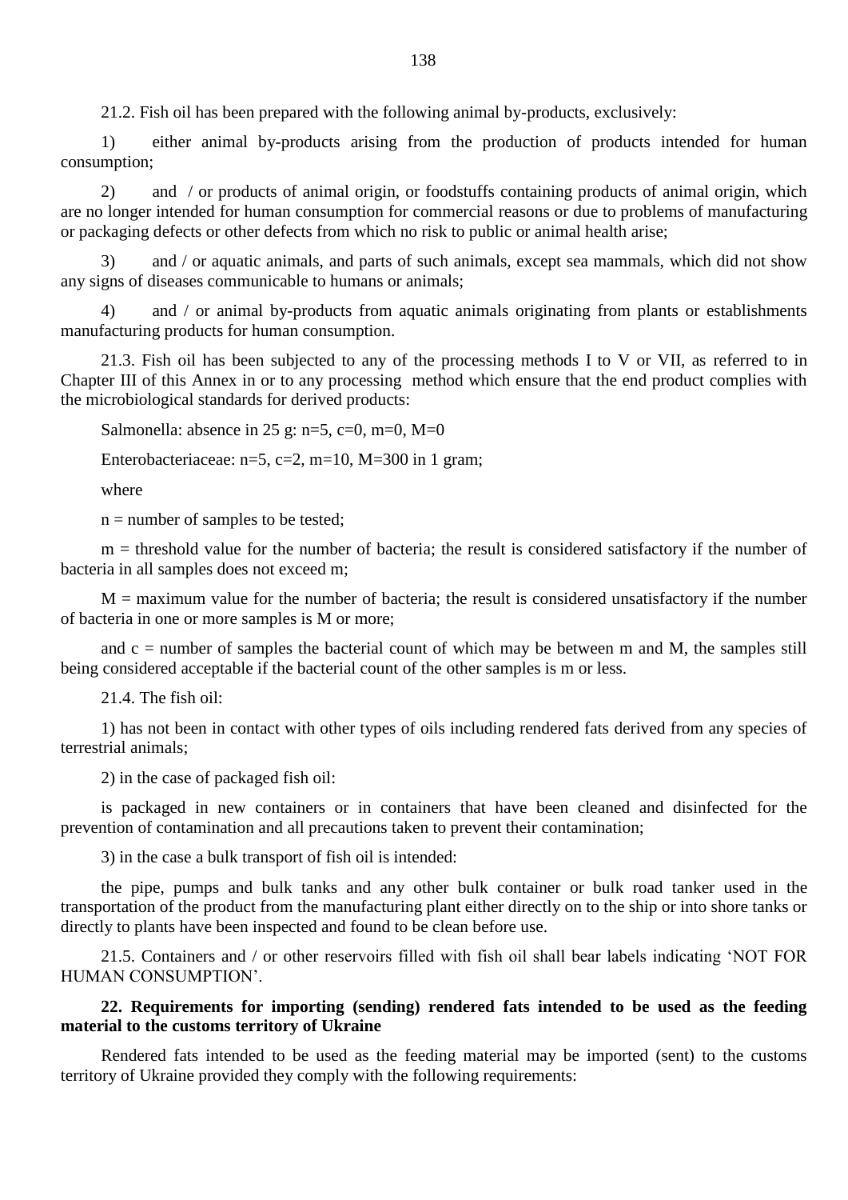21.2. Fish oil has been prepared with the following animal by-products, exclusively:

1) either animal by-products arising from the production of products intended for human consumption;

2) and / or products of animal origin, or foodstuffs containing products of animal origin, which are no longer intended for human consumption for commercial reasons or due to problems of manufacturing or packaging defects or other defects from which no risk to public or animal health arise;

3) and / or aquatic animals, and parts of such animals, except sea mammals, which did not show any signs of diseases communicable to humans or animals;

4) and / or animal by-products from aquatic animals originating from plants or establishments manufacturing products for human consumption.

21.3. Fish oil has been subjected to any of the processing methods I to V or VII, as referred to in Chapter III of this Annex in or to any processing method which ensure that the end product complies with the microbiological standards for derived products:

Salmonella: absence in 25 g: $n=5$, $c=0$, $m=0$, $M=0$

Enterobacteriaceae: $n=5$, $c=2$, $m=10$, $M=300$ in 1 gram;

where

$n$ = number of samples to be tested;

$m$ = threshold value for the number of bacteria; the result is considered satisfactory if the number of bacteria in all samples does not exceed $m$;

$M$ = maximum value for the number of bacteria; the result is considered unsatisfactory if the number of bacteria in one or more samples is $M$ or more;

and $c$ = number of samples the bacterial count of which may be between $m$ and $M$, the samples still being considered acceptable if the bacterial count of the other samples is $m$ or less.

21.4. The fish oil:

1) has not been in contact with other types of oils including rendered fats derived from any species of terrestrial animals;

2) in the case of packaged fish oil:

is packaged in new containers or in containers that have been cleaned and disinfected for the prevention of contamination and all precautions taken to prevent their contamination;

3) in the case a bulk transport of fish oil is intended:

the pipe, pumps and bulk tanks and any other bulk container or bulk road tanker used in the transportation of the product from the manufacturing plant either directly on to the ship or into shore tanks or directly to plants have been inspected and found to be clean before use.

21.5. Containers and / or other reservoirs filled with fish oil shall bear labels indicating 'NOT FOR HUMAN CONSUMPTION'.

**22. Requirements for importing (sending) rendered fats intended to be used as the feeding material to the customs territory of Ukraine**

Rendered fats intended to be used as the feeding material may be imported (sent) to the customs territory of Ukraine provided they comply with the following requirements: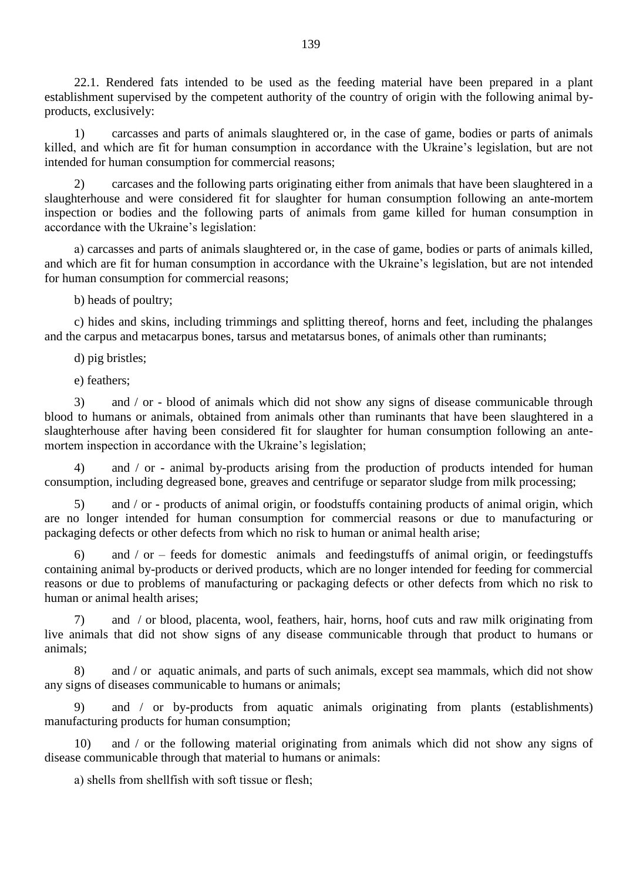22.1. Rendered fats intended to be used as the feeding material have been prepared in a plant establishment supervised by the competent authority of the country of origin with the following animal by-products, exclusively:

1) carcasses and parts of animals slaughtered or, in the case of game, bodies or parts of animals killed, and which are fit for human consumption in accordance with the Ukraine's legislation, but are not intended for human consumption for commercial reasons;

2) carcases and the following parts originating either from animals that have been slaughtered in a slaughterhouse and were considered fit for slaughter for human consumption following an ante-mortem inspection or bodies and the following parts of animals from game killed for human consumption in accordance with the Ukraine's legislation:

a) carcasses and parts of animals slaughtered or, in the case of game, bodies or parts of animals killed, and which are fit for human consumption in accordance with the Ukraine's legislation, but are not intended for human consumption for commercial reasons;

b) heads of poultry;

c) hides and skins, including trimmings and splitting thereof, horns and feet, including the phalanges and the carpus and metacarpus bones, tarsus and metatarsus bones, of animals other than ruminants;

d) pig bristles;

e) feathers;

3) and / or - blood of animals which did not show any signs of disease communicable through blood to humans or animals, obtained from animals other than ruminants that have been slaughtered in a slaughterhouse after having been considered fit for slaughter for human consumption following an ante-mortem inspection in accordance with the Ukraine's legislation;

4) and / or - animal by-products arising from the production of products intended for human consumption, including degreased bone, greaves and centrifuge or separator sludge from milk processing;

5) and / or - products of animal origin, or foodstuffs containing products of animal origin, which are no longer intended for human consumption for commercial reasons or due to manufacturing or packaging defects or other defects from which no risk to human or animal health arise;

6) and / or – feeds for domestic animals and feedingstuffs of animal origin, or feedingstuffs containing animal by-products or derived products, which are no longer intended for feeding for commercial reasons or due to problems of manufacturing or packaging defects or other defects from which no risk to human or animal health arises;

7) and / or blood, placenta, wool, feathers, hair, horns, hoof cuts and raw milk originating from live animals that did not show signs of any disease communicable through that product to humans or animals;

8) and / or aquatic animals, and parts of such animals, except sea mammals, which did not show any signs of diseases communicable to humans or animals;

9) and / or by-products from aquatic animals originating from plants (establishments) manufacturing products for human consumption;

10) and / or the following material originating from animals which did not show any signs of disease communicable through that material to humans or animals:

a) shells from shellfish with soft tissue or flesh;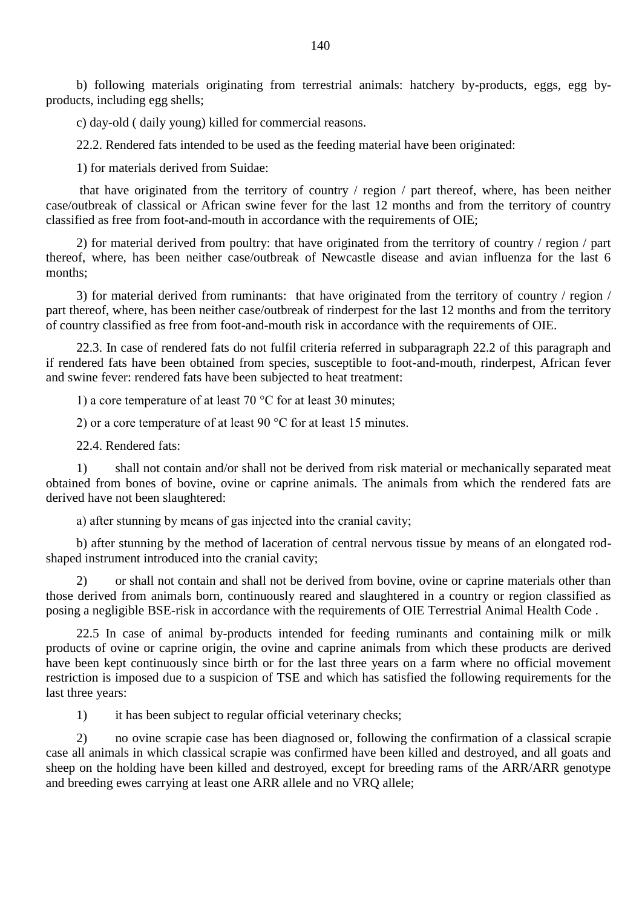b) following materials originating from terrestrial animals: hatchery by-products, eggs, egg by-products, including egg shells;

c) day-old ( daily young) killed for commercial reasons.

22.2. Rendered fats intended to be used as the feeding material have been originated:

1) for materials derived from Suidae:

that have originated from the territory of country / region / part thereof, where, has been neither case/outbreak of classical or African swine fever for the last 12 months and from the territory of country classified as free from foot-and-mouth in accordance with the requirements of OIE;

2) for material derived from poultry: that have originated from the territory of country / region / part thereof, where, has been neither case/outbreak of Newcastle disease and avian influenza for the last 6 months;

3) for material derived from ruminants: that have originated from the territory of country / region / part thereof, where, has been neither case/outbreak of rinderpest for the last 12 months and from the territory of country classified as free from foot-and-mouth risk in accordance with the requirements of OIE.

22.3. In case of rendered fats do not fulfil criteria referred in subparagraph 22.2 of this paragraph and if rendered fats have been obtained from species, susceptible to foot-and-mouth, rinderpest, African fever and swine fever: rendered fats have been subjected to heat treatment:

1) a core temperature of at least 70 °C for at least 30 minutes;

2) or a core temperature of at least 90 °C for at least 15 minutes.

22.4. Rendered fats:

1) shall not contain and/or shall not be derived from risk material or mechanically separated meat obtained from bones of bovine, ovine or caprine animals. The animals from which the rendered fats are derived have not been slaughtered:

a) after stunning by means of gas injected into the cranial cavity;

b) after stunning by the method of laceration of central nervous tissue by means of an elongated rod-shaped instrument introduced into the cranial cavity;

2) or shall not contain and shall not be derived from bovine, ovine or caprine materials other than those derived from animals born, continuously reared and slaughtered in a country or region classified as posing a negligible BSE-risk in accordance with the requirements of OIE Terrestrial Animal Health Code .

22.5 In case of animal by-products intended for feeding ruminants and containing milk or milk products of ovine or caprine origin, the ovine and caprine animals from which these products are derived have been kept continuously since birth or for the last three years on a farm where no official movement restriction is imposed due to a suspicion of TSE and which has satisfied the following requirements for the last three years:

1) it has been subject to regular official veterinary checks;

2) no ovine scrapie case has been diagnosed or, following the confirmation of a classical scrapie case all animals in which classical scrapie was confirmed have been killed and destroyed, and all goats and sheep on the holding have been killed and destroyed, except for breeding rams of the ARR/ARR genotype and breeding ewes carrying at least one ARR allele and no VRQ allele;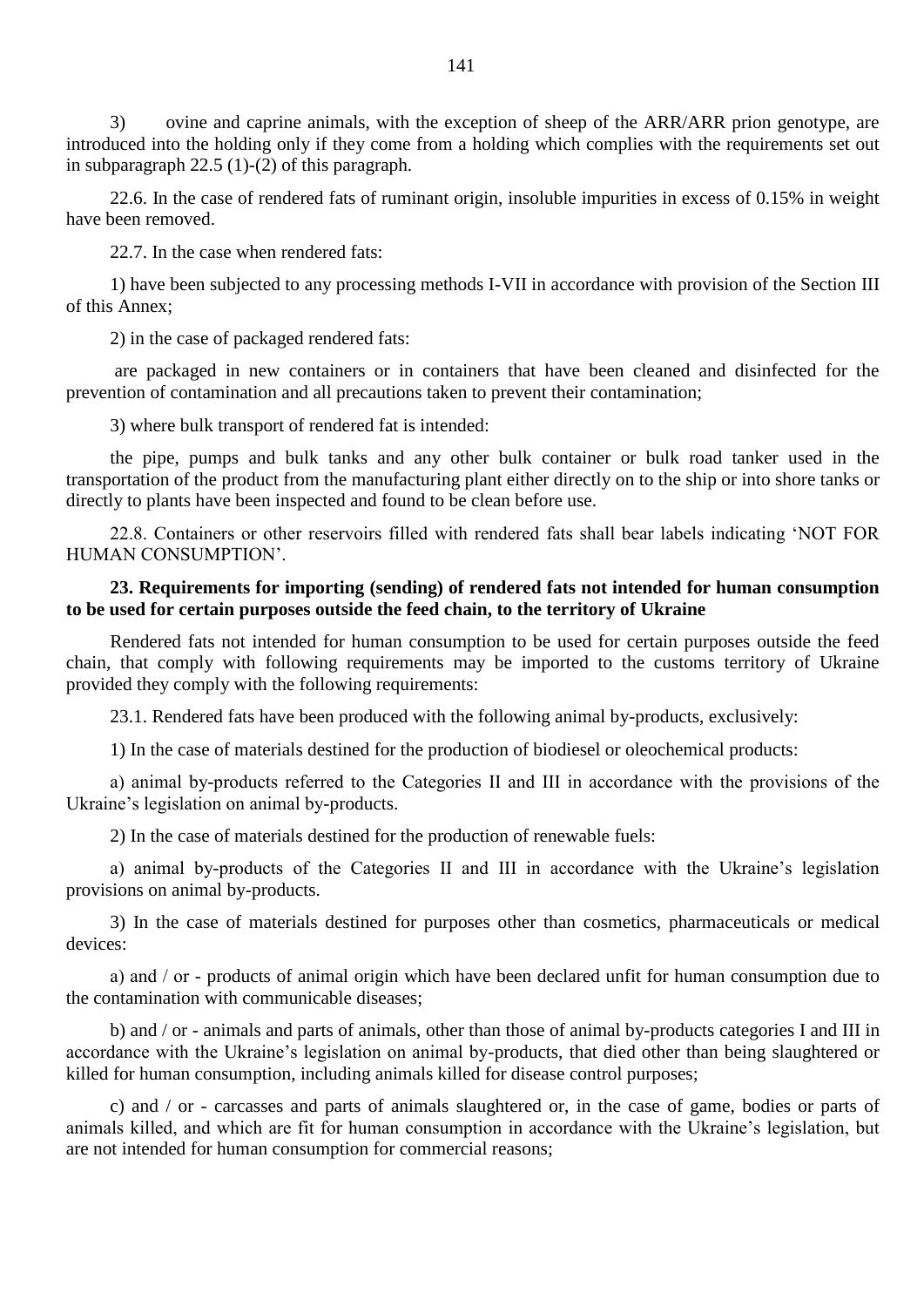3) ovine and caprine animals, with the exception of sheep of the ARR/ARR prion genotype, are introduced into the holding only if they come from a holding which complies with the requirements set out in subparagraph 22.5 (1)-(2) of this paragraph.

22.6. In the case of rendered fats of ruminant origin, insoluble impurities in excess of 0.15% in weight have been removed.

22.7. In the case when rendered fats:

1) have been subjected to any processing methods I-VII in accordance with provision of the Section III of this Annex;

2) in the case of packaged rendered fats:

are packaged in new containers or in containers that have been cleaned and disinfected for the prevention of contamination and all precautions taken to prevent their contamination;

3) where bulk transport of rendered fat is intended:

the pipe, pumps and bulk tanks and any other bulk container or bulk road tanker used in the transportation of the product from the manufacturing plant either directly on to the ship or into shore tanks or directly to plants have been inspected and found to be clean before use.

22.8. Containers or other reservoirs filled with rendered fats shall bear labels indicating 'NOT FOR HUMAN CONSUMPTION'.

**23. Requirements for importing (sending) of rendered fats not intended for human consumption to be used for certain purposes outside the feed chain, to the territory of Ukraine**

Rendered fats not intended for human consumption to be used for certain purposes outside the feed chain, that comply with following requirements may be imported to the customs territory of Ukraine provided they comply with the following requirements:

23.1. Rendered fats have been produced with the following animal by-products, exclusively:

1) In the case of materials destined for the production of biodiesel or oleochemical products:

a) animal by-products referred to the Categories II and III in accordance with the provisions of the Ukraine's legislation on animal by-products.

2) In the case of materials destined for the production of renewable fuels:

a) animal by-products of the Categories II and III in accordance with the Ukraine's legislation provisions on animal by-products.

3) In the case of materials destined for purposes other than cosmetics, pharmaceuticals or medical devices:

a) and / or - products of animal origin which have been declared unfit for human consumption due to the contamination with communicable diseases;

b) and / or - animals and parts of animals, other than those of animal by-products categories I and III in accordance with the Ukraine's legislation on animal by-products, that died other than being slaughtered or killed for human consumption, including animals killed for disease control purposes;

c) and / or - carcasses and parts of animals slaughtered or, in the case of game, bodies or parts of animals killed, and which are fit for human consumption in accordance with the Ukraine's legislation, but are not intended for human consumption for commercial reasons;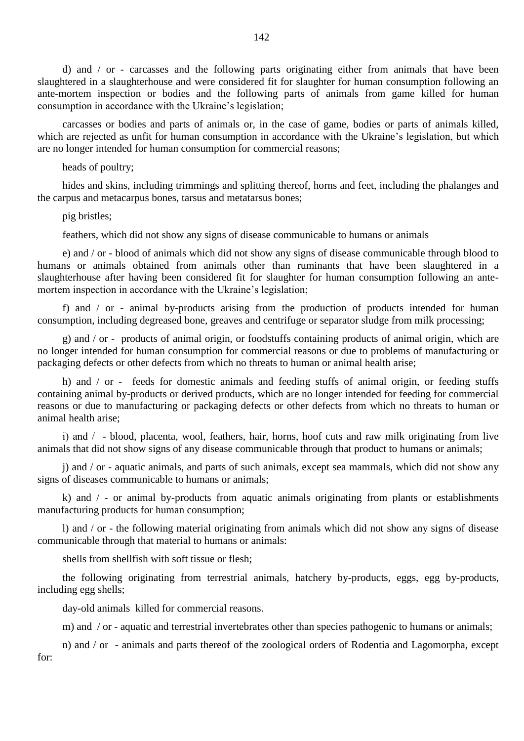d) and / or - carcasses and the following parts originating either from animals that have been slaughtered in a slaughterhouse and were considered fit for slaughter for human consumption following an ante-mortem inspection or bodies and the following parts of animals from game killed for human consumption in accordance with the Ukraine's legislation;

carcasses or bodies and parts of animals or, in the case of game, bodies or parts of animals killed, which are rejected as unfit for human consumption in accordance with the Ukraine's legislation, but which are no longer intended for human consumption for commercial reasons;

heads of poultry;

hides and skins, including trimmings and splitting thereof, horns and feet, including the phalanges and the carpus and metacarpus bones, tarsus and metatarsus bones;

pig bristles;

feathers, which did not show any signs of disease communicable to humans or animals

e) and / or - blood of animals which did not show any signs of disease communicable through blood to humans or animals obtained from animals other than ruminants that have been slaughtered in a slaughterhouse after having been considered fit for slaughter for human consumption following an ante-mortem inspection in accordance with the Ukraine's legislation;

f) and / or - animal by-products arising from the production of products intended for human consumption, including degreased bone, greaves and centrifuge or separator sludge from milk processing;

g) and / or - products of animal origin, or foodstuffs containing products of animal origin, which are no longer intended for human consumption for commercial reasons or due to problems of manufacturing or packaging defects or other defects from which no threats to human or animal health arise;

h) and / or - feeds for domestic animals and feeding stuffs of animal origin, or feeding stuffs containing animal by-products or derived products, which are no longer intended for feeding for commercial reasons or due to manufacturing or packaging defects or other defects from which no threats to human or animal health arise;

i) and / - blood, placenta, wool, feathers, hair, horns, hoof cuts and raw milk originating from live animals that did not show signs of any disease communicable through that product to humans or animals;

j) and / or - aquatic animals, and parts of such animals, except sea mammals, which did not show any signs of diseases communicable to humans or animals;

k) and / - or animal by-products from aquatic animals originating from plants or establishments manufacturing products for human consumption;

l) and / or - the following material originating from animals which did not show any signs of disease communicable through that material to humans or animals:

shells from shellfish with soft tissue or flesh;

the following originating from terrestrial animals, hatchery by-products, eggs, egg by-products, including egg shells;

day-old animals killed for commercial reasons.

m) and / or - aquatic and terrestrial invertebrates other than species pathogenic to humans or animals;

n) and / or - animals and parts thereof of the zoological orders of Rodentia and Lagomorpha, except for: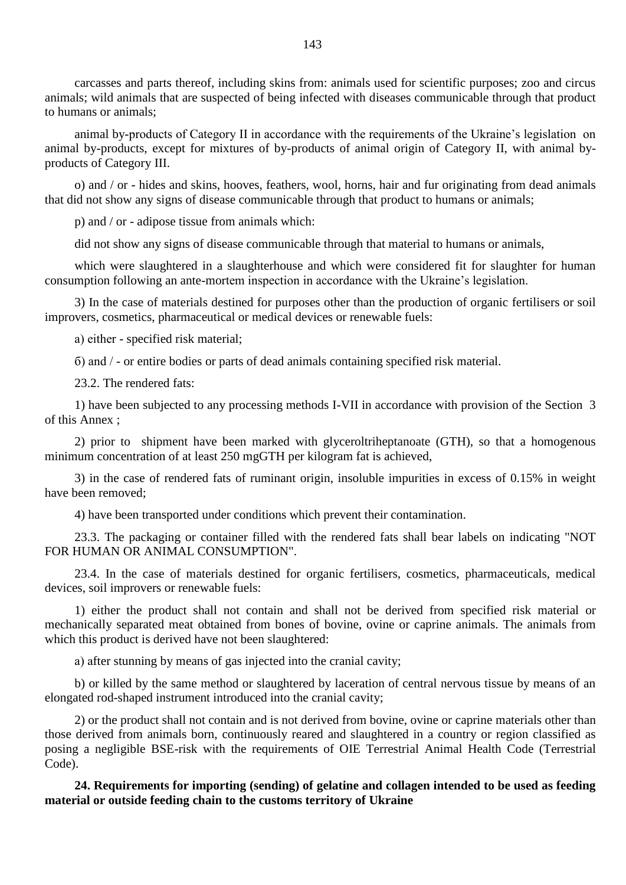carcasses and parts thereof, including skins from: animals used for scientific purposes; zoo and circus animals; wild animals that are suspected of being infected with diseases communicable through that product to humans or animals;

animal by-products of Category II in accordance with the requirements of the Ukraine's legislation on animal by-products, except for mixtures of by-products of animal origin of Category II, with animal by-products of Category III.

о) and / or - hides and skins, hooves, feathers, wool, horns, hair and fur originating from dead animals that did not show any signs of disease communicable through that product to humans or animals;

р) and / or - adipose tissue from animals which:

did not show any signs of disease communicable through that material to humans or animals,

which were slaughtered in a slaughterhouse and which were considered fit for slaughter for human consumption following an ante-mortem inspection in accordance with the Ukraine's legislation.

3) In the case of materials destined for purposes other than the production of organic fertilisers or soil improvers, cosmetics, pharmaceutical or medical devices or renewable fuels:

а) either - specified risk material;

б) and / - or entire bodies or parts of dead animals containing specified risk material.

23.2. The rendered fats:

1) have been subjected to any processing methods I-VII in accordance with provision of the Section 3 of this Annex ;

2) prior to shipment have been marked with glyceroltriheptanoate (GTH), so that a homogenous minimum concentration of at least 250 mgGTH per kilogram fat is achieved,

3) in the case of rendered fats of ruminant origin, insoluble impurities in excess of 0.15% in weight have been removed;

4) have been transported under conditions which prevent their contamination.

23.3. The packaging or container filled with the rendered fats shall bear labels on indicating "NOT FOR HUMAN OR ANIMAL CONSUMPTION".

23.4. In the case of materials destined for organic fertilisers, cosmetics, pharmaceuticals, medical devices, soil improvers or renewable fuels:

1) either the product shall not contain and shall not be derived from specified risk material or mechanically separated meat obtained from bones of bovine, ovine or caprine animals. The animals from which this product is derived have not been slaughtered:

a) after stunning by means of gas injected into the cranial cavity;

b) or killed by the same method or slaughtered by laceration of central nervous tissue by means of an elongated rod-shaped instrument introduced into the cranial cavity;

2) or the product shall not contain and is not derived from bovine, ovine or caprine materials other than those derived from animals born, continuously reared and slaughtered in a country or region classified as posing a negligible BSE-risk with the requirements of OIE Terrestrial Animal Health Code (Terrestrial Code).

**24. Requirements for importing (sending) of gelatine and collagen intended to be used as feeding material or outside feeding chain to the customs territory of Ukraine**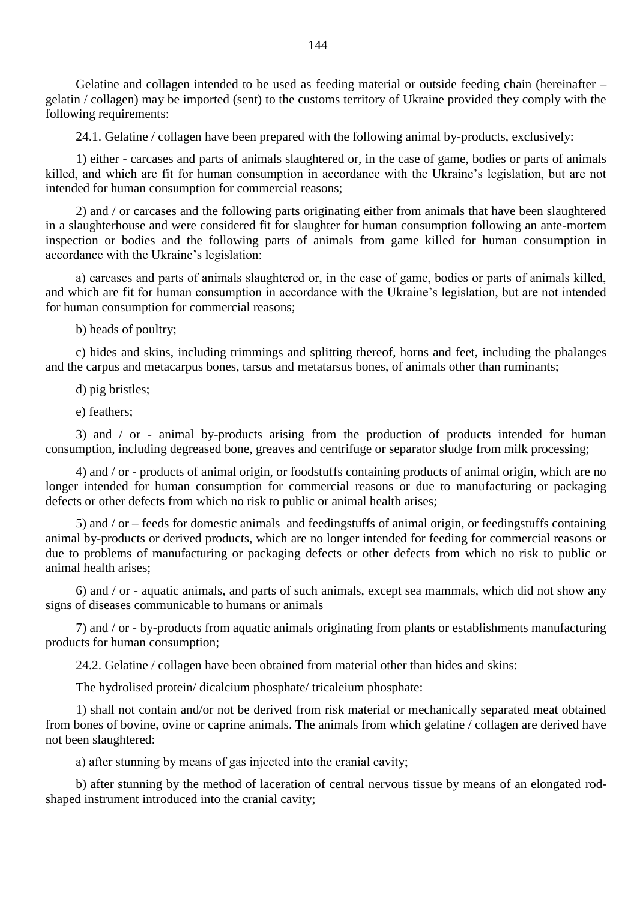Gelatine and collagen intended to be used as feeding material or outside feeding chain (hereinafter – gelatin / collagen) may be imported (sent) to the customs territory of Ukraine provided they comply with the following requirements:

24.1. Gelatine / collagen have been prepared with the following animal by-products, exclusively:

1) either - carcases and parts of animals slaughtered or, in the case of game, bodies or parts of animals killed, and which are fit for human consumption in accordance with the Ukraine's legislation, but are not intended for human consumption for commercial reasons;

2) and / or carcases and the following parts originating either from animals that have been slaughtered in a slaughterhouse and were considered fit for slaughter for human consumption following an ante-mortem inspection or bodies and the following parts of animals from game killed for human consumption in accordance with the Ukraine's legislation:

a) carcases and parts of animals slaughtered or, in the case of game, bodies or parts of animals killed, and which are fit for human consumption in accordance with the Ukraine's legislation, but are not intended for human consumption for commercial reasons;

b) heads of poultry;

c) hides and skins, including trimmings and splitting thereof, horns and feet, including the phalanges and the carpus and metacarpus bones, tarsus and metatarsus bones, of animals other than ruminants;

d) pig bristles;

e) feathers;

3) and / or - animal by-products arising from the production of products intended for human consumption, including degreased bone, greaves and centrifuge or separator sludge from milk processing;

4) and / or - products of animal origin, or foodstuffs containing products of animal origin, which are no longer intended for human consumption for commercial reasons or due to manufacturing or packaging defects or other defects from which no risk to public or animal health arises;

5) and / or – feeds for domestic animals and feedingstuffs of animal origin, or feedingstuffs containing animal by-products or derived products, which are no longer intended for feeding for commercial reasons or due to problems of manufacturing or packaging defects or other defects from which no risk to public or animal health arises;

6) and / or - aquatic animals, and parts of such animals, except sea mammals, which did not show any signs of diseases communicable to humans or animals

7) and / or - by-products from aquatic animals originating from plants or establishments manufacturing products for human consumption;

24.2. Gelatine / collagen have been obtained from material other than hides and skins:

The hydrolised protein/ dicalcium phosphate/ tricaleium phosphate:

1) shall not contain and/or not be derived from risk material or mechanically separated meat obtained from bones of bovine, ovine or caprine animals. The animals from which gelatine / collagen are derived have not been slaughtered:

a) after stunning by means of gas injected into the cranial cavity;

b) after stunning by the method of laceration of central nervous tissue by means of an elongated rod-shaped instrument introduced into the cranial cavity;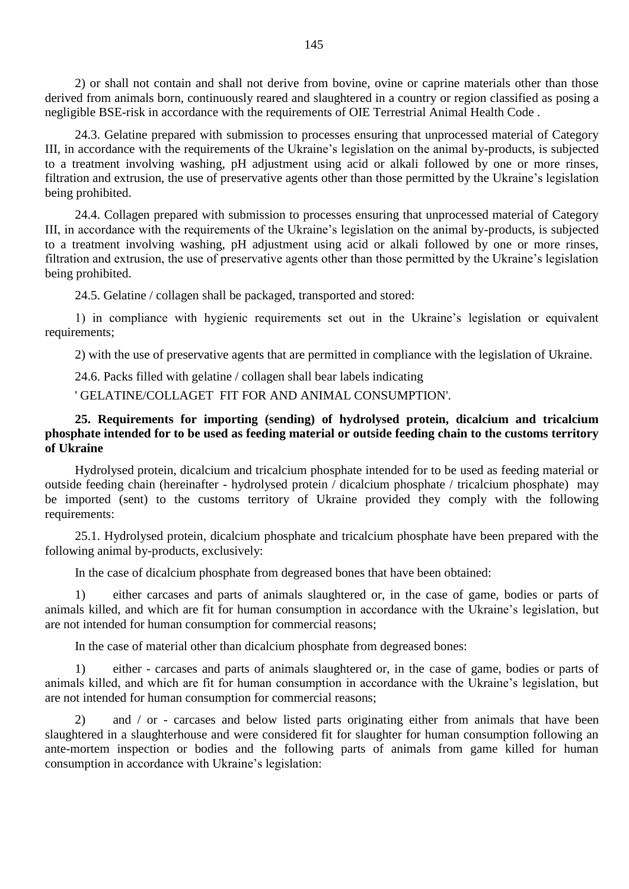2) or shall not contain and shall not derive from bovine, ovine or caprine materials other than those derived from animals born, continuously reared and slaughtered in a country or region classified as posing a negligible BSE-risk in accordance with the requirements of OIE Terrestrial Animal Health Code .

24.3. Gelatine prepared with submission to processes ensuring that unprocessed material of Category III, in accordance with the requirements of the Ukraine's legislation on the animal by-products, is subjected to a treatment involving washing, pH adjustment using acid or alkali followed by one or more rinses, filtration and extrusion, the use of preservative agents other than those permitted by the Ukraine's legislation being prohibited.

24.4. Collagen prepared with submission to processes ensuring that unprocessed material of Category III, in accordance with the requirements of the Ukraine's legislation on the animal by-products, is subjected to a treatment involving washing, pH adjustment using acid or alkali followed by one or more rinses, filtration and extrusion, the use of preservative agents other than those permitted by the Ukraine's legislation being prohibited.

24.5. Gelatine / collagen shall be packaged, transported and stored:

1) in compliance with hygienic requirements set out in the Ukraine's legislation or equivalent requirements;

2) with the use of preservative agents that are permitted in compliance with the legislation of Ukraine.

24.6. Packs filled with gelatine / collagen shall bear labels indicating

' GELATINE/COLLAGET FIT FOR AND ANIMAL CONSUMPTION'.

**25. Requirements for importing (sending) of hydrolysed protein, dicalcium and tricalcium phosphate intended for to be used as feeding material or outside feeding chain to the customs territory of Ukraine**

Hydrolysed protein, dicalcium and tricalcium phosphate intended for to be used as feeding material or outside feeding chain (hereinafter - hydrolysed protein / dicalcium phosphate / tricalcium phosphate) may be imported (sent) to the customs territory of Ukraine provided they comply with the following requirements:

25.1. Hydrolysed protein, dicalcium phosphate and tricalcium phosphate have been prepared with the following animal by-products, exclusively:

In the case of dicalcium phosphate from degreased bones that have been obtained:

1) either carcases and parts of animals slaughtered or, in the case of game, bodies or parts of animals killed, and which are fit for human consumption in accordance with the Ukraine's legislation, but are not intended for human consumption for commercial reasons;

In the case of material other than dicalcium phosphate from degreased bones:

1) either - carcases and parts of animals slaughtered or, in the case of game, bodies or parts of animals killed, and which are fit for human consumption in accordance with the Ukraine's legislation, but are not intended for human consumption for commercial reasons;

2) and / or - carcases and below listed parts originating either from animals that have been slaughtered in a slaughterhouse and were considered fit for slaughter for human consumption following an ante-mortem inspection or bodies and the following parts of animals from game killed for human consumption in accordance with Ukraine's legislation: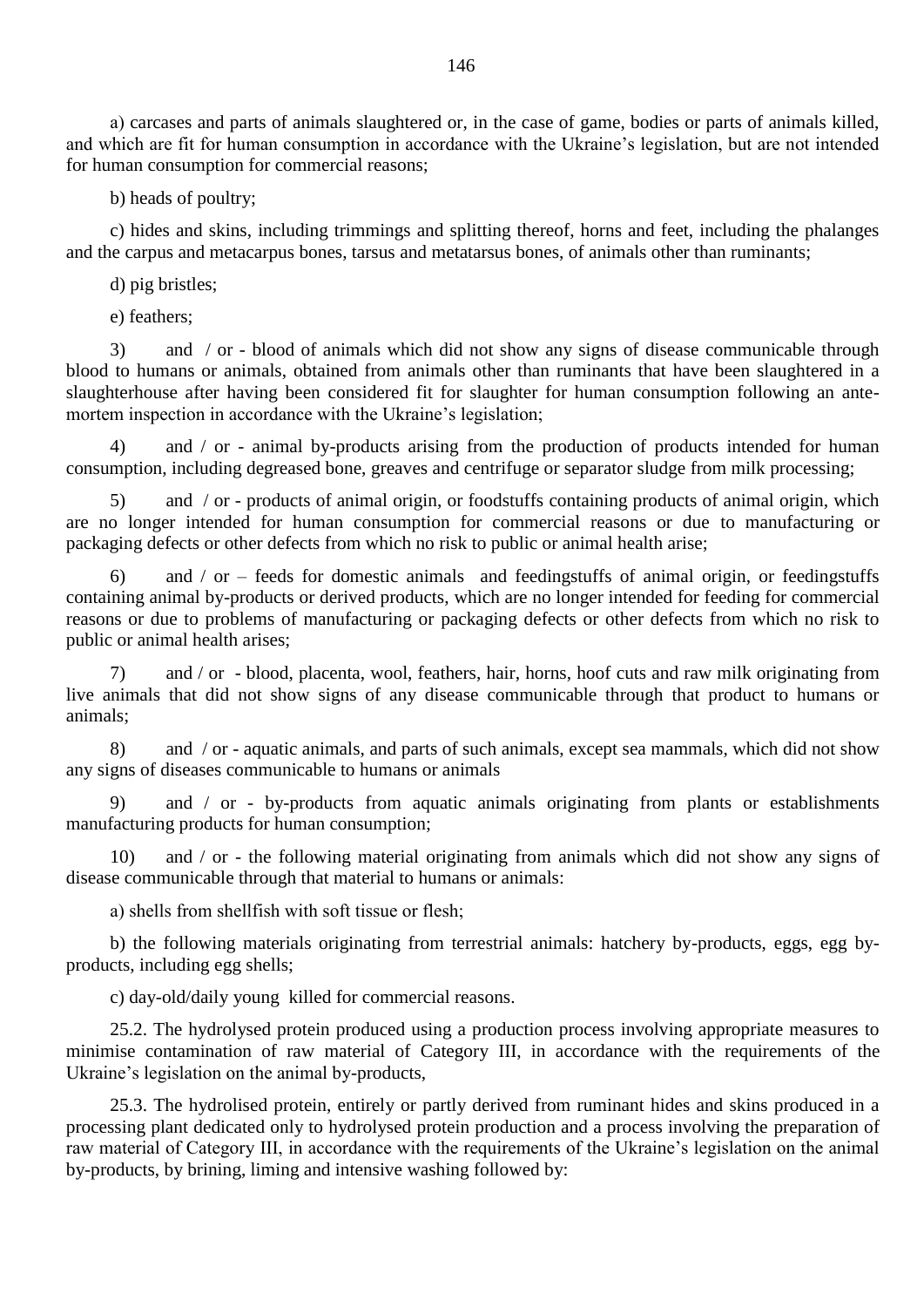a) carcases and parts of animals slaughtered or, in the case of game, bodies or parts of animals killed, and which are fit for human consumption in accordance with the Ukraine's legislation, but are not intended for human consumption for commercial reasons;

b) heads of poultry;

c) hides and skins, including trimmings and splitting thereof, horns and feet, including the phalanges and the carpus and metacarpus bones, tarsus and metatarsus bones, of animals other than ruminants;

d) pig bristles;

e) feathers;

3) and / or - blood of animals which did not show any signs of disease communicable through blood to humans or animals, obtained from animals other than ruminants that have been slaughtered in a slaughterhouse after having been considered fit for slaughter for human consumption following an ante-mortem inspection in accordance with the Ukraine's legislation;

4) and / or - animal by-products arising from the production of products intended for human consumption, including degreased bone, greaves and centrifuge or separator sludge from milk processing;

5) and / or - products of animal origin, or foodstuffs containing products of animal origin, which are no longer intended for human consumption for commercial reasons or due to manufacturing or packaging defects or other defects from which no risk to public or animal health arise;

6) and / or – feeds for domestic animals and feedingstuffs of animal origin, or feedingstuffs containing animal by-products or derived products, which are no longer intended for feeding for commercial reasons or due to problems of manufacturing or packaging defects or other defects from which no risk to public or animal health arises;

7) and / or - blood, placenta, wool, feathers, hair, horns, hoof cuts and raw milk originating from live animals that did not show signs of any disease communicable through that product to humans or animals;

8) and / or - aquatic animals, and parts of such animals, except sea mammals, which did not show any signs of diseases communicable to humans or animals

9) and / or - by-products from aquatic animals originating from plants or establishments manufacturing products for human consumption;

10) and / or - the following material originating from animals which did not show any signs of disease communicable through that material to humans or animals:

a) shells from shellfish with soft tissue or flesh;

b) the following materials originating from terrestrial animals: hatchery by-products, eggs, egg by-products, including egg shells;

c) day-old/daily young killed for commercial reasons.

25.2. The hydrolysed protein produced using a production process involving appropriate measures to minimise contamination of raw material of Category III, in accordance with the requirements of the Ukraine's legislation on the animal by-products,

25.3. The hydrolised protein, entirely or partly derived from ruminant hides and skins produced in a processing plant dedicated only to hydrolysed protein production and a process involving the preparation of raw material of Category III, in accordance with the requirements of the Ukraine's legislation on the animal by-products, by brining, liming and intensive washing followed by: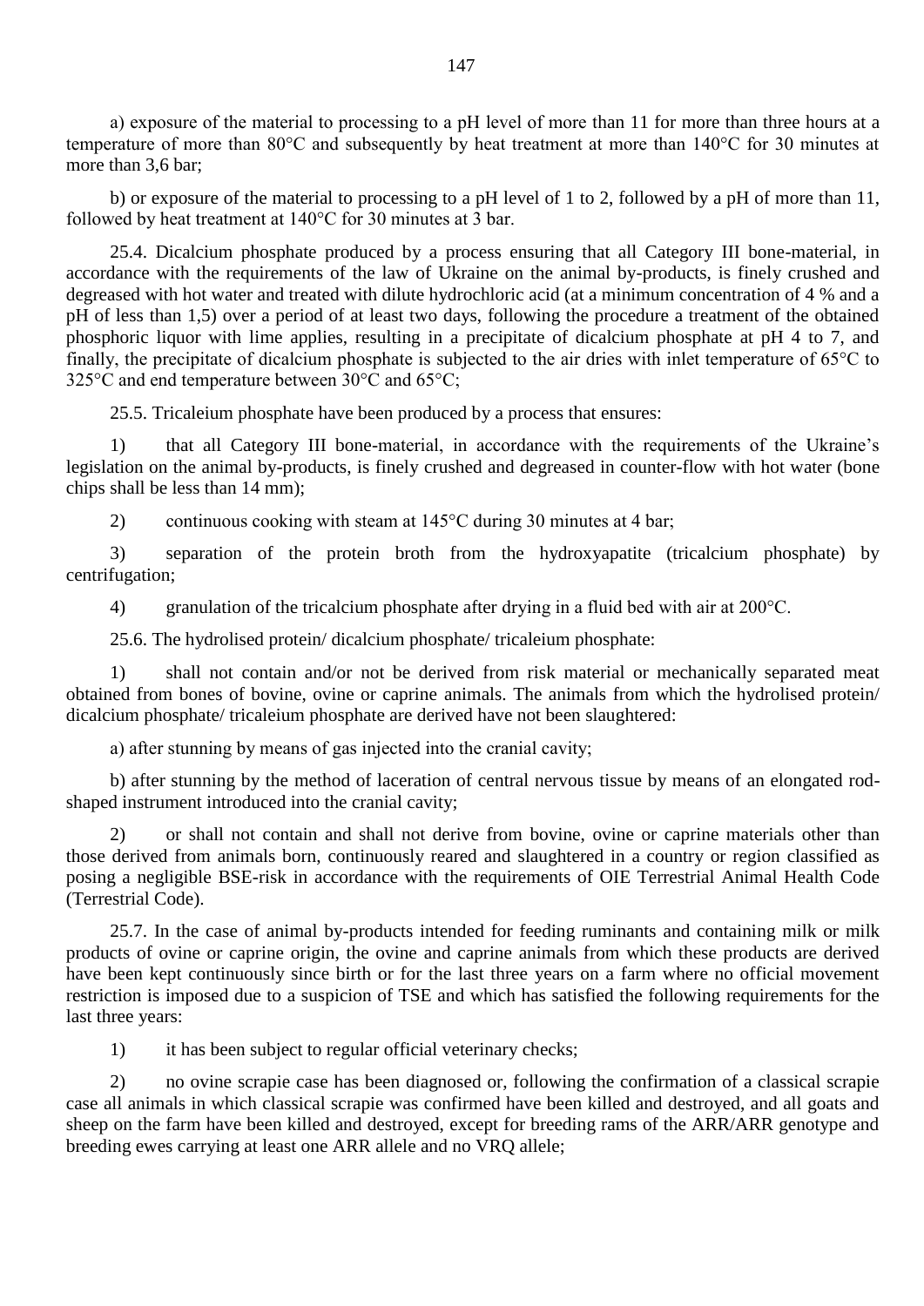a) exposure of the material to processing to a pH level of more than 11 for more than three hours at a temperature of more than 80°C and subsequently by heat treatment at more than 140°C for 30 minutes at more than 3,6 bar;

b) or exposure of the material to processing to a pH level of 1 to 2, followed by a pH of more than 11, followed by heat treatment at 140°C for 30 minutes at 3 bar.

25.4. Dicalcium phosphate produced by a process ensuring that all Category III bone-material, in accordance with the requirements of the law of Ukraine on the animal by-products, is finely crushed and degreased with hot water and treated with dilute hydrochloric acid (at a minimum concentration of 4 % and a pH of less than 1,5) over a period of at least two days, following the procedure a treatment of the obtained phosphoric liquor with lime applies, resulting in a precipitate of dicalcium phosphate at pH 4 to 7, and finally, the precipitate of dicalcium phosphate is subjected to the air dries with inlet temperature of 65°C to 325°C and end temperature between 30°C and 65°C;

25.5. Tricaleium phosphate have been produced by a process that ensures:

1) that all Category III bone-material, in accordance with the requirements of the Ukraine's legislation on the animal by-products, is finely crushed and degreased in counter-flow with hot water (bone chips shall be less than 14 mm);

2) continuous cooking with steam at 145°C during 30 minutes at 4 bar;

3) separation of the protein broth from the hydroxyapatite (tricalcium phosphate) by centrifugation;

4) granulation of the tricalcium phosphate after drying in a fluid bed with air at 200°C.

25.6. The hydrolised protein/ dicalcium phosphate/ tricaleium phosphate:

1) shall not contain and/or not be derived from risk material or mechanically separated meat obtained from bones of bovine, ovine or caprine animals. The animals from which the hydrolised protein/ dicalcium phosphate/ tricaleium phosphate are derived have not been slaughtered:

a) after stunning by means of gas injected into the cranial cavity;

b) after stunning by the method of laceration of central nervous tissue by means of an elongated rod-shaped instrument introduced into the cranial cavity;

2) or shall not contain and shall not derive from bovine, ovine or caprine materials other than those derived from animals born, continuously reared and slaughtered in a country or region classified as posing a negligible BSE-risk in accordance with the requirements of OIE Terrestrial Animal Health Code (Terrestrial Code).

25.7. In the case of animal by-products intended for feeding ruminants and containing milk or milk products of ovine or caprine origin, the ovine and caprine animals from which these products are derived have been kept continuously since birth or for the last three years on a farm where no official movement restriction is imposed due to a suspicion of TSE and which has satisfied the following requirements for the last three years:

1) it has been subject to regular official veterinary checks;

2) no ovine scrapie case has been diagnosed or, following the confirmation of a classical scrapie case all animals in which classical scrapie was confirmed have been killed and destroyed, and all goats and sheep on the farm have been killed and destroyed, except for breeding rams of the ARR/ARR genotype and breeding ewes carrying at least one ARR allele and no VRQ allele;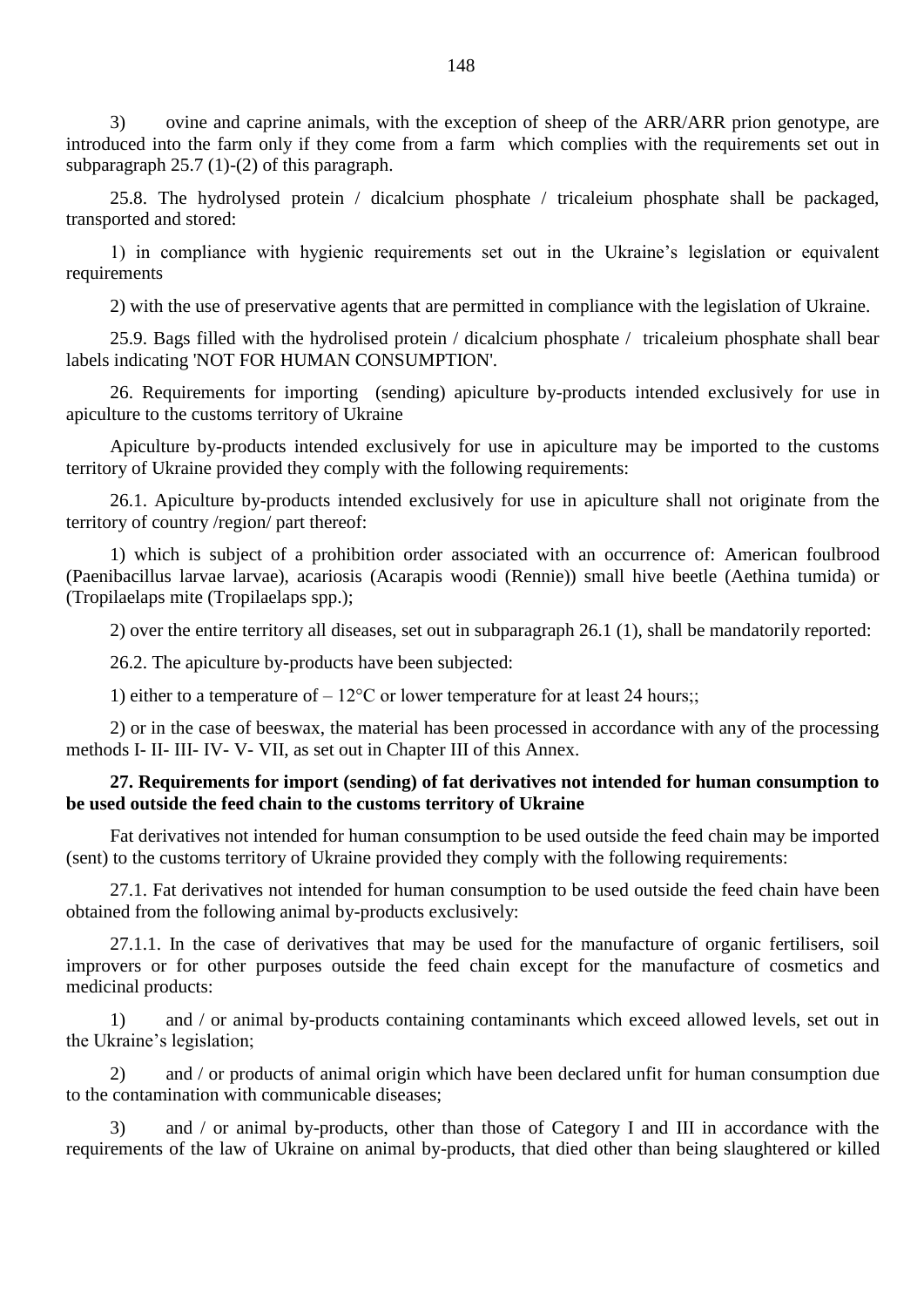3) ovine and caprine animals, with the exception of sheep of the ARR/ARR prion genotype, are introduced into the farm only if they come from a farm which complies with the requirements set out in subparagraph 25.7 (1)-(2) of this paragraph.

25.8. The hydrolysed protein / dicalcium phosphate / tricaleium phosphate shall be packaged, transported and stored:

1) in compliance with hygienic requirements set out in the Ukraine's legislation or equivalent requirements

2) with the use of preservative agents that are permitted in compliance with the legislation of Ukraine.

25.9. Bags filled with the hydrolised protein / dicalcium phosphate / tricaleium phosphate shall bear labels indicating 'NOT FOR HUMAN CONSUMPTION'.

26. Requirements for importing (sending) apiculture by-products intended exclusively for use in apiculture to the customs territory of Ukraine

Apiculture by-products intended exclusively for use in apiculture may be imported to the customs territory of Ukraine provided they comply with the following requirements:

26.1. Apiculture by-products intended exclusively for use in apiculture shall not originate from the territory of country /region/ part thereof:

1) which is subject of a prohibition order associated with an occurrence of: American foulbrood (Paenibacillus larvae larvae), acariosis (Acarapis woodi (Rennie)) small hive beetle (Aethina tumida) or (Tropilaelaps mite (Tropilaelaps spp.);

2) over the entire territory all diseases, set out in subparagraph 26.1 (1), shall be mandatorily reported:

26.2. The apiculture by-products have been subjected:

1) either to a temperature of – 12°C or lower temperature for at least 24 hours;;

2) or in the case of beeswax, the material has been processed in accordance with any of the processing methods I- II- III- IV- V- VII, as set out in Chapter III of this Annex.

**27. Requirements for import (sending) of fat derivatives not intended for human consumption to be used outside the feed chain to the customs territory of Ukraine**

Fat derivatives not intended for human consumption to be used outside the feed chain may be imported (sent) to the customs territory of Ukraine provided they comply with the following requirements:

27.1. Fat derivatives not intended for human consumption to be used outside the feed chain have been obtained from the following animal by-products exclusively:

27.1.1. In the case of derivatives that may be used for the manufacture of organic fertilisers, soil improvers or for other purposes outside the feed chain except for the manufacture of cosmetics and medicinal products:

1) and / or animal by-products containing contaminants which exceed allowed levels, set out in the Ukraine's legislation;

2) and / or products of animal origin which have been declared unfit for human consumption due to the contamination with communicable diseases;

3) and / or animal by-products, other than those of Category I and III in accordance with the requirements of the law of Ukraine on animal by-products, that died other than being slaughtered or killed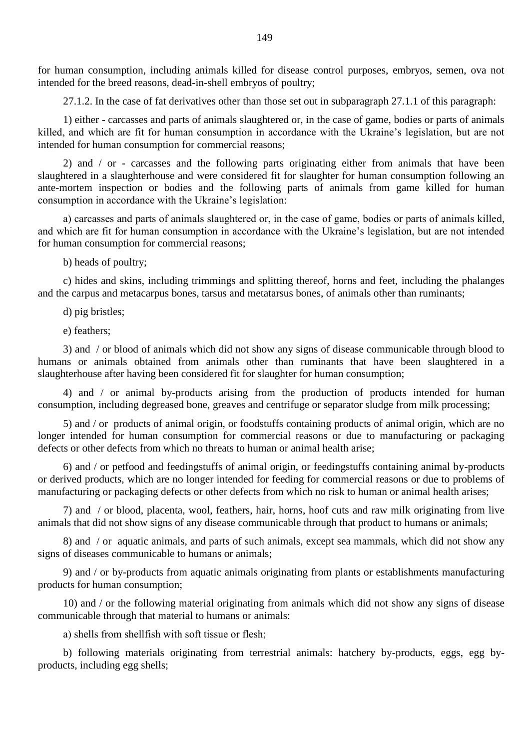for human consumption, including animals killed for disease control purposes, embryos, semen, ova not intended for the breed reasons, dead-in-shell embryos of poultry;

27.1.2. In the case of fat derivatives other than those set out in subparagraph 27.1.1 of this paragraph:

1) either - carcasses and parts of animals slaughtered or, in the case of game, bodies or parts of animals killed, and which are fit for human consumption in accordance with the Ukraine's legislation, but are not intended for human consumption for commercial reasons;

2) and / or - carcasses and the following parts originating either from animals that have been slaughtered in a slaughterhouse and were considered fit for slaughter for human consumption following an ante-mortem inspection or bodies and the following parts of animals from game killed for human consumption in accordance with the Ukraine's legislation:

a) carcasses and parts of animals slaughtered or, in the case of game, bodies or parts of animals killed, and which are fit for human consumption in accordance with the Ukraine's legislation, but are not intended for human consumption for commercial reasons;

b) heads of poultry;

c) hides and skins, including trimmings and splitting thereof, horns and feet, including the phalanges and the carpus and metacarpus bones, tarsus and metatarsus bones, of animals other than ruminants;

d) pig bristles;

e) feathers;

3) and / or blood of animals which did not show any signs of disease communicable through blood to humans or animals obtained from animals other than ruminants that have been slaughtered in a slaughterhouse after having been considered fit for slaughter for human consumption;

4) and / or animal by-products arising from the production of products intended for human consumption, including degreased bone, greaves and centrifuge or separator sludge from milk processing;

5) and / or products of animal origin, or foodstuffs containing products of animal origin, which are no longer intended for human consumption for commercial reasons or due to manufacturing or packaging defects or other defects from which no threats to human or animal health arise;

6) and / or petfood and feedingstuffs of animal origin, or feedingstuffs containing animal by-products or derived products, which are no longer intended for feeding for commercial reasons or due to problems of manufacturing or packaging defects or other defects from which no risk to human or animal health arises;

7) and / or blood, placenta, wool, feathers, hair, horns, hoof cuts and raw milk originating from live animals that did not show signs of any disease communicable through that product to humans or animals;

8) and / or aquatic animals, and parts of such animals, except sea mammals, which did not show any signs of diseases communicable to humans or animals;

9) and / or by-products from aquatic animals originating from plants or establishments manufacturing products for human consumption;

10) and / or the following material originating from animals which did not show any signs of disease communicable through that material to humans or animals:

a) shells from shellfish with soft tissue or flesh;

b) following materials originating from terrestrial animals: hatchery by-products, eggs, egg by-products, including egg shells;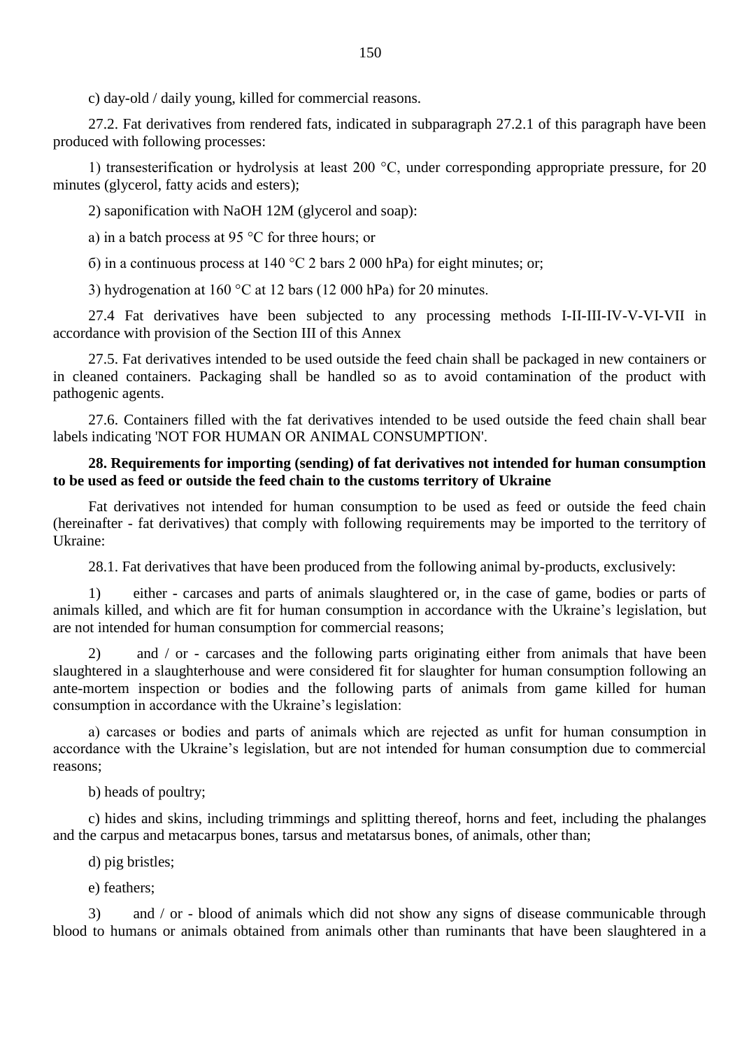c) day-old / daily young, killed for commercial reasons.

27.2. Fat derivatives from rendered fats, indicated in subparagraph 27.2.1 of this paragraph have been produced with following processes:

1) transesterification or hydrolysis at least 200 °C, under corresponding appropriate pressure, for 20 minutes (glycerol, fatty acids and esters);

2) saponification with NaOH 12M (glycerol and soap):

a) in a batch process at 95 °C for three hours; or

б) in a continuous process at 140 °C 2 bars 2 000 hPa) for eight minutes; or;

3) hydrogenation at 160 °C at 12 bars (12 000 hPa) for 20 minutes.

27.4 Fat derivatives have been subjected to any processing methods I-II-III-IV-V-VI-VII in accordance with provision of the Section III of this Annex

27.5. Fat derivatives intended to be used outside the feed chain shall be packaged in new containers or in cleaned containers. Packaging shall be handled so as to avoid contamination of the product with pathogenic agents.

27.6. Containers filled with the fat derivatives intended to be used outside the feed chain shall bear labels indicating 'NOT FOR HUMAN OR ANIMAL CONSUMPTION'.

**28. Requirements for importing (sending) of fat derivatives not intended for human consumption to be used as feed or outside the feed chain to the customs territory of Ukraine**

Fat derivatives not intended for human consumption to be used as feed or outside the feed chain (hereinafter - fat derivatives) that comply with following requirements may be imported to the territory of Ukraine:

28.1. Fat derivatives that have been produced from the following animal by-products, exclusively:

1) either - carcases and parts of animals slaughtered or, in the case of game, bodies or parts of animals killed, and which are fit for human consumption in accordance with the Ukraine's legislation, but are not intended for human consumption for commercial reasons;

2) and / or - carcases and the following parts originating either from animals that have been slaughtered in a slaughterhouse and were considered fit for slaughter for human consumption following an ante-mortem inspection or bodies and the following parts of animals from game killed for human consumption in accordance with the Ukraine's legislation:

a) carcases or bodies and parts of animals which are rejected as unfit for human consumption in accordance with the Ukraine's legislation, but are not intended for human consumption due to commercial reasons;

b) heads of poultry;

c) hides and skins, including trimmings and splitting thereof, horns and feet, including the phalanges and the carpus and metacarpus bones, tarsus and metatarsus bones, of animals, other than;

d) pig bristles;

e) feathers;

3) and / or - blood of animals which did not show any signs of disease communicable through blood to humans or animals obtained from animals other than ruminants that have been slaughtered in a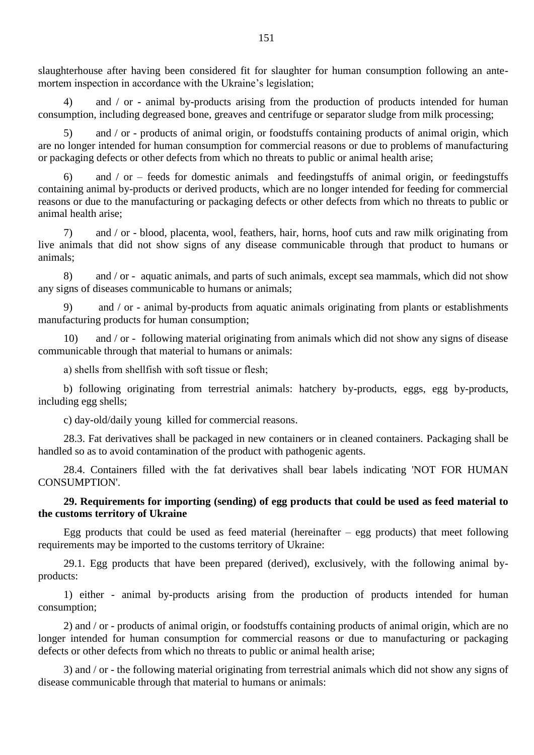slaughterhouse after having been considered fit for slaughter for human consumption following an ante-mortem inspection in accordance with the Ukraine's legislation;

4) and / or - animal by-products arising from the production of products intended for human consumption, including degreased bone, greaves and centrifuge or separator sludge from milk processing;

5) and / or - products of animal origin, or foodstuffs containing products of animal origin, which are no longer intended for human consumption for commercial reasons or due to problems of manufacturing or packaging defects or other defects from which no threats to public or animal health arise;

6) and / or – feeds for domestic animals and feedingstuffs of animal origin, or feedingstuffs containing animal by-products or derived products, which are no longer intended for feeding for commercial reasons or due to the manufacturing or packaging defects or other defects from which no threats to public or animal health arise;

7) and / or - blood, placenta, wool, feathers, hair, horns, hoof cuts and raw milk originating from live animals that did not show signs of any disease communicable through that product to humans or animals;

8) and / or - aquatic animals, and parts of such animals, except sea mammals, which did not show any signs of diseases communicable to humans or animals;

9) and / or - animal by-products from aquatic animals originating from plants or establishments manufacturing products for human consumption;

10) and / or - following material originating from animals which did not show any signs of disease communicable through that material to humans or animals:

a) shells from shellfish with soft tissue or flesh;

b) following originating from terrestrial animals: hatchery by-products, eggs, egg by-products, including egg shells;

c) day-old/daily young killed for commercial reasons.

28.3. Fat derivatives shall be packaged in new containers or in cleaned containers. Packaging shall be handled so as to avoid contamination of the product with pathogenic agents.

28.4. Containers filled with the fat derivatives shall bear labels indicating 'NOT FOR HUMAN CONSUMPTION'.

**29. Requirements for importing (sending) of egg products that could be used as feed material to the customs territory of Ukraine**

Egg products that could be used as feed material (hereinafter – egg products) that meet following requirements may be imported to the customs territory of Ukraine:

29.1. Egg products that have been prepared (derived), exclusively, with the following animal by-products:

1) either - animal by-products arising from the production of products intended for human consumption;

2) and / or - products of animal origin, or foodstuffs containing products of animal origin, which are no longer intended for human consumption for commercial reasons or due to manufacturing or packaging defects or other defects from which no threats to public or animal health arise;

3) and / or - the following material originating from terrestrial animals which did not show any signs of disease communicable through that material to humans or animals: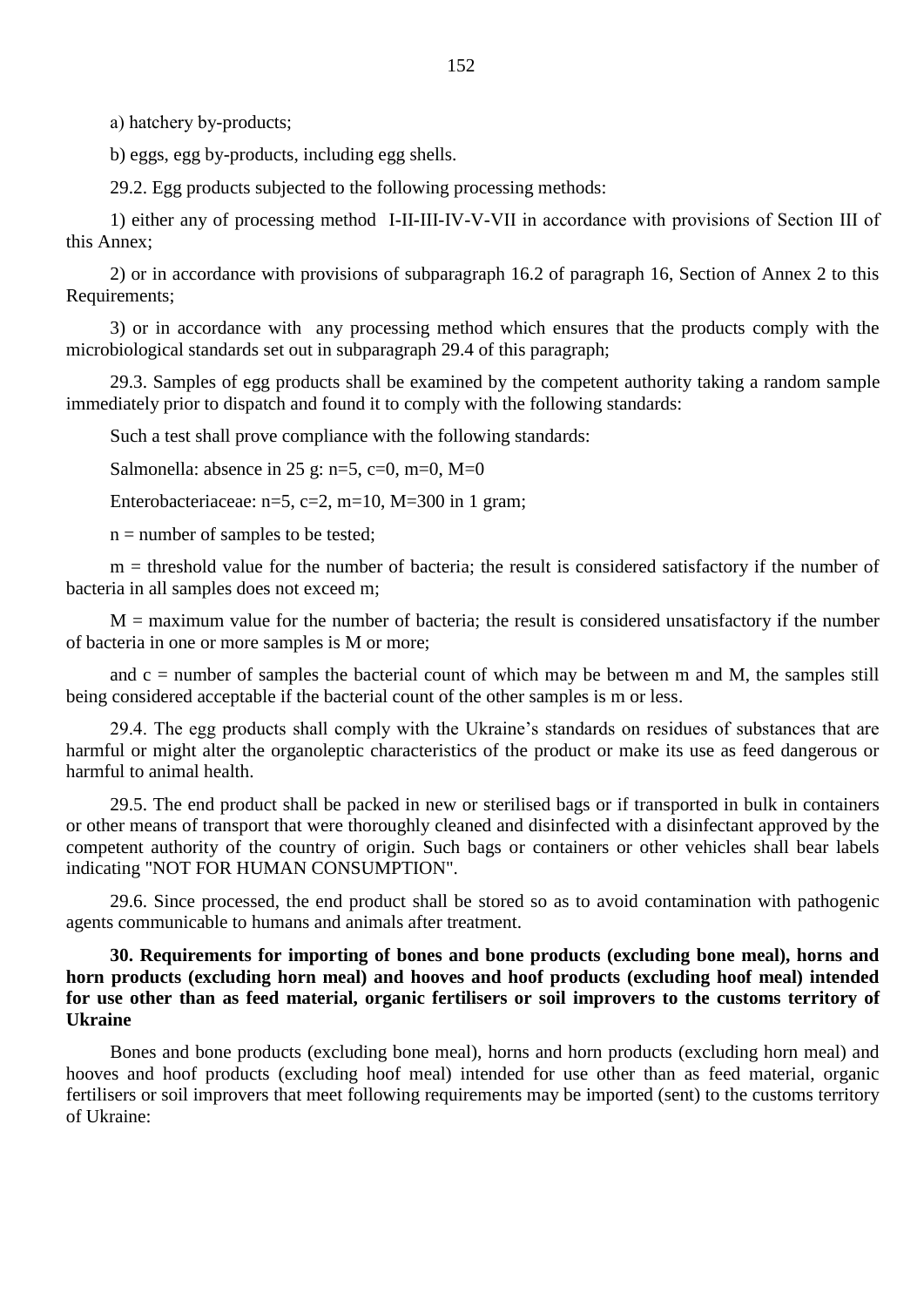a) hatchery by-products;

b) eggs, egg by-products, including egg shells.

29.2. Egg products subjected to the following processing methods:

1) either any of processing method I-II-III-IV-V-VII in accordance with provisions of Section III of this Annex;

2) or in accordance with provisions of subparagraph 16.2 of paragraph 16, Section of Annex 2 to this Requirements;

3) or in accordance with any processing method which ensures that the products comply with the microbiological standards set out in subparagraph 29.4 of this paragraph;

29.3. Samples of egg products shall be examined by the competent authority taking a random sample immediately prior to dispatch and found it to comply with the following standards:

Such a test shall prove compliance with the following standards:

Salmonella: absence in 25 g: $n=5$, $c=0$, $m=0$, $M=0$

Enterobacteriaceae: $n=5$, $c=2$, $m=10$, $M=300$ in 1 gram;

$n$ = number of samples to be tested;

$m$ = threshold value for the number of bacteria; the result is considered satisfactory if the number of bacteria in all samples does not exceed $m$;

$M$ = maximum value for the number of bacteria; the result is considered unsatisfactory if the number of bacteria in one or more samples is $M$ or more;

and $c$ = number of samples the bacterial count of which may be between $m$ and $M$, the samples still being considered acceptable if the bacterial count of the other samples is $m$ or less.

29.4. The egg products shall comply with the Ukraine's standards on residues of substances that are harmful or might alter the organoleptic characteristics of the product or make its use as feed dangerous or harmful to animal health.

29.5. The end product shall be packed in new or sterilised bags or if transported in bulk in containers or other means of transport that were thoroughly cleaned and disinfected with a disinfectant approved by the competent authority of the country of origin. Such bags or containers or other vehicles shall bear labels indicating "NOT FOR HUMAN CONSUMPTION".

29.6. Since processed, the end product shall be stored so as to avoid contamination with pathogenic agents communicable to humans and animals after treatment.

**30. Requirements for importing of bones and bone products (excluding bone meal), horns and horn products (excluding horn meal) and hooves and hoof products (excluding hoof meal) intended for use other than as feed material, organic fertilisers or soil improvers to the customs territory of Ukraine**

Bones and bone products (excluding bone meal), horns and horn products (excluding horn meal) and hooves and hoof products (excluding hoof meal) intended for use other than as feed material, organic fertilisers or soil improvers that meet following requirements may be imported (sent) to the customs territory of Ukraine: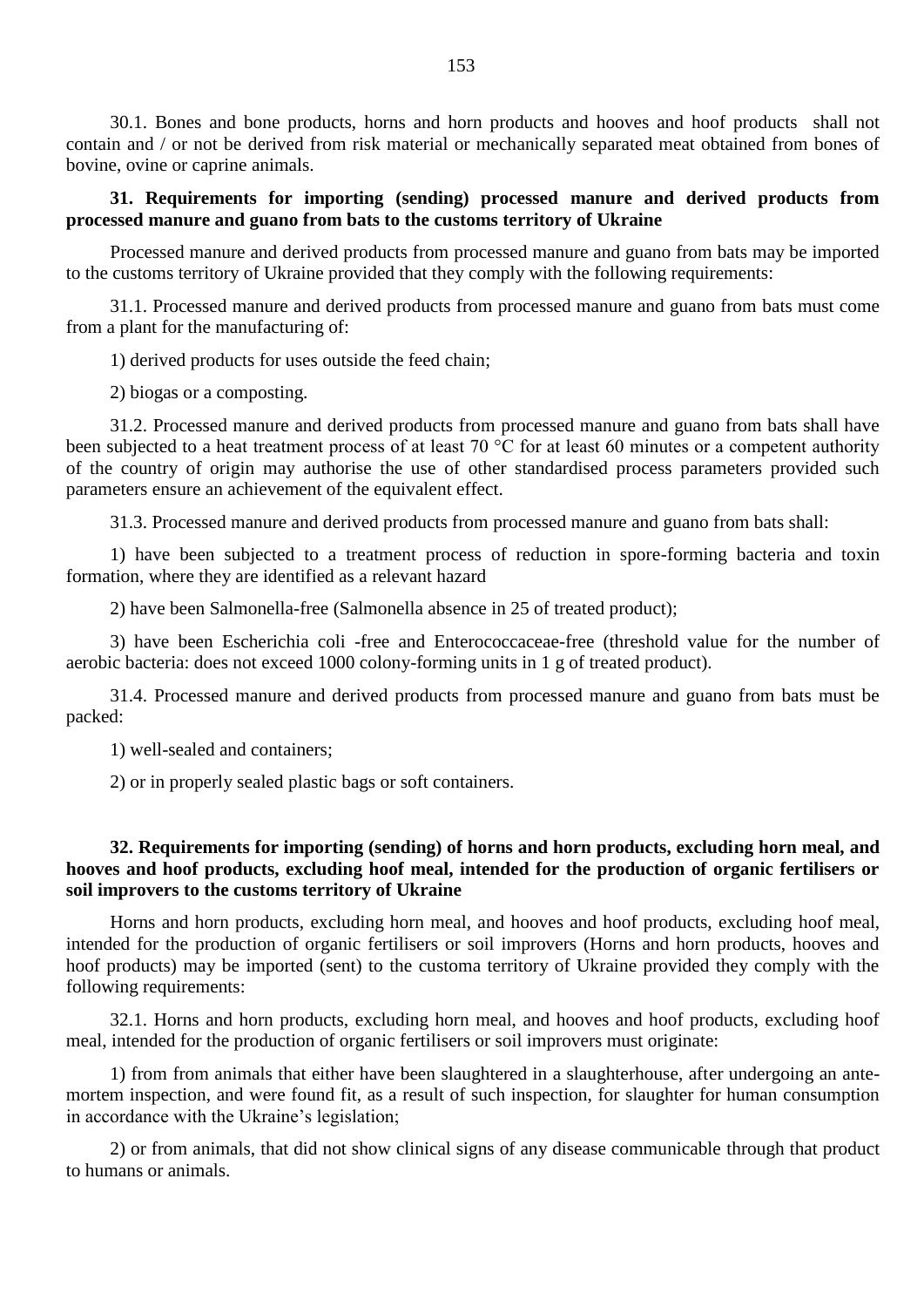30.1. Bones and bone products, horns and horn products and hooves and hoof products shall not contain and / or not be derived from risk material or mechanically separated meat obtained from bones of bovine, ovine or caprine animals.

**31. Requirements for importing (sending) processed manure and derived products from processed manure and guano from bats to the customs territory of Ukraine**

Processed manure and derived products from processed manure and guano from bats may be imported to the customs territory of Ukraine provided that they comply with the following requirements:

31.1. Processed manure and derived products from processed manure and guano from bats must come from a plant for the manufacturing of:

1) derived products for uses outside the feed chain;

2) biogas or a composting.

31.2. Processed manure and derived products from processed manure and guano from bats shall have been subjected to a heat treatment process of at least 70 °C for at least 60 minutes or a competent authority of the country of origin may authorise the use of other standardised process parameters provided such parameters ensure an achievement of the equivalent effect.

31.3. Processed manure and derived products from processed manure and guano from bats shall:

1) have been subjected to a treatment process of reduction in spore-forming bacteria and toxin formation, where they are identified as a relevant hazard

2) have been Salmonella-free (Salmonella absence in 25 of treated product);

3) have been Escherichia coli -free and Enterococcaceae-free (threshold value for the number of aerobic bacteria: does not exceed 1000 colony-forming units in 1 g of treated product).

31.4. Processed manure and derived products from processed manure and guano from bats must be packed:

1) well-sealed and containers;

2) or in properly sealed plastic bags or soft containers.

**32. Requirements for importing (sending) of horns and horn products, excluding horn meal, and hooves and hoof products, excluding hoof meal, intended for the production of organic fertilisers or soil improvers to the customs territory of Ukraine**

Horns and horn products, excluding horn meal, and hooves and hoof products, excluding hoof meal, intended for the production of organic fertilisers or soil improvers (Horns and horn products, hooves and hoof products) may be imported (sent) to the customa territory of Ukraine provided they comply with the following requirements:

32.1. Horns and horn products, excluding horn meal, and hooves and hoof products, excluding hoof meal, intended for the production of organic fertilisers or soil improvers must originate:

1) from from animals that either have been slaughtered in a slaughterhouse, after undergoing an ante-mortem inspection, and were found fit, as a result of such inspection, for slaughter for human consumption in accordance with the Ukraine's legislation;

2) or from animals, that did not show clinical signs of any disease communicable through that product to humans or animals.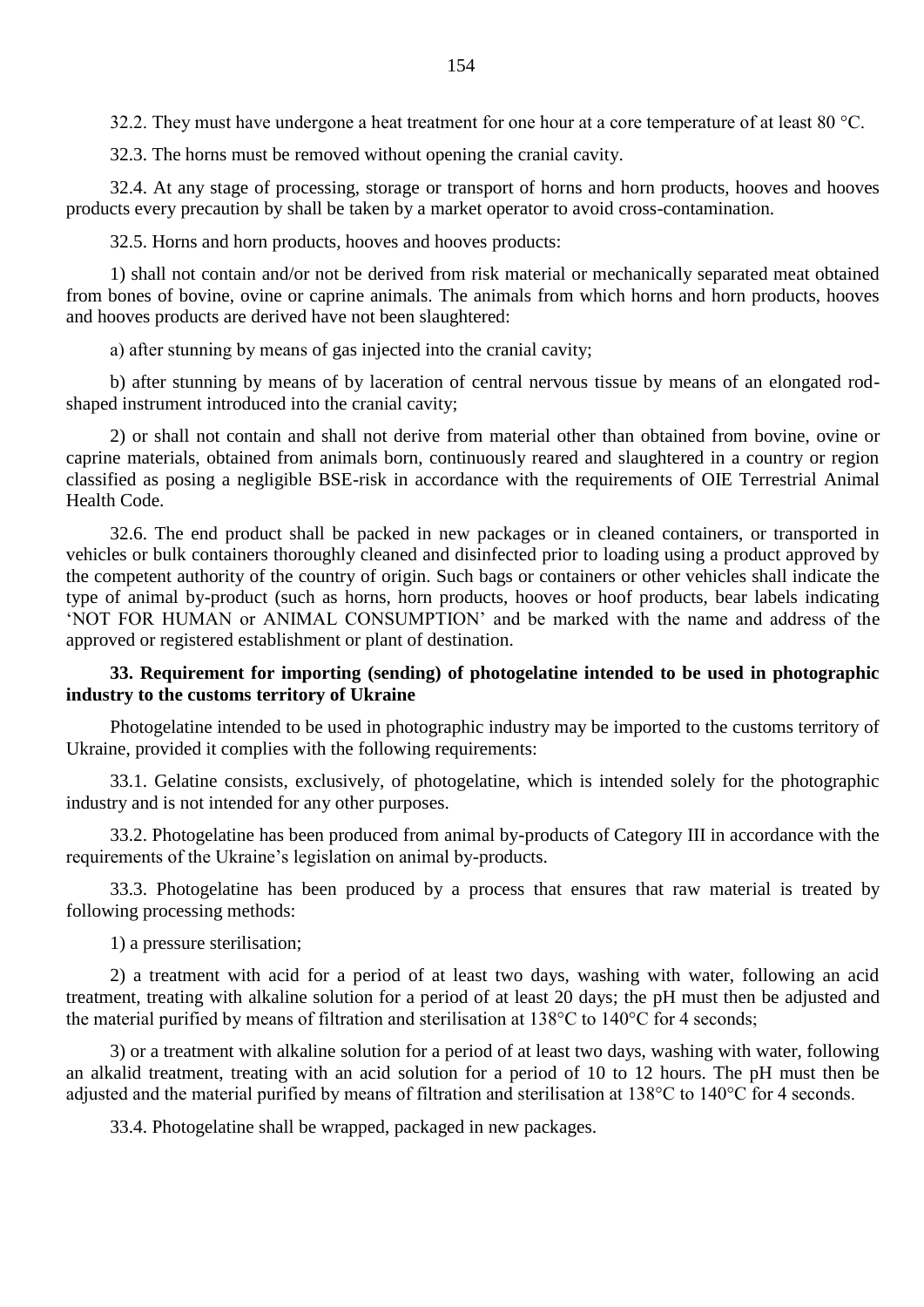32.2. They must have undergone a heat treatment for one hour at a core temperature of at least 80 °C.

32.3. The horns must be removed without opening the cranial cavity.

32.4. At any stage of processing, storage or transport of horns and horn products, hooves and hooves products every precaution by shall be taken by a market operator to avoid cross-contamination.

32.5. Horns and horn products, hooves and hooves products:

1) shall not contain and/or not be derived from risk material or mechanically separated meat obtained from bones of bovine, ovine or caprine animals. The animals from which horns and horn products, hooves and hooves products are derived have not been slaughtered:

a) after stunning by means of gas injected into the cranial cavity;

b) after stunning by means of by laceration of central nervous tissue by means of an elongated rod-shaped instrument introduced into the cranial cavity;

2) or shall not contain and shall not derive from material other than obtained from bovine, ovine or caprine materials, obtained from animals born, continuously reared and slaughtered in a country or region classified as posing a negligible BSE-risk in accordance with the requirements of OIE Terrestrial Animal Health Code.

32.6. The end product shall be packed in new packages or in cleaned containers, or transported in vehicles or bulk containers thoroughly cleaned and disinfected prior to loading using a product approved by the competent authority of the country of origin. Such bags or containers or other vehicles shall indicate the type of animal by-product (such as horns, horn products, hooves or hoof products, bear labels indicating 'NOT FOR HUMAN or ANIMAL CONSUMPTION' and be marked with the name and address of the approved or registered establishment or plant of destination.

**33. Requirement for importing (sending) of photogelatine intended to be used in photographic industry to the customs territory of Ukraine**

Photogelatine intended to be used in photographic industry may be imported to the customs territory of Ukraine, provided it complies with the following requirements:

33.1. Gelatine consists, exclusively, of photogelatine, which is intended solely for the photographic industry and is not intended for any other purposes.

33.2. Photogelatine has been produced from animal by-products of Category III in accordance with the requirements of the Ukraine's legislation on animal by-products.

33.3. Photogelatine has been produced by a process that ensures that raw material is treated by following processing methods:

1) a pressure sterilisation;

2) a treatment with acid for a period of at least two days, washing with water, following an acid treatment, treating with alkaline solution for a period of at least 20 days; the pH must then be adjusted and the material purified by means of filtration and sterilisation at 138°C to 140°C for 4 seconds;

3) or a treatment with alkaline solution for a period of at least two days, washing with water, following an alkalid treatment, treating with an acid solution for a period of 10 to 12 hours. The pH must then be adjusted and the material purified by means of filtration and sterilisation at 138°C to 140°C for 4 seconds.

33.4. Photogelatine shall be wrapped, packaged in new packages.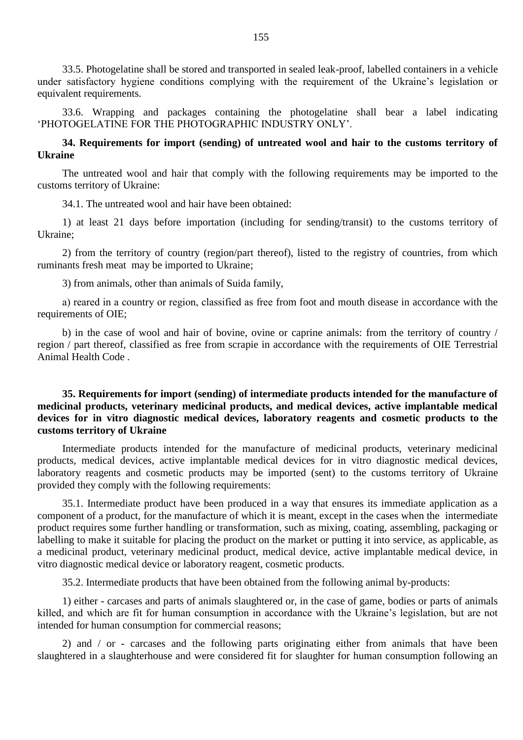33.5. Photogelatine shall be stored and transported in sealed leak-proof, labelled containers in a vehicle under satisfactory hygiene conditions complying with the requirement of the Ukraine's legislation or equivalent requirements.

33.6. Wrapping and packages containing the photogelatine shall bear a label indicating 'PHOTOGELATINE FOR THE PHOTOGRAPHIC INDUSTRY ONLY'.

**34. Requirements for import (sending) of untreated wool and hair to the customs territory of Ukraine**

The untreated wool and hair that comply with the following requirements may be imported to the customs territory of Ukraine:

34.1. The untreated wool and hair have been obtained:

1) at least 21 days before importation (including for sending/transit) to the customs territory of Ukraine;

2) from the territory of country (region/part thereof), listed to the registry of countries, from which ruminants fresh meat may be imported to Ukraine;

3) from animals, other than animals of Suida family,

a) reared in a country or region, classified as free from foot and mouth disease in accordance with the requirements of OIE;

b) in the case of wool and hair of bovine, ovine or caprine animals: from the territory of country / region / part thereof, classified as free from scrapie in accordance with the requirements of OIE Terrestrial Animal Health Code .

**35. Requirements for import (sending) of intermediate products intended for the manufacture of medicinal products, veterinary medicinal products, and medical devices, active implantable medical devices for in vitro diagnostic medical devices, laboratory reagents and cosmetic products to the customs territory of Ukraine**

Intermediate products intended for the manufacture of medicinal products, veterinary medicinal products, medical devices, active implantable medical devices for in vitro diagnostic medical devices, laboratory reagents and cosmetic products may be imported (sent) to the customs territory of Ukraine provided they comply with the following requirements:

35.1. Intermediate product have been produced in a way that ensures its immediate application as a component of a product, for the manufacture of which it is meant, except in the cases when the intermediate product requires some further handling or transformation, such as mixing, coating, assembling, packaging or labelling to make it suitable for placing the product on the market or putting it into service, as applicable, as a medicinal product, veterinary medicinal product, medical device, active implantable medical device, in vitro diagnostic medical device or laboratory reagent, cosmetic products.

35.2. Intermediate products that have been obtained from the following animal by-products:

1) either - carcases and parts of animals slaughtered or, in the case of game, bodies or parts of animals killed, and which are fit for human consumption in accordance with the Ukraine's legislation, but are not intended for human consumption for commercial reasons;

2) and / or - carcases and the following parts originating either from animals that have been slaughtered in a slaughterhouse and were considered fit for slaughter for human consumption following an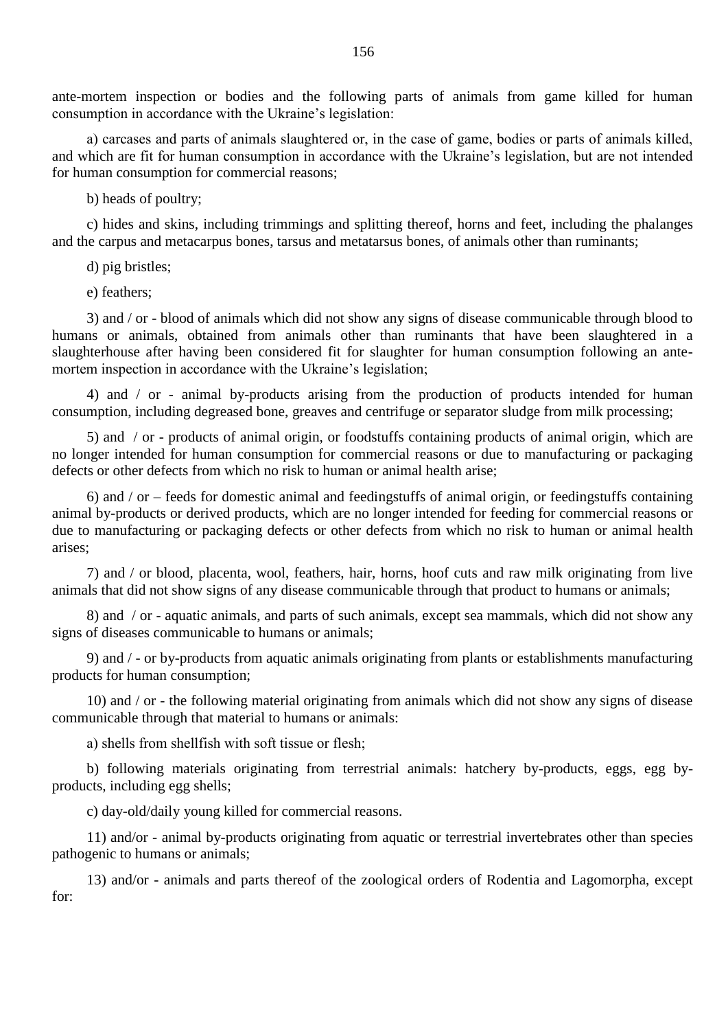ante-mortem inspection or bodies and the following parts of animals from game killed for human consumption in accordance with the Ukraine's legislation:

a) carcases and parts of animals slaughtered or, in the case of game, bodies or parts of animals killed, and which are fit for human consumption in accordance with the Ukraine's legislation, but are not intended for human consumption for commercial reasons;

b) heads of poultry;

c) hides and skins, including trimmings and splitting thereof, horns and feet, including the phalanges and the carpus and metacarpus bones, tarsus and metatarsus bones, of animals other than ruminants;

d) pig bristles;

e) feathers;

3) and / or - blood of animals which did not show any signs of disease communicable through blood to humans or animals, obtained from animals other than ruminants that have been slaughtered in a slaughterhouse after having been considered fit for slaughter for human consumption following an ante-mortem inspection in accordance with the Ukraine's legislation;

4) and / or - animal by-products arising from the production of products intended for human consumption, including degreased bone, greaves and centrifuge or separator sludge from milk processing;

5) and / or - products of animal origin, or foodstuffs containing products of animal origin, which are no longer intended for human consumption for commercial reasons or due to manufacturing or packaging defects or other defects from which no risk to human or animal health arise;

6) and / or – feeds for domestic animal and feedingstuffs of animal origin, or feedingstuffs containing animal by-products or derived products, which are no longer intended for feeding for commercial reasons or due to manufacturing or packaging defects or other defects from which no risk to human or animal health arises;

7) and / or blood, placenta, wool, feathers, hair, horns, hoof cuts and raw milk originating from live animals that did not show signs of any disease communicable through that product to humans or animals;

8) and / or - aquatic animals, and parts of such animals, except sea mammals, which did not show any signs of diseases communicable to humans or animals;

9) and / - or by-products from aquatic animals originating from plants or establishments manufacturing products for human consumption;

10) and / or - the following material originating from animals which did not show any signs of disease communicable through that material to humans or animals:

a) shells from shellfish with soft tissue or flesh;

b) following materials originating from terrestrial animals: hatchery by-products, eggs, egg by-products, including egg shells;

c) day-old/daily young killed for commercial reasons.

11) and/or - animal by-products originating from aquatic or terrestrial invertebrates other than species pathogenic to humans or animals;

13) and/or - animals and parts thereof of the zoological orders of Rodentia and Lagomorpha, except for: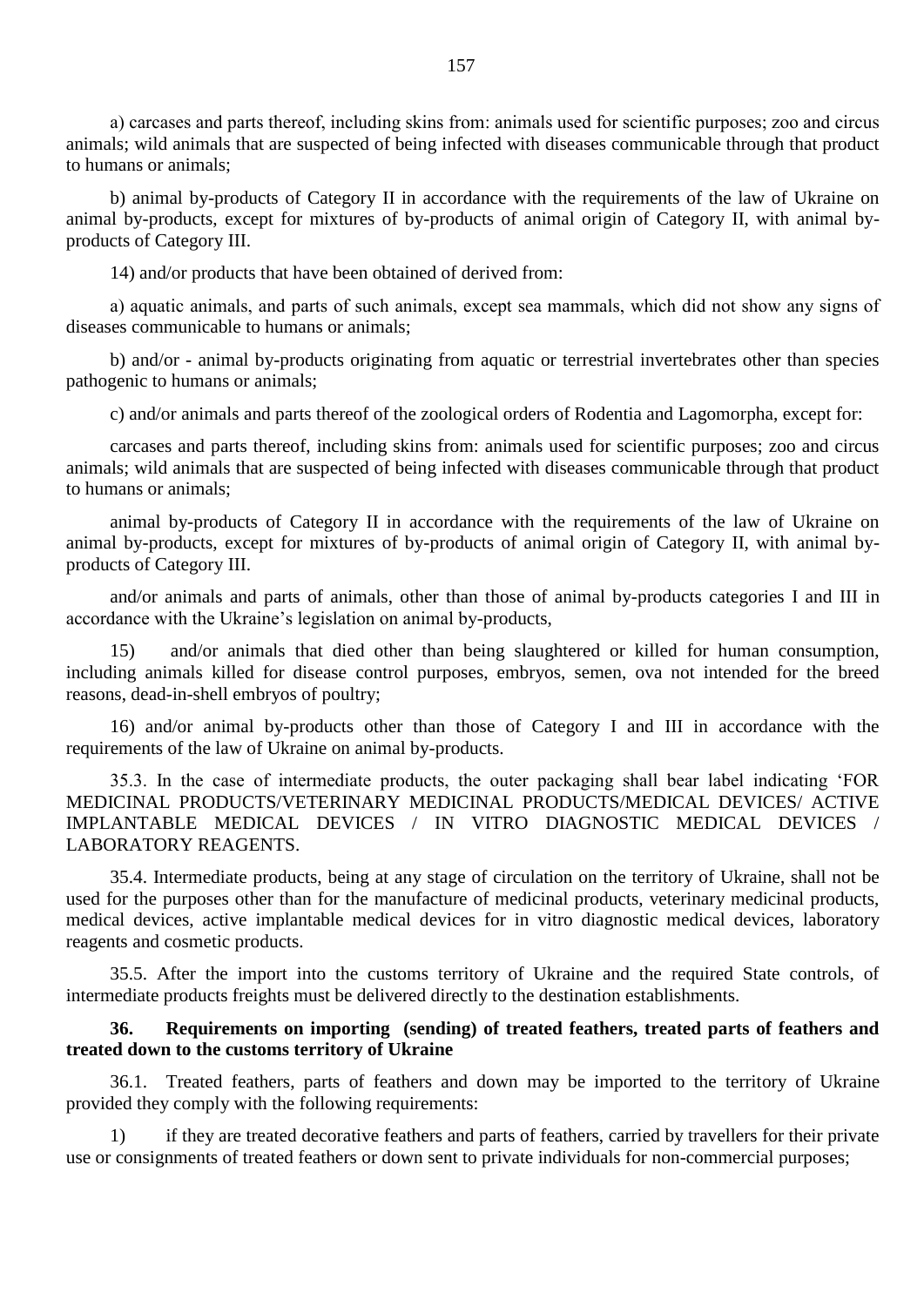a) carcases and parts thereof, including skins from: animals used for scientific purposes; zoo and circus animals; wild animals that are suspected of being infected with diseases communicable through that product to humans or animals;

b) animal by-products of Category II in accordance with the requirements of the law of Ukraine on animal by-products, except for mixtures of by-products of animal origin of Category II, with animal by-products of Category III.

14) and/or products that have been obtained of derived from:

a) aquatic animals, and parts of such animals, except sea mammals, which did not show any signs of diseases communicable to humans or animals;

b) and/or - animal by-products originating from aquatic or terrestrial invertebrates other than species pathogenic to humans or animals;

c) and/or animals and parts thereof of the zoological orders of Rodentia and Lagomorpha, except for:

carcases and parts thereof, including skins from: animals used for scientific purposes; zoo and circus animals; wild animals that are suspected of being infected with diseases communicable through that product to humans or animals;

animal by-products of Category II in accordance with the requirements of the law of Ukraine on animal by-products, except for mixtures of by-products of animal origin of Category II, with animal by-products of Category III.

and/or animals and parts of animals, other than those of animal by-products categories I and III in accordance with the Ukraine's legislation on animal by-products,

15) and/or animals that died other than being slaughtered or killed for human consumption, including animals killed for disease control purposes, embryos, semen, ova not intended for the breed reasons, dead-in-shell embryos of poultry;

16) and/or animal by-products other than those of Category I and III in accordance with the requirements of the law of Ukraine on animal by-products.

35.3. In the case of intermediate products, the outer packaging shall bear label indicating 'FOR MEDICINAL PRODUCTS/VETERINARY MEDICINAL PRODUCTS/MEDICAL DEVICES/ ACTIVE IMPLANTABLE MEDICAL DEVICES / IN VITRO DIAGNOSTIC MEDICAL DEVICES / LABORATORY REAGENTS.

35.4. Intermediate products, being at any stage of circulation on the territory of Ukraine, shall not be used for the purposes other than for the manufacture of medicinal products, veterinary medicinal products, medical devices, active implantable medical devices for in vitro diagnostic medical devices, laboratory reagents and cosmetic products.

35.5. After the import into the customs territory of Ukraine and the required State controls, of intermediate products freights must be delivered directly to the destination establishments.

**36. Requirements on importing (sending) of treated feathers, treated parts of feathers and treated down to the customs territory of Ukraine**

36.1. Treated feathers, parts of feathers and down may be imported to the territory of Ukraine provided they comply with the following requirements:

1) if they are treated decorative feathers and parts of feathers, carried by travellers for their private use or consignments of treated feathers or down sent to private individuals for non-commercial purposes;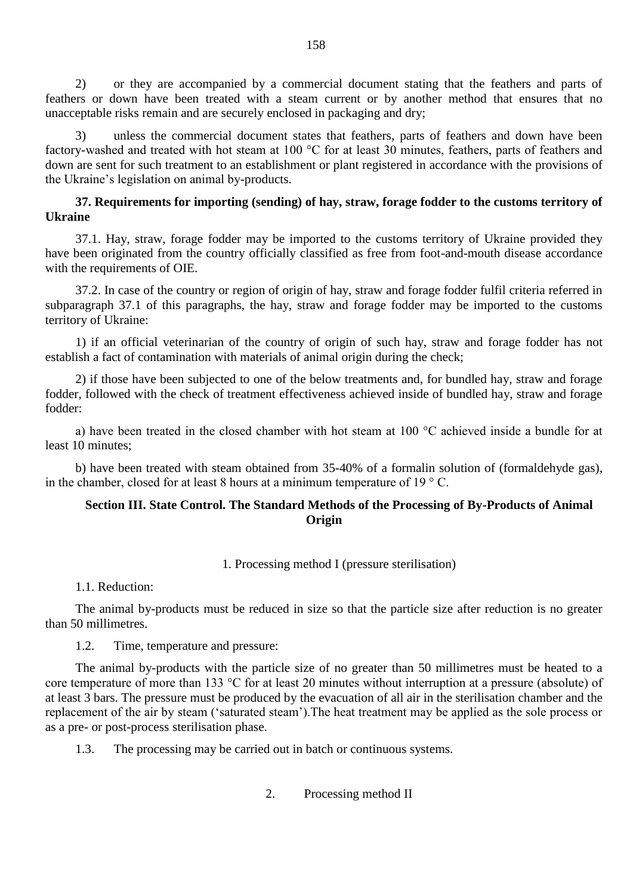2) or they are accompanied by a commercial document stating that the feathers and parts of feathers or down have been treated with a steam current or by another method that ensures that no unacceptable risks remain and are securely enclosed in packaging and dry;

3) unless the commercial document states that feathers, parts of feathers and down have been factory-washed and treated with hot steam at 100 °C for at least 30 minutes, feathers, parts of feathers and down are sent for such treatment to an establishment or plant registered in accordance with the provisions of the Ukraine's legislation on animal by-products.

**37. Requirements for importing (sending) of hay, straw, forage fodder to the customs territory of Ukraine**

37.1. Hay, straw, forage fodder may be imported to the customs territory of Ukraine provided they have been originated from the country officially classified as free from foot-and-mouth disease accordance with the requirements of OIE.

37.2. In case of the country or region of origin of hay, straw and forage fodder fulfil criteria referred in subparagraph 37.1 of this paragraphs, the hay, straw and forage fodder may be imported to the customs territory of Ukraine:

1) if an official veterinarian of the country of origin of such hay, straw and forage fodder has not establish a fact of contamination with materials of animal origin during the check;

2) if those have been subjected to one of the below treatments and, for bundled hay, straw and forage fodder, followed with the check of treatment effectiveness achieved inside of bundled hay, straw and forage fodder:

a) have been treated in the closed chamber with hot steam at 100 °C achieved inside a bundle for at least 10 minutes;

b) have been treated with steam obtained from 35-40% of a formalin solution of (formaldehyde gas), in the chamber, closed for at least 8 hours at a minimum temperature of 19 ° C.

## Section III. State Control. The Standard Methods of the Processing of By-Products of Animal Origin

### 1. Processing method I (pressure sterilisation)

1.1. Reduction:

The animal by-products must be reduced in size so that the particle size after reduction is no greater than 50 millimetres.

1.2. Time, temperature and pressure:

The animal by-products with the particle size of no greater than 50 millimetres must be heated to a core temperature of more than 133 °C for at least 20 minutes without interruption at a pressure (absolute) of at least 3 bars. The pressure must be produced by the evacuation of all air in the sterilisation chamber and the replacement of the air by steam ('saturated steam').The heat treatment may be applied as the sole process or as a pre- or post-process sterilisation phase.

1.3. The processing may be carried out in batch or continuous systems.

### 2. Processing method II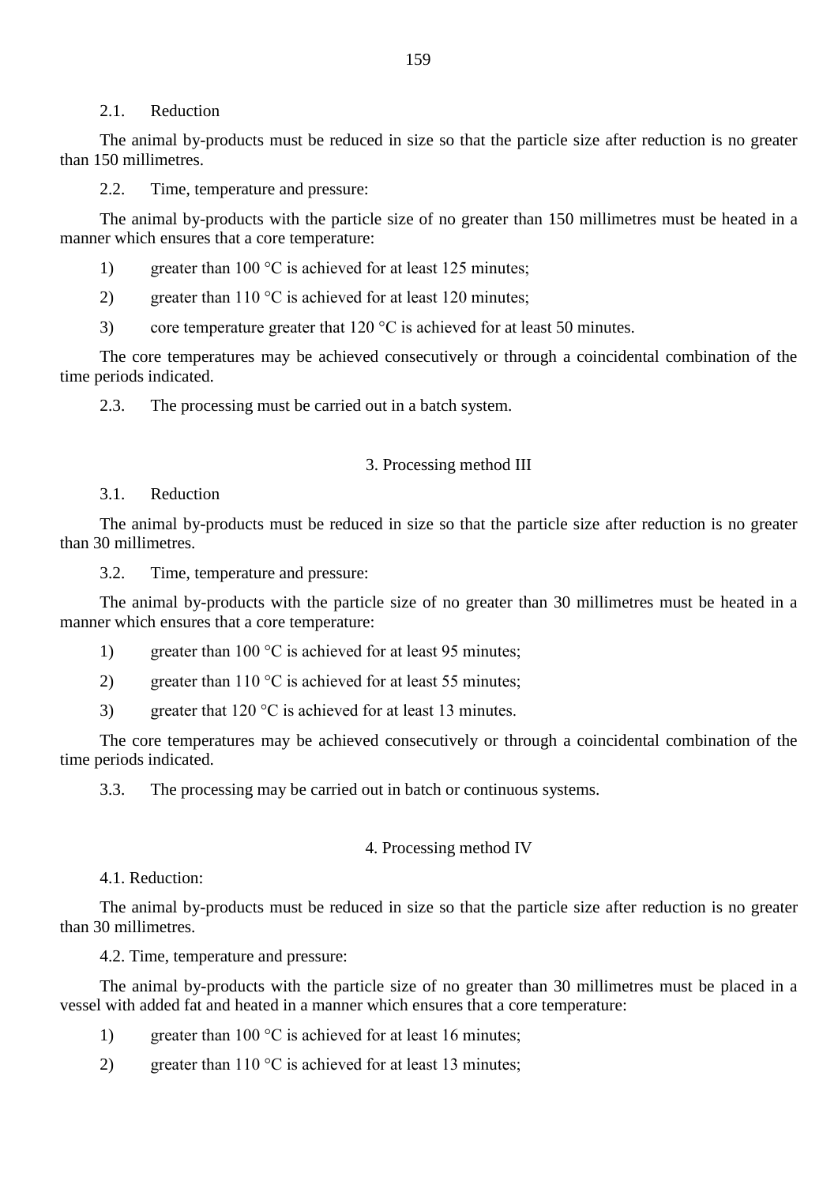2.1. Reduction

The animal by-products must be reduced in size so that the particle size after reduction is no greater than 150 millimetres.

2.2. Time, temperature and pressure:

The animal by-products with the particle size of no greater than 150 millimetres must be heated in a manner which ensures that a core temperature:

1) greater than 100 °C is achieved for at least 125 minutes;

2) greater than 110 °C is achieved for at least 120 minutes;

3) core temperature greater that 120 °C is achieved for at least 50 minutes.

The core temperatures may be achieved consecutively or through a coincidental combination of the time periods indicated.

2.3. The processing must be carried out in a batch system.

## 3. Processing method III

3.1. Reduction

The animal by-products must be reduced in size so that the particle size after reduction is no greater than 30 millimetres.

3.2. Time, temperature and pressure:

The animal by-products with the particle size of no greater than 30 millimetres must be heated in a manner which ensures that a core temperature:

1) greater than 100 °C is achieved for at least 95 minutes;

2) greater than 110 °C is achieved for at least 55 minutes;

3) greater that 120 °C is achieved for at least 13 minutes.

The core temperatures may be achieved consecutively or through a coincidental combination of the time periods indicated.

3.3. The processing may be carried out in batch or continuous systems.

## 4. Processing method IV

4.1. Reduction:

The animal by-products must be reduced in size so that the particle size after reduction is no greater than 30 millimetres.

4.2. Time, temperature and pressure:

The animal by-products with the particle size of no greater than 30 millimetres must be placed in a vessel with added fat and heated in a manner which ensures that a core temperature:

1) greater than 100 °C is achieved for at least 16 minutes;

2) greater than 110 °C is achieved for at least 13 minutes;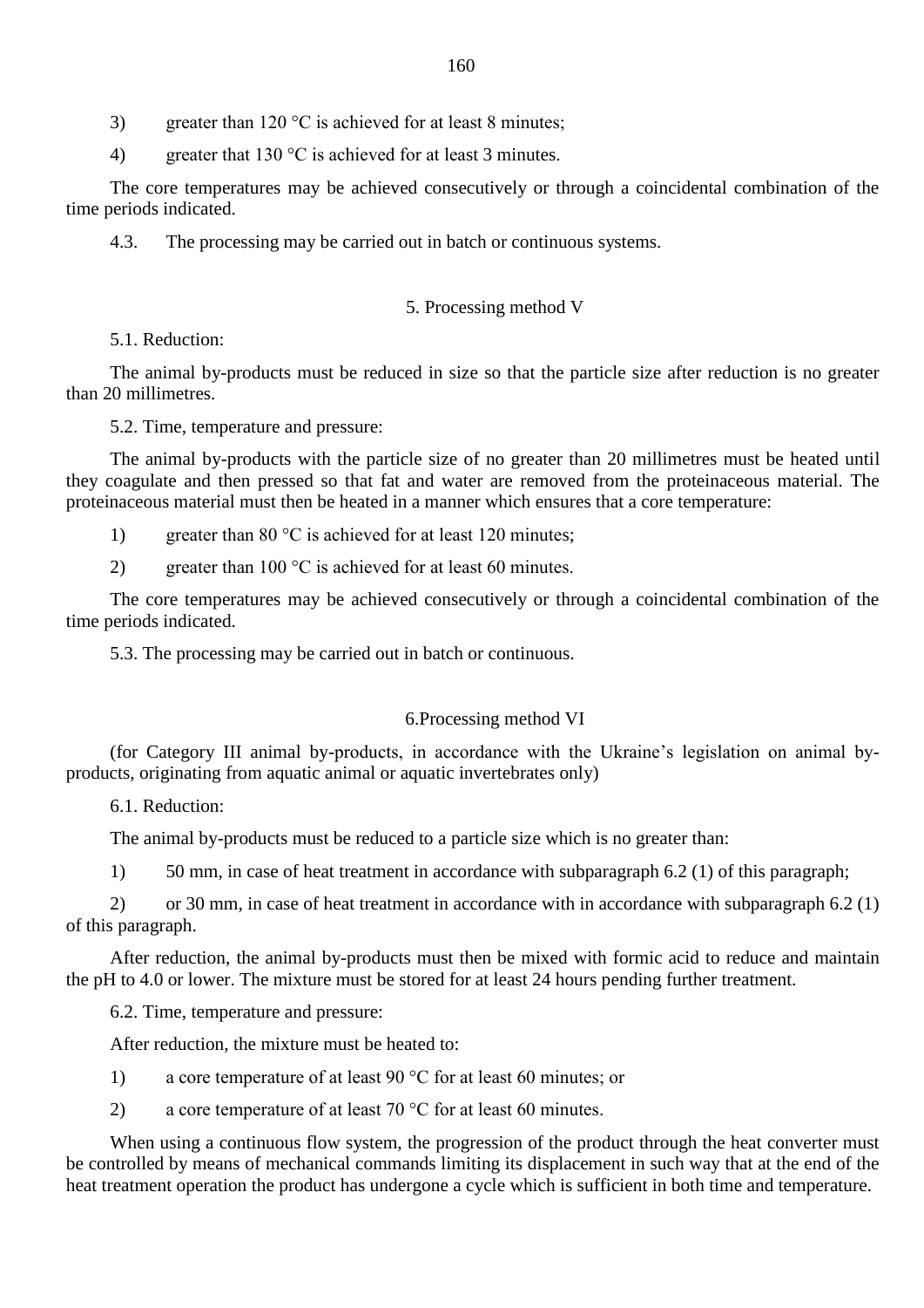3) greater than 120 °C is achieved for at least 8 minutes;

4) greater that 130 °C is achieved for at least 3 minutes.

The core temperatures may be achieved consecutively or through a coincidental combination of the time periods indicated.

4.3. The processing may be carried out in batch or continuous systems.

## 5. Processing method V

5.1. Reduction:

The animal by-products must be reduced in size so that the particle size after reduction is no greater than 20 millimetres.

5.2. Time, temperature and pressure:

The animal by-products with the particle size of no greater than 20 millimetres must be heated until they coagulate and then pressed so that fat and water are removed from the proteinaceous material. The proteinaceous material must then be heated in a manner which ensures that a core temperature:

1) greater than 80 °C is achieved for at least 120 minutes;

2) greater than 100 °C is achieved for at least 60 minutes.

The core temperatures may be achieved consecutively or through a coincidental combination of the time periods indicated.

5.3. The processing may be carried out in batch or continuous.

## 6.Processing method VI

(for Category III animal by-products, in accordance with the Ukraine's legislation on animal by-products, originating from aquatic animal or aquatic invertebrates only)

6.1. Reduction:

The animal by-products must be reduced to a particle size which is no greater than:

1) 50 mm, in case of heat treatment in accordance with subparagraph 6.2 (1) of this paragraph;

2) or 30 mm, in case of heat treatment in accordance with in accordance with subparagraph 6.2 (1) of this paragraph.

After reduction, the animal by-products must then be mixed with formic acid to reduce and maintain the pH to 4.0 or lower. The mixture must be stored for at least 24 hours pending further treatment.

6.2. Time, temperature and pressure:

After reduction, the mixture must be heated to:

1) a core temperature of at least 90 °C for at least 60 minutes; or

2) a core temperature of at least 70 °C for at least 60 minutes.

When using a continuous flow system, the progression of the product through the heat converter must be controlled by means of mechanical commands limiting its displacement in such way that at the end of the heat treatment operation the product has undergone a cycle which is sufficient in both time and temperature.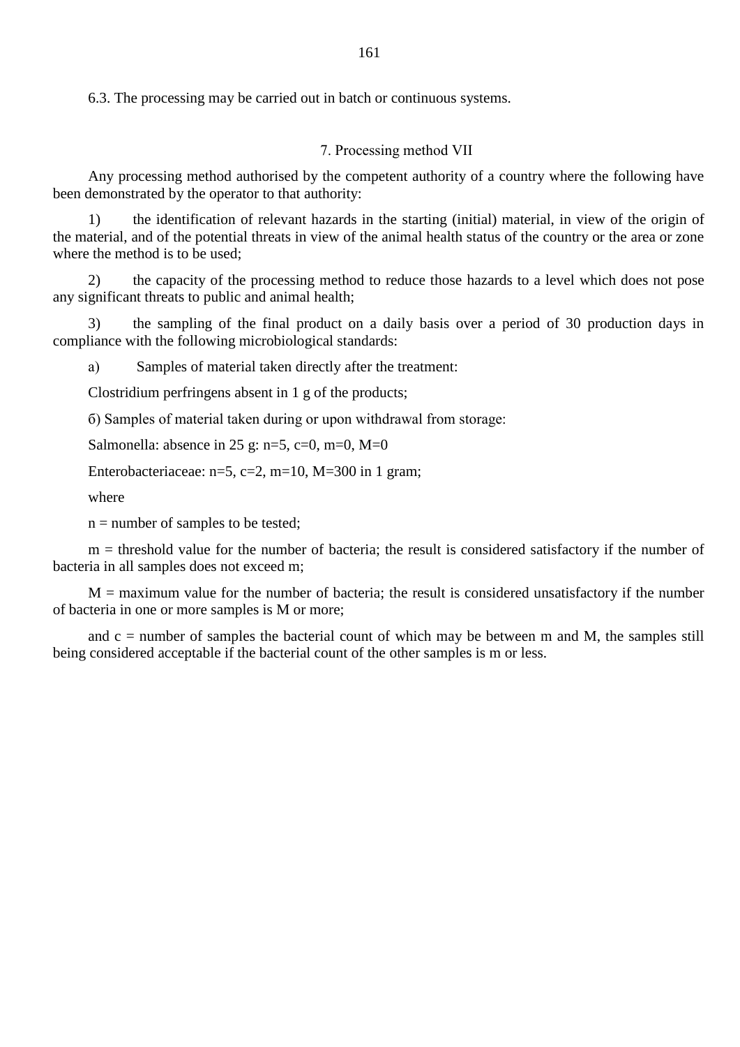6.3. The processing may be carried out in batch or continuous systems.

## 7. Processing method VII

Any processing method authorised by the competent authority of a country where the following have been demonstrated by the operator to that authority:

1) the identification of relevant hazards in the starting (initial) material, in view of the origin of the material, and of the potential threats in view of the animal health status of the country or the area or zone where the method is to be used;

2) the capacity of the processing method to reduce those hazards to a level which does not pose any significant threats to public and animal health;

3) the sampling of the final product on a daily basis over a period of 30 production days in compliance with the following microbiological standards:

а) Samples of material taken directly after the treatment:

Clostridium perfringens absent in 1 g of the products;

б) Samples of material taken during or upon withdrawal from storage:

Salmonella: absence in 25 g: n=5, c=0, m=0, M=0

Enterobacteriaceae: n=5, c=2, m=10, M=300 in 1 gram;

where

n = number of samples to be tested;

m = threshold value for the number of bacteria; the result is considered satisfactory if the number of bacteria in all samples does not exceed m;

M = maximum value for the number of bacteria; the result is considered unsatisfactory if the number of bacteria in one or more samples is M or more;

and c = number of samples the bacterial count of which may be between m and M, the samples still being considered acceptable if the bacterial count of the other samples is m or less.